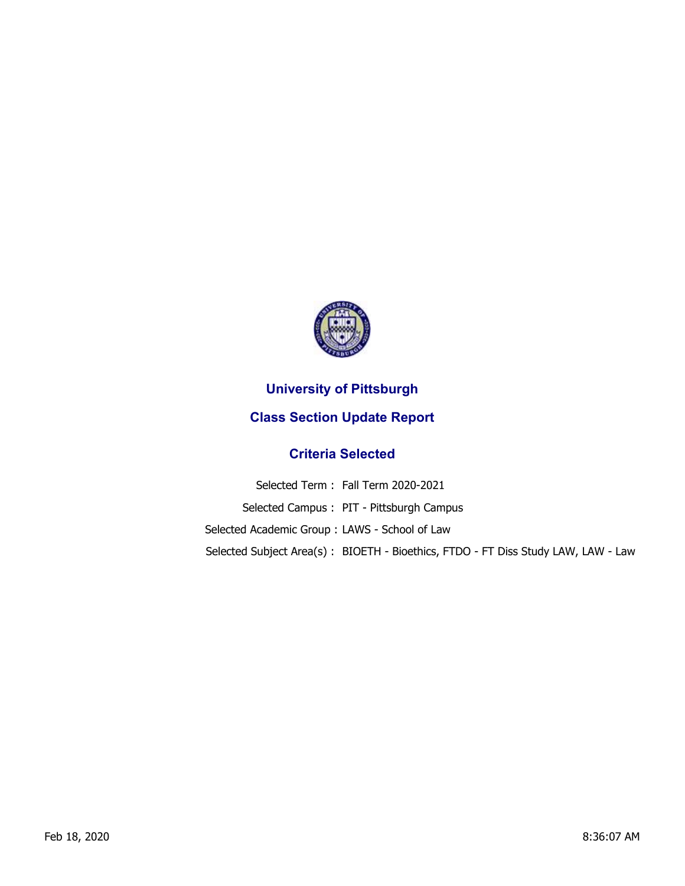# University of Pittsburgh

## Class Section Update Report

### Criteria Selected

Selected Term : Fall Term 2020-2021

Selected Campus : PIT - Pittsburgh Campus

Selected Academic Group : LAWS - School of Law

Selected Subject Area(s) : BIOETH - Bioethics, FTDO - FT Diss Study LAW, LAW - Law

Feb 18, 2020 8:36:07 AM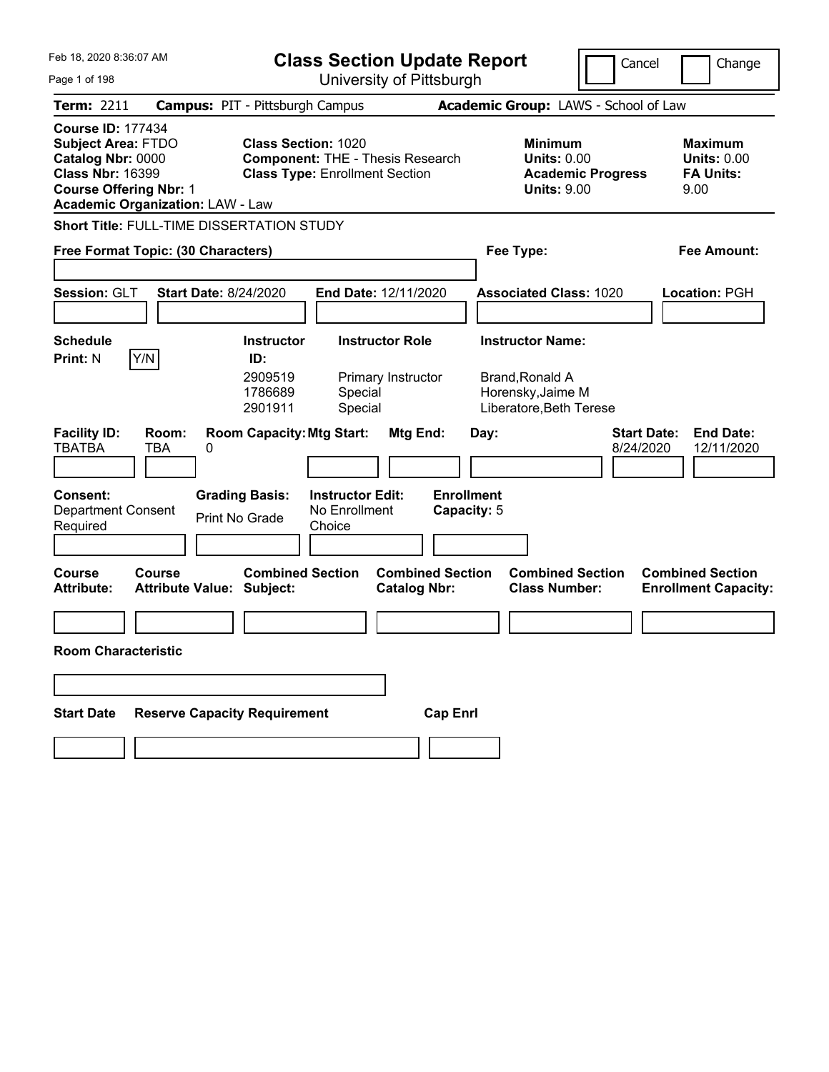# Class Section Update Report

University of Pittsburgh

Feb 18, 2020 8:36:07 AM

Cancel ☐ Change ☐

**Term:** 2211 **Campus:** PIT - Pittsburgh Campus **Academic Group:** LAWS - School of Law

**Course ID:** 177434
**Subject Area:** FTDO
**Catalog Nbr:** 0000
**Class Nbr:** 16399
**Course Offering Nbr:** 1
**Academic Organization:** LAW - Law

**Class Section:** 1020
**Component:** THE - Thesis Research
**Class Type:** Enrollment Section

**Minimum Units:** 0.00
**Academic Progress Units:** 9.00

**Maximum Units:** 0.00
**FA Units:** 9.00

**Short Title:** FULL-TIME DISSERTATION STUDY

**Free Format Topic: (30 Characters)**

**Fee Type:**

**Fee Amount:**

**Session:** GLT **Start Date:** 8/24/2020 **End Date:** 12/11/2020 **Associated Class:** 1020 **Location:** PGH

**Schedule Print:** N Y/N

| Instructor ID: | Instructor Role | Instructor Name: |
| --- | --- | --- |
| 2909519 | Primary Instructor | Brand,Ronald A |
| 1786689 | Special | Horensky,Jaime M |
| 2901911 | Special | Liberatore,Beth Terese |

| Facility ID: | Room: | Room Capacity: | Mtg Start: | Mtg End: | Day: | Start Date: | End Date: |
| --- | --- | --- | --- | --- | --- | --- | --- |
| TBATBA | TBA | 0 | | | | 8/24/2020 | 12/11/2020 |

**Consent:** Department Consent Required

**Grading Basis:** Print No Grade

**Instructor Edit:** No Enrollment Choice

**Enrollment Capacity:** 5

| Course Attribute: | Course Attribute Value: | Combined Section Subject: | Combined Section Catalog Nbr: | Combined Section Class Number: | Combined Section Enrollment Capacity: |
| --- | --- | --- | --- | --- | --- |
| | | | | | |

**Room Characteristic**

| Start Date | Reserve Capacity Requirement | Cap Enrl |
| --- | --- | --- |
| | | |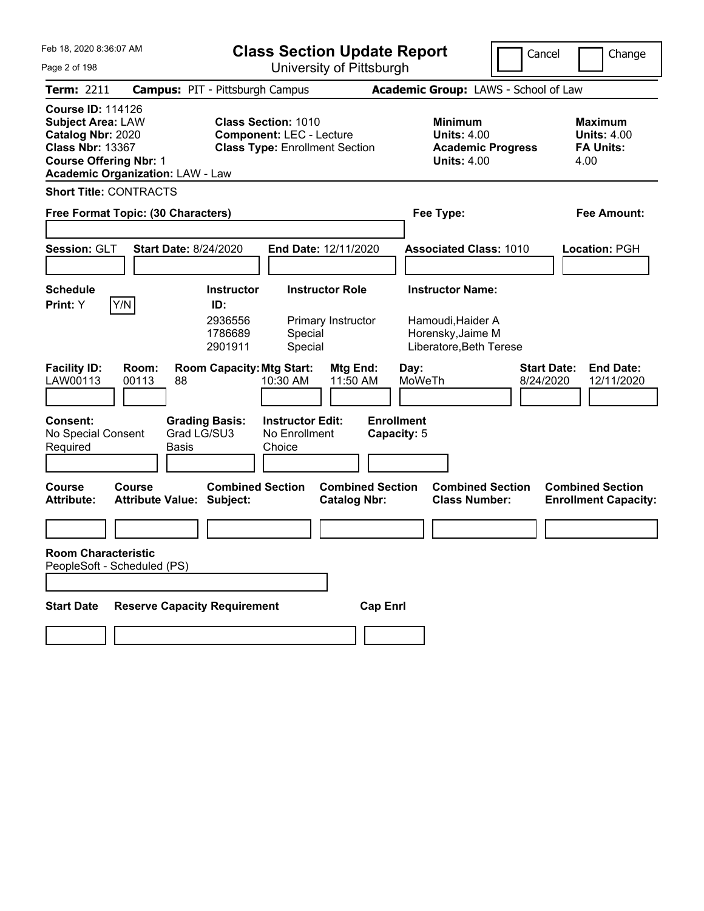Feb 18, 2020 8:36:07 AM

# Class Section Update Report

University of Pittsburgh

Cancel | Change

**Term:** 2211 **Campus:** PIT - Pittsburgh Campus **Academic Group:** LAWS - School of Law

**Course ID:** 114126
**Subject Area:** LAW
**Catalog Nbr:** 2020
**Class Nbr:** 13367
**Course Offering Nbr:** 1
**Academic Organization:** LAW - Law

**Class Section:** 1010
**Component:** LEC - Lecture
**Class Type:** Enrollment Section

**Minimum Units:** 4.00
**Academic Progress Units:** 4.00

**Maximum Units:** 4.00
**FA Units:** 4.00

**Short Title:** CONTRACTS

**Free Format Topic: (30 Characters)**

**Fee Type:**

**Fee Amount:**

**Session:** GLT **Start Date:** 8/24/2020 **End Date:** 12/11/2020 **Associated Class:** 1010 **Location:** PGH

**Schedule Print:** Y [Y/N]

| Instructor ID: | Instructor Role | Instructor Name: |
|---|---|---|
| 2936556 | Primary Instructor | Hamoudi,Haider A |
| 1786689 | Special | Horensky,Jaime M |
| 2901911 | Special | Liberatore,Beth Terese |

| Facility ID: | Room: | Room Capacity: | Mtg Start: | Mtg End: | Day: | Start Date: | End Date: |
|---|---|---|---|---|---|---|---|
| LAW00113 | 00113 | 88 | 10:30 AM | 11:50 AM | MoWeTh | 8/24/2020 | 12/11/2020 |

| Consent: | Grading Basis: | Instructor Edit: | Enrollment Capacity: |
|---|---|---|---|
| No Special Consent Required | Grad LG/SU3 Basis | No Enrollment Choice | 5 |

| Course Attribute: | Course Attribute Value: | Combined Section Subject: | Combined Section Catalog Nbr: | Combined Section Class Number: | Combined Section Enrollment Capacity: |
|---|---|---|---|---|---|
| | | | | | |

**Room Characteristic**
PeopleSoft - Scheduled (PS)

| Start Date | Reserve Capacity Requirement | Cap Enrl |
|---|---|---|
| | | |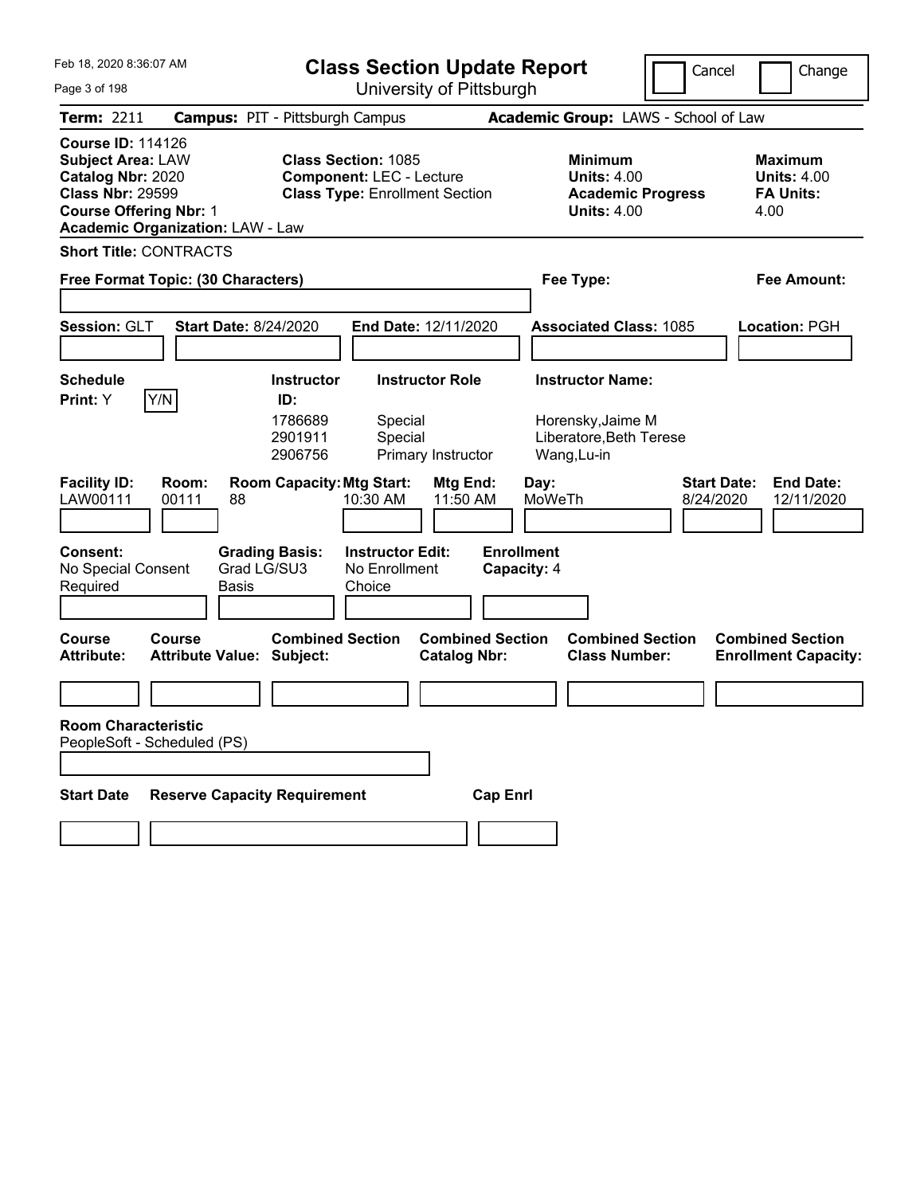# Class Section Update Report

University of Pittsburgh

Feb 18, 2020 8:36:07 AM

Cancel Change

**Term:** 2211 **Campus:** PIT - Pittsburgh Campus **Academic Group:** LAWS - School of Law

**Course ID:** 114126
**Subject Area:** LAW
**Catalog Nbr:** 2020
**Class Nbr:** 29599
**Course Offering Nbr:** 1
**Academic Organization:** LAW - Law

**Class Section:** 1085
**Component:** LEC - Lecture
**Class Type:** Enrollment Section

**Minimum Units:** 4.00
**Academic Progress Units:** 4.00

**Maximum Units:** 4.00
**FA Units:** 4.00

**Short Title:** CONTRACTS

**Free Format Topic: (30 Characters)**

**Fee Type:**

**Fee Amount:**

**Session:** GLT **Start Date:** 8/24/2020 **End Date:** 12/11/2020 **Associated Class:** 1085 **Location:** PGH

**Schedule Print:** Y Y/N

| Instructor ID: | Instructor Role | Instructor Name: |
|---|---|---|
| 1786689 | Special | Horensky,Jaime M |
| 2901911 | Special | Liberatore,Beth Terese |
| 2906756 | Primary Instructor | Wang,Lu-in |

| Facility ID: | Room: | Room Capacity: | Mtg Start: | Mtg End: | Day: | Start Date: | End Date: |
|---|---|---|---|---|---|---|---|
| LAW00111 | 00111 | 88 | 10:30 AM | 11:50 AM | MoWeTh | 8/24/2020 | 12/11/2020 |

**Consent:** No Special Consent Required
**Grading Basis:** Grad LG/SU3 Basis
**Instructor Edit:** No Enrollment Choice
**Enrollment Capacity:** 4

| Course Attribute: | Course Attribute Value: | Combined Section Subject: | Combined Section Catalog Nbr: | Combined Section Class Number: | Combined Section Enrollment Capacity: |
|---|---|---|---|---|---|
| | | | | | |

**Room Characteristic**
PeopleSoft - Scheduled (PS)

| Start Date | Reserve Capacity Requirement | Cap Enrl |
|---|---|---|
| | | |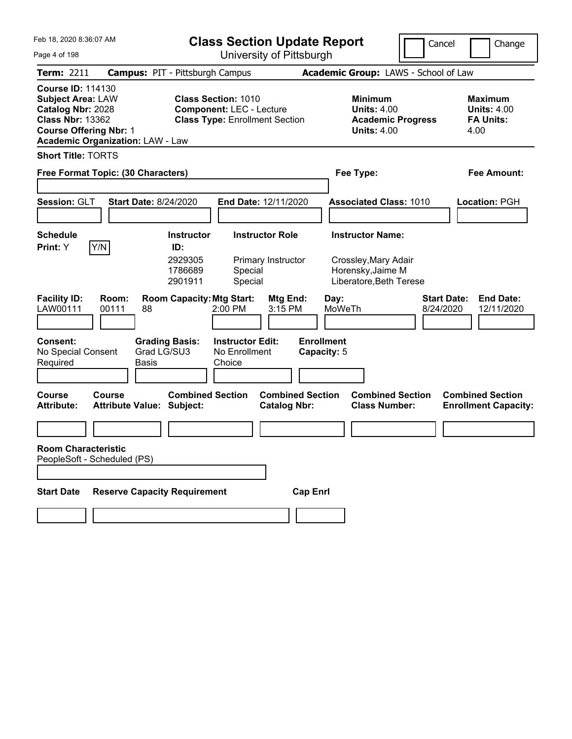Feb 18, 2020 8:36:07 AM

# Class Section Update Report

University of Pittsburgh

Cancel | Change

**Term:** 2211 **Campus:** PIT - Pittsburgh Campus **Academic Group:** LAWS - School of Law

**Course ID:** 114130
**Subject Area:** LAW
**Catalog Nbr:** 2028
**Class Nbr:** 13362
**Course Offering Nbr:** 1
**Academic Organization:** LAW - Law

**Class Section:** 1010
**Component:** LEC - Lecture
**Class Type:** Enrollment Section

**Minimum Units:** 4.00
**Academic Progress Units:** 4.00

**Maximum Units:** 4.00
**FA Units:** 4.00

**Short Title:** TORTS

**Free Format Topic: (30 Characters)**

**Fee Type:**

**Fee Amount:**

**Session:** GLT **Start Date:** 8/24/2020 **End Date:** 12/11/2020 **Associated Class:** 1010 **Location:** PGH

**Schedule Print:** Y Y/N

| Instructor ID | Instructor Role | Instructor Name |
|---|---|---|
| 2929305 | Primary Instructor | Crossley,Mary Adair |
| 1786689 | Special | Horensky,Jaime M |
| 2901911 | Special | Liberatore,Beth Terese |

| Facility ID: | Room: | Room Capacity: | Mtg Start: | Mtg End: | Day: | Start Date: | End Date: |
|---|---|---|---|---|---|---|---|
| LAW00111 | 00111 | 88 | 2:00 PM | 3:15 PM | MoWeTh | 8/24/2020 | 12/11/2020 |

| Consent: | Grading Basis: | Instructor Edit: | Enrollment Capacity: |
|---|---|---|---|
| No Special Consent Required | Grad LG/SU3 Basis | No Enrollment Choice | 5 |

| Course Attribute: | Course Attribute Value: | Combined Section Subject: | Combined Section Catalog Nbr: | Combined Section Class Number: | Combined Section Enrollment Capacity: |
|---|---|---|---|---|---|
| | | | | | |

**Room Characteristic**
PeopleSoft - Scheduled (PS)

| Start Date | Reserve Capacity Requirement | Cap Enrl |
|---|---|---|
| | | |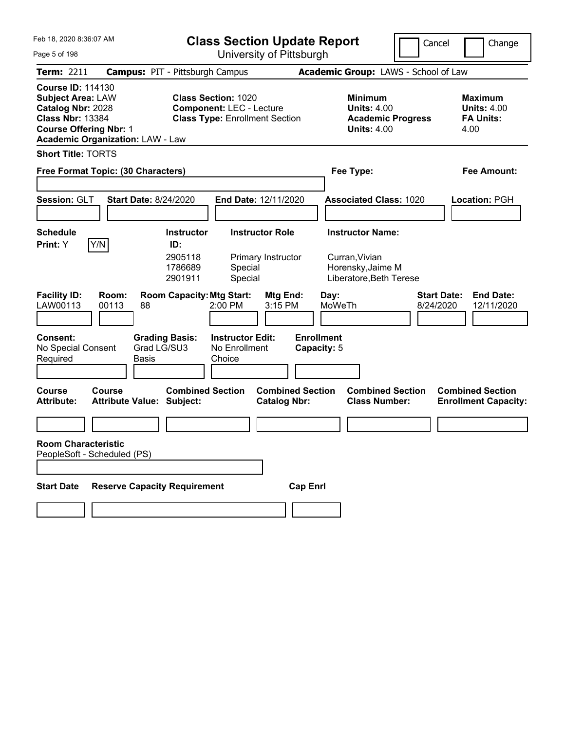Feb 18, 2020 8:36:07 AM

# Class Section Update Report

University of Pittsburgh

Cancel | Change

**Term:** 2211 **Campus:** PIT - Pittsburgh Campus **Academic Group:** LAWS - School of Law

**Course ID:** 114130
**Subject Area:** LAW
**Catalog Nbr:** 2028
**Class Nbr:** 13384
**Course Offering Nbr:** 1
**Academic Organization:** LAW - Law

**Class Section:** 1020
**Component:** LEC - Lecture
**Class Type:** Enrollment Section

**Minimum Units:** 4.00
**Academic Progress Units:** 4.00

**Maximum Units:** 4.00
**FA Units:** 4.00

**Short Title:** TORTS

**Free Format Topic: (30 Characters)**

**Fee Type:**

**Fee Amount:**

**Session:** GLT **Start Date:** 8/24/2020 **End Date:** 12/11/2020 **Associated Class:** 1020 **Location:** PGH

**Schedule Print:** Y  Y/N

| Instructor ID: | Instructor Role | Instructor Name: |
|---|---|---|
| 2905118 | Primary Instructor | Curran,Vivian |
| 1786689 | Special | Horensky,Jaime M |
| 2901911 | Special | Liberatore,Beth Terese |

| Facility ID: | Room: | Room Capacity: | Mtg Start: | Mtg End: | Day: | Start Date: | End Date: |
|---|---|---|---|---|---|---|---|
| LAW00113 | 00113 | 88 | 2:00 PM | 3:15 PM | MoWeTh | 8/24/2020 | 12/11/2020 |

**Consent:** No Special Consent Required
**Grading Basis:** Grad LG/SU3 Basis
**Instructor Edit:** No Enrollment Choice
**Enrollment Capacity:** 5

| Course Attribute: | Course Attribute Value: | Combined Section Subject: | Combined Section Catalog Nbr: | Combined Section Class Number: | Combined Section Enrollment Capacity: |
|---|---|---|---|---|---|
| | | | | | |

**Room Characteristic**
PeopleSoft - Scheduled (PS)

| Start Date | Reserve Capacity Requirement | Cap Enrl |
|---|---|---|
| | | |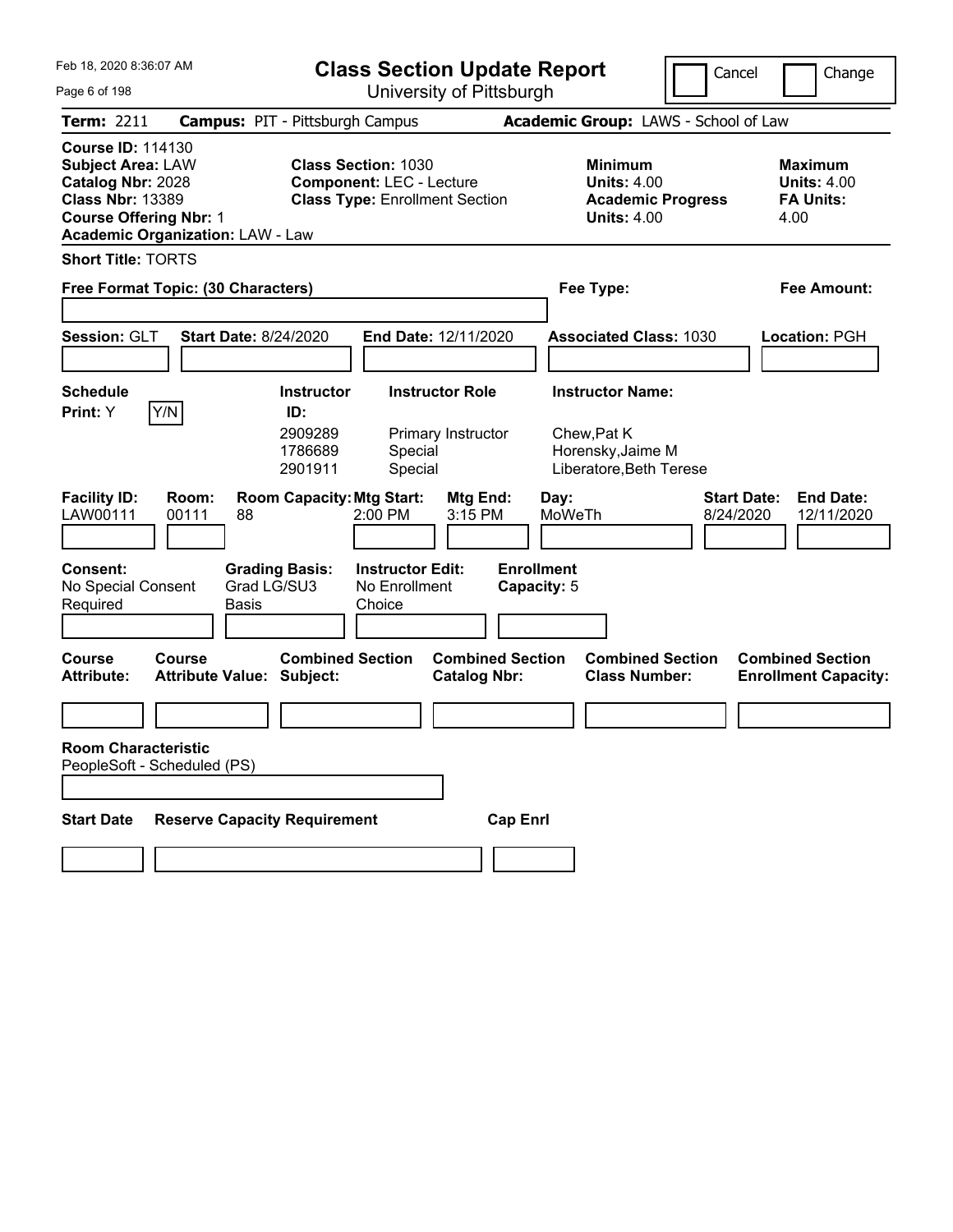Feb 18, 2020 8:36:07 AM

# Class Section Update Report

University of Pittsburgh

Cancel | Change

**Term:** 2211 **Campus:** PIT - Pittsburgh Campus **Academic Group:** LAWS - School of Law

**Course ID:** 114130
**Subject Area:** LAW
**Catalog Nbr:** 2028
**Class Nbr:** 13389
**Course Offering Nbr:** 1
**Academic Organization:** LAW - Law

**Class Section:** 1030
**Component:** LEC - Lecture
**Class Type:** Enrollment Section

**Minimum Units:** 4.00
**Academic Progress Units:** 4.00

**Maximum Units:** 4.00
**FA Units:** 4.00

**Short Title:** TORTS

**Free Format Topic: (30 Characters)**

**Fee Type:**

**Fee Amount:**

**Session:** GLT **Start Date:** 8/24/2020 **End Date:** 12/11/2020 **Associated Class:** 1030 **Location:** PGH

**Schedule Print:** Y [Y/N]

| Instructor ID: | Instructor Role | Instructor Name: |
|---|---|---|
| 2909289 | Primary Instructor | Chew,Pat K |
| 1786689 | Special | Horensky,Jaime M |
| 2901911 | Special | Liberatore,Beth Terese |

| Facility ID: | Room: | Room Capacity: | Mtg Start: | Mtg End: | Day: | Start Date: | End Date: |
|---|---|---|---|---|---|---|---|
| LAW00111 | 00111 | 88 | 2:00 PM | 3:15 PM | MoWeTh | 8/24/2020 | 12/11/2020 |

| Consent: | Grading Basis: | Instructor Edit: | Enrollment Capacity: |
|---|---|---|---|
| No Special Consent Required | Grad LG/SU3 Basis | No Enrollment Choice | 5 |

| Course Attribute: | Course Attribute Value: | Combined Section Subject: | Combined Section Catalog Nbr: | Combined Section Class Number: | Combined Section Enrollment Capacity: |
|---|---|---|---|---|---|
| | | | | | |

**Room Characteristic**
PeopleSoft - Scheduled (PS)

| Start Date | Reserve Capacity Requirement | Cap Enrl |
|---|---|---|
| | | |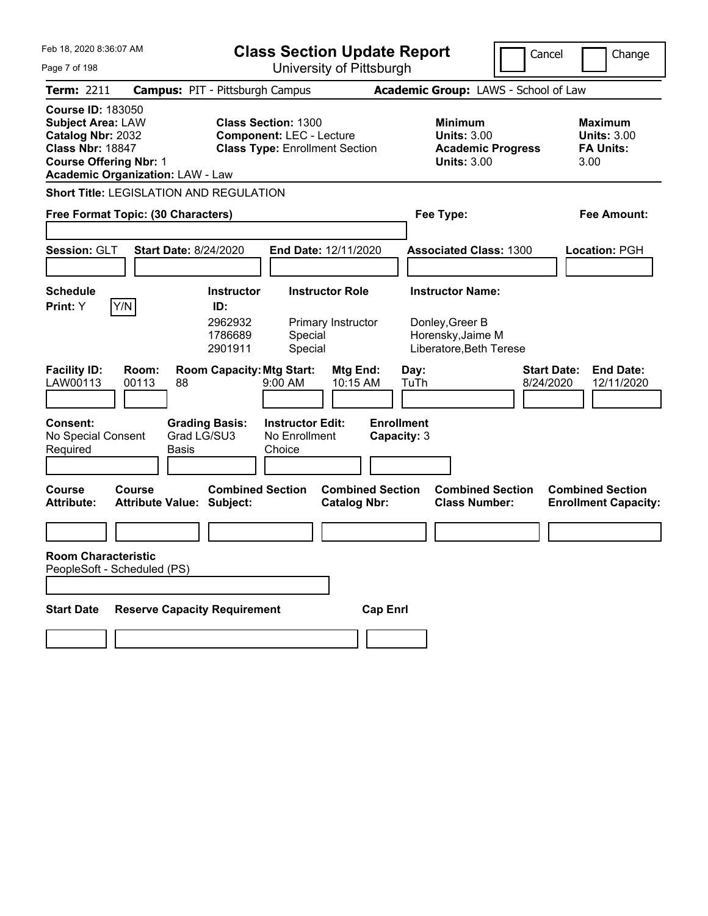Feb 18, 2020 8:36:07 AM

# Class Section Update Report

University of Pittsburgh

Cancel | Change

**Term:** 2211 **Campus:** PIT - Pittsburgh Campus **Academic Group:** LAWS - School of Law

**Course ID:** 183050
**Subject Area:** LAW
**Catalog Nbr:** 2032
**Class Nbr:** 18847
**Course Offering Nbr:** 1
**Academic Organization:** LAW - Law

**Class Section:** 1300
**Component:** LEC - Lecture
**Class Type:** Enrollment Section

**Minimum Units:** 3.00
**Academic Progress Units:** 3.00

**Maximum Units:** 3.00
**FA Units:** 3.00

**Short Title:** LEGISLATION AND REGULATION

**Free Format Topic: (30 Characters)**

**Fee Type:**

**Fee Amount:**

**Session:** GLT **Start Date:** 8/24/2020 **End Date:** 12/11/2020 **Associated Class:** 1300 **Location:** PGH

**Schedule Print:** Y Y/N

| Instructor ID | Instructor Role | Instructor Name |
|---|---|---|
| 2962932 | Primary Instructor | Donley,Greer B |
| 1786689 | Special | Horensky,Jaime M |
| 2901911 | Special | Liberatore,Beth Terese |

| Facility ID | Room | Room Capacity | Mtg Start | Mtg End | Day | Start Date | End Date |
|---|---|---|---|---|---|---|---|
| LAW00113 | 00113 | 88 | 9:00 AM | 10:15 AM | TuTh | 8/24/2020 | 12/11/2020 |

**Consent:** No Special Consent Required
**Grading Basis:** Grad LG/SU3 Basis
**Instructor Edit:** No Enrollment Choice
**Enrollment Capacity:** 3

| Course Attribute | Course Attribute Value | Combined Section Subject | Combined Section Catalog Nbr | Combined Section Class Number | Combined Section Enrollment Capacity |
|---|---|---|---|---|---|
| | | | | | |

**Room Characteristic**
PeopleSoft - Scheduled (PS)

| Start Date | Reserve Capacity Requirement | Cap Enrl |
|---|---|---|
| | | |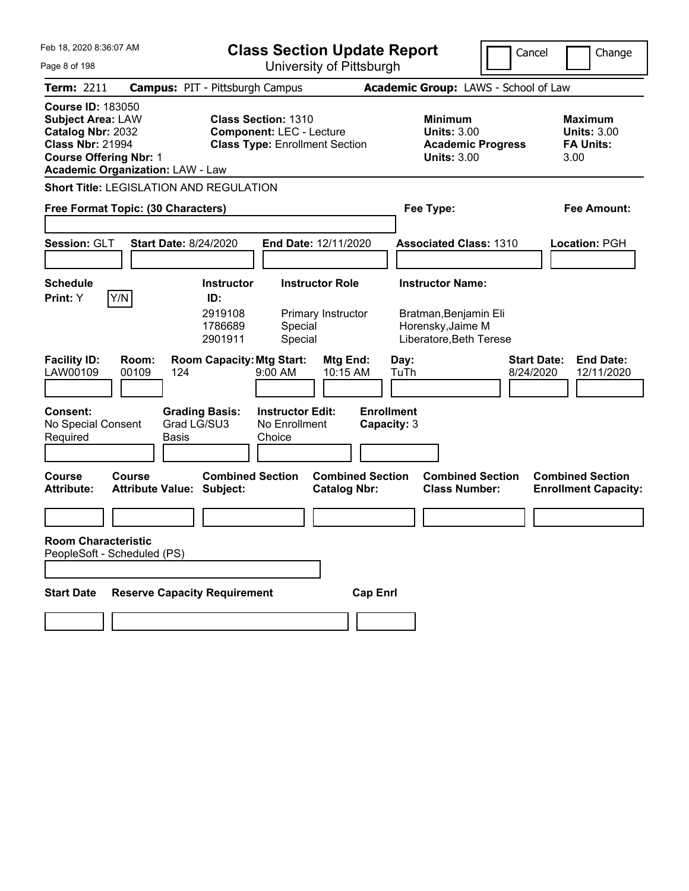Feb 18, 2020 8:36:07 AM

# Class Section Update Report

University of Pittsburgh

Cancel | Change

**Term:** 2211 **Campus:** PIT - Pittsburgh Campus **Academic Group:** LAWS - School of Law

**Course ID:** 183050
**Subject Area:** LAW
**Catalog Nbr:** 2032
**Class Nbr:** 21994
**Course Offering Nbr:** 1
**Academic Organization:** LAW - Law

**Class Section:** 1310
**Component:** LEC - Lecture
**Class Type:** Enrollment Section

**Minimum Units:** 3.00
**Academic Progress Units:** 3.00

**Maximum Units:** 3.00
**FA Units:** 3.00

**Short Title:** LEGISLATION AND REGULATION

**Free Format Topic: (30 Characters)**

**Fee Type:**

**Fee Amount:**

**Session:** GLT **Start Date:** 8/24/2020 **End Date:** 12/11/2020 **Associated Class:** 1310 **Location:** PGH

**Schedule Print:** Y Y/N

| Instructor ID: | Instructor Role | Instructor Name: |
|---|---|---|
| 2919108 | Primary Instructor | Bratman,Benjamin Eli |
| 1786689 | Special | Horensky,Jaime M |
| 2901911 | Special | Liberatore,Beth Terese |

| Facility ID: | Room: | Room Capacity: | Mtg Start: | Mtg End: | Day: | Start Date: | End Date: |
|---|---|---|---|---|---|---|---|
| LAW00109 | 00109 | 124 | 9:00 AM | 10:15 AM | TuTh | 8/24/2020 | 12/11/2020 |

**Consent:** No Special Consent Required
**Grading Basis:** Grad LG/SU3 Basis
**Instructor Edit:** No Enrollment Choice
**Enrollment Capacity:** 3

| Course Attribute: | Course Attribute Value: | Combined Section Subject: | Combined Section Catalog Nbr: | Combined Section Class Number: | Combined Section Enrollment Capacity: |
|---|---|---|---|---|---|
| | | | | | |

**Room Characteristic**
PeopleSoft - Scheduled (PS)

| Start Date | Reserve Capacity Requirement | Cap Enrl |
|---|---|---|
| | | |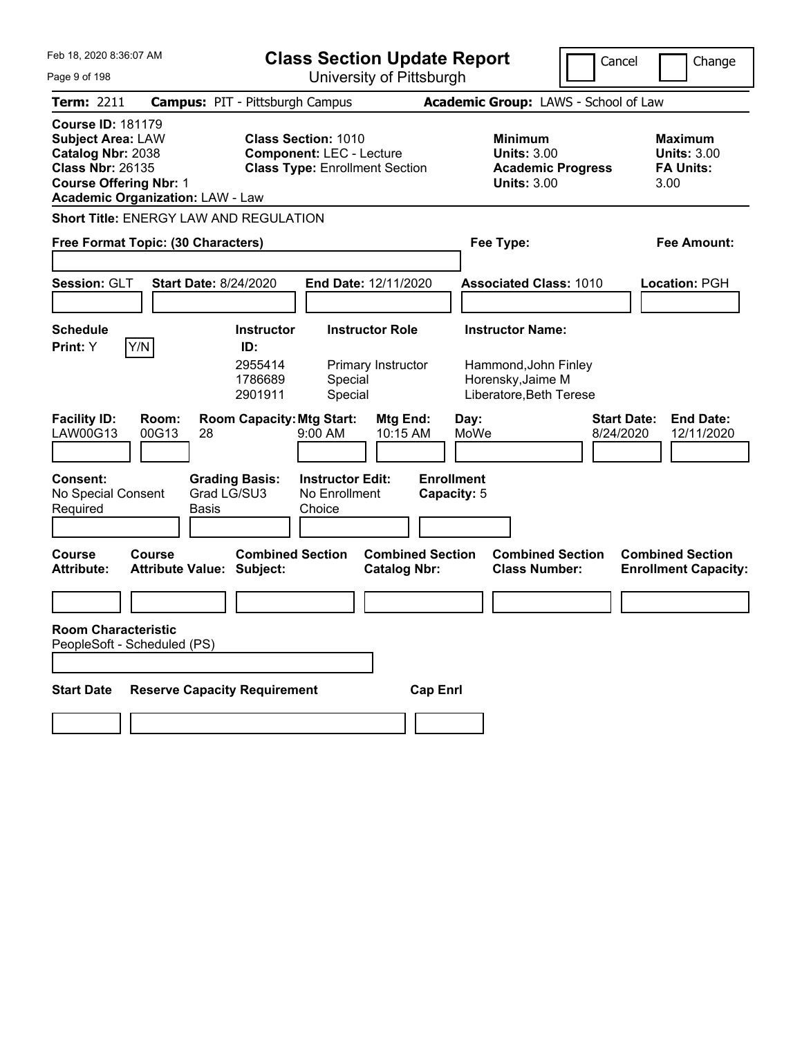# Class Section Update Report

University of Pittsburgh

Cancel | Change

**Term:** 2211 **Campus:** PIT - Pittsburgh Campus **Academic Group:** LAWS - School of Law

**Course ID:** 181179
**Subject Area:** LAW
**Catalog Nbr:** 2038
**Class Nbr:** 26135
**Course Offering Nbr:** 1
**Academic Organization:** LAW - Law

**Class Section:** 1010
**Component:** LEC - Lecture
**Class Type:** Enrollment Section

**Minimum Units:** 3.00
**Academic Progress Units:** 3.00

**Maximum Units:** 3.00
**FA Units:** 3.00

**Short Title:** ENERGY LAW AND REGULATION

**Free Format Topic: (30 Characters)**

**Fee Type:**

**Fee Amount:**

**Session:** GLT **Start Date:** 8/24/2020 **End Date:** 12/11/2020 **Associated Class:** 1010 **Location:** PGH

**Schedule Print:** Y [Y/N]

| Instructor ID | Instructor Role | Instructor Name |
|---|---|---|
| 2955414 | Primary Instructor | Hammond,John Finley |
| 1786689 | Special | Horensky,Jaime M |
| 2901911 | Special | Liberatore,Beth Terese |

| Facility ID | Room | Room Capacity | Mtg Start | Mtg End | Day | Start Date | End Date |
|---|---|---|---|---|---|---|---|
| LAW00G13 | 00G13 | 28 | 9:00 AM | 10:15 AM | MoWe | 8/24/2020 | 12/11/2020 |

**Consent:** No Special Consent Required
**Grading Basis:** Grad LG/SU3 Basis
**Instructor Edit:** No Enrollment Choice
**Enrollment Capacity:** 5

| Course Attribute | Course Attribute Value | Combined Section Subject | Combined Section Catalog Nbr | Combined Section Class Number | Combined Section Enrollment Capacity |
|---|---|---|---|---|---|
| | | | | | |

**Room Characteristic**
PeopleSoft - Scheduled (PS)

| Start Date | Reserve Capacity Requirement | Cap Enrl |
|---|---|---|
| | | |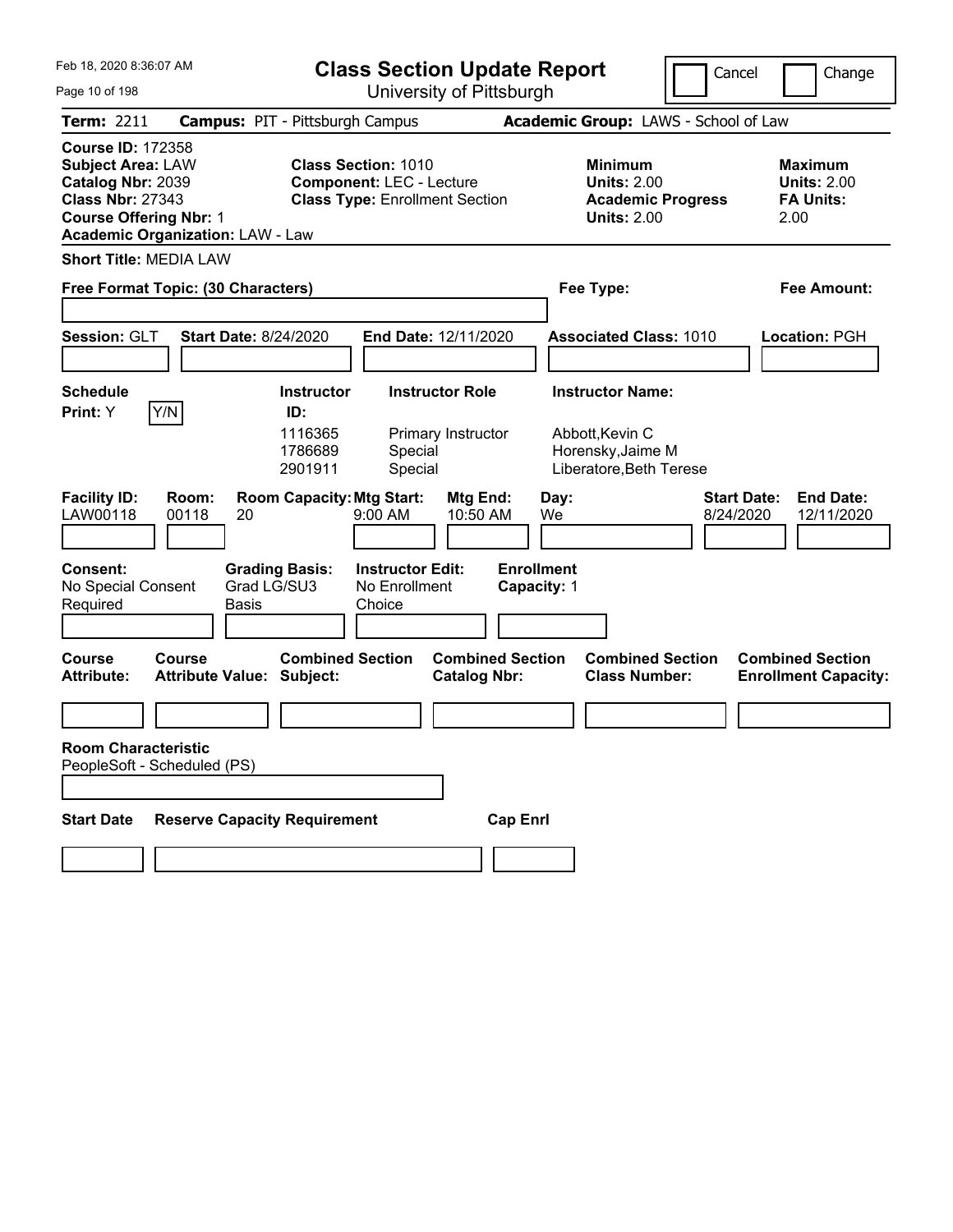# Class Section Update Report

University of Pittsburgh

Feb 18, 2020 8:36:07 AM

Cancel | Change

**Term:** 2211 **Campus:** PIT - Pittsburgh Campus **Academic Group:** LAWS - School of Law

**Course ID:** 172358
**Subject Area:** LAW
**Catalog Nbr:** 2039
**Class Nbr:** 27343
**Course Offering Nbr:** 1
**Academic Organization:** LAW - Law

**Class Section:** 1010
**Component:** LEC - Lecture
**Class Type:** Enrollment Section

**Minimum Units:** 2.00
**Academic Progress Units:** 2.00

**Maximum Units:** 2.00
**FA Units:** 2.00

**Short Title:** MEDIA LAW

**Free Format Topic: (30 Characters)**

**Fee Type:**

**Fee Amount:**

**Session:** GLT **Start Date:** 8/24/2020 **End Date:** 12/11/2020 **Associated Class:** 1010 **Location:** PGH

**Schedule Print:** Y [Y/N]

| Instructor ID | Instructor Role | Instructor Name |
|---|---|---|
| 1116365 | Primary Instructor | Abbott,Kevin C |
| 1786689 | Special | Horensky,Jaime M |
| 2901911 | Special | Liberatore,Beth Terese |

| Facility ID | Room | Room Capacity | Mtg Start | Mtg End | Day | Start Date | End Date |
|---|---|---|---|---|---|---|---|
| LAW00118 | 00118 | 20 | 9:00 AM | 10:50 AM | We | 8/24/2020 | 12/11/2020 |

**Consent:** No Special Consent Required
**Grading Basis:** Grad LG/SU3 Basis
**Instructor Edit:** No Enrollment Choice
**Enrollment Capacity:** 1

| Course Attribute | Course Attribute Value | Combined Section Subject | Combined Section Catalog Nbr | Combined Section Class Number | Combined Section Enrollment Capacity |
|---|---|---|---|---|---|
| | | | | | |

**Room Characteristic**
PeopleSoft - Scheduled (PS)

| Start Date | Reserve Capacity Requirement | Cap Enrl |
|---|---|---|
| | | |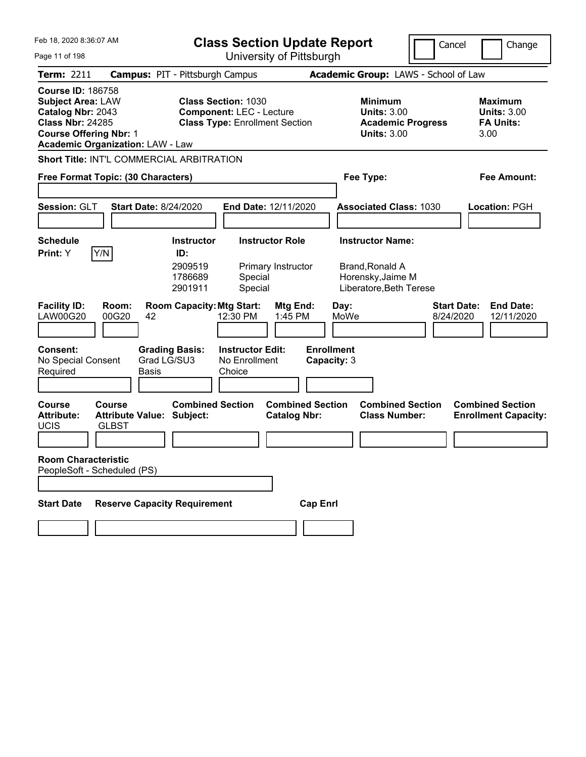Feb 18, 2020 8:36:07 AM

# Class Section Update Report

University of Pittsburgh

Cancel | Change

**Term:** 2211 **Campus:** PIT - Pittsburgh Campus **Academic Group:** LAWS - School of Law

**Course ID:** 186758
**Subject Area:** LAW
**Catalog Nbr:** 2043
**Class Nbr:** 24285
**Course Offering Nbr:** 1
**Academic Organization:** LAW - Law

**Class Section:** 1030
**Component:** LEC - Lecture
**Class Type:** Enrollment Section

**Minimum Units:** 3.00
**Academic Progress Units:** 3.00

**Maximum Units:** 3.00
**FA Units:** 3.00

**Short Title:** INT'L COMMERCIAL ARBITRATION

**Free Format Topic: (30 Characters)**

**Fee Type:**

**Fee Amount:**

**Session:** GLT **Start Date:** 8/24/2020 **End Date:** 12/11/2020 **Associated Class:** 1030 **Location:** PGH

**Schedule Print:** Y Y/N

| Instructor ID: | Instructor Role | Instructor Name: |
|---|---|---|
| 2909519 | Primary Instructor | Brand,Ronald A |
| 1786689 | Special | Horensky,Jaime M |
| 2901911 | Special | Liberatore,Beth Terese |

| Facility ID: | Room: | Room Capacity: | Mtg Start: | Mtg End: | Day: | Start Date: | End Date: |
|---|---|---|---|---|---|---|---|
| LAW00G20 | 00G20 | 42 | 12:30 PM | 1:45 PM | MoWe | 8/24/2020 | 12/11/2020 |

| Consent: | Grading Basis: | Instructor Edit: | Enrollment Capacity: |
|---|---|---|---|
| No Special Consent Required | Grad LG/SU3 Basis | No Enrollment Choice | 3 |

| Course Attribute: | Course Attribute Value: | Combined Section Subject: | Combined Section Catalog Nbr: | Combined Section Class Number: | Combined Section Enrollment Capacity: |
|---|---|---|---|---|---|
| UCIS | GLBST | | | | |

**Room Characteristic**
PeopleSoft - Scheduled (PS)

| Start Date | Reserve Capacity Requirement | Cap Enrl |
|---|---|---|
| | | |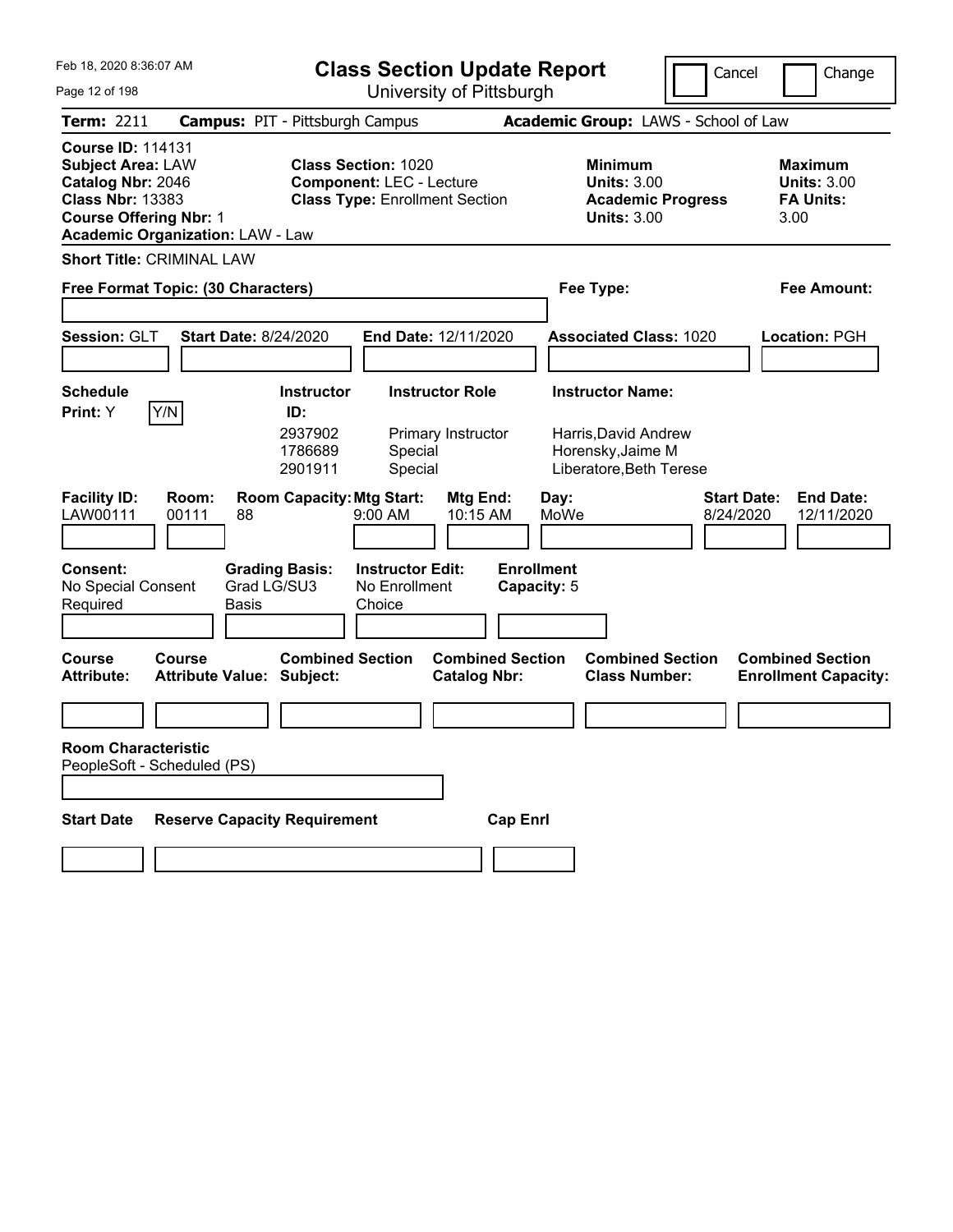# Class Section Update Report

University of Pittsburgh

Feb 18, 2020 8:36:07 AM

Cancel | Change

**Term:** 2211 **Campus:** PIT - Pittsburgh Campus **Academic Group:** LAWS - School of Law

**Course ID:** 114131
**Subject Area:** LAW
**Catalog Nbr:** 2046
**Class Nbr:** 13383
**Course Offering Nbr:** 1
**Academic Organization:** LAW - Law

**Class Section:** 1020
**Component:** LEC - Lecture
**Class Type:** Enrollment Section

**Minimum Units:** 3.00
**Academic Progress Units:** 3.00

**Maximum Units:** 3.00
**FA Units:** 3.00

**Short Title:** CRIMINAL LAW

**Free Format Topic: (30 Characters)**

**Fee Type:**

**Fee Amount:**

**Session:** GLT **Start Date:** 8/24/2020 **End Date:** 12/11/2020 **Associated Class:** 1020 **Location:** PGH

**Schedule Print:** Y Y/N

| Instructor ID: | Instructor Role | Instructor Name: |
|---|---|---|
| 2937902 | Primary Instructor | Harris,David Andrew |
| 1786689 | Special | Horensky,Jaime M |
| 2901911 | Special | Liberatore,Beth Terese |

| Facility ID: | Room: | Room Capacity: | Mtg Start: | Mtg End: | Day: | Start Date: | End Date: |
|---|---|---|---|---|---|---|---|
| LAW00111 | 00111 | 88 | 9:00 AM | 10:15 AM | MoWe | 8/24/2020 | 12/11/2020 |

**Consent:** No Special Consent Required
**Grading Basis:** Grad LG/SU3 Basis
**Instructor Edit:** No Enrollment Choice
**Enrollment Capacity:** 5

| Course Attribute: | Course Attribute Value: | Combined Section Subject: | Combined Section Catalog Nbr: | Combined Section Class Number: | Combined Section Enrollment Capacity: |
|---|---|---|---|---|---|
| | | | | | |

**Room Characteristic**
PeopleSoft - Scheduled (PS)

| Start Date | Reserve Capacity Requirement | Cap Enrl |
|---|---|---|
| | | |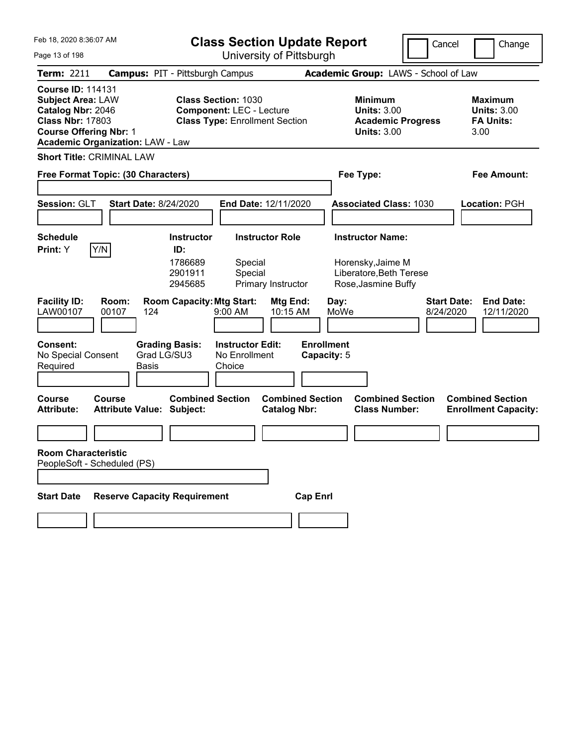# Class Section Update Report

University of Pittsburgh

Cancel | Change

**Term:** 2211 **Campus:** PIT - Pittsburgh Campus **Academic Group:** LAWS - School of Law

**Course ID:** 114131
**Subject Area:** LAW
**Catalog Nbr:** 2046
**Class Nbr:** 17803
**Course Offering Nbr:** 1
**Academic Organization:** LAW - Law

**Class Section:** 1030
**Component:** LEC - Lecture
**Class Type:** Enrollment Section

**Minimum Units:** 3.00
**Academic Progress Units:** 3.00

**Maximum Units:** 3.00
**FA Units:** 3.00

**Short Title:** CRIMINAL LAW

**Free Format Topic: (30 Characters)**

**Fee Type:**

**Fee Amount:**

**Session:** GLT **Start Date:** 8/24/2020 **End Date:** 12/11/2020 **Associated Class:** 1030 **Location:** PGH

**Schedule Print:** Y [Y/N]

| Instructor ID: | Instructor Role | Instructor Name: |
|---|---|---|
| 1786689 | Special | Horensky,Jaime M |
| 2901911 | Special | Liberatore,Beth Terese |
| 2945685 | Primary Instructor | Rose,Jasmine Buffy |

| Facility ID: | Room: | Room Capacity: | Mtg Start: | Mtg End: | Day: | Start Date: | End Date: |
|---|---|---|---|---|---|---|---|
| LAW00107 | 00107 | 124 | 9:00 AM | 10:15 AM | MoWe | 8/24/2020 | 12/11/2020 |

**Consent:** No Special Consent Required
**Grading Basis:** Grad LG/SU3 Basis
**Instructor Edit:** No Enrollment Choice
**Enrollment Capacity:** 5

| Course Attribute: | Course Attribute Value: | Combined Section Subject: | Combined Section Catalog Nbr: | Combined Section Class Number: | Combined Section Enrollment Capacity: |
|---|---|---|---|---|---|
| | | | | | |

**Room Characteristic**
PeopleSoft - Scheduled (PS)

| Start Date | Reserve Capacity Requirement | Cap Enrl |
|---|---|---|
| | | |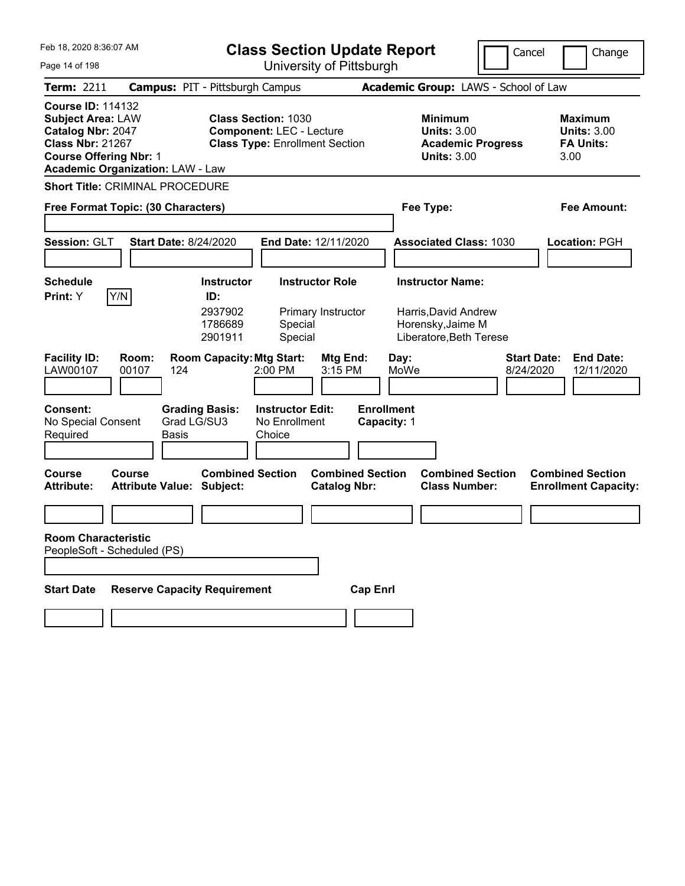Feb 18, 2020 8:36:07 AM

# Class Section Update Report

University of Pittsburgh

Cancel | Change

**Term:** 2211 **Campus:** PIT - Pittsburgh Campus **Academic Group:** LAWS - School of Law

**Course ID:** 114132
**Subject Area:** LAW
**Catalog Nbr:** 2047
**Class Nbr:** 21267
**Course Offering Nbr:** 1
**Academic Organization:** LAW - Law

**Class Section:** 1030
**Component:** LEC - Lecture
**Class Type:** Enrollment Section

**Minimum Units:** 3.00
**Academic Progress Units:** 3.00

**Maximum Units:** 3.00
**FA Units:** 3.00

**Short Title:** CRIMINAL PROCEDURE

**Free Format Topic: (30 Characters)**

**Fee Type:**

**Fee Amount:**

**Session:** GLT **Start Date:** 8/24/2020 **End Date:** 12/11/2020 **Associated Class:** 1030 **Location:** PGH

**Schedule Print:** Y Y/N

| Instructor ID | Instructor Role | Instructor Name |
|---|---|---|
| 2937902 | Primary Instructor | Harris,David Andrew |
| 1786689 | Special | Horensky,Jaime M |
| 2901911 | Special | Liberatore,Beth Terese |

| Facility ID | Room | Room Capacity | Mtg Start | Mtg End | Day | Start Date | End Date |
|---|---|---|---|---|---|---|---|
| LAW00107 | 00107 | 124 | 2:00 PM | 3:15 PM | MoWe | 8/24/2020 | 12/11/2020 |

**Consent:** No Special Consent Required
**Grading Basis:** Grad LG/SU3 Basis
**Instructor Edit:** No Enrollment Choice
**Enrollment Capacity:** 1

| Course Attribute | Course Attribute Value | Combined Section Subject | Combined Section Catalog Nbr | Combined Section Class Number | Combined Section Enrollment Capacity |
|---|---|---|---|---|---|
| | | | | | |

**Room Characteristic**
PeopleSoft - Scheduled (PS)

| Start Date | Reserve Capacity Requirement | Cap Enrl |
|---|---|---|
| | | |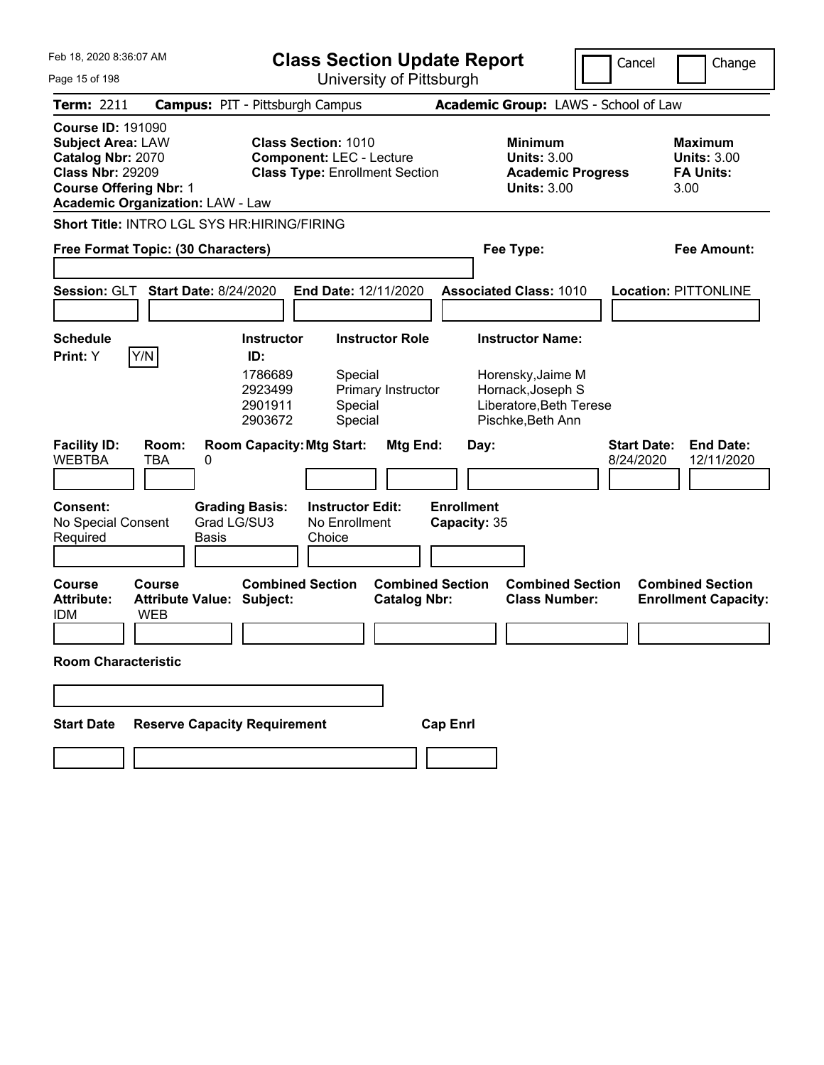# Class Section Update Report

University of Pittsburgh

Feb 18, 2020 8:36:07 AM

Cancel | Change

**Term:** 2211 **Campus:** PIT - Pittsburgh Campus **Academic Group:** LAWS - School of Law

**Course ID:** 191090
**Subject Area:** LAW
**Catalog Nbr:** 2070
**Class Nbr:** 29209
**Course Offering Nbr:** 1
**Academic Organization:** LAW - Law

**Class Section:** 1010
**Component:** LEC - Lecture
**Class Type:** Enrollment Section

**Minimum Units:** 3.00
**Academic Progress Units:** 3.00

**Maximum Units:** 3.00
**FA Units:** 3.00

**Short Title:** INTRO LGL SYS HR:HIRING/FIRING

**Free Format Topic: (30 Characters)**

**Fee Type:**

**Fee Amount:**

**Session:** GLT **Start Date:** 8/24/2020 **End Date:** 12/11/2020 **Associated Class:** 1010 **Location:** PITTONLINE

**Schedule Print:** Y [Y/N]

| Instructor ID | Instructor Role | Instructor Name |
|---|---|---|
| 1786689 | Special | Horensky,Jaime M |
| 2923499 | Primary Instructor | Hornack,Joseph S |
| 2901911 | Special | Liberatore,Beth Terese |
| 2903672 | Special | Pischke,Beth Ann |

| Facility ID | Room | Room Capacity | Mtg Start | Mtg End | Day | Start Date | End Date |
|---|---|---|---|---|---|---|---|
| WEBTBA | TBA | 0 | | | | 8/24/2020 | 12/11/2020 |

**Consent:** No Special Consent Required
**Grading Basis:** Grad LG/SU3 Basis
**Instructor Edit:** No Enrollment Choice
**Enrollment Capacity:** 35

| Course Attribute | Course Attribute Value | Combined Section Subject | Combined Section Catalog Nbr | Combined Section Class Number | Combined Section Enrollment Capacity |
|---|---|---|---|---|---|
| IDM | WEB | | | | |

**Room Characteristic**

| Start Date | Reserve Capacity Requirement | Cap Enrl |
|---|---|---|
| | | |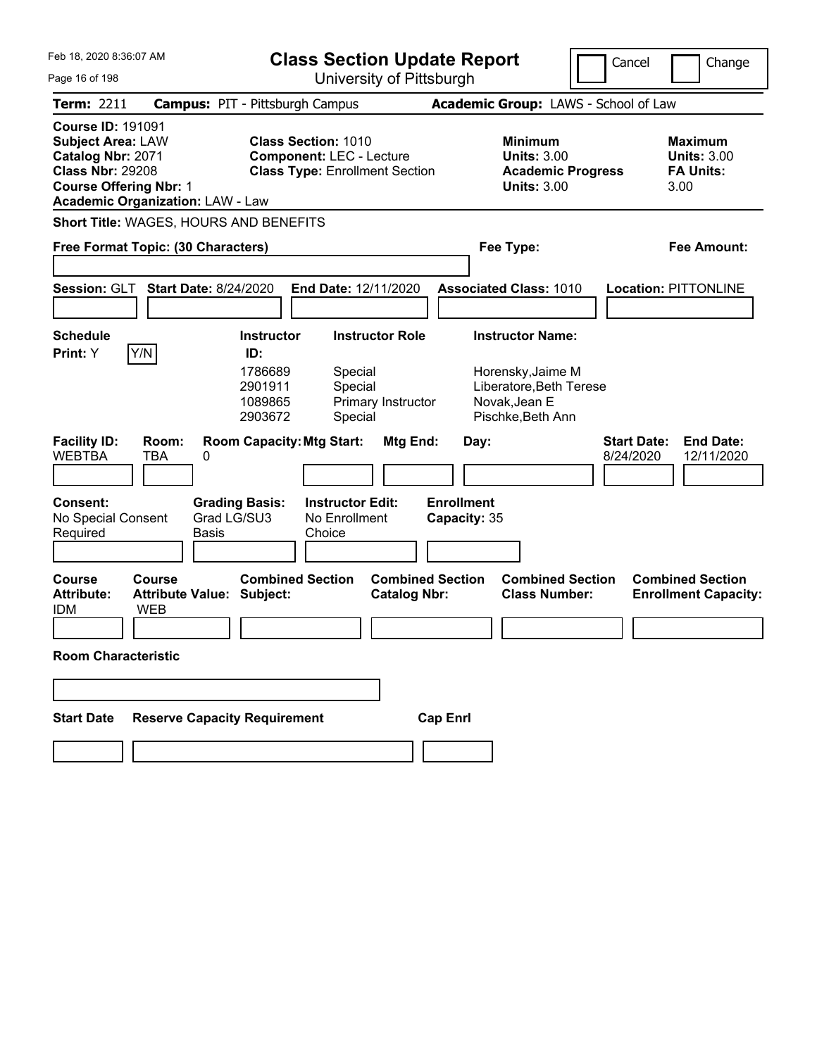# Class Section Update Report

University of Pittsburgh

Cancel | Change

**Term:** 2211 **Campus:** PIT - Pittsburgh Campus **Academic Group:** LAWS - School of Law

**Course ID:** 191091
**Subject Area:** LAW
**Catalog Nbr:** 2071
**Class Nbr:** 29208
**Course Offering Nbr:** 1
**Academic Organization:** LAW - Law

**Class Section:** 1010
**Component:** LEC - Lecture
**Class Type:** Enrollment Section

**Minimum Units:** 3.00
**Academic Progress Units:** 3.00

**Maximum Units:** 3.00
**FA Units:** 3.00

**Short Title:** WAGES, HOURS AND BENEFITS

**Free Format Topic: (30 Characters)**

**Fee Type:**

**Fee Amount:**

**Session:** GLT **Start Date:** 8/24/2020 **End Date:** 12/11/2020 **Associated Class:** 1010 **Location:** PITTONLINE

**Schedule Print:** Y Y/N

| Instructor ID | Instructor Role | Instructor Name |
| --- | --- | --- |
| 1786689 | Special | Horensky,Jaime M |
| 2901911 | Special | Liberatore,Beth Terese |
| 1089865 | Primary Instructor | Novak,Jean E |
| 2903672 | Special | Pischke,Beth Ann |

| Facility ID | Room | Room Capacity | Mtg Start | Mtg End | Day | Start Date | End Date |
| --- | --- | --- | --- | --- | --- | --- | --- |
| WEBTBA | TBA | 0 | | | | 8/24/2020 | 12/11/2020 |

**Consent:** No Special Consent Required
**Grading Basis:** Grad LG/SU3 Basis
**Instructor Edit:** No Enrollment Choice
**Enrollment Capacity:** 35

| Course Attribute | Course Attribute Value | Combined Section Subject | Combined Section Catalog Nbr | Combined Section Class Number | Combined Section Enrollment Capacity |
| --- | --- | --- | --- | --- | --- |
| IDM | WEB | | | | |

**Room Characteristic**

| Start Date | Reserve Capacity Requirement | Cap Enrl |
| --- | --- | --- |
| | | |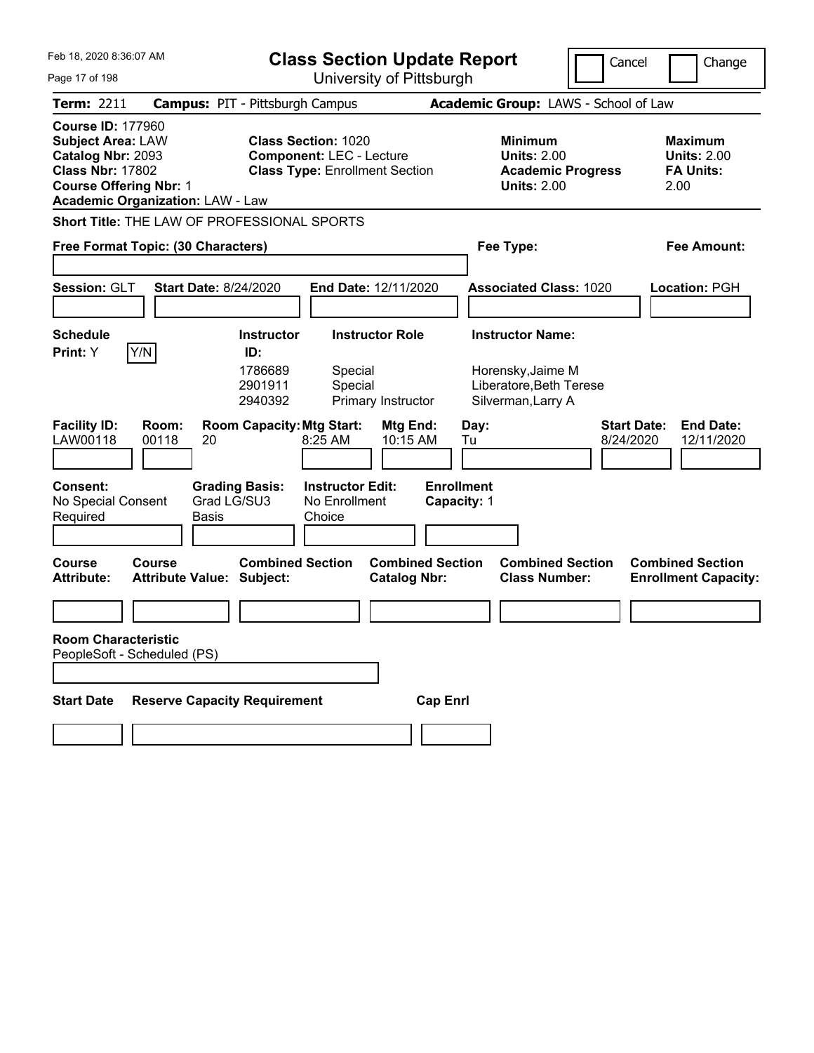# Class Section Update Report

University of Pittsburgh

Feb 18, 2020 8:36:07 AM

Cancel | Change

**Term:** 2211 **Campus:** PIT - Pittsburgh Campus **Academic Group:** LAWS - School of Law

**Course ID:** 177960
**Subject Area:** LAW
**Catalog Nbr:** 2093
**Class Nbr:** 17802
**Course Offering Nbr:** 1
**Academic Organization:** LAW - Law

**Class Section:** 1020
**Component:** LEC - Lecture
**Class Type:** Enrollment Section

**Minimum Units:** 2.00
**Academic Progress Units:** 2.00

**Maximum Units:** 2.00
**FA Units:** 2.00

**Short Title:** THE LAW OF PROFESSIONAL SPORTS

**Free Format Topic: (30 Characters)**

**Fee Type:**

**Fee Amount:**

**Session:** GLT **Start Date:** 8/24/2020 **End Date:** 12/11/2020 **Associated Class:** 1020 **Location:** PGH

**Schedule Print:** Y [Y/N]

| Instructor ID | Instructor Role | Instructor Name |
|---|---|---|
| 1786689 | Special | Horensky,Jaime M |
| 2901911 | Special | Liberatore,Beth Terese |
| 2940392 | Primary Instructor | Silverman,Larry A |

| Facility ID | Room | Room Capacity | Mtg Start | Mtg End | Day | Start Date | End Date |
|---|---|---|---|---|---|---|---|
| LAW00118 | 00118 | 20 | 8:25 AM | 10:15 AM | Tu | 8/24/2020 | 12/11/2020 |

**Consent:** No Special Consent Required
**Grading Basis:** Grad LG/SU3 Basis
**Instructor Edit:** No Enrollment Choice
**Enrollment Capacity:** 1

| Course Attribute | Course Attribute Value | Combined Section Subject | Combined Section Catalog Nbr | Combined Section Class Number | Combined Section Enrollment Capacity |
|---|---|---|---|---|---|
| | | | | | |

**Room Characteristic**
PeopleSoft - Scheduled (PS)

| Start Date | Reserve Capacity Requirement | Cap Enrl |
|---|---|---|
| | | |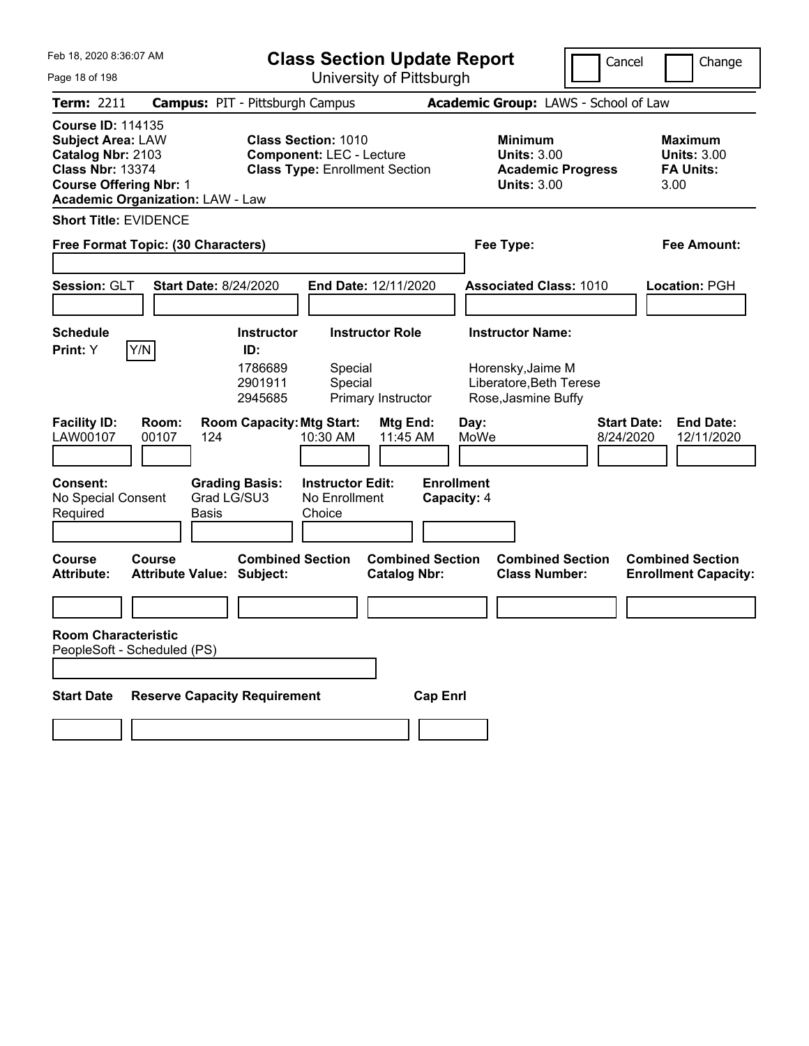Feb 18, 2020 8:36:07 AM

# Class Section Update Report

University of Pittsburgh

Cancel | Change

**Term:** 2211 **Campus:** PIT - Pittsburgh Campus **Academic Group:** LAWS - School of Law

**Course ID:** 114135
**Subject Area:** LAW
**Catalog Nbr:** 2103
**Class Nbr:** 13374
**Course Offering Nbr:** 1
**Academic Organization:** LAW - Law

**Class Section:** 1010
**Component:** LEC - Lecture
**Class Type:** Enrollment Section

**Minimum Units:** 3.00
**Academic Progress Units:** 3.00

**Maximum Units:** 3.00
**FA Units:** 3.00

**Short Title:** EVIDENCE

**Free Format Topic: (30 Characters)**

**Fee Type:**

**Fee Amount:**

**Session:** GLT **Start Date:** 8/24/2020 **End Date:** 12/11/2020 **Associated Class:** 1010 **Location:** PGH

**Schedule Print:** Y Y/N

| Instructor ID: | Instructor Role | Instructor Name: |
|---|---|---|
| 1786689 | Special | Horensky,Jaime M |
| 2901911 | Special | Liberatore,Beth Terese |
| 2945685 | Primary Instructor | Rose,Jasmine Buffy |

| Facility ID: | Room: | Room Capacity: | Mtg Start: | Mtg End: | Day: | Start Date: | End Date: |
|---|---|---|---|---|---|---|---|
| LAW00107 | 00107 | 124 | 10:30 AM | 11:45 AM | MoWe | 8/24/2020 | 12/11/2020 |

| Consent: | Grading Basis: | Instructor Edit: | Enrollment Capacity: |
|---|---|---|---|
| No Special Consent Required | Grad LG/SU3 Basis | No Enrollment Choice | 4 |

| Course Attribute: | Course Attribute Value: | Combined Section Subject: | Combined Section Catalog Nbr: | Combined Section Class Number: | Combined Section Enrollment Capacity: |
|---|---|---|---|---|---|
| | | | | | |

**Room Characteristic**
PeopleSoft - Scheduled (PS)

| Start Date | Reserve Capacity Requirement | Cap Enrl |
|---|---|---|
| | | |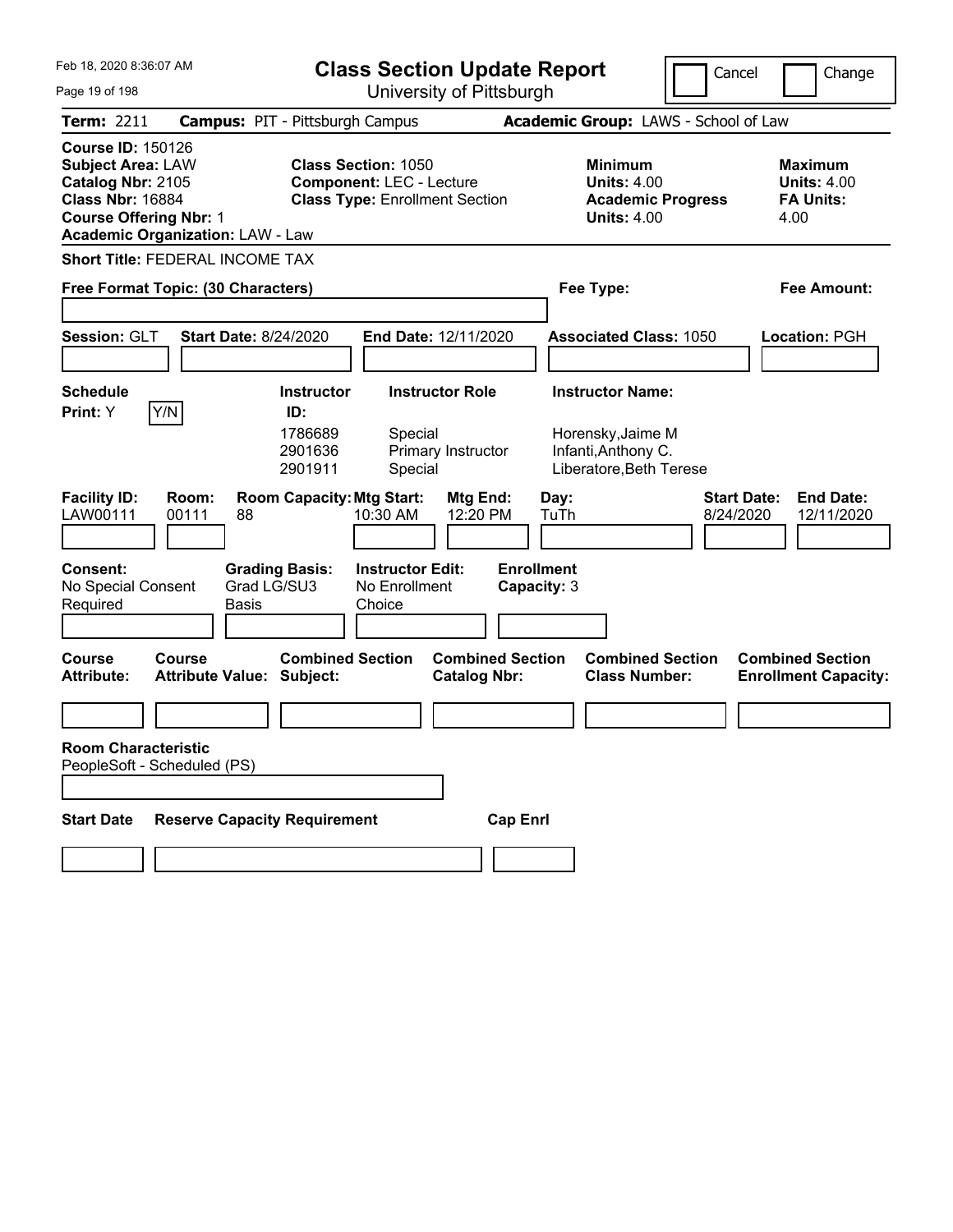Feb 18, 2020 8:36:07 AM

# Class Section Update Report

University of Pittsburgh

Cancel | Change

**Term:** 2211 **Campus:** PIT - Pittsburgh Campus **Academic Group:** LAWS - School of Law

**Course ID:** 150126
**Subject Area:** LAW
**Catalog Nbr:** 2105
**Class Nbr:** 16884
**Course Offering Nbr:** 1
**Academic Organization:** LAW - Law

**Class Section:** 1050
**Component:** LEC - Lecture
**Class Type:** Enrollment Section

**Minimum Units:** 4.00
**Academic Progress Units:** 4.00

**Maximum Units:** 4.00
**FA Units:** 4.00

**Short Title:** FEDERAL INCOME TAX

**Free Format Topic: (30 Characters)**

**Fee Type:**

**Fee Amount:**

**Session:** GLT **Start Date:** 8/24/2020 **End Date:** 12/11/2020 **Associated Class:** 1050 **Location:** PGH

**Schedule Print:** Y [Y/N]

| Instructor ID: | Instructor Role | Instructor Name: |
|---|---|---|
| 1786689 | Special | Horensky,Jaime M |
| 2901636 | Primary Instructor | Infanti,Anthony C. |
| 2901911 | Special | Liberatore,Beth Terese |

| Facility ID: | Room: | Room Capacity: | Mtg Start: | Mtg End: | Day: | Start Date: | End Date: |
|---|---|---|---|---|---|---|---|
| LAW00111 | 00111 | 88 | 10:30 AM | 12:20 PM | TuTh | 8/24/2020 | 12/11/2020 |

**Consent:** No Special Consent Required
**Grading Basis:** Grad LG/SU3 Basis
**Instructor Edit:** No Enrollment Choice
**Enrollment Capacity:** 3

| Course Attribute: | Course Attribute Value: | Combined Section Subject: | Combined Section Catalog Nbr: | Combined Section Class Number: | Combined Section Enrollment Capacity: |
|---|---|---|---|---|---|
| | | | | | |

**Room Characteristic**
PeopleSoft - Scheduled (PS)

| Start Date | Reserve Capacity Requirement | Cap Enrl |
|---|---|---|
| | | |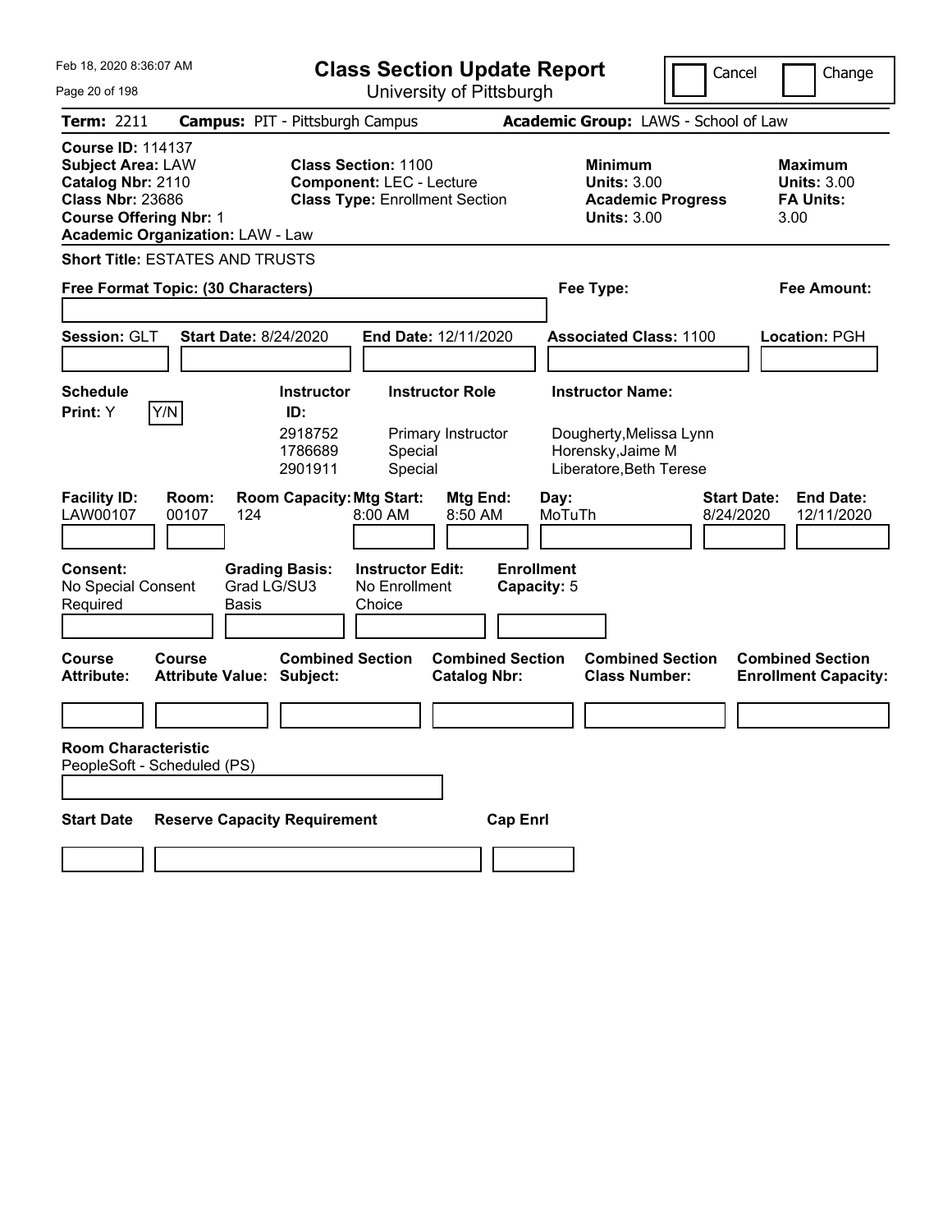Feb 18, 2020 8:36:07 AM

# Class Section Update Report

University of Pittsburgh

Cancel | Change

**Term:** 2211 **Campus:** PIT - Pittsburgh Campus **Academic Group:** LAWS - School of Law

**Course ID:** 114137
**Subject Area:** LAW
**Catalog Nbr:** 2110
**Class Nbr:** 23686
**Course Offering Nbr:** 1
**Academic Organization:** LAW - Law

**Class Section:** 1100
**Component:** LEC - Lecture
**Class Type:** Enrollment Section

**Minimum Units:** 3.00
**Academic Progress Units:** 3.00

**Maximum Units:** 3.00
**FA Units:** 3.00

**Short Title:** ESTATES AND TRUSTS

**Free Format Topic: (30 Characters)**

**Fee Type:**

**Fee Amount:**

**Session:** GLT **Start Date:** 8/24/2020 **End Date:** 12/11/2020 **Associated Class:** 1100 **Location:** PGH

**Schedule Print:** Y [Y/N]

| Instructor ID: | Instructor Role | Instructor Name: |
|---|---|---|
| 2918752 | Primary Instructor | Dougherty,Melissa Lynn |
| 1786689 | Special | Horensky,Jaime M |
| 2901911 | Special | Liberatore,Beth Terese |

| Facility ID: | Room: | Room Capacity: | Mtg Start: | Mtg End: | Day: | Start Date: | End Date: |
|---|---|---|---|---|---|---|---|
| LAW00107 | 00107 | 124 | 8:00 AM | 8:50 AM | MoTuTh | 8/24/2020 | 12/11/2020 |

| Consent: | Grading Basis: | Instructor Edit: | Enrollment Capacity: |
|---|---|---|---|
| No Special Consent Required | Grad LG/SU3 Basis | No Enrollment Choice | 5 |

| Course Attribute: | Course Attribute Value: | Combined Section Subject: | Combined Section Catalog Nbr: | Combined Section Class Number: | Combined Section Enrollment Capacity: |
|---|---|---|---|---|---|
| | | | | | |

**Room Characteristic**
PeopleSoft - Scheduled (PS)

| Start Date | Reserve Capacity Requirement | Cap Enrl |
|---|---|---|
| | | |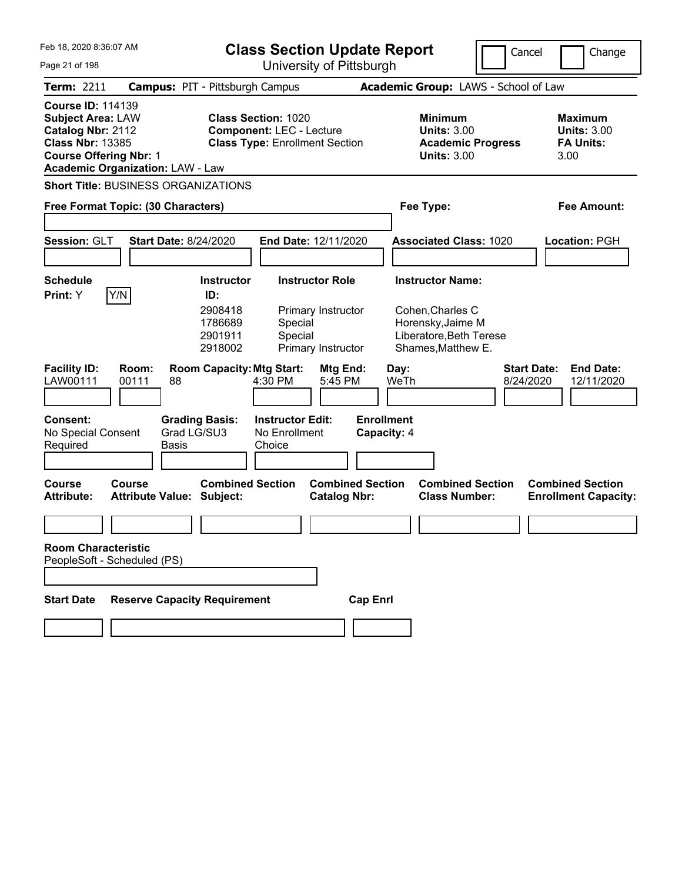Feb 18, 2020 8:36:07 AM

# Class Section Update Report

University of Pittsburgh

Cancel | Change

**Term:** 2211 **Campus:** PIT - Pittsburgh Campus **Academic Group:** LAWS - School of Law

**Course ID:** 114139
**Subject Area:** LAW
**Catalog Nbr:** 2112
**Class Nbr:** 13385
**Course Offering Nbr:** 1
**Academic Organization:** LAW - Law

**Class Section:** 1020
**Component:** LEC - Lecture
**Class Type:** Enrollment Section

**Minimum Units:** 3.00
**Academic Progress Units:** 3.00

**Maximum Units:** 3.00
**FA Units:** 3.00

**Short Title:** BUSINESS ORGANIZATIONS

**Free Format Topic: (30 Characters)**

**Fee Type:**

**Fee Amount:**

**Session:** GLT **Start Date:** 8/24/2020 **End Date:** 12/11/2020 **Associated Class:** 1020 **Location:** PGH

**Schedule Print:** Y Y/N

| Instructor ID | Instructor Role | Instructor Name |
|---|---|---|
| 2908418 | Primary Instructor | Cohen,Charles C |
| 1786689 | Special | Horensky,Jaime M |
| 2901911 | Special | Liberatore,Beth Terese |
| 2918002 | Primary Instructor | Shames,Matthew E. |

| Facility ID | Room | Room Capacity | Mtg Start | Mtg End | Day | Start Date | End Date |
|---|---|---|---|---|---|---|---|
| LAW00111 | 00111 | 88 | 4:30 PM | 5:45 PM | WeTh | 8/24/2020 | 12/11/2020 |

**Consent:** No Special Consent Required
**Grading Basis:** Grad LG/SU3 Basis
**Instructor Edit:** No Enrollment Choice
**Enrollment Capacity:** 4

| Course Attribute | Course Attribute Value | Combined Section Subject | Combined Section Catalog Nbr | Combined Section Class Number | Combined Section Enrollment Capacity |
|---|---|---|---|---|---|
| | | | | | |

**Room Characteristic**
PeopleSoft - Scheduled (PS)

| Start Date | Reserve Capacity Requirement | Cap Enrl |
|---|---|---|
| | | |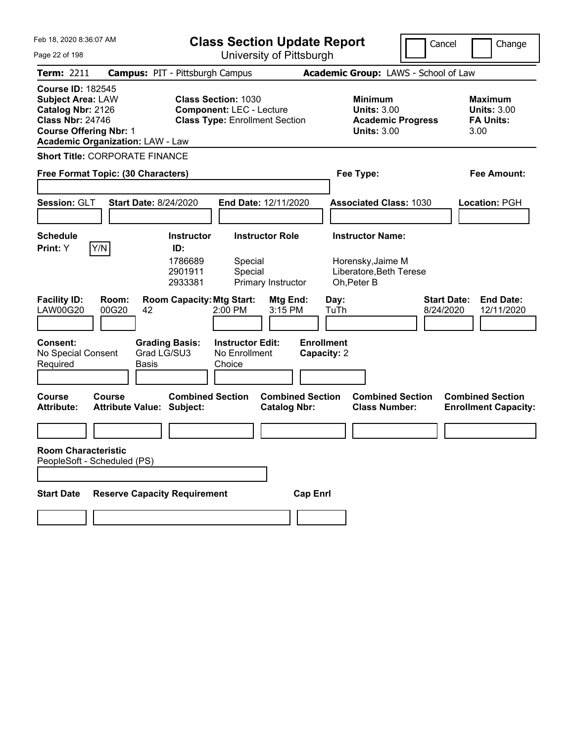# Class Section Update Report

University of Pittsburgh

Cancel | Change

Feb 18, 2020 8:36:07 AM

**Term:** 2211 **Campus:** PIT - Pittsburgh Campus **Academic Group:** LAWS - School of Law

**Course ID:** 182545
**Subject Area:** LAW
**Catalog Nbr:** 2126
**Class Nbr:** 24746
**Course Offering Nbr:** 1
**Academic Organization:** LAW - Law

**Class Section:** 1030
**Component:** LEC - Lecture
**Class Type:** Enrollment Section

**Minimum Units:** 3.00
**Academic Progress Units:** 3.00

**Maximum Units:** 3.00
**FA Units:** 3.00

**Short Title:** CORPORATE FINANCE

**Free Format Topic: (30 Characters)**

**Fee Type:**

**Fee Amount:**

**Session:** GLT **Start Date:** 8/24/2020 **End Date:** 12/11/2020 **Associated Class:** 1030 **Location:** PGH

**Schedule Print:** Y

| Instructor ID | Instructor Role | Instructor Name |
|---|---|---|
| 1786689 | Special | Horensky,Jaime M |
| 2901911 | Special | Liberatore,Beth Terese |
| 2933381 | Primary Instructor | Oh,Peter B |

| Facility ID | Room | Room Capacity | Mtg Start | Mtg End | Day | Start Date | End Date |
|---|---|---|---|---|---|---|---|
| LAW00G20 | 00G20 | 42 | 2:00 PM | 3:15 PM | TuTh | 8/24/2020 | 12/11/2020 |

**Consent:** No Special Consent Required
**Grading Basis:** Grad LG/SU3 Basis
**Instructor Edit:** No Enrollment Choice
**Enrollment Capacity:** 2

| Course Attribute | Course Attribute Value | Combined Section Subject | Combined Section Catalog Nbr | Combined Section Class Number | Combined Section Enrollment Capacity |
|---|---|---|---|---|---|
| | | | | | |

**Room Characteristic**
PeopleSoft - Scheduled (PS)

| Start Date | Reserve Capacity Requirement | Cap Enrl |
|---|---|---|
| | | |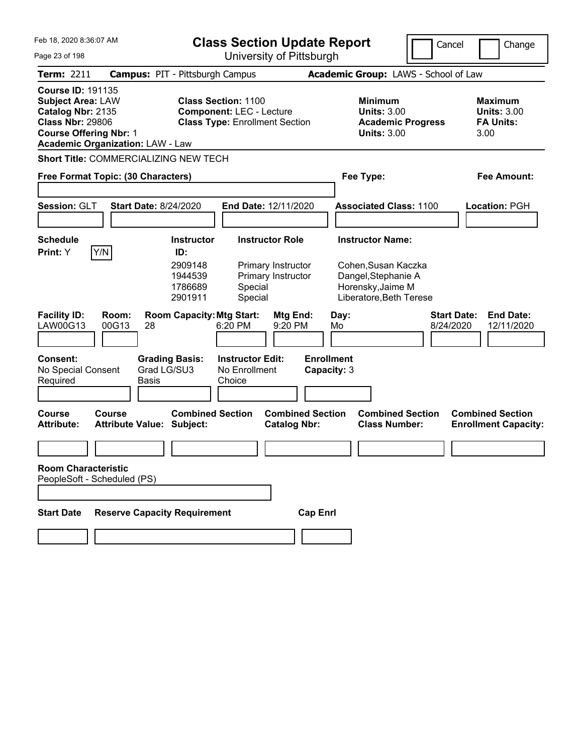Feb 18, 2020 8:36:07 AM

# Class Section Update Report

University of Pittsburgh

Cancel | Change

**Term:** 2211 **Campus:** PIT - Pittsburgh Campus **Academic Group:** LAWS - School of Law

**Course ID:** 191135
**Subject Area:** LAW
**Catalog Nbr:** 2135
**Class Nbr:** 29806
**Course Offering Nbr:** 1
**Academic Organization:** LAW - Law

**Class Section:** 1100
**Component:** LEC - Lecture
**Class Type:** Enrollment Section

**Minimum Units:** 3.00
**Academic Progress Units:** 3.00

**Maximum Units:** 3.00
**FA Units:** 3.00

**Short Title:** COMMERCIALIZING NEW TECH

**Free Format Topic: (30 Characters)**

**Fee Type:**

**Fee Amount:**

**Session:** GLT **Start Date:** 8/24/2020 **End Date:** 12/11/2020 **Associated Class:** 1100 **Location:** PGH

**Schedule Print:** Y [Y/N]

| Instructor ID | Instructor Role | Instructor Name |
|---|---|---|
| 2909148 | Primary Instructor | Cohen,Susan Kaczka |
| 1944539 | Primary Instructor | Dangel,Stephanie A |
| 1786689 | Special | Horensky,Jaime M |
| 2901911 | Special | Liberatore,Beth Terese |

| Facility ID | Room | Room Capacity | Mtg Start | Mtg End | Day | Start Date | End Date |
|---|---|---|---|---|---|---|---|
| LAW00G13 | 00G13 | 28 | 6:20 PM | 9:20 PM | Mo | 8/24/2020 | 12/11/2020 |

**Consent:** No Special Consent Required
**Grading Basis:** Grad LG/SU3 Basis
**Instructor Edit:** No Enrollment Choice
**Enrollment Capacity:** 3

| Course Attribute | Course Attribute Value | Combined Section Subject | Combined Section Catalog Nbr | Combined Section Class Number | Combined Section Enrollment Capacity |
|---|---|---|---|---|---|
| | | | | | |

**Room Characteristic**
PeopleSoft - Scheduled (PS)

| Start Date | Reserve Capacity Requirement | Cap Enrl |
|---|---|---|
| | | |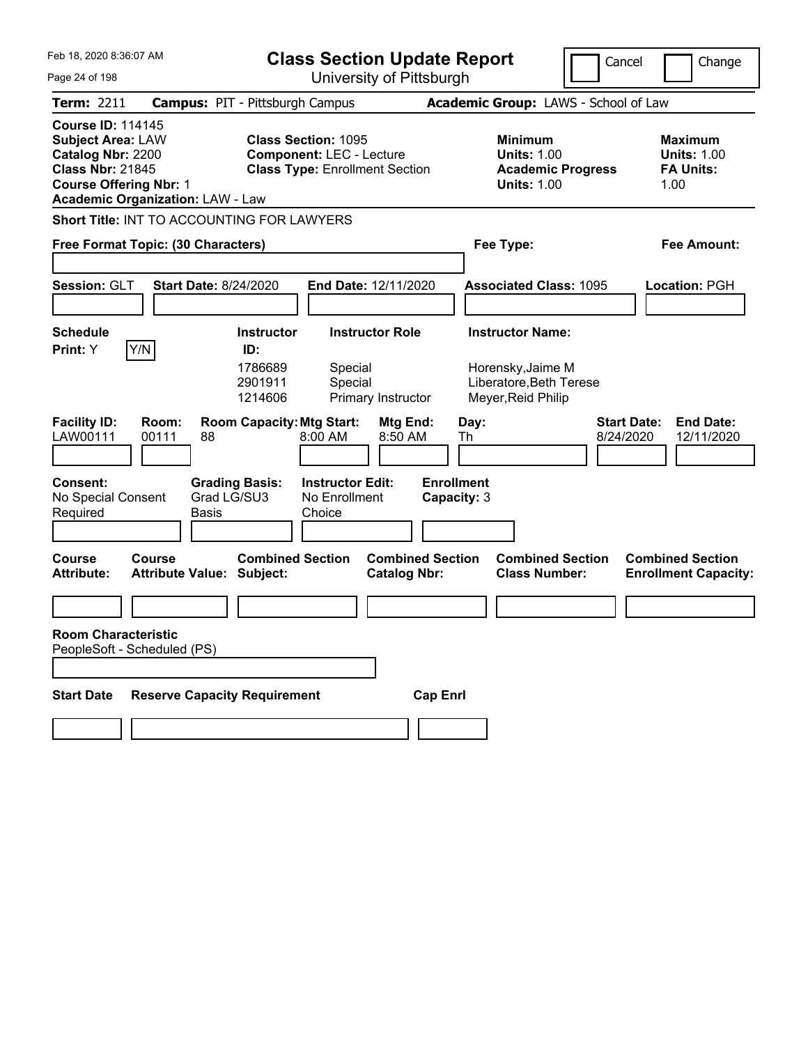Feb 18, 2020 8:36:07 AM

# Class Section Update Report

University of Pittsburgh

Cancel | Change

**Term:** 2211 **Campus:** PIT - Pittsburgh Campus **Academic Group:** LAWS - School of Law

**Course ID:** 114145
**Subject Area:** LAW
**Catalog Nbr:** 2200
**Class Nbr:** 21845
**Course Offering Nbr:** 1
**Academic Organization:** LAW - Law

**Class Section:** 1095
**Component:** LEC - Lecture
**Class Type:** Enrollment Section

**Minimum Units:** 1.00
**Academic Progress Units:** 1.00

**Maximum Units:** 1.00
**FA Units:** 1.00

**Short Title:** INT TO ACCOUNTING FOR LAWYERS

**Free Format Topic: (30 Characters)**

**Fee Type:**

**Fee Amount:**

**Session:** GLT **Start Date:** 8/24/2020 **End Date:** 12/11/2020 **Associated Class:** 1095 **Location:** PGH

**Schedule Print:** Y Y/N

| Instructor ID: | Instructor Role | Instructor Name: |
|---|---|---|
| 1786689 | Special | Horensky,Jaime M |
| 2901911 | Special | Liberatore,Beth Terese |
| 1214606 | Primary Instructor | Meyer,Reid Philip |

| Facility ID: | Room: | Room Capacity: | Mtg Start: | Mtg End: | Day: | Start Date: | End Date: |
|---|---|---|---|---|---|---|---|
| LAW00111 | 00111 | 88 | 8:00 AM | 8:50 AM | Th | 8/24/2020 | 12/11/2020 |

| Consent: | Grading Basis: | Instructor Edit: | Enrollment Capacity: |
|---|---|---|---|
| No Special Consent Required | Grad LG/SU3 Basis | No Enrollment Choice | 3 |

| Course Attribute: | Course Attribute Value: | Combined Section Subject: | Combined Section Catalog Nbr: | Combined Section Class Number: | Combined Section Enrollment Capacity: |
|---|---|---|---|---|---|
| | | | | | |

**Room Characteristic**
PeopleSoft - Scheduled (PS)

| Start Date | Reserve Capacity Requirement | Cap Enrl |
|---|---|---|
| | | |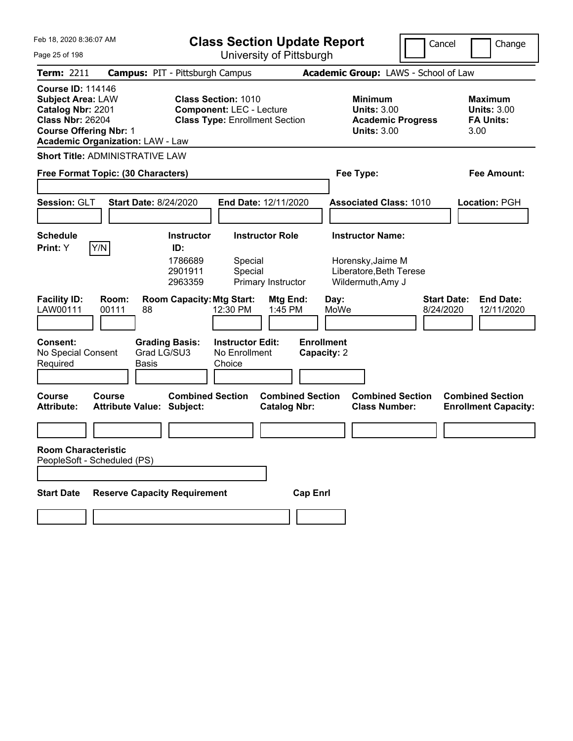Feb 18, 2020 8:36:07 AM

# Class Section Update Report

University of Pittsburgh

Cancel | Change

**Term:** 2211 **Campus:** PIT - Pittsburgh Campus **Academic Group:** LAWS - School of Law

**Course ID:** 114146
**Subject Area:** LAW
**Catalog Nbr:** 2201
**Class Nbr:** 26204
**Course Offering Nbr:** 1
**Academic Organization:** LAW - Law

**Class Section:** 1010
**Component:** LEC - Lecture
**Class Type:** Enrollment Section

**Minimum Units:** 3.00
**Academic Progress Units:** 3.00

**Maximum Units:** 3.00
**FA Units:** 3.00

**Short Title:** ADMINISTRATIVE LAW

**Free Format Topic: (30 Characters)**

**Fee Type:**

**Fee Amount:**

**Session:** GLT **Start Date:** 8/24/2020 **End Date:** 12/11/2020 **Associated Class:** 1010 **Location:** PGH

**Schedule Print:** Y Y/N

| Instructor ID: | Instructor Role | Instructor Name: |
|---|---|---|
| 1786689 | Special | Horensky,Jaime M |
| 2901911 | Special | Liberatore,Beth Terese |
| 2963359 | Primary Instructor | Wildermuth,Amy J |

| Facility ID: | Room: | Room Capacity: | Mtg Start: | Mtg End: | Day: | Start Date: | End Date: |
|---|---|---|---|---|---|---|---|
| LAW00111 | 00111 | 88 | 12:30 PM | 1:45 PM | MoWe | 8/24/2020 | 12/11/2020 |

**Consent:** No Special Consent Required
**Grading Basis:** Grad LG/SU3 Basis
**Instructor Edit:** No Enrollment Choice
**Enrollment Capacity:** 2

| Course Attribute: | Course Attribute Value: | Combined Section Subject: | Combined Section Catalog Nbr: | Combined Section Class Number: | Combined Section Enrollment Capacity: |
|---|---|---|---|---|---|
| | | | | | |

**Room Characteristic**
PeopleSoft - Scheduled (PS)

| Start Date | Reserve Capacity Requirement | Cap Enrl |
|---|---|---|
| | | |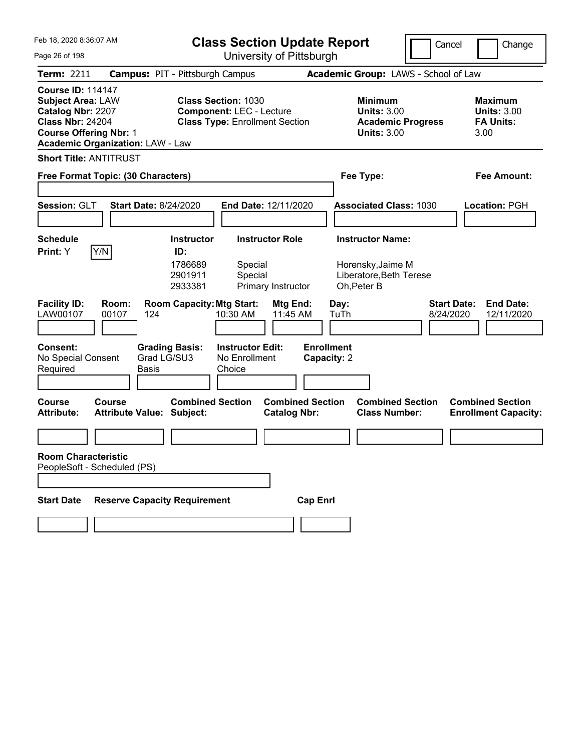# Class Section Update Report

University of Pittsburgh

Cancel | Change

**Term:** 2211 **Campus:** PIT - Pittsburgh Campus **Academic Group:** LAWS - School of Law

**Course ID:** 114147
**Subject Area:** LAW
**Catalog Nbr:** 2207
**Class Nbr:** 24204
**Course Offering Nbr:** 1
**Academic Organization:** LAW - Law

**Class Section:** 1030
**Component:** LEC - Lecture
**Class Type:** Enrollment Section

**Minimum Units:** 3.00
**Academic Progress Units:** 3.00

**Maximum Units:** 3.00
**FA Units:** 3.00

**Short Title:** ANTITRUST

**Free Format Topic: (30 Characters)**

**Fee Type:**

**Fee Amount:**

**Session:** GLT **Start Date:** 8/24/2020 **End Date:** 12/11/2020 **Associated Class:** 1030 **Location:** PGH

**Schedule Print:** Y Y/N

| Instructor ID | Instructor Role | Instructor Name |
|---|---|---|
| 1786689 | Special | Horensky,Jaime M |
| 2901911 | Special | Liberatore,Beth Terese |
| 2933381 | Primary Instructor | Oh,Peter B |

| Facility ID: | Room: | Room Capacity: | Mtg Start: | Mtg End: | Day: | Start Date: | End Date: |
|---|---|---|---|---|---|---|---|
| LAW00107 | 00107 | 124 | 10:30 AM | 11:45 AM | TuTh | 8/24/2020 | 12/11/2020 |

**Consent:** No Special Consent Required
**Grading Basis:** Grad LG/SU3 Basis
**Instructor Edit:** No Enrollment Choice
**Enrollment Capacity:** 2

| Course Attribute: | Course Attribute Value: | Combined Section Subject: | Combined Section Catalog Nbr: | Combined Section Class Number: | Combined Section Enrollment Capacity: |
|---|---|---|---|---|---|
| | | | | | |

**Room Characteristic**
PeopleSoft - Scheduled (PS)

| Start Date | Reserve Capacity Requirement | Cap Enrl |
|---|---|---|
| | | |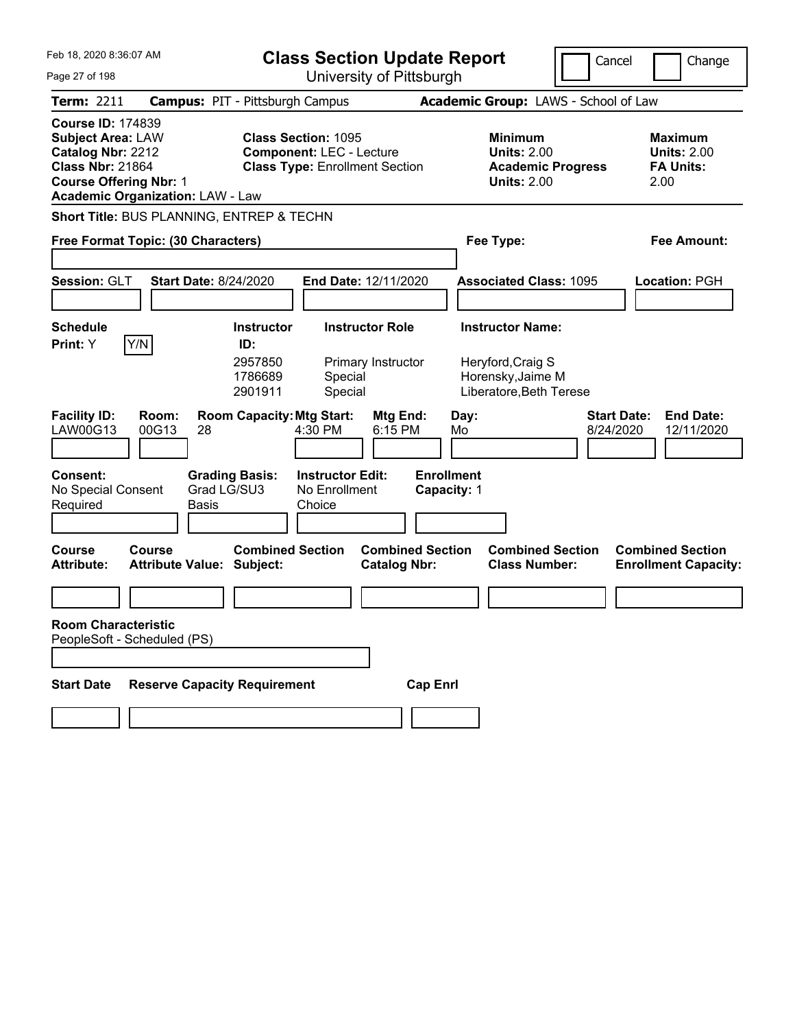Feb 18, 2020 8:36:07 AM

# Class Section Update Report

University of Pittsburgh

Cancel | Change

**Term:** 2211 **Campus:** PIT - Pittsburgh Campus **Academic Group:** LAWS - School of Law

**Course ID:** 174839
**Subject Area:** LAW
**Catalog Nbr:** 2212
**Class Nbr:** 21864
**Course Offering Nbr:** 1
**Academic Organization:** LAW - Law

**Class Section:** 1095
**Component:** LEC - Lecture
**Class Type:** Enrollment Section

**Minimum Units:** 2.00
**Academic Progress Units:** 2.00

**Maximum Units:** 2.00
**FA Units:** 2.00

**Short Title:** BUS PLANNING, ENTREP & TECHN

**Free Format Topic: (30 Characters)** **Fee Type:** **Fee Amount:**

**Session:** GLT **Start Date:** 8/24/2020 **End Date:** 12/11/2020 **Associated Class:** 1095 **Location:** PGH

**Schedule Print:** Y Y/N

| Instructor ID: | Instructor Role | Instructor Name: |
|---|---|---|
| 2957850 | Primary Instructor | Heryford,Craig S |
| 1786689 | Special | Horensky,Jaime M |
| 2901911 | Special | Liberatore,Beth Terese |

| Facility ID: | Room: | Room Capacity: | Mtg Start: | Mtg End: | Day: | Start Date: | End Date: |
|---|---|---|---|---|---|---|---|
| LAW00G13 | 00G13 | 28 | 4:30 PM | 6:15 PM | Mo | 8/24/2020 | 12/11/2020 |

**Consent:** No Special Consent Required
**Grading Basis:** Grad LG/SU3 Basis
**Instructor Edit:** No Enrollment Choice
**Enrollment Capacity:** 1

| Course Attribute: | Course Attribute Value: | Combined Section Subject: | Combined Section Catalog Nbr: | Combined Section Class Number: | Combined Section Enrollment Capacity: |
|---|---|---|---|---|---|
| | | | | | |

**Room Characteristic**
PeopleSoft - Scheduled (PS)

| Start Date | Reserve Capacity Requirement | Cap Enrl |
|---|---|---|
| | | |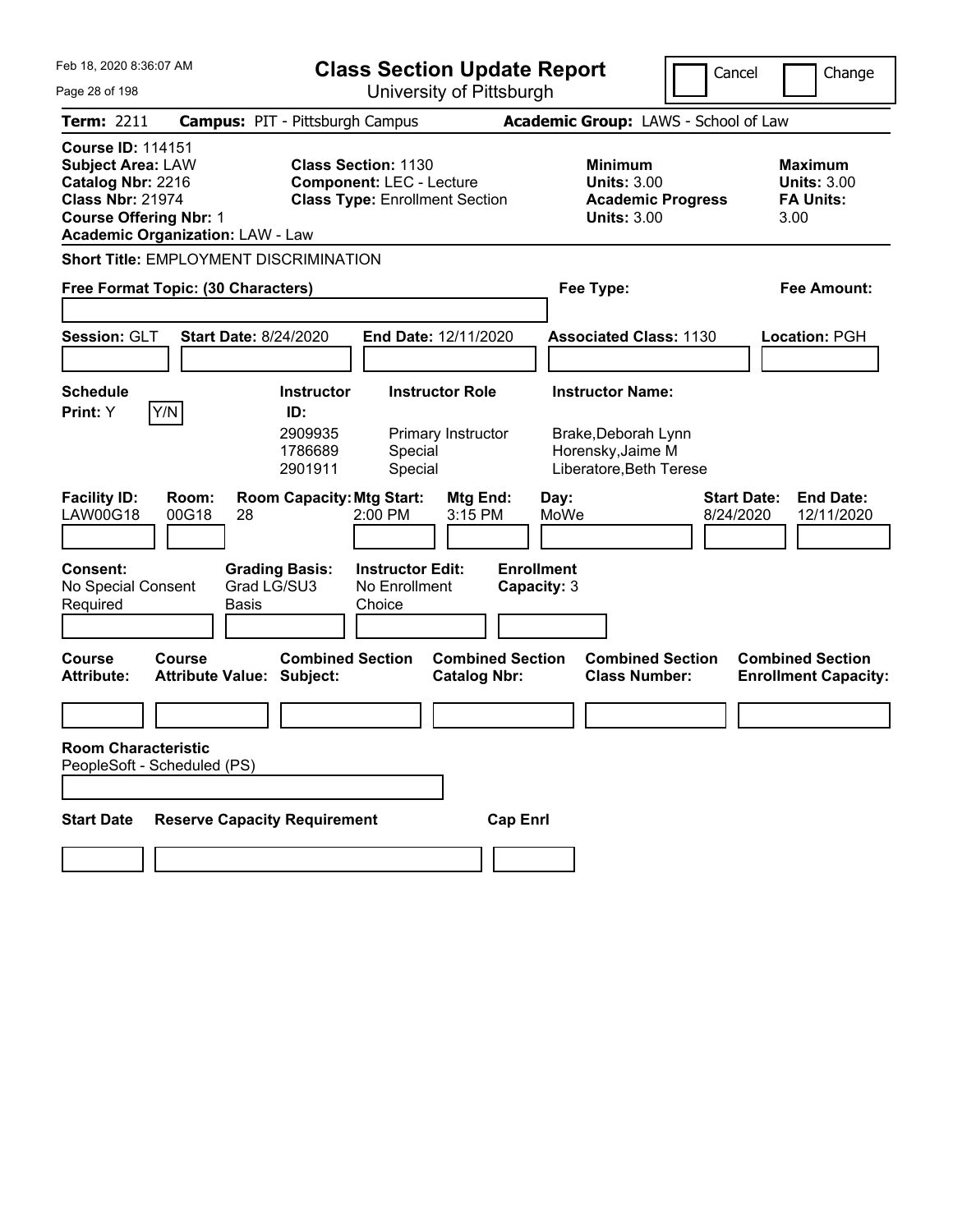# Class Section Update Report

University of Pittsburgh

Feb 18, 2020 8:36:07 AM

Cancel Change

**Term:** 2211 **Campus:** PIT - Pittsburgh Campus **Academic Group:** LAWS - School of Law

**Course ID:** 114151
**Subject Area:** LAW
**Catalog Nbr:** 2216
**Class Nbr:** 21974
**Course Offering Nbr:** 1
**Academic Organization:** LAW - Law

**Class Section:** 1130
**Component:** LEC - Lecture
**Class Type:** Enrollment Section

**Minimum**
**Units:** 3.00
**Academic Progress Units:** 3.00

**Maximum**
**Units:** 3.00
**FA Units:** 3.00

**Short Title:** EMPLOYMENT DISCRIMINATION

**Free Format Topic: (30 Characters)**

**Fee Type:**

**Fee Amount:**

**Session:** GLT **Start Date:** 8/24/2020 **End Date:** 12/11/2020 **Associated Class:** 1130 **Location:** PGH

**Schedule Print:** Y Y/N

| Instructor ID: | Instructor Role | Instructor Name: |
|---|---|---|
| 2909935 | Primary Instructor | Brake,Deborah Lynn |
| 1786689 | Special | Horensky,Jaime M |
| 2901911 | Special | Liberatore,Beth Terese |

| Facility ID: | Room: | Room Capacity: | Mtg Start: | Mtg End: | Day: | Start Date: | End Date: |
|---|---|---|---|---|---|---|---|
| LAW00G18 | 00G18 | 28 | 2:00 PM | 3:15 PM | MoWe | 8/24/2020 | 12/11/2020 |

**Consent:** No Special Consent Required
**Grading Basis:** Grad LG/SU3 Basis
**Instructor Edit:** No Enrollment Choice
**Enrollment Capacity:** 3

| Course Attribute: | Course Attribute Value: | Combined Section Subject: | Combined Section Catalog Nbr: | Combined Section Class Number: | Combined Section Enrollment Capacity: |
|---|---|---|---|---|---|
| | | | | | |

**Room Characteristic**
PeopleSoft - Scheduled (PS)

| Start Date | Reserve Capacity Requirement | Cap Enrl |
|---|---|---|
| | | |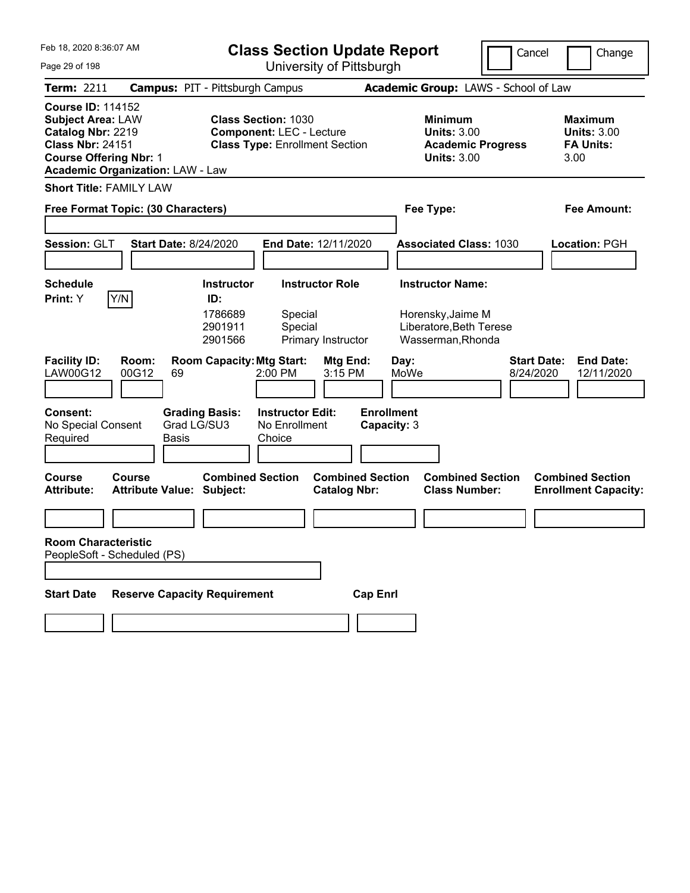# Class Section Update Report

University of Pittsburgh

Feb 18, 2020 8:36:07 AM

Cancel | Change

**Term:** 2211 **Campus:** PIT - Pittsburgh Campus **Academic Group:** LAWS - School of Law

**Course ID:** 114152
**Subject Area:** LAW
**Catalog Nbr:** 2219
**Class Nbr:** 24151
**Course Offering Nbr:** 1
**Academic Organization:** LAW - Law

**Class Section:** 1030
**Component:** LEC - Lecture
**Class Type:** Enrollment Section

**Minimum Units:** 3.00
**Academic Progress Units:** 3.00

**Maximum Units:** 3.00
**FA Units:** 3.00

**Short Title:** FAMILY LAW

**Free Format Topic: (30 Characters)**

**Fee Type:**

**Fee Amount:**

**Session:** GLT **Start Date:** 8/24/2020 **End Date:** 12/11/2020 **Associated Class:** 1030 **Location:** PGH

**Schedule Print:** Y Y/N

| Instructor ID | Instructor Role | Instructor Name |
|---|---|---|
| 1786689 | Special | Horensky,Jaime M |
| 2901911 | Special | Liberatore,Beth Terese |
| 2901566 | Primary Instructor | Wasserman,Rhonda |

| Facility ID | Room | Room Capacity | Mtg Start | Mtg End | Day | Start Date | End Date |
|---|---|---|---|---|---|---|---|
| LAW00G12 | 00G12 | 69 | 2:00 PM | 3:15 PM | MoWe | 8/24/2020 | 12/11/2020 |

**Consent:** No Special Consent Required
**Grading Basis:** Grad LG/SU3 Basis
**Instructor Edit:** No Enrollment Choice
**Enrollment Capacity:** 3

| Course Attribute | Course Attribute Value | Combined Section Subject | Combined Section Catalog Nbr | Combined Section Class Number | Combined Section Enrollment Capacity |
|---|---|---|---|---|---|
| | | | | | |

**Room Characteristic**
PeopleSoft - Scheduled (PS)

| Start Date | Reserve Capacity Requirement | Cap Enrl |
|---|---|---|
| | | |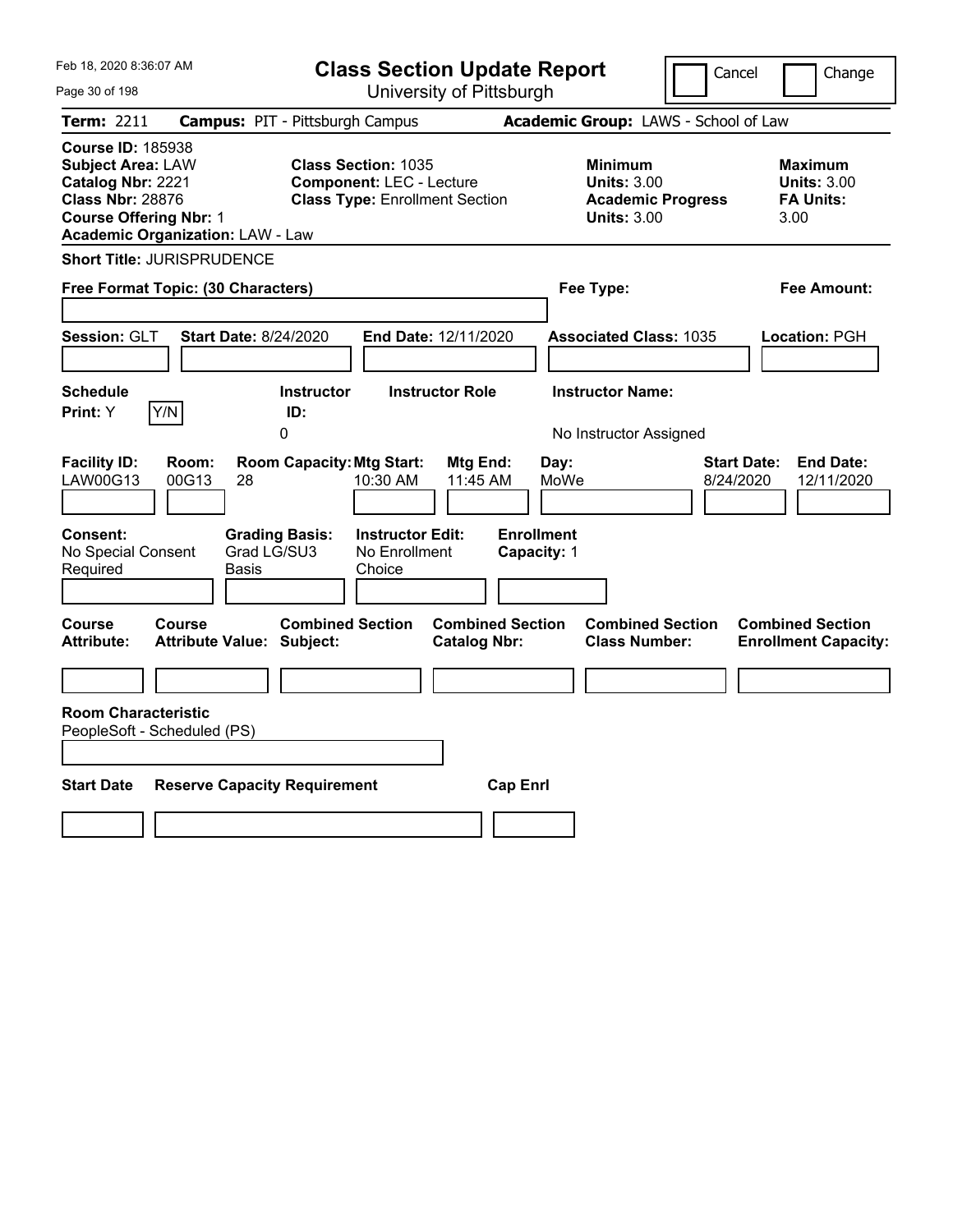# Class Section Update Report

University of Pittsburgh

Cancel | Change

**Term:** 2211 **Campus:** PIT - Pittsburgh Campus **Academic Group:** LAWS - School of Law

**Course ID:** 185938
**Subject Area:** LAW
**Catalog Nbr:** 2221
**Class Nbr:** 28876
**Course Offering Nbr:** 1
**Academic Organization:** LAW - Law

**Class Section:** 1035
**Component:** LEC - Lecture
**Class Type:** Enrollment Section

**Minimum Units:** 3.00
**Academic Progress Units:** 3.00

**Maximum Units:** 3.00
**FA Units:** 3.00

**Short Title:** JURISPRUDENCE

**Free Format Topic: (30 Characters)**

**Fee Type:**

**Fee Amount:**

**Session:** GLT **Start Date:** 8/24/2020 **End Date:** 12/11/2020 **Associated Class:** 1035 **Location:** PGH

| Schedule Print | Instructor ID | Instructor Role | Instructor Name |
|---|---|---|---|
| Y | 0 | | No Instructor Assigned |

| Facility ID | Room | Room Capacity | Mtg Start | Mtg End | Day | Start Date | End Date |
|---|---|---|---|---|---|---|---|
| LAW00G13 | 00G13 | 28 | 10:30 AM | 11:45 AM | MoWe | 8/24/2020 | 12/11/2020 |

| Consent | Grading Basis | Instructor Edit | Enrollment Capacity |
|---|---|---|---|
| No Special Consent Required | Grad LG/SU3 Basis | No Enrollment Choice | 1 |

| Course Attribute | Course Attribute Value | Combined Section Subject | Combined Section Catalog Nbr | Combined Section Class Number | Combined Section Enrollment Capacity |
|---|---|---|---|---|---|
| | | | | | |

**Room Characteristic**
PeopleSoft - Scheduled (PS)

| Start Date | Reserve Capacity Requirement | Cap Enrl |
|---|---|---|
| | | |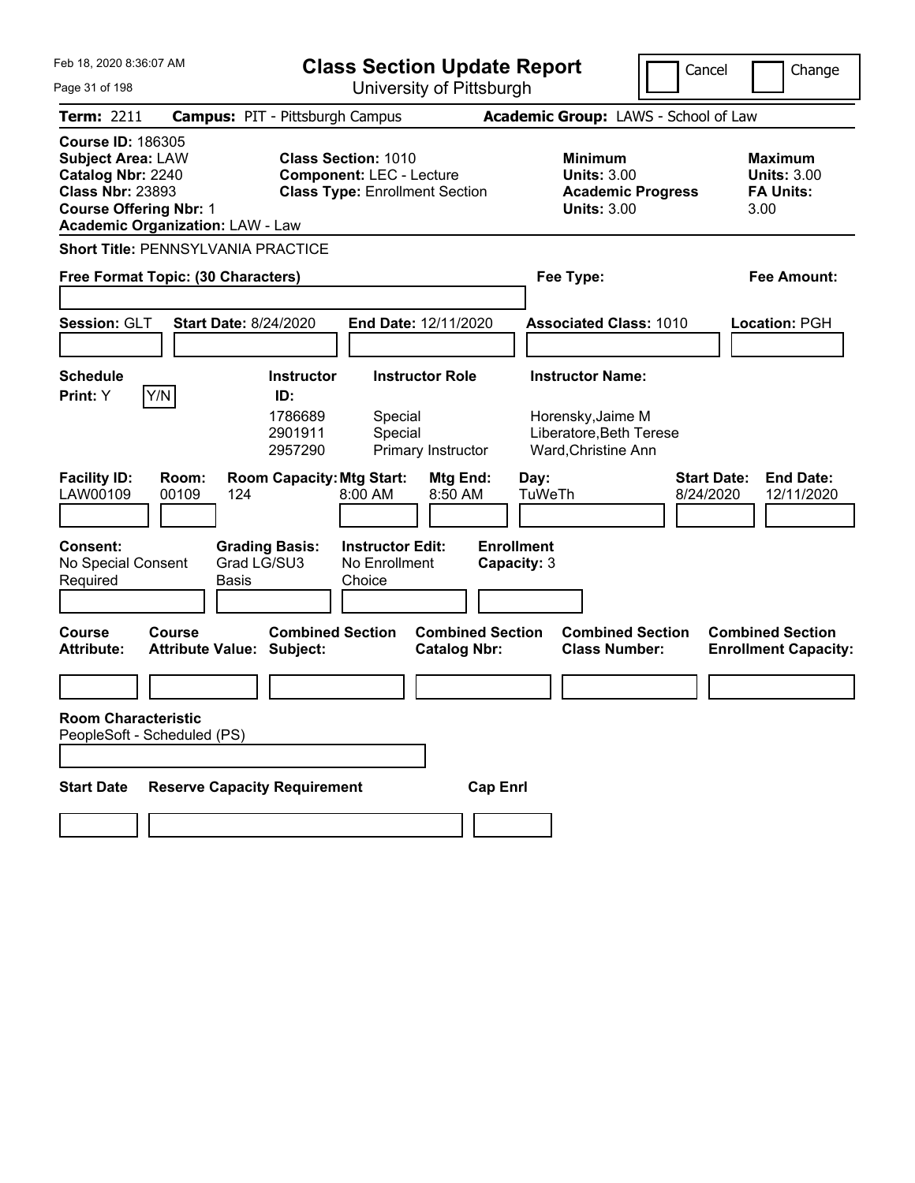Feb 18, 2020 8:36:07 AM

# Class Section Update Report

University of Pittsburgh

Cancel | Change

**Term:** 2211 **Campus:** PIT - Pittsburgh Campus **Academic Group:** LAWS - School of Law

**Course ID:** 186305
**Subject Area:** LAW
**Catalog Nbr:** 2240
**Class Nbr:** 23893
**Course Offering Nbr:** 1
**Academic Organization:** LAW - Law

**Class Section:** 1010
**Component:** LEC - Lecture
**Class Type:** Enrollment Section

**Minimum Units:** 3.00
**Academic Progress Units:** 3.00

**Maximum Units:** 3.00
**FA Units:** 3.00

**Short Title:** PENNSYLVANIA PRACTICE

**Free Format Topic: (30 Characters)**

**Fee Type:**

**Fee Amount:**

**Session:** GLT **Start Date:** 8/24/2020 **End Date:** 12/11/2020 **Associated Class:** 1010 **Location:** PGH

**Schedule Print:** Y [Y/N]

| Instructor ID | Instructor Role | Instructor Name |
|---|---|---|
| 1786689 | Special | Horensky,Jaime M |
| 2901911 | Special | Liberatore,Beth Terese |
| 2957290 | Primary Instructor | Ward,Christine Ann |

| Facility ID | Room | Room Capacity | Mtg Start | Mtg End | Day | Start Date | End Date |
|---|---|---|---|---|---|---|---|
| LAW00109 | 00109 | 124 | 8:00 AM | 8:50 AM | TuWeTh | 8/24/2020 | 12/11/2020 |

**Consent:** No Special Consent Required
**Grading Basis:** Grad LG/SU3 Basis
**Instructor Edit:** No Enrollment Choice
**Enrollment Capacity:** 3

| Course Attribute | Course Attribute Value | Combined Section Subject | Combined Section Catalog Nbr | Combined Section Class Number | Combined Section Enrollment Capacity |
|---|---|---|---|---|---|
| | | | | | |

**Room Characteristic**
PeopleSoft - Scheduled (PS)

| Start Date | Reserve Capacity Requirement | Cap Enrl |
|---|---|---|
| | | |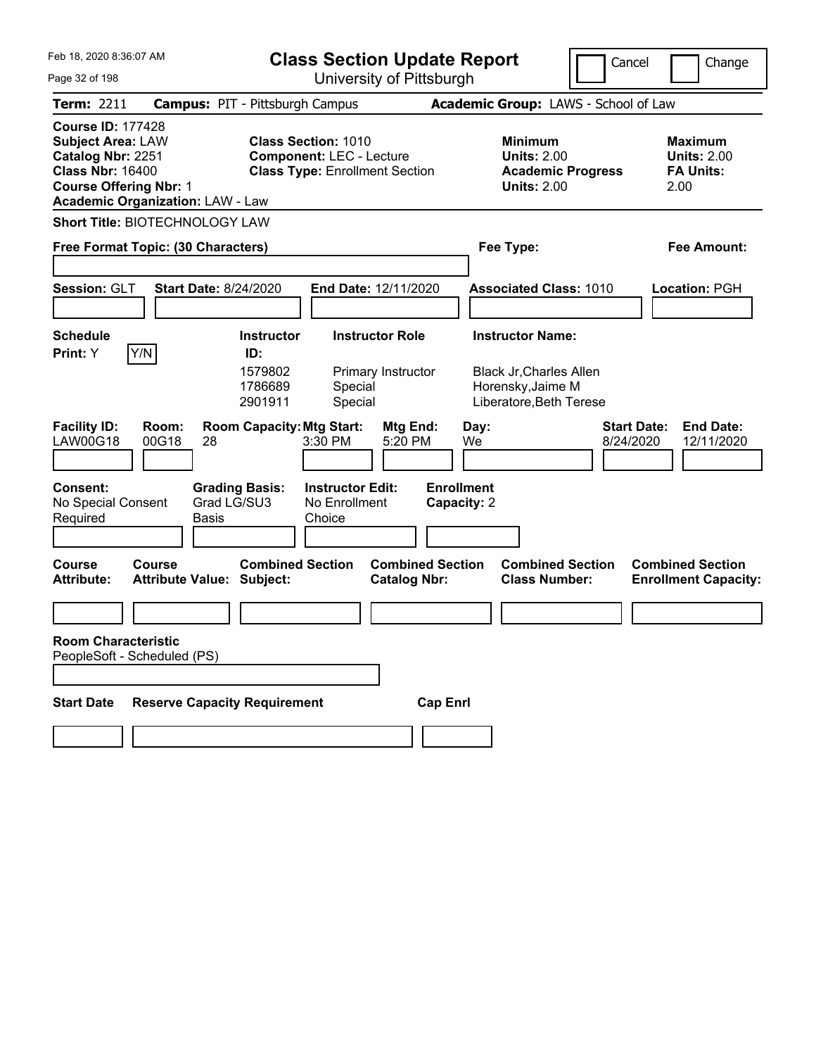Feb 18, 2020 8:36:07 AM

# Class Section Update Report

University of Pittsburgh

Cancel | Change

**Term:** 2211 **Campus:** PIT - Pittsburgh Campus **Academic Group:** LAWS - School of Law

**Course ID:** 177428
**Subject Area:** LAW
**Catalog Nbr:** 2251
**Class Nbr:** 16400
**Course Offering Nbr:** 1
**Academic Organization:** LAW - Law

**Class Section:** 1010
**Component:** LEC - Lecture
**Class Type:** Enrollment Section

**Minimum Units:** 2.00
**Academic Progress Units:** 2.00

**Maximum Units:** 2.00
**FA Units:** 2.00

**Short Title:** BIOTECHNOLOGY LAW

**Free Format Topic: (30 Characters)** | **Fee Type:** | **Fee Amount:**

**Session:** GLT **Start Date:** 8/24/2020 **End Date:** 12/11/2020 **Associated Class:** 1010 **Location:** PGH

**Schedule Print:** Y Y/N

| Instructor ID | Instructor Role | Instructor Name |
|---|---|---|
| 1579802 | Primary Instructor | Black Jr,Charles Allen |
| 1786689 | Special | Horensky,Jaime M |
| 2901911 | Special | Liberatore,Beth Terese |

| Facility ID | Room | Room Capacity | Mtg Start | Mtg End | Day | Start Date | End Date |
|---|---|---|---|---|---|---|---|
| LAW00G18 | 00G18 | 28 | 3:30 PM | 5:20 PM | We | 8/24/2020 | 12/11/2020 |

**Consent:** No Special Consent Required
**Grading Basis:** Grad LG/SU3 Basis
**Instructor Edit:** No Enrollment Choice
**Enrollment Capacity:** 2

| Course Attribute | Course Attribute Value | Combined Section Subject | Combined Section Catalog Nbr | Combined Section Class Number | Combined Section Enrollment Capacity |
|---|---|---|---|---|---|
| | | | | | |

**Room Characteristic**
PeopleSoft - Scheduled (PS)

| Start Date | Reserve Capacity Requirement | Cap Enrl |
|---|---|---|
| | | |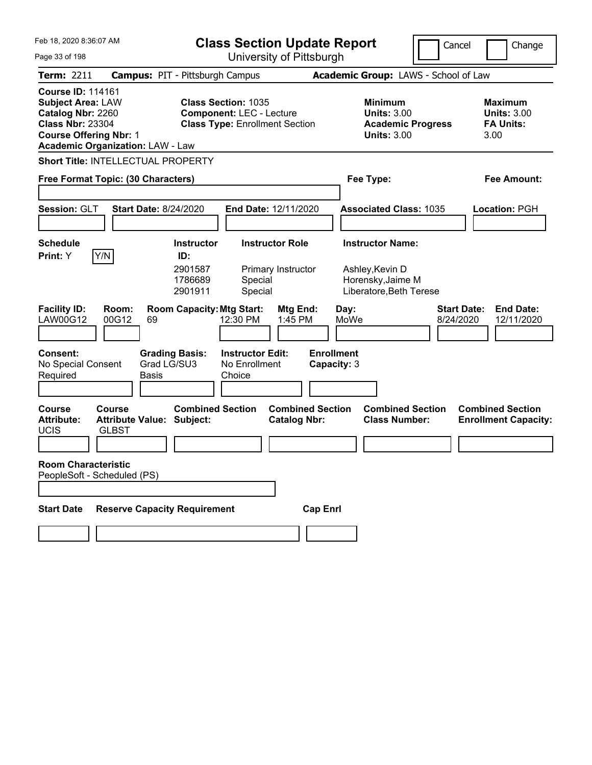Feb 18, 2020 8:36:07 AM

# Class Section Update Report

University of Pittsburgh

Cancel | Change

**Term:** 2211 **Campus:** PIT - Pittsburgh Campus **Academic Group:** LAWS - School of Law

**Course ID:** 114161
**Subject Area:** LAW
**Catalog Nbr:** 2260
**Class Nbr:** 23304
**Course Offering Nbr:** 1
**Academic Organization:** LAW - Law

**Class Section:** 1035
**Component:** LEC - Lecture
**Class Type:** Enrollment Section

**Minimum Units:** 3.00
**Academic Progress Units:** 3.00

**Maximum Units:** 3.00
**FA Units:** 3.00

**Short Title:** INTELLECTUAL PROPERTY

**Free Format Topic: (30 Characters)**

**Fee Type:**

**Fee Amount:**

**Session:** GLT **Start Date:** 8/24/2020 **End Date:** 12/11/2020 **Associated Class:** 1035 **Location:** PGH

**Schedule Print:** Y Y/N

| Instructor ID: | Instructor Role | Instructor Name: |
|---|---|---|
| 2901587 | Primary Instructor | Ashley,Kevin D |
| 1786689 | Special | Horensky,Jaime M |
| 2901911 | Special | Liberatore,Beth Terese |

| Facility ID: | Room: | Room Capacity: | Mtg Start: | Mtg End: | Day: | Start Date: | End Date: |
|---|---|---|---|---|---|---|---|
| LAW00G12 | 00G12 | 69 | 12:30 PM | 1:45 PM | MoWe | 8/24/2020 | 12/11/2020 |

**Consent:** No Special Consent Required
**Grading Basis:** Grad LG/SU3 Basis
**Instructor Edit:** No Enrollment Choice
**Enrollment Capacity:** 3

| Course Attribute: | Course Attribute Value: | Combined Section Subject: | Combined Section Catalog Nbr: | Combined Section Class Number: | Combined Section Enrollment Capacity: |
|---|---|---|---|---|---|
| UCIS | GLBST | | | | |

**Room Characteristic**
PeopleSoft - Scheduled (PS)

**Start Date** **Reserve Capacity Requirement** **Cap Enrl**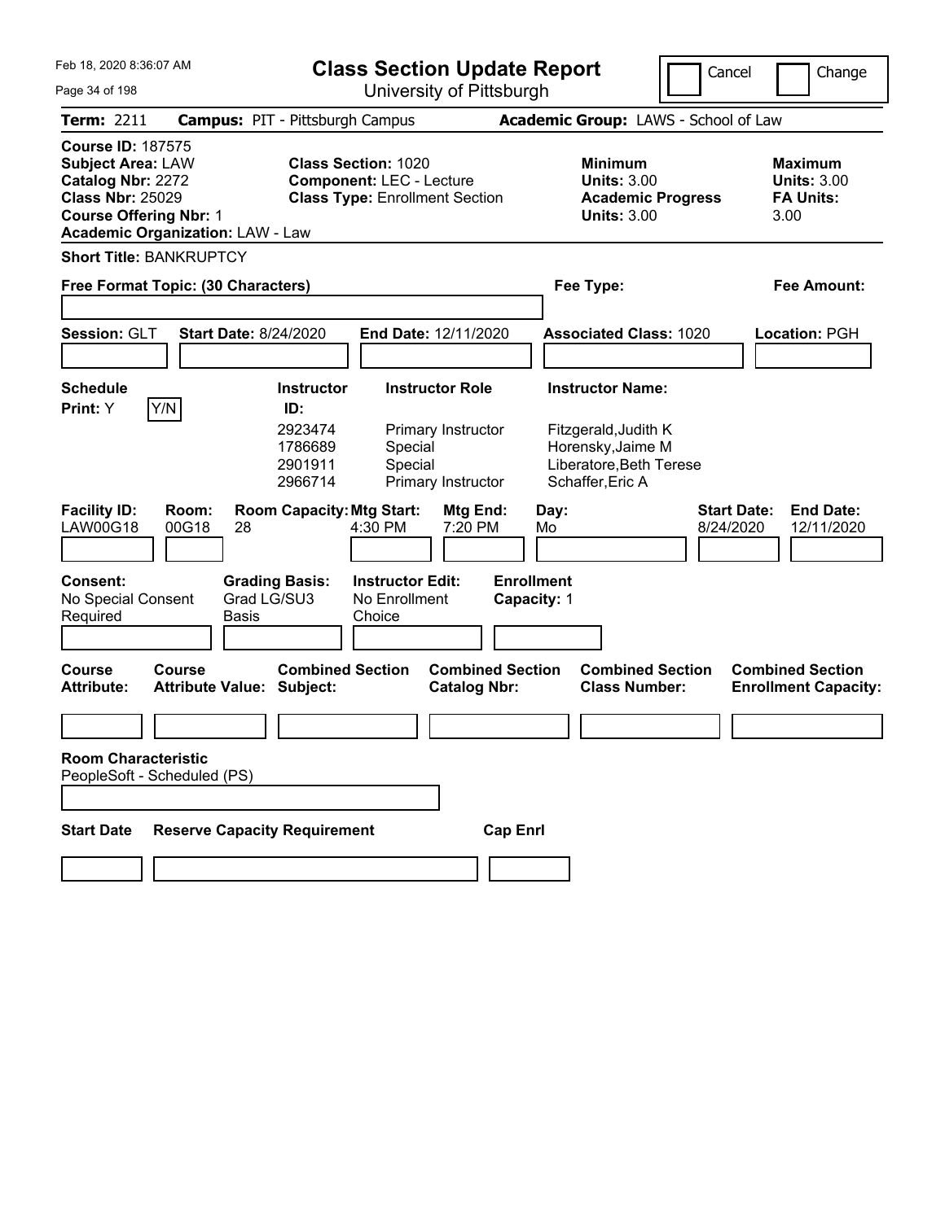Feb 18, 2020 8:36:07 AM

# Class Section Update Report

University of Pittsburgh

Cancel | Change

**Term:** 2211 **Campus:** PIT - Pittsburgh Campus **Academic Group:** LAWS - School of Law

**Course ID:** 187575
**Subject Area:** LAW
**Catalog Nbr:** 2272
**Class Nbr:** 25029
**Course Offering Nbr:** 1
**Academic Organization:** LAW - Law

**Class Section:** 1020
**Component:** LEC - Lecture
**Class Type:** Enrollment Section

**Minimum Units:** 3.00
**Academic Progress Units:** 3.00

**Maximum Units:** 3.00
**FA Units:** 3.00

**Short Title:** BANKRUPTCY

**Free Format Topic: (30 Characters)**

**Fee Type:**

**Fee Amount:**

**Session:** GLT **Start Date:** 8/24/2020 **End Date:** 12/11/2020 **Associated Class:** 1020 **Location:** PGH

**Schedule Print:** Y Y/N

| Instructor ID: | Instructor Role | Instructor Name: |
|---|---|---|
| 2923474 | Primary Instructor | Fitzgerald,Judith K |
| 1786689 | Special | Horensky,Jaime M |
| 2901911 | Special | Liberatore,Beth Terese |
| 2966714 | Primary Instructor | Schaffer,Eric A |

| Facility ID: | Room: | Room Capacity: | Mtg Start: | Mtg End: | Day: | Start Date: | End Date: |
|---|---|---|---|---|---|---|---|
| LAW00G18 | 00G18 | 28 | 4:30 PM | 7:20 PM | Mo | 8/24/2020 | 12/11/2020 |

| Consent: | Grading Basis: | Instructor Edit: | Enrollment Capacity: |
|---|---|---|---|
| No Special Consent Required | Grad LG/SU3 Basis | No Enrollment Choice | 1 |

| Course Attribute: | Course Attribute Value: | Combined Section Subject: | Combined Section Catalog Nbr: | Combined Section Class Number: | Combined Section Enrollment Capacity: |
|---|---|---|---|---|---|
| | | | | | |

**Room Characteristic**
PeopleSoft - Scheduled (PS)

| Start Date | Reserve Capacity Requirement | Cap Enrl |
|---|---|---|
| | | |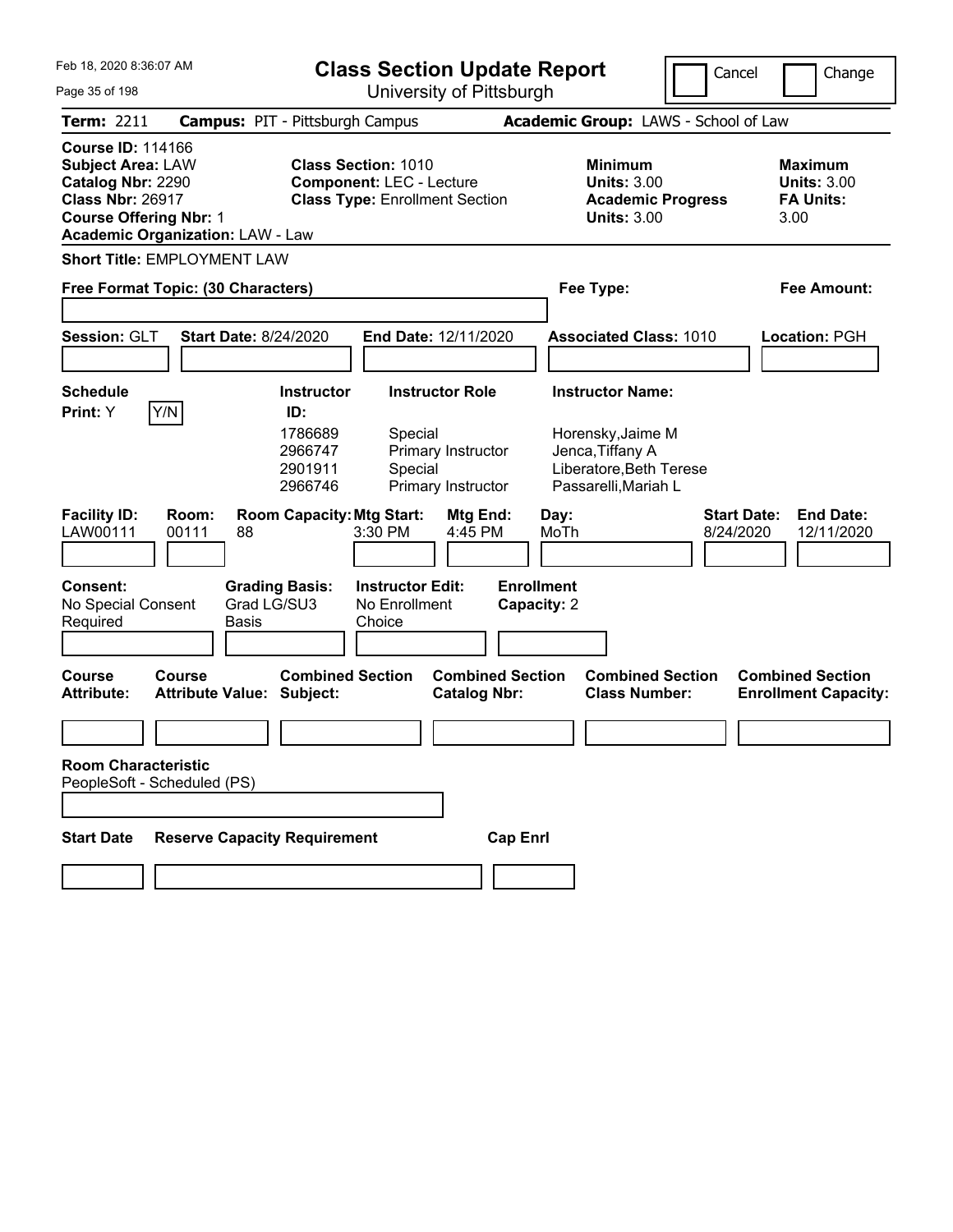# Class Section Update Report

University of Pittsburgh

Feb 18, 2020 8:36:07 AM

Cancel | Change

**Term:** 2211 **Campus:** PIT - Pittsburgh Campus **Academic Group:** LAWS - School of Law

**Course ID:** 114166
**Subject Area:** LAW
**Catalog Nbr:** 2290
**Class Nbr:** 26917
**Course Offering Nbr:** 1
**Academic Organization:** LAW - Law

**Class Section:** 1010
**Component:** LEC - Lecture
**Class Type:** Enrollment Section

**Minimum Units:** 3.00
**Academic Progress Units:** 3.00

**Maximum Units:** 3.00
**FA Units:** 3.00

**Short Title:** EMPLOYMENT LAW

**Free Format Topic: (30 Characters)**

**Fee Type:**

**Fee Amount:**

**Session:** GLT **Start Date:** 8/24/2020 **End Date:** 12/11/2020 **Associated Class:** 1010 **Location:** PGH

**Schedule Print:** Y Y/N

| Instructor ID | Instructor Role | Instructor Name |
|---|---|---|
| 1786689 | Special | Horensky,Jaime M |
| 2966747 | Primary Instructor | Jenca,Tiffany A |
| 2901911 | Special | Liberatore,Beth Terese |
| 2966746 | Primary Instructor | Passarelli,Mariah L |

| Facility ID | Room | Room Capacity | Mtg Start | Mtg End | Day | Start Date | End Date |
|---|---|---|---|---|---|---|---|
| LAW00111 | 00111 | 88 | 3:30 PM | 4:45 PM | MoTh | 8/24/2020 | 12/11/2020 |

**Consent:** No Special Consent Required
**Grading Basis:** Grad LG/SU3 Basis
**Instructor Edit:** No Enrollment Choice
**Enrollment Capacity:** 2

| Course Attribute | Course Attribute Value | Combined Section Subject | Combined Section Catalog Nbr | Combined Section Class Number | Combined Section Enrollment Capacity |
|---|---|---|---|---|---|
| | | | | | |

**Room Characteristic**
PeopleSoft - Scheduled (PS)

| Start Date | Reserve Capacity Requirement | Cap Enrl |
|---|---|---|
| | | |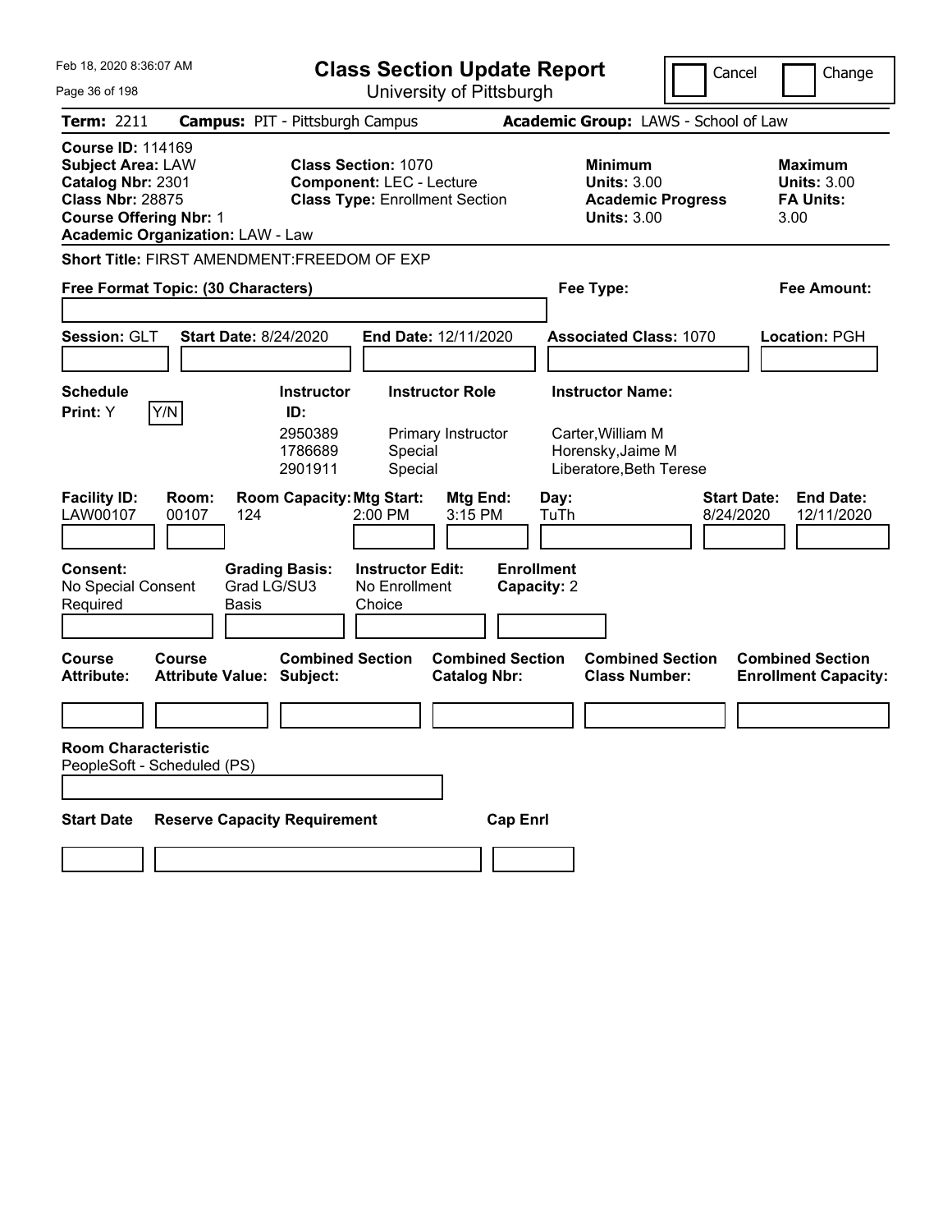Feb 18, 2020 8:36:07 AM

# Class Section Update Report

University of Pittsburgh

Cancel | Change

**Term:** 2211 **Campus:** PIT - Pittsburgh Campus **Academic Group:** LAWS - School of Law

**Course ID:** 114169
**Subject Area:** LAW
**Catalog Nbr:** 2301
**Class Nbr:** 28875
**Course Offering Nbr:** 1
**Academic Organization:** LAW - Law

**Class Section:** 1070
**Component:** LEC - Lecture
**Class Type:** Enrollment Section

**Minimum Units:** 3.00
**Academic Progress Units:** 3.00

**Maximum Units:** 3.00
**FA Units:** 3.00

**Short Title:** FIRST AMENDMENT:FREEDOM OF EXP

**Free Format Topic: (30 Characters)** | **Fee Type:** | **Fee Amount:**

**Session:** GLT **Start Date:** 8/24/2020 **End Date:** 12/11/2020 **Associated Class:** 1070 **Location:** PGH

**Schedule Print:** Y Y/N

| Instructor ID: | Instructor Role | Instructor Name: |
|---|---|---|
| 2950389 | Primary Instructor | Carter,William M |
| 1786689 | Special | Horensky,Jaime M |
| 2901911 | Special | Liberatore,Beth Terese |

| Facility ID: | Room: | Room Capacity: | Mtg Start: | Mtg End: | Day: | Start Date: | End Date: |
|---|---|---|---|---|---|---|---|
| LAW00107 | 00107 | 124 | 2:00 PM | 3:15 PM | TuTh | 8/24/2020 | 12/11/2020 |

**Consent:** No Special Consent Required
**Grading Basis:** Grad LG/SU3 Basis
**Instructor Edit:** No Enrollment Choice
**Enrollment Capacity:** 2

| Course Attribute: | Course Attribute Value: | Combined Section Subject: | Combined Section Catalog Nbr: | Combined Section Class Number: | Combined Section Enrollment Capacity: |
|---|---|---|---|---|---|
| | | | | | |

**Room Characteristic**
PeopleSoft - Scheduled (PS)

| Start Date | Reserve Capacity Requirement | Cap Enrl |
|---|---|---|
| | | |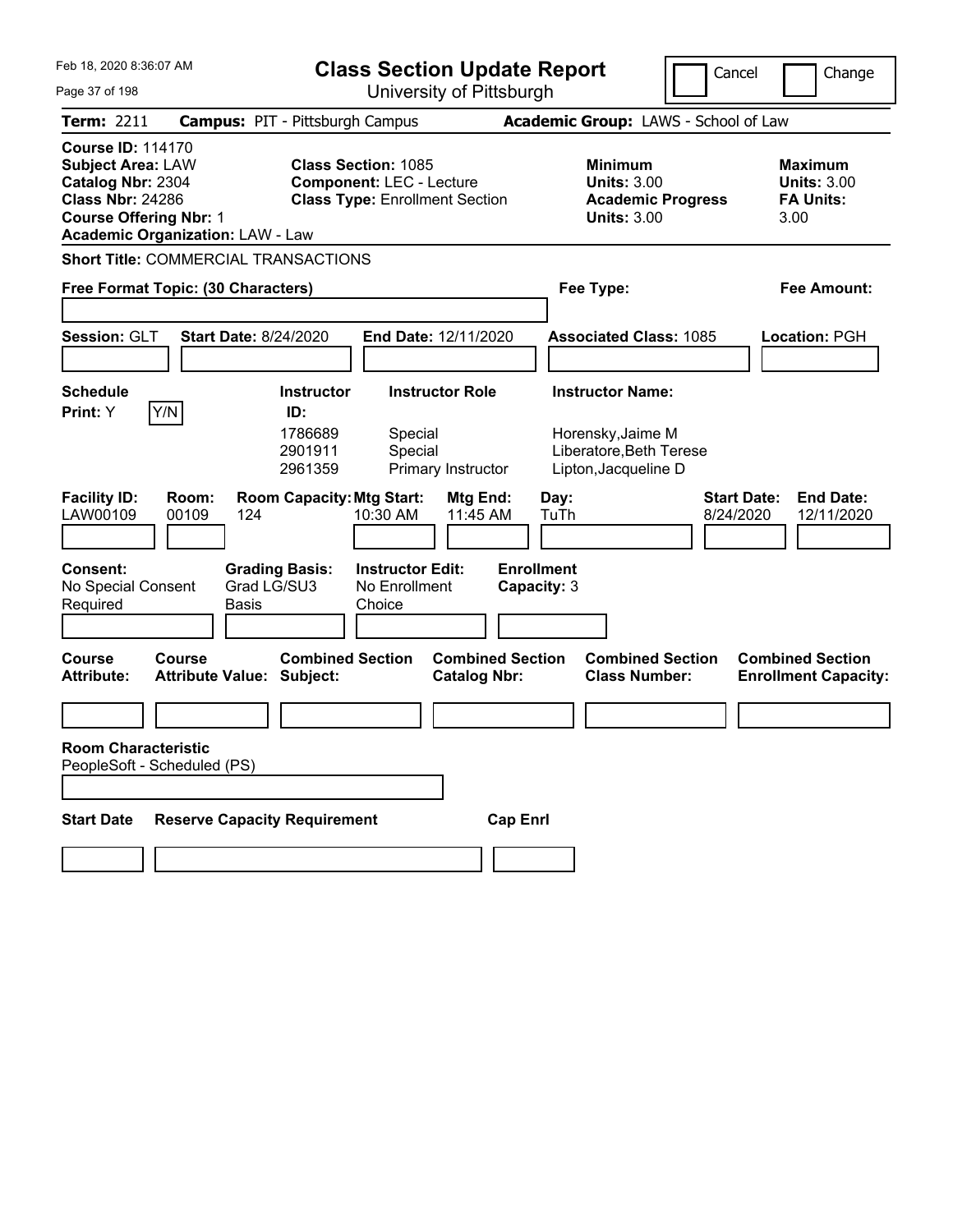# Class Section Update Report

University of Pittsburgh

Feb 18, 2020 8:36:07 AM

Cancel | Change

**Term:** 2211 **Campus:** PIT - Pittsburgh Campus **Academic Group:** LAWS - School of Law

**Course ID:** 114170
**Subject Area:** LAW
**Catalog Nbr:** 2304
**Class Nbr:** 24286
**Course Offering Nbr:** 1
**Academic Organization:** LAW - Law

**Class Section:** 1085
**Component:** LEC - Lecture
**Class Type:** Enrollment Section

**Minimum Units:** 3.00
**Academic Progress Units:** 3.00

**Maximum Units:** 3.00
**FA Units:** 3.00

**Short Title:** COMMERCIAL TRANSACTIONS

**Free Format Topic: (30 Characters)**

**Fee Type:**

**Fee Amount:**

**Session:** GLT **Start Date:** 8/24/2020 **End Date:** 12/11/2020 **Associated Class:** 1085 **Location:** PGH

**Schedule Print:** Y [Y/N]

| Instructor ID: | Instructor Role | Instructor Name: |
|---|---|---|
| 1786689 | Special | Horensky,Jaime M |
| 2901911 | Special | Liberatore,Beth Terese |
| 2961359 | Primary Instructor | Lipton,Jacqueline D |

| Facility ID: | Room: | Room Capacity: | Mtg Start: | Mtg End: | Day: | Start Date: | End Date: |
|---|---|---|---|---|---|---|---|
| LAW00109 | 00109 | 124 | 10:30 AM | 11:45 AM | TuTh | 8/24/2020 | 12/11/2020 |

**Consent:** No Special Consent Required
**Grading Basis:** Grad LG/SU3 Basis
**Instructor Edit:** No Enrollment Choice
**Enrollment Capacity:** 3

| Course Attribute: | Course Attribute Value: | Combined Section Subject: | Combined Section Catalog Nbr: | Combined Section Class Number: | Combined Section Enrollment Capacity: |
|---|---|---|---|---|---|
| | | | | | |

**Room Characteristic**
PeopleSoft - Scheduled (PS)

| Start Date | Reserve Capacity Requirement | Cap Enrl |
|---|---|---|
| | | |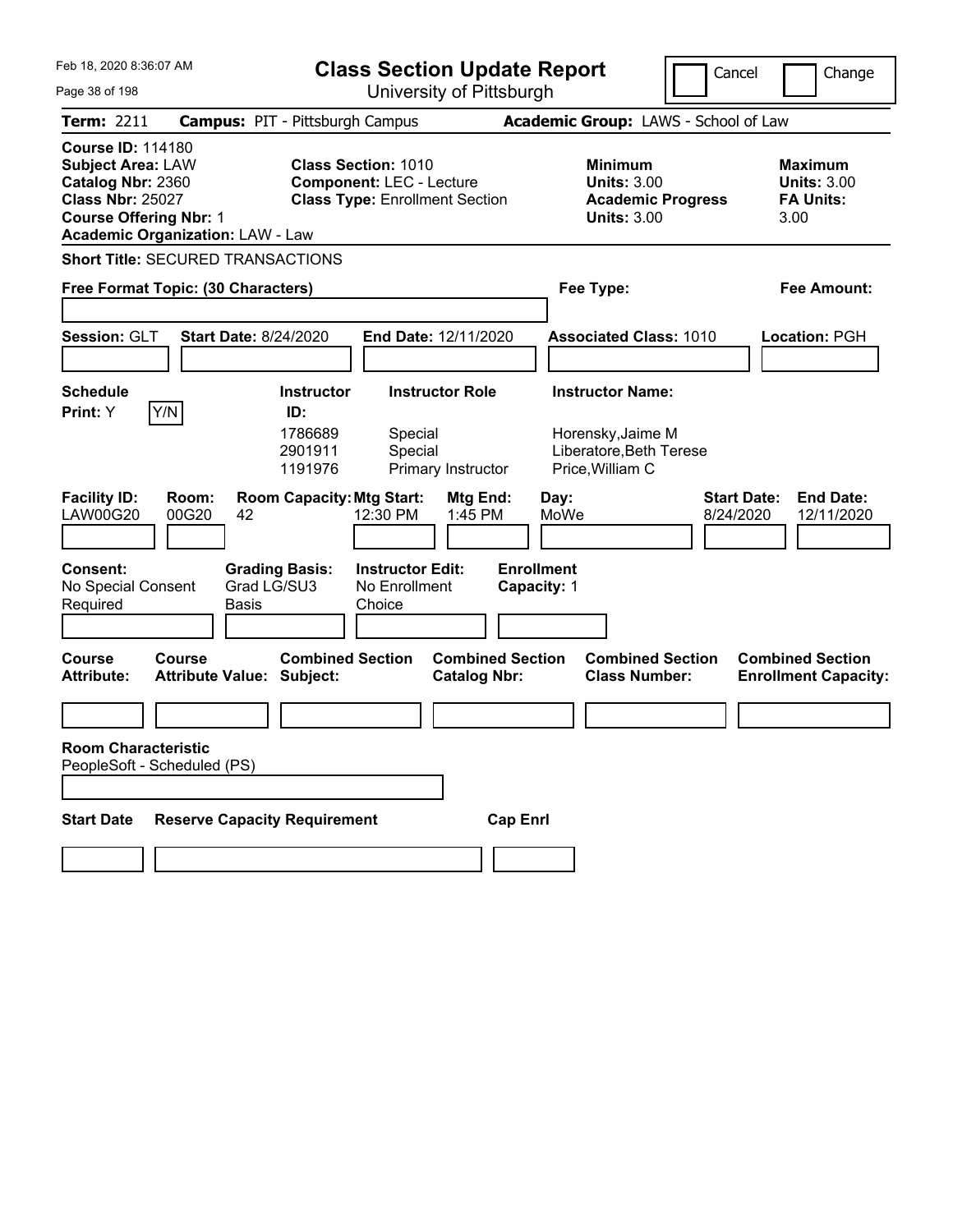# Class Section Update Report

University of Pittsburgh

Cancel | Change

Feb 18, 2020 8:36:07 AM

**Term:** 2211 **Campus:** PIT - Pittsburgh Campus **Academic Group:** LAWS - School of Law

**Course ID:** 114180
**Subject Area:** LAW
**Catalog Nbr:** 2360
**Class Nbr:** 25027
**Course Offering Nbr:** 1
**Academic Organization:** LAW - Law

**Class Section:** 1010
**Component:** LEC - Lecture
**Class Type:** Enrollment Section

**Minimum Units:** 3.00
**Academic Progress Units:** 3.00

**Maximum Units:** 3.00
**FA Units:** 3.00

**Short Title:** SECURED TRANSACTIONS

**Free Format Topic: (30 Characters)**

**Fee Type:**

**Fee Amount:**

**Session:** GLT **Start Date:** 8/24/2020 **End Date:** 12/11/2020 **Associated Class:** 1010 **Location:** PGH

**Schedule Print:** Y Y/N

| Instructor ID: | Instructor Role | Instructor Name: |
|---|---|---|
| 1786689 | Special | Horensky,Jaime M |
| 2901911 | Special | Liberatore,Beth Terese |
| 1191976 | Primary Instructor | Price,William C |

| Facility ID: | Room: | Room Capacity: | Mtg Start: | Mtg End: | Day: | Start Date: | End Date: |
|---|---|---|---|---|---|---|---|
| LAW00G20 | 00G20 | 42 | 12:30 PM | 1:45 PM | MoWe | 8/24/2020 | 12/11/2020 |

**Consent:** No Special Consent Required
**Grading Basis:** Grad LG/SU3 Basis
**Instructor Edit:** No Enrollment Choice
**Enrollment Capacity:** 1

| Course Attribute: | Course Attribute Value: | Combined Section Subject: | Combined Section Catalog Nbr: | Combined Section Class Number: | Combined Section Enrollment Capacity: |
|---|---|---|---|---|---|
| | | | | | |

**Room Characteristic**
PeopleSoft - Scheduled (PS)

| Start Date | Reserve Capacity Requirement | Cap Enrl |
|---|---|---|
| | | |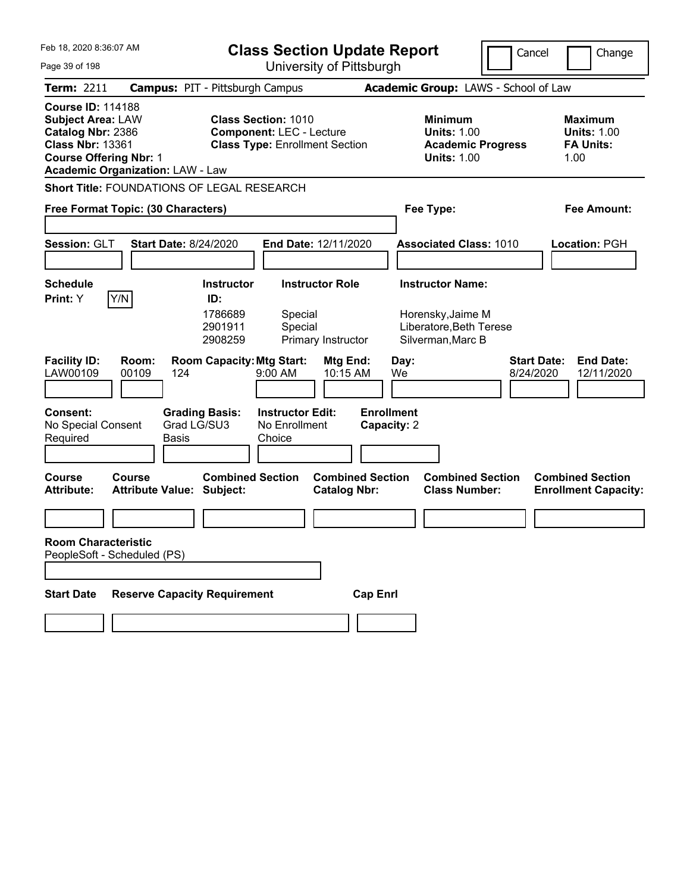Feb 18, 2020 8:36:07 AM

# Class Section Update Report

University of Pittsburgh

Cancel | Change

**Term:** 2211 **Campus:** PIT - Pittsburgh Campus **Academic Group:** LAWS - School of Law

**Course ID:** 114188
**Subject Area:** LAW
**Catalog Nbr:** 2386
**Class Nbr:** 13361
**Course Offering Nbr:** 1
**Academic Organization:** LAW - Law

**Class Section:** 1010
**Component:** LEC - Lecture
**Class Type:** Enrollment Section

**Minimum Units:** 1.00
**Academic Progress Units:** 1.00

**Maximum Units:** 1.00
**FA Units:** 1.00

**Short Title:** FOUNDATIONS OF LEGAL RESEARCH

**Free Format Topic: (30 Characters)**

**Fee Type:**

**Fee Amount:**

**Session:** GLT **Start Date:** 8/24/2020 **End Date:** 12/11/2020 **Associated Class:** 1010 **Location:** PGH

**Schedule Print:** Y Y/N

| Instructor ID: | Instructor Role | Instructor Name: |
|---|---|---|
| 1786689 | Special | Horensky,Jaime M |
| 2901911 | Special | Liberatore,Beth Terese |
| 2908259 | Primary Instructor | Silverman,Marc B |

| Facility ID: | Room: | Room Capacity: | Mtg Start: | Mtg End: | Day: | Start Date: | End Date: |
|---|---|---|---|---|---|---|---|
| LAW00109 | 00109 | 124 | 9:00 AM | 10:15 AM | We | 8/24/2020 | 12/11/2020 |

**Consent:** No Special Consent Required
**Grading Basis:** Grad LG/SU3 Basis
**Instructor Edit:** No Enrollment Choice
**Enrollment Capacity:** 2

| Course Attribute: | Course Attribute Value: | Combined Section Subject: | Combined Section Catalog Nbr: | Combined Section Class Number: | Combined Section Enrollment Capacity: |
|---|---|---|---|---|---|
| | | | | | |

**Room Characteristic**
PeopleSoft - Scheduled (PS)

| Start Date | Reserve Capacity Requirement | Cap Enrl |
|---|---|---|
| | | |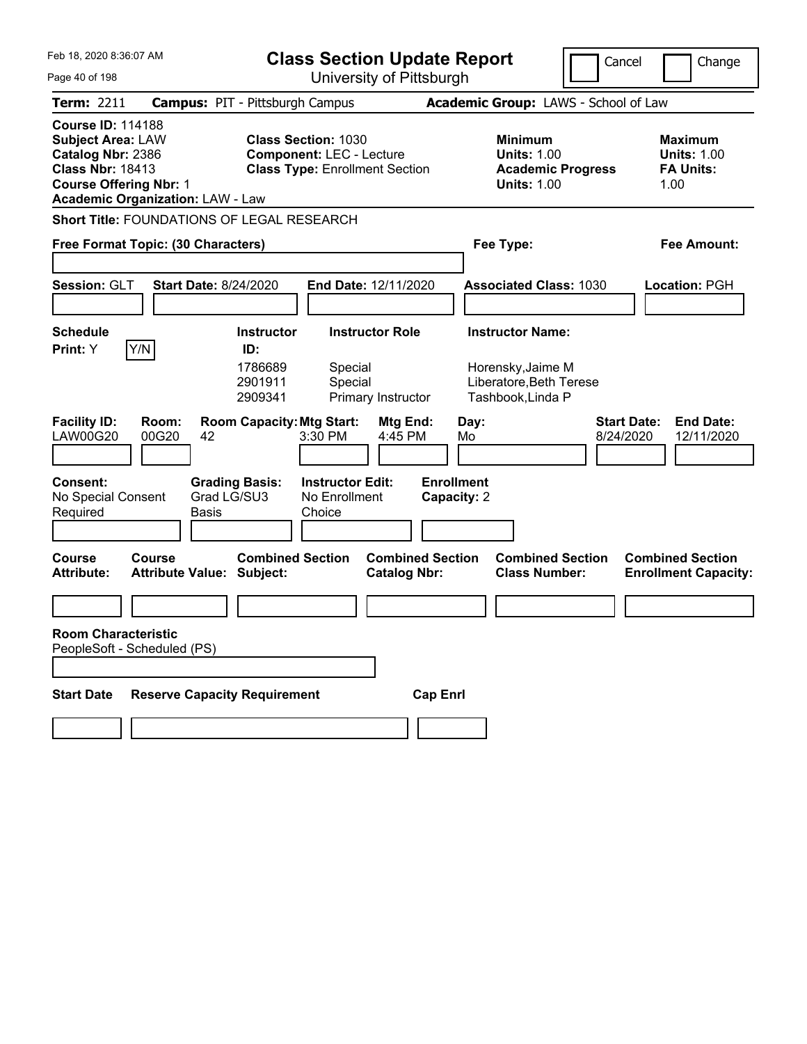Feb 18, 2020 8:36:07 AM

# Class Section Update Report

University of Pittsburgh

Cancel | Change

**Term:** 2211 **Campus:** PIT - Pittsburgh Campus **Academic Group:** LAWS - School of Law

**Course ID:** 114188
**Subject Area:** LAW
**Catalog Nbr:** 2386
**Class Nbr:** 18413
**Course Offering Nbr:** 1
**Academic Organization:** LAW - Law

**Class Section:** 1030
**Component:** LEC - Lecture
**Class Type:** Enrollment Section

**Minimum Units:** 1.00
**Academic Progress Units:** 1.00

**Maximum Units:** 1.00
**FA Units:** 1.00

**Short Title:** FOUNDATIONS OF LEGAL RESEARCH

**Free Format Topic: (30 Characters)**

**Fee Type:**

**Fee Amount:**

**Session:** GLT **Start Date:** 8/24/2020 **End Date:** 12/11/2020 **Associated Class:** 1030 **Location:** PGH

**Schedule Print:** Y [Y/N]

| Instructor ID | Instructor Role | Instructor Name |
|---|---|---|
| 1786689 | Special | Horensky,Jaime M |
| 2901911 | Special | Liberatore,Beth Terese |
| 2909341 | Primary Instructor | Tashbook,Linda P |

| Facility ID | Room | Room Capacity | Mtg Start | Mtg End | Day | Start Date | End Date |
|---|---|---|---|---|---|---|---|
| LAW00G20 | 00G20 | 42 | 3:30 PM | 4:45 PM | Mo | 8/24/2020 | 12/11/2020 |

**Consent:** No Special Consent Required
**Grading Basis:** Grad LG/SU3 Basis
**Instructor Edit:** No Enrollment Choice
**Enrollment Capacity:** 2

| Course Attribute | Course Attribute Value | Combined Section Subject | Combined Section Catalog Nbr | Combined Section Class Number | Combined Section Enrollment Capacity |
|---|---|---|---|---|---|
| | | | | | |

**Room Characteristic**
PeopleSoft - Scheduled (PS)

| Start Date | Reserve Capacity Requirement | Cap Enrl |
|---|---|---|
| | | |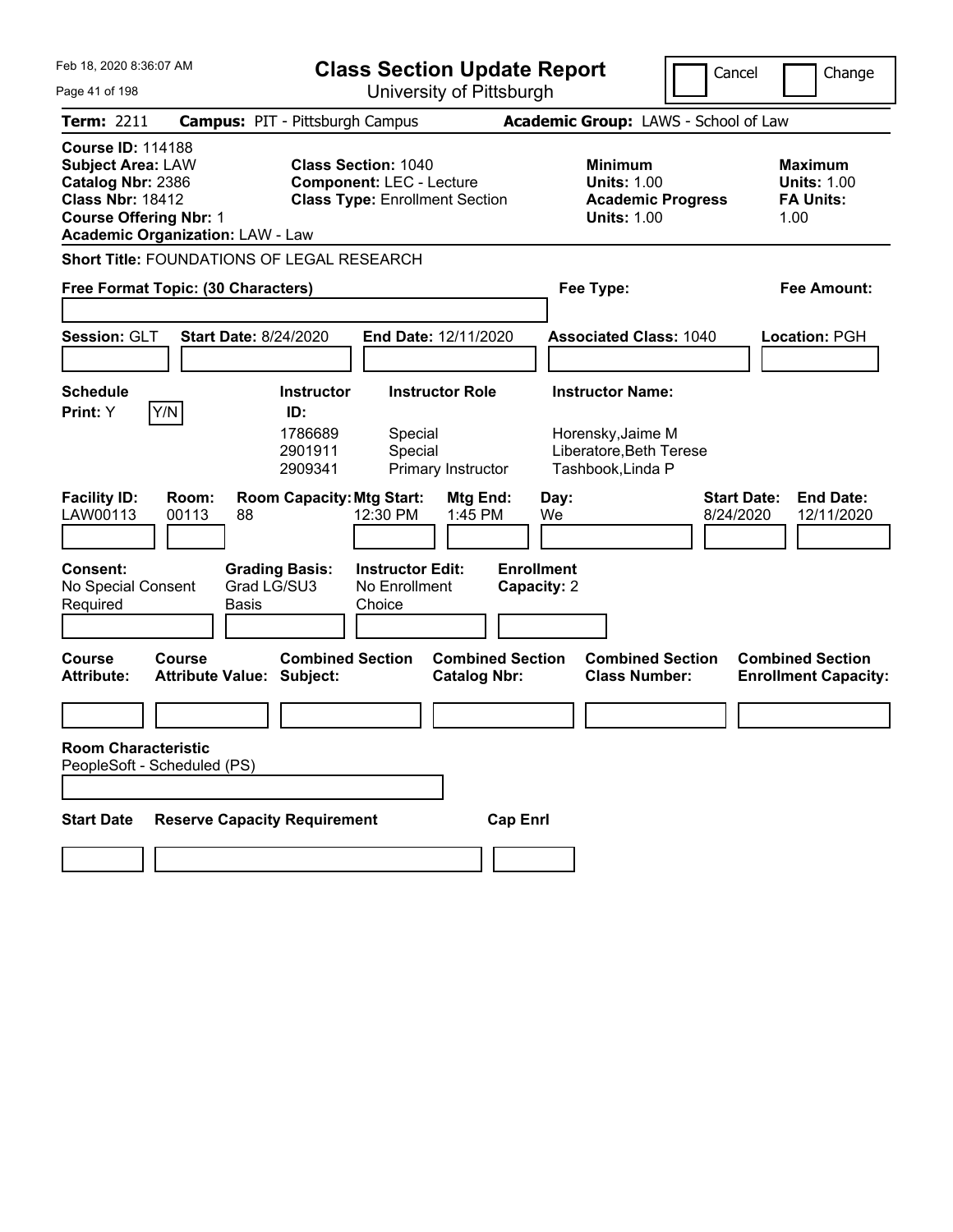Feb 18, 2020 8:36:07 AM

# Class Section Update Report

University of Pittsburgh

Cancel | Change

**Term:** 2211 **Campus:** PIT - Pittsburgh Campus **Academic Group:** LAWS - School of Law

**Course ID:** 114188
**Subject Area:** LAW
**Catalog Nbr:** 2386
**Class Nbr:** 18412
**Course Offering Nbr:** 1
**Academic Organization:** LAW - Law

**Class Section:** 1040
**Component:** LEC - Lecture
**Class Type:** Enrollment Section

**Minimum Units:** 1.00
**Academic Progress Units:** 1.00

**Maximum Units:** 1.00
**FA Units:** 1.00

**Short Title:** FOUNDATIONS OF LEGAL RESEARCH

**Free Format Topic: (30 Characters)**

**Fee Type:**

**Fee Amount:**

**Session:** GLT **Start Date:** 8/24/2020 **End Date:** 12/11/2020 **Associated Class:** 1040 **Location:** PGH

**Schedule Print:** Y Y/N

| Instructor ID | Instructor Role | Instructor Name |
|---|---|---|
| 1786689 | Special | Horensky,Jaime M |
| 2901911 | Special | Liberatore,Beth Terese |
| 2909341 | Primary Instructor | Tashbook,Linda P |

| Facility ID | Room | Room Capacity | Mtg Start | Mtg End | Day | Start Date | End Date |
|---|---|---|---|---|---|---|---|
| LAW00113 | 00113 | 88 | 12:30 PM | 1:45 PM | We | 8/24/2020 | 12/11/2020 |

**Consent:** No Special Consent Required
**Grading Basis:** Grad LG/SU3 Basis
**Instructor Edit:** No Enrollment Choice
**Enrollment Capacity:** 2

| Course Attribute | Course Attribute Value | Combined Section Subject | Combined Section Catalog Nbr | Combined Section Class Number | Combined Section Enrollment Capacity |
|---|---|---|---|---|---|
| | | | | | |

**Room Characteristic**
PeopleSoft - Scheduled (PS)

| Start Date | Reserve Capacity Requirement | Cap Enrl |
|---|---|---|
| | | |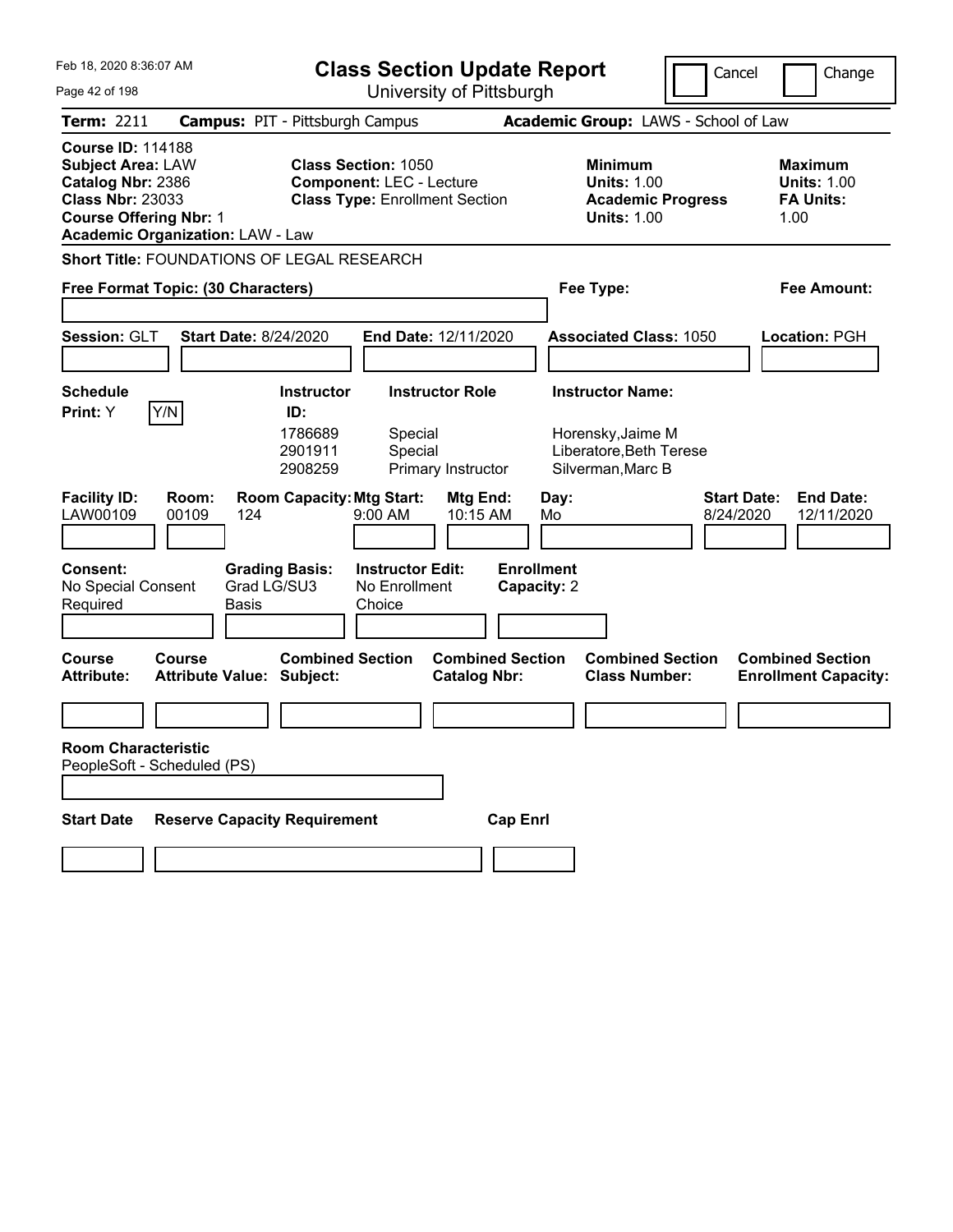# Class Section Update Report

University of Pittsburgh

Feb 18, 2020 8:36:07 AM

Cancel | Change

**Term:** 2211 **Campus:** PIT - Pittsburgh Campus **Academic Group:** LAWS - School of Law

**Course ID:** 114188
**Subject Area:** LAW
**Catalog Nbr:** 2386
**Class Nbr:** 23033
**Course Offering Nbr:** 1
**Academic Organization:** LAW - Law

**Class Section:** 1050
**Component:** LEC - Lecture
**Class Type:** Enrollment Section

**Minimum Units:** 1.00
**Academic Progress Units:** 1.00

**Maximum Units:** 1.00
**FA Units:** 1.00

**Short Title:** FOUNDATIONS OF LEGAL RESEARCH

**Free Format Topic: (30 Characters)**

**Fee Type:**

**Fee Amount:**

**Session:** GLT **Start Date:** 8/24/2020 **End Date:** 12/11/2020 **Associated Class:** 1050 **Location:** PGH

**Schedule Print:** Y [Y/N]

| Instructor ID | Instructor Role | Instructor Name |
|---|---|---|
| 1786689 | Special | Horensky,Jaime M |
| 2901911 | Special | Liberatore,Beth Terese |
| 2908259 | Primary Instructor | Silverman,Marc B |

| Facility ID | Room | Room Capacity | Mtg Start | Mtg End | Day | Start Date | End Date |
|---|---|---|---|---|---|---|---|
| LAW00109 | 00109 | 124 | 9:00 AM | 10:15 AM | Mo | 8/24/2020 | 12/11/2020 |

**Consent:** No Special Consent Required
**Grading Basis:** Grad LG/SU3 Basis
**Instructor Edit:** No Enrollment Choice
**Enrollment Capacity:** 2

| Course Attribute | Course Attribute Value | Combined Section Subject | Combined Section Catalog Nbr | Combined Section Class Number | Combined Section Enrollment Capacity |
|---|---|---|---|---|---|
| | | | | | |

**Room Characteristic**
PeopleSoft - Scheduled (PS)

| Start Date | Reserve Capacity Requirement | Cap Enrl |
|---|---|---|
| | | |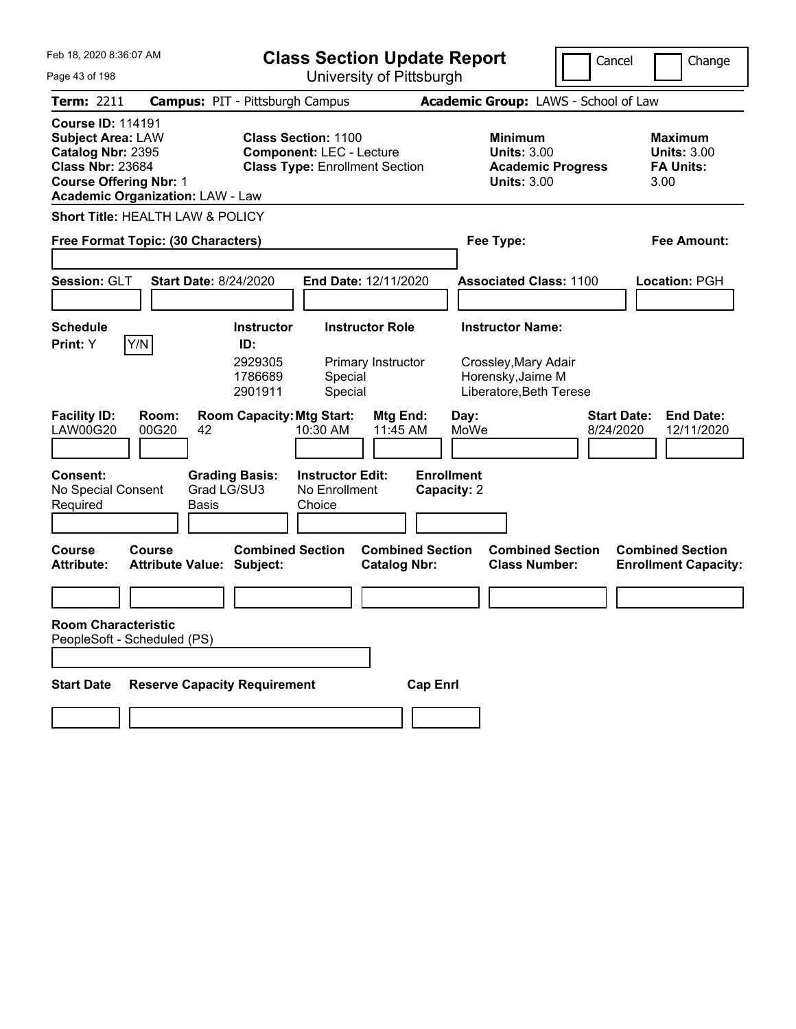Feb 18, 2020 8:36:07 AM

# Class Section Update Report

University of Pittsburgh

Cancel | Change

**Term:** 2211 **Campus:** PIT - Pittsburgh Campus **Academic Group:** LAWS - School of Law

**Course ID:** 114191
**Subject Area:** LAW
**Catalog Nbr:** 2395
**Class Nbr:** 23684
**Course Offering Nbr:** 1
**Academic Organization:** LAW - Law

**Class Section:** 1100
**Component:** LEC - Lecture
**Class Type:** Enrollment Section

**Minimum Units:** 3.00
**Academic Progress Units:** 3.00

**Maximum Units:** 3.00
**FA Units:** 3.00

**Short Title:** HEALTH LAW & POLICY

**Free Format Topic: (30 Characters)**

**Fee Type:**

**Fee Amount:**

**Session:** GLT **Start Date:** 8/24/2020 **End Date:** 12/11/2020 **Associated Class:** 1100 **Location:** PGH

**Schedule Print:** Y Y/N

| Instructor ID | Instructor Role | Instructor Name |
|---|---|---|
| 2929305 | Primary Instructor | Crossley,Mary Adair |
| 1786689 | Special | Horensky,Jaime M |
| 2901911 | Special | Liberatore,Beth Terese |

| Facility ID | Room | Room Capacity | Mtg Start | Mtg End | Day | Start Date | End Date |
|---|---|---|---|---|---|---|---|
| LAW00G20 | 00G20 | 42 | 10:30 AM | 11:45 AM | MoWe | 8/24/2020 | 12/11/2020 |

**Consent:** No Special Consent Required
**Grading Basis:** Grad LG/SU3 Basis
**Instructor Edit:** No Enrollment Choice
**Enrollment Capacity:** 2

| Course Attribute | Course Attribute Value | Combined Section Subject | Combined Section Catalog Nbr | Combined Section Class Number | Combined Section Enrollment Capacity |
|---|---|---|---|---|---|
| | | | | | |

**Room Characteristic**
PeopleSoft - Scheduled (PS)

| Start Date | Reserve Capacity Requirement | Cap Enrl |
|---|---|---|
| | | |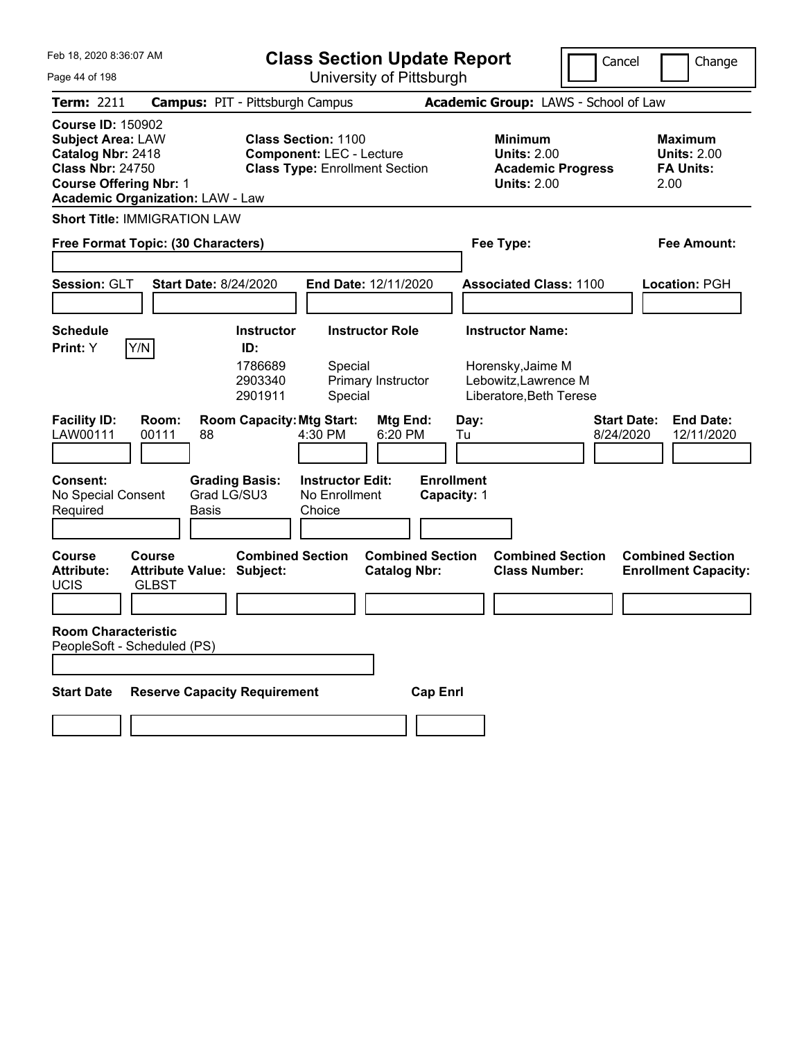Feb 18, 2020 8:36:07 AM

# Class Section Update Report

University of Pittsburgh

Cancel | Change

**Term:** 2211 **Campus:** PIT - Pittsburgh Campus **Academic Group:** LAWS - School of Law

**Course ID:** 150902
**Subject Area:** LAW
**Catalog Nbr:** 2418
**Class Nbr:** 24750
**Course Offering Nbr:** 1
**Academic Organization:** LAW - Law

**Class Section:** 1100
**Component:** LEC - Lecture
**Class Type:** Enrollment Section

**Minimum Units:** 2.00
**Academic Progress Units:** 2.00

**Maximum Units:** 2.00
**FA Units:** 2.00

**Short Title:** IMMIGRATION LAW

**Free Format Topic: (30 Characters)**

**Fee Type:**

**Fee Amount:**

**Session:** GLT **Start Date:** 8/24/2020 **End Date:** 12/11/2020 **Associated Class:** 1100 **Location:** PGH

**Schedule Print:** Y Y/N

| Instructor ID | Instructor Role | Instructor Name |
|---|---|---|
| 1786689 | Special | Horensky,Jaime M |
| 2903340 | Primary Instructor | Lebowitz,Lawrence M |
| 2901911 | Special | Liberatore,Beth Terese |

| Facility ID | Room | Room Capacity | Mtg Start | Mtg End | Day | Start Date | End Date |
|---|---|---|---|---|---|---|---|
| LAW00111 | 00111 | 88 | 4:30 PM | 6:20 PM | Tu | 8/24/2020 | 12/11/2020 |

**Consent:** No Special Consent Required
**Grading Basis:** Grad LG/SU3 Basis
**Instructor Edit:** No Enrollment Choice
**Enrollment Capacity:** 1

| Course Attribute | Course Attribute Value | Combined Section Subject | Combined Section Catalog Nbr | Combined Section Class Number | Combined Section Enrollment Capacity |
|---|---|---|---|---|---|
| UCIS | GLBST | | | | |

**Room Characteristic**
PeopleSoft - Scheduled (PS)

| Start Date | Reserve Capacity Requirement | Cap Enrl |
|---|---|---|
| | | |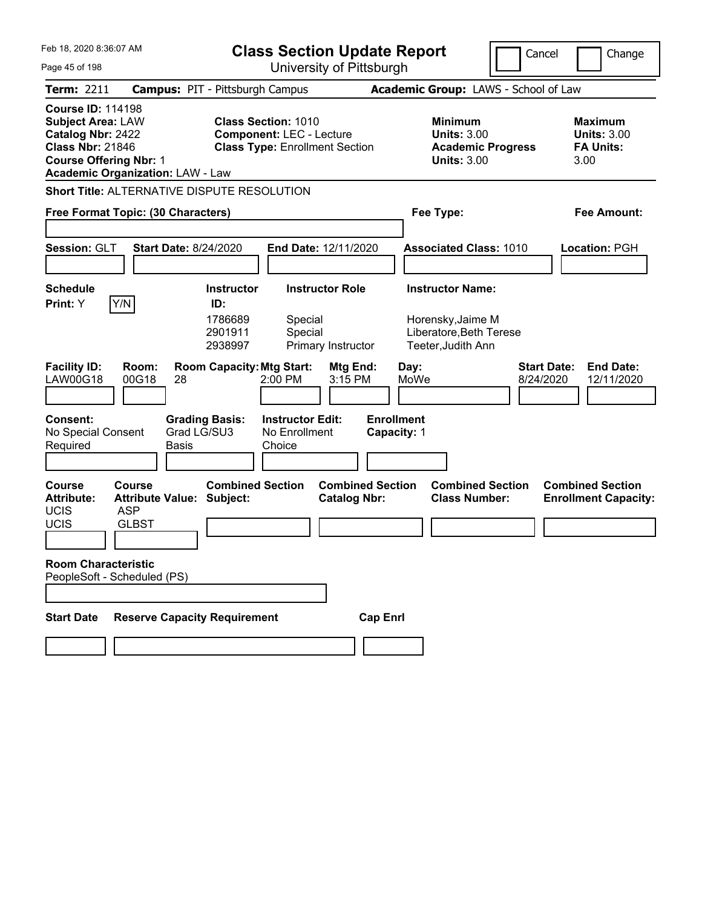Feb 18, 2020 8:36:07 AM

# Class Section Update Report

University of Pittsburgh

Cancel | Change

**Term:** 2211 **Campus:** PIT - Pittsburgh Campus **Academic Group:** LAWS - School of Law

**Course ID:** 114198
**Subject Area:** LAW
**Catalog Nbr:** 2422
**Class Nbr:** 21846
**Course Offering Nbr:** 1
**Academic Organization:** LAW - Law

**Class Section:** 1010
**Component:** LEC - Lecture
**Class Type:** Enrollment Section

**Minimum Units:** 3.00
**Academic Progress Units:** 3.00

**Maximum Units:** 3.00
**FA Units:** 3.00

**Short Title:** ALTERNATIVE DISPUTE RESOLUTION

**Free Format Topic: (30 Characters)**

**Fee Type:**

**Fee Amount:**

**Session:** GLT **Start Date:** 8/24/2020 **End Date:** 12/11/2020 **Associated Class:** 1010 **Location:** PGH

**Schedule Print:** Y Y/N

| Instructor ID: | Instructor Role | Instructor Name: |
|---|---|---|
| 1786689 | Special | Horensky,Jaime M |
| 2901911 | Special | Liberatore,Beth Terese |
| 2938997 | Primary Instructor | Teeter,Judith Ann |

| Facility ID: | Room: | Room Capacity: | Mtg Start: | Mtg End: | Day: | Start Date: | End Date: |
|---|---|---|---|---|---|---|---|
| LAW00G18 | 00G18 | 28 | 2:00 PM | 3:15 PM | MoWe | 8/24/2020 | 12/11/2020 |

**Consent:** No Special Consent Required
**Grading Basis:** Grad LG/SU3 Basis
**Instructor Edit:** No Enrollment Choice
**Enrollment Capacity:** 1

| Course Attribute: | Course Attribute Value: | Combined Section Subject: | Combined Section Catalog Nbr: | Combined Section Class Number: | Combined Section Enrollment Capacity: |
|---|---|---|---|---|---|
| UCIS | ASP | | | | |
| UCIS | GLBST | | | | |

**Room Characteristic**
PeopleSoft - Scheduled (PS)

**Start Date** **Reserve Capacity Requirement** **Cap Enrl**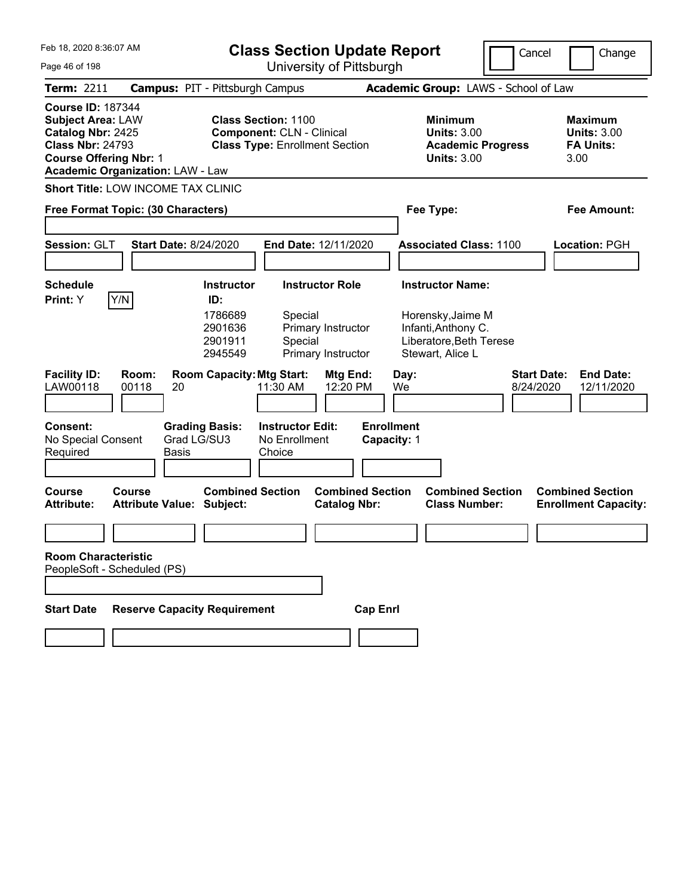# Class Section Update Report

University of Pittsburgh

Cancel | Change

Feb 18, 2020 8:36:07 AM

**Term:** 2211 **Campus:** PIT - Pittsburgh Campus **Academic Group:** LAWS - School of Law

**Course ID:** 187344
**Subject Area:** LAW
**Catalog Nbr:** 2425
**Class Nbr:** 24793
**Course Offering Nbr:** 1
**Academic Organization:** LAW - Law

**Class Section:** 1100
**Component:** CLN - Clinical
**Class Type:** Enrollment Section

**Minimum Units:** 3.00
**Academic Progress Units:** 3.00

**Maximum Units:** 3.00
**FA Units:** 3.00

**Short Title:** LOW INCOME TAX CLINIC

**Free Format Topic: (30 Characters)**

**Fee Type:**

**Fee Amount:**

**Session:** GLT **Start Date:** 8/24/2020 **End Date:** 12/11/2020 **Associated Class:** 1100 **Location:** PGH

**Schedule Print:** Y Y/N

| Instructor ID: | Instructor Role | Instructor Name: |
|---|---|---|
| 1786689 | Special | Horensky,Jaime M |
| 2901636 | Primary Instructor | Infanti,Anthony C. |
| 2901911 | Special | Liberatore,Beth Terese |
| 2945549 | Primary Instructor | Stewart, Alice L |

| Facility ID: | Room: | Room Capacity: | Mtg Start: | Mtg End: | Day: | Start Date: | End Date: |
|---|---|---|---|---|---|---|---|
| LAW00118 | 00118 | 20 | 11:30 AM | 12:20 PM | We | 8/24/2020 | 12/11/2020 |

**Consent:** No Special Consent Required

**Grading Basis:** Grad LG/SU3 Basis

**Instructor Edit:** No Enrollment Choice

**Enrollment Capacity:** 1

| Course Attribute: | Course Attribute Value: | Combined Section Subject: | Combined Section Catalog Nbr: | Combined Section Class Number: | Combined Section Enrollment Capacity: |
|---|---|---|---|---|---|
| | | | | | |

**Room Characteristic**
PeopleSoft - Scheduled (PS)

| Start Date | Reserve Capacity Requirement | Cap Enrl |
|---|---|---|
| | | |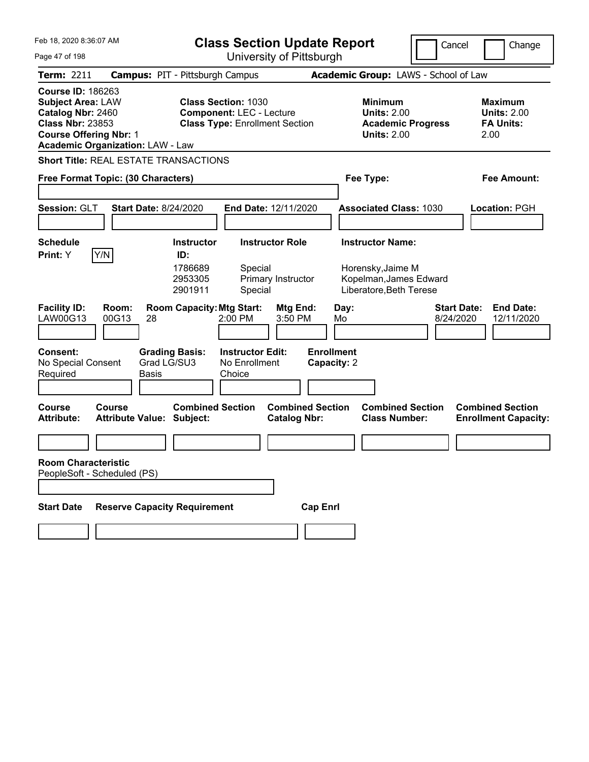Feb 18, 2020 8:36:07 AM

# Class Section Update Report

University of Pittsburgh

Cancel | Change

**Term:** 2211 **Campus:** PIT - Pittsburgh Campus **Academic Group:** LAWS - School of Law

**Course ID:** 186263
**Subject Area:** LAW
**Catalog Nbr:** 2460
**Class Nbr:** 23853
**Course Offering Nbr:** 1
**Academic Organization:** LAW - Law

**Class Section:** 1030
**Component:** LEC - Lecture
**Class Type:** Enrollment Section

**Minimum Units:** 2.00
**Academic Progress Units:** 2.00

**Maximum Units:** 2.00
**FA Units:** 2.00

**Short Title:** REAL ESTATE TRANSACTIONS

**Free Format Topic: (30 Characters)**

**Fee Type:**

**Fee Amount:**

**Session:** GLT **Start Date:** 8/24/2020 **End Date:** 12/11/2020 **Associated Class:** 1030 **Location:** PGH

**Schedule Print:** Y Y/N

| Instructor ID: | Instructor Role | Instructor Name: |
|---|---|---|
| 1786689 | Special | Horensky,Jaime M |
| 2953305 | Primary Instructor | Kopelman,James Edward |
| 2901911 | Special | Liberatore,Beth Terese |

| Facility ID: | Room: | Room Capacity: | Mtg Start: | Mtg End: | Day: | Start Date: | End Date: |
|---|---|---|---|---|---|---|---|
| LAW00G13 | 00G13 | 28 | 2:00 PM | 3:50 PM | Mo | 8/24/2020 | 12/11/2020 |

**Consent:** No Special Consent Required
**Grading Basis:** Grad LG/SU3 Basis
**Instructor Edit:** No Enrollment Choice
**Enrollment Capacity:** 2

| Course Attribute: | Course Attribute Value: | Combined Section Subject: | Combined Section Catalog Nbr: | Combined Section Class Number: | Combined Section Enrollment Capacity: |
|---|---|---|---|---|---|
| | | | | | |

**Room Characteristic**
PeopleSoft - Scheduled (PS)

| Start Date | Reserve Capacity Requirement | Cap Enrl |
|---|---|---|
| | | |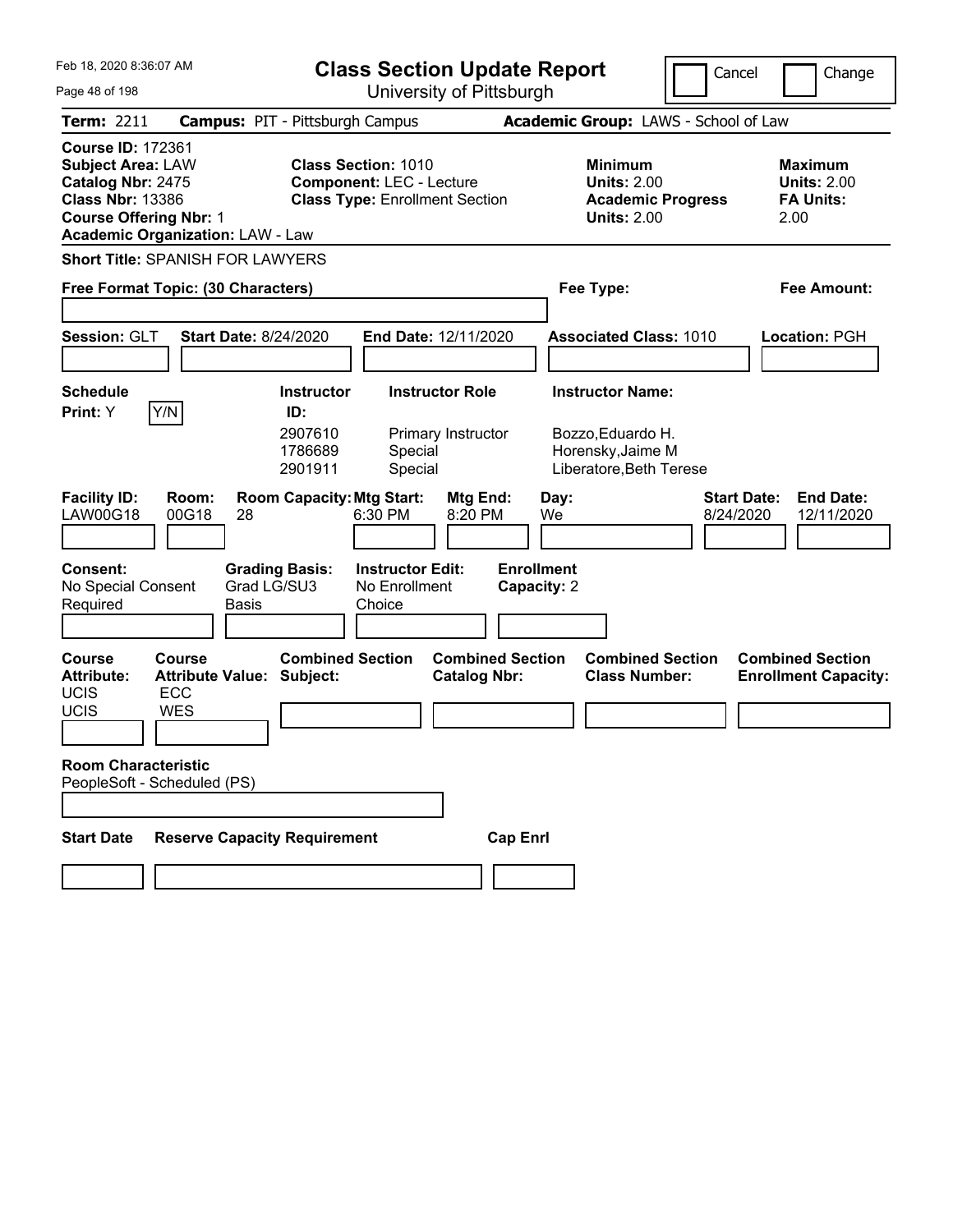Feb 18, 2020 8:36:07 AM

# Class Section Update Report

University of Pittsburgh

Cancel | Change

**Term:** 2211 **Campus:** PIT - Pittsburgh Campus **Academic Group:** LAWS - School of Law

**Course ID:** 172361
**Subject Area:** LAW
**Catalog Nbr:** 2475
**Class Nbr:** 13386
**Course Offering Nbr:** 1
**Academic Organization:** LAW - Law

**Class Section:** 1010
**Component:** LEC - Lecture
**Class Type:** Enrollment Section

**Minimum Units:** 2.00
**Academic Progress Units:** 2.00

**Maximum Units:** 2.00
**FA Units:** 2.00

**Short Title:** SPANISH FOR LAWYERS

**Free Format Topic: (30 Characters)**

**Fee Type:**

**Fee Amount:**

**Session:** GLT **Start Date:** 8/24/2020 **End Date:** 12/11/2020 **Associated Class:** 1010 **Location:** PGH

**Schedule Print:** Y

| Instructor ID: | Instructor Role | Instructor Name: |
|---|---|---|
| 2907610 | Primary Instructor | Bozzo,Eduardo H. |
| 1786689 | Special | Horensky,Jaime M |
| 2901911 | Special | Liberatore,Beth Terese |

| Facility ID: | Room: | Room Capacity: | Mtg Start: | Mtg End: | Day: | Start Date: | End Date: |
|---|---|---|---|---|---|---|---|
| LAW00G18 | 00G18 | 28 | 6:30 PM | 8:20 PM | We | 8/24/2020 | 12/11/2020 |

**Consent:** No Special Consent Required
**Grading Basis:** Grad LG/SU3 Basis
**Instructor Edit:** No Enrollment Choice
**Enrollment Capacity:** 2

| Course Attribute: | Course Attribute Value: |
|---|---|
| UCIS | ECC |
| UCIS | WES |

**Combined Section Subject:**
**Combined Section Catalog Nbr:**
**Combined Section Class Number:**
**Combined Section Enrollment Capacity:**

**Room Characteristic**
PeopleSoft - Scheduled (PS)

**Start Date** **Reserve Capacity Requirement** **Cap Enrl**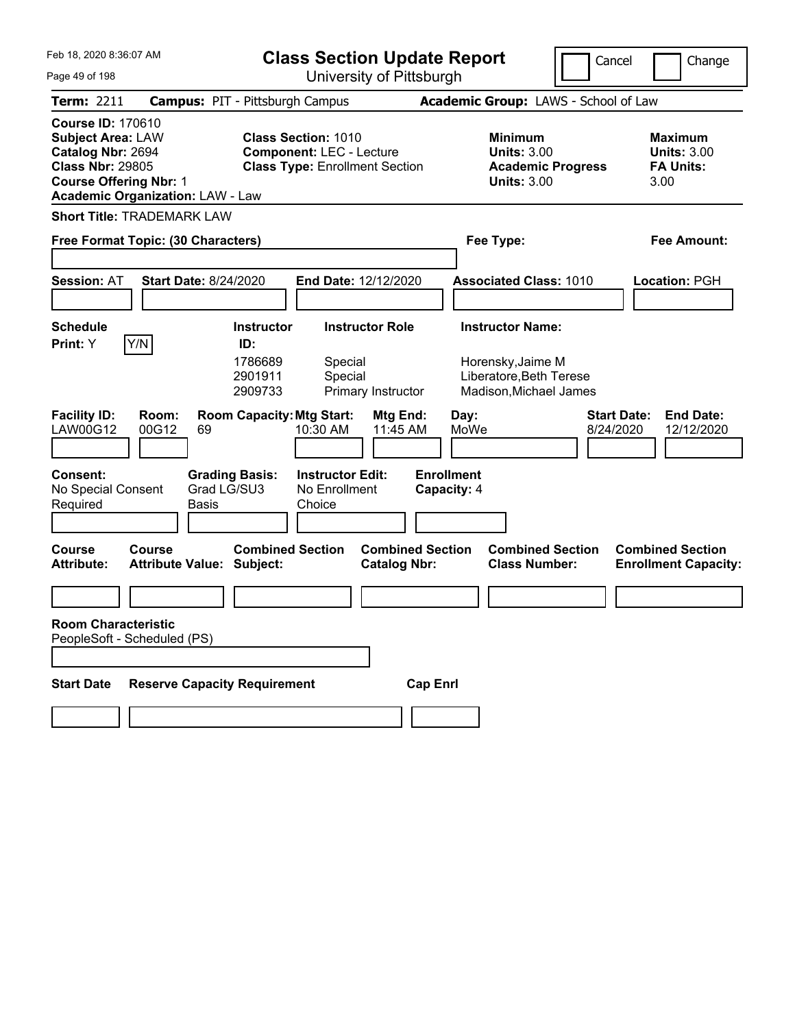Feb 18, 2020 8:36:07 AM

# Class Section Update Report

University of Pittsburgh

Cancel | Change

**Term:** 2211 **Campus:** PIT - Pittsburgh Campus **Academic Group:** LAWS - School of Law

**Course ID:** 170610
**Subject Area:** LAW
**Catalog Nbr:** 2694
**Class Nbr:** 29805
**Course Offering Nbr:** 1
**Academic Organization:** LAW - Law

**Class Section:** 1010
**Component:** LEC - Lecture
**Class Type:** Enrollment Section

**Minimum Units:** 3.00
**Academic Progress Units:** 3.00

**Maximum Units:** 3.00
**FA Units:** 3.00

**Short Title:** TRADEMARK LAW

**Free Format Topic: (30 Characters)**

**Fee Type:**

**Fee Amount:**

**Session:** AT **Start Date:** 8/24/2020 **End Date:** 12/12/2020 **Associated Class:** 1010 **Location:** PGH

**Schedule Print:** Y [Y/N]

| Instructor ID | Instructor Role | Instructor Name |
|---|---|---|
| 1786689 | Special | Horensky,Jaime M |
| 2901911 | Special | Liberatore,Beth Terese |
| 2909733 | Primary Instructor | Madison,Michael James |

| Facility ID | Room | Room Capacity | Mtg Start | Mtg End | Day | Start Date | End Date |
|---|---|---|---|---|---|---|---|
| LAW00G12 | 00G12 | 69 | 10:30 AM | 11:45 AM | MoWe | 8/24/2020 | 12/12/2020 |

**Consent:** No Special Consent Required
**Grading Basis:** Grad LG/SU3 Basis
**Instructor Edit:** No Enrollment Choice
**Enrollment Capacity:** 4

| Course Attribute | Course Attribute Value | Combined Section Subject | Combined Section Catalog Nbr | Combined Section Class Number | Combined Section Enrollment Capacity |
|---|---|---|---|---|---|
| | | | | | |

**Room Characteristic**
PeopleSoft - Scheduled (PS)

| Start Date | Reserve Capacity Requirement | Cap Enrl |
|---|---|---|
| | | |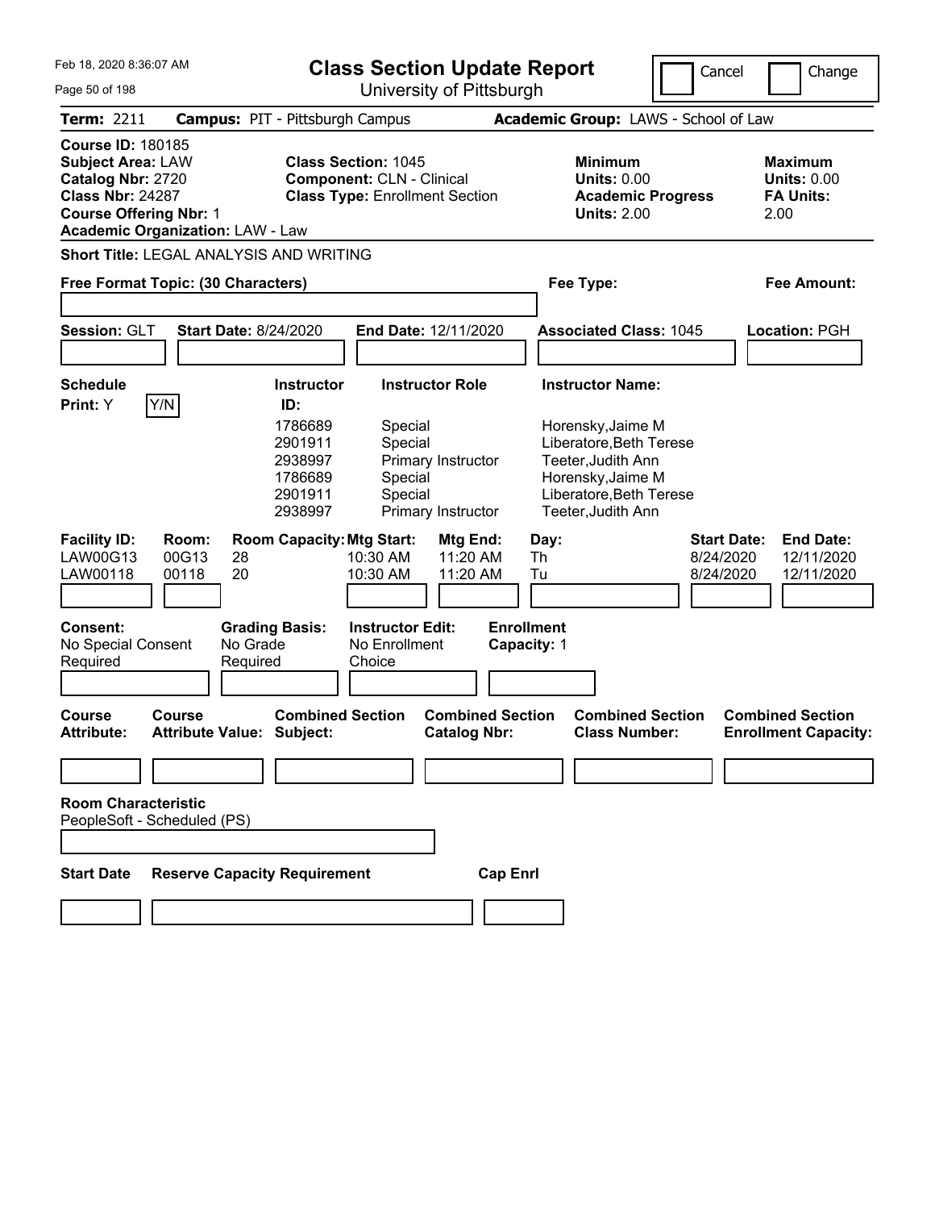Feb 18, 2020 8:36:07 AM

# Class Section Update Report

University of Pittsburgh

Cancel | Change

**Term:** 2211 **Campus:** PIT - Pittsburgh Campus **Academic Group:** LAWS - School of Law

**Course ID:** 180185
**Subject Area:** LAW
**Catalog Nbr:** 2720
**Class Nbr:** 24287
**Course Offering Nbr:** 1
**Academic Organization:** LAW - Law

**Class Section:** 1045
**Component:** CLN - Clinical
**Class Type:** Enrollment Section

**Minimum Units:** 0.00
**Academic Progress Units:** 2.00

**Maximum Units:** 0.00
**FA Units:** 2.00

**Short Title:** LEGAL ANALYSIS AND WRITING

**Free Format Topic: (30 Characters)**

**Fee Type:**

**Fee Amount:**

**Session:** GLT **Start Date:** 8/24/2020 **End Date:** 12/11/2020 **Associated Class:** 1045 **Location:** PGH

**Schedule Print:** Y Y/N

| Instructor ID: | Instructor Role | Instructor Name: |
|---|---|---|
| 1786689 | Special | Horensky,Jaime M |
| 2901911 | Special | Liberatore,Beth Terese |
| 2938997 | Primary Instructor | Teeter,Judith Ann |
| 1786689 | Special | Horensky,Jaime M |
| 2901911 | Special | Liberatore,Beth Terese |
| 2938997 | Primary Instructor | Teeter,Judith Ann |

| Facility ID: | Room: | Room Capacity: | Mtg Start: | Mtg End: | Day: | Start Date: | End Date: |
|---|---|---|---|---|---|---|---|
| LAW00G13 | 00G13 | 28 | 10:30 AM | 11:20 AM | Th | 8/24/2020 | 12/11/2020 |
| LAW00118 | 00118 | 20 | 10:30 AM | 11:20 AM | Tu | 8/24/2020 | 12/11/2020 |

**Consent:** No Special Consent Required
**Grading Basis:** No Grade Required
**Instructor Edit:** No Enrollment Choice
**Enrollment Capacity:** 1

| Course Attribute: | Course Attribute Value: | Combined Section Subject: | Combined Section Catalog Nbr: | Combined Section Class Number: | Combined Section Enrollment Capacity: |
|---|---|---|---|---|---|
| | | | | | |

**Room Characteristic**
PeopleSoft - Scheduled (PS)

| Start Date | Reserve Capacity Requirement | Cap Enrl |
|---|---|---|
| | | |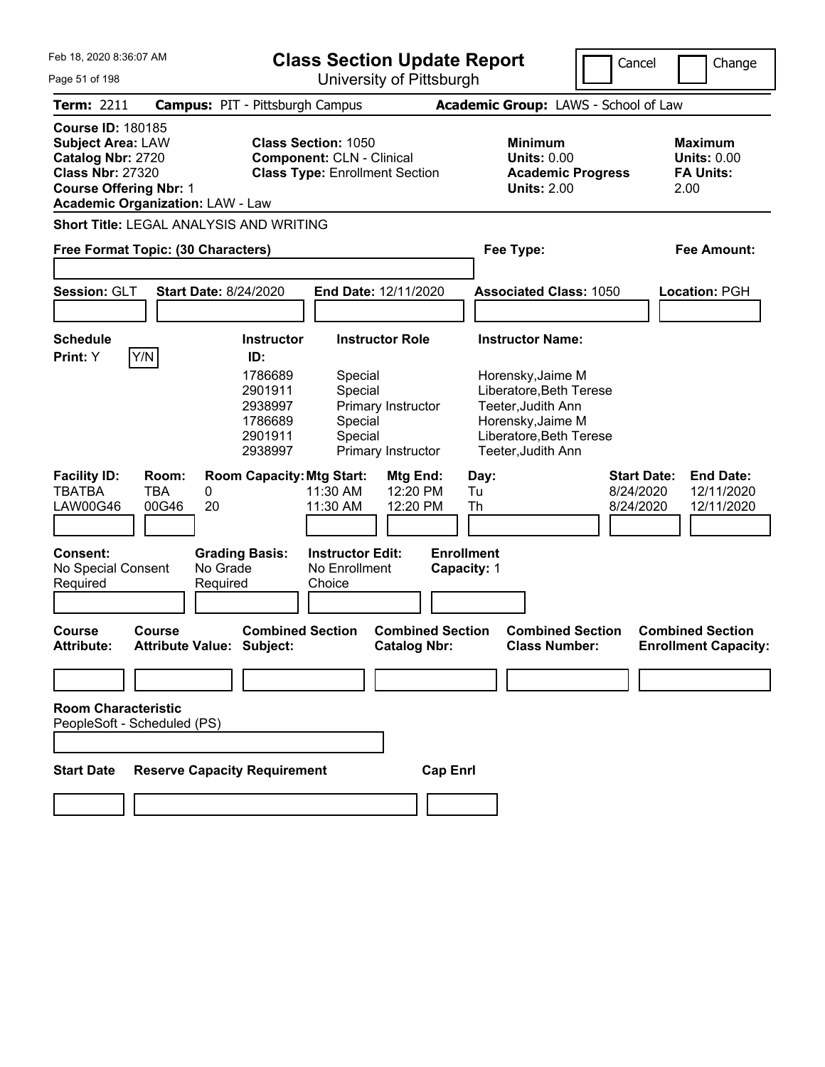Feb 18, 2020 8:36:07 AM

# Class Section Update Report

University of Pittsburgh

Cancel | Change

**Term:** 2211 **Campus:** PIT - Pittsburgh Campus **Academic Group:** LAWS - School of Law

**Course ID:** 180185
**Subject Area:** LAW
**Catalog Nbr:** 2720
**Class Nbr:** 27320
**Course Offering Nbr:** 1
**Academic Organization:** LAW - Law

**Class Section:** 1050
**Component:** CLN - Clinical
**Class Type:** Enrollment Section

**Minimum Units:** 0.00
**Academic Progress Units:** 2.00

**Maximum Units:** 0.00
**FA Units:** 2.00

**Short Title:** LEGAL ANALYSIS AND WRITING

**Free Format Topic: (30 Characters)** **Fee Type:** **Fee Amount:**

**Session:** GLT **Start Date:** 8/24/2020 **End Date:** 12/11/2020 **Associated Class:** 1050 **Location:** PGH

**Schedule Print:** Y Y/N

| Instructor ID: | Instructor Role | Instructor Name: |
|---|---|---|
| 1786689 | Special | Horensky,Jaime M |
| 2901911 | Special | Liberatore,Beth Terese |
| 2938997 | Primary Instructor | Teeter,Judith Ann |
| 1786689 | Special | Horensky,Jaime M |
| 2901911 | Special | Liberatore,Beth Terese |
| 2938997 | Primary Instructor | Teeter,Judith Ann |

| Facility ID: | Room: | Room Capacity: | Mtg Start: | Mtg End: | Day: | Start Date: | End Date: |
|---|---|---|---|---|---|---|---|
| TBATBA | TBA | 0 | 11:30 AM | 12:20 PM | Tu | 8/24/2020 | 12/11/2020 |
| LAW00G46 | 00G46 | 20 | 11:30 AM | 12:20 PM | Th | 8/24/2020 | 12/11/2020 |

**Consent:** No Special Consent Required
**Grading Basis:** No Grade Required
**Instructor Edit:** No Enrollment Choice
**Enrollment Capacity:** 1

| Course Attribute: | Course Attribute Value: | Combined Section Subject: | Combined Section Catalog Nbr: | Combined Section Class Number: | Combined Section Enrollment Capacity: |
|---|---|---|---|---|---|

**Room Characteristic**
PeopleSoft - Scheduled (PS)

| Start Date | Reserve Capacity Requirement | Cap Enrl |
|---|---|---|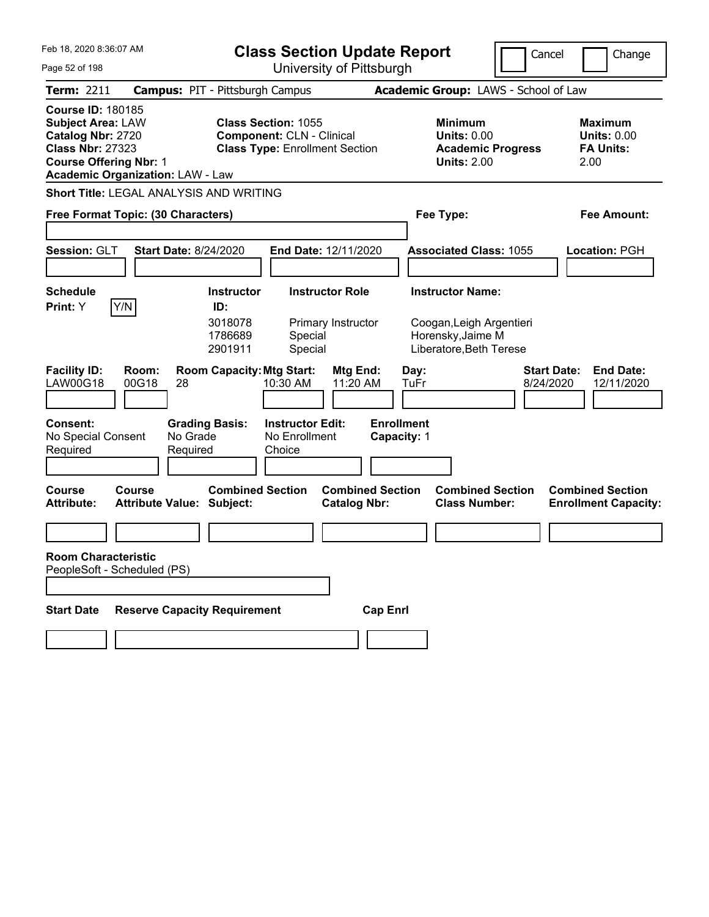Feb 18, 2020 8:36:07 AM

# Class Section Update Report

University of Pittsburgh

Cancel | Change

**Term:** 2211 **Campus:** PIT - Pittsburgh Campus **Academic Group:** LAWS - School of Law

**Course ID:** 180185
**Subject Area:** LAW
**Catalog Nbr:** 2720
**Class Nbr:** 27323
**Course Offering Nbr:** 1
**Academic Organization:** LAW - Law

**Class Section:** 1055
**Component:** CLN - Clinical
**Class Type:** Enrollment Section

**Minimum Units:** 0.00
**Academic Progress Units:** 2.00

**Maximum Units:** 0.00
**FA Units:** 2.00

**Short Title:** LEGAL ANALYSIS AND WRITING

**Free Format Topic: (30 Characters)**

**Fee Type:**

**Fee Amount:**

**Session:** GLT **Start Date:** 8/24/2020 **End Date:** 12/11/2020 **Associated Class:** 1055 **Location:** PGH

**Schedule Print:** Y Y/N

| Instructor ID: | Instructor Role | Instructor Name: |
|---|---|---|
| 3018078 | Primary Instructor | Coogan,Leigh Argentieri |
| 1786689 | Special | Horensky,Jaime M |
| 2901911 | Special | Liberatore,Beth Terese |

| Facility ID: | Room: | Room Capacity: | Mtg Start: | Mtg End: | Day: | Start Date: | End Date: |
|---|---|---|---|---|---|---|---|
| LAW00G18 | 00G18 | 28 | 10:30 AM | 11:20 AM | TuFr | 8/24/2020 | 12/11/2020 |

**Consent:** No Special Consent Required
**Grading Basis:** No Grade Required
**Instructor Edit:** No Enrollment Choice
**Enrollment Capacity:** 1

| Course Attribute: | Course Attribute Value: | Combined Section Subject: | Combined Section Catalog Nbr: | Combined Section Class Number: | Combined Section Enrollment Capacity: |
|---|---|---|---|---|---|
| | | | | | |

**Room Characteristic**
PeopleSoft - Scheduled (PS)

| Start Date | Reserve Capacity Requirement | Cap Enrl |
|---|---|---|
| | | |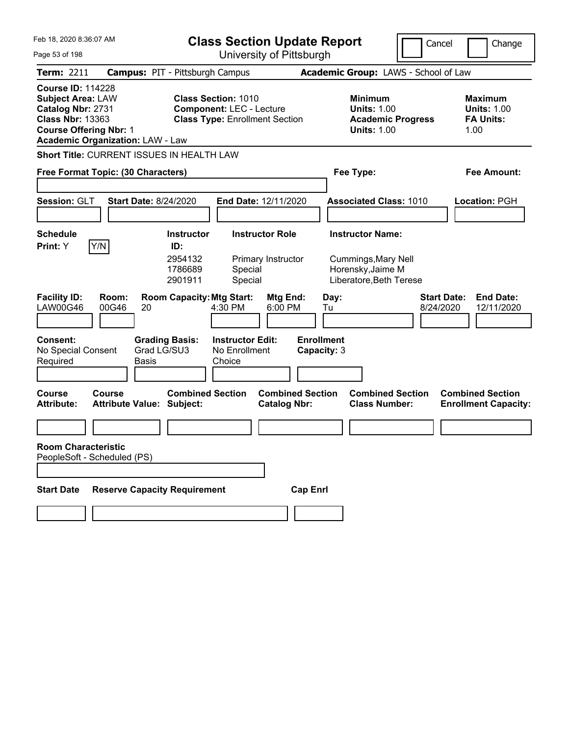# Class Section Update Report

University of Pittsburgh

Feb 18, 2020 8:36:07 AM

Cancel | Change

**Term:** 2211 **Campus:** PIT - Pittsburgh Campus **Academic Group:** LAWS - School of Law

**Course ID:** 114228
**Subject Area:** LAW
**Catalog Nbr:** 2731
**Class Nbr:** 13363
**Course Offering Nbr:** 1
**Academic Organization:** LAW - Law

**Class Section:** 1010
**Component:** LEC - Lecture
**Class Type:** Enrollment Section

**Minimum Units:** 1.00
**Academic Progress Units:** 1.00

**Maximum Units:** 1.00
**FA Units:** 1.00

**Short Title:** CURRENT ISSUES IN HEALTH LAW

**Free Format Topic: (30 Characters)**

**Fee Type:**

**Fee Amount:**

**Session:** GLT **Start Date:** 8/24/2020 **End Date:** 12/11/2020 **Associated Class:** 1010 **Location:** PGH

**Schedule Print:** Y [Y/N]

| Instructor ID | Instructor Role | Instructor Name |
|---|---|---|
| 2954132 | Primary Instructor | Cummings,Mary Nell |
| 1786689 | Special | Horensky,Jaime M |
| 2901911 | Special | Liberatore,Beth Terese |

| Facility ID | Room | Room Capacity | Mtg Start | Mtg End | Day | Start Date | End Date |
|---|---|---|---|---|---|---|---|
| LAW00G46 | 00G46 | 20 | 4:30 PM | 6:00 PM | Tu | 8/24/2020 | 12/11/2020 |

**Consent:** No Special Consent Required
**Grading Basis:** Grad LG/SU3 Basis
**Instructor Edit:** No Enrollment Choice
**Enrollment Capacity:** 3

| Course Attribute | Course Attribute Value | Combined Section Subject | Combined Section Catalog Nbr | Combined Section Class Number | Combined Section Enrollment Capacity |
|---|---|---|---|---|---|
| | | | | | |

**Room Characteristic**
PeopleSoft - Scheduled (PS)

| Start Date | Reserve Capacity Requirement | Cap Enrl |
|---|---|---|
| | | |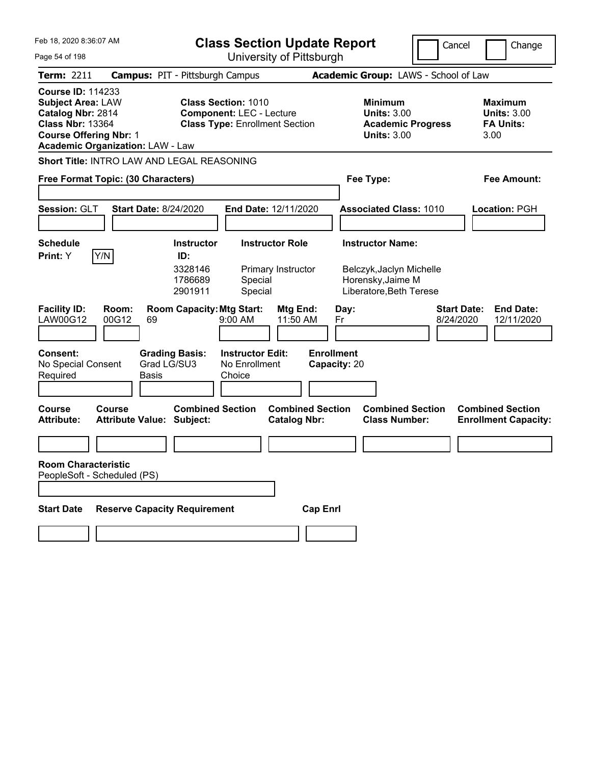# Class Section Update Report

University of Pittsburgh

Cancel | Change

**Term:** 2211 **Campus:** PIT - Pittsburgh Campus **Academic Group:** LAWS - School of Law

**Course ID:** 114233
**Subject Area:** LAW
**Catalog Nbr:** 2814
**Class Nbr:** 13364
**Course Offering Nbr:** 1
**Academic Organization:** LAW - Law

**Class Section:** 1010
**Component:** LEC - Lecture
**Class Type:** Enrollment Section

**Minimum Units:** 3.00
**Academic Progress Units:** 3.00

**Maximum Units:** 3.00
**FA Units:** 3.00

**Short Title:** INTRO LAW AND LEGAL REASONING

**Free Format Topic: (30 Characters)**

**Fee Type:**

**Fee Amount:**

**Session:** GLT **Start Date:** 8/24/2020 **End Date:** 12/11/2020 **Associated Class:** 1010 **Location:** PGH

**Schedule Print:** Y [Y/N]

| Instructor ID | Instructor Role | Instructor Name |
|---|---|---|
| 3328146 | Primary Instructor | Belczyk,Jaclyn Michelle |
| 1786689 | Special | Horensky,Jaime M |
| 2901911 | Special | Liberatore,Beth Terese |

| Facility ID | Room | Room Capacity | Mtg Start | Mtg End | Day | Start Date | End Date |
|---|---|---|---|---|---|---|---|
| LAW00G12 | 00G12 | 69 | 9:00 AM | 11:50 AM | Fr | 8/24/2020 | 12/11/2020 |

**Consent:** No Special Consent Required
**Grading Basis:** Grad LG/SU3 Basis
**Instructor Edit:** No Enrollment Choice
**Enrollment Capacity:** 20

| Course Attribute | Course Attribute Value | Combined Section Subject | Combined Section Catalog Nbr | Combined Section Class Number | Combined Section Enrollment Capacity |
|---|---|---|---|---|---|
| | | | | | |

**Room Characteristic**
PeopleSoft - Scheduled (PS)

| Start Date | Reserve Capacity Requirement | Cap Enrl |
|---|---|---|
| | | |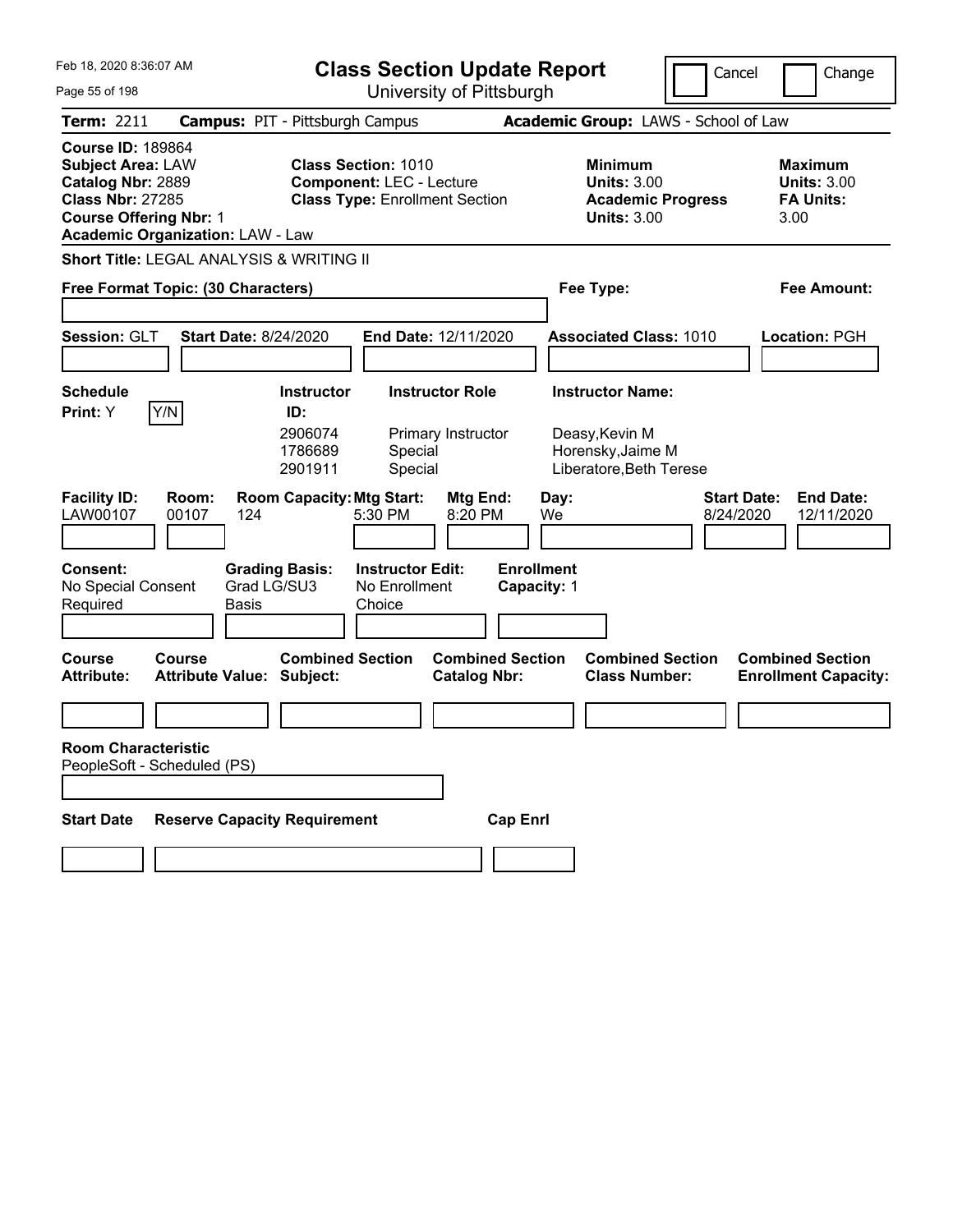# Class Section Update Report

University of Pittsburgh

Feb 18, 2020 8:36:07 AM

Cancel | Change

**Term:** 2211 **Campus:** PIT - Pittsburgh Campus **Academic Group:** LAWS - School of Law

**Course ID:** 189864
**Subject Area:** LAW
**Catalog Nbr:** 2889
**Class Nbr:** 27285
**Course Offering Nbr:** 1
**Academic Organization:** LAW - Law

**Class Section:** 1010
**Component:** LEC - Lecture
**Class Type:** Enrollment Section

**Minimum Units:** 3.00
**Academic Progress Units:** 3.00

**Maximum Units:** 3.00
**FA Units:** 3.00

**Short Title:** LEGAL ANALYSIS & WRITING II

**Free Format Topic: (30 Characters)**

**Fee Type:**

**Fee Amount:**

**Session:** GLT **Start Date:** 8/24/2020 **End Date:** 12/11/2020 **Associated Class:** 1010 **Location:** PGH

**Schedule Print:** Y Y/N

| Instructor ID: | Instructor Role | Instructor Name: |
|---|---|---|
| 2906074 | Primary Instructor | Deasy,Kevin M |
| 1786689 | Special | Horensky,Jaime M |
| 2901911 | Special | Liberatore,Beth Terese |

| Facility ID: | Room: | Room Capacity: | Mtg Start: | Mtg End: | Day: | Start Date: | End Date: |
|---|---|---|---|---|---|---|---|
| LAW00107 | 00107 | 124 | 5:30 PM | 8:20 PM | We | 8/24/2020 | 12/11/2020 |

**Consent:** No Special Consent Required
**Grading Basis:** Grad LG/SU3 Basis
**Instructor Edit:** No Enrollment Choice
**Enrollment Capacity:** 1

| Course Attribute: | Course Attribute Value: | Combined Section Subject: | Combined Section Catalog Nbr: | Combined Section Class Number: | Combined Section Enrollment Capacity: |
|---|---|---|---|---|---|
| | | | | | |

**Room Characteristic**
PeopleSoft - Scheduled (PS)

| Start Date | Reserve Capacity Requirement | Cap Enrl |
|---|---|---|
| | | |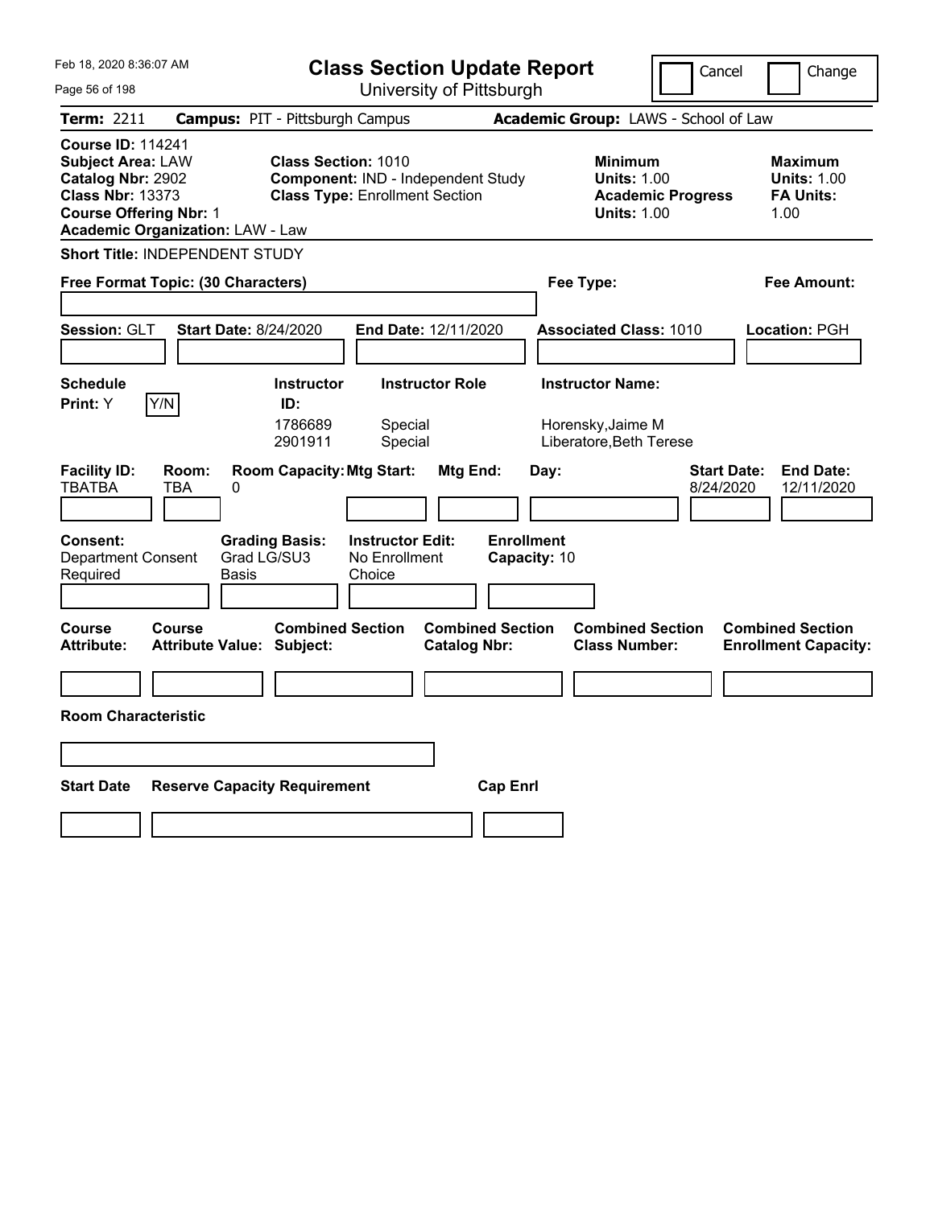# Class Section Update Report

University of Pittsburgh

Feb 18, 2020 8:36:07 AM

Cancel | Change

**Term:** 2211 **Campus:** PIT - Pittsburgh Campus **Academic Group:** LAWS - School of Law

**Course ID:** 114241
**Subject Area:** LAW
**Catalog Nbr:** 2902
**Class Nbr:** 13373
**Course Offering Nbr:** 1
**Academic Organization:** LAW - Law

**Class Section:** 1010
**Component:** IND - Independent Study
**Class Type:** Enrollment Section

**Minimum Units:** 1.00
**Academic Progress Units:** 1.00

**Maximum Units:** 1.00
**FA Units:** 1.00

**Short Title:** INDEPENDENT STUDY

**Free Format Topic: (30 Characters)**

**Fee Type:**

**Fee Amount:**

**Session:** GLT **Start Date:** 8/24/2020 **End Date:** 12/11/2020 **Associated Class:** 1010 **Location:** PGH

**Schedule Print:** Y Y/N

| Instructor ID | Instructor Role | Instructor Name |
|---|---|---|
| 1786689 | Special | Horensky,Jaime M |
| 2901911 | Special | Liberatore,Beth Terese |

| Facility ID: | Room: | Room Capacity: | Mtg Start: | Mtg End: | Day: | Start Date: | End Date: |
|---|---|---|---|---|---|---|---|
| TBATBA | TBA | 0 | | | | 8/24/2020 | 12/11/2020 |

**Consent:** Department Consent Required
**Grading Basis:** Grad LG/SU3 Basis
**Instructor Edit:** No Enrollment Choice
**Enrollment Capacity:** 10

| Course Attribute: | Course Attribute Value: | Combined Section Subject: | Combined Section Catalog Nbr: | Combined Section Class Number: | Combined Section Enrollment Capacity: |
|---|---|---|---|---|---|
| | | | | | |

**Room Characteristic**

| Start Date | Reserve Capacity Requirement | Cap Enrl |
|---|---|---|
| | | |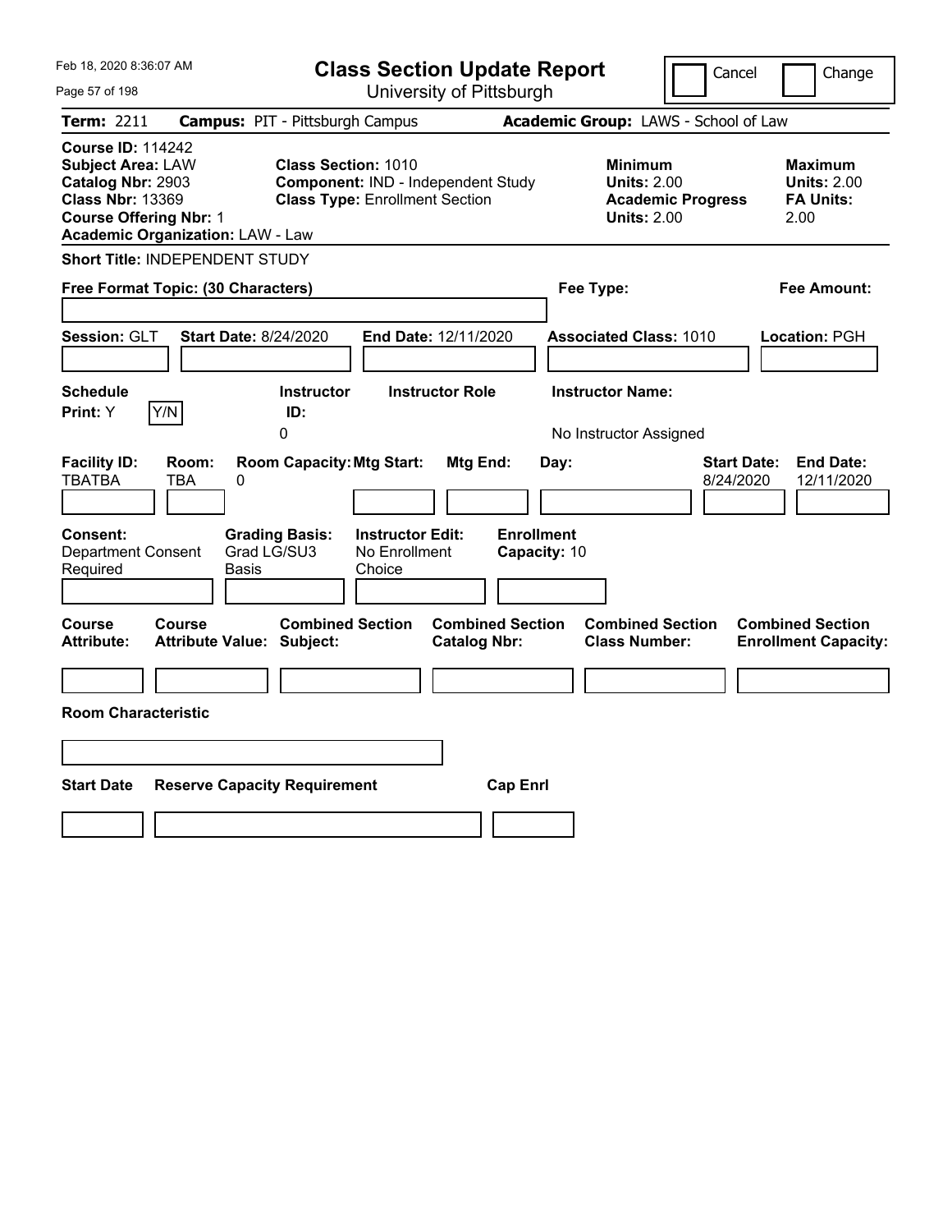Feb 18, 2020 8:36:07 AM

# Class Section Update Report

University of Pittsburgh

Cancel | Change

**Term:** 2211 **Campus:** PIT - Pittsburgh Campus **Academic Group:** LAWS - School of Law

**Course ID:** 114242
**Subject Area:** LAW
**Catalog Nbr:** 2903
**Class Nbr:** 13369
**Course Offering Nbr:** 1
**Academic Organization:** LAW - Law

**Class Section:** 1010
**Component:** IND - Independent Study
**Class Type:** Enrollment Section

**Minimum Units:** 2.00
**Academic Progress Units:** 2.00

**Maximum Units:** 2.00
**FA Units:** 2.00

**Short Title:** INDEPENDENT STUDY

**Free Format Topic: (30 Characters)**

**Fee Type:**

**Fee Amount:**

**Session:** GLT **Start Date:** 8/24/2020 **End Date:** 12/11/2020 **Associated Class:** 1010 **Location:** PGH

| Schedule Print: | Instructor ID: | Instructor Role | Instructor Name: |
|---|---|---|---|
| Y (Y/N) | 0 | | No Instructor Assigned |

| Facility ID: | Room: | Room Capacity: | Mtg Start: | Mtg End: | Day: | Start Date: | End Date: |
|---|---|---|---|---|---|---|---|
| TBATBA | TBA | 0 | | | | 8/24/2020 | 12/11/2020 |

| Consent: | Grading Basis: | Instructor Edit: | Enrollment Capacity: |
|---|---|---|---|
| Department Consent Required | Grad LG/SU3 Basis | No Enrollment Choice | 10 |

| Course Attribute: | Course Attribute Value: | Combined Section Subject: | Combined Section Catalog Nbr: | Combined Section Class Number: | Combined Section Enrollment Capacity: |
|---|---|---|---|---|---|
| | | | | | |

**Room Characteristic**

| Start Date | Reserve Capacity Requirement | Cap Enrl |
|---|---|---|
| | | |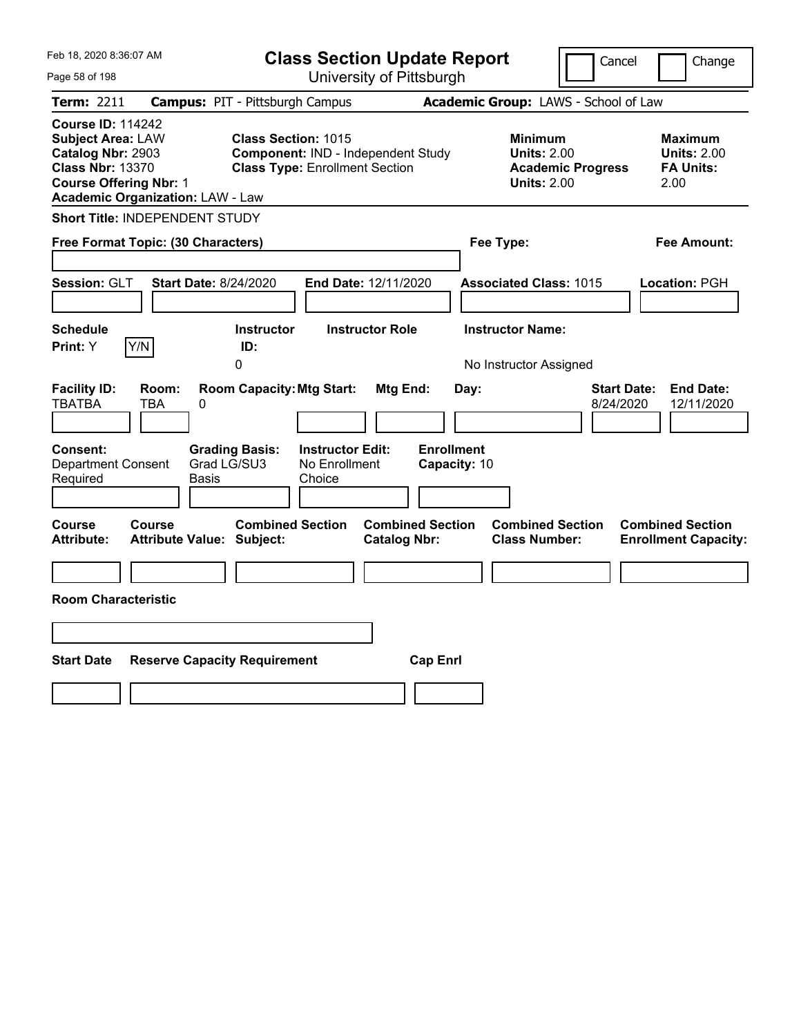Feb 18, 2020 8:36:07 AM

# Class Section Update Report

University of Pittsburgh

Cancel | Change

**Term:** 2211 **Campus:** PIT - Pittsburgh Campus **Academic Group:** LAWS - School of Law

**Course ID:** 114242
**Subject Area:** LAW
**Catalog Nbr:** 2903
**Class Nbr:** 13370
**Course Offering Nbr:** 1
**Academic Organization:** LAW - Law

**Class Section:** 1015
**Component:** IND - Independent Study
**Class Type:** Enrollment Section

**Minimum Units:** 2.00
**Academic Progress Units:** 2.00

**Maximum Units:** 2.00
**FA Units:** 2.00

**Short Title:** INDEPENDENT STUDY

**Free Format Topic: (30 Characters)** **Fee Type:** **Fee Amount:**

**Session:** GLT **Start Date:** 8/24/2020 **End Date:** 12/11/2020 **Associated Class:** 1015 **Location:** PGH

| Schedule Print: | | Instructor ID: | Instructor Role | Instructor Name: |
|---|---|---|---|---|
| Y | Y/N | 0 | | No Instructor Assigned |

| Facility ID: | Room: | Room Capacity: | Mtg Start: | Mtg End: | Day: | Start Date: | End Date: |
|---|---|---|---|---|---|---|---|
| TBATBA | TBA | 0 | | | | 8/24/2020 | 12/11/2020 |

| Consent: | Grading Basis: | Instructor Edit: | Enrollment Capacity: |
|---|---|---|---|
| Department Consent Required | Grad LG/SU3 Basis | No Enrollment Choice | 10 |

| Course Attribute: | Course Attribute Value: | Combined Section Subject: | Combined Section Catalog Nbr: | Combined Section Class Number: | Combined Section Enrollment Capacity: |
|---|---|---|---|---|---|
| | | | | | |

**Room Characteristic**

| Start Date | Reserve Capacity Requirement | Cap Enrl |
|---|---|---|
| | | |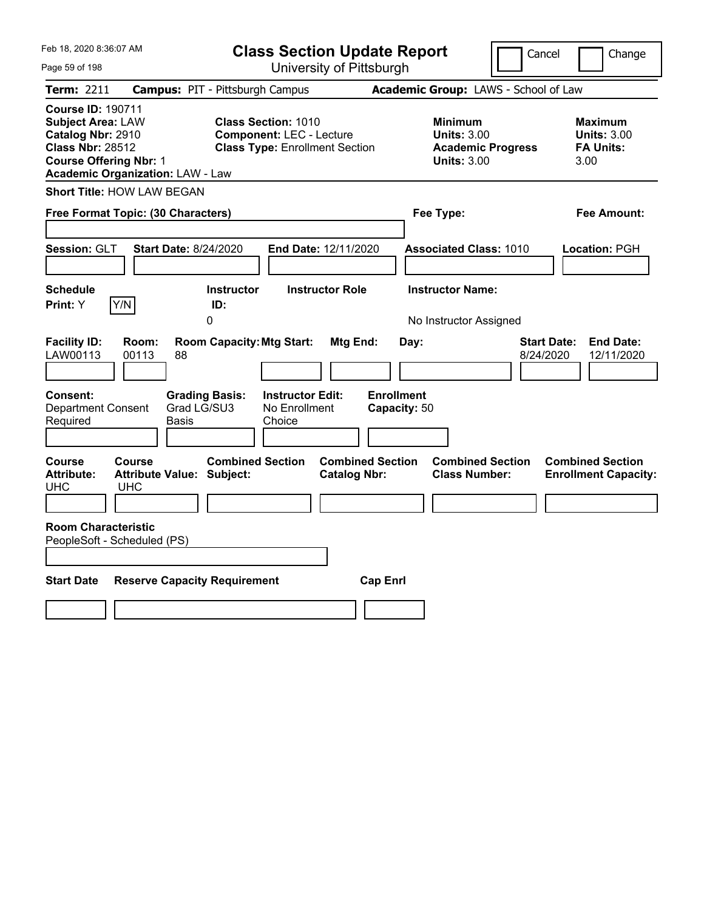Feb 18, 2020 8:36:07 AM

# Class Section Update Report

University of Pittsburgh

Cancel | Change

**Term:** 2211 **Campus:** PIT - Pittsburgh Campus **Academic Group:** LAWS - School of Law

**Course ID:** 190711
**Subject Area:** LAW
**Catalog Nbr:** 2910
**Class Nbr:** 28512
**Course Offering Nbr:** 1
**Academic Organization:** LAW - Law

**Class Section:** 1010
**Component:** LEC - Lecture
**Class Type:** Enrollment Section

**Minimum Units:** 3.00
**Academic Progress Units:** 3.00

**Maximum Units:** 3.00
**FA Units:** 3.00

**Short Title:** HOW LAW BEGAN

**Free Format Topic: (30 Characters)**

**Fee Type:**

**Fee Amount:**

**Session:** GLT **Start Date:** 8/24/2020 **End Date:** 12/11/2020 **Associated Class:** 1010 **Location:** PGH

| Schedule Print: | Instructor ID: | Instructor Role | Instructor Name: |
|---|---|---|---|
| Y | 0 | | No Instructor Assigned |

| Facility ID: | Room: | Room Capacity: | Mtg Start: | Mtg End: | Day: | Start Date: | End Date: |
|---|---|---|---|---|---|---|---|
| LAW00113 | 00113 | 88 | | | | 8/24/2020 | 12/11/2020 |

| Consent: | Grading Basis: | Instructor Edit: | Enrollment Capacity: |
|---|---|---|---|
| Department Consent Required | Grad LG/SU3 Basis | No Enrollment Choice | 50 |

| Course Attribute: | Course Attribute Value: | Combined Section Subject: | Combined Section Catalog Nbr: | Combined Section Class Number: | Combined Section Enrollment Capacity: |
|---|---|---|---|---|---|
| UHC | UHC | | | | |

**Room Characteristic**
PeopleSoft - Scheduled (PS)

| Start Date | Reserve Capacity Requirement | Cap Enrl |
|---|---|---|
| | | |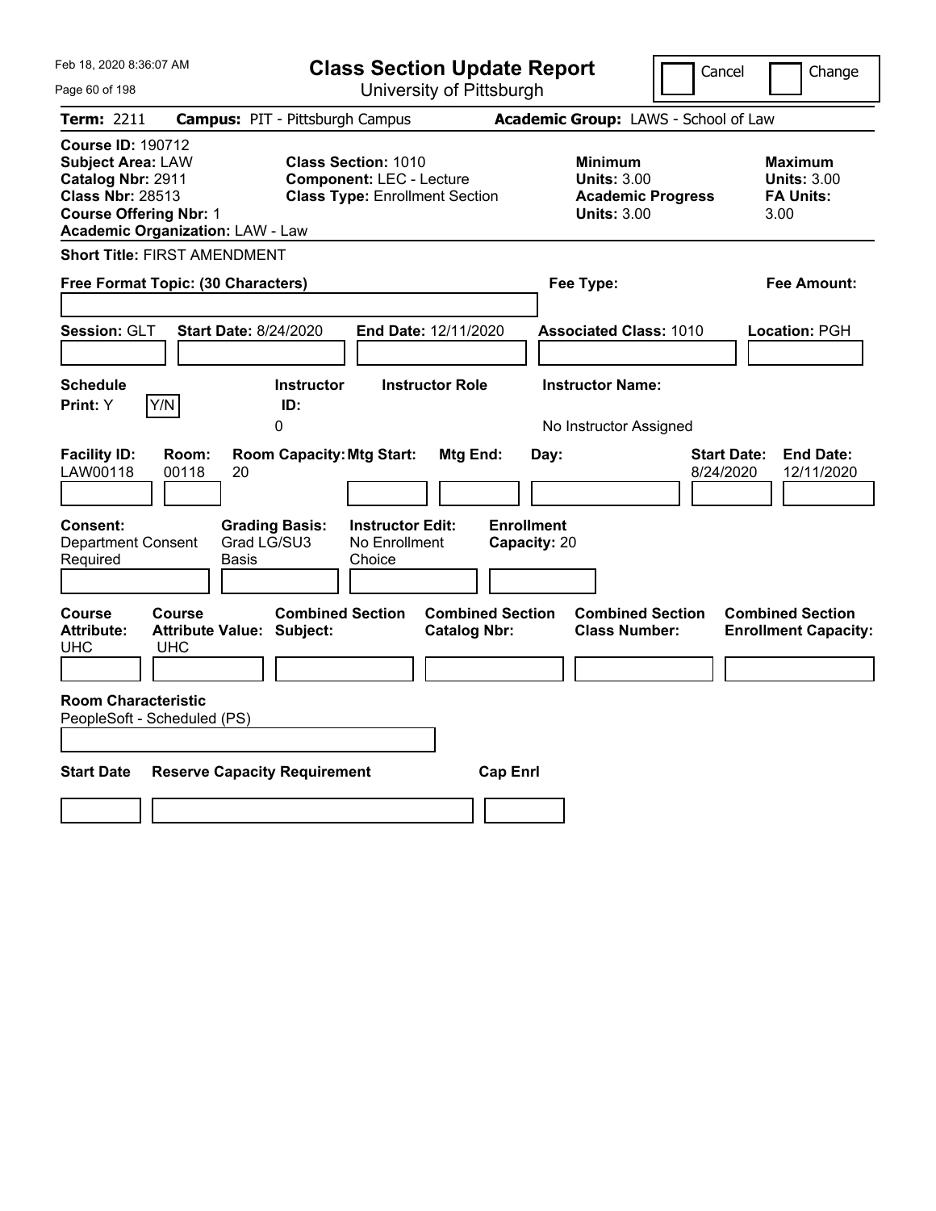Feb 18, 2020 8:36:07 AM

# Class Section Update Report

University of Pittsburgh

Cancel | Change

**Term:** 2211 **Campus:** PIT - Pittsburgh Campus **Academic Group:** LAWS - School of Law

**Course ID:** 190712
**Subject Area:** LAW
**Catalog Nbr:** 2911
**Class Nbr:** 28513
**Course Offering Nbr:** 1
**Academic Organization:** LAW - Law

**Class Section:** 1010
**Component:** LEC - Lecture
**Class Type:** Enrollment Section

**Minimum Units:** 3.00
**Academic Progress Units:** 3.00

**Maximum Units:** 3.00
**FA Units:** 3.00

**Short Title:** FIRST AMENDMENT

**Free Format Topic: (30 Characters)**

**Fee Type:**

**Fee Amount:**

**Session:** GLT **Start Date:** 8/24/2020 **End Date:** 12/11/2020 **Associated Class:** 1010 **Location:** PGH

| Schedule Print | Instructor ID | Instructor Role | Instructor Name |
|---|---|---|---|
| Y | 0 | | No Instructor Assigned |

| Facility ID | Room | Room Capacity | Mtg Start | Mtg End | Day | Start Date | End Date |
|---|---|---|---|---|---|---|---|
| LAW00118 | 00118 | 20 | | | | 8/24/2020 | 12/11/2020 |

| Consent | Grading Basis | Instructor Edit | Enrollment Capacity |
|---|---|---|---|
| Department Consent Required | Grad LG/SU3 Basis | No Enrollment Choice | 20 |

| Course Attribute | Course Attribute Value | Combined Section Subject | Combined Section Catalog Nbr | Combined Section Class Number | Combined Section Enrollment Capacity |
|---|---|---|---|---|---|
| UHC | UHC | | | | |

**Room Characteristic**
PeopleSoft - Scheduled (PS)

| Start Date | Reserve Capacity Requirement | Cap Enrl |
|---|---|---|
| | | |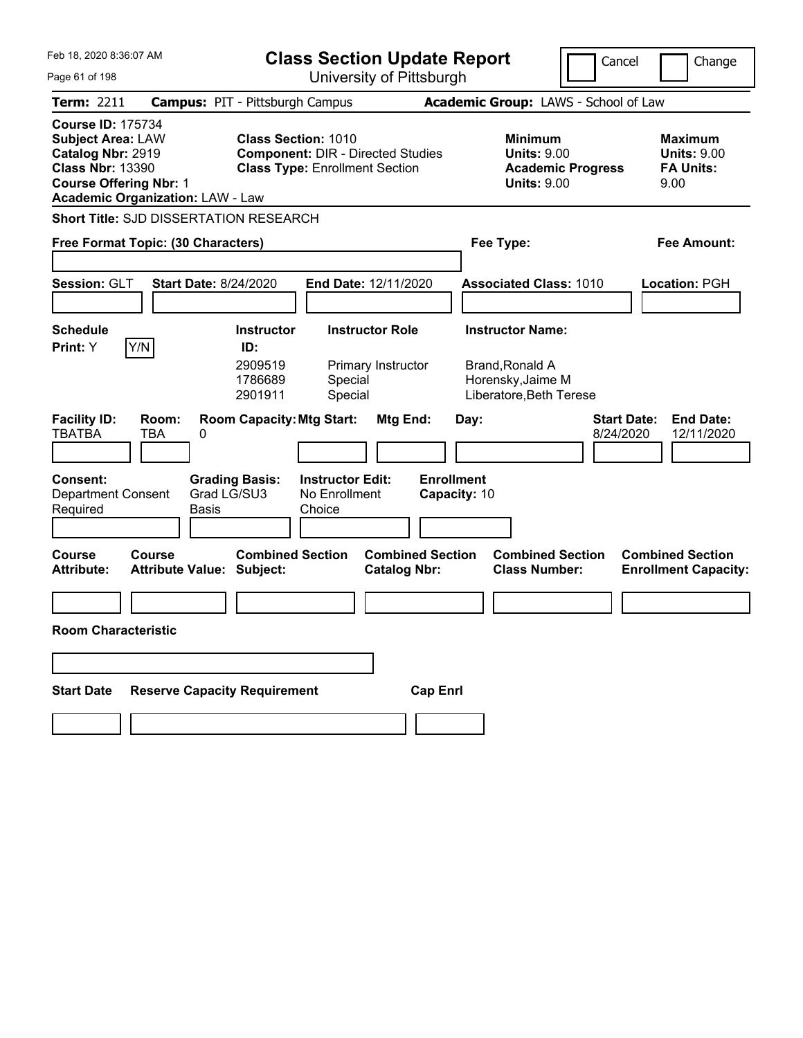Feb 18, 2020 8:36:07 AM

# Class Section Update Report

University of Pittsburgh

Cancel | Change

**Term:** 2211 **Campus:** PIT - Pittsburgh Campus **Academic Group:** LAWS - School of Law

**Course ID:** 175734
**Subject Area:** LAW
**Catalog Nbr:** 2919
**Class Nbr:** 13390
**Course Offering Nbr:** 1
**Academic Organization:** LAW - Law

**Class Section:** 1010
**Component:** DIR - Directed Studies
**Class Type:** Enrollment Section

**Minimum Units:** 9.00
**Academic Progress Units:** 9.00

**Maximum Units:** 9.00
**FA Units:** 9.00

**Short Title:** SJD DISSERTATION RESEARCH

**Free Format Topic: (30 Characters)** **Fee Type:** **Fee Amount:**

**Session:** GLT **Start Date:** 8/24/2020 **End Date:** 12/11/2020 **Associated Class:** 1010 **Location:** PGH

**Schedule Print:** Y Y/N

| Instructor ID: | Instructor Role | Instructor Name: |
|---|---|---|
| 2909519 | Primary Instructor | Brand,Ronald A |
| 1786689 | Special | Horensky,Jaime M |
| 2901911 | Special | Liberatore,Beth Terese |

| Facility ID: | Room: | Room Capacity: | Mtg Start: | Mtg End: | Day: | Start Date: | End Date: |
|---|---|---|---|---|---|---|---|
| TBATBA | TBA | 0 | | | | 8/24/2020 | 12/11/2020 |

**Consent:** Department Consent Required
**Grading Basis:** Grad LG/SU3 Basis
**Instructor Edit:** No Enrollment Choice
**Enrollment Capacity:** 10

| Course Attribute: | Course Attribute Value: | Combined Section Subject: | Combined Section Catalog Nbr: | Combined Section Class Number: | Combined Section Enrollment Capacity: |
|---|---|---|---|---|---|
| | | | | | |

**Room Characteristic**

| Start Date | Reserve Capacity Requirement | Cap Enrl |
|---|---|---|
| | | |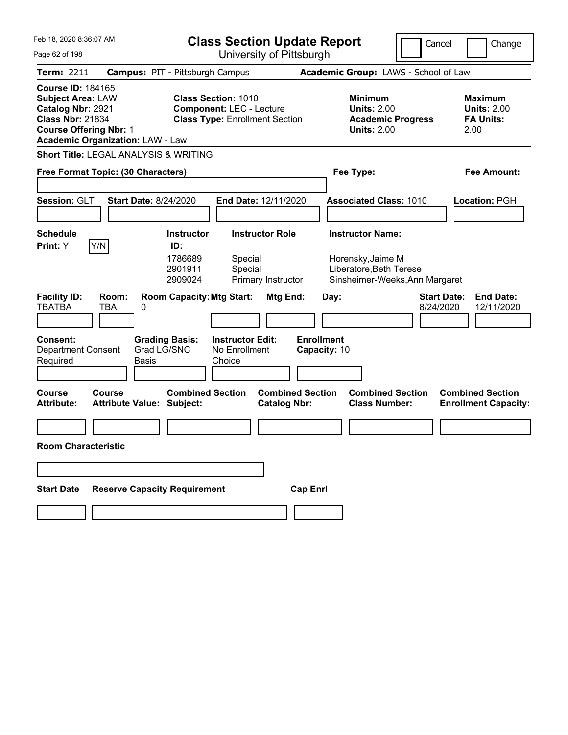# Class Section Update Report

University of Pittsburgh

Feb 18, 2020 8:36:07 AM

Cancel | Change

**Term:** 2211 **Campus:** PIT - Pittsburgh Campus **Academic Group:** LAWS - School of Law

**Course ID:** 184165
**Subject Area:** LAW
**Catalog Nbr:** 2921
**Class Nbr:** 21834
**Course Offering Nbr:** 1
**Academic Organization:** LAW - Law

**Class Section:** 1010
**Component:** LEC - Lecture
**Class Type:** Enrollment Section

**Minimum Units:** 2.00
**Academic Progress Units:** 2.00

**Maximum Units:** 2.00
**FA Units:** 2.00

**Short Title:** LEGAL ANALYSIS & WRITING

**Free Format Topic: (30 Characters)**

**Fee Type:**

**Fee Amount:**

**Session:** GLT **Start Date:** 8/24/2020 **End Date:** 12/11/2020 **Associated Class:** 1010 **Location:** PGH

**Schedule Print:** Y Y/N

| Instructor ID: | Instructor Role | Instructor Name: |
|---|---|---|
| 1786689 | Special | Horensky,Jaime M |
| 2901911 | Special | Liberatore,Beth Terese |
| 2909024 | Primary Instructor | Sinsheimer-Weeks,Ann Margaret |

| Facility ID: | Room: | Room Capacity: | Mtg Start: | Mtg End: | Day: | Start Date: | End Date: |
|---|---|---|---|---|---|---|---|
| TBATBA | TBA | 0 | | | | 8/24/2020 | 12/11/2020 |

**Consent:** Department Consent Required

**Grading Basis:** Grad LG/SNC Basis

**Instructor Edit:** No Enrollment Choice

**Enrollment Capacity:** 10

| Course Attribute: | Course Attribute Value: | Combined Section Subject: | Combined Section Catalog Nbr: | Combined Section Class Number: | Combined Section Enrollment Capacity: |
|---|---|---|---|---|---|
| | | | | | |

**Room Characteristic**

| Start Date | Reserve Capacity Requirement | Cap Enrl |
|---|---|---|
| | | |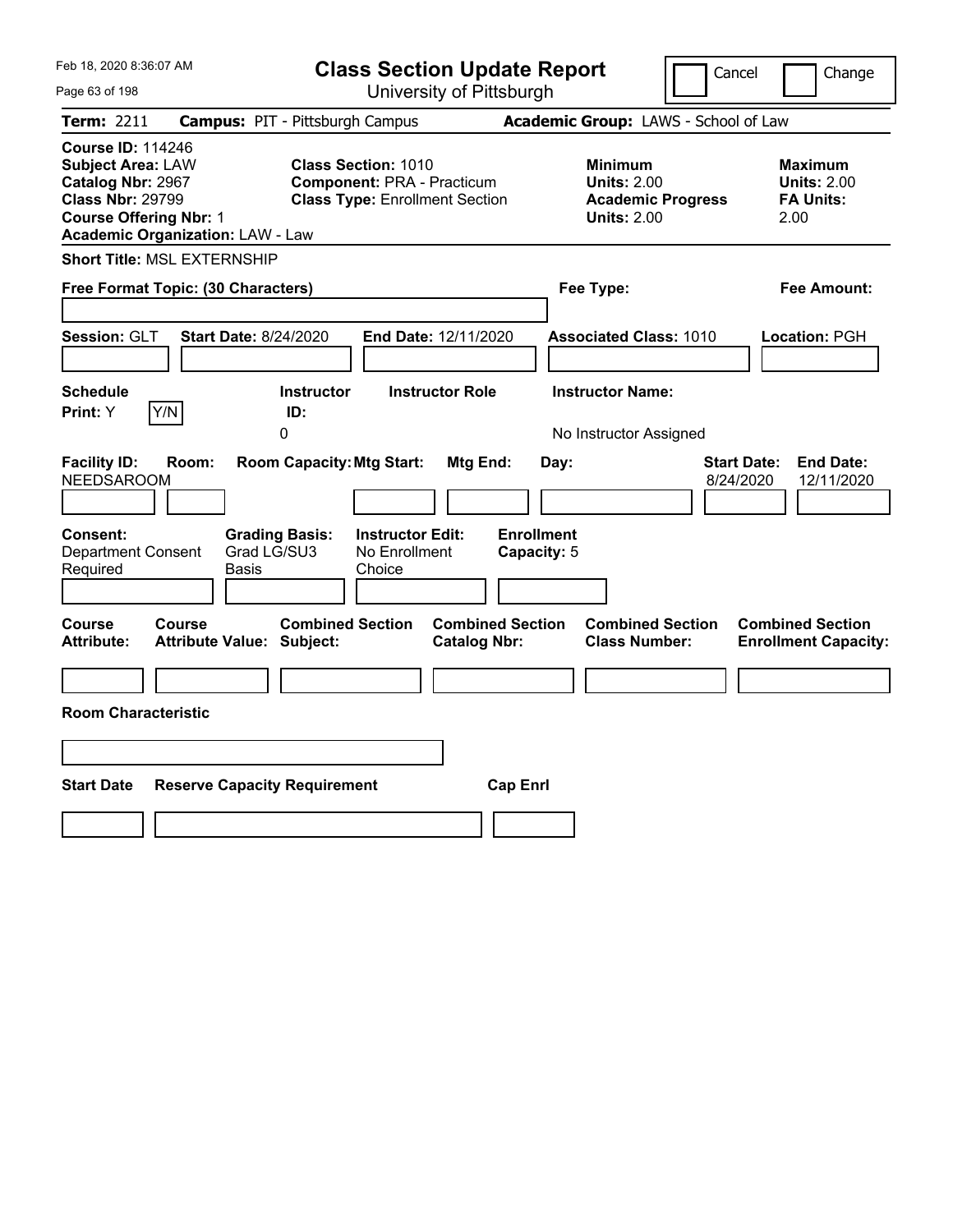Feb 18, 2020 8:36:07 AM

# Class Section Update Report

University of Pittsburgh

Cancel | Change

**Term:** 2211 **Campus:** PIT - Pittsburgh Campus **Academic Group:** LAWS - School of Law

**Course ID:** 114246
**Subject Area:** LAW
**Catalog Nbr:** 2967
**Class Nbr:** 29799
**Course Offering Nbr:** 1
**Academic Organization:** LAW - Law

**Class Section:** 1010
**Component:** PRA - Practicum
**Class Type:** Enrollment Section

**Minimum Units:** 2.00
**Academic Progress Units:** 2.00

**Maximum Units:** 2.00
**FA Units:** 2.00

**Short Title:** MSL EXTERNSHIP

**Free Format Topic: (30 Characters)**

**Fee Type:**

**Fee Amount:**

**Session:** GLT **Start Date:** 8/24/2020 **End Date:** 12/11/2020 **Associated Class:** 1010 **Location:** PGH

| Schedule Print: | Instructor ID: | Instructor Role | Instructor Name: |
|---|---|---|---|
| Y | 0 | | No Instructor Assigned |

| Facility ID: | Room: | Room Capacity: | Mtg Start: | Mtg End: | Day: | Start Date: | End Date: |
|---|---|---|---|---|---|---|---|
| NEEDSAROOM | | | | | | 8/24/2020 | 12/11/2020 |

**Consent:** Department Consent Required
**Grading Basis:** Grad LG/SU3 Basis
**Instructor Edit:** No Enrollment Choice
**Enrollment Capacity:** 5

| Course Attribute: | Course Attribute Value: | Combined Section Subject: | Combined Section Catalog Nbr: | Combined Section Class Number: | Combined Section Enrollment Capacity: |
|---|---|---|---|---|---|
| | | | | | |

**Room Characteristic**

| Start Date | Reserve Capacity Requirement | Cap Enrl |
|---|---|---|
| | | |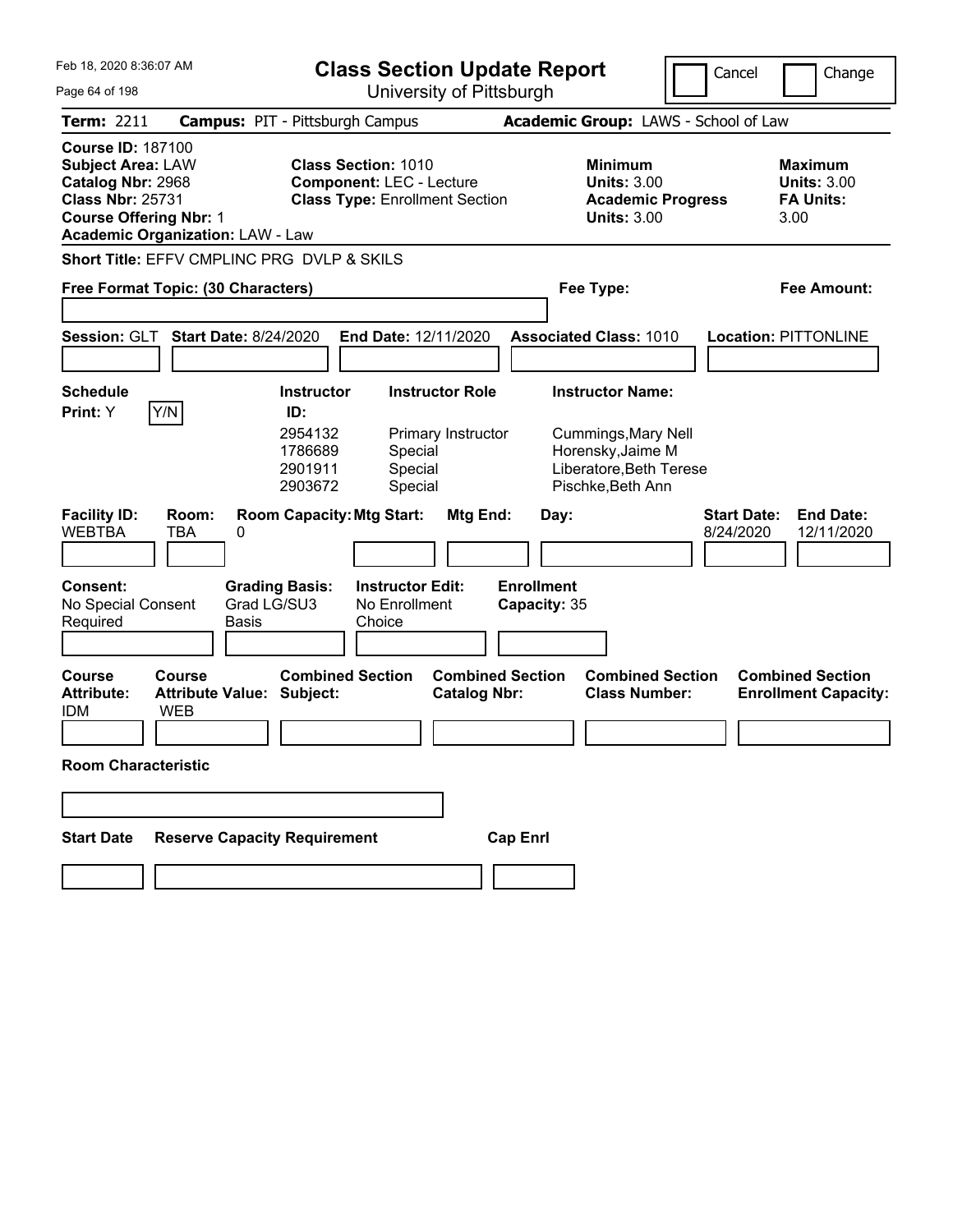# Class Section Update Report

University of Pittsburgh

Cancel | Change

**Term:** 2211 **Campus:** PIT - Pittsburgh Campus **Academic Group:** LAWS - School of Law

**Course ID:** 187100
**Subject Area:** LAW
**Catalog Nbr:** 2968
**Class Nbr:** 25731
**Course Offering Nbr:** 1
**Academic Organization:** LAW - Law

**Class Section:** 1010
**Component:** LEC - Lecture
**Class Type:** Enrollment Section

**Minimum Units:** 3.00
**Academic Progress Units:** 3.00

**Maximum Units:** 3.00
**FA Units:** 3.00

**Short Title:** EFFV CMPLINC PRG DVLP & SKILS

**Free Format Topic: (30 Characters)** | **Fee Type:** | **Fee Amount:**

**Session:** GLT **Start Date:** 8/24/2020 **End Date:** 12/11/2020 **Associated Class:** 1010 **Location:** PITTONLINE

**Schedule Print:** Y [Y/N]

| Instructor ID | Instructor Role | Instructor Name |
|---|---|---|
| 2954132 | Primary Instructor | Cummings,Mary Nell |
| 1786689 | Special | Horensky,Jaime M |
| 2901911 | Special | Liberatore,Beth Terese |
| 2903672 | Special | Pischke,Beth Ann |

| Facility ID | Room | Room Capacity | Mtg Start | Mtg End | Day | Start Date | End Date |
|---|---|---|---|---|---|---|---|
| WEBTBA | TBA | 0 | | | | 8/24/2020 | 12/11/2020 |

**Consent:** No Special Consent Required
**Grading Basis:** Grad LG/SU3 Basis
**Instructor Edit:** No Enrollment Choice
**Enrollment Capacity:** 35

| Course Attribute | Course Attribute Value | Combined Section Subject | Combined Section Catalog Nbr | Combined Section Class Number | Combined Section Enrollment Capacity |
|---|---|---|---|---|---|
| IDM | WEB | | | | |

**Room Characteristic**

**Start Date** | **Reserve Capacity Requirement** | **Cap Enrl**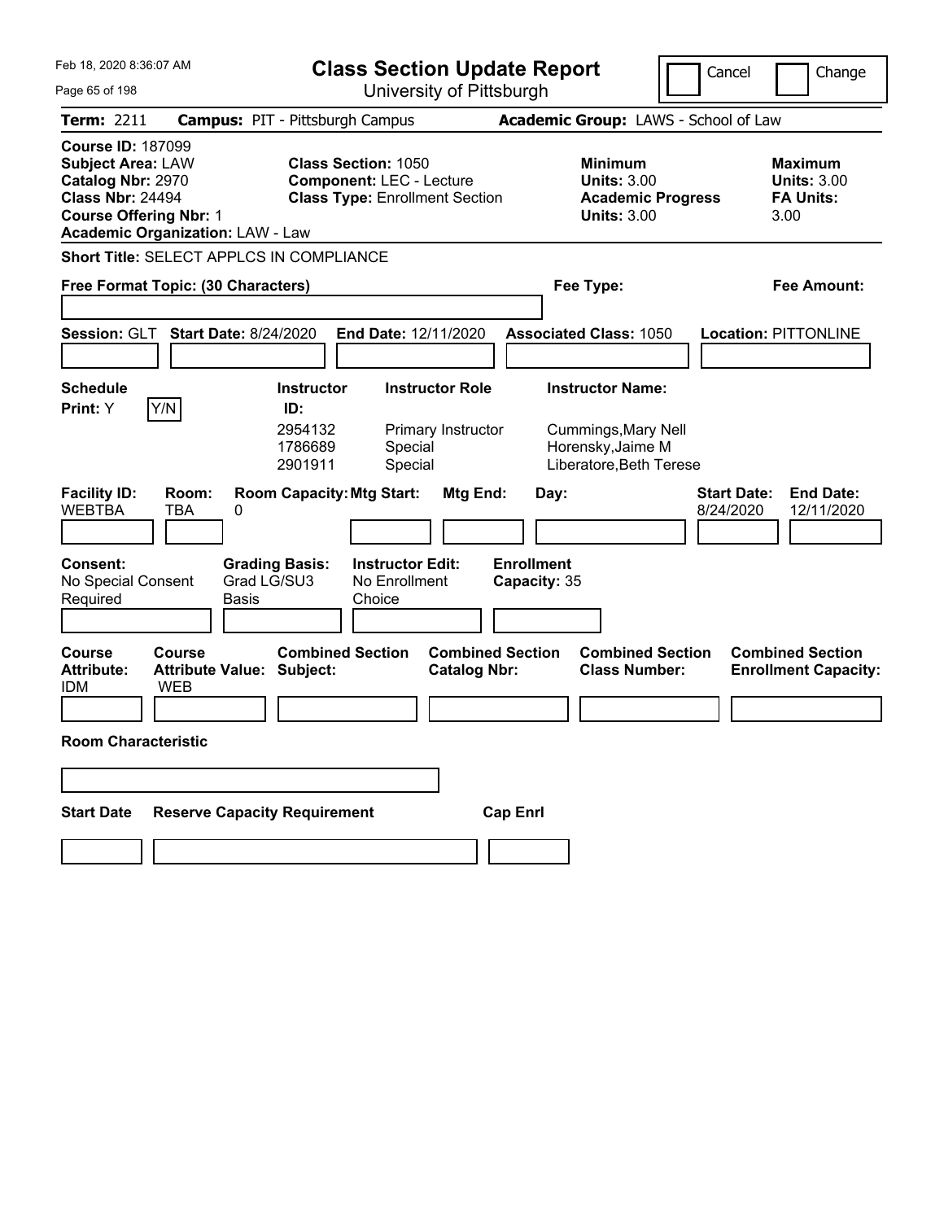Feb 18, 2020 8:36:07 AM

# Class Section Update Report

University of Pittsburgh

Cancel | Change

**Term:** 2211 **Campus:** PIT - Pittsburgh Campus **Academic Group:** LAWS - School of Law

**Course ID:** 187099
**Subject Area:** LAW
**Catalog Nbr:** 2970
**Class Nbr:** 24494
**Course Offering Nbr:** 1
**Academic Organization:** LAW - Law

**Class Section:** 1050
**Component:** LEC - Lecture
**Class Type:** Enrollment Section

**Minimum Units:** 3.00
**Academic Progress Units:** 3.00

**Maximum Units:** 3.00
**FA Units:** 3.00

**Short Title:** SELECT APPLCS IN COMPLIANCE

**Free Format Topic: (30 Characters)** **Fee Type:** **Fee Amount:**

**Session:** GLT **Start Date:** 8/24/2020 **End Date:** 12/11/2020 **Associated Class:** 1050 **Location:** PITTONLINE

**Schedule Print:** Y Y/N

| Instructor ID: | Instructor Role | Instructor Name: |
|---|---|---|
| 2954132 | Primary Instructor | Cummings,Mary Nell |
| 1786689 | Special | Horensky,Jaime M |
| 2901911 | Special | Liberatore,Beth Terese |

| Facility ID: | Room: | Room Capacity: | Mtg Start: | Mtg End: | Day: | Start Date: | End Date: |
|---|---|---|---|---|---|---|---|
| WEBTBA | TBA | 0 | | | | 8/24/2020 | 12/11/2020 |

**Consent:** No Special Consent Required
**Grading Basis:** Grad LG/SU3 Basis
**Instructor Edit:** No Enrollment Choice
**Enrollment Capacity:** 35

| Course Attribute: | Course Attribute Value: | Combined Section Subject: | Combined Section Catalog Nbr: | Combined Section Class Number: | Combined Section Enrollment Capacity: |
|---|---|---|---|---|---|
| IDM | WEB | | | | |

**Room Characteristic**

**Start Date** **Reserve Capacity Requirement** **Cap Enrl**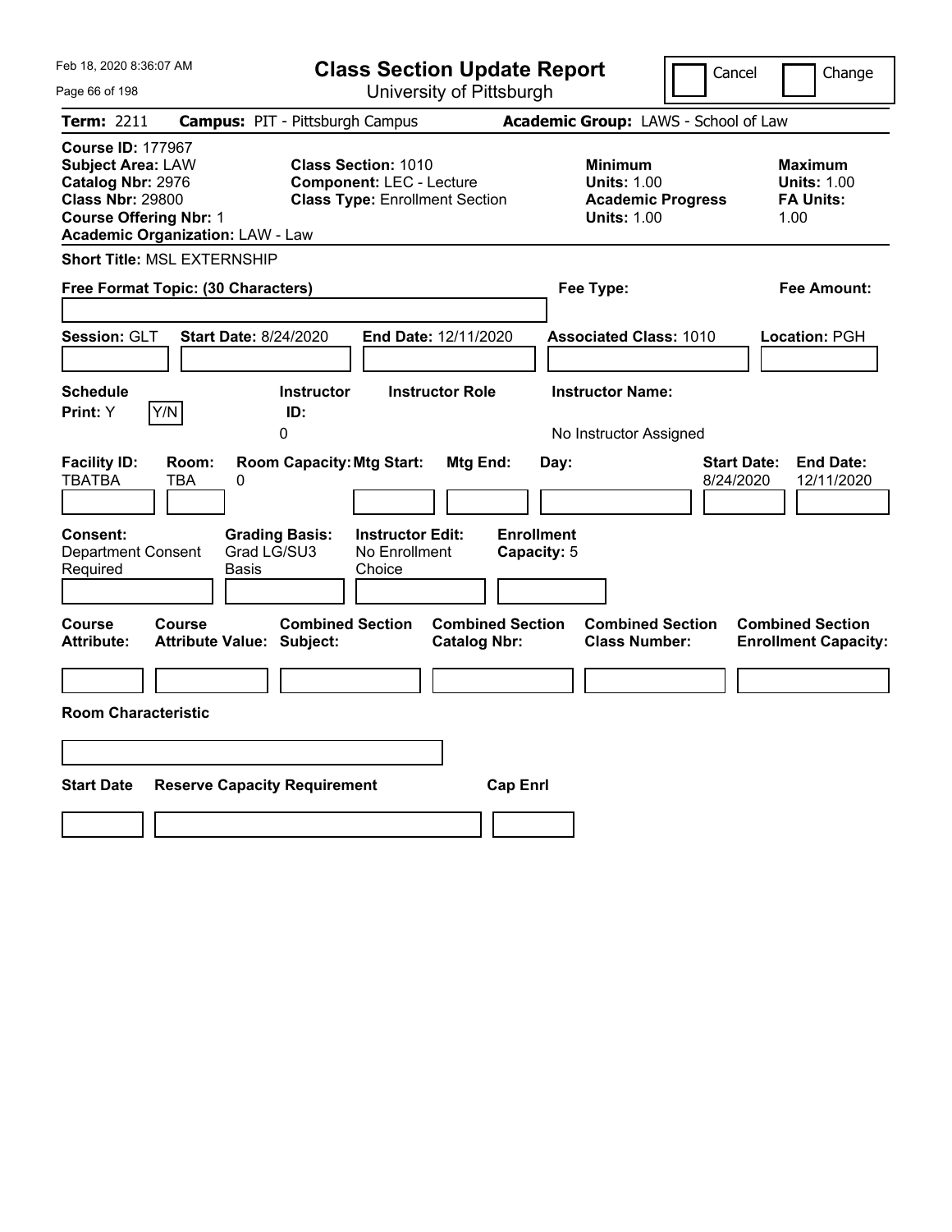# Class Section Update Report

University of Pittsburgh

Cancel | Change

**Term:** 2211 **Campus:** PIT - Pittsburgh Campus **Academic Group:** LAWS - School of Law

**Course ID:** 177967
**Subject Area:** LAW
**Catalog Nbr:** 2976
**Class Nbr:** 29800
**Course Offering Nbr:** 1
**Academic Organization:** LAW - Law

**Class Section:** 1010
**Component:** LEC - Lecture
**Class Type:** Enrollment Section

**Minimum**
**Units:** 1.00
**Academic Progress Units:** 1.00

**Maximum**
**Units:** 1.00
**FA Units:** 1.00

**Short Title:** MSL EXTERNSHIP

**Free Format Topic: (30 Characters)**

**Fee Type:**

**Fee Amount:**

**Session:** GLT **Start Date:** 8/24/2020 **End Date:** 12/11/2020 **Associated Class:** 1010 **Location:** PGH

**Schedule Print:** Y Y/N

**Instructor ID:** 0

**Instructor Role**

**Instructor Name:** No Instructor Assigned

| Facility ID: | Room: | Room Capacity: | Mtg Start: | Mtg End: | Day: | Start Date: | End Date: |
|---|---|---|---|---|---|---|---|
| TBATBA | TBA | 0 | | | | 8/24/2020 | 12/11/2020 |

**Consent:** Department Consent Required

**Grading Basis:** Grad LG/SU3 Basis

**Instructor Edit:** No Enrollment Choice

**Enrollment Capacity:** 5

| Course Attribute: | Course Attribute Value: | Combined Section Subject: | Combined Section Catalog Nbr: | Combined Section Class Number: | Combined Section Enrollment Capacity: |
|---|---|---|---|---|---|
| | | | | | |

**Room Characteristic**

| Start Date | Reserve Capacity Requirement | Cap Enrl |
|---|---|---|
| | | |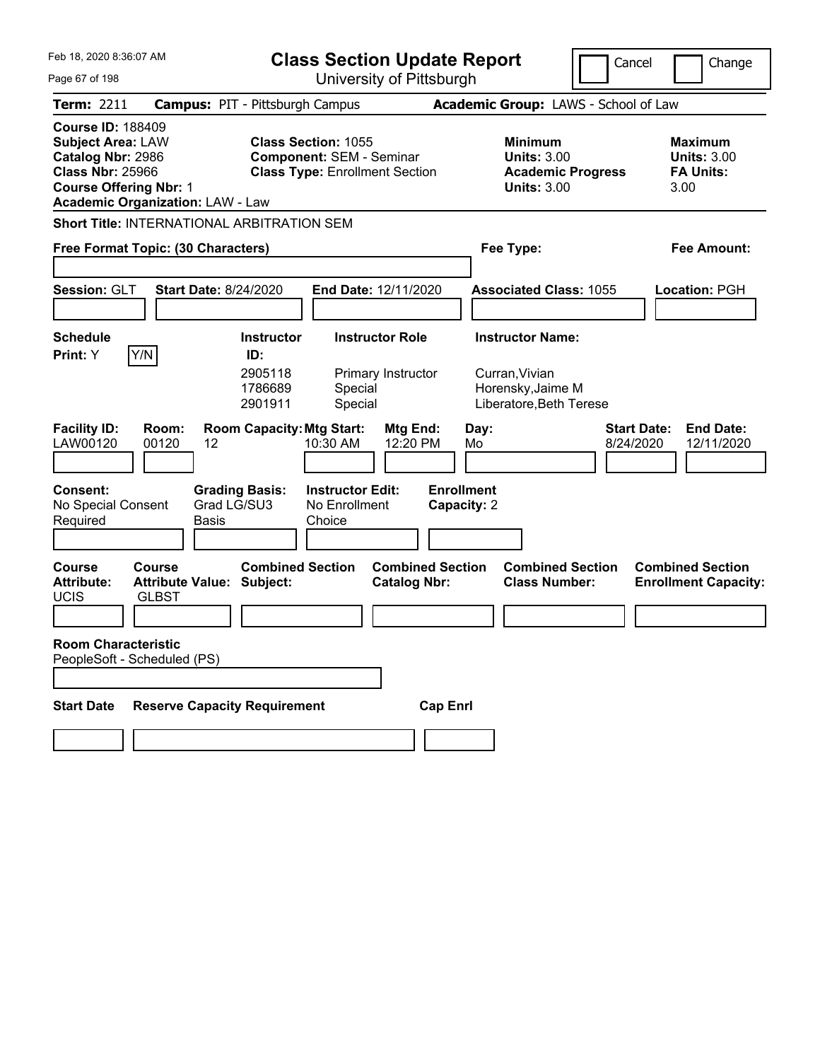Feb 18, 2020 8:36:07 AM

# Class Section Update Report

University of Pittsburgh

Cancel | Change

**Term:** 2211 **Campus:** PIT - Pittsburgh Campus **Academic Group:** LAWS - School of Law

**Course ID:** 188409
**Subject Area:** LAW
**Catalog Nbr:** 2986
**Class Nbr:** 25966
**Course Offering Nbr:** 1
**Academic Organization:** LAW - Law

**Class Section:** 1055
**Component:** SEM - Seminar
**Class Type:** Enrollment Section

**Minimum Units:** 3.00
**Academic Progress Units:** 3.00

**Maximum Units:** 3.00
**FA Units:** 3.00

**Short Title:** INTERNATIONAL ARBITRATION SEM

**Free Format Topic: (30 Characters)**

**Fee Type:**

**Fee Amount:**

**Session:** GLT **Start Date:** 8/24/2020 **End Date:** 12/11/2020 **Associated Class:** 1055 **Location:** PGH

| Schedule | Instructor ID: | Instructor Role | Instructor Name: |
|---|---|---|---|
| Print: Y  Y/N | 2905118 | Primary Instructor | Curran,Vivian |
| | 1786689 | Special | Horensky,Jaime M |
| | 2901911 | Special | Liberatore,Beth Terese |

| Facility ID: | Room: | Room Capacity: | Mtg Start: | Mtg End: | Day: | Start Date: | End Date: |
|---|---|---|---|---|---|---|---|
| LAW00120 | 00120 | 12 | 10:30 AM | 12:20 PM | Mo | 8/24/2020 | 12/11/2020 |

| Consent: | Grading Basis: | Instructor Edit: | Enrollment Capacity: |
|---|---|---|---|
| No Special Consent Required | Grad LG/SU3 Basis | No Enrollment Choice | 2 |

| Course Attribute: | Course Attribute Value: | Combined Section Subject: | Combined Section Catalog Nbr: | Combined Section Class Number: | Combined Section Enrollment Capacity: |
|---|---|---|---|---|---|
| UCIS | GLBST | | | | |

**Room Characteristic**
PeopleSoft - Scheduled (PS)

| Start Date | Reserve Capacity Requirement | Cap Enrl |
|---|---|---|
| | | |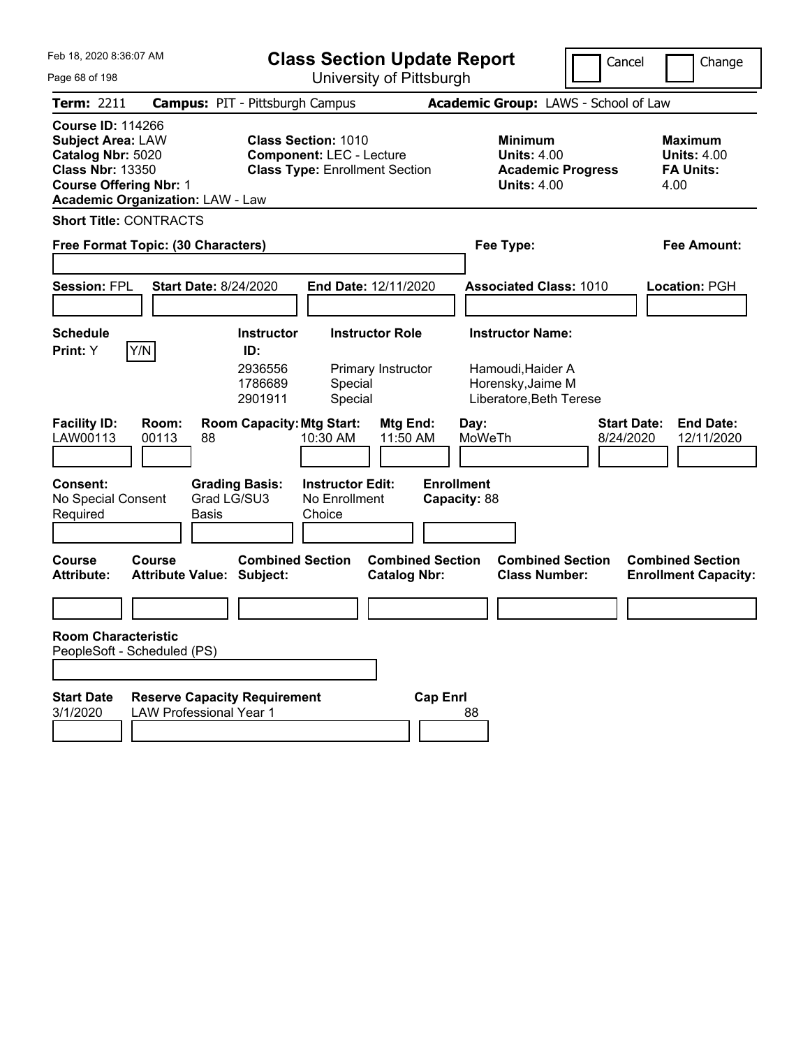Feb 18, 2020 8:36:07 AM

# Class Section Update Report

University of Pittsburgh

Cancel | Change

**Term:** 2211 **Campus:** PIT - Pittsburgh Campus **Academic Group:** LAWS - School of Law

**Course ID:** 114266
**Subject Area:** LAW
**Catalog Nbr:** 5020
**Class Nbr:** 13350
**Course Offering Nbr:** 1
**Academic Organization:** LAW - Law

**Class Section:** 1010
**Component:** LEC - Lecture
**Class Type:** Enrollment Section

**Minimum Units:** 4.00
**Academic Progress Units:** 4.00

**Maximum Units:** 4.00
**FA Units:** 4.00

**Short Title:** CONTRACTS

**Free Format Topic: (30 Characters)**

**Fee Type:**

**Fee Amount:**

**Session:** FPL **Start Date:** 8/24/2020 **End Date:** 12/11/2020 **Associated Class:** 1010 **Location:** PGH

**Schedule Print:** Y Y/N

| Instructor ID: | Instructor Role | Instructor Name: |
|---|---|---|
| 2936556 | Primary Instructor | Hamoudi,Haider A |
| 1786689 | Special | Horensky,Jaime M |
| 2901911 | Special | Liberatore,Beth Terese |

| Facility ID: | Room: | Room Capacity: | Mtg Start: | Mtg End: | Day: | Start Date: | End Date: |
|---|---|---|---|---|---|---|---|
| LAW00113 | 00113 | 88 | 10:30 AM | 11:50 AM | MoWeTh | 8/24/2020 | 12/11/2020 |

**Consent:** No Special Consent Required
**Grading Basis:** Grad LG/SU3 Basis
**Instructor Edit:** No Enrollment Choice
**Enrollment Capacity:** 88

| Course Attribute: | Course Attribute Value: | Combined Section Subject: | Combined Section Catalog Nbr: | Combined Section Class Number: | Combined Section Enrollment Capacity: |
|---|---|---|---|---|---|
| | | | | | |

**Room Characteristic**
PeopleSoft - Scheduled (PS)

| Start Date | Reserve Capacity Requirement | Cap Enrl |
|---|---|---|
| 3/1/2020 | LAW Professional Year 1 | 88 |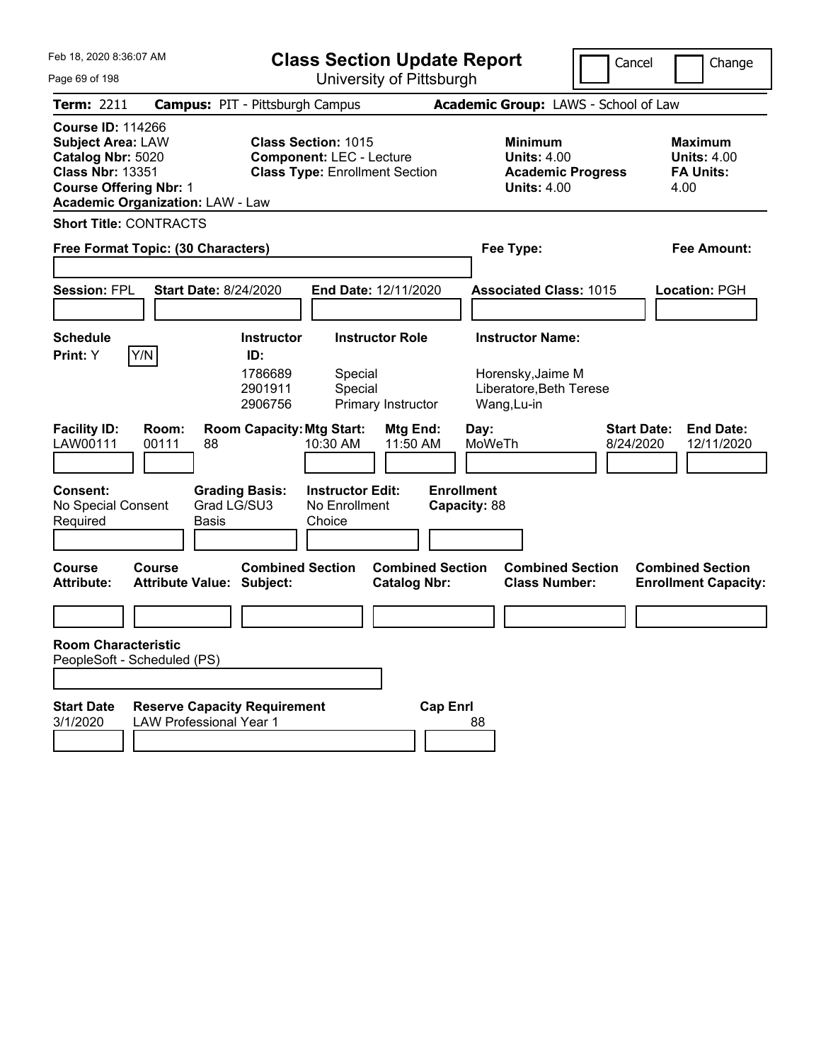Feb 18, 2020 8:36:07 AM

# Class Section Update Report

University of Pittsburgh

Cancel | Change

**Term:** 2211 **Campus:** PIT - Pittsburgh Campus **Academic Group:** LAWS - School of Law

**Course ID:** 114266
**Subject Area:** LAW
**Catalog Nbr:** 5020
**Class Nbr:** 13351
**Course Offering Nbr:** 1
**Academic Organization:** LAW - Law

**Class Section:** 1015
**Component:** LEC - Lecture
**Class Type:** Enrollment Section

**Minimum Units:** 4.00
**Academic Progress Units:** 4.00

**Maximum Units:** 4.00
**FA Units:** 4.00

**Short Title:** CONTRACTS

**Free Format Topic: (30 Characters)**

**Fee Type:**

**Fee Amount:**

**Session:** FPL **Start Date:** 8/24/2020 **End Date:** 12/11/2020 **Associated Class:** 1015 **Location:** PGH

**Schedule Print:** Y [Y/N]

| Instructor ID | Instructor Role | Instructor Name |
|---|---|---|
| 1786689 | Special | Horensky,Jaime M |
| 2901911 | Special | Liberatore,Beth Terese |
| 2906756 | Primary Instructor | Wang,Lu-in |

| Facility ID | Room | Room Capacity | Mtg Start | Mtg End | Day | Start Date | End Date |
|---|---|---|---|---|---|---|---|
| LAW00111 | 00111 | 88 | 10:30 AM | 11:50 AM | MoWeTh | 8/24/2020 | 12/11/2020 |

**Consent:** No Special Consent Required
**Grading Basis:** Grad LG/SU3 Basis
**Instructor Edit:** No Enrollment Choice
**Enrollment Capacity:** 88

| Course Attribute | Course Attribute Value | Combined Section Subject | Combined Section Catalog Nbr | Combined Section Class Number | Combined Section Enrollment Capacity |
|---|---|---|---|---|---|
| | | | | | |

**Room Characteristic**
PeopleSoft - Scheduled (PS)

| Start Date | Reserve Capacity Requirement | Cap Enrl |
|---|---|---|
| 3/1/2020 | LAW Professional Year 1 | 88 |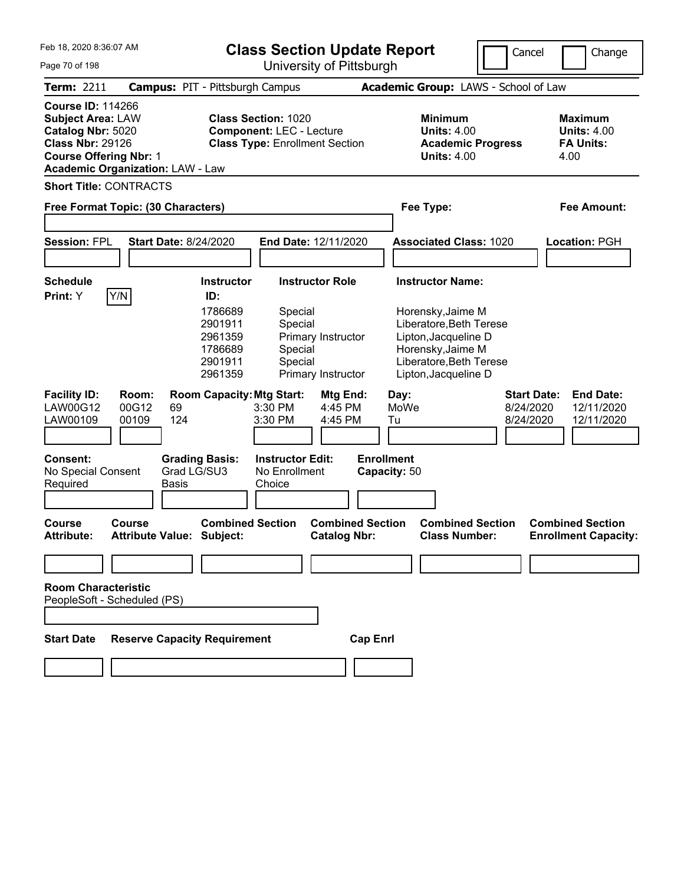# Class Section Update Report

University of Pittsburgh

Feb 18, 2020 8:36:07 AM

Cancel | Change

**Term:** 2211 **Campus:** PIT - Pittsburgh Campus **Academic Group:** LAWS - School of Law

**Course ID:** 114266
**Subject Area:** LAW
**Catalog Nbr:** 5020
**Class Nbr:** 29126
**Course Offering Nbr:** 1
**Academic Organization:** LAW - Law

**Class Section:** 1020
**Component:** LEC - Lecture
**Class Type:** Enrollment Section

**Minimum Units:** 4.00
**Academic Progress Units:** 4.00

**Maximum Units:** 4.00
**FA Units:** 4.00

**Short Title:** CONTRACTS

**Free Format Topic: (30 Characters)**

**Fee Type:**

**Fee Amount:**

**Session:** FPL **Start Date:** 8/24/2020 **End Date:** 12/11/2020 **Associated Class:** 1020 **Location:** PGH

**Schedule Print:** Y Y/N

| Instructor ID: | Instructor Role | Instructor Name: |
|---|---|---|
| 1786689 | Special | Horensky,Jaime M |
| 2901911 | Special | Liberatore,Beth Terese |
| 2961359 | Primary Instructor | Lipton,Jacqueline D |
| 1786689 | Special | Horensky,Jaime M |
| 2901911 | Special | Liberatore,Beth Terese |
| 2961359 | Primary Instructor | Lipton,Jacqueline D |

| Facility ID: | Room: | Room Capacity: | Mtg Start: | Mtg End: | Day: | Start Date: | End Date: |
|---|---|---|---|---|---|---|---|
| LAW00G12 | 00G12 | 69 | 3:30 PM | 4:45 PM | MoWe | 8/24/2020 | 12/11/2020 |
| LAW00109 | 00109 | 124 | 3:30 PM | 4:45 PM | Tu | 8/24/2020 | 12/11/2020 |

**Consent:** No Special Consent Required
**Grading Basis:** Grad LG/SU3 Basis
**Instructor Edit:** No Enrollment Choice
**Enrollment Capacity:** 50

| Course Attribute: | Course Attribute Value: | Combined Section Subject: | Combined Section Catalog Nbr: | Combined Section Class Number: | Combined Section Enrollment Capacity: |
|---|---|---|---|---|---|
| | | | | | |

**Room Characteristic**
PeopleSoft - Scheduled (PS)

| Start Date | Reserve Capacity Requirement | Cap Enrl |
|---|---|---|
| | | |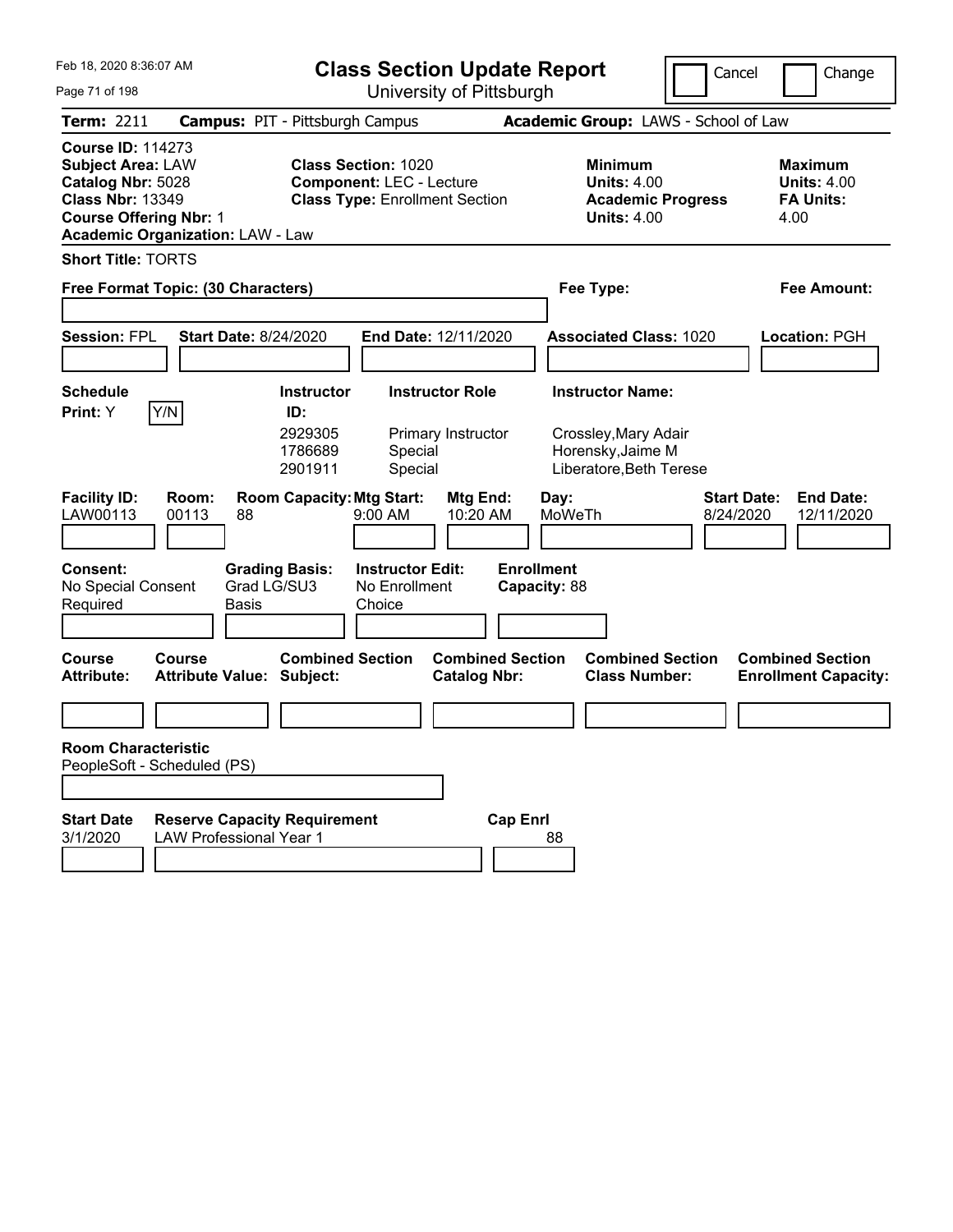Feb 18, 2020 8:36:07 AM

# Class Section Update Report

University of Pittsburgh

Cancel | Change

**Term:** 2211 **Campus:** PIT - Pittsburgh Campus **Academic Group:** LAWS - School of Law

**Course ID:** 114273
**Subject Area:** LAW
**Catalog Nbr:** 5028
**Class Nbr:** 13349
**Course Offering Nbr:** 1
**Academic Organization:** LAW - Law

**Class Section:** 1020
**Component:** LEC - Lecture
**Class Type:** Enrollment Section

**Minimum Units:** 4.00
**Academic Progress Units:** 4.00

**Maximum Units:** 4.00
**FA Units:** 4.00

**Short Title:** TORTS

**Free Format Topic: (30 Characters)**

**Fee Type:**

**Fee Amount:**

**Session:** FPL **Start Date:** 8/24/2020 **End Date:** 12/11/2020 **Associated Class:** 1020 **Location:** PGH

**Schedule Print:** Y [Y/N]

| Instructor ID: | Instructor Role | Instructor Name: |
|---|---|---|
| 2929305 | Primary Instructor | Crossley,Mary Adair |
| 1786689 | Special | Horensky,Jaime M |
| 2901911 | Special | Liberatore,Beth Terese |

| Facility ID: | Room: | Room Capacity: | Mtg Start: | Mtg End: | Day: | Start Date: | End Date: |
|---|---|---|---|---|---|---|---|
| LAW00113 | 00113 | 88 | 9:00 AM | 10:20 AM | MoWeTh | 8/24/2020 | 12/11/2020 |

**Consent:** No Special Consent Required
**Grading Basis:** Grad LG/SU3 Basis
**Instructor Edit:** No Enrollment Choice
**Enrollment Capacity:** 88

| Course Attribute: | Course Attribute Value: | Combined Section Subject: | Combined Section Catalog Nbr: | Combined Section Class Number: | Combined Section Enrollment Capacity: |
|---|---|---|---|---|---|
| | | | | | |

**Room Characteristic**
PeopleSoft - Scheduled (PS)

| Start Date | Reserve Capacity Requirement | Cap Enrl |
|---|---|---|
| 3/1/2020 | LAW Professional Year 1 | 88 |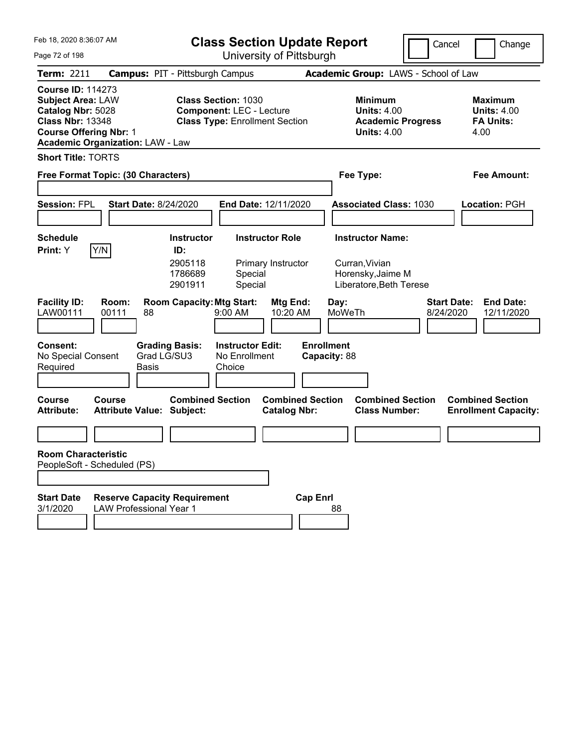Feb 18, 2020 8:36:07 AM

# Class Section Update Report

University of Pittsburgh

Cancel  Change

**Term:** 2211  **Campus:** PIT - Pittsburgh Campus  **Academic Group:** LAWS - School of Law

**Course ID:** 114273
**Subject Area:** LAW
**Catalog Nbr:** 5028
**Class Nbr:** 13348
**Course Offering Nbr:** 1
**Academic Organization:** LAW - Law

**Class Section:** 1030
**Component:** LEC - Lecture
**Class Type:** Enrollment Section

**Minimum**
**Units:** 4.00
**Academic Progress Units:** 4.00

**Maximum**
**Units:** 4.00
**FA Units:** 4.00

**Short Title:** TORTS

**Free Format Topic: (30 Characters)**  **Fee Type:**  **Fee Amount:**

**Session:** FPL  **Start Date:** 8/24/2020  **End Date:** 12/11/2020  **Associated Class:** 1030  **Location:** PGH

**Schedule Print:** Y  Y/N

| Instructor ID | Instructor Role | Instructor Name |
|---|---|---|
| 2905118 | Primary Instructor | Curran,Vivian |
| 1786689 | Special | Horensky,Jaime M |
| 2901911 | Special | Liberatore,Beth Terese |

| Facility ID | Room | Room Capacity | Mtg Start | Mtg End | Day | Start Date | End Date |
|---|---|---|---|---|---|---|---|
| LAW00111 | 00111 | 88 | 9:00 AM | 10:20 AM | MoWeTh | 8/24/2020 | 12/11/2020 |

**Consent:** No Special Consent Required
**Grading Basis:** Grad LG/SU3 Basis
**Instructor Edit:** No Enrollment Choice
**Enrollment Capacity:** 88

| Course Attribute | Course Attribute Value | Combined Section Subject | Combined Section Catalog Nbr | Combined Section Class Number | Combined Section Enrollment Capacity |
|---|---|---|---|---|---|
| | | | | | |

**Room Characteristic**
PeopleSoft - Scheduled (PS)

| Start Date | Reserve Capacity Requirement | Cap Enrl |
|---|---|---|
| 3/1/2020 | LAW Professional Year 1 | 88 |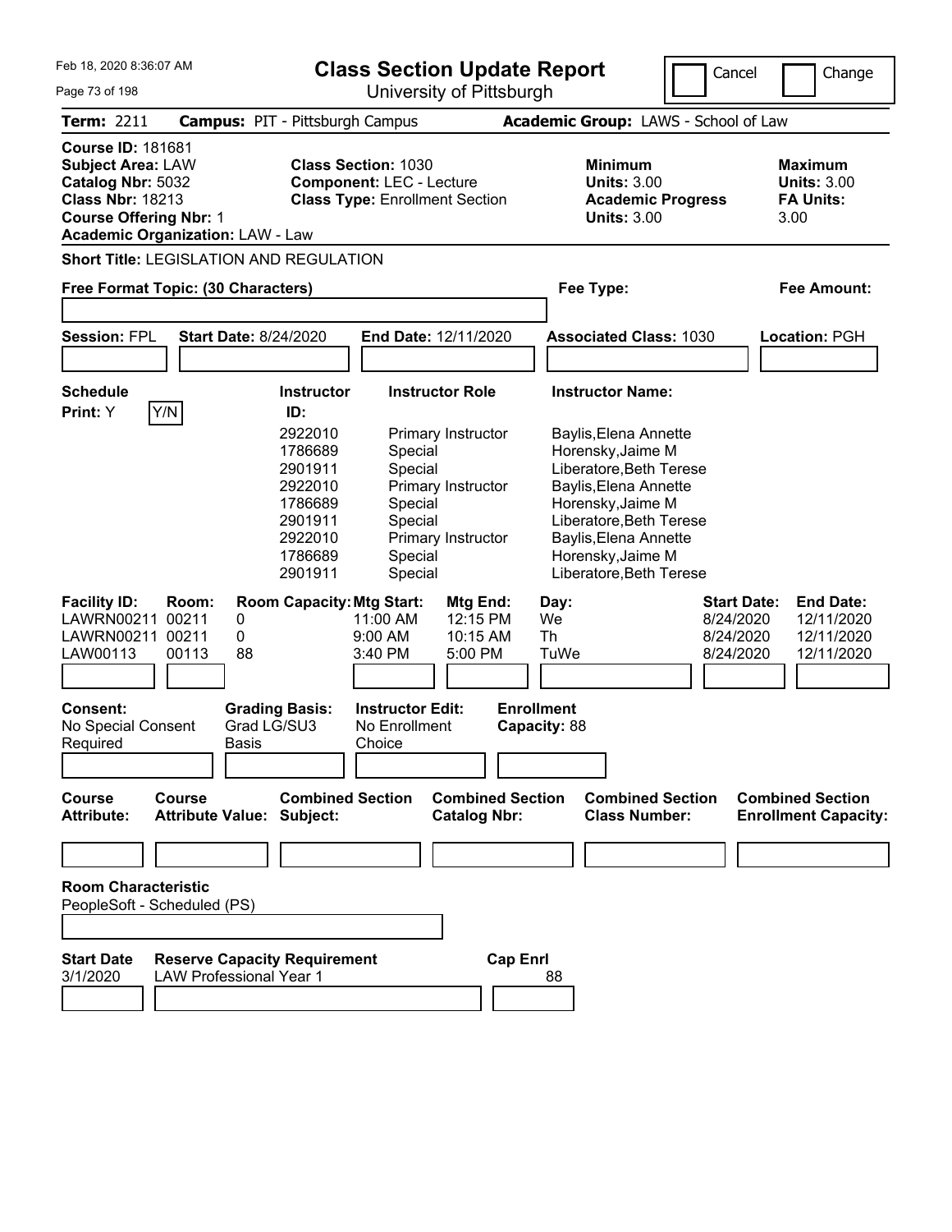Feb 18, 2020 8:36:07 AM

# Class Section Update Report

University of Pittsburgh

Cancel | Change

**Term:** 2211 **Campus:** PIT - Pittsburgh Campus **Academic Group:** LAWS - School of Law

**Course ID:** 181681
**Subject Area:** LAW
**Catalog Nbr:** 5032
**Class Nbr:** 18213
**Course Offering Nbr:** 1
**Academic Organization:** LAW - Law

**Class Section:** 1030
**Component:** LEC - Lecture
**Class Type:** Enrollment Section

**Minimum Units:** 3.00
**Academic Progress Units:** 3.00

**Maximum Units:** 3.00
**FA Units:** 3.00

**Short Title:** LEGISLATION AND REGULATION

**Free Format Topic: (30 Characters)**

**Fee Type:**

**Fee Amount:**

**Session:** FPL **Start Date:** 8/24/2020 **End Date:** 12/11/2020 **Associated Class:** 1030 **Location:** PGH

**Schedule Print:** Y Y/N

| Instructor ID | Instructor Role | Instructor Name |
|---|---|---|
| 2922010 | Primary Instructor | Baylis,Elena Annette |
| 1786689 | Special | Horensky,Jaime M |
| 2901911 | Special | Liberatore,Beth Terese |
| 2922010 | Primary Instructor | Baylis,Elena Annette |
| 1786689 | Special | Horensky,Jaime M |
| 2901911 | Special | Liberatore,Beth Terese |
| 2922010 | Primary Instructor | Baylis,Elena Annette |
| 1786689 | Special | Horensky,Jaime M |
| 2901911 | Special | Liberatore,Beth Terese |

| Facility ID: | Room: | Room Capacity: | Mtg Start: | Mtg End: | Day: | Start Date: | End Date: |
|---|---|---|---|---|---|---|---|
| LAWRN00211 | 00211 | 0 | 11:00 AM | 12:15 PM | We | 8/24/2020 | 12/11/2020 |
| LAWRN00211 | 00211 | 0 | 9:00 AM | 10:15 AM | Th | 8/24/2020 | 12/11/2020 |
| LAW00113 | 00113 | 88 | 3:40 PM | 5:00 PM | TuWe | 8/24/2020 | 12/11/2020 |

**Consent:** No Special Consent Required
**Grading Basis:** Grad LG/SU3 Basis
**Instructor Edit:** No Enrollment Choice
**Enrollment Capacity:** 88

| Course Attribute: | Course Attribute Value: | Combined Section Subject: | Combined Section Catalog Nbr: | Combined Section Class Number: | Combined Section Enrollment Capacity: |
|---|---|---|---|---|---|
| | | | | | |

**Room Characteristic**
PeopleSoft - Scheduled (PS)

| Start Date | Reserve Capacity Requirement | Cap Enrl |
|---|---|---|
| 3/1/2020 | LAW Professional Year 1 | 88 |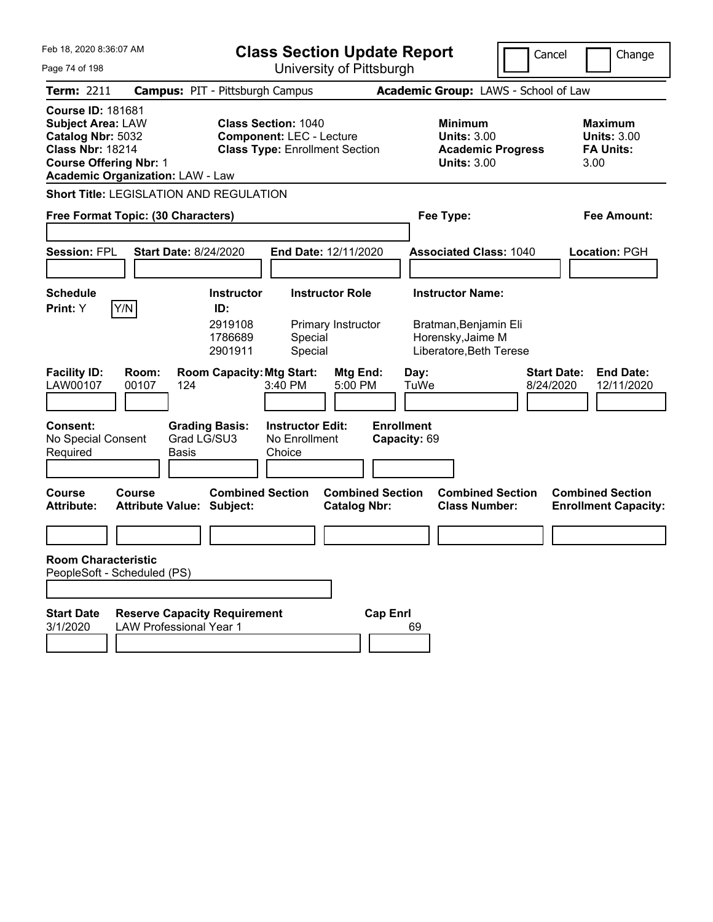# Class Section Update Report

University of Pittsburgh

Feb 18, 2020 8:36:07 AM

Cancel | Change

**Term:** 2211 **Campus:** PIT - Pittsburgh Campus **Academic Group:** LAWS - School of Law

**Course ID:** 181681
**Subject Area:** LAW
**Catalog Nbr:** 5032
**Class Nbr:** 18214
**Course Offering Nbr:** 1
**Academic Organization:** LAW - Law

**Class Section:** 1040
**Component:** LEC - Lecture
**Class Type:** Enrollment Section

**Minimum Units:** 3.00
**Academic Progress Units:** 3.00

**Maximum Units:** 3.00
**FA Units:** 3.00

**Short Title:** LEGISLATION AND REGULATION

**Free Format Topic: (30 Characters)**

**Fee Type:**

**Fee Amount:**

**Session:** FPL **Start Date:** 8/24/2020 **End Date:** 12/11/2020 **Associated Class:** 1040 **Location:** PGH

**Schedule Print:** Y Y/N

| Instructor ID | Instructor Role | Instructor Name |
|---|---|---|
| 2919108 | Primary Instructor | Bratman,Benjamin Eli |
| 1786689 | Special | Horensky,Jaime M |
| 2901911 | Special | Liberatore,Beth Terese |

| Facility ID | Room | Room Capacity | Mtg Start | Mtg End | Day | Start Date | End Date |
|---|---|---|---|---|---|---|---|
| LAW00107 | 00107 | 124 | 3:40 PM | 5:00 PM | TuWe | 8/24/2020 | 12/11/2020 |

**Consent:** No Special Consent Required
**Grading Basis:** Grad LG/SU3 Basis
**Instructor Edit:** No Enrollment Choice
**Enrollment Capacity:** 69

| Course Attribute | Course Attribute Value | Combined Section Subject | Combined Section Catalog Nbr | Combined Section Class Number | Combined Section Enrollment Capacity |
|---|---|---|---|---|---|
| | | | | | |

**Room Characteristic**
PeopleSoft - Scheduled (PS)

| Start Date | Reserve Capacity Requirement | Cap Enrl |
|---|---|---|
| 3/1/2020 | LAW Professional Year 1 | 69 |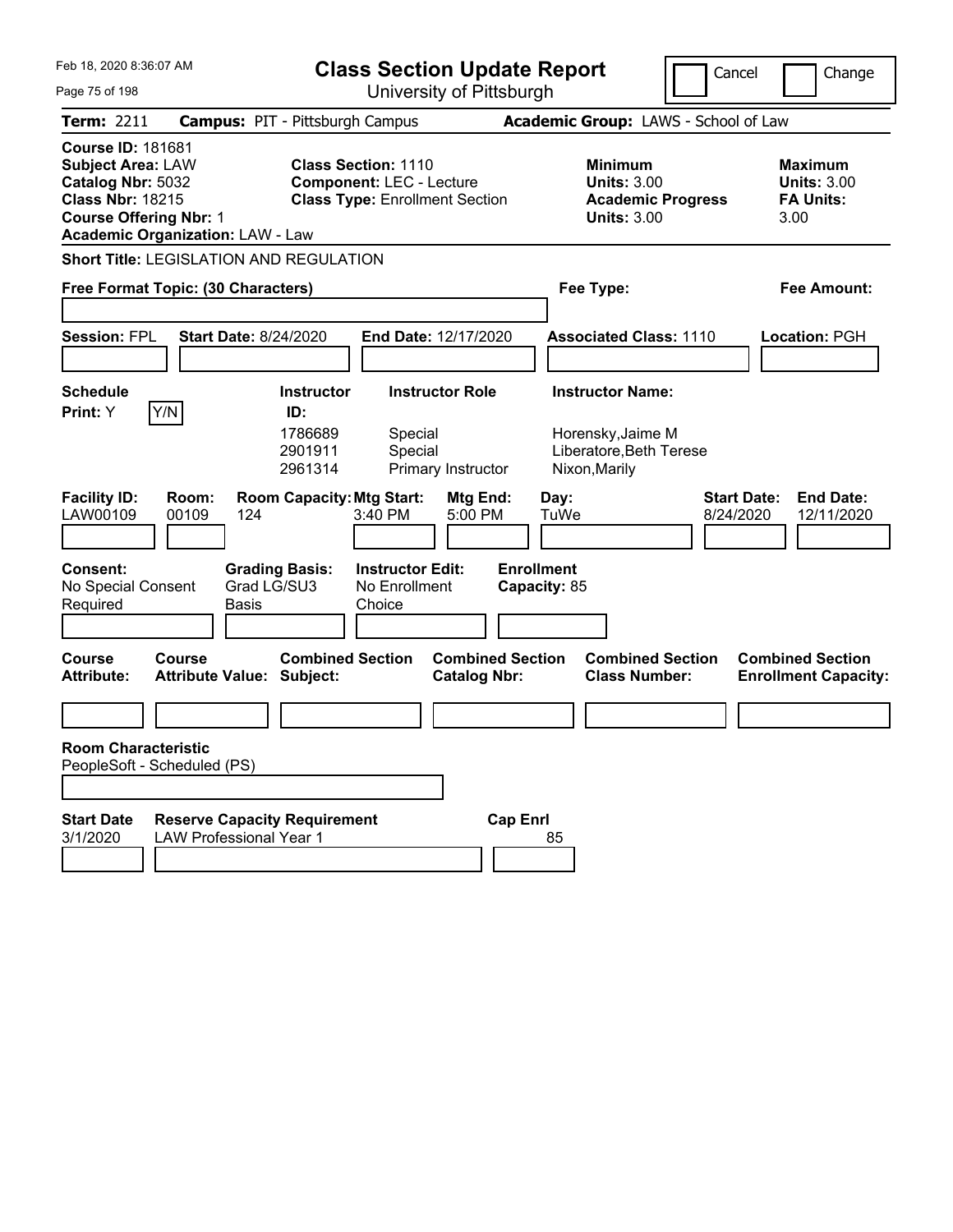Feb 18, 2020 8:36:07 AM

# Class Section Update Report

University of Pittsburgh

Cancel | Change

**Term:** 2211 **Campus:** PIT - Pittsburgh Campus **Academic Group:** LAWS - School of Law

**Course ID:** 181681
**Subject Area:** LAW
**Catalog Nbr:** 5032
**Class Nbr:** 18215
**Course Offering Nbr:** 1
**Academic Organization:** LAW - Law

**Class Section:** 1110
**Component:** LEC - Lecture
**Class Type:** Enrollment Section

**Minimum Units:** 3.00
**Academic Progress Units:** 3.00

**Maximum Units:** 3.00
**FA Units:** 3.00

**Short Title:** LEGISLATION AND REGULATION

**Free Format Topic: (30 Characters)**

**Fee Type:**

**Fee Amount:**

**Session:** FPL **Start Date:** 8/24/2020 **End Date:** 12/17/2020 **Associated Class:** 1110 **Location:** PGH

**Schedule Print:** Y [Y/N]

| Instructor ID | Instructor Role | Instructor Name |
|---|---|---|
| 1786689 | Special | Horensky,Jaime M |
| 2901911 | Special | Liberatore,Beth Terese |
| 2961314 | Primary Instructor | Nixon,Marily |

| Facility ID: | Room: | Room Capacity: | Mtg Start: | Mtg End: | Day: | Start Date: | End Date: |
|---|---|---|---|---|---|---|---|
| LAW00109 | 00109 | 124 | 3:40 PM | 5:00 PM | TuWe | 8/24/2020 | 12/11/2020 |

**Consent:** No Special Consent Required
**Grading Basis:** Grad LG/SU3 Basis
**Instructor Edit:** No Enrollment Choice
**Enrollment Capacity:** 85

| Course Attribute: | Course Attribute Value: | Combined Section Subject: | Combined Section Catalog Nbr: | Combined Section Class Number: | Combined Section Enrollment Capacity: |
|---|---|---|---|---|---|
| | | | | | |

**Room Characteristic**
PeopleSoft - Scheduled (PS)

| Start Date | Reserve Capacity Requirement | Cap Enrl |
|---|---|---|
| 3/1/2020 | LAW Professional Year 1 | 85 |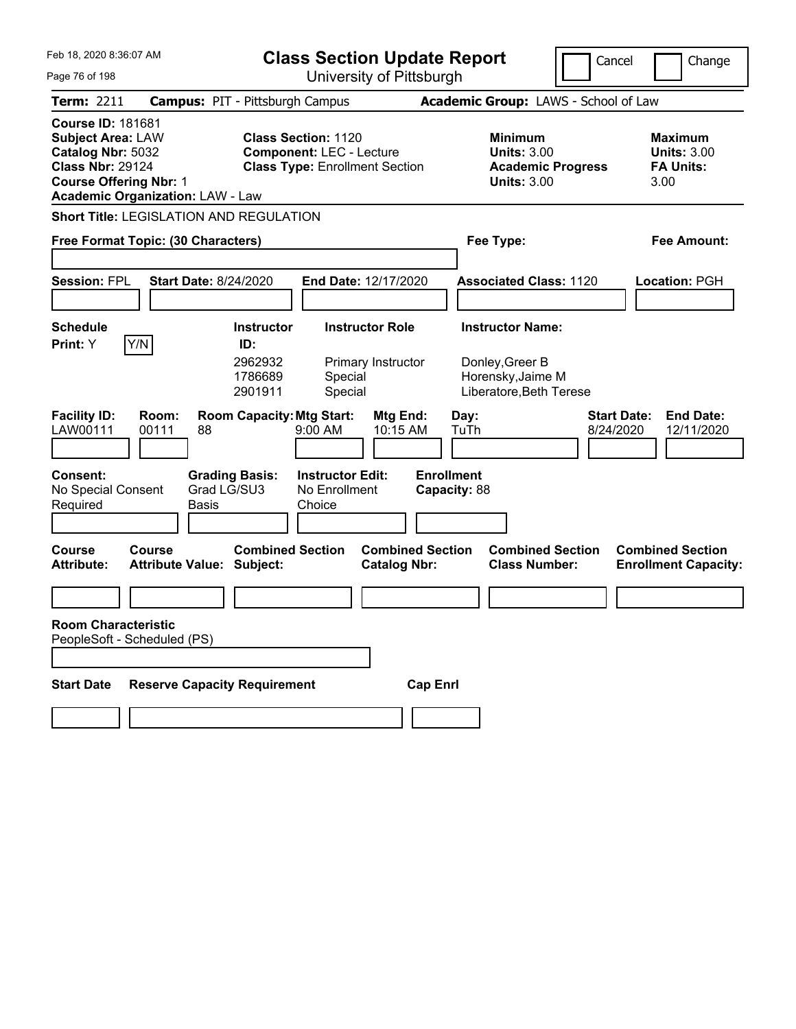Feb 18, 2020 8:36:07 AM

# Class Section Update Report

University of Pittsburgh

Cancel | Change

**Term:** 2211 **Campus:** PIT - Pittsburgh Campus **Academic Group:** LAWS - School of Law

**Course ID:** 181681
**Subject Area:** LAW
**Catalog Nbr:** 5032
**Class Nbr:** 29124
**Course Offering Nbr:** 1
**Academic Organization:** LAW - Law

**Class Section:** 1120
**Component:** LEC - Lecture
**Class Type:** Enrollment Section

**Minimum Units:** 3.00
**Academic Progress Units:** 3.00

**Maximum Units:** 3.00
**FA Units:** 3.00

**Short Title:** LEGISLATION AND REGULATION

**Free Format Topic: (30 Characters)**

**Fee Type:**

**Fee Amount:**

**Session:** FPL **Start Date:** 8/24/2020 **End Date:** 12/17/2020 **Associated Class:** 1120 **Location:** PGH

**Schedule Print:** Y [Y/N]

| Instructor ID | Instructor Role | Instructor Name |
|---|---|---|
| 2962932 | Primary Instructor | Donley,Greer B |
| 1786689 | Special | Horensky,Jaime M |
| 2901911 | Special | Liberatore,Beth Terese |

| Facility ID | Room | Room Capacity | Mtg Start | Mtg End | Day | Start Date | End Date |
|---|---|---|---|---|---|---|---|
| LAW00111 | 00111 | 88 | 9:00 AM | 10:15 AM | TuTh | 8/24/2020 | 12/11/2020 |

**Consent:** No Special Consent Required
**Grading Basis:** Grad LG/SU3 Basis
**Instructor Edit:** No Enrollment Choice
**Enrollment Capacity:** 88

| Course Attribute | Course Attribute Value | Combined Section Subject | Combined Section Catalog Nbr | Combined Section Class Number | Combined Section Enrollment Capacity |
|---|---|---|---|---|---|
| | | | | | |

**Room Characteristic**
PeopleSoft - Scheduled (PS)

| Start Date | Reserve Capacity Requirement | Cap Enrl |
|---|---|---|
| | | |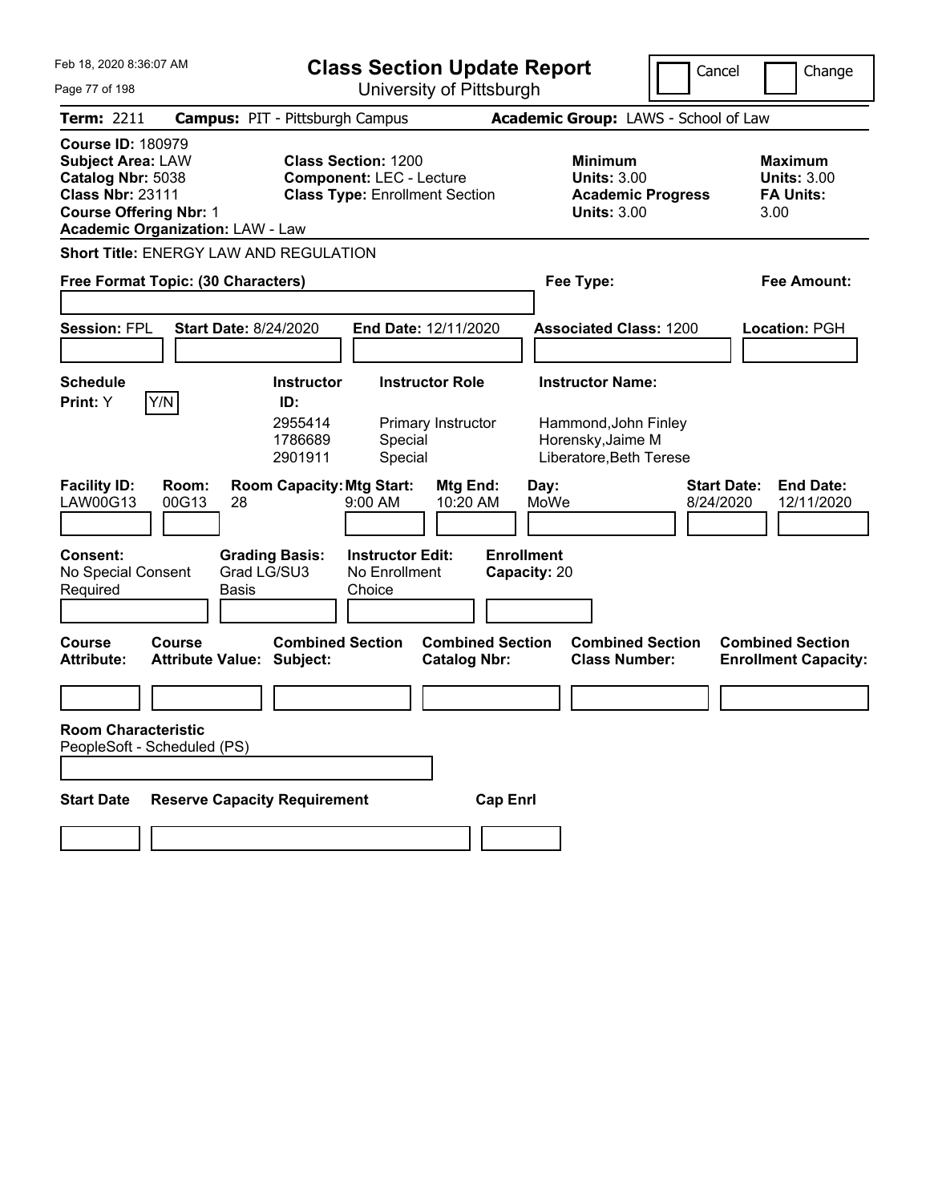# Class Section Update Report

University of Pittsburgh

Feb 18, 2020 8:36:07 AM

Cancel | Change

**Term:** 2211 **Campus:** PIT - Pittsburgh Campus **Academic Group:** LAWS - School of Law

**Course ID:** 180979
**Subject Area:** LAW
**Catalog Nbr:** 5038
**Class Nbr:** 23111
**Course Offering Nbr:** 1
**Academic Organization:** LAW - Law

**Class Section:** 1200
**Component:** LEC - Lecture
**Class Type:** Enrollment Section

**Minimum Units:** 3.00
**Academic Progress Units:** 3.00

**Maximum Units:** 3.00
**FA Units:** 3.00

**Short Title:** ENERGY LAW AND REGULATION

**Free Format Topic: (30 Characters)**

**Fee Type:**

**Fee Amount:**

**Session:** FPL **Start Date:** 8/24/2020 **End Date:** 12/11/2020 **Associated Class:** 1200 **Location:** PGH

**Schedule Print:** Y Y/N

| Instructor ID: | Instructor Role | Instructor Name: |
|---|---|---|
| 2955414 | Primary Instructor | Hammond,John Finley |
| 1786689 | Special | Horensky,Jaime M |
| 2901911 | Special | Liberatore,Beth Terese |

| Facility ID: | Room: | Room Capacity: | Mtg Start: | Mtg End: | Day: | Start Date: | End Date: |
|---|---|---|---|---|---|---|---|
| LAW00G13 | 00G13 | 28 | 9:00 AM | 10:20 AM | MoWe | 8/24/2020 | 12/11/2020 |

**Consent:** No Special Consent Required

**Grading Basis:** Grad LG/SU3 Basis

**Instructor Edit:** No Enrollment Choice

**Enrollment Capacity:** 20

| Course Attribute: | Course Attribute Value: | Combined Section Subject: | Combined Section Catalog Nbr: | Combined Section Class Number: | Combined Section Enrollment Capacity: |
|---|---|---|---|---|---|
| | | | | | |

**Room Characteristic**
PeopleSoft - Scheduled (PS)

| Start Date | Reserve Capacity Requirement | Cap Enrl |
|---|---|---|
| | | |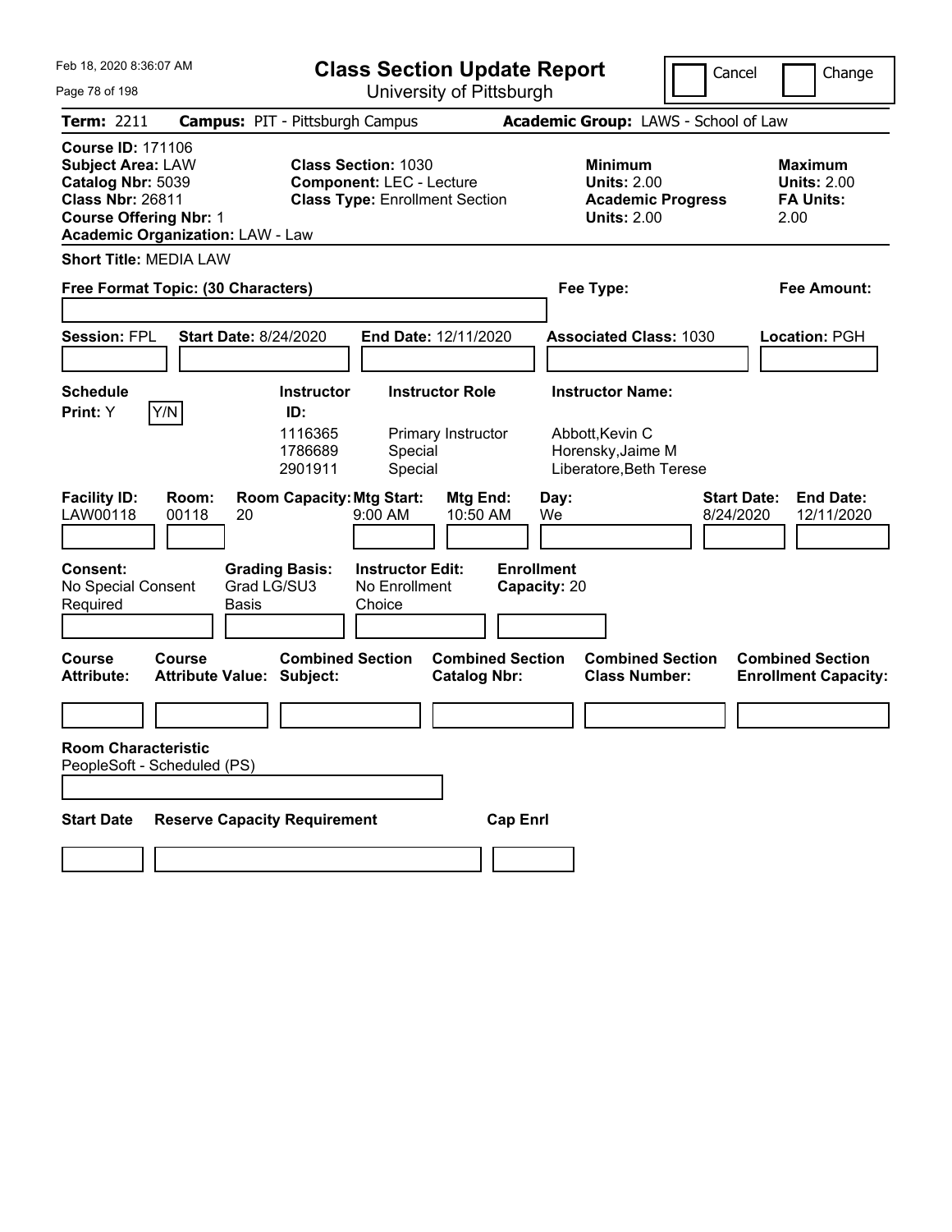# Class Section Update Report

University of Pittsburgh

Cancel | Change

**Term:** 2211 **Campus:** PIT - Pittsburgh Campus **Academic Group:** LAWS - School of Law

**Course ID:** 171106
**Subject Area:** LAW
**Catalog Nbr:** 5039
**Class Nbr:** 26811
**Course Offering Nbr:** 1
**Academic Organization:** LAW - Law

**Class Section:** 1030
**Component:** LEC - Lecture
**Class Type:** Enrollment Section

**Minimum Units:** 2.00
**Academic Progress Units:** 2.00

**Maximum Units:** 2.00
**FA Units:** 2.00

**Short Title:** MEDIA LAW

**Free Format Topic: (30 Characters)**

**Fee Type:**

**Fee Amount:**

**Session:** FPL **Start Date:** 8/24/2020 **End Date:** 12/11/2020 **Associated Class:** 1030 **Location:** PGH

**Schedule Print:** Y [Y/N]

| Instructor ID | Instructor Role | Instructor Name |
|---|---|---|
| 1116365 | Primary Instructor | Abbott,Kevin C |
| 1786689 | Special | Horensky,Jaime M |
| 2901911 | Special | Liberatore,Beth Terese |

| Facility ID | Room | Room Capacity | Mtg Start | Mtg End | Day | Start Date | End Date |
|---|---|---|---|---|---|---|---|
| LAW00118 | 00118 | 20 | 9:00 AM | 10:50 AM | We | 8/24/2020 | 12/11/2020 |

**Consent:** No Special Consent Required
**Grading Basis:** Grad LG/SU3 Basis
**Instructor Edit:** No Enrollment Choice
**Enrollment Capacity:** 20

| Course Attribute | Course Attribute Value | Combined Section Subject | Combined Section Catalog Nbr | Combined Section Class Number | Combined Section Enrollment Capacity |
|---|---|---|---|---|---|
| | | | | | |

**Room Characteristic**
PeopleSoft - Scheduled (PS)

| Start Date | Reserve Capacity Requirement | Cap Enrl |
|---|---|---|
| | | |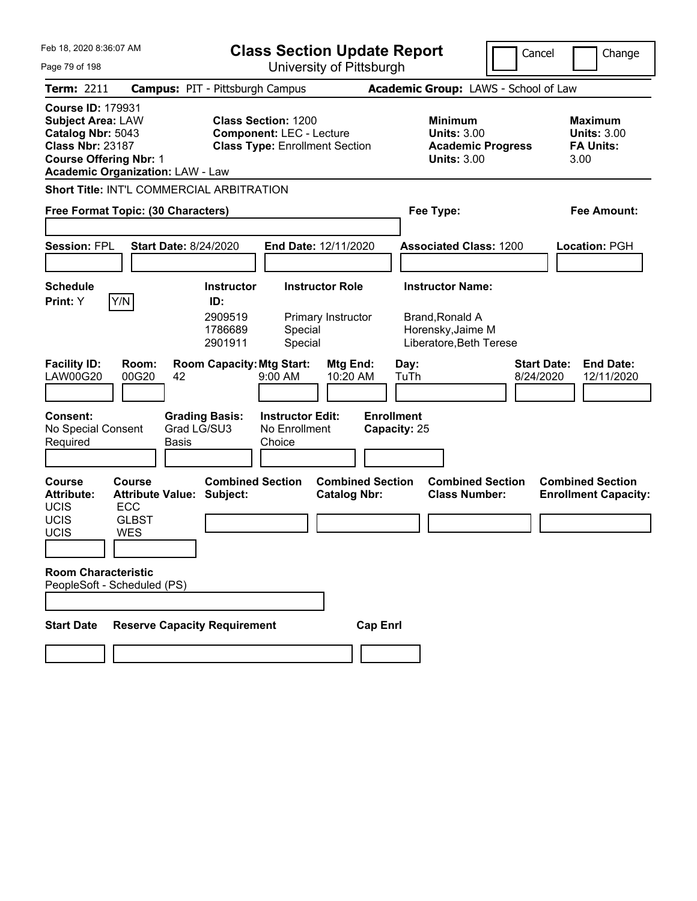# Class Section Update Report

University of Pittsburgh

Cancel | Change

**Term:** 2211 **Campus:** PIT - Pittsburgh Campus **Academic Group:** LAWS - School of Law

**Course ID:** 179931
**Subject Area:** LAW
**Catalog Nbr:** 5043
**Class Nbr:** 23187
**Course Offering Nbr:** 1
**Academic Organization:** LAW - Law

**Class Section:** 1200
**Component:** LEC - Lecture
**Class Type:** Enrollment Section

**Minimum Units:** 3.00
**Academic Progress Units:** 3.00

**Maximum Units:** 3.00
**FA Units:** 3.00

**Short Title:** INT'L COMMERCIAL ARBITRATION

**Free Format Topic: (30 Characters)**

**Fee Type:**

**Fee Amount:**

**Session:** FPL **Start Date:** 8/24/2020 **End Date:** 12/11/2020 **Associated Class:** 1200 **Location:** PGH

**Schedule Print:** Y [Y/N]

| Instructor ID | Instructor Role | Instructor Name |
|---|---|---|
| 2909519 | Primary Instructor | Brand,Ronald A |
| 1786689 | Special | Horensky,Jaime M |
| 2901911 | Special | Liberatore,Beth Terese |

| Facility ID | Room | Room Capacity | Mtg Start | Mtg End | Day | Start Date | End Date |
|---|---|---|---|---|---|---|---|
| LAW00G20 | 00G20 | 42 | 9:00 AM | 10:20 AM | TuTh | 8/24/2020 | 12/11/2020 |

**Consent:** No Special Consent Required
**Grading Basis:** Grad LG/SU3 Basis
**Instructor Edit:** No Enrollment Choice
**Enrollment Capacity:** 25

| Course Attribute | Course Attribute Value |
|---|---|
| UCIS | ECC |
| UCIS | GLBST |
| UCIS | WES |

**Combined Section Subject:**
**Combined Section Catalog Nbr:**
**Combined Section Class Number:**
**Combined Section Enrollment Capacity:**

**Room Characteristic**
PeopleSoft - Scheduled (PS)

**Start Date** | **Reserve Capacity Requirement** | **Cap Enrl**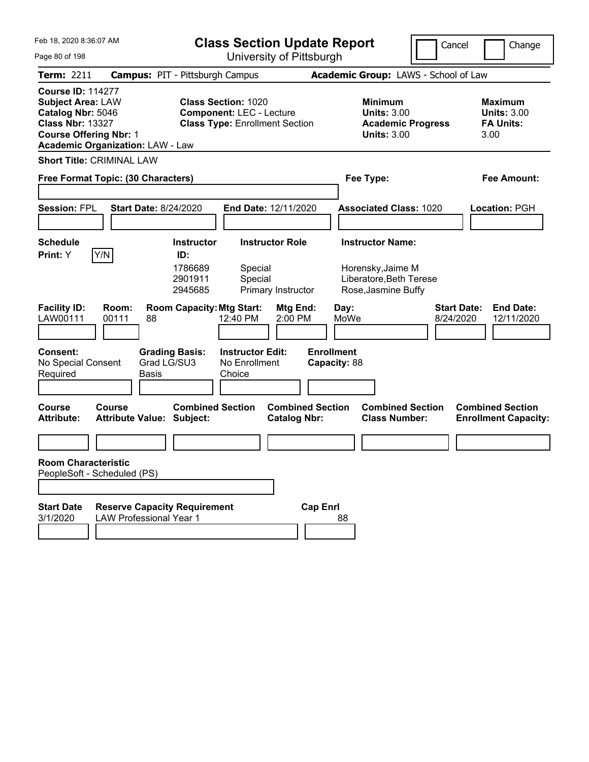Feb 18, 2020 8:36:07 AM

# Class Section Update Report

University of Pittsburgh

Cancel | Change

**Term:** 2211 **Campus:** PIT - Pittsburgh Campus **Academic Group:** LAWS - School of Law

**Course ID:** 114277
**Subject Area:** LAW
**Catalog Nbr:** 5046
**Class Nbr:** 13327
**Course Offering Nbr:** 1
**Academic Organization:** LAW - Law

**Class Section:** 1020
**Component:** LEC - Lecture
**Class Type:** Enrollment Section

**Minimum Units:** 3.00
**Academic Progress Units:** 3.00

**Maximum Units:** 3.00
**FA Units:** 3.00

**Short Title:** CRIMINAL LAW

**Free Format Topic: (30 Characters)**

**Fee Type:**

**Fee Amount:**

**Session:** FPL **Start Date:** 8/24/2020 **End Date:** 12/11/2020 **Associated Class:** 1020 **Location:** PGH

| Schedule Print | Instructor ID | Instructor Role | Instructor Name |
|---|---|---|---|
| Y (Y/N) | 1786689 | Special | Horensky,Jaime M |
| | 2901911 | Special | Liberatore,Beth Terese |
| | 2945685 | Primary Instructor | Rose,Jasmine Buffy |

| Facility ID | Room | Room Capacity | Mtg Start | Mtg End | Day | Start Date | End Date |
|---|---|---|---|---|---|---|---|
| LAW00111 | 00111 | 88 | 12:40 PM | 2:00 PM | MoWe | 8/24/2020 | 12/11/2020 |

| Consent | Grading Basis | Instructor Edit | Enrollment Capacity |
|---|---|---|---|
| No Special Consent Required | Grad LG/SU3 Basis | No Enrollment Choice | 88 |

| Course Attribute | Course Attribute Value | Combined Section Subject | Combined Section Catalog Nbr | Combined Section Class Number | Combined Section Enrollment Capacity |
|---|---|---|---|---|---|
| | | | | | |

**Room Characteristic**
PeopleSoft - Scheduled (PS)

| Start Date | Reserve Capacity Requirement | Cap Enrl |
|---|---|---|
| 3/1/2020 | LAW Professional Year 1 | 88 |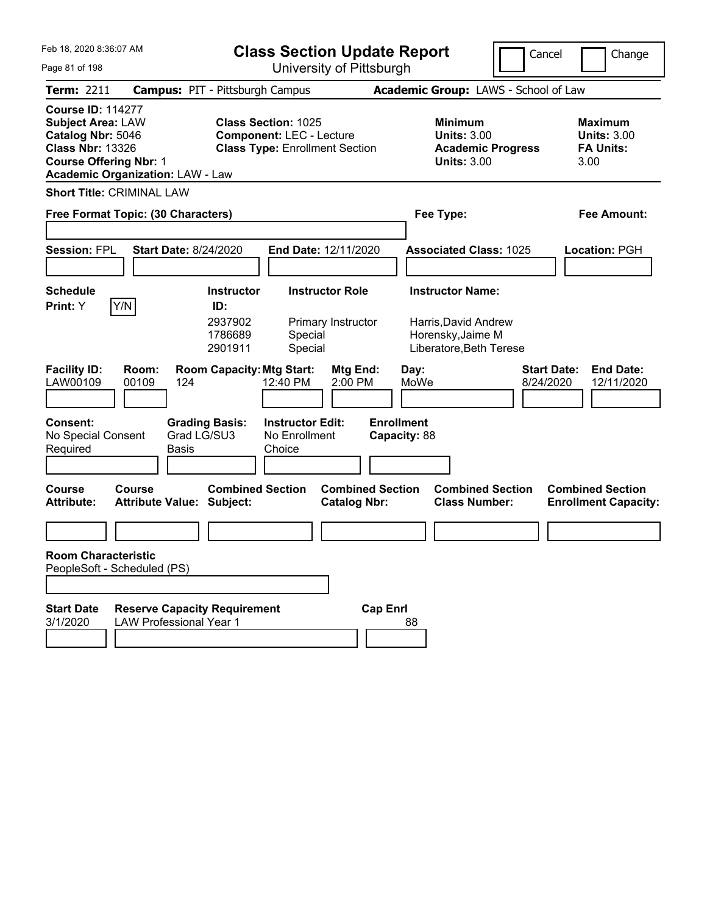Feb 18, 2020 8:36:07 AM

# Class Section Update Report

University of Pittsburgh

Cancel | Change

**Term:** 2211 **Campus:** PIT - Pittsburgh Campus **Academic Group:** LAWS - School of Law

**Course ID:** 114277
**Subject Area:** LAW
**Catalog Nbr:** 5046
**Class Nbr:** 13326
**Course Offering Nbr:** 1
**Academic Organization:** LAW - Law

**Class Section:** 1025
**Component:** LEC - Lecture
**Class Type:** Enrollment Section

**Minimum Units:** 3.00
**Academic Progress Units:** 3.00

**Maximum Units:** 3.00
**FA Units:** 3.00

**Short Title:** CRIMINAL LAW

**Free Format Topic: (30 Characters)**

**Fee Type:**

**Fee Amount:**

**Session:** FPL **Start Date:** 8/24/2020 **End Date:** 12/11/2020 **Associated Class:** 1025 **Location:** PGH

**Schedule Print:** Y Y/N

| Instructor ID: | Instructor Role | Instructor Name: |
|---|---|---|
| 2937902 | Primary Instructor | Harris,David Andrew |
| 1786689 | Special | Horensky,Jaime M |
| 2901911 | Special | Liberatore,Beth Terese |

| Facility ID: | Room: | Room Capacity: | Mtg Start: | Mtg End: | Day: | Start Date: | End Date: |
|---|---|---|---|---|---|---|---|
| LAW00109 | 00109 | 124 | 12:40 PM | 2:00 PM | MoWe | 8/24/2020 | 12/11/2020 |

**Consent:** No Special Consent Required

**Grading Basis:** Grad LG/SU3 Basis

**Instructor Edit:** No Enrollment Choice

**Enrollment Capacity:** 88

| Course Attribute: | Course Attribute Value: | Combined Section Subject: | Combined Section Catalog Nbr: | Combined Section Class Number: | Combined Section Enrollment Capacity: |
|---|---|---|---|---|---|
| | | | | | |

**Room Characteristic**
PeopleSoft - Scheduled (PS)

| Start Date | Reserve Capacity Requirement | Cap Enrl |
|---|---|---|
| 3/1/2020 | LAW Professional Year 1 | 88 |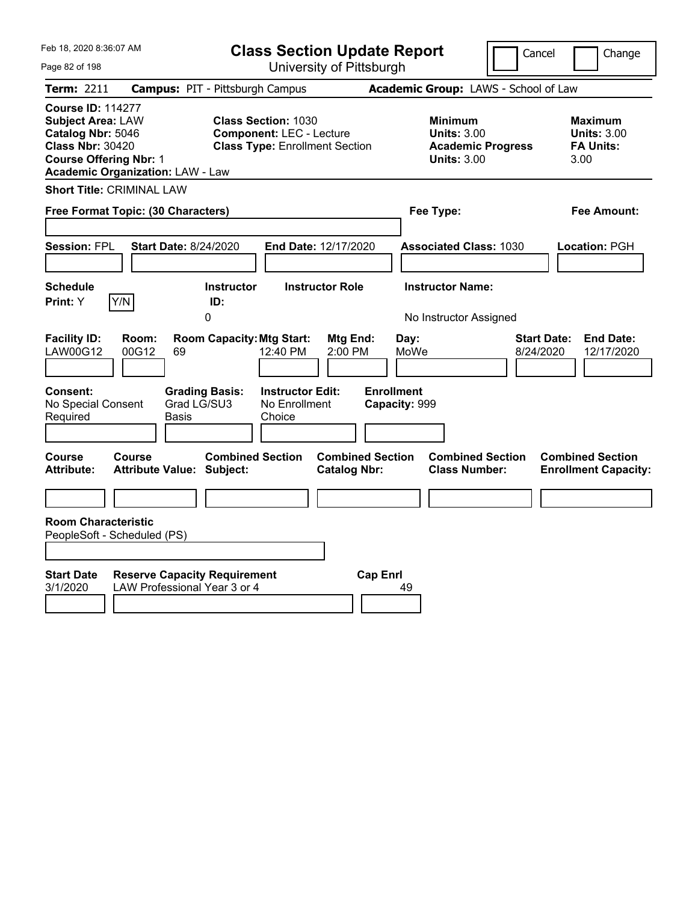# Class Section Update Report

University of Pittsburgh

Cancel | Change

**Term:** 2211 **Campus:** PIT - Pittsburgh Campus **Academic Group:** LAWS - School of Law

**Course ID:** 114277
**Subject Area:** LAW
**Catalog Nbr:** 5046
**Class Nbr:** 30420
**Course Offering Nbr:** 1
**Academic Organization:** LAW - Law

**Class Section:** 1030
**Component:** LEC - Lecture
**Class Type:** Enrollment Section

**Minimum Units:** 3.00
**Academic Progress Units:** 3.00

**Maximum Units:** 3.00
**FA Units:** 3.00

**Short Title:** CRIMINAL LAW

**Free Format Topic: (30 Characters)**

**Fee Type:**

**Fee Amount:**

**Session:** FPL **Start Date:** 8/24/2020 **End Date:** 12/17/2020 **Associated Class:** 1030 **Location:** PGH

| Schedule Print: | Instructor ID: | Instructor Role | Instructor Name: |
|---|---|---|---|
| Y (Y/N) | 0 | | No Instructor Assigned |

| Facility ID: | Room: | Room Capacity: | Mtg Start: | Mtg End: | Day: | Start Date: | End Date: |
|---|---|---|---|---|---|---|---|
| LAW00G12 | 00G12 | 69 | 12:40 PM | 2:00 PM | MoWe | 8/24/2020 | 12/17/2020 |

| Consent: | Grading Basis: | Instructor Edit: | Enrollment Capacity: |
|---|---|---|---|
| No Special Consent Required | Grad LG/SU3 Basis | No Enrollment Choice | 999 |

| Course Attribute: | Course Attribute Value: | Combined Section Subject: | Combined Section Catalog Nbr: | Combined Section Class Number: | Combined Section Enrollment Capacity: |
|---|---|---|---|---|---|
| | | | | | |

**Room Characteristic**
PeopleSoft - Scheduled (PS)

| Start Date | Reserve Capacity Requirement | Cap Enrl |
|---|---|---|
| 3/1/2020 | LAW Professional Year 3 or 4 | 49 |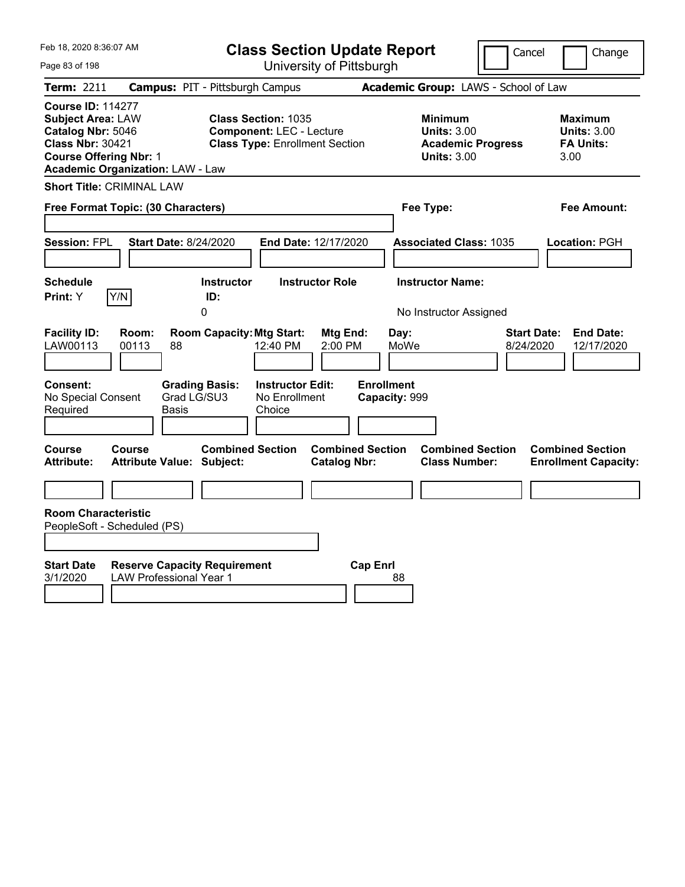# Class Section Update Report

University of Pittsburgh

Feb 18, 2020 8:36:07 AM

Cancel ☐ Change ☐

**Term:** 2211 **Campus:** PIT - Pittsburgh Campus **Academic Group:** LAWS - School of Law

**Course ID:** 114277
**Subject Area:** LAW
**Catalog Nbr:** 5046
**Class Nbr:** 30421
**Course Offering Nbr:** 1
**Academic Organization:** LAW - Law

**Class Section:** 1035
**Component:** LEC - Lecture
**Class Type:** Enrollment Section

**Minimum Units:** 3.00
**Academic Progress Units:** 3.00

**Maximum Units:** 3.00
**FA Units:** 3.00

**Short Title:** CRIMINAL LAW

**Free Format Topic: (30 Characters)**

**Fee Type:**

**Fee Amount:**

**Session:** FPL **Start Date:** 8/24/2020 **End Date:** 12/17/2020 **Associated Class:** 1035 **Location:** PGH

| Schedule Print | Instructor ID | Instructor Role | Instructor Name |
|---|---|---|---|
| Y | 0 | | No Instructor Assigned |

| Facility ID | Room | Room Capacity | Mtg Start | Mtg End | Day | Start Date | End Date |
|---|---|---|---|---|---|---|---|
| LAW00113 | 00113 | 88 | 12:40 PM | 2:00 PM | MoWe | 8/24/2020 | 12/17/2020 |

| Consent | Grading Basis | Instructor Edit | Enrollment Capacity |
|---|---|---|---|
| No Special Consent Required | Grad LG/SU3 Basis | No Enrollment Choice | 999 |

| Course Attribute | Course Attribute Value | Combined Section Subject | Combined Section Catalog Nbr | Combined Section Class Number | Combined Section Enrollment Capacity |
|---|---|---|---|---|---|
| | | | | | |

**Room Characteristic**
PeopleSoft - Scheduled (PS)

| Start Date | Reserve Capacity Requirement | Cap Enrl |
|---|---|---|
| 3/1/2020 | LAW Professional Year 1 | 88 |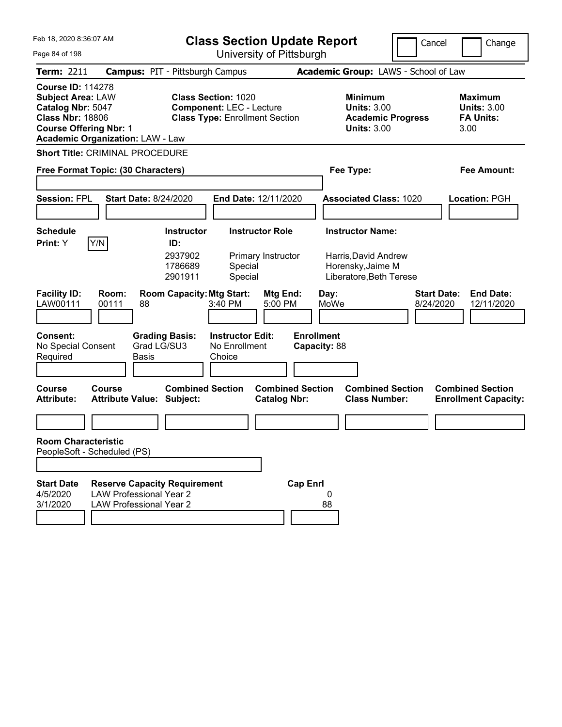Feb 18, 2020 8:36:07 AM

# Class Section Update Report

University of Pittsburgh

Cancel | Change

**Term:** 2211 **Campus:** PIT - Pittsburgh Campus **Academic Group:** LAWS - School of Law

**Course ID:** 114278
**Subject Area:** LAW
**Catalog Nbr:** 5047
**Class Nbr:** 18806
**Course Offering Nbr:** 1
**Academic Organization:** LAW - Law

**Class Section:** 1020
**Component:** LEC - Lecture
**Class Type:** Enrollment Section

**Minimum Units:** 3.00
**Academic Progress Units:** 3.00

**Maximum Units:** 3.00
**FA Units:** 3.00

**Short Title:** CRIMINAL PROCEDURE

**Free Format Topic: (30 Characters)**

**Fee Type:**

**Fee Amount:**

**Session:** FPL **Start Date:** 8/24/2020 **End Date:** 12/11/2020 **Associated Class:** 1020 **Location:** PGH

**Schedule Print:** Y Y/N

| Instructor ID: | Instructor Role | Instructor Name: |
|---|---|---|
| 2937902 | Primary Instructor | Harris,David Andrew |
| 1786689 | Special | Horensky,Jaime M |
| 2901911 | Special | Liberatore,Beth Terese |

| Facility ID: | Room: | Room Capacity: | Mtg Start: | Mtg End: | Day: | Start Date: | End Date: |
|---|---|---|---|---|---|---|---|
| LAW00111 | 00111 | 88 | 3:40 PM | 5:00 PM | MoWe | 8/24/2020 | 12/11/2020 |

| Consent: | Grading Basis: | Instructor Edit: | Enrollment Capacity: |
|---|---|---|---|
| No Special Consent Required | Grad LG/SU3 Basis | No Enrollment Choice | 88 |

| Course Attribute: | Course Attribute Value: | Combined Section Subject: | Combined Section Catalog Nbr: | Combined Section Class Number: | Combined Section Enrollment Capacity: |
|---|---|---|---|---|---|
| | | | | | |

**Room Characteristic**
PeopleSoft - Scheduled (PS)

| Start Date | Reserve Capacity Requirement | Cap Enrl |
|---|---|---|
| 4/5/2020 | LAW Professional Year 2 | 0 |
| 3/1/2020 | LAW Professional Year 2 | 88 |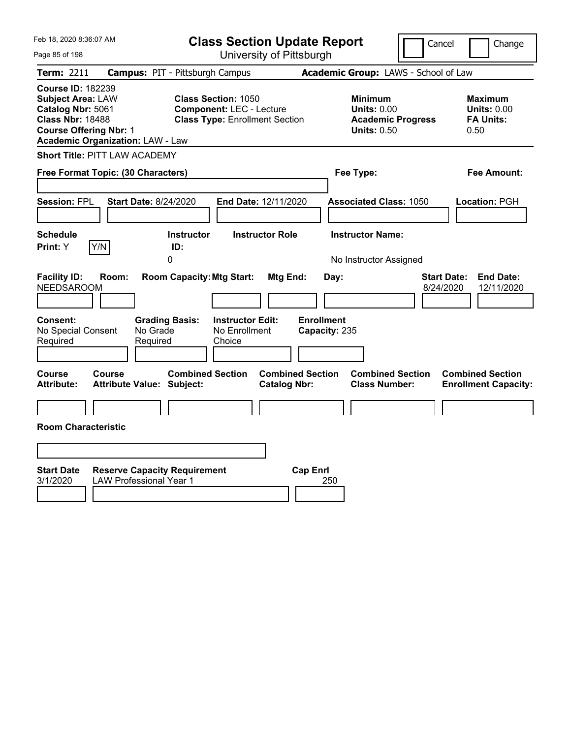Feb 18, 2020 8:36:07 AM

# Class Section Update Report

University of Pittsburgh

Cancel | Change

**Term:** 2211 **Campus:** PIT - Pittsburgh Campus **Academic Group:** LAWS - School of Law

**Course ID:** 182239
**Subject Area:** LAW
**Catalog Nbr:** 5061
**Class Nbr:** 18488
**Course Offering Nbr:** 1
**Academic Organization:** LAW - Law

**Class Section:** 1050
**Component:** LEC - Lecture
**Class Type:** Enrollment Section

**Minimum Units:** 0.00
**Academic Progress Units:** 0.50

**Maximum Units:** 0.00
**FA Units:** 0.50

**Short Title:** PITT LAW ACADEMY

**Free Format Topic: (30 Characters)**

**Fee Type:**

**Fee Amount:**

**Session:** FPL **Start Date:** 8/24/2020 **End Date:** 12/11/2020 **Associated Class:** 1050 **Location:** PGH

| Schedule Print: | Instructor ID: | Instructor Role | Instructor Name: |
|---|---|---|---|
| Y | 0 | | No Instructor Assigned |

| Facility ID: | Room: | Room Capacity: | Mtg Start: | Mtg End: | Day: | Start Date: | End Date: |
|---|---|---|---|---|---|---|---|
| NEEDSAROOM | | | | | | 8/24/2020 | 12/11/2020 |

| Consent: | Grading Basis: | Instructor Edit: | Enrollment Capacity: |
|---|---|---|---|
| No Special Consent Required | No Grade Required | No Enrollment Choice | 235 |

| Course Attribute: | Course Attribute Value: | Combined Section Subject: | Combined Section Catalog Nbr: | Combined Section Class Number: | Combined Section Enrollment Capacity: |
|---|---|---|---|---|---|
| | | | | | |

**Room Characteristic**

| Start Date | Reserve Capacity Requirement | Cap Enrl |
|---|---|---|
| 3/1/2020 | LAW Professional Year 1 | 250 |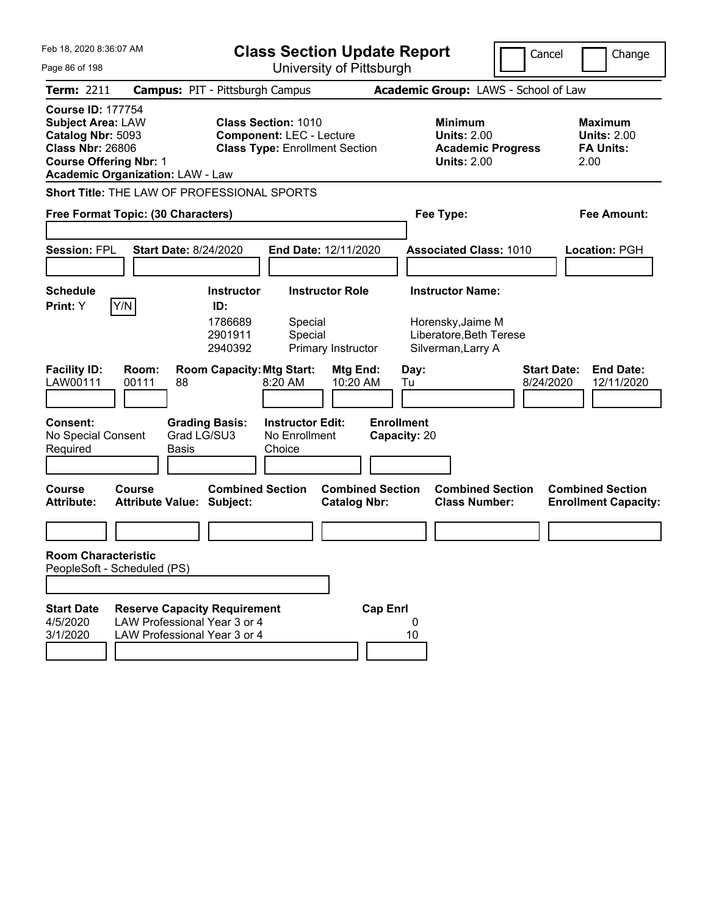# Class Section Update Report

University of Pittsburgh

Feb 18, 2020 8:36:07 AM

Cancel | Change

**Term:** 2211 **Campus:** PIT - Pittsburgh Campus **Academic Group:** LAWS - School of Law

**Course ID:** 177754
**Subject Area:** LAW
**Catalog Nbr:** 5093
**Class Nbr:** 26806
**Course Offering Nbr:** 1
**Academic Organization:** LAW - Law

**Class Section:** 1010
**Component:** LEC - Lecture
**Class Type:** Enrollment Section

**Minimum Units:** 2.00
**Academic Progress Units:** 2.00

**Maximum Units:** 2.00
**FA Units:** 2.00

**Short Title:** THE LAW OF PROFESSIONAL SPORTS

**Free Format Topic: (30 Characters)**

**Fee Type:**

**Fee Amount:**

**Session:** FPL **Start Date:** 8/24/2020 **End Date:** 12/11/2020 **Associated Class:** 1010 **Location:** PGH

**Schedule Print:** Y

| Instructor ID | Instructor Role | Instructor Name |
|---|---|---|
| 1786689 | Special | Horensky,Jaime M |
| 2901911 | Special | Liberatore,Beth Terese |
| 2940392 | Primary Instructor | Silverman,Larry A |

| Facility ID | Room | Room Capacity | Mtg Start | Mtg End | Day | Start Date | End Date |
|---|---|---|---|---|---|---|---|
| LAW00111 | 00111 | 88 | 8:20 AM | 10:20 AM | Tu | 8/24/2020 | 12/11/2020 |

**Consent:** No Special Consent Required
**Grading Basis:** Grad LG/SU3 Basis
**Instructor Edit:** No Enrollment Choice
**Enrollment Capacity:** 20

| Course Attribute | Course Attribute Value | Combined Section Subject | Combined Section Catalog Nbr | Combined Section Class Number | Combined Section Enrollment Capacity |
|---|---|---|---|---|---|
| | | | | | |

**Room Characteristic**
PeopleSoft - Scheduled (PS)

| Start Date | Reserve Capacity Requirement | Cap Enrl |
|---|---|---|
| 4/5/2020 | LAW Professional Year 3 or 4 | 0 |
| 3/1/2020 | LAW Professional Year 3 or 4 | 10 |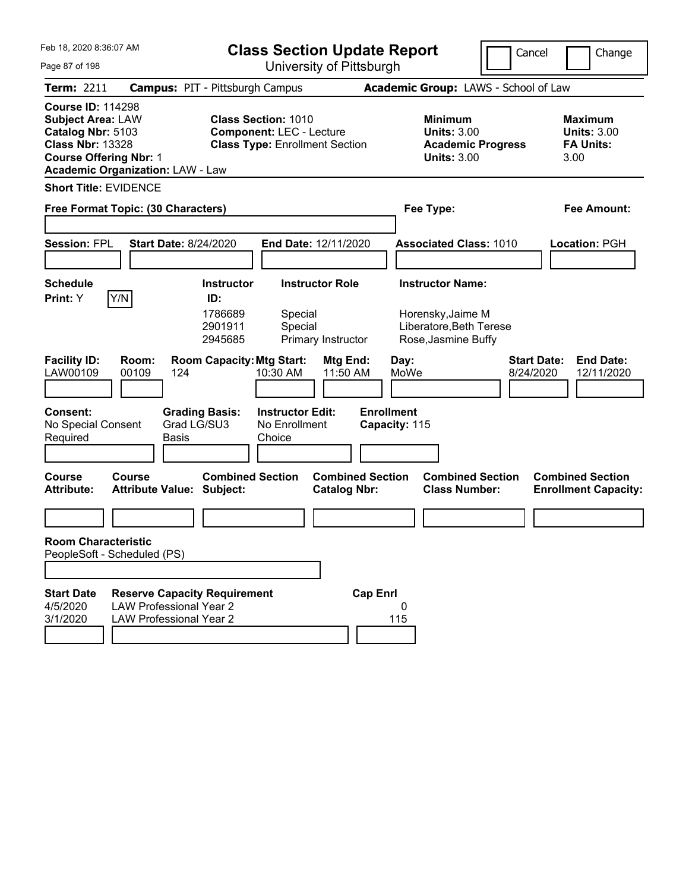Feb 18, 2020 8:36:07 AM

# Class Section Update Report

University of Pittsburgh

Cancel | Change

**Term:** 2211 **Campus:** PIT - Pittsburgh Campus **Academic Group:** LAWS - School of Law

**Course ID:** 114298
**Subject Area:** LAW
**Catalog Nbr:** 5103
**Class Nbr:** 13328
**Course Offering Nbr:** 1
**Academic Organization:** LAW - Law

**Class Section:** 1010
**Component:** LEC - Lecture
**Class Type:** Enrollment Section

**Minimum Units:** 3.00
**Academic Progress Units:** 3.00

**Maximum Units:** 3.00
**FA Units:** 3.00

**Short Title:** EVIDENCE

**Free Format Topic: (30 Characters)**

**Fee Type:**

**Fee Amount:**

**Session:** FPL **Start Date:** 8/24/2020 **End Date:** 12/11/2020 **Associated Class:** 1010 **Location:** PGH

**Schedule Print:** Y [Y/N]

| Instructor ID | Instructor Role | Instructor Name |
|---|---|---|
| 1786689 | Special | Horensky,Jaime M |
| 2901911 | Special | Liberatore,Beth Terese |
| 2945685 | Primary Instructor | Rose,Jasmine Buffy |

| Facility ID | Room | Room Capacity | Mtg Start | Mtg End | Day | Start Date | End Date |
|---|---|---|---|---|---|---|---|
| LAW00109 | 00109 | 124 | 10:30 AM | 11:50 AM | MoWe | 8/24/2020 | 12/11/2020 |

**Consent:** No Special Consent Required
**Grading Basis:** Grad LG/SU3 Basis
**Instructor Edit:** No Enrollment Choice
**Enrollment Capacity:** 115

| Course Attribute | Course Attribute Value | Combined Section Subject | Combined Section Catalog Nbr | Combined Section Class Number | Combined Section Enrollment Capacity |
|---|---|---|---|---|---|
| | | | | | |

**Room Characteristic**
PeopleSoft - Scheduled (PS)

| Start Date | Reserve Capacity Requirement | Cap Enrl |
|---|---|---|
| 4/5/2020 | LAW Professional Year 2 | 0 |
| 3/1/2020 | LAW Professional Year 2 | 115 |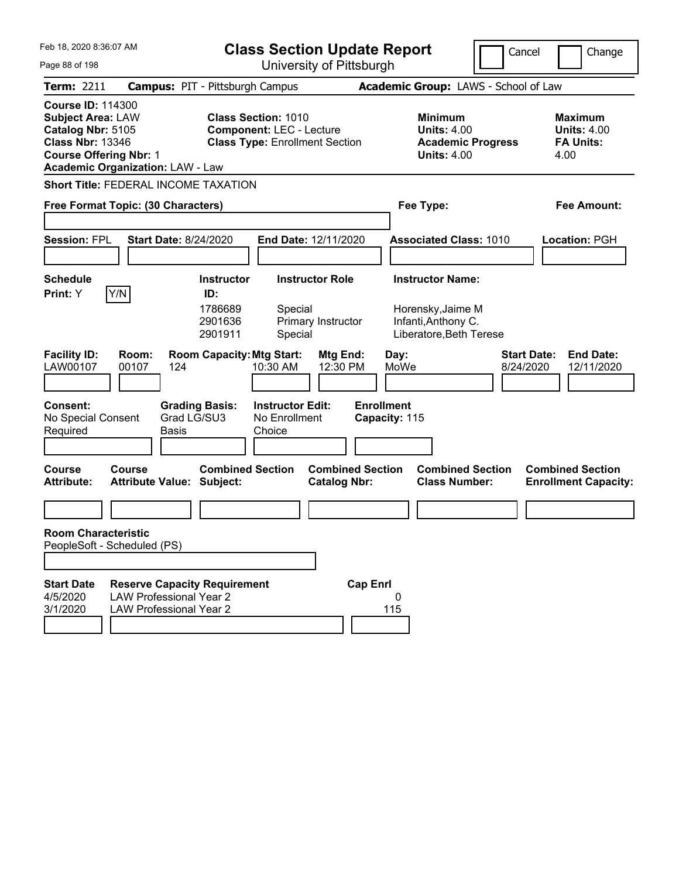Feb 18, 2020 8:36:07 AM

# Class Section Update Report

University of Pittsburgh

Cancel | Change

**Term:** 2211 **Campus:** PIT - Pittsburgh Campus **Academic Group:** LAWS - School of Law

**Course ID:** 114300
**Subject Area:** LAW
**Catalog Nbr:** 5105
**Class Nbr:** 13346
**Course Offering Nbr:** 1
**Academic Organization:** LAW - Law

**Class Section:** 1010
**Component:** LEC - Lecture
**Class Type:** Enrollment Section

**Minimum Units:** 4.00
**Academic Progress Units:** 4.00

**Maximum Units:** 4.00
**FA Units:** 4.00

**Short Title:** FEDERAL INCOME TAXATION

**Free Format Topic: (30 Characters)**

**Fee Type:**

**Fee Amount:**

**Session:** FPL **Start Date:** 8/24/2020 **End Date:** 12/11/2020 **Associated Class:** 1010 **Location:** PGH

**Schedule Print:** Y Y/N

| Instructor ID | Instructor Role | Instructor Name |
|---|---|---|
| 1786689 | Special | Horensky,Jaime M |
| 2901636 | Primary Instructor | Infanti,Anthony C. |
| 2901911 | Special | Liberatore,Beth Terese |

| Facility ID | Room | Room Capacity | Mtg Start | Mtg End | Day | Start Date | End Date |
|---|---|---|---|---|---|---|---|
| LAW00107 | 00107 | 124 | 10:30 AM | 12:30 PM | MoWe | 8/24/2020 | 12/11/2020 |

**Consent:** No Special Consent Required
**Grading Basis:** Grad LG/SU3 Basis
**Instructor Edit:** No Enrollment Choice
**Enrollment Capacity:** 115

| Course Attribute | Course Attribute Value | Combined Section Subject | Combined Section Catalog Nbr | Combined Section Class Number | Combined Section Enrollment Capacity |
|---|---|---|---|---|---|
| | | | | | |

**Room Characteristic**
PeopleSoft - Scheduled (PS)

| Start Date | Reserve Capacity Requirement | Cap Enrl |
|---|---|---|
| 4/5/2020 | LAW Professional Year 2 | 0 |
| 3/1/2020 | LAW Professional Year 2 | 115 |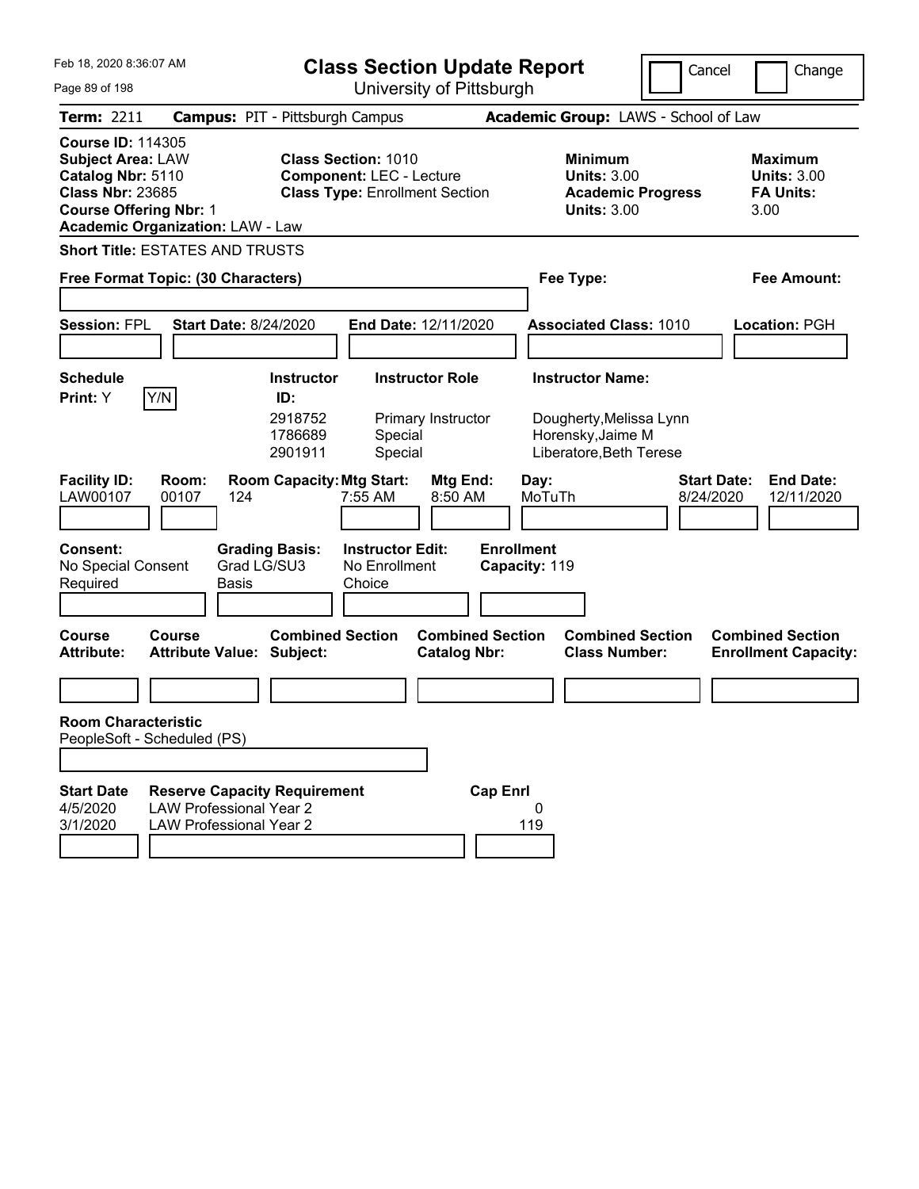# Class Section Update Report

University of Pittsburgh

Feb 18, 2020 8:36:07 AM

Cancel | Change

**Term:** 2211 **Campus:** PIT - Pittsburgh Campus **Academic Group:** LAWS - School of Law

**Course ID:** 114305
**Subject Area:** LAW
**Catalog Nbr:** 5110
**Class Nbr:** 23685
**Course Offering Nbr:** 1
**Academic Organization:** LAW - Law

**Class Section:** 1010
**Component:** LEC - Lecture
**Class Type:** Enrollment Section

**Minimum Units:** 3.00
**Academic Progress Units:** 3.00

**Maximum Units:** 3.00
**FA Units:** 3.00

**Short Title:** ESTATES AND TRUSTS

**Free Format Topic: (30 Characters)**

**Fee Type:**

**Fee Amount:**

**Session:** FPL **Start Date:** 8/24/2020 **End Date:** 12/11/2020 **Associated Class:** 1010 **Location:** PGH

**Schedule Print:** Y [Y/N]

| Instructor ID | Instructor Role | Instructor Name |
|---|---|---|
| 2918752 | Primary Instructor | Dougherty,Melissa Lynn |
| 1786689 | Special | Horensky,Jaime M |
| 2901911 | Special | Liberatore,Beth Terese |

| Facility ID | Room | Room Capacity | Mtg Start | Mtg End | Day | Start Date | End Date |
|---|---|---|---|---|---|---|---|
| LAW00107 | 00107 | 124 | 7:55 AM | 8:50 AM | MoTuTh | 8/24/2020 | 12/11/2020 |

**Consent:** No Special Consent Required
**Grading Basis:** Grad LG/SU3 Basis
**Instructor Edit:** No Enrollment Choice
**Enrollment Capacity:** 119

| Course Attribute | Course Attribute Value | Combined Section Subject | Combined Section Catalog Nbr | Combined Section Class Number | Combined Section Enrollment Capacity |
|---|---|---|---|---|---|
| | | | | | |

**Room Characteristic**
PeopleSoft - Scheduled (PS)

| Start Date | Reserve Capacity Requirement | Cap Enrl |
|---|---|---|
| 4/5/2020 | LAW Professional Year 2 | 0 |
| 3/1/2020 | LAW Professional Year 2 | 119 |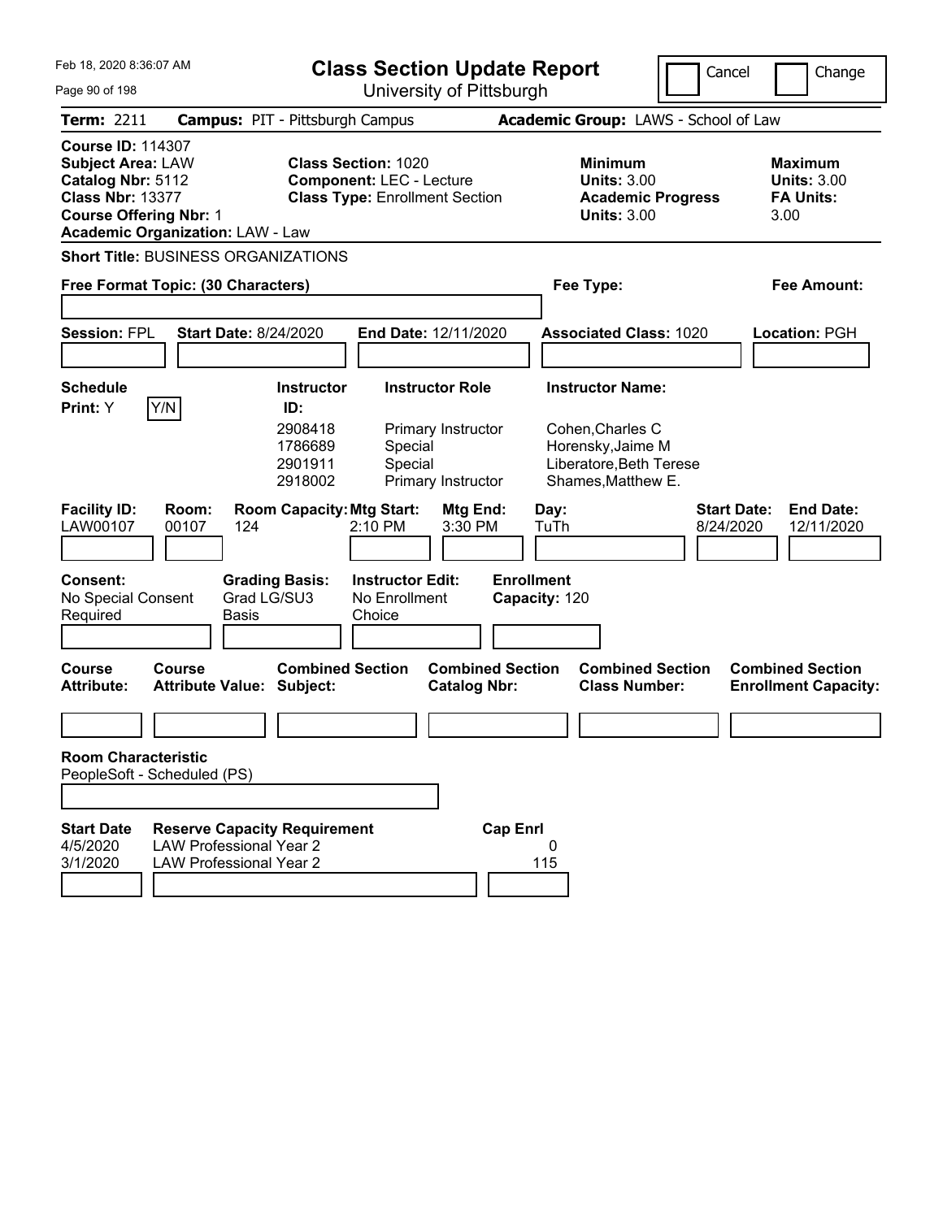Feb 18, 2020 8:36:07 AM

# Class Section Update Report

University of Pittsburgh

Cancel | Change

**Term:** 2211 **Campus:** PIT - Pittsburgh Campus **Academic Group:** LAWS - School of Law

**Course ID:** 114307
**Subject Area:** LAW
**Catalog Nbr:** 5112
**Class Nbr:** 13377
**Course Offering Nbr:** 1
**Academic Organization:** LAW - Law

**Class Section:** 1020
**Component:** LEC - Lecture
**Class Type:** Enrollment Section

**Minimum Units:** 3.00
**Academic Progress Units:** 3.00

**Maximum Units:** 3.00
**FA Units:** 3.00

**Short Title:** BUSINESS ORGANIZATIONS

**Free Format Topic: (30 Characters)**

**Fee Type:**

**Fee Amount:**

**Session:** FPL **Start Date:** 8/24/2020 **End Date:** 12/11/2020 **Associated Class:** 1020 **Location:** PGH

**Schedule Print:** Y Y/N

| Instructor ID: | Instructor Role | Instructor Name: |
|---|---|---|
| 2908418 | Primary Instructor | Cohen,Charles C |
| 1786689 | Special | Horensky,Jaime M |
| 2901911 | Special | Liberatore,Beth Terese |
| 2918002 | Primary Instructor | Shames,Matthew E. |

| Facility ID: | Room: | Room Capacity: | Mtg Start: | Mtg End: | Day: | Start Date: | End Date: |
|---|---|---|---|---|---|---|---|
| LAW00107 | 00107 | 124 | 2:10 PM | 3:30 PM | TuTh | 8/24/2020 | 12/11/2020 |

**Consent:** No Special Consent Required
**Grading Basis:** Grad LG/SU3 Basis
**Instructor Edit:** No Enrollment Choice
**Enrollment Capacity:** 120

| Course Attribute: | Course Attribute Value: | Combined Section Subject: | Combined Section Catalog Nbr: | Combined Section Class Number: | Combined Section Enrollment Capacity: |
|---|---|---|---|---|---|
| | | | | | |

**Room Characteristic**
PeopleSoft - Scheduled (PS)

| Start Date | Reserve Capacity Requirement | Cap Enrl |
|---|---|---|
| 4/5/2020 | LAW Professional Year 2 | 0 |
| 3/1/2020 | LAW Professional Year 2 | 115 |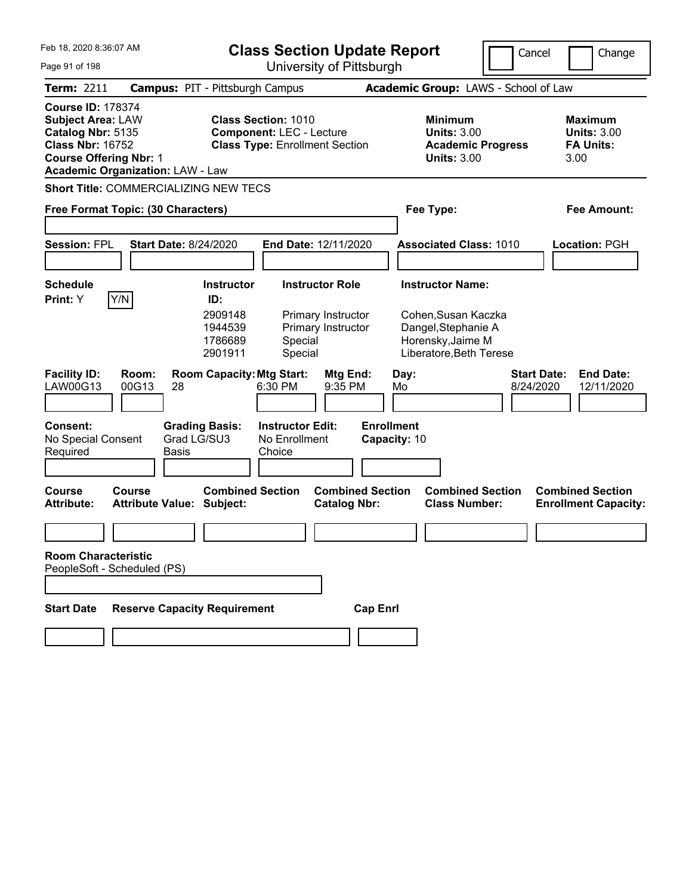# Class Section Update Report

University of Pittsburgh

Feb 18, 2020 8:36:07 AM

Cancel | Change

**Term:** 2211 **Campus:** PIT - Pittsburgh Campus **Academic Group:** LAWS - School of Law

**Course ID:** 178374
**Subject Area:** LAW
**Catalog Nbr:** 5135
**Class Nbr:** 16752
**Course Offering Nbr:** 1
**Academic Organization:** LAW - Law

**Class Section:** 1010
**Component:** LEC - Lecture
**Class Type:** Enrollment Section

**Minimum Units:** 3.00
**Academic Progress Units:** 3.00

**Maximum Units:** 3.00
**FA Units:** 3.00

**Short Title:** COMMERCIALIZING NEW TECS

**Free Format Topic: (30 Characters)**

**Fee Type:**

**Fee Amount:**

**Session:** FPL **Start Date:** 8/24/2020 **End Date:** 12/11/2020 **Associated Class:** 1010 **Location:** PGH

**Schedule Print:** Y Y/N

| Instructor ID | Instructor Role | Instructor Name |
|---|---|---|
| 2909148 | Primary Instructor | Cohen,Susan Kaczka |
| 1944539 | Primary Instructor | Dangel,Stephanie A |
| 1786689 | Special | Horensky,Jaime M |
| 2901911 | Special | Liberatore,Beth Terese |

| Facility ID | Room | Room Capacity | Mtg Start | Mtg End | Day | Start Date | End Date |
|---|---|---|---|---|---|---|---|
| LAW00G13 | 00G13 | 28 | 6:30 PM | 9:35 PM | Mo | 8/24/2020 | 12/11/2020 |

**Consent:** No Special Consent Required
**Grading Basis:** Grad LG/SU3 Basis
**Instructor Edit:** No Enrollment Choice
**Enrollment Capacity:** 10

| Course Attribute | Course Attribute Value | Combined Section Subject | Combined Section Catalog Nbr | Combined Section Class Number | Combined Section Enrollment Capacity |
|---|---|---|---|---|---|
| | | | | | |

**Room Characteristic**
PeopleSoft - Scheduled (PS)

| Start Date | Reserve Capacity Requirement | Cap Enrl |
|---|---|---|
| | | |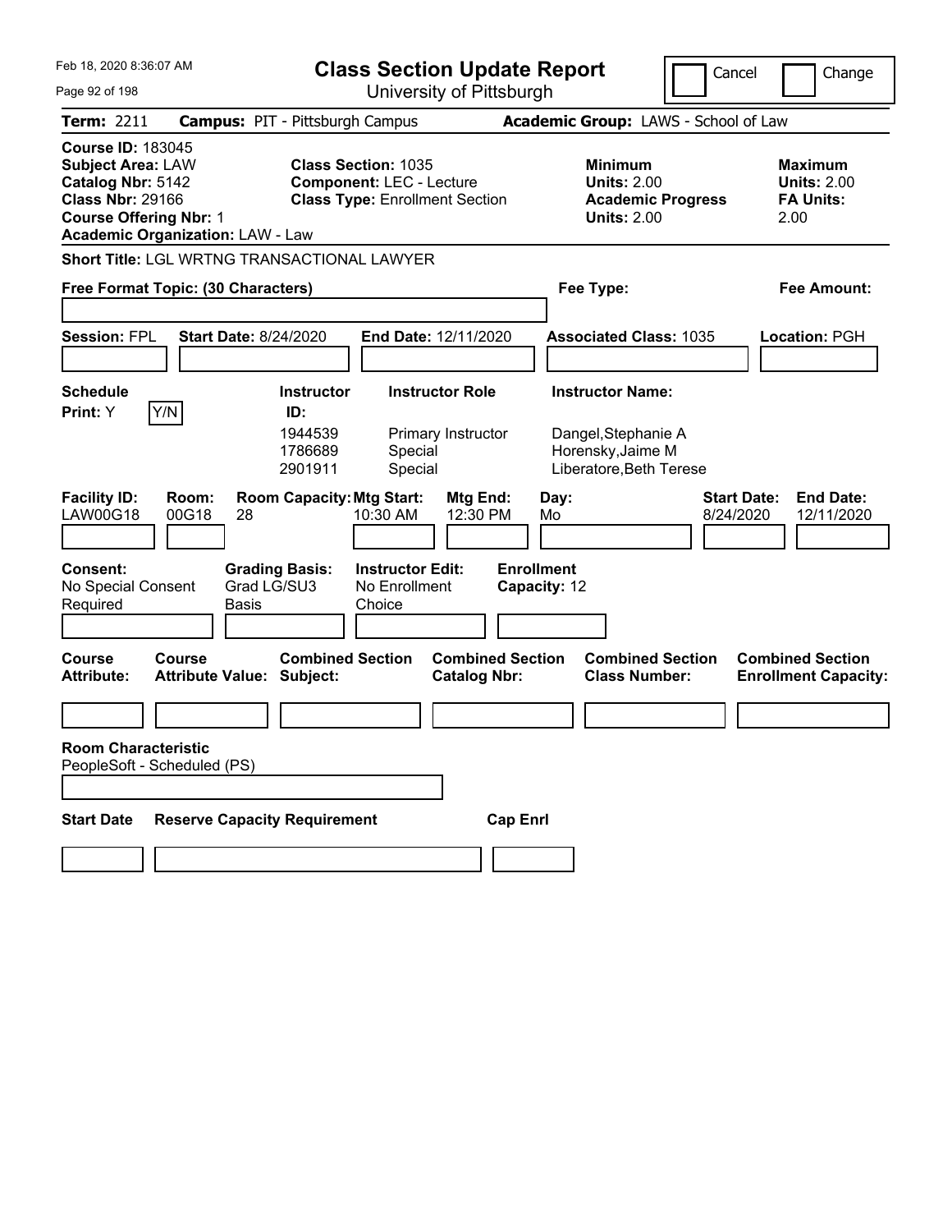Feb 18, 2020 8:36:07 AM

# Class Section Update Report

University of Pittsburgh

Cancel | Change

**Term:** 2211 **Campus:** PIT - Pittsburgh Campus **Academic Group:** LAWS - School of Law

**Course ID:** 183045
**Subject Area:** LAW
**Catalog Nbr:** 5142
**Class Nbr:** 29166
**Course Offering Nbr:** 1
**Academic Organization:** LAW - Law

**Class Section:** 1035
**Component:** LEC - Lecture
**Class Type:** Enrollment Section

**Minimum Units:** 2.00
**Academic Progress Units:** 2.00

**Maximum Units:** 2.00
**FA Units:** 2.00

**Short Title:** LGL WRTNG TRANSACTIONAL LAWYER

**Free Format Topic: (30 Characters)**

**Fee Type:**

**Fee Amount:**

**Session:** FPL **Start Date:** 8/24/2020 **End Date:** 12/11/2020 **Associated Class:** 1035 **Location:** PGH

**Schedule Print:** Y Y/N

| Instructor ID | Instructor Role | Instructor Name |
|---|---|---|
| 1944539 | Primary Instructor | Dangel,Stephanie A |
| 1786689 | Special | Horensky,Jaime M |
| 2901911 | Special | Liberatore,Beth Terese |

| Facility ID | Room | Room Capacity | Mtg Start | Mtg End | Day | Start Date | End Date |
|---|---|---|---|---|---|---|---|
| LAW00G18 | 00G18 | 28 | 10:30 AM | 12:30 PM | Mo | 8/24/2020 | 12/11/2020 |

**Consent:** No Special Consent Required
**Grading Basis:** Grad LG/SU3 Basis
**Instructor Edit:** No Enrollment Choice
**Enrollment Capacity:** 12

| Course Attribute | Course Attribute Value | Combined Section Subject | Combined Section Catalog Nbr | Combined Section Class Number | Combined Section Enrollment Capacity |
|---|---|---|---|---|---|
| | | | | | |

**Room Characteristic**
PeopleSoft - Scheduled (PS)

| Start Date | Reserve Capacity Requirement | Cap Enrl |
|---|---|---|
| | | |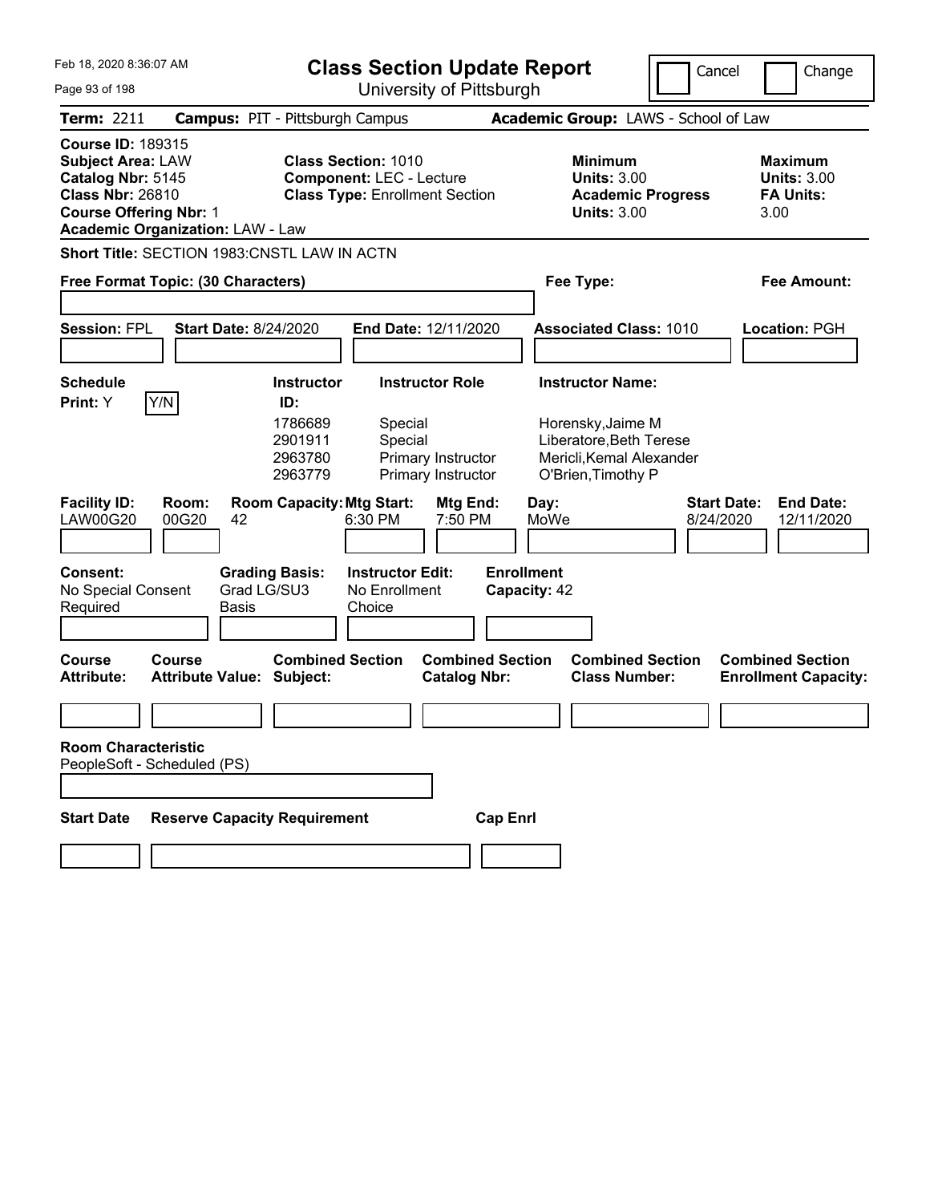Feb 18, 2020 8:36:07 AM

# Class Section Update Report

University of Pittsburgh

Cancel | Change

**Term:** 2211 **Campus:** PIT - Pittsburgh Campus **Academic Group:** LAWS - School of Law

**Course ID:** 189315
**Subject Area:** LAW
**Catalog Nbr:** 5145
**Class Nbr:** 26810
**Course Offering Nbr:** 1
**Academic Organization:** LAW - Law

**Class Section:** 1010
**Component:** LEC - Lecture
**Class Type:** Enrollment Section

**Minimum Units:** 3.00
**Academic Progress Units:** 3.00

**Maximum Units:** 3.00
**FA Units:** 3.00

**Short Title:** SECTION 1983:CNSTL LAW IN ACTN

**Free Format Topic: (30 Characters)** **Fee Type:** **Fee Amount:**

**Session:** FPL **Start Date:** 8/24/2020 **End Date:** 12/11/2020 **Associated Class:** 1010 **Location:** PGH

**Schedule Print:** Y Y/N

| Instructor ID | Instructor Role | Instructor Name |
|---|---|---|
| 1786689 | Special | Horensky,Jaime M |
| 2901911 | Special | Liberatore,Beth Terese |
| 2963780 | Primary Instructor | Mericli,Kemal Alexander |
| 2963779 | Primary Instructor | O'Brien,Timothy P |

| Facility ID: | Room: | Room Capacity: | Mtg Start: | Mtg End: | Day: | Start Date: | End Date: |
|---|---|---|---|---|---|---|---|
| LAW00G20 | 00G20 | 42 | 6:30 PM | 7:50 PM | MoWe | 8/24/2020 | 12/11/2020 |

**Consent:** No Special Consent Required
**Grading Basis:** Grad LG/SU3 Basis
**Instructor Edit:** No Enrollment Choice
**Enrollment Capacity:** 42

| Course Attribute: | Course Attribute Value: | Combined Section Subject: | Combined Section Catalog Nbr: | Combined Section Class Number: | Combined Section Enrollment Capacity: |
|---|---|---|---|---|---|
| | | | | | |

**Room Characteristic**
PeopleSoft - Scheduled (PS)

| Start Date | Reserve Capacity Requirement | Cap Enrl |
|---|---|---|
| | | |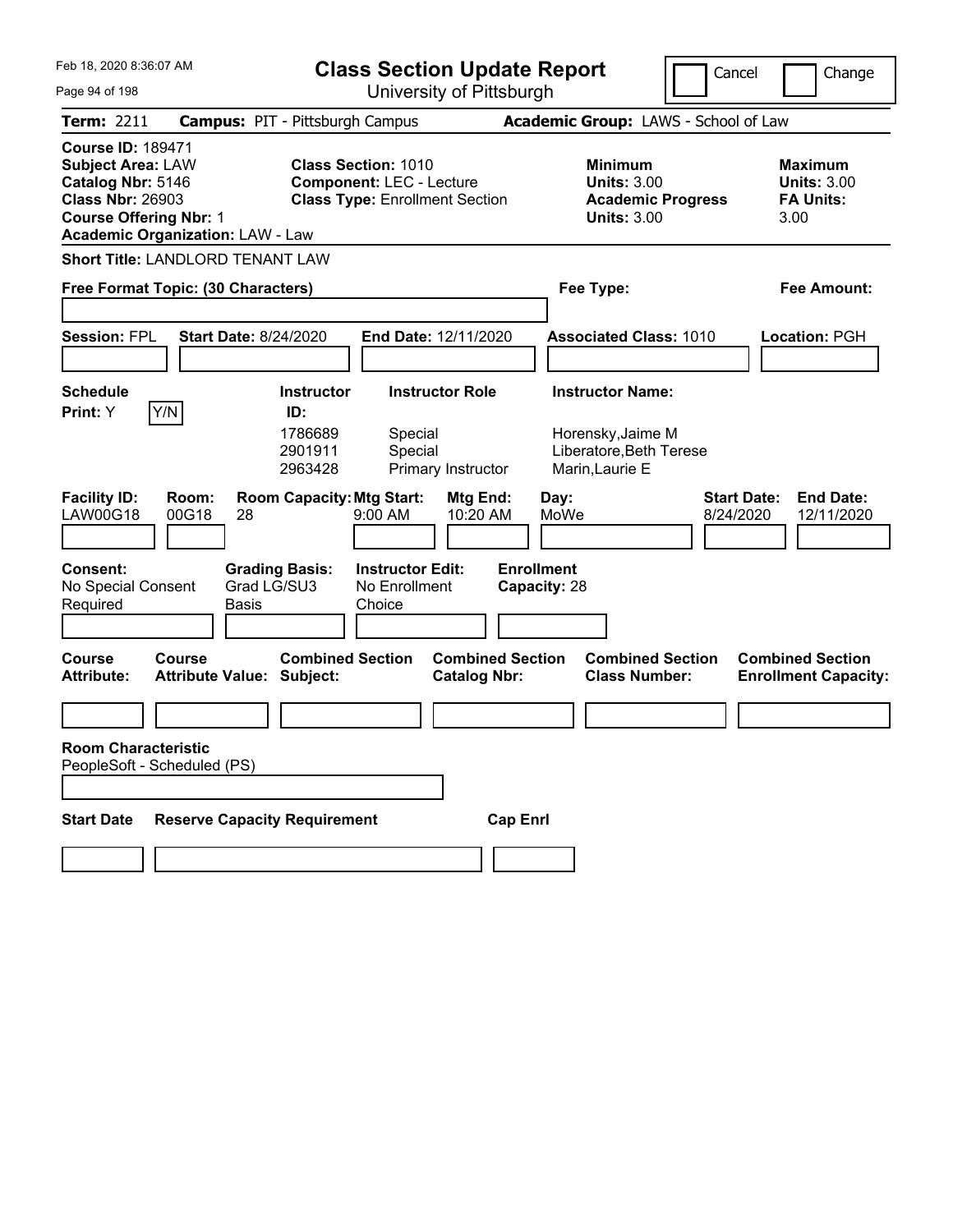# Class Section Update Report

University of Pittsburgh

Cancel | Change

**Term:** 2211 **Campus:** PIT - Pittsburgh Campus **Academic Group:** LAWS - School of Law

**Course ID:** 189471
**Subject Area:** LAW
**Catalog Nbr:** 5146
**Class Nbr:** 26903
**Course Offering Nbr:** 1
**Academic Organization:** LAW - Law

**Class Section:** 1010
**Component:** LEC - Lecture
**Class Type:** Enrollment Section

**Minimum Units:** 3.00
**Academic Progress Units:** 3.00

**Maximum Units:** 3.00
**FA Units:** 3.00

**Short Title:** LANDLORD TENANT LAW

**Free Format Topic: (30 Characters)**

**Fee Type:**

**Fee Amount:**

**Session:** FPL **Start Date:** 8/24/2020 **End Date:** 12/11/2020 **Associated Class:** 1010 **Location:** PGH

**Schedule Print:** Y Y/N

| Instructor ID | Instructor Role | Instructor Name |
|---|---|---|
| 1786689 | Special | Horensky,Jaime M |
| 2901911 | Special | Liberatore,Beth Terese |
| 2963428 | Primary Instructor | Marin,Laurie E |

| Facility ID | Room | Room Capacity | Mtg Start | Mtg End | Day | Start Date | End Date |
|---|---|---|---|---|---|---|---|
| LAW00G18 | 00G18 | 28 | 9:00 AM | 10:20 AM | MoWe | 8/24/2020 | 12/11/2020 |

**Consent:** No Special Consent Required
**Grading Basis:** Grad LG/SU3 Basis
**Instructor Edit:** No Enrollment Choice
**Enrollment Capacity:** 28

| Course Attribute: | Course Attribute Value: | Combined Section Subject: | Combined Section Catalog Nbr: | Combined Section Class Number: | Combined Section Enrollment Capacity: |
|---|---|---|---|---|---|
| | | | | | |

**Room Characteristic**
PeopleSoft - Scheduled (PS)

| Start Date | Reserve Capacity Requirement | Cap Enrl |
|---|---|---|
| | | |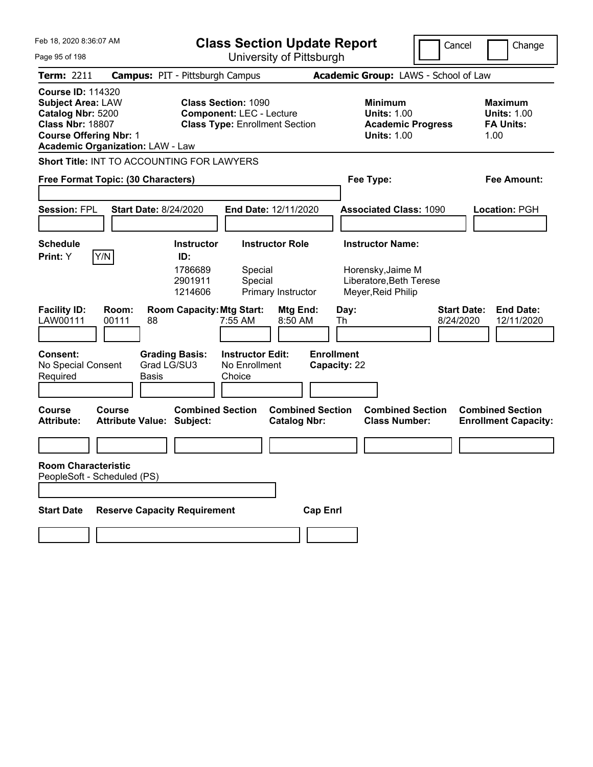# Class Section Update Report

University of Pittsburgh

Feb 18, 2020 8:36:07 AM

Cancel | Change

**Term:** 2211 **Campus:** PIT - Pittsburgh Campus **Academic Group:** LAWS - School of Law

**Course ID:** 114320
**Subject Area:** LAW
**Catalog Nbr:** 5200
**Class Nbr:** 18807
**Course Offering Nbr:** 1
**Academic Organization:** LAW - Law

**Class Section:** 1090
**Component:** LEC - Lecture
**Class Type:** Enrollment Section

**Minimum Units:** 1.00
**Academic Progress Units:** 1.00

**Maximum Units:** 1.00
**FA Units:** 1.00

**Short Title:** INT TO ACCOUNTING FOR LAWYERS

**Free Format Topic: (30 Characters)**

**Fee Type:**

**Fee Amount:**

**Session:** FPL **Start Date:** 8/24/2020 **End Date:** 12/11/2020 **Associated Class:** 1090 **Location:** PGH

**Schedule Print:** Y [Y/N]

| Instructor ID: | Instructor Role | Instructor Name: |
|---|---|---|
| 1786689 | Special | Horensky,Jaime M |
| 2901911 | Special | Liberatore,Beth Terese |
| 1214606 | Primary Instructor | Meyer,Reid Philip |

| Facility ID: | Room: | Room Capacity: | Mtg Start: | Mtg End: | Day: | Start Date: | End Date: |
|---|---|---|---|---|---|---|---|
| LAW00111 | 00111 | 88 | 7:55 AM | 8:50 AM | Th | 8/24/2020 | 12/11/2020 |

**Consent:** No Special Consent Required
**Grading Basis:** Grad LG/SU3 Basis
**Instructor Edit:** No Enrollment Choice
**Enrollment Capacity:** 22

| Course Attribute: | Course Attribute Value: | Combined Section Subject: | Combined Section Catalog Nbr: | Combined Section Class Number: | Combined Section Enrollment Capacity: |
|---|---|---|---|---|---|
| | | | | | |

**Room Characteristic**
PeopleSoft - Scheduled (PS)

| Start Date | Reserve Capacity Requirement | Cap Enrl |
|---|---|---|
| | | |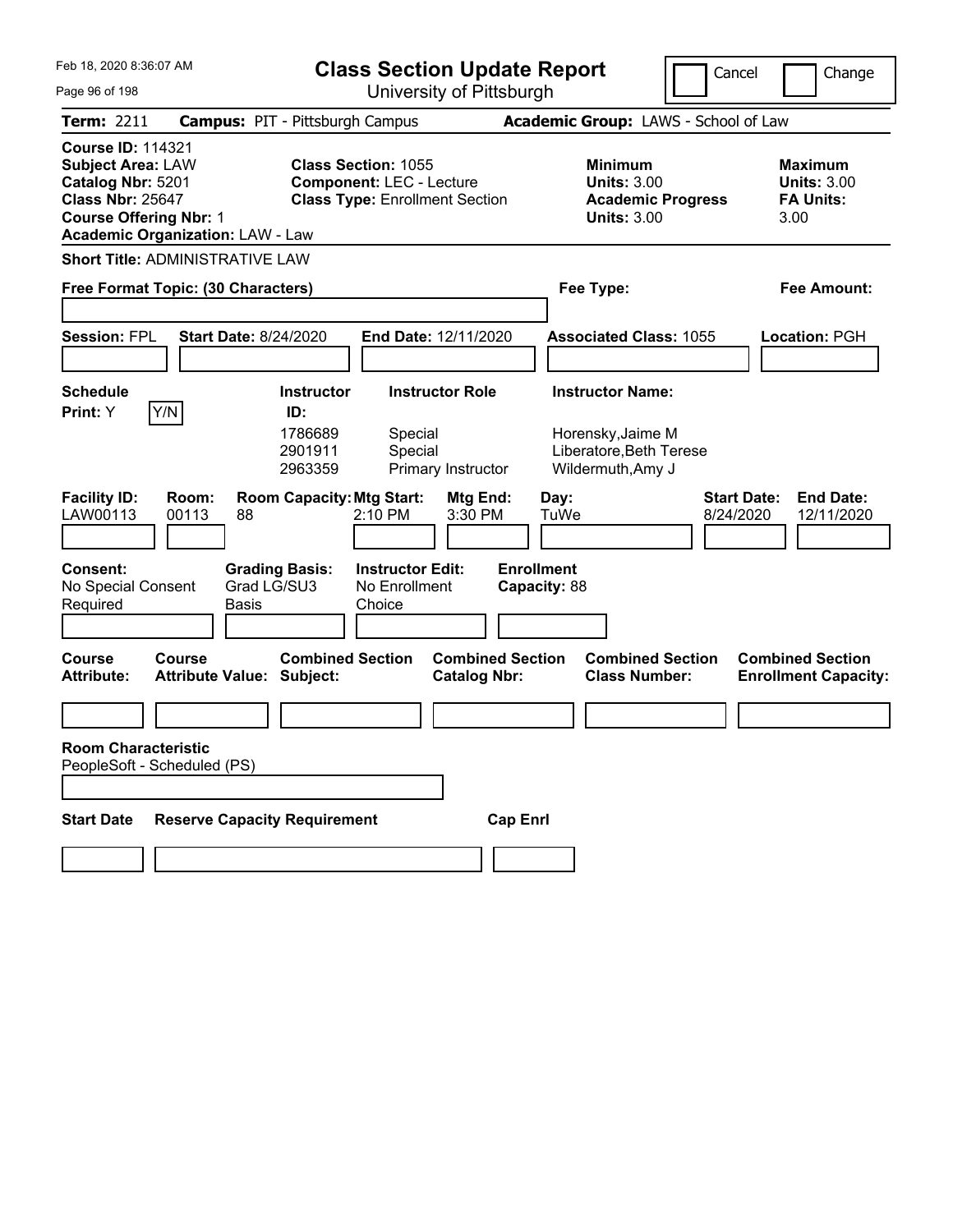Feb 18, 2020 8:36:07 AM

# Class Section Update Report

University of Pittsburgh

Cancel | Change

**Term:** 2211 **Campus:** PIT - Pittsburgh Campus **Academic Group:** LAWS - School of Law

**Course ID:** 114321
**Subject Area:** LAW
**Catalog Nbr:** 5201
**Class Nbr:** 25647
**Course Offering Nbr:** 1
**Academic Organization:** LAW - Law

**Class Section:** 1055
**Component:** LEC - Lecture
**Class Type:** Enrollment Section

**Minimum Units:** 3.00
**Academic Progress Units:** 3.00

**Maximum Units:** 3.00
**FA Units:** 3.00

**Short Title:** ADMINISTRATIVE LAW

**Free Format Topic: (30 Characters)**

**Fee Type:**

**Fee Amount:**

**Session:** FPL **Start Date:** 8/24/2020 **End Date:** 12/11/2020 **Associated Class:** 1055 **Location:** PGH

**Schedule Print:** Y Y/N

| Instructor ID | Instructor Role | Instructor Name |
|---|---|---|
| 1786689 | Special | Horensky,Jaime M |
| 2901911 | Special | Liberatore,Beth Terese |
| 2963359 | Primary Instructor | Wildermuth,Amy J |

| Facility ID | Room | Room Capacity | Mtg Start | Mtg End | Day | Start Date | End Date |
|---|---|---|---|---|---|---|---|
| LAW00113 | 00113 | 88 | 2:10 PM | 3:30 PM | TuWe | 8/24/2020 | 12/11/2020 |

**Consent:** No Special Consent Required
**Grading Basis:** Grad LG/SU3 Basis
**Instructor Edit:** No Enrollment Choice
**Enrollment Capacity:** 88

| Course Attribute | Course Attribute Value | Combined Section Subject | Combined Section Catalog Nbr | Combined Section Class Number | Combined Section Enrollment Capacity |
|---|---|---|---|---|---|
| | | | | | |

**Room Characteristic**
PeopleSoft - Scheduled (PS)

| Start Date | Reserve Capacity Requirement | Cap Enrl |
|---|---|---|
| | | |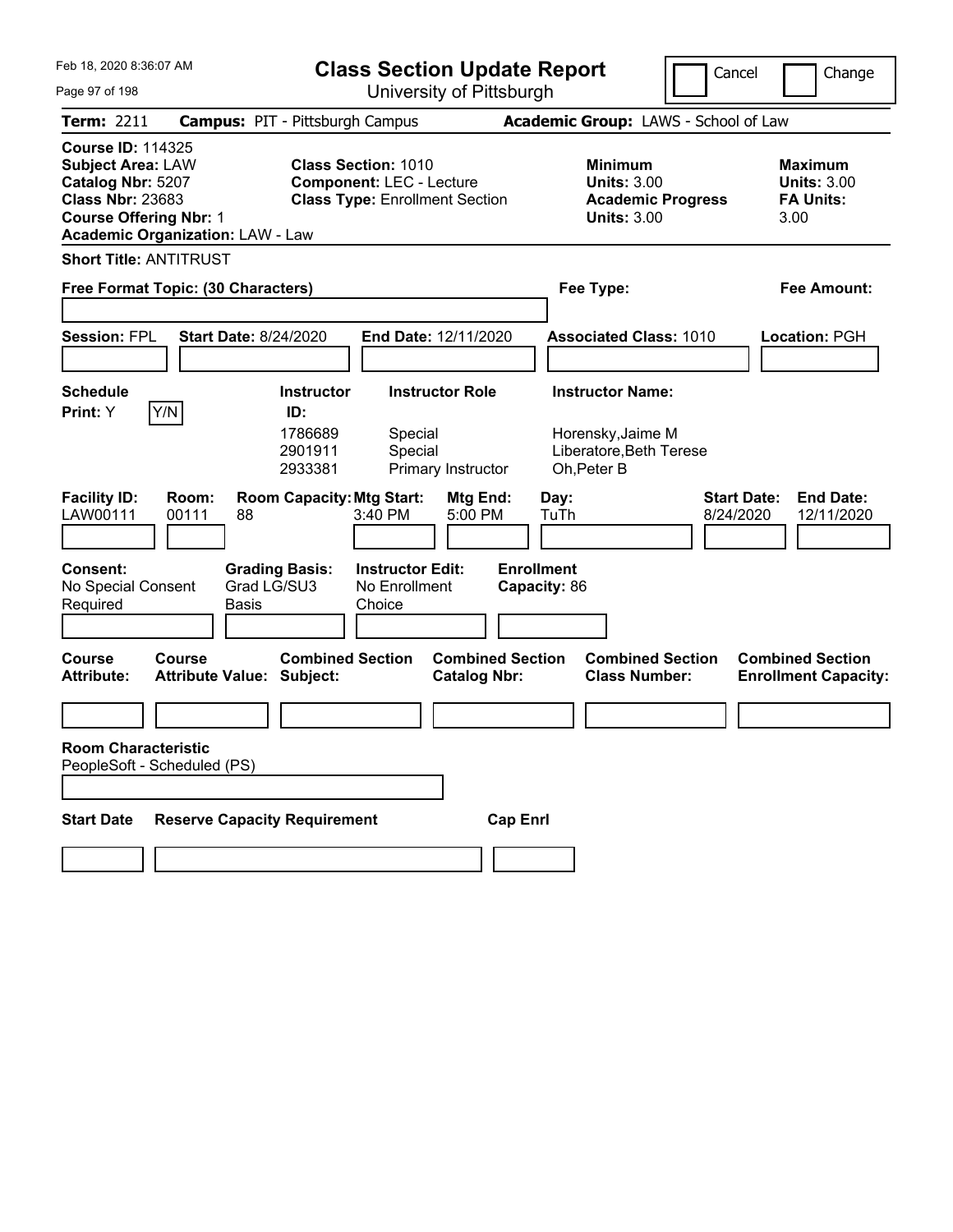Feb 18, 2020 8:36:07 AM

# Class Section Update Report

University of Pittsburgh

Cancel | Change

**Term:** 2211 **Campus:** PIT - Pittsburgh Campus **Academic Group:** LAWS - School of Law

**Course ID:** 114325
**Subject Area:** LAW
**Catalog Nbr:** 5207
**Class Nbr:** 23683
**Course Offering Nbr:** 1
**Academic Organization:** LAW - Law

**Class Section:** 1010
**Component:** LEC - Lecture
**Class Type:** Enrollment Section

**Minimum Units:** 3.00
**Academic Progress Units:** 3.00

**Maximum Units:** 3.00
**FA Units:** 3.00

**Short Title:** ANTITRUST

**Free Format Topic: (30 Characters)**

**Fee Type:**

**Fee Amount:**

**Session:** FPL **Start Date:** 8/24/2020 **End Date:** 12/11/2020 **Associated Class:** 1010 **Location:** PGH

**Schedule Print:** Y Y/N

| Instructor ID | Instructor Role | Instructor Name |
|---|---|---|
| 1786689 | Special | Horensky,Jaime M |
| 2901911 | Special | Liberatore,Beth Terese |
| 2933381 | Primary Instructor | Oh,Peter B |

| Facility ID | Room | Room Capacity | Mtg Start | Mtg End | Day | Start Date | End Date |
|---|---|---|---|---|---|---|---|
| LAW00111 | 00111 | 88 | 3:40 PM | 5:00 PM | TuTh | 8/24/2020 | 12/11/2020 |

**Consent:** No Special Consent Required
**Grading Basis:** Grad LG/SU3 Basis
**Instructor Edit:** No Enrollment Choice
**Enrollment Capacity:** 86

| Course Attribute | Course Attribute Value | Combined Section Subject | Combined Section Catalog Nbr | Combined Section Class Number | Combined Section Enrollment Capacity |
|---|---|---|---|---|---|
| | | | | | |

**Room Characteristic**
PeopleSoft - Scheduled (PS)

| Start Date | Reserve Capacity Requirement | Cap Enrl |
|---|---|---|
| | | |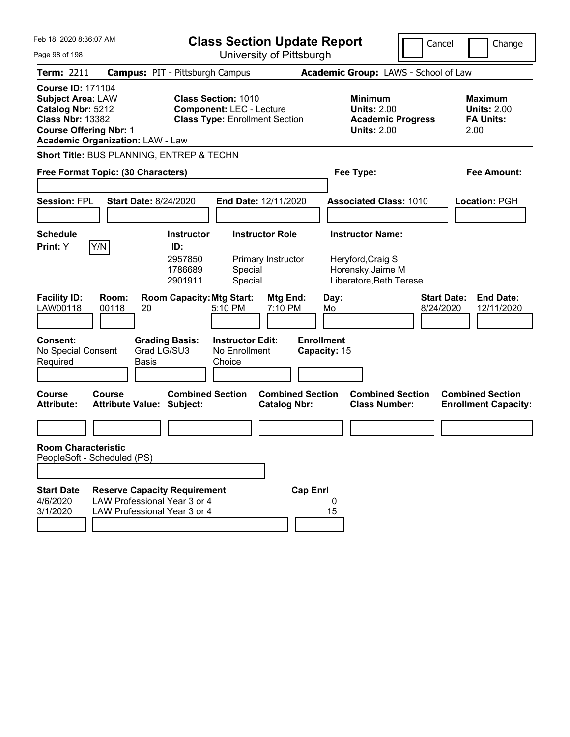Feb 18, 2020 8:36:07 AM

# Class Section Update Report

University of Pittsburgh

Cancel | Change

**Term:** 2211 **Campus:** PIT - Pittsburgh Campus **Academic Group:** LAWS - School of Law

**Course ID:** 171104
**Subject Area:** LAW
**Catalog Nbr:** 5212
**Class Nbr:** 13382
**Course Offering Nbr:** 1
**Academic Organization:** LAW - Law

**Class Section:** 1010
**Component:** LEC - Lecture
**Class Type:** Enrollment Section

**Minimum Units:** 2.00
**Academic Progress Units:** 2.00

**Maximum Units:** 2.00
**FA Units:** 2.00

**Short Title:** BUS PLANNING, ENTREP & TECHN

**Free Format Topic: (30 Characters)**

**Fee Type:**

**Fee Amount:**

**Session:** FPL **Start Date:** 8/24/2020 **End Date:** 12/11/2020 **Associated Class:** 1010 **Location:** PGH

**Schedule Print:** Y Y/N

| Instructor ID: | Instructor Role | Instructor Name: |
|---|---|---|
| 2957850 | Primary Instructor | Heryford,Craig S |
| 1786689 | Special | Horensky,Jaime M |
| 2901911 | Special | Liberatore,Beth Terese |

| Facility ID: | Room: | Room Capacity: | Mtg Start: | Mtg End: | Day: | Start Date: | End Date: |
|---|---|---|---|---|---|---|---|
| LAW00118 | 00118 | 20 | 5:10 PM | 7:10 PM | Mo | 8/24/2020 | 12/11/2020 |

**Consent:** No Special Consent Required
**Grading Basis:** Grad LG/SU3 Basis
**Instructor Edit:** No Enrollment Choice
**Enrollment Capacity:** 15

| Course Attribute: | Course Attribute Value: | Combined Section Subject: | Combined Section Catalog Nbr: | Combined Section Class Number: | Combined Section Enrollment Capacity: |
|---|---|---|---|---|---|
| | | | | | |

**Room Characteristic**
PeopleSoft - Scheduled (PS)

| Start Date | Reserve Capacity Requirement | Cap Enrl |
|---|---|---|
| 4/6/2020 | LAW Professional Year 3 or 4 | 0 |
| 3/1/2020 | LAW Professional Year 3 or 4 | 15 |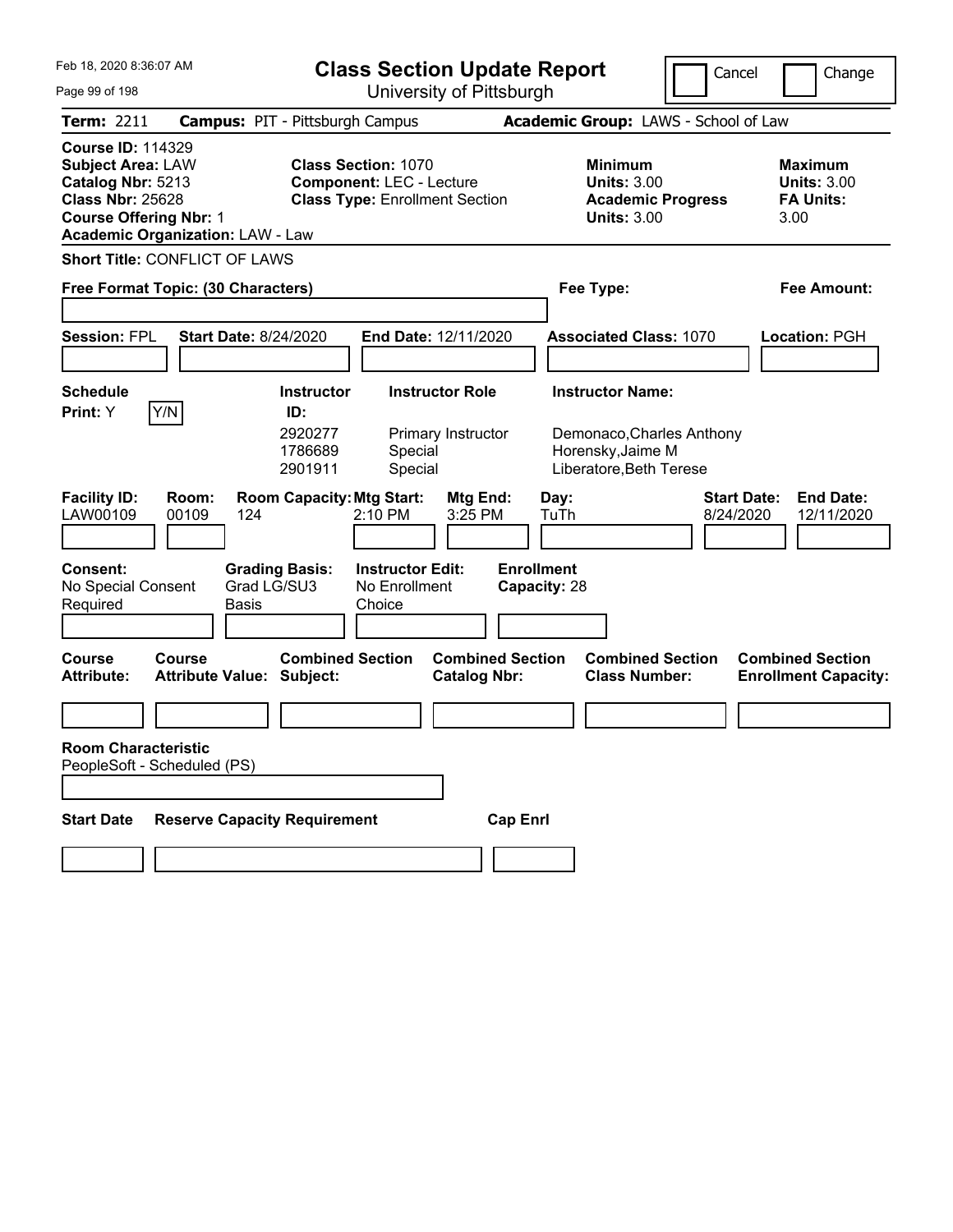# Class Section Update Report

University of Pittsburgh

Cancel | Change

Feb 18, 2020 8:36:07 AM

**Term:** 2211 **Campus:** PIT - Pittsburgh Campus **Academic Group:** LAWS - School of Law

**Course ID:** 114329
**Subject Area:** LAW
**Catalog Nbr:** 5213
**Class Nbr:** 25628
**Course Offering Nbr:** 1
**Academic Organization:** LAW - Law

**Class Section:** 1070
**Component:** LEC - Lecture
**Class Type:** Enrollment Section

**Minimum Units:** 3.00
**Academic Progress Units:** 3.00

**Maximum Units:** 3.00
**FA Units:** 3.00

**Short Title:** CONFLICT OF LAWS

**Free Format Topic: (30 Characters)**

**Fee Type:**

**Fee Amount:**

**Session:** FPL **Start Date:** 8/24/2020 **End Date:** 12/11/2020 **Associated Class:** 1070 **Location:** PGH

**Schedule Print:** Y Y/N

| Instructor ID: | Instructor Role | Instructor Name: |
|---|---|---|
| 2920277 | Primary Instructor | Demonaco,Charles Anthony |
| 1786689 | Special | Horensky,Jaime M |
| 2901911 | Special | Liberatore,Beth Terese |

| Facility ID: | Room: | Room Capacity: | Mtg Start: | Mtg End: | Day: | Start Date: | End Date: |
|---|---|---|---|---|---|---|---|
| LAW00109 | 00109 | 124 | 2:10 PM | 3:25 PM | TuTh | 8/24/2020 | 12/11/2020 |

**Consent:** No Special Consent Required
**Grading Basis:** Grad LG/SU3 Basis
**Instructor Edit:** No Enrollment Choice
**Enrollment Capacity:** 28

| Course Attribute: | Course Attribute Value: | Combined Section Subject: | Combined Section Catalog Nbr: | Combined Section Class Number: | Combined Section Enrollment Capacity: |
|---|---|---|---|---|---|
| | | | | | |

**Room Characteristic**
PeopleSoft - Scheduled (PS)

| Start Date | Reserve Capacity Requirement | Cap Enrl |
|---|---|---|
| | | |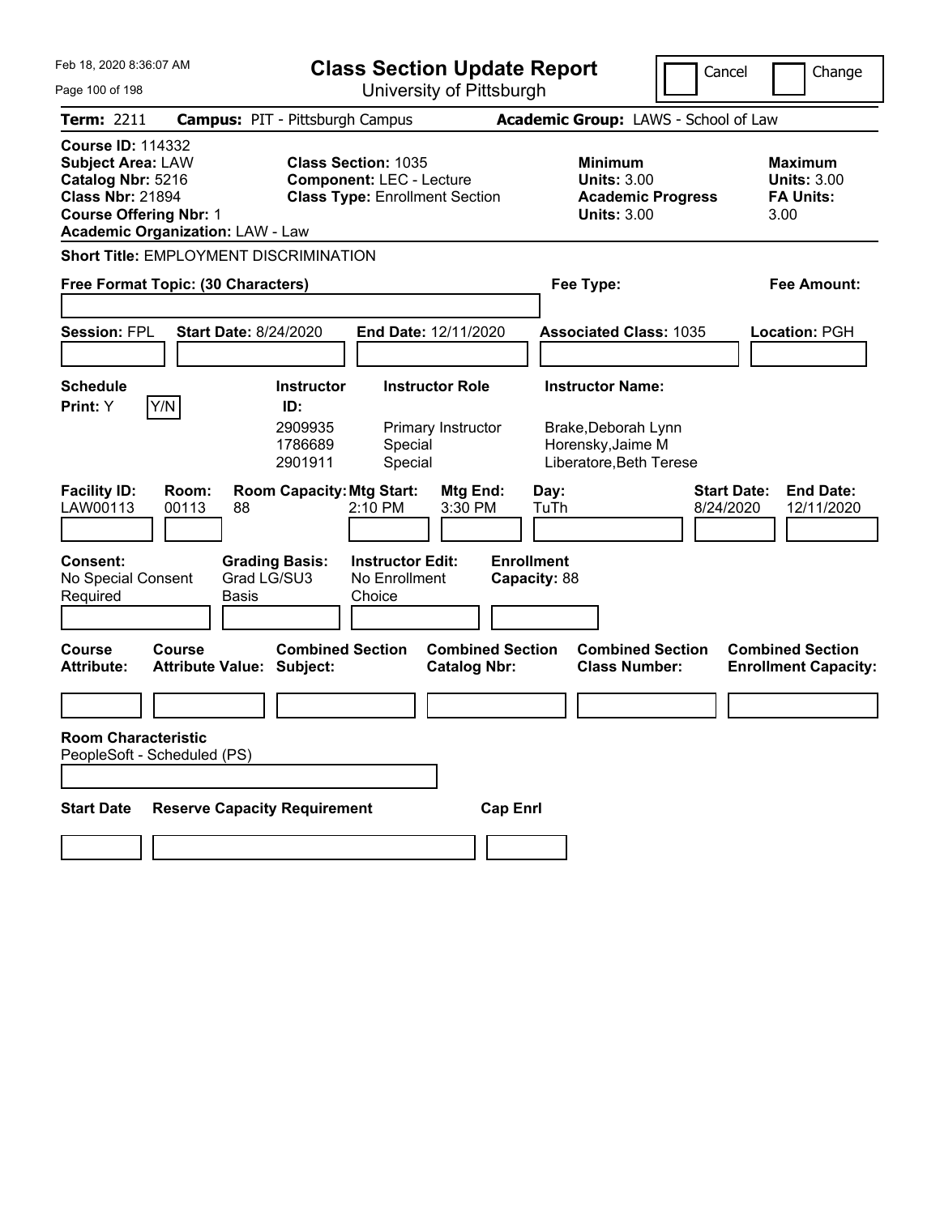Feb 18, 2020 8:36:07 AM

# Class Section Update Report

University of Pittsburgh

Cancel | Change

**Term:** 2211 **Campus:** PIT - Pittsburgh Campus **Academic Group:** LAWS - School of Law

**Course ID:** 114332
**Subject Area:** LAW
**Catalog Nbr:** 5216
**Class Nbr:** 21894
**Course Offering Nbr:** 1
**Academic Organization:** LAW - Law

**Class Section:** 1035
**Component:** LEC - Lecture
**Class Type:** Enrollment Section

**Minimum Units:** 3.00
**Academic Progress Units:** 3.00

**Maximum Units:** 3.00
**FA Units:** 3.00

**Short Title:** EMPLOYMENT DISCRIMINATION

**Free Format Topic: (30 Characters)**

**Fee Type:**

**Fee Amount:**

**Session:** FPL **Start Date:** 8/24/2020 **End Date:** 12/11/2020 **Associated Class:** 1035 **Location:** PGH

**Schedule Print:** Y Y/N

| Instructor ID | Instructor Role | Instructor Name |
|---|---|---|
| 2909935 | Primary Instructor | Brake,Deborah Lynn |
| 1786689 | Special | Horensky,Jaime M |
| 2901911 | Special | Liberatore,Beth Terese |

| Facility ID: | Room: | Room Capacity: | Mtg Start: | Mtg End: | Day: | Start Date: | End Date: |
|---|---|---|---|---|---|---|---|
| LAW00113 | 00113 | 88 | 2:10 PM | 3:30 PM | TuTh | 8/24/2020 | 12/11/2020 |

**Consent:** No Special Consent Required
**Grading Basis:** Grad LG/SU3 Basis
**Instructor Edit:** No Enrollment Choice
**Enrollment Capacity:** 88

| Course Attribute: | Course Attribute Value: | Combined Section Subject: | Combined Section Catalog Nbr: | Combined Section Class Number: | Combined Section Enrollment Capacity: |
|---|---|---|---|---|---|
| | | | | | |

**Room Characteristic**
PeopleSoft - Scheduled (PS)

| Start Date | Reserve Capacity Requirement | Cap Enrl |
|---|---|---|
| | | |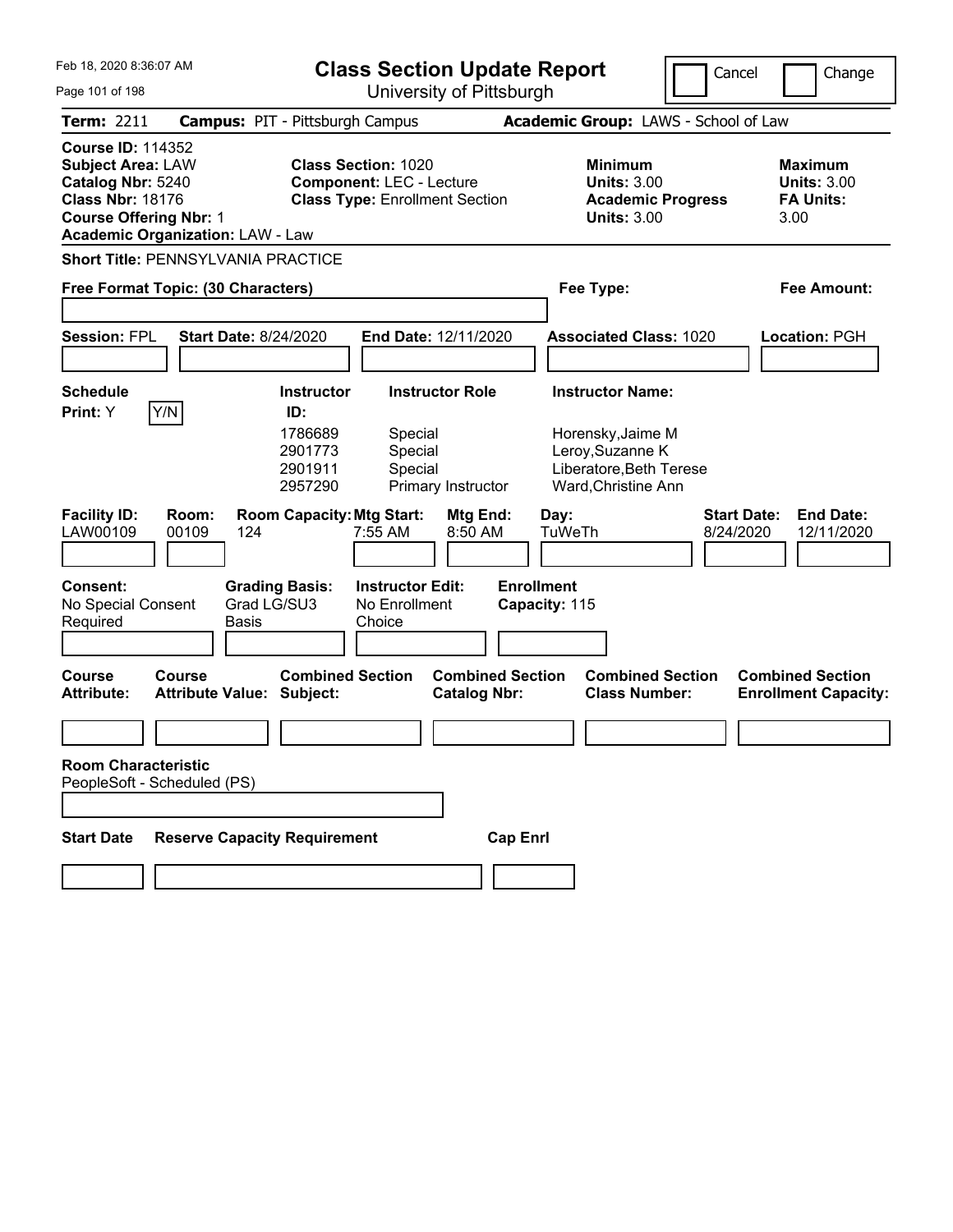Feb 18, 2020 8:36:07 AM

# Class Section Update Report

University of Pittsburgh

Cancel | Change

**Term:** 2211 **Campus:** PIT - Pittsburgh Campus **Academic Group:** LAWS - School of Law

**Course ID:** 114352
**Subject Area:** LAW
**Catalog Nbr:** 5240
**Class Nbr:** 18176
**Course Offering Nbr:** 1
**Academic Organization:** LAW - Law

**Class Section:** 1020
**Component:** LEC - Lecture
**Class Type:** Enrollment Section

**Minimum Units:** 3.00
**Academic Progress Units:** 3.00

**Maximum Units:** 3.00
**FA Units:** 3.00

**Short Title:** PENNSYLVANIA PRACTICE

**Free Format Topic: (30 Characters)**

**Fee Type:**

**Fee Amount:**

**Session:** FPL **Start Date:** 8/24/2020 **End Date:** 12/11/2020 **Associated Class:** 1020 **Location:** PGH

**Schedule Print:** Y Y/N

| Instructor ID: | Instructor Role | Instructor Name: |
|---|---|---|
| 1786689 | Special | Horensky,Jaime M |
| 2901773 | Special | Leroy,Suzanne K |
| 2901911 | Special | Liberatore,Beth Terese |
| 2957290 | Primary Instructor | Ward,Christine Ann |

| Facility ID: | Room: | Room Capacity: | Mtg Start: | Mtg End: | Day: | Start Date: | End Date: |
|---|---|---|---|---|---|---|---|
| LAW00109 | 00109 | 124 | 7:55 AM | 8:50 AM | TuWeTh | 8/24/2020 | 12/11/2020 |

**Consent:** No Special Consent Required
**Grading Basis:** Grad LG/SU3 Basis
**Instructor Edit:** No Enrollment Choice
**Enrollment Capacity:** 115

| Course Attribute: | Course Attribute Value: | Combined Section Subject: | Combined Section Catalog Nbr: | Combined Section Class Number: | Combined Section Enrollment Capacity: |
|---|---|---|---|---|---|
| | | | | | |

**Room Characteristic**
PeopleSoft - Scheduled (PS)

| Start Date | Reserve Capacity Requirement | Cap Enrl |
|---|---|---|
| | | |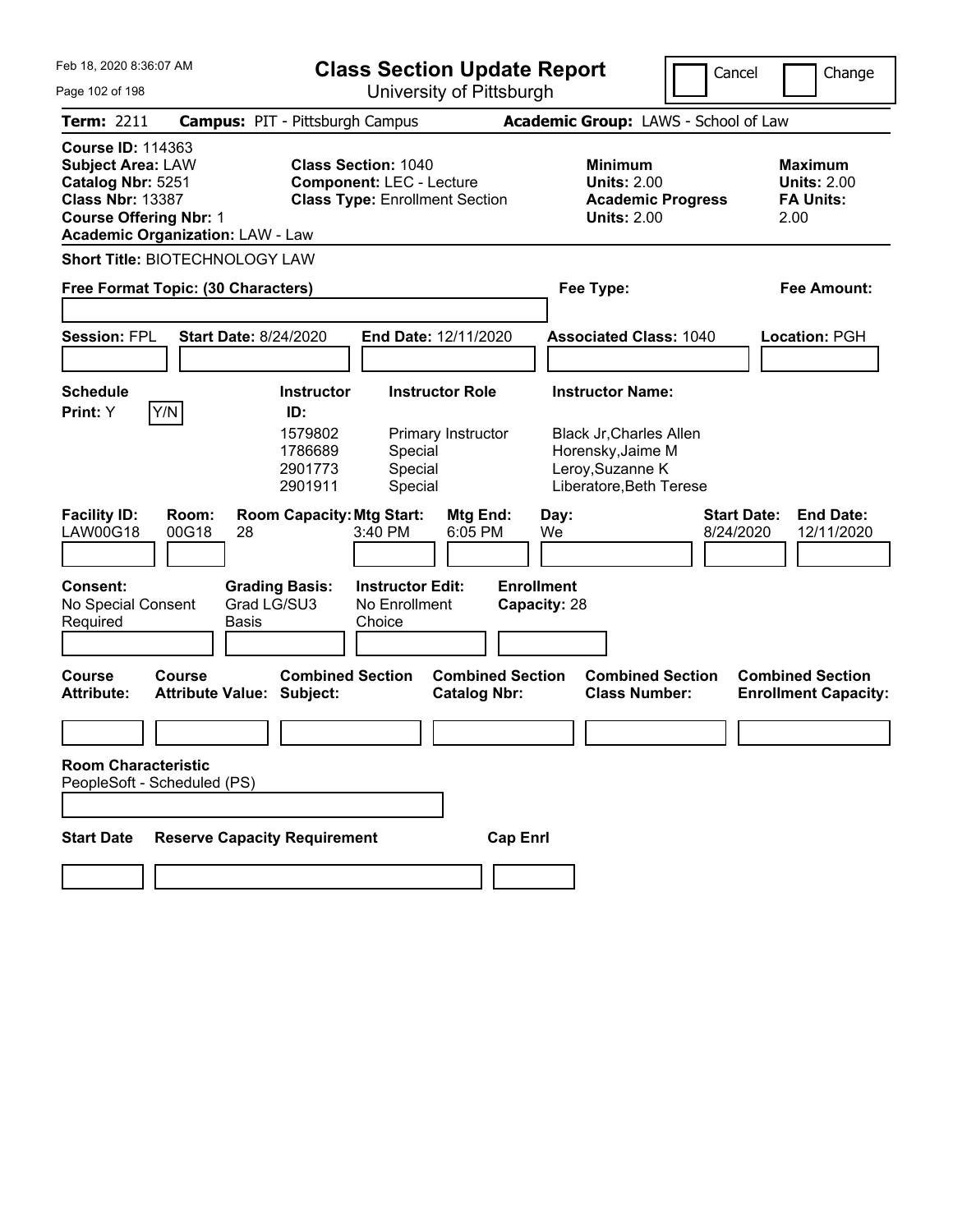Feb 18, 2020 8:36:07 AM

# Class Section Update Report

University of Pittsburgh

Cancel | Change

**Term:** 2211 **Campus:** PIT - Pittsburgh Campus **Academic Group:** LAWS - School of Law

**Course ID:** 114363
**Subject Area:** LAW
**Catalog Nbr:** 5251
**Class Nbr:** 13387
**Course Offering Nbr:** 1
**Academic Organization:** LAW - Law

**Class Section:** 1040
**Component:** LEC - Lecture
**Class Type:** Enrollment Section

**Minimum Units:** 2.00
**Academic Progress Units:** 2.00

**Maximum Units:** 2.00
**FA Units:** 2.00

**Short Title:** BIOTECHNOLOGY LAW

**Free Format Topic: (30 Characters)**

**Fee Type:**

**Fee Amount:**

**Session:** FPL **Start Date:** 8/24/2020 **End Date:** 12/11/2020 **Associated Class:** 1040 **Location:** PGH

**Schedule Print:** Y  Y/N

| Instructor ID: | Instructor Role | Instructor Name: |
|---|---|---|
| 1579802 | Primary Instructor | Black Jr,Charles Allen |
| 1786689 | Special | Horensky,Jaime M |
| 2901773 | Special | Leroy,Suzanne K |
| 2901911 | Special | Liberatore,Beth Terese |

| Facility ID: | Room: | Room Capacity: | Mtg Start: | Mtg End: | Day: | Start Date: | End Date: |
|---|---|---|---|---|---|---|---|
| LAW00G18 | 00G18 | 28 | 3:40 PM | 6:05 PM | We | 8/24/2020 | 12/11/2020 |

**Consent:** No Special Consent Required
**Grading Basis:** Grad LG/SU3 Basis
**Instructor Edit:** No Enrollment Choice
**Enrollment Capacity:** 28

| Course Attribute: | Course Attribute Value: | Combined Section Subject: | Combined Section Catalog Nbr: | Combined Section Class Number: | Combined Section Enrollment Capacity: |
|---|---|---|---|---|---|
| | | | | | |

**Room Characteristic**
PeopleSoft - Scheduled (PS)

| Start Date | Reserve Capacity Requirement | Cap Enrl |
|---|---|---|
| | | |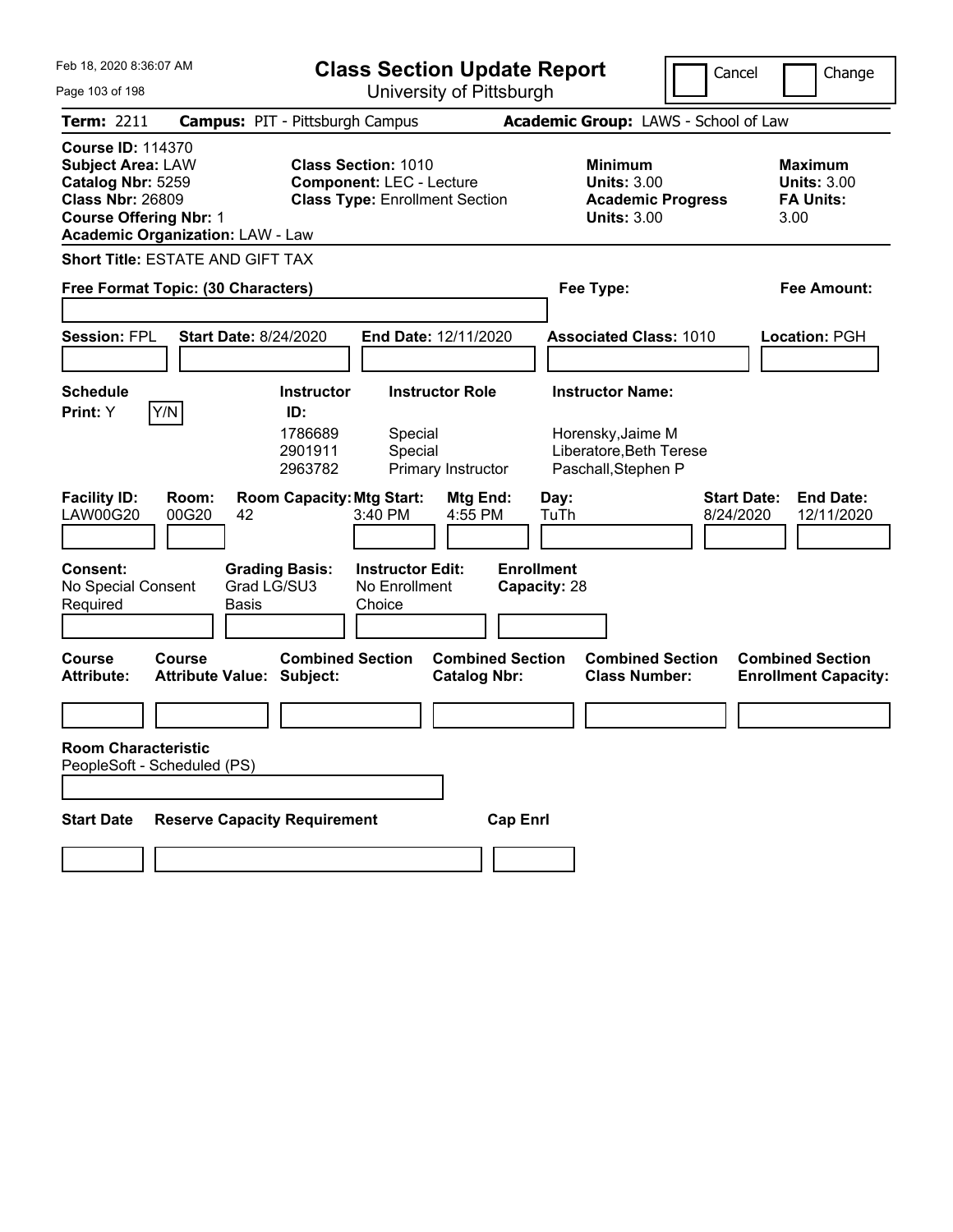# Class Section Update Report

University of Pittsburgh

Feb 18, 2020 8:36:07 AM

Cancel | Change

**Term:** 2211 **Campus:** PIT - Pittsburgh Campus **Academic Group:** LAWS - School of Law

**Course ID:** 114370
**Subject Area:** LAW
**Catalog Nbr:** 5259
**Class Nbr:** 26809
**Course Offering Nbr:** 1
**Academic Organization:** LAW - Law

**Class Section:** 1010
**Component:** LEC - Lecture
**Class Type:** Enrollment Section

**Minimum Units:** 3.00
**Academic Progress Units:** 3.00

**Maximum Units:** 3.00
**FA Units:** 3.00

**Short Title:** ESTATE AND GIFT TAX

**Free Format Topic: (30 Characters)**

**Fee Type:**

**Fee Amount:**

**Session:** FPL **Start Date:** 8/24/2020 **End Date:** 12/11/2020 **Associated Class:** 1010 **Location:** PGH

**Schedule Print:** Y Y/N

| Instructor ID | Instructor Role | Instructor Name |
|---|---|---|
| 1786689 | Special | Horensky,Jaime M |
| 2901911 | Special | Liberatore,Beth Terese |
| 2963782 | Primary Instructor | Paschall,Stephen P |

| Facility ID: | Room: | Room Capacity: | Mtg Start: | Mtg End: | Day: | Start Date: | End Date: |
|---|---|---|---|---|---|---|---|
| LAW00G20 | 00G20 | 42 | 3:40 PM | 4:55 PM | TuTh | 8/24/2020 | 12/11/2020 |

**Consent:** No Special Consent Required
**Grading Basis:** Grad LG/SU3 Basis
**Instructor Edit:** No Enrollment Choice
**Enrollment Capacity:** 28

| Course Attribute: | Course Attribute Value: | Combined Section Subject: | Combined Section Catalog Nbr: | Combined Section Class Number: | Combined Section Enrollment Capacity: |
|---|---|---|---|---|---|
| | | | | | |

**Room Characteristic**
PeopleSoft - Scheduled (PS)

| Start Date | Reserve Capacity Requirement | Cap Enrl |
|---|---|---|
| | | |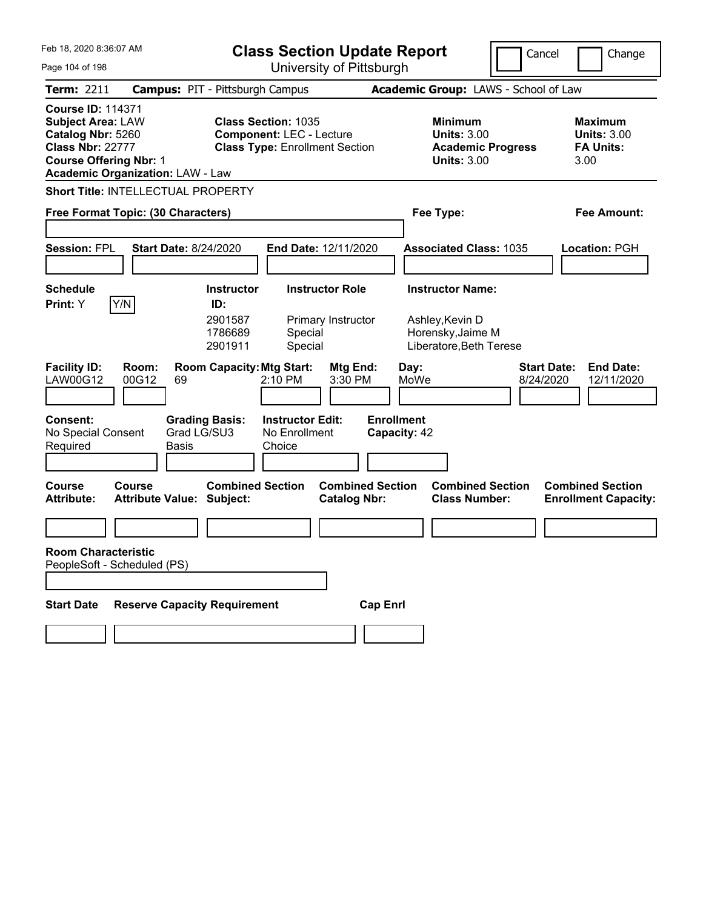# Class Section Update Report

University of Pittsburgh

Feb 18, 2020 8:36:07 AM

Cancel | Change

**Term:** 2211 **Campus:** PIT - Pittsburgh Campus **Academic Group:** LAWS - School of Law

**Course ID:** 114371
**Subject Area:** LAW
**Catalog Nbr:** 5260
**Class Nbr:** 22777
**Course Offering Nbr:** 1
**Academic Organization:** LAW - Law

**Class Section:** 1035
**Component:** LEC - Lecture
**Class Type:** Enrollment Section

**Minimum Units:** 3.00
**Academic Progress Units:** 3.00

**Maximum Units:** 3.00
**FA Units:** 3.00

**Short Title:** INTELLECTUAL PROPERTY

**Free Format Topic: (30 Characters)**

**Fee Type:**

**Fee Amount:**

**Session:** FPL **Start Date:** 8/24/2020 **End Date:** 12/11/2020 **Associated Class:** 1035 **Location:** PGH

**Schedule Print:** Y Y/N

| Instructor ID: | Instructor Role | Instructor Name: |
|---|---|---|
| 2901587 | Primary Instructor | Ashley,Kevin D |
| 1786689 | Special | Horensky,Jaime M |
| 2901911 | Special | Liberatore,Beth Terese |

| Facility ID: | Room: | Room Capacity: | Mtg Start: | Mtg End: | Day: | Start Date: | End Date: |
|---|---|---|---|---|---|---|---|
| LAW00G12 | 00G12 | 69 | 2:10 PM | 3:30 PM | MoWe | 8/24/2020 | 12/11/2020 |

**Consent:** No Special Consent Required
**Grading Basis:** Grad LG/SU3 Basis
**Instructor Edit:** No Enrollment Choice
**Enrollment Capacity:** 42

| Course Attribute: | Course Attribute Value: | Combined Section Subject: | Combined Section Catalog Nbr: | Combined Section Class Number: | Combined Section Enrollment Capacity: |
|---|---|---|---|---|---|
| | | | | | |

**Room Characteristic**
PeopleSoft - Scheduled (PS)

| Start Date | Reserve Capacity Requirement | Cap Enrl |
|---|---|---|
| | | |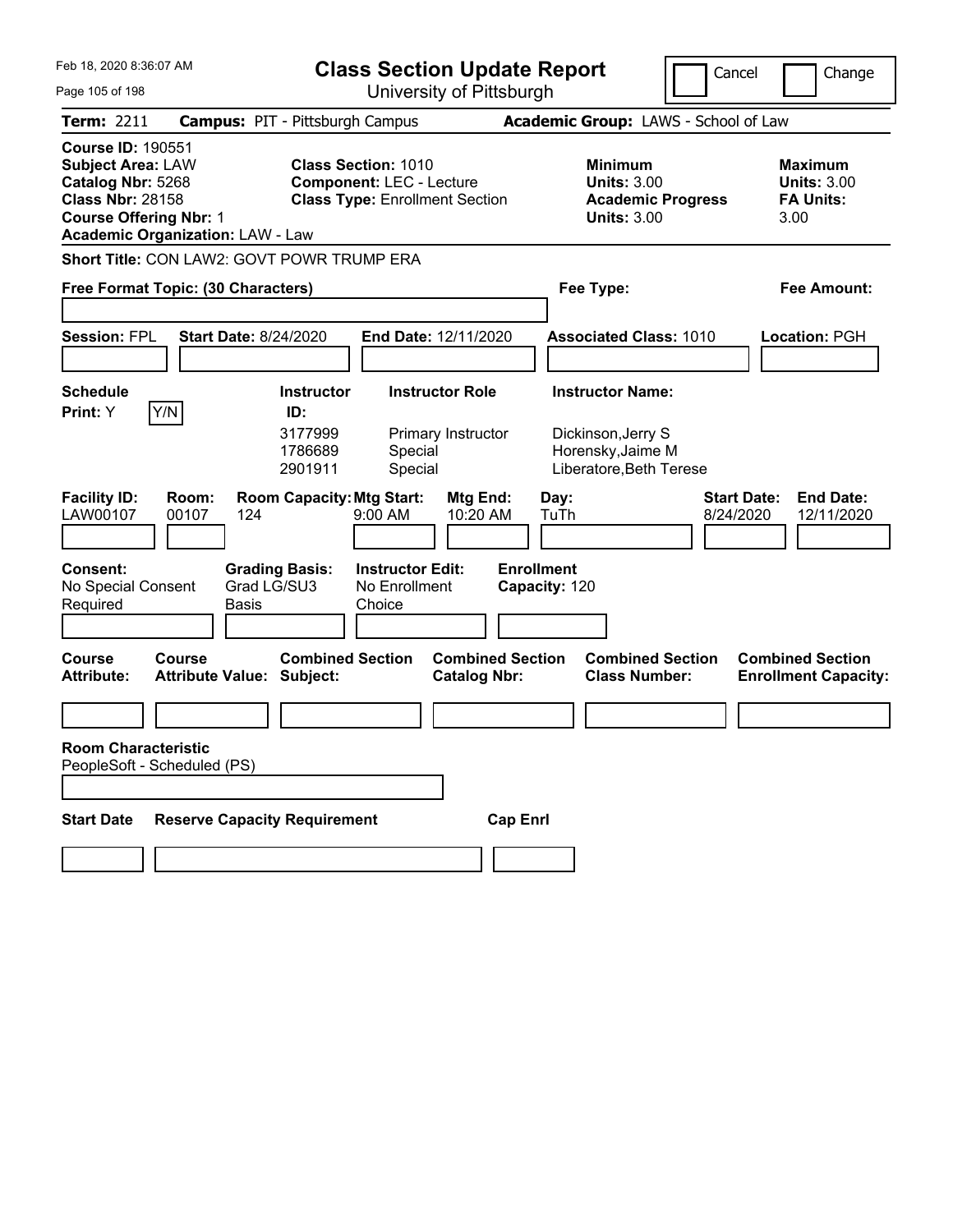Feb 18, 2020 8:36:07 AM

# Class Section Update Report

University of Pittsburgh

Cancel | Change

**Term:** 2211 **Campus:** PIT - Pittsburgh Campus **Academic Group:** LAWS - School of Law

**Course ID:** 190551
**Subject Area:** LAW
**Catalog Nbr:** 5268
**Class Nbr:** 28158
**Course Offering Nbr:** 1
**Academic Organization:** LAW - Law

**Class Section:** 1010
**Component:** LEC - Lecture
**Class Type:** Enrollment Section

**Minimum Units:** 3.00
**Academic Progress Units:** 3.00

**Maximum Units:** 3.00
**FA Units:** 3.00

**Short Title:** CON LAW2: GOVT POWR TRUMP ERA

**Free Format Topic: (30 Characters)** **Fee Type:** **Fee Amount:**

**Session:** FPL **Start Date:** 8/24/2020 **End Date:** 12/11/2020 **Associated Class:** 1010 **Location:** PGH

**Schedule Print:** Y Y/N

| Instructor ID: | Instructor Role | Instructor Name: |
|---|---|---|
| 3177999 | Primary Instructor | Dickinson,Jerry S |
| 1786689 | Special | Horensky,Jaime M |
| 2901911 | Special | Liberatore,Beth Terese |

| Facility ID: | Room: | Room Capacity: | Mtg Start: | Mtg End: | Day: | Start Date: | End Date: |
|---|---|---|---|---|---|---|---|
| LAW00107 | 00107 | 124 | 9:00 AM | 10:20 AM | TuTh | 8/24/2020 | 12/11/2020 |

**Consent:** No Special Consent Required
**Grading Basis:** Grad LG/SU3 Basis
**Instructor Edit:** No Enrollment Choice
**Enrollment Capacity:** 120

| Course Attribute: | Course Attribute Value: | Combined Section Subject: | Combined Section Catalog Nbr: | Combined Section Class Number: | Combined Section Enrollment Capacity: |
|---|---|---|---|---|---|
| | | | | | |

**Room Characteristic**
PeopleSoft - Scheduled (PS)

| Start Date | Reserve Capacity Requirement | Cap Enrl |
|---|---|---|
| | | |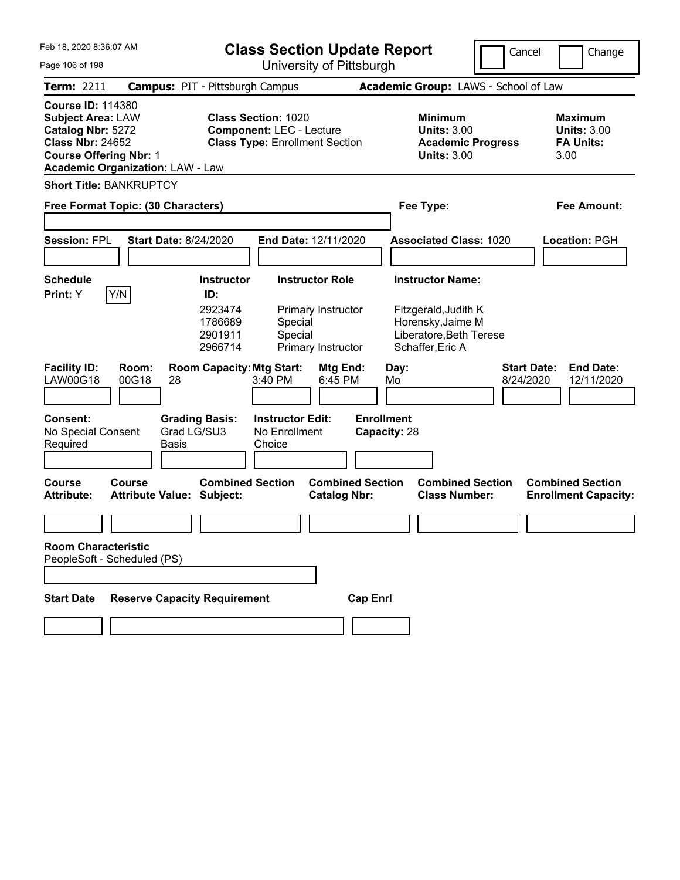# Class Section Update Report

University of Pittsburgh

Cancel | Change

**Term:** 2211 **Campus:** PIT - Pittsburgh Campus **Academic Group:** LAWS - School of Law

**Course ID:** 114380
**Subject Area:** LAW
**Catalog Nbr:** 5272
**Class Nbr:** 24652
**Course Offering Nbr:** 1
**Academic Organization:** LAW - Law

**Class Section:** 1020
**Component:** LEC - Lecture
**Class Type:** Enrollment Section

**Minimum Units:** 3.00
**Academic Progress Units:** 3.00

**Maximum Units:** 3.00
**FA Units:** 3.00

**Short Title:** BANKRUPTCY

**Free Format Topic: (30 Characters)**

**Fee Type:**

**Fee Amount:**

**Session:** FPL **Start Date:** 8/24/2020 **End Date:** 12/11/2020 **Associated Class:** 1020 **Location:** PGH

**Schedule Print:** Y Y/N

| Instructor ID: | Instructor Role | Instructor Name: |
|---|---|---|
| 2923474 | Primary Instructor | Fitzgerald,Judith K |
| 1786689 | Special | Horensky,Jaime M |
| 2901911 | Special | Liberatore,Beth Terese |
| 2966714 | Primary Instructor | Schaffer,Eric A |

| Facility ID: | Room: | Room Capacity: | Mtg Start: | Mtg End: | Day: | Start Date: | End Date: |
|---|---|---|---|---|---|---|---|
| LAW00G18 | 00G18 | 28 | 3:40 PM | 6:45 PM | Mo | 8/24/2020 | 12/11/2020 |

**Consent:** No Special Consent Required

**Grading Basis:** Grad LG/SU3 Basis

**Instructor Edit:** No Enrollment Choice

**Enrollment Capacity:** 28

| Course Attribute: | Course Attribute Value: | Combined Section Subject: | Combined Section Catalog Nbr: | Combined Section Class Number: | Combined Section Enrollment Capacity: |
|---|---|---|---|---|---|
| | | | | | |

**Room Characteristic**
PeopleSoft - Scheduled (PS)

| Start Date | Reserve Capacity Requirement | Cap Enrl |
|---|---|---|
| | | |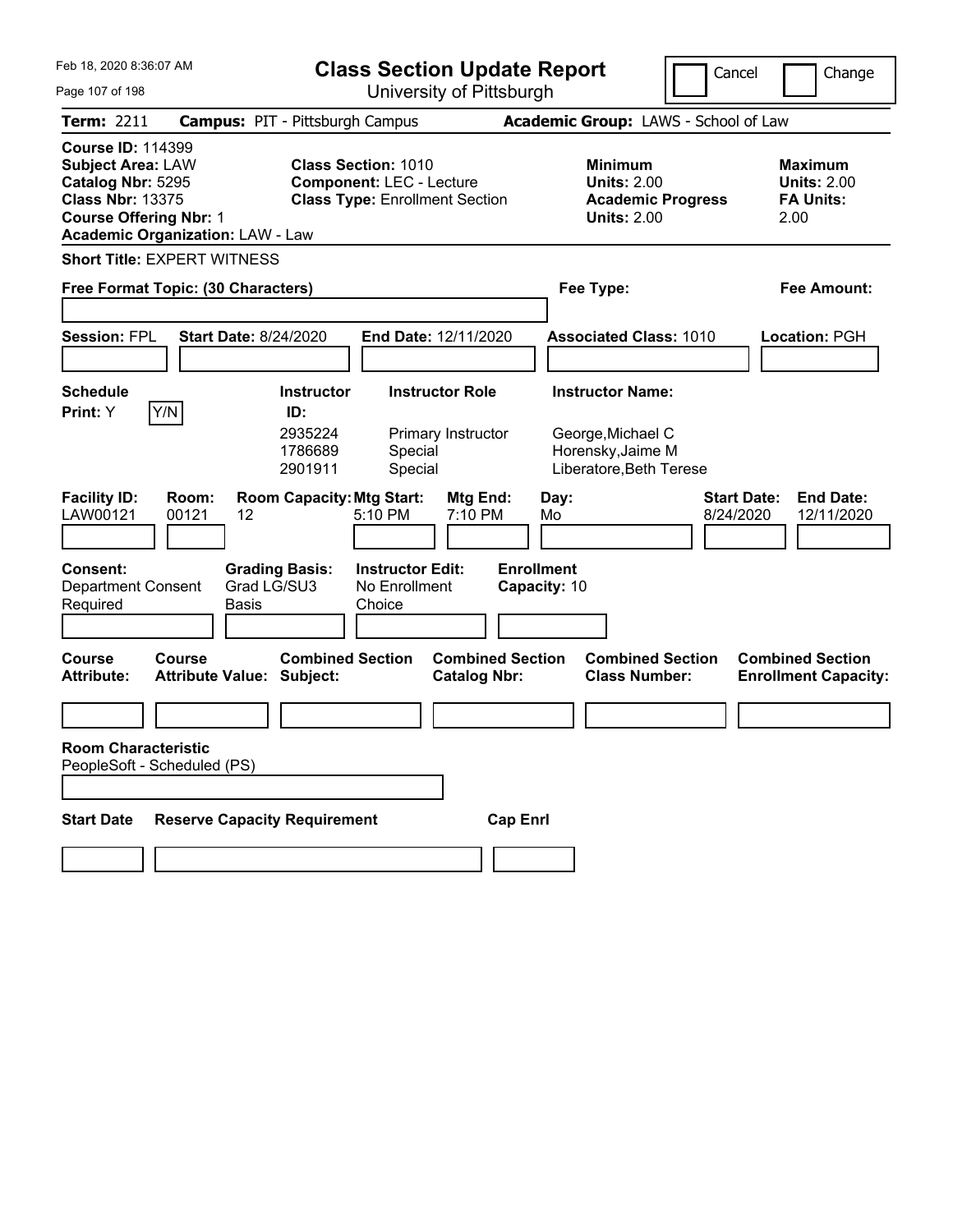# Class Section Update Report

University of Pittsburgh

Feb 18, 2020 8:36:07 AM

Cancel | Change

**Term:** 2211 **Campus:** PIT - Pittsburgh Campus **Academic Group:** LAWS - School of Law

**Course ID:** 114399
**Subject Area:** LAW
**Catalog Nbr:** 5295
**Class Nbr:** 13375
**Course Offering Nbr:** 1
**Academic Organization:** LAW - Law

**Class Section:** 1010
**Component:** LEC - Lecture
**Class Type:** Enrollment Section

**Minimum Units:** 2.00
**Academic Progress Units:** 2.00

**Maximum Units:** 2.00
**FA Units:** 2.00

**Short Title:** EXPERT WITNESS

**Free Format Topic: (30 Characters)**

**Fee Type:**

**Fee Amount:**

**Session:** FPL **Start Date:** 8/24/2020 **End Date:** 12/11/2020 **Associated Class:** 1010 **Location:** PGH

**Schedule Print:** Y Y/N

| Instructor ID: | Instructor Role | Instructor Name: |
|---|---|---|
| 2935224 | Primary Instructor | George,Michael C |
| 1786689 | Special | Horensky,Jaime M |
| 2901911 | Special | Liberatore,Beth Terese |

| Facility ID: | Room: | Room Capacity: | Mtg Start: | Mtg End: | Day: | Start Date: | End Date: |
|---|---|---|---|---|---|---|---|
| LAW00121 | 00121 | 12 | 5:10 PM | 7:10 PM | Mo | 8/24/2020 | 12/11/2020 |

**Consent:** Department Consent Required
**Grading Basis:** Grad LG/SU3 Basis
**Instructor Edit:** No Enrollment Choice
**Enrollment Capacity:** 10

| Course Attribute: | Course Attribute Value: | Combined Section Subject: | Combined Section Catalog Nbr: | Combined Section Class Number: | Combined Section Enrollment Capacity: |
|---|---|---|---|---|---|
| | | | | | |

**Room Characteristic**
PeopleSoft - Scheduled (PS)

| Start Date | Reserve Capacity Requirement | Cap Enrl |
|---|---|---|
| | | |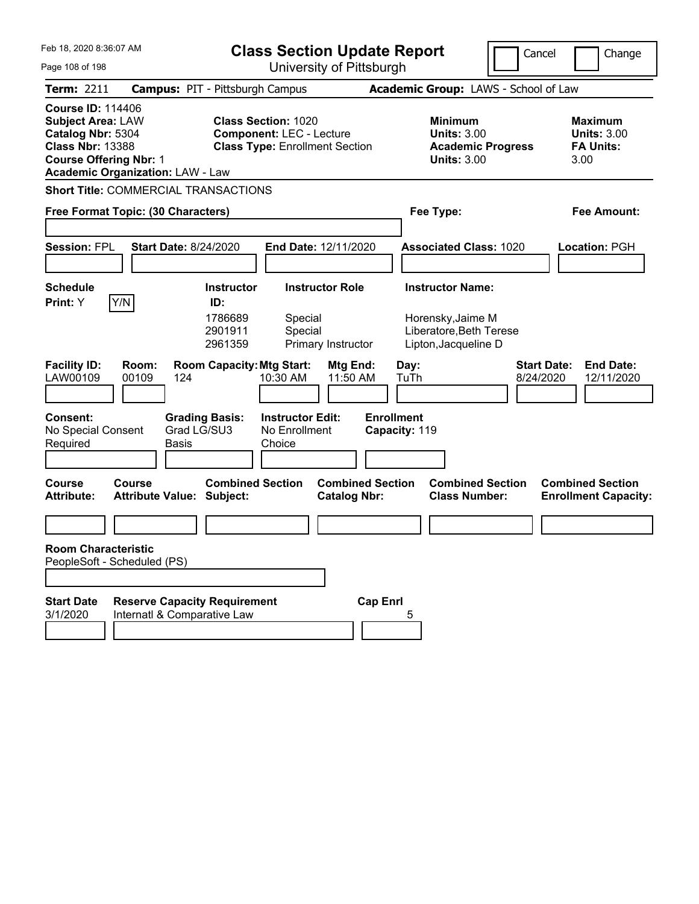Feb 18, 2020 8:36:07 AM

# Class Section Update Report

University of Pittsburgh

Cancel | Change

**Term:** 2211 **Campus:** PIT - Pittsburgh Campus **Academic Group:** LAWS - School of Law

**Course ID:** 114406
**Subject Area:** LAW
**Catalog Nbr:** 5304
**Class Nbr:** 13388
**Course Offering Nbr:** 1
**Academic Organization:** LAW - Law

**Class Section:** 1020
**Component:** LEC - Lecture
**Class Type:** Enrollment Section

**Minimum Units:** 3.00
**Academic Progress Units:** 3.00

**Maximum Units:** 3.00
**FA Units:** 3.00

**Short Title:** COMMERCIAL TRANSACTIONS

**Free Format Topic: (30 Characters)**

**Fee Type:**

**Fee Amount:**

**Session:** FPL **Start Date:** 8/24/2020 **End Date:** 12/11/2020 **Associated Class:** 1020 **Location:** PGH

**Schedule Print:** Y [Y/N]

| Instructor ID | Instructor Role | Instructor Name |
|---|---|---|
| 1786689 | Special | Horensky,Jaime M |
| 2901911 | Special | Liberatore,Beth Terese |
| 2961359 | Primary Instructor | Lipton,Jacqueline D |

| Facility ID | Room | Room Capacity | Mtg Start | Mtg End | Day | Start Date | End Date |
|---|---|---|---|---|---|---|---|
| LAW00109 | 00109 | 124 | 10:30 AM | 11:50 AM | TuTh | 8/24/2020 | 12/11/2020 |

**Consent:** No Special Consent Required
**Grading Basis:** Grad LG/SU3 Basis
**Instructor Edit:** No Enrollment Choice
**Enrollment Capacity:** 119

| Course Attribute | Course Attribute Value | Combined Section Subject | Combined Section Catalog Nbr | Combined Section Class Number | Combined Section Enrollment Capacity |
|---|---|---|---|---|---|
| | | | | | |

**Room Characteristic**
PeopleSoft - Scheduled (PS)

| Start Date | Reserve Capacity Requirement | Cap Enrl |
|---|---|---|
| 3/1/2020 | Internatl & Comparative Law | 5 |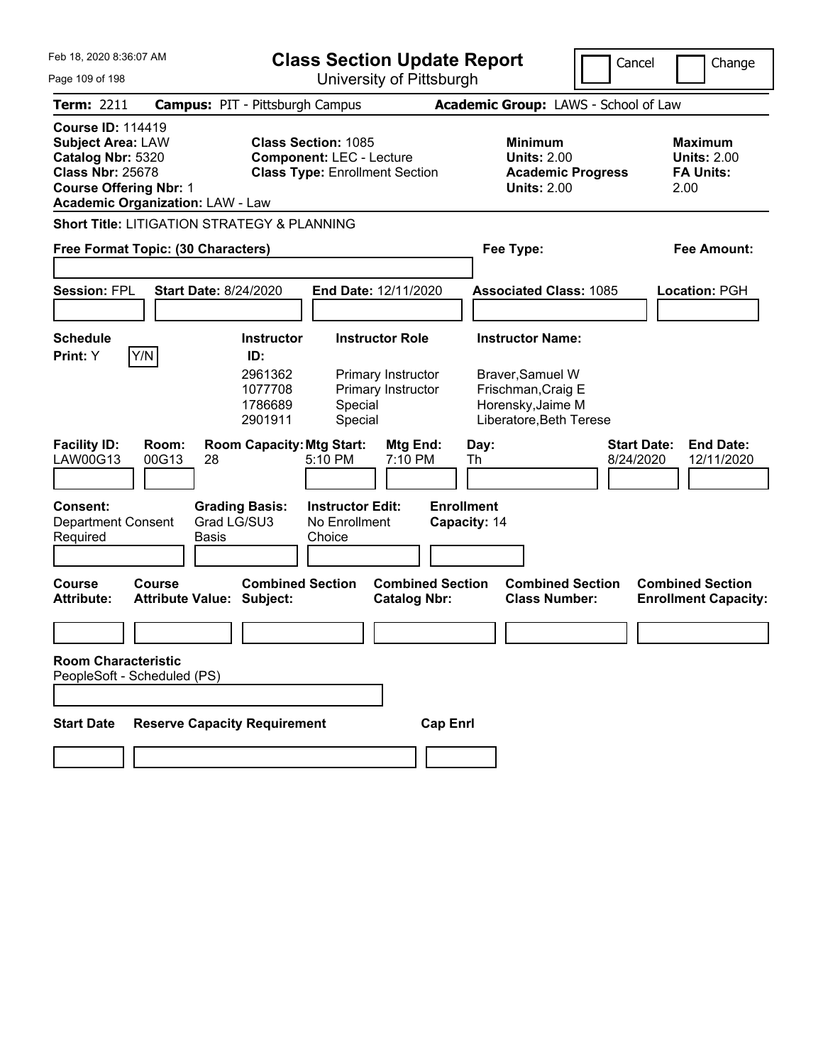Feb 18, 2020 8:36:07 AM

# Class Section Update Report

University of Pittsburgh

Cancel | Change

**Term:** 2211 **Campus:** PIT - Pittsburgh Campus **Academic Group:** LAWS - School of Law

**Course ID:** 114419
**Subject Area:** LAW
**Catalog Nbr:** 5320
**Class Nbr:** 25678
**Course Offering Nbr:** 1
**Academic Organization:** LAW - Law

**Class Section:** 1085
**Component:** LEC - Lecture
**Class Type:** Enrollment Section

**Minimum Units:** 2.00
**Academic Progress Units:** 2.00

**Maximum Units:** 2.00
**FA Units:** 2.00

**Short Title:** LITIGATION STRATEGY & PLANNING

**Free Format Topic: (30 Characters)**

**Fee Type:**

**Fee Amount:**

**Session:** FPL **Start Date:** 8/24/2020 **End Date:** 12/11/2020 **Associated Class:** 1085 **Location:** PGH

**Schedule Print:** Y Y/N

| Instructor ID: | Instructor Role | Instructor Name: |
|---|---|---|
| 2961362 | Primary Instructor | Braver,Samuel W |
| 1077708 | Primary Instructor | Frischman,Craig E |
| 1786689 | Special | Horensky,Jaime M |
| 2901911 | Special | Liberatore,Beth Terese |

| Facility ID: | Room: | Room Capacity: | Mtg Start: | Mtg End: | Day: | Start Date: | End Date: |
|---|---|---|---|---|---|---|---|
| LAW00G13 | 00G13 | 28 | 5:10 PM | 7:10 PM | Th | 8/24/2020 | 12/11/2020 |

**Consent:** Department Consent Required

**Grading Basis:** Grad LG/SU3 Basis

**Instructor Edit:** No Enrollment Choice

**Enrollment Capacity:** 14

| Course Attribute: | Course Attribute Value: | Combined Section Subject: | Combined Section Catalog Nbr: | Combined Section Class Number: | Combined Section Enrollment Capacity: |
|---|---|---|---|---|---|
| | | | | | |

**Room Characteristic**
PeopleSoft - Scheduled (PS)

| Start Date | Reserve Capacity Requirement | Cap Enrl |
|---|---|---|
| | | |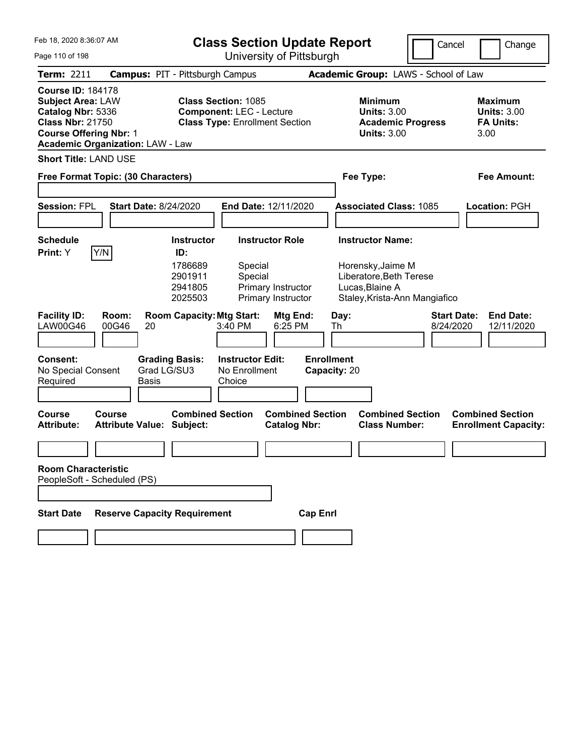Feb 18, 2020 8:36:07 AM

# Class Section Update Report

University of Pittsburgh

Cancel | Change

**Term:** 2211 **Campus:** PIT - Pittsburgh Campus **Academic Group:** LAWS - School of Law

**Course ID:** 184178
**Subject Area:** LAW
**Catalog Nbr:** 5336
**Class Nbr:** 21750
**Course Offering Nbr:** 1
**Academic Organization:** LAW - Law

**Class Section:** 1085
**Component:** LEC - Lecture
**Class Type:** Enrollment Section

**Minimum Units:** 3.00
**Academic Progress Units:** 3.00

**Maximum Units:** 3.00
**FA Units:** 3.00

**Short Title:** LAND USE

**Free Format Topic: (30 Characters)**

**Fee Type:**

**Fee Amount:**

**Session:** FPL **Start Date:** 8/24/2020 **End Date:** 12/11/2020 **Associated Class:** 1085 **Location:** PGH

**Schedule Print:** Y [Y/N]

| Instructor ID: | Instructor Role | Instructor Name: |
|---|---|---|
| 1786689 | Special | Horensky,Jaime M |
| 2901911 | Special | Liberatore,Beth Terese |
| 2941805 | Primary Instructor | Lucas,Blaine A |
| 2025503 | Primary Instructor | Staley,Krista-Ann Mangiafico |

| Facility ID: | Room: | Room Capacity: | Mtg Start: | Mtg End: | Day: | Start Date: | End Date: |
|---|---|---|---|---|---|---|---|
| LAW00G46 | 00G46 | 20 | 3:40 PM | 6:25 PM | Th | 8/24/2020 | 12/11/2020 |

**Consent:** No Special Consent Required
**Grading Basis:** Grad LG/SU3 Basis
**Instructor Edit:** No Enrollment Choice
**Enrollment Capacity:** 20

| Course Attribute: | Course Attribute Value: | Combined Section Subject: | Combined Section Catalog Nbr: | Combined Section Class Number: | Combined Section Enrollment Capacity: |
|---|---|---|---|---|---|
| | | | | | |

**Room Characteristic**
PeopleSoft - Scheduled (PS)

| Start Date | Reserve Capacity Requirement | Cap Enrl |
|---|---|---|
| | | |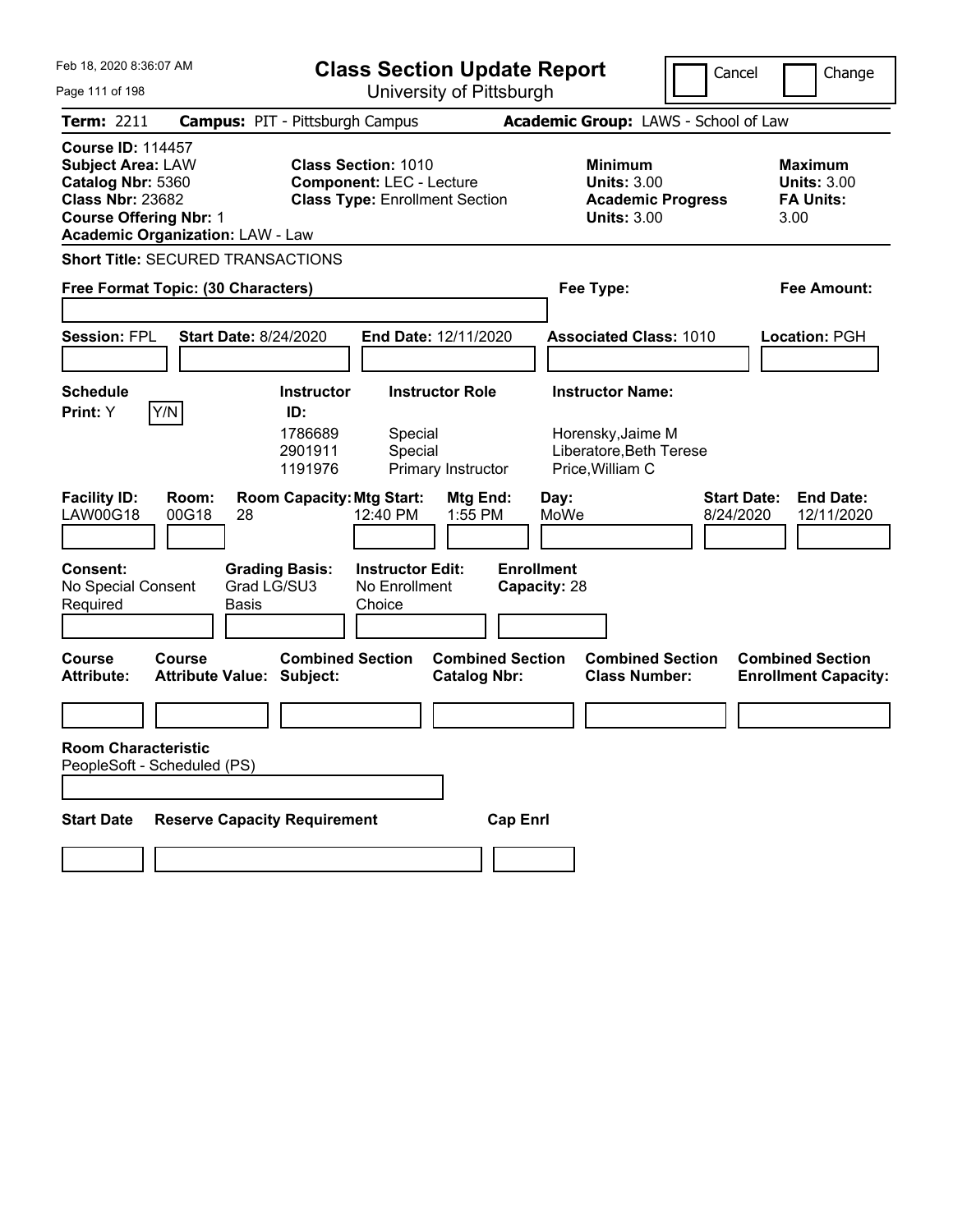Feb 18, 2020 8:36:07 AM

# Class Section Update Report

University of Pittsburgh

Cancel | Change

**Term:** 2211 **Campus:** PIT - Pittsburgh Campus **Academic Group:** LAWS - School of Law

**Course ID:** 114457
**Subject Area:** LAW
**Catalog Nbr:** 5360
**Class Nbr:** 23682
**Course Offering Nbr:** 1
**Academic Organization:** LAW - Law

**Class Section:** 1010
**Component:** LEC - Lecture
**Class Type:** Enrollment Section

**Minimum Units:** 3.00
**Academic Progress Units:** 3.00

**Maximum Units:** 3.00
**FA Units:** 3.00

**Short Title:** SECURED TRANSACTIONS

**Free Format Topic: (30 Characters)**

**Fee Type:**

**Fee Amount:**

**Session:** FPL **Start Date:** 8/24/2020 **End Date:** 12/11/2020 **Associated Class:** 1010 **Location:** PGH

**Schedule Print:** Y Y/N

| Instructor ID | Instructor Role | Instructor Name |
|---|---|---|
| 1786689 | Special | Horensky,Jaime M |
| 2901911 | Special | Liberatore,Beth Terese |
| 1191976 | Primary Instructor | Price,William C |

| Facility ID | Room | Room Capacity | Mtg Start | Mtg End | Day | Start Date | End Date |
|---|---|---|---|---|---|---|---|
| LAW00G18 | 00G18 | 28 | 12:40 PM | 1:55 PM | MoWe | 8/24/2020 | 12/11/2020 |

**Consent:** No Special Consent Required
**Grading Basis:** Grad LG/SU3 Basis
**Instructor Edit:** No Enrollment Choice
**Enrollment Capacity:** 28

| Course Attribute | Course Attribute Value | Combined Section Subject | Combined Section Catalog Nbr | Combined Section Class Number | Combined Section Enrollment Capacity |
|---|---|---|---|---|---|
| | | | | | |

**Room Characteristic**
PeopleSoft - Scheduled (PS)

| Start Date | Reserve Capacity Requirement | Cap Enrl |
|---|---|---|
| | | |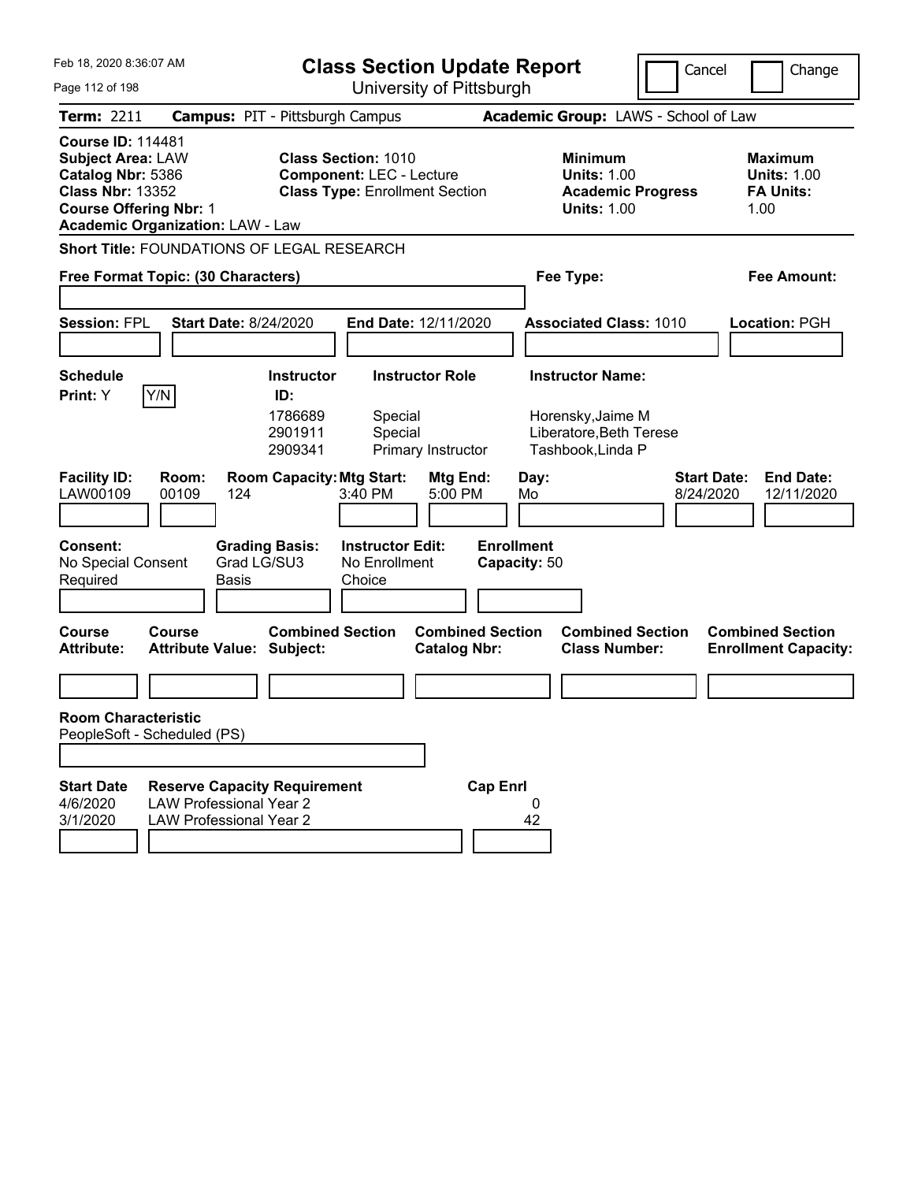Feb 18, 2020 8:36:07 AM

# Class Section Update Report

University of Pittsburgh

Cancel | Change

**Term:** 2211 **Campus:** PIT - Pittsburgh Campus **Academic Group:** LAWS - School of Law

**Course ID:** 114481
**Subject Area:** LAW
**Catalog Nbr:** 5386
**Class Nbr:** 13352
**Course Offering Nbr:** 1
**Academic Organization:** LAW - Law

**Class Section:** 1010
**Component:** LEC - Lecture
**Class Type:** Enrollment Section

**Minimum Units:** 1.00
**Academic Progress Units:** 1.00

**Maximum Units:** 1.00
**FA Units:** 1.00

**Short Title:** FOUNDATIONS OF LEGAL RESEARCH

**Free Format Topic: (30 Characters)**

**Fee Type:**

**Fee Amount:**

**Session:** FPL **Start Date:** 8/24/2020 **End Date:** 12/11/2020 **Associated Class:** 1010 **Location:** PGH

**Schedule Print:** Y Y/N

| Instructor ID: | Instructor Role | Instructor Name: |
|---|---|---|
| 1786689 | Special | Horensky,Jaime M |
| 2901911 | Special | Liberatore,Beth Terese |
| 2909341 | Primary Instructor | Tashbook,Linda P |

| Facility ID: | Room: | Room Capacity: | Mtg Start: | Mtg End: | Day: | Start Date: | End Date: |
|---|---|---|---|---|---|---|---|
| LAW00109 | 00109 | 124 | 3:40 PM | 5:00 PM | Mo | 8/24/2020 | 12/11/2020 |

**Consent:** No Special Consent Required
**Grading Basis:** Grad LG/SU3 Basis
**Instructor Edit:** No Enrollment Choice
**Enrollment Capacity:** 50

| Course Attribute: | Course Attribute Value: | Combined Section Subject: | Combined Section Catalog Nbr: | Combined Section Class Number: | Combined Section Enrollment Capacity: |
|---|---|---|---|---|---|
| | | | | | |

**Room Characteristic**
PeopleSoft - Scheduled (PS)

| Start Date | Reserve Capacity Requirement | Cap Enrl |
|---|---|---|
| 4/6/2020 | LAW Professional Year 2 | 0 |
| 3/1/2020 | LAW Professional Year 2 | 42 |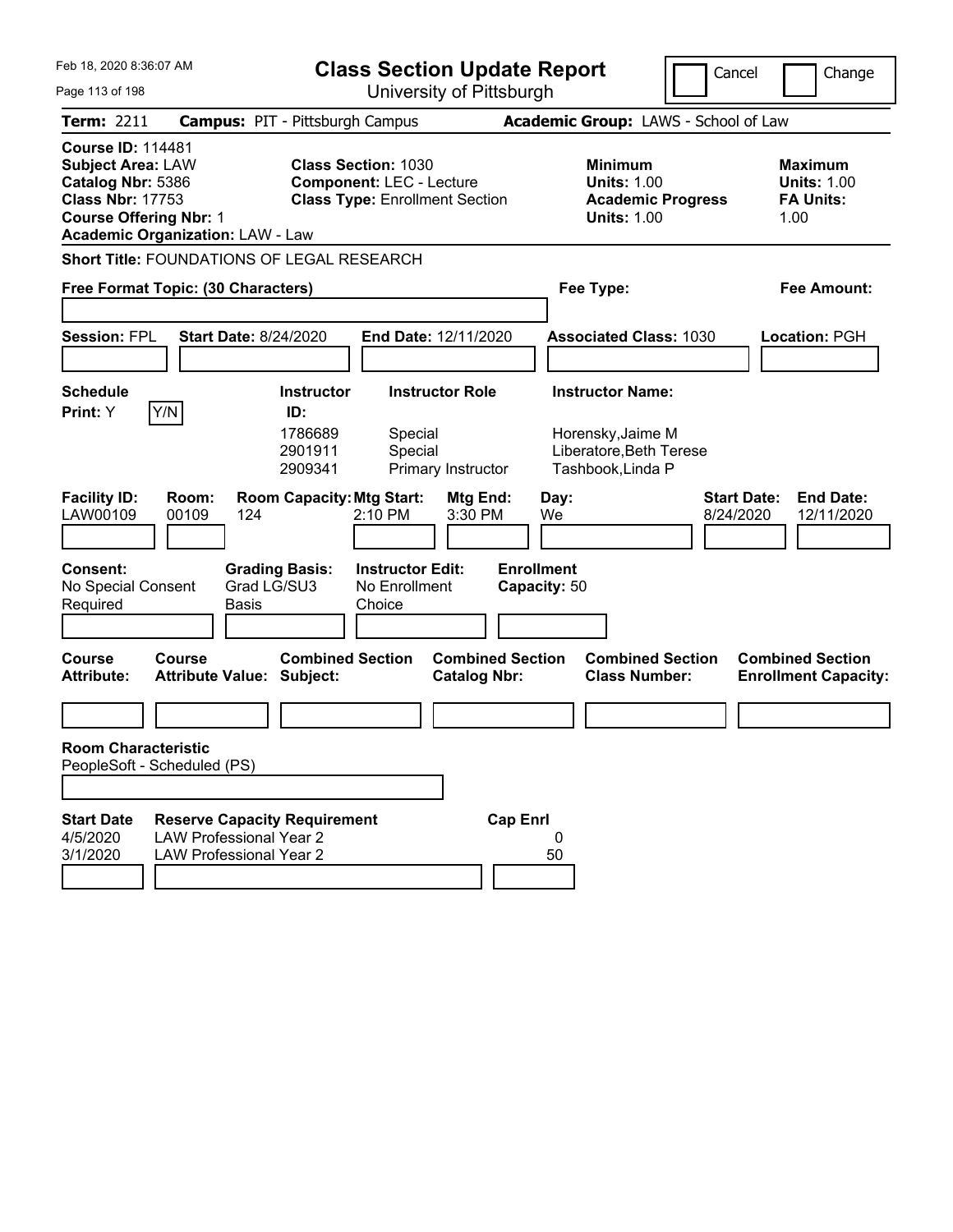Feb 18, 2020 8:36:07 AM

# Class Section Update Report

University of Pittsburgh

Cancel | Change

**Term:** 2211 **Campus:** PIT - Pittsburgh Campus **Academic Group:** LAWS - School of Law

**Course ID:** 114481
**Subject Area:** LAW
**Catalog Nbr:** 5386
**Class Nbr:** 17753
**Course Offering Nbr:** 1
**Academic Organization:** LAW - Law

**Class Section:** 1030
**Component:** LEC - Lecture
**Class Type:** Enrollment Section

**Minimum Units:** 1.00
**Academic Progress Units:** 1.00

**Maximum Units:** 1.00
**FA Units:** 1.00

**Short Title:** FOUNDATIONS OF LEGAL RESEARCH

**Free Format Topic: (30 Characters)**

**Fee Type:**

**Fee Amount:**

**Session:** FPL **Start Date:** 8/24/2020 **End Date:** 12/11/2020 **Associated Class:** 1030 **Location:** PGH

**Schedule Print:** Y [Y/N]

| Instructor ID | Instructor Role | Instructor Name |
|---|---|---|
| 1786689 | Special | Horensky,Jaime M |
| 2901911 | Special | Liberatore,Beth Terese |
| 2909341 | Primary Instructor | Tashbook,Linda P |

| Facility ID | Room | Room Capacity | Mtg Start | Mtg End | Day | Start Date | End Date |
|---|---|---|---|---|---|---|---|
| LAW00109 | 00109 | 124 | 2:10 PM | 3:30 PM | We | 8/24/2020 | 12/11/2020 |

**Consent:** No Special Consent Required
**Grading Basis:** Grad LG/SU3 Basis
**Instructor Edit:** No Enrollment Choice
**Enrollment Capacity:** 50

| Course Attribute | Course Attribute Value | Combined Section Subject | Combined Section Catalog Nbr | Combined Section Class Number | Combined Section Enrollment Capacity |
|---|---|---|---|---|---|
| | | | | | |

**Room Characteristic**
PeopleSoft - Scheduled (PS)

| Start Date | Reserve Capacity Requirement | Cap Enrl |
|---|---|---|
| 4/5/2020 | LAW Professional Year 2 | 0 |
| 3/1/2020 | LAW Professional Year 2 | 50 |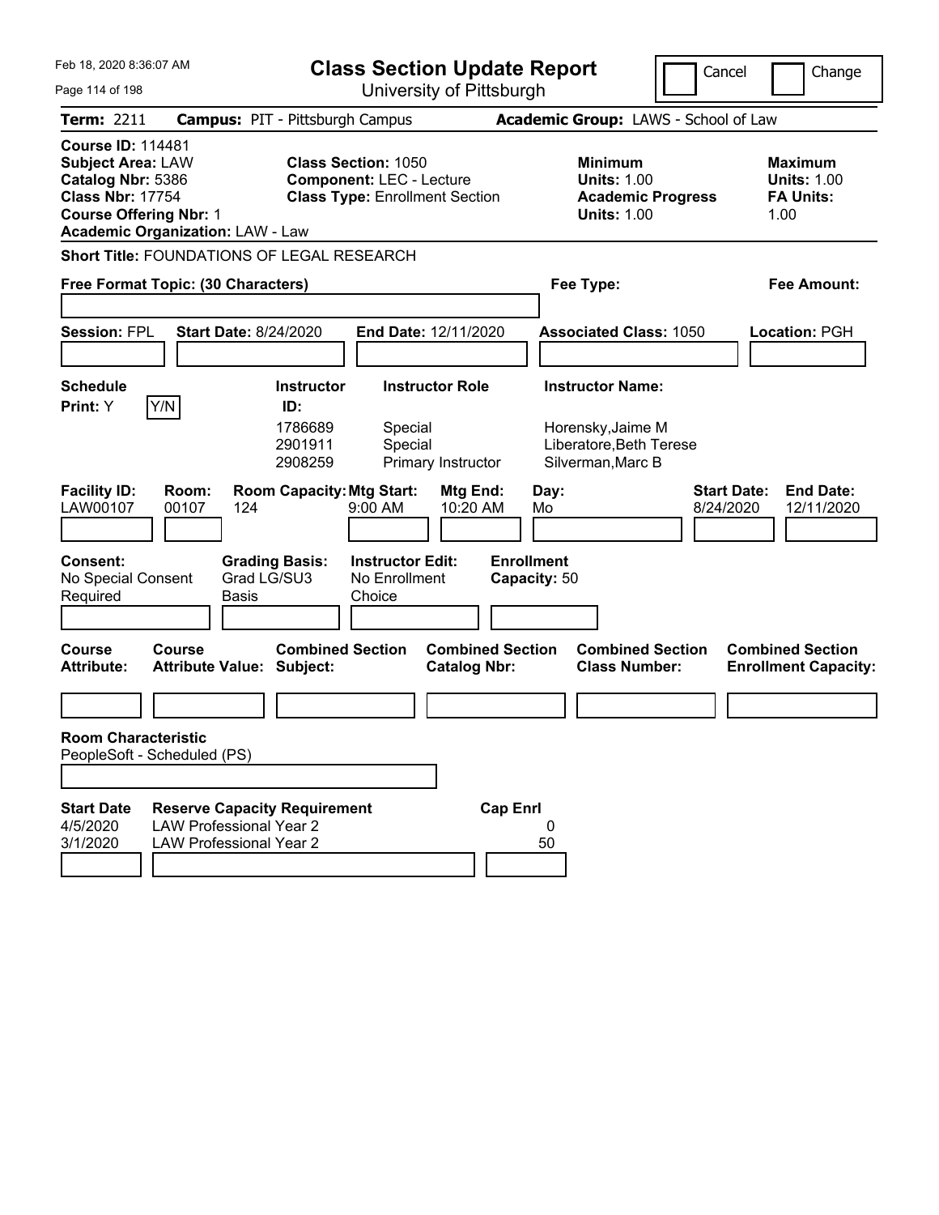Feb 18, 2020 8:36:07 AM

# Class Section Update Report

University of Pittsburgh

Cancel | Change

**Term:** 2211 **Campus:** PIT - Pittsburgh Campus **Academic Group:** LAWS - School of Law

**Course ID:** 114481
**Subject Area:** LAW
**Catalog Nbr:** 5386
**Class Nbr:** 17754
**Course Offering Nbr:** 1
**Academic Organization:** LAW - Law

**Class Section:** 1050
**Component:** LEC - Lecture
**Class Type:** Enrollment Section

**Minimum Units:** 1.00
**Academic Progress Units:** 1.00

**Maximum Units:** 1.00
**FA Units:** 1.00

**Short Title:** FOUNDATIONS OF LEGAL RESEARCH

**Free Format Topic: (30 Characters)**

**Fee Type:**

**Fee Amount:**

**Session:** FPL **Start Date:** 8/24/2020 **End Date:** 12/11/2020 **Associated Class:** 1050 **Location:** PGH

**Schedule Print:** Y Y/N

| Instructor ID: | Instructor Role | Instructor Name: |
|---|---|---|
| 1786689 | Special | Horensky,Jaime M |
| 2901911 | Special | Liberatore,Beth Terese |
| 2908259 | Primary Instructor | Silverman,Marc B |

| Facility ID: | Room: | Room Capacity: | Mtg Start: | Mtg End: | Day: | Start Date: | End Date: |
|---|---|---|---|---|---|---|---|
| LAW00107 | 00107 | 124 | 9:00 AM | 10:20 AM | Mo | 8/24/2020 | 12/11/2020 |

**Consent:** No Special Consent Required
**Grading Basis:** Grad LG/SU3 Basis
**Instructor Edit:** No Enrollment Choice
**Enrollment Capacity:** 50

| Course Attribute: | Course Attribute Value: | Combined Section Subject: | Combined Section Catalog Nbr: | Combined Section Class Number: | Combined Section Enrollment Capacity: |
|---|---|---|---|---|---|
| | | | | | |

**Room Characteristic**
PeopleSoft - Scheduled (PS)

| Start Date | Reserve Capacity Requirement | Cap Enrl |
|---|---|---|
| 4/5/2020 | LAW Professional Year 2 | 0 |
| 3/1/2020 | LAW Professional Year 2 | 50 |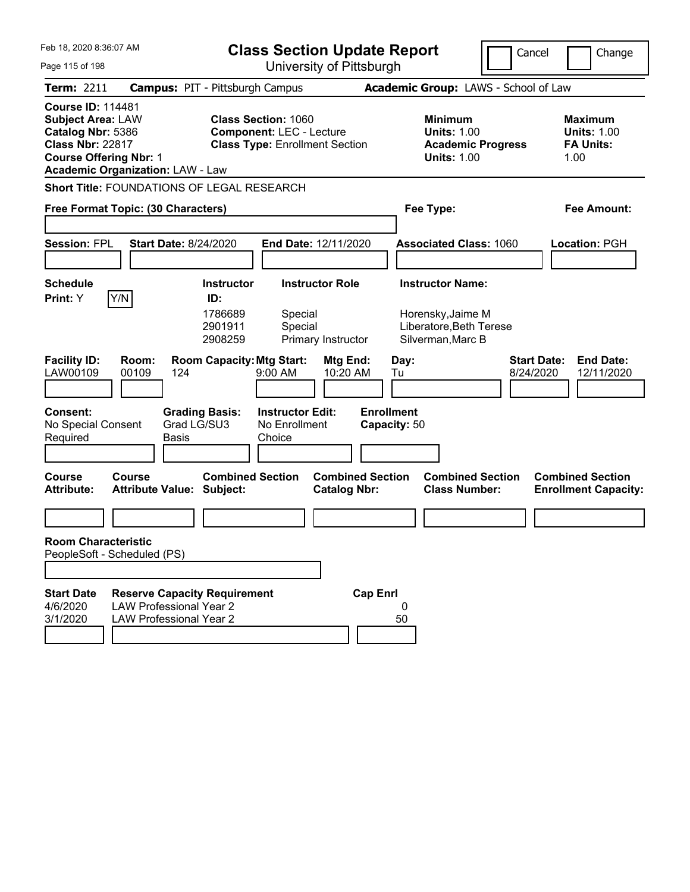Feb 18, 2020 8:36:07 AM

# Class Section Update Report

University of Pittsburgh

Cancel | Change

**Term:** 2211 **Campus:** PIT - Pittsburgh Campus **Academic Group:** LAWS - School of Law

**Course ID:** 114481
**Subject Area:** LAW
**Catalog Nbr:** 5386
**Class Nbr:** 22817
**Course Offering Nbr:** 1
**Academic Organization:** LAW - Law

**Class Section:** 1060
**Component:** LEC - Lecture
**Class Type:** Enrollment Section

**Minimum Units:** 1.00
**Academic Progress Units:** 1.00

**Maximum Units:** 1.00
**FA Units:** 1.00

**Short Title:** FOUNDATIONS OF LEGAL RESEARCH

**Free Format Topic: (30 Characters)**

**Fee Type:**

**Fee Amount:**

**Session:** FPL **Start Date:** 8/24/2020 **End Date:** 12/11/2020 **Associated Class:** 1060 **Location:** PGH

**Schedule Print:** Y Y/N

| Instructor ID | Instructor Role | Instructor Name |
|---|---|---|
| 1786689 | Special | Horensky,Jaime M |
| 2901911 | Special | Liberatore,Beth Terese |
| 2908259 | Primary Instructor | Silverman,Marc B |

| Facility ID | Room | Room Capacity | Mtg Start | Mtg End | Day | Start Date | End Date |
|---|---|---|---|---|---|---|---|
| LAW00109 | 00109 | 124 | 9:00 AM | 10:20 AM | Tu | 8/24/2020 | 12/11/2020 |

**Consent:** No Special Consent Required
**Grading Basis:** Grad LG/SU3 Basis
**Instructor Edit:** No Enrollment Choice
**Enrollment Capacity:** 50

| Course Attribute | Course Attribute Value | Combined Section Subject | Combined Section Catalog Nbr | Combined Section Class Number | Combined Section Enrollment Capacity |
|---|---|---|---|---|---|
| | | | | | |

**Room Characteristic**
PeopleSoft - Scheduled (PS)

| Start Date | Reserve Capacity Requirement | Cap Enrl |
|---|---|---|
| 4/6/2020 | LAW Professional Year 2 | 0 |
| 3/1/2020 | LAW Professional Year 2 | 50 |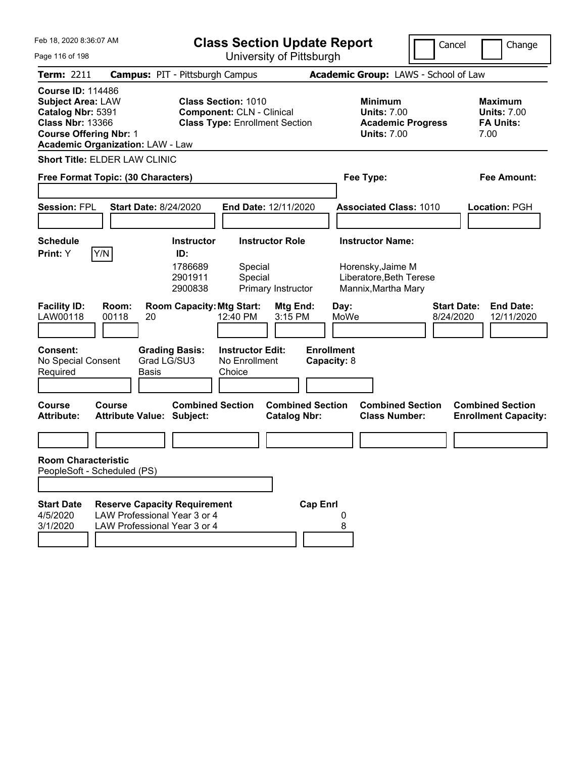# Class Section Update Report

University of Pittsburgh

Feb 18, 2020 8:36:07 AM

Cancel | Change

**Term:** 2211 **Campus:** PIT - Pittsburgh Campus **Academic Group:** LAWS - School of Law

**Course ID:** 114486
**Subject Area:** LAW
**Catalog Nbr:** 5391
**Class Nbr:** 13366
**Course Offering Nbr:** 1
**Academic Organization:** LAW - Law

**Class Section:** 1010
**Component:** CLN - Clinical
**Class Type:** Enrollment Section

**Minimum Units:** 7.00
**Academic Progress Units:** 7.00

**Maximum Units:** 7.00
**FA Units:** 7.00

**Short Title:** ELDER LAW CLINIC

**Free Format Topic: (30 Characters)**

**Fee Type:**

**Fee Amount:**

**Session:** FPL **Start Date:** 8/24/2020 **End Date:** 12/11/2020 **Associated Class:** 1010 **Location:** PGH

**Schedule Print:** Y Y/N

| Instructor ID | Instructor Role | Instructor Name |
|---|---|---|
| 1786689 | Special | Horensky,Jaime M |
| 2901911 | Special | Liberatore,Beth Terese |
| 2900838 | Primary Instructor | Mannix,Martha Mary |

| Facility ID | Room | Room Capacity | Mtg Start | Mtg End | Day | Start Date | End Date |
|---|---|---|---|---|---|---|---|
| LAW00118 | 00118 | 20 | 12:40 PM | 3:15 PM | MoWe | 8/24/2020 | 12/11/2020 |

**Consent:** No Special Consent Required
**Grading Basis:** Grad LG/SU3 Basis
**Instructor Edit:** No Enrollment Choice
**Enrollment Capacity:** 8

| Course Attribute | Course Attribute Value | Combined Section Subject | Combined Section Catalog Nbr | Combined Section Class Number | Combined Section Enrollment Capacity |
|---|---|---|---|---|---|
| | | | | | |

**Room Characteristic**
PeopleSoft - Scheduled (PS)

| Start Date | Reserve Capacity Requirement | Cap Enrl |
|---|---|---|
| 4/5/2020 | LAW Professional Year 3 or 4 | 0 |
| 3/1/2020 | LAW Professional Year 3 or 4 | 8 |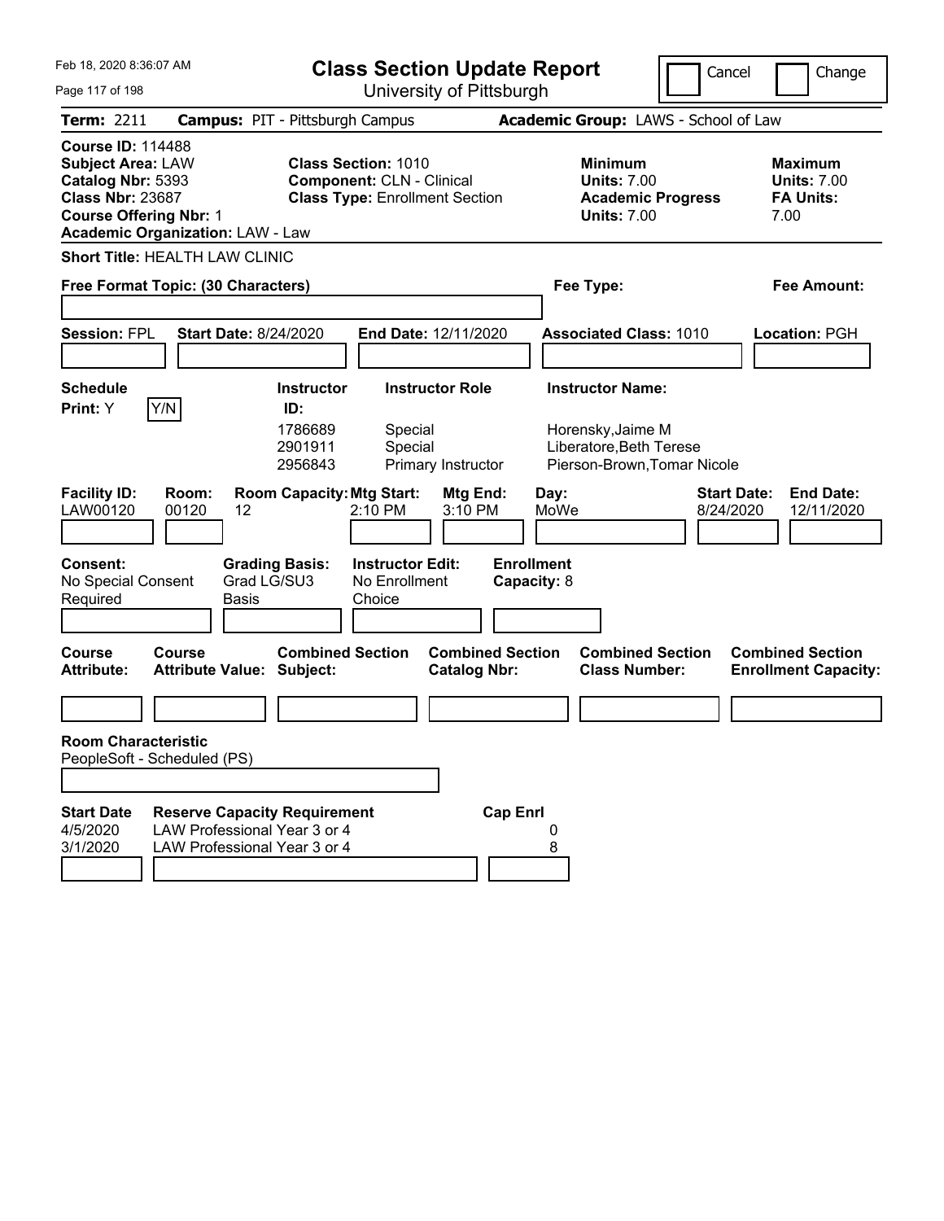Feb 18, 2020 8:36:07 AM

# Class Section Update Report

University of Pittsburgh

Cancel | Change

**Term:** 2211 **Campus:** PIT - Pittsburgh Campus **Academic Group:** LAWS - School of Law

**Course ID:** 114488
**Subject Area:** LAW
**Catalog Nbr:** 5393
**Class Nbr:** 23687
**Course Offering Nbr:** 1
**Academic Organization:** LAW - Law

**Class Section:** 1010
**Component:** CLN - Clinical
**Class Type:** Enrollment Section

**Minimum Units:** 7.00
**Academic Progress Units:** 7.00

**Maximum Units:** 7.00
**FA Units:** 7.00

**Short Title:** HEALTH LAW CLINIC

**Free Format Topic: (30 Characters)**

**Fee Type:**

**Fee Amount:**

**Session:** FPL **Start Date:** 8/24/2020 **End Date:** 12/11/2020 **Associated Class:** 1010 **Location:** PGH

**Schedule Print:** Y [Y/N]

| Instructor ID | Instructor Role | Instructor Name |
|---|---|---|
| 1786689 | Special | Horensky,Jaime M |
| 2901911 | Special | Liberatore,Beth Terese |
| 2956843 | Primary Instructor | Pierson-Brown,Tomar Nicole |

| Facility ID | Room | Room Capacity | Mtg Start | Mtg End | Day | Start Date | End Date |
|---|---|---|---|---|---|---|---|
| LAW00120 | 00120 | 12 | 2:10 PM | 3:10 PM | MoWe | 8/24/2020 | 12/11/2020 |

**Consent:** No Special Consent Required
**Grading Basis:** Grad LG/SU3 Basis
**Instructor Edit:** No Enrollment Choice
**Enrollment Capacity:** 8

| Course Attribute | Course Attribute Value | Combined Section Subject | Combined Section Catalog Nbr | Combined Section Class Number | Combined Section Enrollment Capacity |
|---|---|---|---|---|---|
| | | | | | |

**Room Characteristic**
PeopleSoft - Scheduled (PS)

| Start Date | Reserve Capacity Requirement | Cap Enrl |
|---|---|---|
| 4/5/2020 | LAW Professional Year 3 or 4 | 0 |
| 3/1/2020 | LAW Professional Year 3 or 4 | 8 |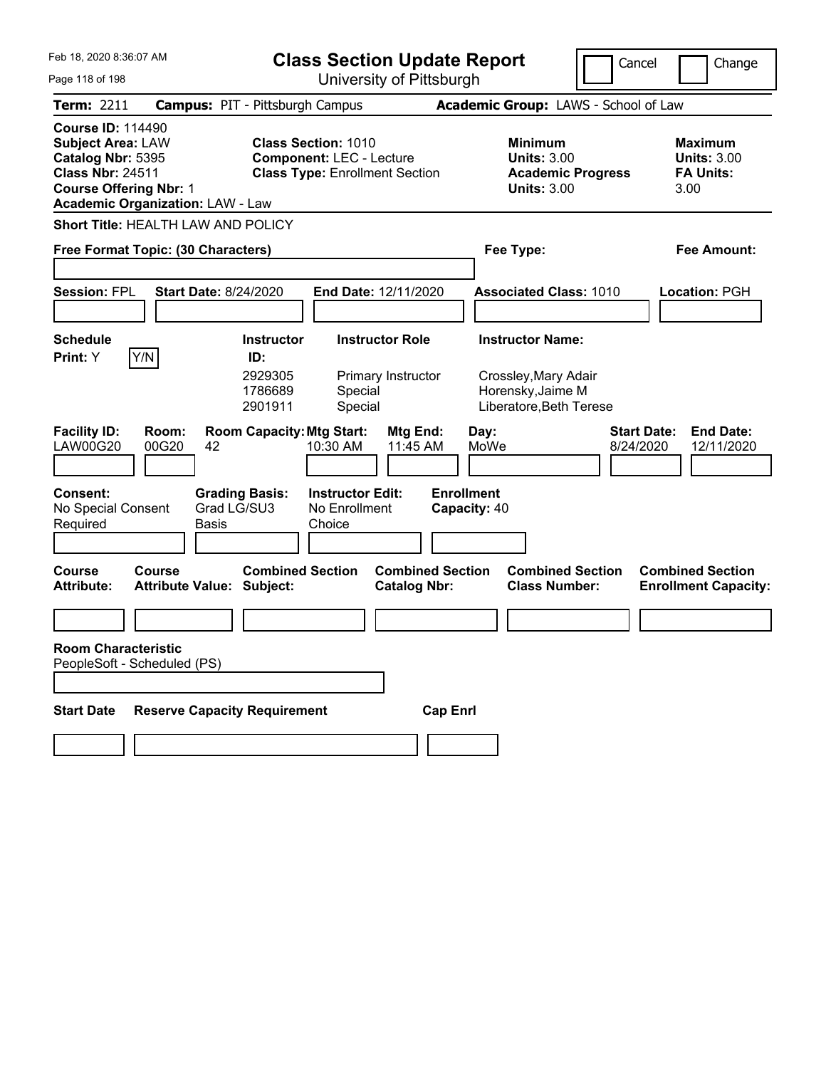# Class Section Update Report

University of Pittsburgh

Feb 18, 2020 8:36:07 AM

Cancel | Change

**Term:** 2211 **Campus:** PIT - Pittsburgh Campus **Academic Group:** LAWS - School of Law

**Course ID:** 114490
**Subject Area:** LAW
**Catalog Nbr:** 5395
**Class Nbr:** 24511
**Course Offering Nbr:** 1
**Academic Organization:** LAW - Law

**Class Section:** 1010
**Component:** LEC - Lecture
**Class Type:** Enrollment Section

**Minimum Units:** 3.00
**Academic Progress Units:** 3.00

**Maximum Units:** 3.00
**FA Units:** 3.00

**Short Title:** HEALTH LAW AND POLICY

**Free Format Topic: (30 Characters)**

**Fee Type:**

**Fee Amount:**

**Session:** FPL **Start Date:** 8/24/2020 **End Date:** 12/11/2020 **Associated Class:** 1010 **Location:** PGH

| Schedule Print | Instructor ID | Instructor Role | Instructor Name |
|---|---|---|---|
| Y (Y/N) | 2929305 | Primary Instructor | Crossley,Mary Adair |
| | 1786689 | Special | Horensky,Jaime M |
| | 2901911 | Special | Liberatore,Beth Terese |

| Facility ID | Room | Room Capacity | Mtg Start | Mtg End | Day | Start Date | End Date |
|---|---|---|---|---|---|---|---|
| LAW00G20 | 00G20 | 42 | 10:30 AM | 11:45 AM | MoWe | 8/24/2020 | 12/11/2020 |

**Consent:** No Special Consent Required
**Grading Basis:** Grad LG/SU3 Basis
**Instructor Edit:** No Enrollment Choice
**Enrollment Capacity:** 40

| Course Attribute | Course Attribute Value | Combined Section Subject | Combined Section Catalog Nbr | Combined Section Class Number | Combined Section Enrollment Capacity |
|---|---|---|---|---|---|
| | | | | | |

**Room Characteristic**
PeopleSoft - Scheduled (PS)

| Start Date | Reserve Capacity Requirement | Cap Enrl |
|---|---|---|
| | | |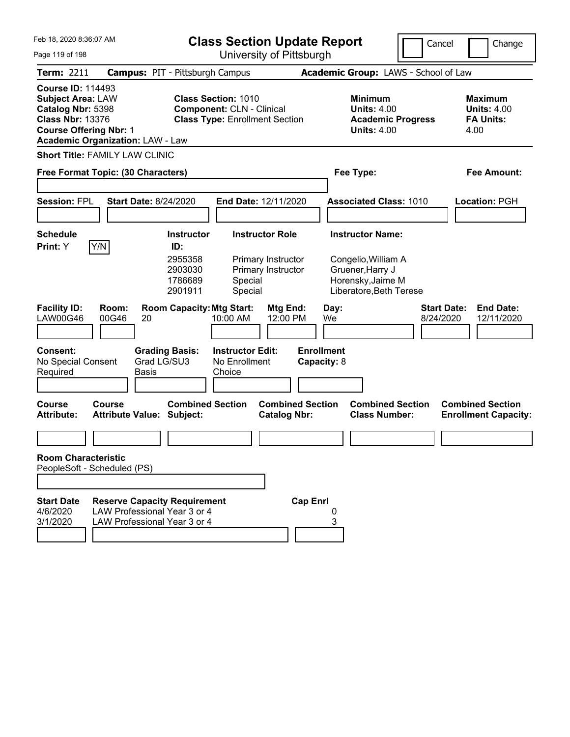# Class Section Update Report

University of Pittsburgh

Cancel | Change

**Term:** 2211 **Campus:** PIT - Pittsburgh Campus **Academic Group:** LAWS - School of Law

**Course ID:** 114493
**Subject Area:** LAW
**Catalog Nbr:** 5398
**Class Nbr:** 13376
**Course Offering Nbr:** 1
**Academic Organization:** LAW - Law

**Class Section:** 1010
**Component:** CLN - Clinical
**Class Type:** Enrollment Section

**Minimum Units:** 4.00
**Academic Progress Units:** 4.00

**Maximum Units:** 4.00
**FA Units:** 4.00

**Short Title:** FAMILY LAW CLINIC

**Free Format Topic: (30 Characters)**

**Fee Type:**

**Fee Amount:**

**Session:** FPL **Start Date:** 8/24/2020 **End Date:** 12/11/2020 **Associated Class:** 1010 **Location:** PGH

**Schedule Print:** Y

| Instructor ID | Instructor Role | Instructor Name |
|---|---|---|
| 2955358 | Primary Instructor | Congelio,William A |
| 2903030 | Primary Instructor | Gruener,Harry J |
| 1786689 | Special | Horensky,Jaime M |
| 2901911 | Special | Liberatore,Beth Terese |

| Facility ID | Room | Room Capacity | Mtg Start | Mtg End | Day | Start Date | End Date |
|---|---|---|---|---|---|---|---|
| LAW00G46 | 00G46 | 20 | 10:00 AM | 12:00 PM | We | 8/24/2020 | 12/11/2020 |

**Consent:** No Special Consent Required
**Grading Basis:** Grad LG/SU3 Basis
**Instructor Edit:** No Enrollment Choice
**Enrollment Capacity:** 8

| Course Attribute | Course Attribute Value | Combined Section Subject | Combined Section Catalog Nbr | Combined Section Class Number | Combined Section Enrollment Capacity |
|---|---|---|---|---|---|
| | | | | | |

**Room Characteristic**
PeopleSoft - Scheduled (PS)

| Start Date | Reserve Capacity Requirement | Cap Enrl |
|---|---|---|
| 4/6/2020 | LAW Professional Year 3 or 4 | 0 |
| 3/1/2020 | LAW Professional Year 3 or 4 | 3 |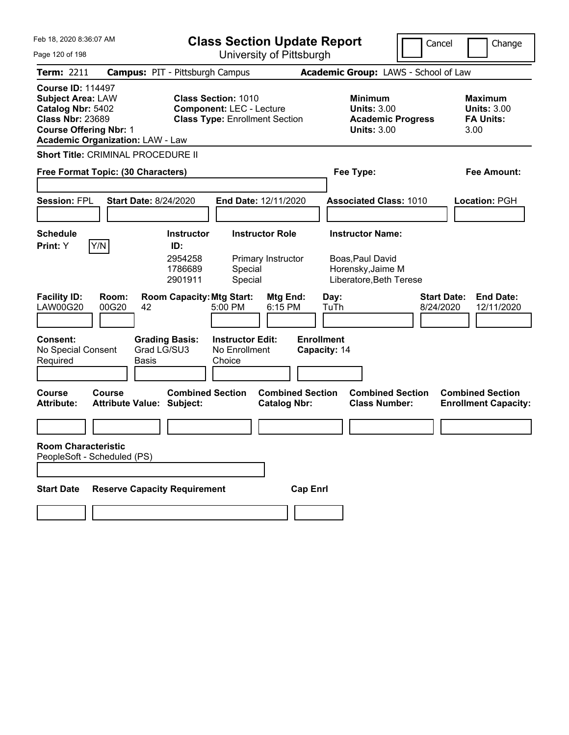# Class Section Update Report

University of Pittsburgh

Cancel | Change

**Term:** 2211 **Campus:** PIT - Pittsburgh Campus **Academic Group:** LAWS - School of Law

**Course ID:** 114497
**Subject Area:** LAW
**Catalog Nbr:** 5402
**Class Nbr:** 23689
**Course Offering Nbr:** 1
**Academic Organization:** LAW - Law

**Class Section:** 1010
**Component:** LEC - Lecture
**Class Type:** Enrollment Section

**Minimum Units:** 3.00
**Academic Progress Units:** 3.00

**Maximum Units:** 3.00
**FA Units:** 3.00

**Short Title:** CRIMINAL PROCEDURE II

**Free Format Topic: (30 Characters)**

**Fee Type:**

**Fee Amount:**

**Session:** FPL **Start Date:** 8/24/2020 **End Date:** 12/11/2020 **Associated Class:** 1010 **Location:** PGH

**Schedule Print:** Y Y/N

| Instructor ID: | Instructor Role | Instructor Name: |
|---|---|---|
| 2954258 | Primary Instructor | Boas,Paul David |
| 1786689 | Special | Horensky,Jaime M |
| 2901911 | Special | Liberatore,Beth Terese |

| Facility ID: | Room: | Room Capacity: | Mtg Start: | Mtg End: | Day: | Start Date: | End Date: |
|---|---|---|---|---|---|---|---|
| LAW00G20 | 00G20 | 42 | 5:00 PM | 6:15 PM | TuTh | 8/24/2020 | 12/11/2020 |

**Consent:** No Special Consent Required
**Grading Basis:** Grad LG/SU3 Basis
**Instructor Edit:** No Enrollment Choice
**Enrollment Capacity:** 14

| Course Attribute: | Course Attribute Value: | Combined Section Subject: | Combined Section Catalog Nbr: | Combined Section Class Number: | Combined Section Enrollment Capacity: |
|---|---|---|---|---|---|
| | | | | | |

**Room Characteristic**
PeopleSoft - Scheduled (PS)

| Start Date | Reserve Capacity Requirement | Cap Enrl |
|---|---|---|
| | | |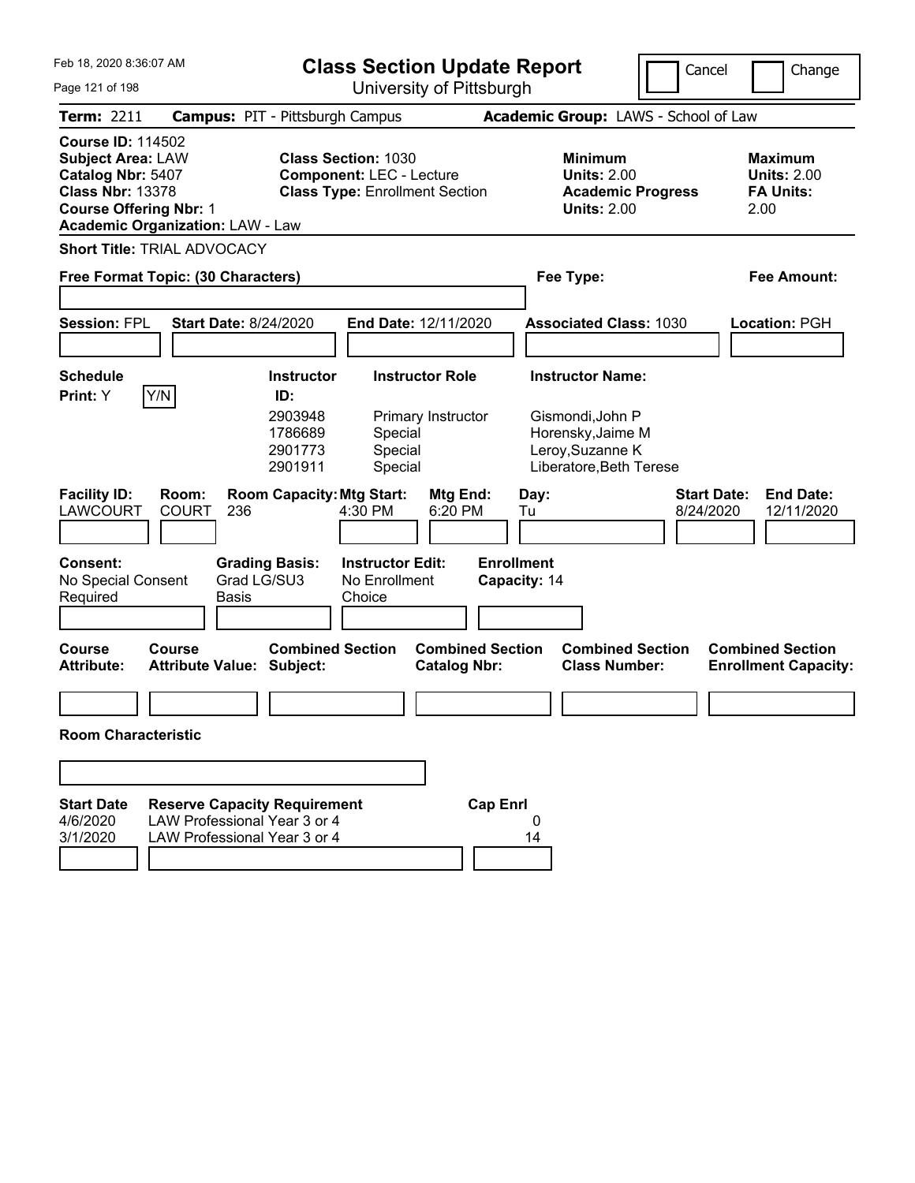Feb 18, 2020 8:36:07 AM

# Class Section Update Report

University of Pittsburgh

Cancel | Change

**Term:** 2211 **Campus:** PIT - Pittsburgh Campus **Academic Group:** LAWS - School of Law

**Course ID:** 114502
**Subject Area:** LAW
**Catalog Nbr:** 5407
**Class Nbr:** 13378
**Course Offering Nbr:** 1
**Academic Organization:** LAW - Law

**Class Section:** 1030
**Component:** LEC - Lecture
**Class Type:** Enrollment Section

**Minimum Units:** 2.00
**Academic Progress Units:** 2.00

**Maximum Units:** 2.00
**FA Units:** 2.00

**Short Title:** TRIAL ADVOCACY

**Free Format Topic: (30 Characters)**

**Fee Type:**

**Fee Amount:**

**Session:** FPL **Start Date:** 8/24/2020 **End Date:** 12/11/2020 **Associated Class:** 1030 **Location:** PGH

**Schedule Print:** Y [Y/N]

| Instructor ID | Instructor Role | Instructor Name |
|---|---|---|
| 2903948 | Primary Instructor | Gismondi,John P |
| 1786689 | Special | Horensky,Jaime M |
| 2901773 | Special | Leroy,Suzanne K |
| 2901911 | Special | Liberatore,Beth Terese |

| Facility ID: | Room: | Room Capacity: | Mtg Start: | Mtg End: | Day: | Start Date: | End Date: |
|---|---|---|---|---|---|---|---|
| LAWCOURT | COURT | 236 | 4:30 PM | 6:20 PM | Tu | 8/24/2020 | 12/11/2020 |

**Consent:** No Special Consent Required
**Grading Basis:** Grad LG/SU3 Basis
**Instructor Edit:** No Enrollment Choice
**Enrollment Capacity:** 14

| Course Attribute: | Course Attribute Value: | Combined Section Subject: | Combined Section Catalog Nbr: | Combined Section Class Number: | Combined Section Enrollment Capacity: |
|---|---|---|---|---|---|
| | | | | | |

**Room Characteristic**

| Start Date | Reserve Capacity Requirement | Cap Enrl |
|---|---|---|
| 4/6/2020 | LAW Professional Year 3 or 4 | 0 |
| 3/1/2020 | LAW Professional Year 3 or 4 | 14 |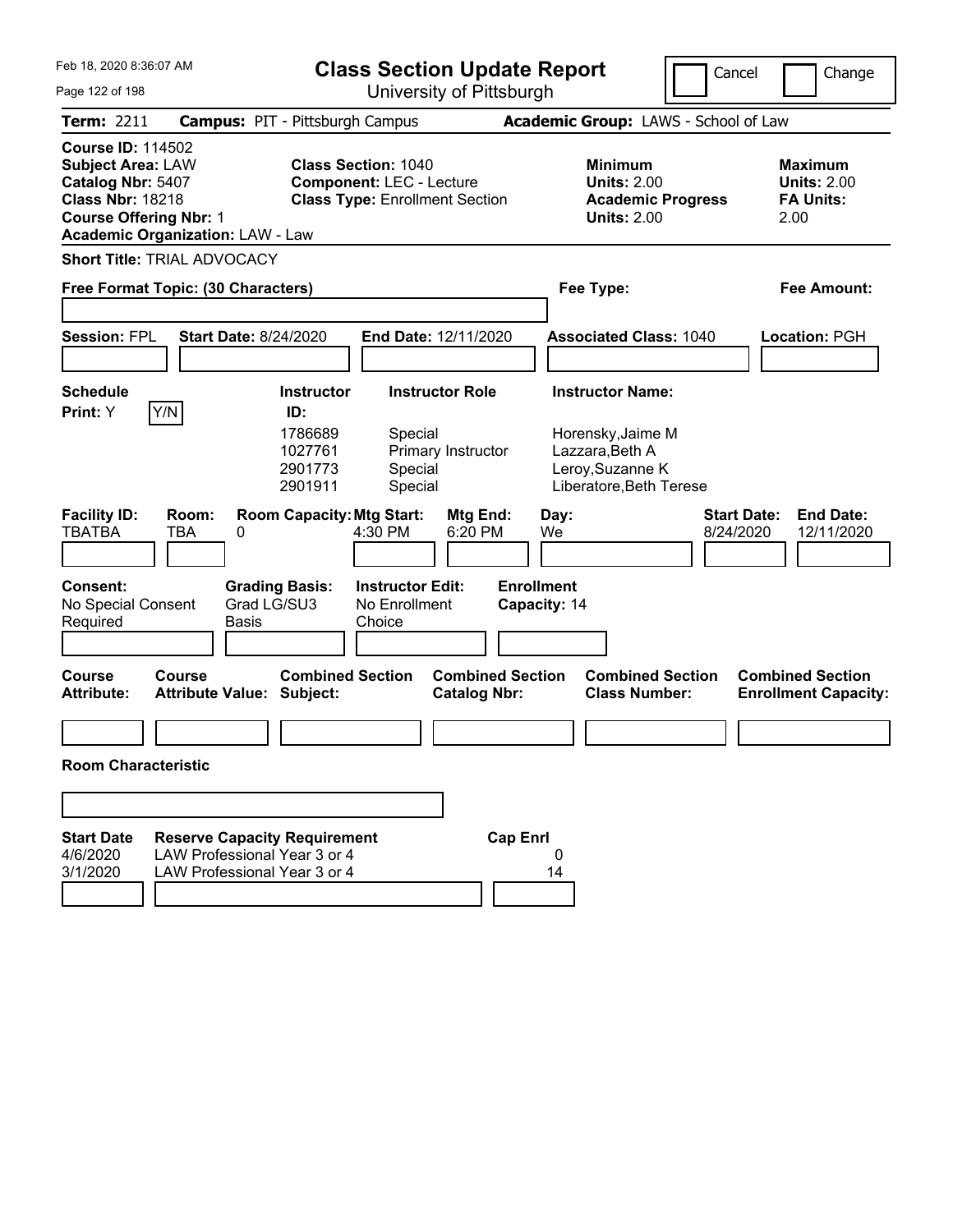# Class Section Update Report

University of Pittsburgh

Feb 18, 2020 8:36:07 AM

Cancel ☐ Change ☐

**Term:** 2211 **Campus:** PIT - Pittsburgh Campus **Academic Group:** LAWS - School of Law

**Course ID:** 114502
**Subject Area:** LAW
**Catalog Nbr:** 5407
**Class Nbr:** 18218
**Course Offering Nbr:** 1
**Academic Organization:** LAW - Law

**Class Section:** 1040
**Component:** LEC - Lecture
**Class Type:** Enrollment Section

**Minimum Units:** 2.00
**Academic Progress Units:** 2.00

**Maximum Units:** 2.00
**FA Units:** 2.00

**Short Title:** TRIAL ADVOCACY

**Free Format Topic: (30 Characters)**

**Fee Type:**

**Fee Amount:**

**Session:** FPL **Start Date:** 8/24/2020 **End Date:** 12/11/2020 **Associated Class:** 1040 **Location:** PGH

**Schedule Print:** Y Y/N

| Instructor ID | Instructor Role | Instructor Name |
|---|---|---|
| 1786689 | Special | Horensky,Jaime M |
| 1027761 | Primary Instructor | Lazzara,Beth A |
| 2901773 | Special | Leroy,Suzanne K |
| 2901911 | Special | Liberatore,Beth Terese |

| Facility ID | Room | Room Capacity | Mtg Start | Mtg End | Day | Start Date | End Date |
|---|---|---|---|---|---|---|---|
| TBATBA | TBA | 0 | 4:30 PM | 6:20 PM | We | 8/24/2020 | 12/11/2020 |

**Consent:** No Special Consent Required
**Grading Basis:** Grad LG/SU3 Basis
**Instructor Edit:** No Enrollment Choice
**Enrollment Capacity:** 14

| Course Attribute | Course Attribute Value | Combined Section Subject | Combined Section Catalog Nbr | Combined Section Class Number | Combined Section Enrollment Capacity |
|---|---|---|---|---|---|
| | | | | | |

**Room Characteristic**

| Start Date | Reserve Capacity Requirement | Cap Enrl |
|---|---|---|
| 4/6/2020 | LAW Professional Year 3 or 4 | 0 |
| 3/1/2020 | LAW Professional Year 3 or 4 | 14 |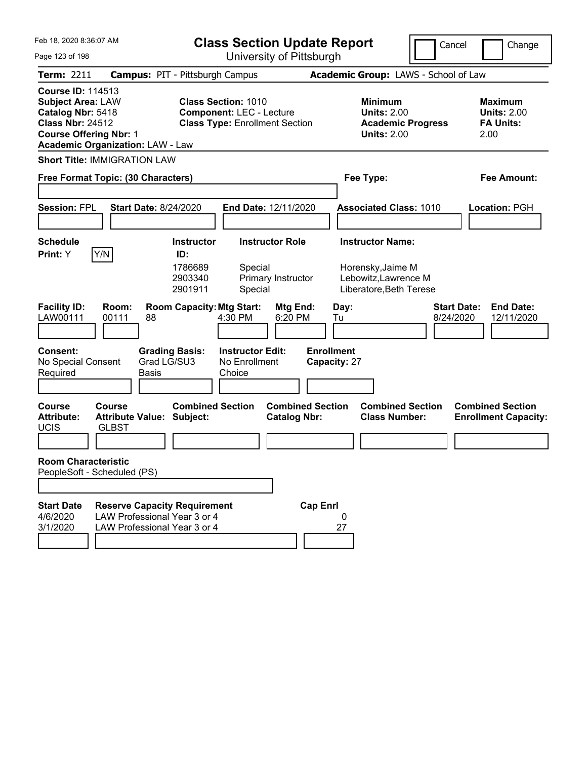# Class Section Update Report

University of Pittsburgh

Cancel | Change

Feb 18, 2020 8:36:07 AM

**Term:** 2211 **Campus:** PIT - Pittsburgh Campus **Academic Group:** LAWS - School of Law

**Course ID:** 114513
**Subject Area:** LAW
**Catalog Nbr:** 5418
**Class Nbr:** 24512
**Course Offering Nbr:** 1
**Academic Organization:** LAW - Law

**Class Section:** 1010
**Component:** LEC - Lecture
**Class Type:** Enrollment Section

**Minimum Units:** 2.00
**Academic Progress Units:** 2.00

**Maximum Units:** 2.00
**FA Units:** 2.00

**Short Title:** IMMIGRATION LAW

**Free Format Topic: (30 Characters)**

**Fee Type:**

**Fee Amount:**

**Session:** FPL **Start Date:** 8/24/2020 **End Date:** 12/11/2020 **Associated Class:** 1010 **Location:** PGH

**Schedule Print:** Y Y/N

| Instructor ID | Instructor Role | Instructor Name |
|---|---|---|
| 1786689 | Special | Horensky,Jaime M |
| 2903340 | Primary Instructor | Lebowitz,Lawrence M |
| 2901911 | Special | Liberatore,Beth Terese |

| Facility ID | Room | Room Capacity | Mtg Start | Mtg End | Day | Start Date | End Date |
|---|---|---|---|---|---|---|---|
| LAW00111 | 00111 | 88 | 4:30 PM | 6:20 PM | Tu | 8/24/2020 | 12/11/2020 |

**Consent:** No Special Consent Required
**Grading Basis:** Grad LG/SU3 Basis
**Instructor Edit:** No Enrollment Choice
**Enrollment Capacity:** 27

| Course Attribute | Course Attribute Value | Combined Section Subject | Combined Section Catalog Nbr | Combined Section Class Number | Combined Section Enrollment Capacity |
|---|---|---|---|---|---|
| UCIS | GLBST | | | | |

**Room Characteristic**
PeopleSoft - Scheduled (PS)

| Start Date | Reserve Capacity Requirement | Cap Enrl |
|---|---|---|
| 4/6/2020 | LAW Professional Year 3 or 4 | 0 |
| 3/1/2020 | LAW Professional Year 3 or 4 | 27 |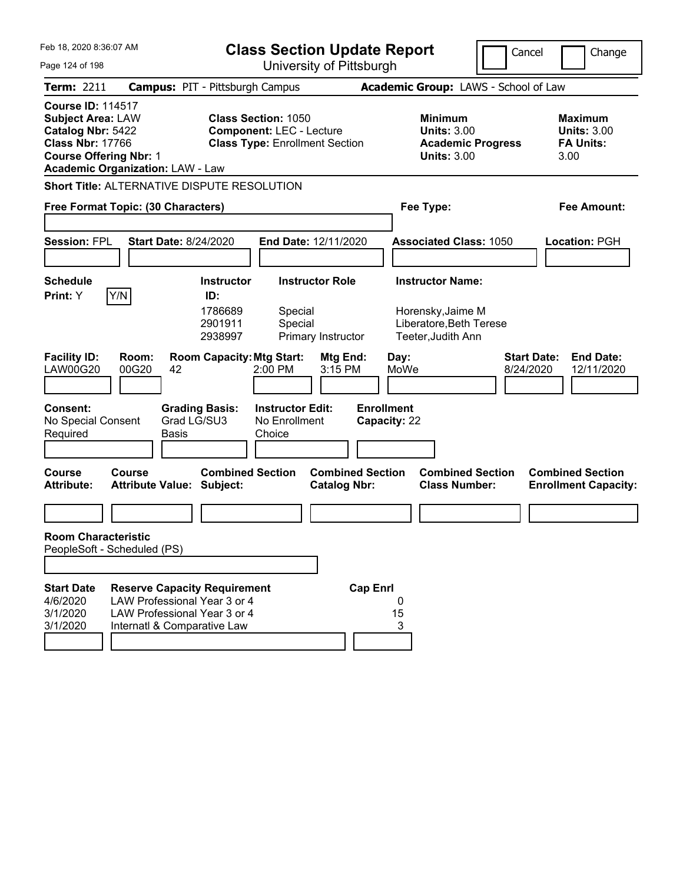# Class Section Update Report

University of Pittsburgh

Feb 18, 2020 8:36:07 AM

Cancel | Change

**Term:** 2211 **Campus:** PIT - Pittsburgh Campus **Academic Group:** LAWS - School of Law

**Course ID:** 114517
**Subject Area:** LAW
**Catalog Nbr:** 5422
**Class Nbr:** 17766
**Course Offering Nbr:** 1
**Academic Organization:** LAW - Law

**Class Section:** 1050
**Component:** LEC - Lecture
**Class Type:** Enrollment Section

**Minimum Units:** 3.00
**Academic Progress Units:** 3.00

**Maximum Units:** 3.00
**FA Units:** 3.00

**Short Title:** ALTERNATIVE DISPUTE RESOLUTION

**Free Format Topic: (30 Characters)**

**Fee Type:**

**Fee Amount:**

**Session:** FPL **Start Date:** 8/24/2020 **End Date:** 12/11/2020 **Associated Class:** 1050 **Location:** PGH

| Schedule Print | Instructor ID | Instructor Role | Instructor Name |
|---|---|---|---|
| Y (Y/N) | 1786689 | Special | Horensky,Jaime M |
| | 2901911 | Special | Liberatore,Beth Terese |
| | 2938997 | Primary Instructor | Teeter,Judith Ann |

| Facility ID | Room | Room Capacity | Mtg Start | Mtg End | Day | Start Date | End Date |
|---|---|---|---|---|---|---|---|
| LAW00G20 | 00G20 | 42 | 2:00 PM | 3:15 PM | MoWe | 8/24/2020 | 12/11/2020 |

| Consent | Grading Basis | Instructor Edit | Enrollment Capacity |
|---|---|---|---|
| No Special Consent Required | Grad LG/SU3 Basis | No Enrollment Choice | 22 |

| Course Attribute | Course Attribute Value | Combined Section Subject | Combined Section Catalog Nbr | Combined Section Class Number | Combined Section Enrollment Capacity |
|---|---|---|---|---|---|
| | | | | | |

**Room Characteristic**
PeopleSoft - Scheduled (PS)

| Start Date | Reserve Capacity Requirement | Cap Enrl |
|---|---|---|
| 4/6/2020 | LAW Professional Year 3 or 4 | 0 |
| 3/1/2020 | LAW Professional Year 3 or 4 | 15 |
| 3/1/2020 | Internatl & Comparative Law | 3 |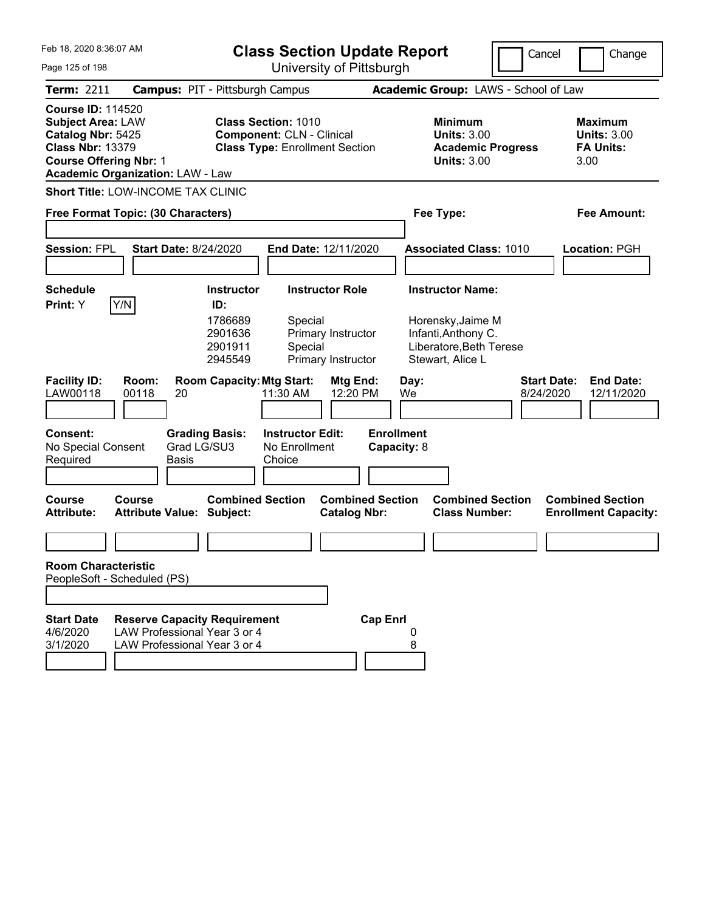Feb 18, 2020 8:36:07 AM

# Class Section Update Report

University of Pittsburgh

Cancel | Change

**Term:** 2211 **Campus:** PIT - Pittsburgh Campus **Academic Group:** LAWS - School of Law

**Course ID:** 114520
**Subject Area:** LAW
**Catalog Nbr:** 5425
**Class Nbr:** 13379
**Course Offering Nbr:** 1
**Academic Organization:** LAW - Law

**Class Section:** 1010
**Component:** CLN - Clinical
**Class Type:** Enrollment Section

**Minimum Units:** 3.00
**Academic Progress Units:** 3.00

**Maximum Units:** 3.00
**FA Units:** 3.00

**Short Title:** LOW-INCOME TAX CLINIC

**Free Format Topic: (30 Characters)**

**Fee Type:**

**Fee Amount:**

**Session:** FPL **Start Date:** 8/24/2020 **End Date:** 12/11/2020 **Associated Class:** 1010 **Location:** PGH

**Schedule Print:** Y [Y/N]

| Instructor ID: | Instructor Role | Instructor Name: |
|---|---|---|
| 1786689 | Special | Horensky,Jaime M |
| 2901636 | Primary Instructor | Infanti,Anthony C. |
| 2901911 | Special | Liberatore,Beth Terese |
| 2945549 | Primary Instructor | Stewart, Alice L |

| Facility ID: | Room: | Room Capacity: | Mtg Start: | Mtg End: | Day: | Start Date: | End Date: |
|---|---|---|---|---|---|---|---|
| LAW00118 | 00118 | 20 | 11:30 AM | 12:20 PM | We | 8/24/2020 | 12/11/2020 |

**Consent:** No Special Consent Required

**Grading Basis:** Grad LG/SU3 Basis

**Instructor Edit:** No Enrollment Choice

**Enrollment Capacity:** 8

| Course Attribute: | Course Attribute Value: | Combined Section Subject: | Combined Section Catalog Nbr: | Combined Section Class Number: | Combined Section Enrollment Capacity: |
|---|---|---|---|---|---|
| | | | | | |

**Room Characteristic**
PeopleSoft - Scheduled (PS)

| Start Date | Reserve Capacity Requirement | Cap Enrl |
|---|---|---|
| 4/6/2020 | LAW Professional Year 3 or 4 | 0 |
| 3/1/2020 | LAW Professional Year 3 or 4 | 8 |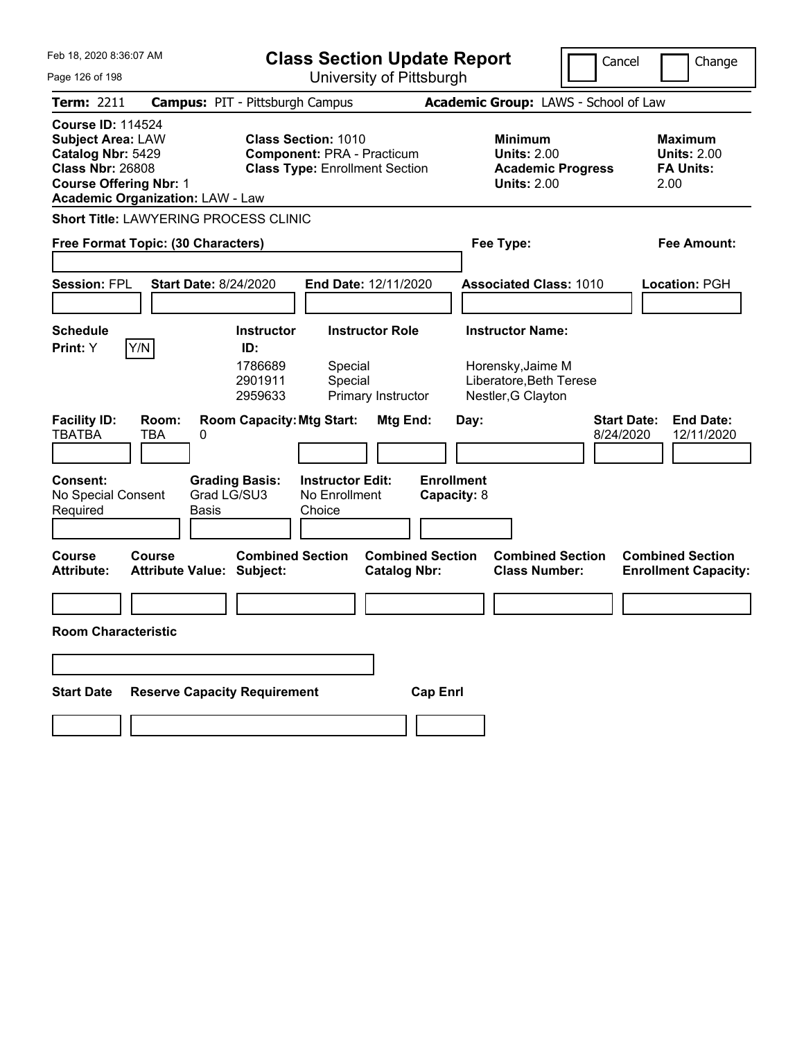Feb 18, 2020 8:36:07 AM

# Class Section Update Report

University of Pittsburgh

Cancel | Change

**Term:** 2211 **Campus:** PIT - Pittsburgh Campus **Academic Group:** LAWS - School of Law

**Course ID:** 114524
**Subject Area:** LAW
**Catalog Nbr:** 5429
**Class Nbr:** 26808
**Course Offering Nbr:** 1
**Academic Organization:** LAW - Law

**Class Section:** 1010
**Component:** PRA - Practicum
**Class Type:** Enrollment Section

**Minimum Units:** 2.00
**Academic Progress Units:** 2.00

**Maximum Units:** 2.00
**FA Units:** 2.00

**Short Title:** LAWYERING PROCESS CLINIC

**Free Format Topic: (30 Characters)**

**Fee Type:**

**Fee Amount:**

**Session:** FPL **Start Date:** 8/24/2020 **End Date:** 12/11/2020 **Associated Class:** 1010 **Location:** PGH

**Schedule Print:** Y [Y/N]

| Instructor ID: | Instructor Role | Instructor Name: |
|---|---|---|
| 1786689 | Special | Horensky,Jaime M |
| 2901911 | Special | Liberatore,Beth Terese |
| 2959633 | Primary Instructor | Nestler,G Clayton |

| Facility ID: | Room: | Room Capacity: | Mtg Start: | Mtg End: | Day: | Start Date: | End Date: |
|---|---|---|---|---|---|---|---|
| TBATBA | TBA | 0 | | | | 8/24/2020 | 12/11/2020 |

**Consent:** No Special Consent Required
**Grading Basis:** Grad LG/SU3 Basis
**Instructor Edit:** No Enrollment Choice
**Enrollment Capacity:** 8

| Course Attribute: | Course Attribute Value: | Combined Section Subject: | Combined Section Catalog Nbr: | Combined Section Class Number: | Combined Section Enrollment Capacity: |
|---|---|---|---|---|---|
| | | | | | |

**Room Characteristic**

| Start Date | Reserve Capacity Requirement | Cap Enrl |
|---|---|---|
| | | |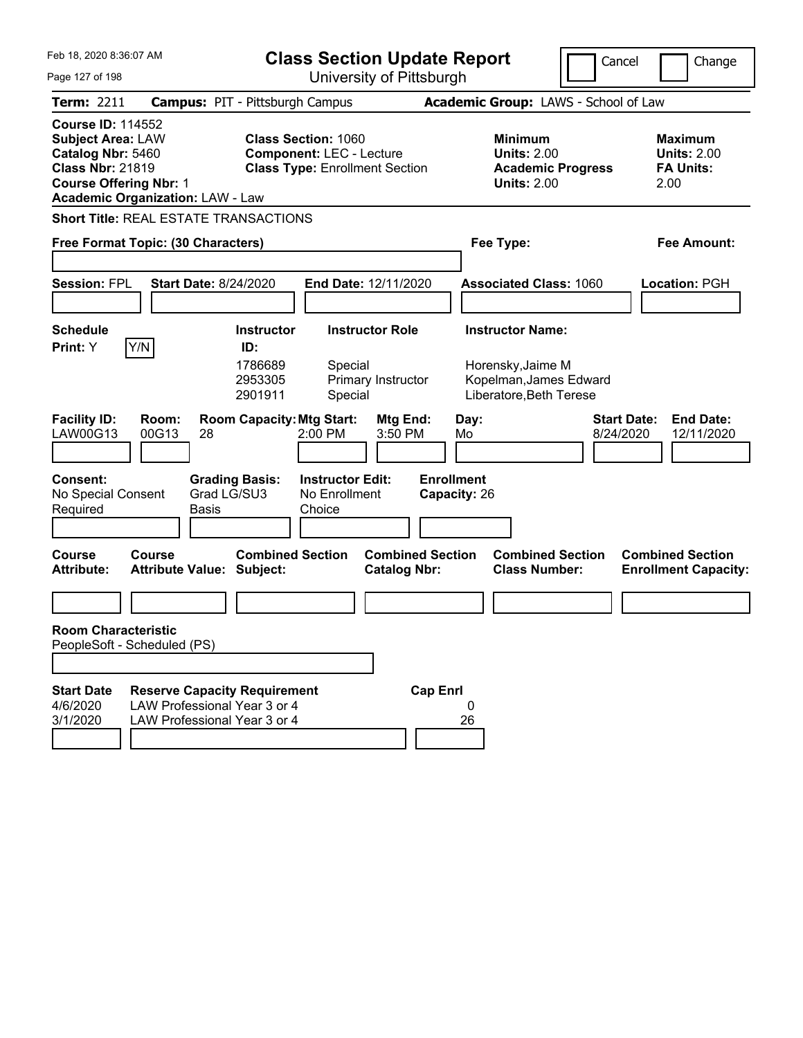# Class Section Update Report

University of Pittsburgh

Feb 18, 2020 8:36:07 AM

Cancel | Change

**Term:** 2211 **Campus:** PIT - Pittsburgh Campus **Academic Group:** LAWS - School of Law

**Course ID:** 114552
**Subject Area:** LAW
**Catalog Nbr:** 5460
**Class Nbr:** 21819
**Course Offering Nbr:** 1
**Academic Organization:** LAW - Law

**Class Section:** 1060
**Component:** LEC - Lecture
**Class Type:** Enrollment Section

**Minimum Units:** 2.00
**Academic Progress Units:** 2.00

**Maximum Units:** 2.00
**FA Units:** 2.00

**Short Title:** REAL ESTATE TRANSACTIONS

**Free Format Topic: (30 Characters)**

**Fee Type:**

**Fee Amount:**

**Session:** FPL **Start Date:** 8/24/2020 **End Date:** 12/11/2020 **Associated Class:** 1060 **Location:** PGH

| Schedule Print | Instructor ID | Instructor Role | Instructor Name |
|---|---|---|---|
| Y (Y/N) | 1786689 | Special | Horensky,Jaime M |
| | 2953305 | Primary Instructor | Kopelman,James Edward |
| | 2901911 | Special | Liberatore,Beth Terese |

| Facility ID | Room | Room Capacity | Mtg Start | Mtg End | Day | Start Date | End Date |
|---|---|---|---|---|---|---|---|
| LAW00G13 | 00G13 | 28 | 2:00 PM | 3:50 PM | Mo | 8/24/2020 | 12/11/2020 |

**Consent:** No Special Consent Required
**Grading Basis:** Grad LG/SU3 Basis
**Instructor Edit:** No Enrollment Choice
**Enrollment Capacity:** 26

| Course Attribute | Course Attribute Value | Combined Section Subject | Combined Section Catalog Nbr | Combined Section Class Number | Combined Section Enrollment Capacity |
|---|---|---|---|---|---|
| | | | | | |

**Room Characteristic**
PeopleSoft - Scheduled (PS)

| Start Date | Reserve Capacity Requirement | Cap Enrl |
|---|---|---|
| 4/6/2020 | LAW Professional Year 3 or 4 | 0 |
| 3/1/2020 | LAW Professional Year 3 or 4 | 26 |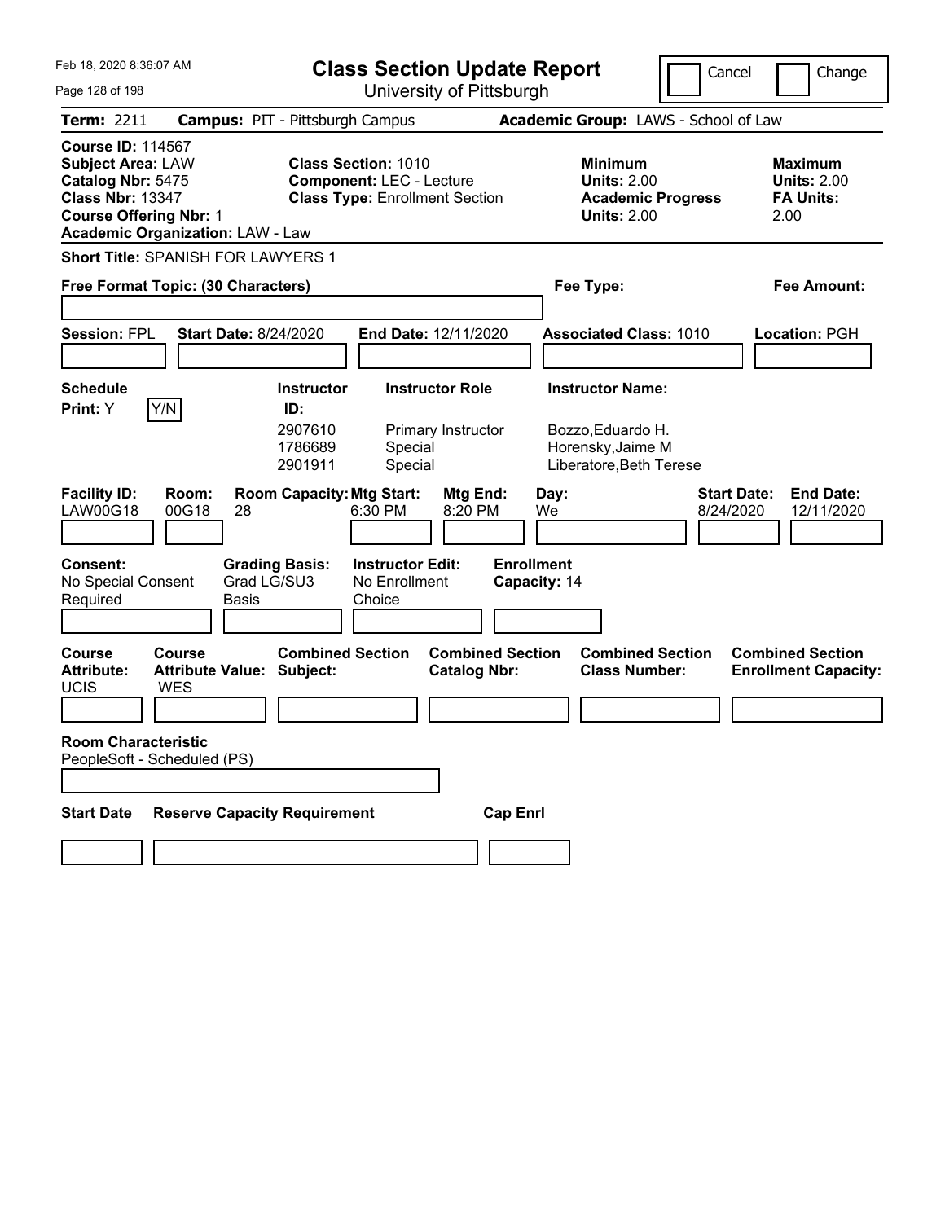# Class Section Update Report

University of Pittsburgh

Cancel | Change

**Term:** 2211 **Campus:** PIT - Pittsburgh Campus **Academic Group:** LAWS - School of Law

**Course ID:** 114567
**Subject Area:** LAW
**Catalog Nbr:** 5475
**Class Nbr:** 13347
**Course Offering Nbr:** 1
**Academic Organization:** LAW - Law

**Class Section:** 1010
**Component:** LEC - Lecture
**Class Type:** Enrollment Section

**Minimum Units:** 2.00
**Academic Progress Units:** 2.00

**Maximum Units:** 2.00
**FA Units:** 2.00

**Short Title:** SPANISH FOR LAWYERS 1

**Free Format Topic: (30 Characters)** | **Fee Type:** | **Fee Amount:**

**Session:** FPL **Start Date:** 8/24/2020 **End Date:** 12/11/2020 **Associated Class:** 1010 **Location:** PGH

**Schedule Print:** Y [Y/N]

| Instructor ID | Instructor Role | Instructor Name |
|---|---|---|
| 2907610 | Primary Instructor | Bozzo,Eduardo H. |
| 1786689 | Special | Horensky,Jaime M |
| 2901911 | Special | Liberatore,Beth Terese |

| Facility ID | Room | Room Capacity | Mtg Start | Mtg End | Day | Start Date | End Date |
|---|---|---|---|---|---|---|---|
| LAW00G18 | 00G18 | 28 | 6:30 PM | 8:20 PM | We | 8/24/2020 | 12/11/2020 |

**Consent:** No Special Consent Required
**Grading Basis:** Grad LG/SU3 Basis
**Instructor Edit:** No Enrollment Choice
**Enrollment Capacity:** 14

| Course Attribute | Course Attribute Value | Combined Section Subject | Combined Section Catalog Nbr | Combined Section Class Number | Combined Section Enrollment Capacity |
|---|---|---|---|---|---|
| UCIS | WES | | | | |

**Room Characteristic**
PeopleSoft - Scheduled (PS)

| Start Date | Reserve Capacity Requirement | Cap Enrl |
|---|---|---|
| | | |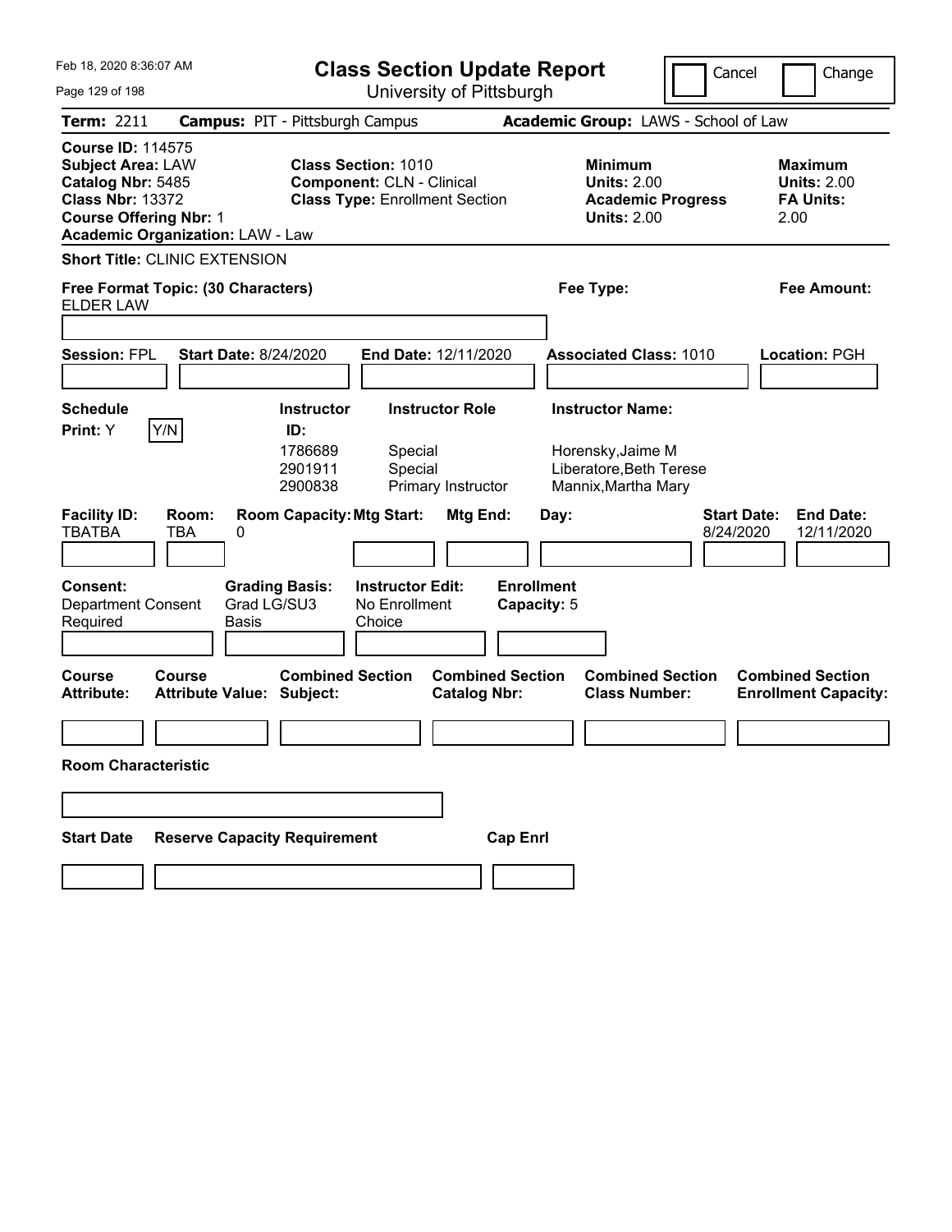Feb 18, 2020 8:36:07 AM

# Class Section Update Report

University of Pittsburgh

Cancel | Change

**Term:** 2211 **Campus:** PIT - Pittsburgh Campus **Academic Group:** LAWS - School of Law

**Course ID:** 114575
**Subject Area:** LAW
**Catalog Nbr:** 5485
**Class Nbr:** 13372
**Course Offering Nbr:** 1
**Academic Organization:** LAW - Law

**Class Section:** 1010
**Component:** CLN - Clinical
**Class Type:** Enrollment Section

**Minimum Units:** 2.00
**Academic Progress Units:** 2.00

**Maximum Units:** 2.00
**FA Units:** 2.00

**Short Title:** CLINIC EXTENSION

**Free Format Topic: (30 Characters)**
ELDER LAW

**Fee Type:**

**Fee Amount:**

**Session:** FPL **Start Date:** 8/24/2020 **End Date:** 12/11/2020 **Associated Class:** 1010 **Location:** PGH

**Schedule Print:** Y Y/N

| Instructor ID | Instructor Role | Instructor Name |
|---|---|---|
| 1786689 | Special | Horensky,Jaime M |
| 2901911 | Special | Liberatore,Beth Terese |
| 2900838 | Primary Instructor | Mannix,Martha Mary |

| Facility ID: | Room: | Room Capacity: | Mtg Start: | Mtg End: | Day: | Start Date: | End Date: |
|---|---|---|---|---|---|---|---|
| TBATBA | TBA | 0 | | | | 8/24/2020 | 12/11/2020 |

**Consent:** Department Consent Required
**Grading Basis:** Grad LG/SU3 Basis
**Instructor Edit:** No Enrollment Choice
**Enrollment Capacity:** 5

| Course Attribute: | Course Attribute Value: | Combined Section Subject: | Combined Section Catalog Nbr: | Combined Section Class Number: | Combined Section Enrollment Capacity: |
|---|---|---|---|---|---|
| | | | | | |

**Room Characteristic**

| Start Date | Reserve Capacity Requirement | Cap Enrl |
|---|---|---|
| | | |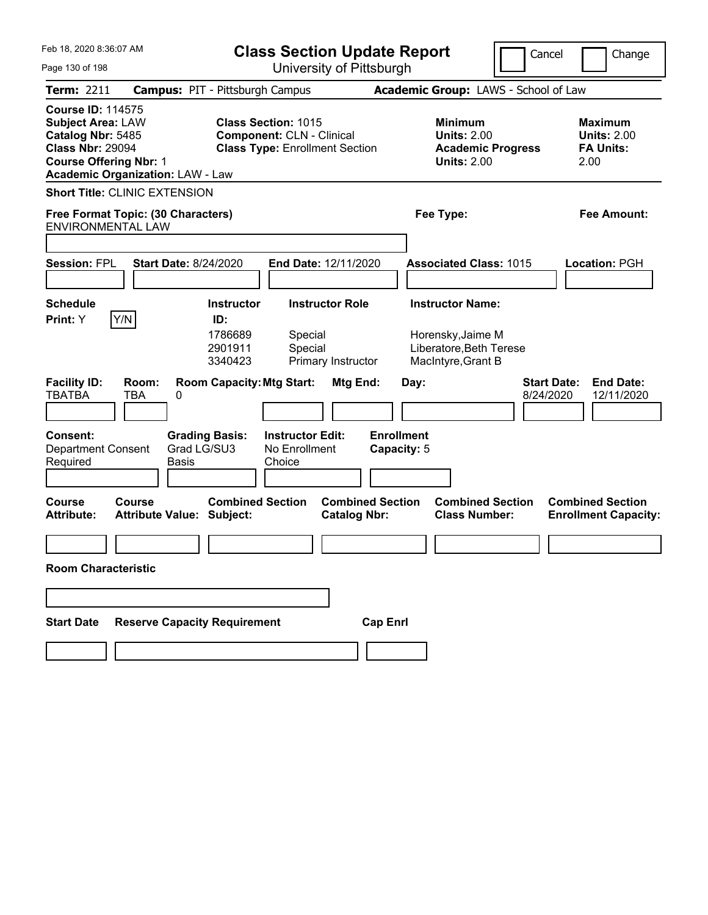Feb 18, 2020 8:36:07 AM

# Class Section Update Report

University of Pittsburgh

Cancel | Change

**Term:** 2211 **Campus:** PIT - Pittsburgh Campus **Academic Group:** LAWS - School of Law

**Course ID:** 114575
**Subject Area:** LAW
**Catalog Nbr:** 5485
**Class Nbr:** 29094
**Course Offering Nbr:** 1
**Academic Organization:** LAW - Law

**Class Section:** 1015
**Component:** CLN - Clinical
**Class Type:** Enrollment Section

**Minimum Units:** 2.00
**Academic Progress Units:** 2.00

**Maximum Units:** 2.00
**FA Units:** 2.00

**Short Title:** CLINIC EXTENSION

**Free Format Topic: (30 Characters)** ENVIRONMENTAL LAW

**Fee Type:**

**Fee Amount:**

**Session:** FPL **Start Date:** 8/24/2020 **End Date:** 12/11/2020 **Associated Class:** 1015 **Location:** PGH

**Schedule Print:** Y

| Instructor ID | Instructor Role | Instructor Name |
|---|---|---|
| 1786689 | Special | Horensky,Jaime M |
| 2901911 | Special | Liberatore,Beth Terese |
| 3340423 | Primary Instructor | MacIntyre,Grant B |

| Facility ID | Room | Room Capacity | Mtg Start | Mtg End | Day | Start Date | End Date |
|---|---|---|---|---|---|---|---|
| TBATBA | TBA | 0 | | | | 8/24/2020 | 12/11/2020 |

**Consent:** Department Consent Required
**Grading Basis:** Grad LG/SU3 Basis
**Instructor Edit:** No Enrollment Choice
**Enrollment Capacity:** 5

| Course Attribute | Course Attribute Value | Combined Section Subject | Combined Section Catalog Nbr | Combined Section Class Number | Combined Section Enrollment Capacity |
|---|---|---|---|---|---|
| | | | | | |

**Room Characteristic**

| Start Date | Reserve Capacity Requirement | Cap Enrl |
|---|---|---|
| | | |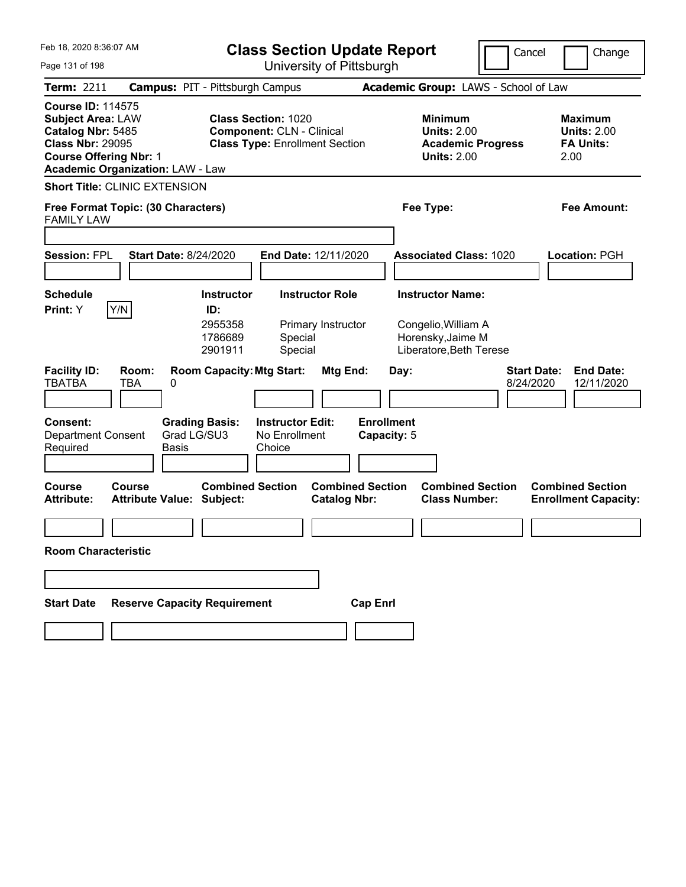Feb 18, 2020 8:36:07 AM

# Class Section Update Report

University of Pittsburgh

Cancel | Change

**Term:** 2211 **Campus:** PIT - Pittsburgh Campus **Academic Group:** LAWS - School of Law

**Course ID:** 114575
**Subject Area:** LAW
**Catalog Nbr:** 5485
**Class Nbr:** 29095
**Course Offering Nbr:** 1
**Academic Organization:** LAW - Law

**Class Section:** 1020
**Component:** CLN - Clinical
**Class Type:** Enrollment Section

**Minimum Units:** 2.00
**Academic Progress Units:** 2.00

**Maximum Units:** 2.00
**FA Units:** 2.00

**Short Title:** CLINIC EXTENSION

**Free Format Topic: (30 Characters)** FAMILY LAW

**Fee Type:**

**Fee Amount:**

**Session:** FPL **Start Date:** 8/24/2020 **End Date:** 12/11/2020 **Associated Class:** 1020 **Location:** PGH

**Schedule Print:** Y Y/N

| Instructor ID | Instructor Role | Instructor Name |
|---|---|---|
| 2955358 | Primary Instructor | Congelio,William A |
| 1786689 | Special | Horensky,Jaime M |
| 2901911 | Special | Liberatore,Beth Terese |

| Facility ID | Room | Room Capacity | Mtg Start | Mtg End | Day | Start Date | End Date |
|---|---|---|---|---|---|---|---|
| TBATBA | TBA | 0 | | | | 8/24/2020 | 12/11/2020 |

**Consent:** Department Consent Required
**Grading Basis:** Grad LG/SU3 Basis
**Instructor Edit:** No Enrollment Choice
**Enrollment Capacity:** 5

| Course Attribute | Course Attribute Value | Combined Section Subject | Combined Section Catalog Nbr | Combined Section Class Number | Combined Section Enrollment Capacity |
|---|---|---|---|---|---|
| | | | | | |

**Room Characteristic**

| Start Date | Reserve Capacity Requirement | Cap Enrl |
|---|---|---|
| | | |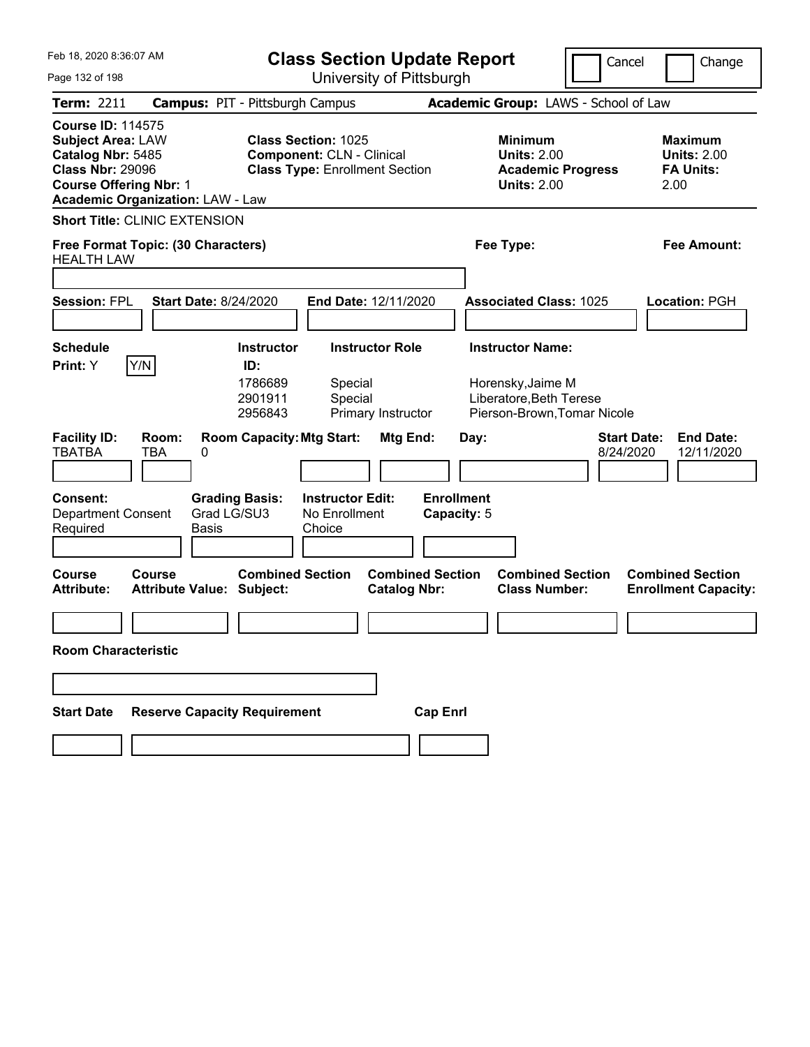# Class Section Update Report

University of Pittsburgh

Cancel | Change

**Term:** 2211 **Campus:** PIT - Pittsburgh Campus **Academic Group:** LAWS - School of Law

**Course ID:** 114575
**Subject Area:** LAW
**Catalog Nbr:** 5485
**Class Nbr:** 29096
**Course Offering Nbr:** 1
**Academic Organization:** LAW - Law

**Class Section:** 1025
**Component:** CLN - Clinical
**Class Type:** Enrollment Section

**Minimum**
**Units:** 2.00
**Academic Progress Units:** 2.00

**Maximum**
**Units:** 2.00
**FA Units:** 2.00

**Short Title:** CLINIC EXTENSION

**Free Format Topic: (30 Characters)**
HEALTH LAW

**Fee Type:** **Fee Amount:**

**Session:** FPL **Start Date:** 8/24/2020 **End Date:** 12/11/2020 **Associated Class:** 1025 **Location:** PGH

**Schedule**
**Print:** Y Y/N

| Instructor ID: | Instructor Role | Instructor Name: |
|---|---|---|
| 1786689 | Special | Horensky,Jaime M |
| 2901911 | Special | Liberatore,Beth Terese |
| 2956843 | Primary Instructor | Pierson-Brown,Tomar Nicole |

| Facility ID: | Room: | Room Capacity: | Mtg Start: | Mtg End: | Day: | Start Date: | End Date: |
|---|---|---|---|---|---|---|---|
| TBATBA | TBA | 0 | | | | 8/24/2020 | 12/11/2020 |

**Consent:** Department Consent Required
**Grading Basis:** Grad LG/SU3 Basis
**Instructor Edit:** No Enrollment Choice
**Enrollment Capacity:** 5

| Course Attribute: | Course Attribute Value: | Combined Section Subject: | Combined Section Catalog Nbr: | Combined Section Class Number: | Combined Section Enrollment Capacity: |
|---|---|---|---|---|---|
| | | | | | |

**Room Characteristic**

| Start Date | Reserve Capacity Requirement | Cap Enrl |
|---|---|---|
| | | |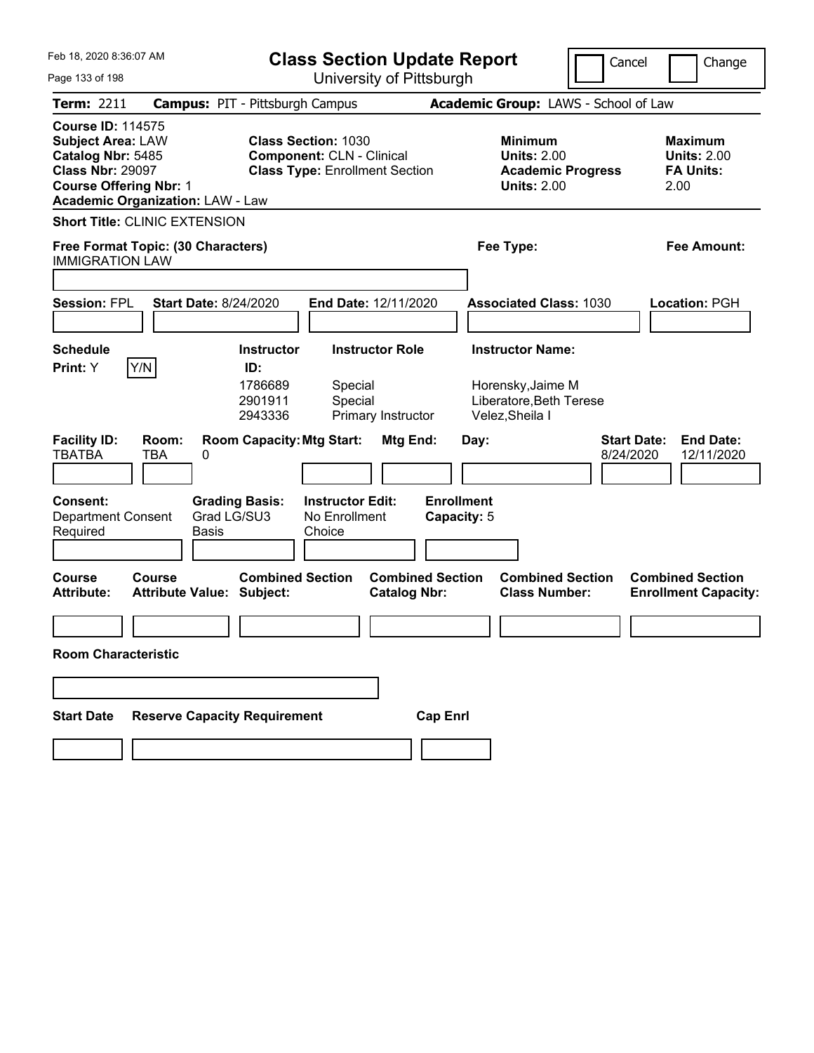# Class Section Update Report

University of Pittsburgh

Cancel | Change

**Term:** 2211 **Campus:** PIT - Pittsburgh Campus **Academic Group:** LAWS - School of Law

**Course ID:** 114575
**Subject Area:** LAW
**Catalog Nbr:** 5485
**Class Nbr:** 29097
**Course Offering Nbr:** 1
**Academic Organization:** LAW - Law

**Class Section:** 1030
**Component:** CLN - Clinical
**Class Type:** Enrollment Section

**Minimum Units:** 2.00
**Academic Progress Units:** 2.00

**Maximum Units:** 2.00
**FA Units:** 2.00

**Short Title:** CLINIC EXTENSION

**Free Format Topic: (30 Characters)**
IMMIGRATION LAW

**Fee Type:**

**Fee Amount:**

**Session:** FPL **Start Date:** 8/24/2020 **End Date:** 12/11/2020 **Associated Class:** 1030 **Location:** PGH

**Schedule Print:** Y Y/N

| Instructor ID: | Instructor Role | Instructor Name: |
|---|---|---|
| 1786689 | Special | Horensky,Jaime M |
| 2901911 | Special | Liberatore,Beth Terese |
| 2943336 | Primary Instructor | Velez,Sheila I |

| Facility ID: | Room: | Room Capacity: | Mtg Start: | Mtg End: | Day: | Start Date: | End Date: |
|---|---|---|---|---|---|---|---|
| TBATBA | TBA | 0 | | | | 8/24/2020 | 12/11/2020 |

**Consent:** Department Consent Required
**Grading Basis:** Grad LG/SU3 Basis
**Instructor Edit:** No Enrollment Choice
**Enrollment Capacity:** 5

| Course Attribute: | Course Attribute Value: | Combined Section Subject: | Combined Section Catalog Nbr: | Combined Section Class Number: | Combined Section Enrollment Capacity: |
|---|---|---|---|---|---|
| | | | | | |

**Room Characteristic**

| Start Date | Reserve Capacity Requirement | Cap Enrl |
|---|---|---|
| | | |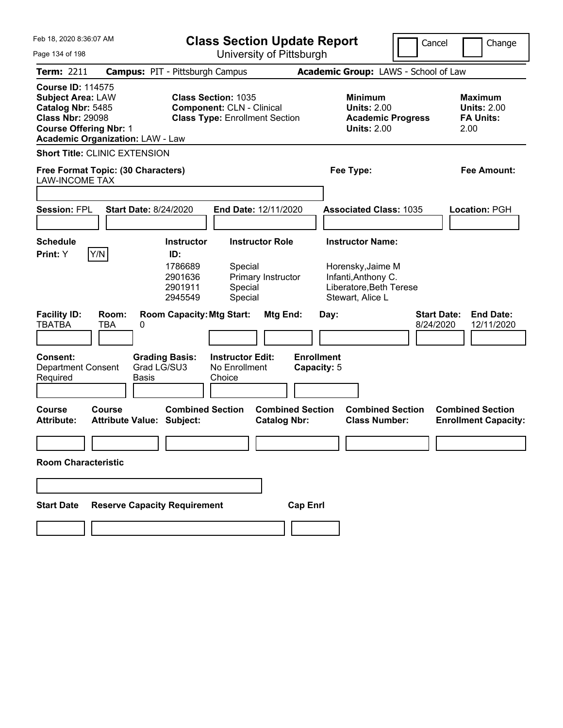Feb 18, 2020 8:36:07 AM

# Class Section Update Report

University of Pittsburgh

Cancel | Change

**Term:** 2211 **Campus:** PIT - Pittsburgh Campus **Academic Group:** LAWS - School of Law

**Course ID:** 114575
**Subject Area:** LAW
**Catalog Nbr:** 5485
**Class Nbr:** 29098
**Course Offering Nbr:** 1
**Academic Organization:** LAW - Law

**Class Section:** 1035
**Component:** CLN - Clinical
**Class Type:** Enrollment Section

**Minimum Units:** 2.00
**Academic Progress Units:** 2.00

**Maximum Units:** 2.00
**FA Units:** 2.00

**Short Title:** CLINIC EXTENSION

**Free Format Topic: (30 Characters)**
LAW-INCOME TAX

**Fee Type:**

**Fee Amount:**

**Session:** FPL **Start Date:** 8/24/2020 **End Date:** 12/11/2020 **Associated Class:** 1035 **Location:** PGH

**Schedule Print:** Y Y/N

| Instructor ID | Instructor Role | Instructor Name |
|---|---|---|
| 1786689 | Special | Horensky,Jaime M |
| 2901636 | Primary Instructor | Infanti,Anthony C. |
| 2901911 | Special | Liberatore,Beth Terese |
| 2945549 | Special | Stewart, Alice L |

| Facility ID: | Room: | Room Capacity: | Mtg Start: | Mtg End: | Day: | Start Date: | End Date: |
|---|---|---|---|---|---|---|---|
| TBATBA | TBA | 0 | | | | 8/24/2020 | 12/11/2020 |

**Consent:** Department Consent Required
**Grading Basis:** Grad LG/SU3 Basis
**Instructor Edit:** No Enrollment Choice
**Enrollment Capacity:** 5

| Course Attribute: | Course Attribute Value: | Combined Section Subject: | Combined Section Catalog Nbr: | Combined Section Class Number: | Combined Section Enrollment Capacity: |
|---|---|---|---|---|---|
| | | | | | |

**Room Characteristic**

| Start Date | Reserve Capacity Requirement | Cap Enrl |
|---|---|---|
| | | |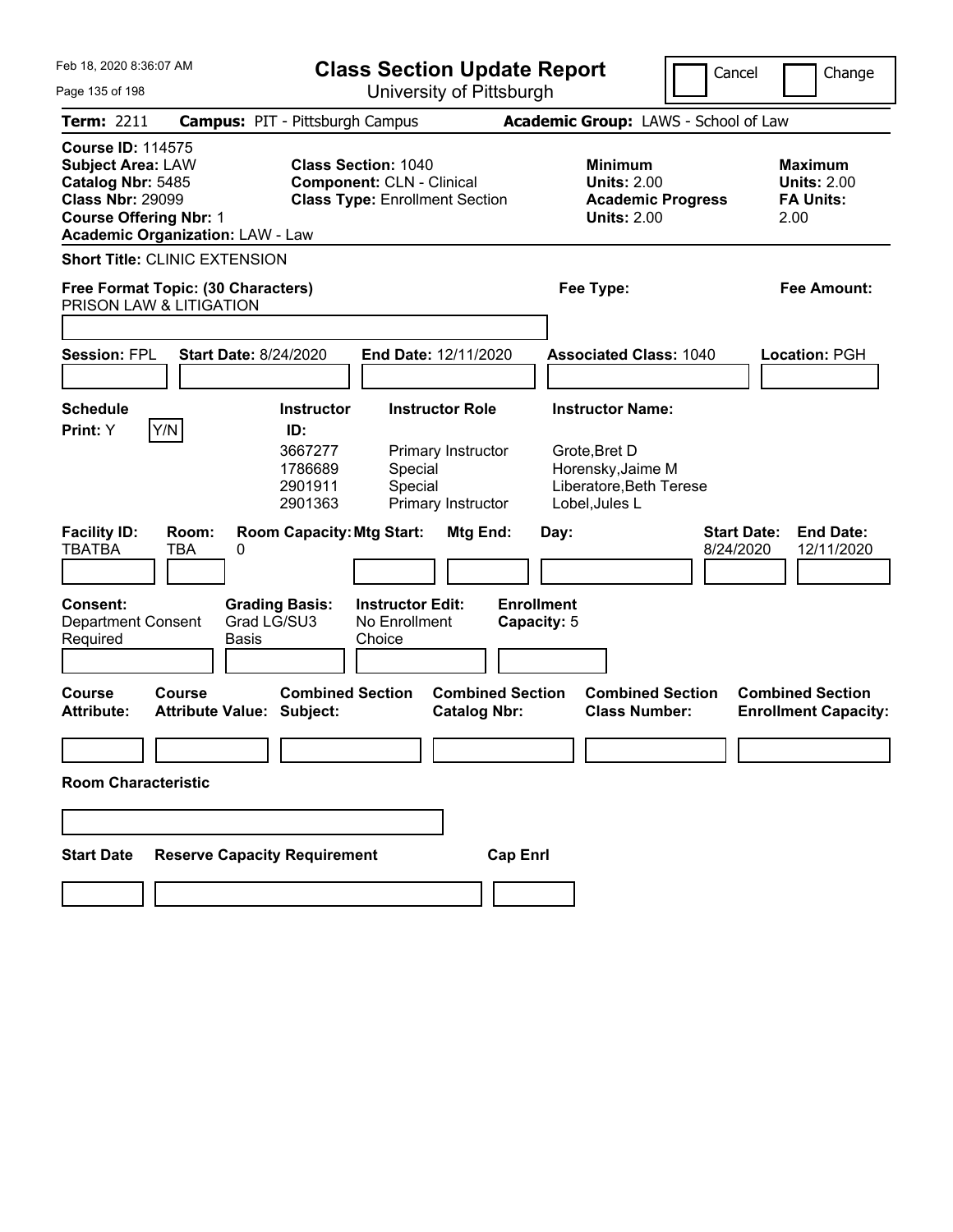# Class Section Update Report

University of Pittsburgh

Cancel | Change

Feb 18, 2020 8:36:07 AM

**Term:** 2211 **Campus:** PIT - Pittsburgh Campus **Academic Group:** LAWS - School of Law

**Course ID:** 114575
**Subject Area:** LAW
**Catalog Nbr:** 5485
**Class Nbr:** 29099
**Course Offering Nbr:** 1
**Academic Organization:** LAW - Law

**Class Section:** 1040
**Component:** CLN - Clinical
**Class Type:** Enrollment Section

**Minimum Units:** 2.00
**Academic Progress Units:** 2.00

**Maximum Units:** 2.00
**FA Units:** 2.00

**Short Title:** CLINIC EXTENSION

**Free Format Topic: (30 Characters)**
PRISON LAW & LITIGATION

**Fee Type:**

**Fee Amount:**

**Session:** FPL **Start Date:** 8/24/2020 **End Date:** 12/11/2020 **Associated Class:** 1040 **Location:** PGH

**Schedule Print:** Y Y/N

| Instructor ID: | Instructor Role | Instructor Name: |
|---|---|---|
| 3667277 | Primary Instructor | Grote,Bret D |
| 1786689 | Special | Horensky,Jaime M |
| 2901911 | Special | Liberatore,Beth Terese |
| 2901363 | Primary Instructor | Lobel,Jules L |

| Facility ID: | Room: | Room Capacity: | Mtg Start: | Mtg End: | Day: | Start Date: | End Date: |
|---|---|---|---|---|---|---|---|
| TBATBA | TBA | 0 | | | | 8/24/2020 | 12/11/2020 |

**Consent:** Department Consent Required
**Grading Basis:** Grad LG/SU3 Basis
**Instructor Edit:** No Enrollment Choice
**Enrollment Capacity:** 5

| Course Attribute: | Course Attribute Value: | Combined Section Subject: | Combined Section Catalog Nbr: | Combined Section Class Number: | Combined Section Enrollment Capacity: |
|---|---|---|---|---|---|
| | | | | | |

**Room Characteristic**

| Start Date | Reserve Capacity Requirement | Cap Enrl |
|---|---|---|
| | | |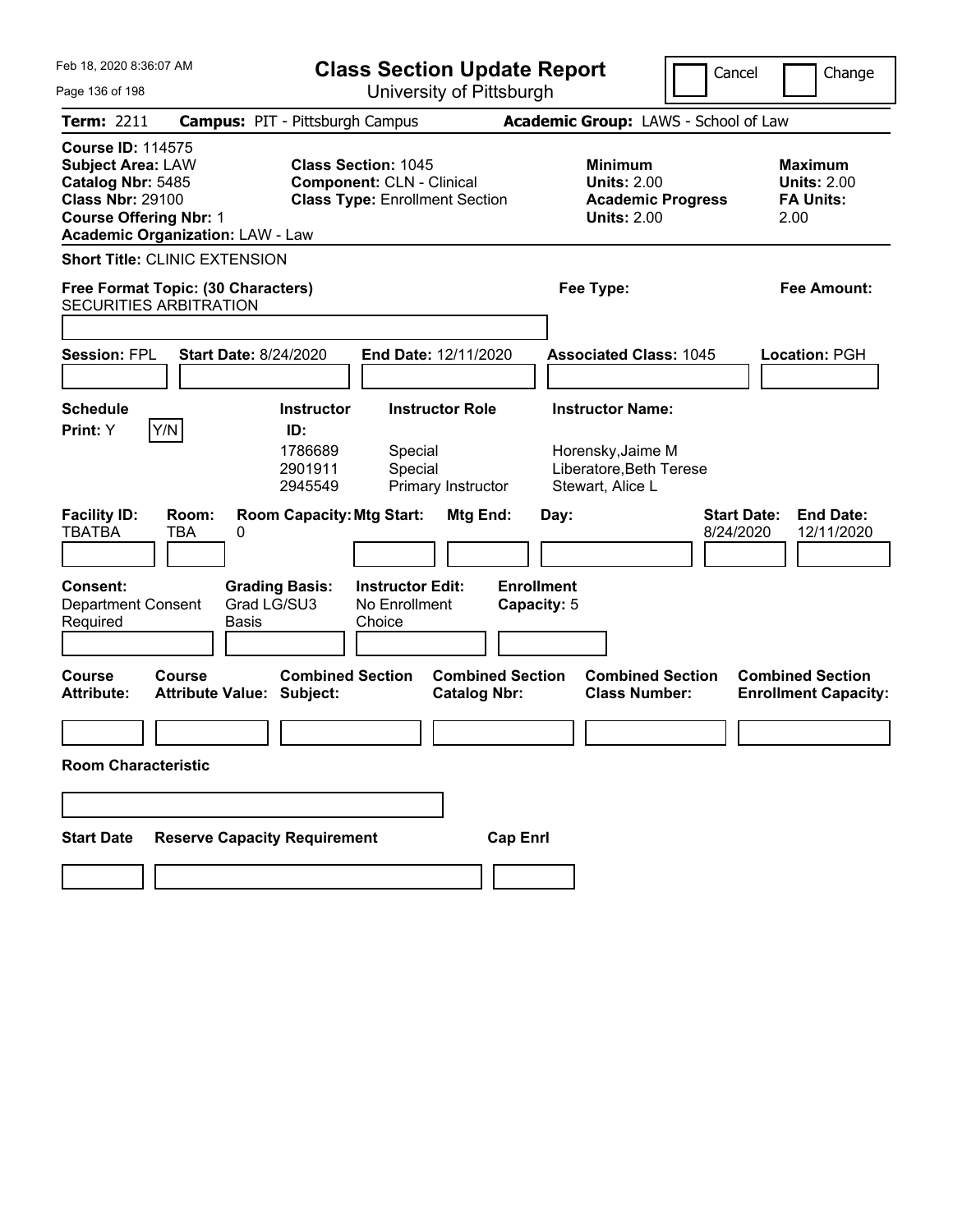# Class Section Update Report

University of Pittsburgh

Cancel | Change

**Term:** 2211 **Campus:** PIT - Pittsburgh Campus **Academic Group:** LAWS - School of Law

**Course ID:** 114575
**Subject Area:** LAW
**Catalog Nbr:** 5485
**Class Nbr:** 29100
**Course Offering Nbr:** 1
**Academic Organization:** LAW - Law

**Class Section:** 1045
**Component:** CLN - Clinical
**Class Type:** Enrollment Section

**Minimum Units:** 2.00
**Academic Progress Units:** 2.00

**Maximum Units:** 2.00
**FA Units:** 2.00

**Short Title:** CLINIC EXTENSION

**Free Format Topic: (30 Characters)**
SECURITIES ARBITRATION

**Fee Type:**

**Fee Amount:**

**Session:** FPL **Start Date:** 8/24/2020 **End Date:** 12/11/2020 **Associated Class:** 1045 **Location:** PGH

**Schedule Print:** Y Y/N

| Instructor ID | Instructor Role | Instructor Name |
|---|---|---|
| 1786689 | Special | Horensky,Jaime M |
| 2901911 | Special | Liberatore,Beth Terese |
| 2945549 | Primary Instructor | Stewart, Alice L |

| Facility ID | Room | Room Capacity | Mtg Start | Mtg End | Day | Start Date | End Date |
|---|---|---|---|---|---|---|---|
| TBATBA | TBA | 0 | | | | 8/24/2020 | 12/11/2020 |

**Consent:** Department Consent Required
**Grading Basis:** Grad LG/SU3 Basis
**Instructor Edit:** No Enrollment Choice
**Enrollment Capacity:** 5

| Course Attribute | Course Attribute Value | Combined Section Subject | Combined Section Catalog Nbr | Combined Section Class Number | Combined Section Enrollment Capacity |
|---|---|---|---|---|---|
| | | | | | |

**Room Characteristic**

| Start Date | Reserve Capacity Requirement | Cap Enrl |
|---|---|---|
| | | |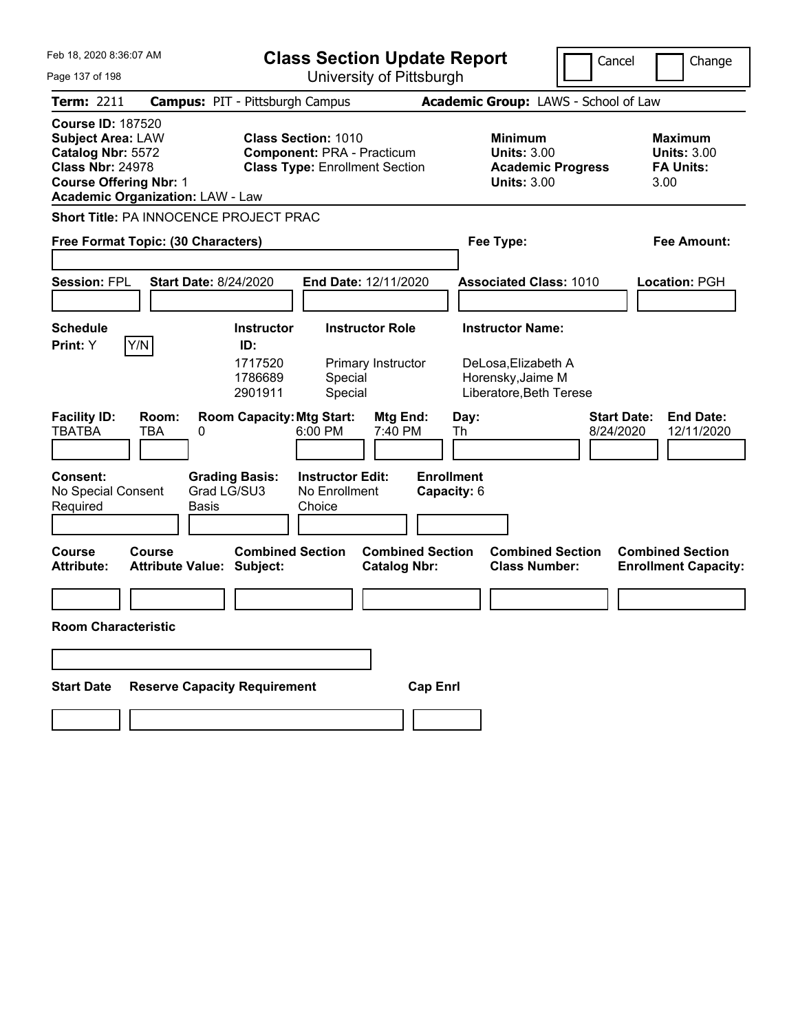Feb 18, 2020 8:36:07 AM

# Class Section Update Report

University of Pittsburgh

Cancel | Change

**Term:** 2211 **Campus:** PIT - Pittsburgh Campus **Academic Group:** LAWS - School of Law

**Course ID:** 187520
**Subject Area:** LAW
**Catalog Nbr:** 5572
**Class Nbr:** 24978
**Course Offering Nbr:** 1
**Academic Organization:** LAW - Law

**Class Section:** 1010
**Component:** PRA - Practicum
**Class Type:** Enrollment Section

**Minimum Units:** 3.00
**Academic Progress Units:** 3.00

**Maximum Units:** 3.00
**FA Units:** 3.00

**Short Title:** PA INNOCENCE PROJECT PRAC

**Free Format Topic: (30 Characters)** | **Fee Type:** | **Fee Amount:**

**Session:** FPL **Start Date:** 8/24/2020 **End Date:** 12/11/2020 **Associated Class:** 1010 **Location:** PGH

**Schedule Print:** Y [Y/N]

| Instructor ID: | Instructor Role | Instructor Name: |
|---|---|---|
| 1717520 | Primary Instructor | DeLosa,Elizabeth A |
| 1786689 | Special | Horensky,Jaime M |
| 2901911 | Special | Liberatore,Beth Terese |

| Facility ID: | Room: | Room Capacity: | Mtg Start: | Mtg End: | Day: | Start Date: | End Date: |
|---|---|---|---|---|---|---|---|
| TBATBA | TBA | 0 | 6:00 PM | 7:40 PM | Th | 8/24/2020 | 12/11/2020 |

**Consent:** No Special Consent Required
**Grading Basis:** Grad LG/SU3 Basis
**Instructor Edit:** No Enrollment Choice
**Enrollment Capacity:** 6

| Course Attribute: | Course Attribute Value: | Combined Section Subject: | Combined Section Catalog Nbr: | Combined Section Class Number: | Combined Section Enrollment Capacity: |
|---|---|---|---|---|---|
| | | | | | |

**Room Characteristic**

| Start Date | Reserve Capacity Requirement | Cap Enrl |
|---|---|---|
| | | |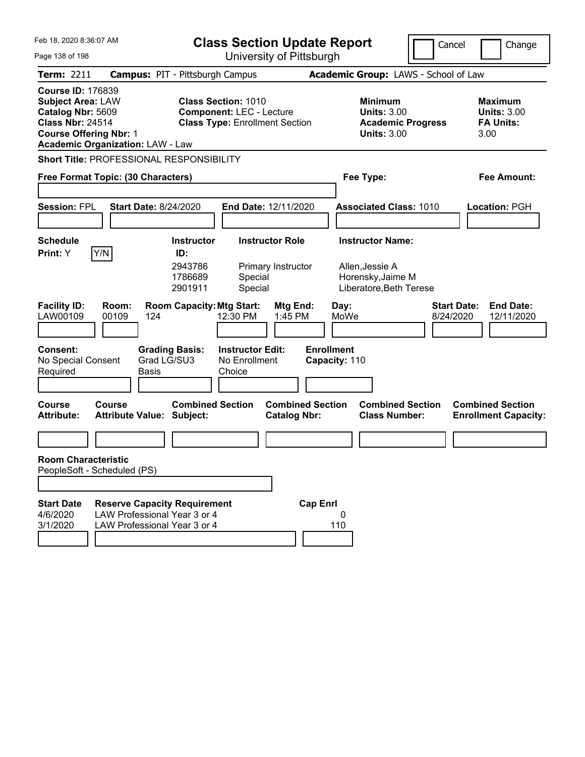# Class Section Update Report

University of Pittsburgh

Feb 18, 2020 8:36:07 AM

Cancel | Change

**Term:** 2211 **Campus:** PIT - Pittsburgh Campus **Academic Group:** LAWS - School of Law

**Course ID:** 176839
**Subject Area:** LAW
**Catalog Nbr:** 5609
**Class Nbr:** 24514
**Course Offering Nbr:** 1
**Academic Organization:** LAW - Law

**Class Section:** 1010
**Component:** LEC - Lecture
**Class Type:** Enrollment Section

**Minimum Units:** 3.00
**Academic Progress Units:** 3.00

**Maximum Units:** 3.00
**FA Units:** 3.00

**Short Title:** PROFESSIONAL RESPONSIBILITY

**Free Format Topic: (30 Characters)**

**Fee Type:**

**Fee Amount:**

**Session:** FPL **Start Date:** 8/24/2020 **End Date:** 12/11/2020 **Associated Class:** 1010 **Location:** PGH

**Schedule Print:** Y Y/N

| Instructor ID | Instructor Role | Instructor Name |
|---|---|---|
| 2943786 | Primary Instructor | Allen,Jessie A |
| 1786689 | Special | Horensky,Jaime M |
| 2901911 | Special | Liberatore,Beth Terese |

| Facility ID | Room | Room Capacity | Mtg Start | Mtg End | Day | Start Date | End Date |
|---|---|---|---|---|---|---|---|
| LAW00109 | 00109 | 124 | 12:30 PM | 1:45 PM | MoWe | 8/24/2020 | 12/11/2020 |

**Consent:** No Special Consent Required
**Grading Basis:** Grad LG/SU3 Basis
**Instructor Edit:** No Enrollment Choice
**Enrollment Capacity:** 110

| Course Attribute | Course Attribute Value | Combined Section Subject | Combined Section Catalog Nbr | Combined Section Class Number | Combined Section Enrollment Capacity |
|---|---|---|---|---|---|
| | | | | | |

**Room Characteristic**
PeopleSoft - Scheduled (PS)

| Start Date | Reserve Capacity Requirement | Cap Enrl |
|---|---|---|
| 4/6/2020 | LAW Professional Year 3 or 4 | 0 |
| 3/1/2020 | LAW Professional Year 3 or 4 | 110 |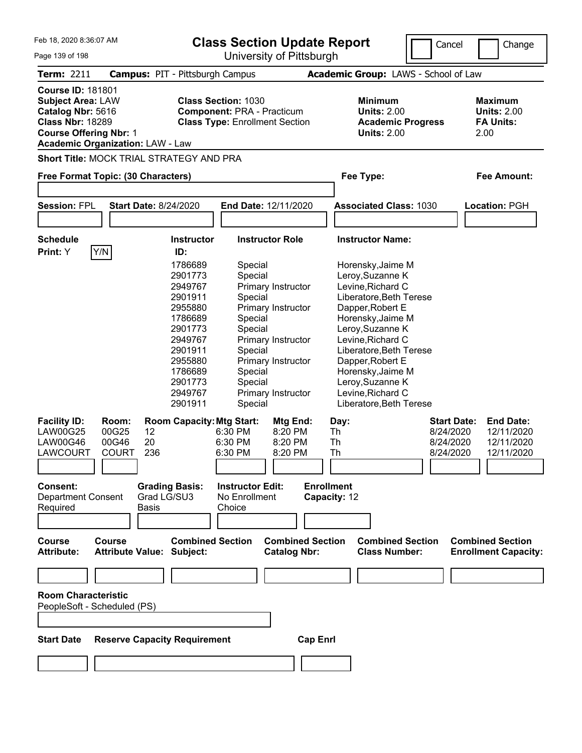Feb 18, 2020 8:36:07 AM

# Class Section Update Report

University of Pittsburgh

Cancel | Change

**Term:** 2211 **Campus:** PIT - Pittsburgh Campus **Academic Group:** LAWS - School of Law

**Course ID:** 181801
**Subject Area:** LAW
**Catalog Nbr:** 5616
**Class Nbr:** 18289
**Course Offering Nbr:** 1
**Academic Organization:** LAW - Law

**Class Section:** 1030
**Component:** PRA - Practicum
**Class Type:** Enrollment Section

**Minimum Units:** 2.00
**Academic Progress Units:** 2.00

**Maximum Units:** 2.00
**FA Units:** 2.00

**Short Title:** MOCK TRIAL STRATEGY AND PRA

**Free Format Topic: (30 Characters)**

**Fee Type:**

**Fee Amount:**

**Session:** FPL **Start Date:** 8/24/2020 **End Date:** 12/11/2020 **Associated Class:** 1030 **Location:** PGH

**Schedule Print:** Y

| Instructor ID | Instructor Role | Instructor Name |
|---|---|---|
| 1786689 | Special | Horensky,Jaime M |
| 2901773 | Special | Leroy,Suzanne K |
| 2949767 | Primary Instructor | Levine,Richard C |
| 2901911 | Special | Liberatore,Beth Terese |
| 2955880 | Primary Instructor | Dapper,Robert E |
| 1786689 | Special | Horensky,Jaime M |
| 2901773 | Special | Leroy,Suzanne K |
| 2949767 | Primary Instructor | Levine,Richard C |
| 2901911 | Special | Liberatore,Beth Terese |
| 2955880 | Primary Instructor | Dapper,Robert E |
| 1786689 | Special | Horensky,Jaime M |
| 2901773 | Special | Leroy,Suzanne K |
| 2949767 | Primary Instructor | Levine,Richard C |
| 2901911 | Special | Liberatore,Beth Terese |

| Facility ID: | Room: | Room Capacity: | Mtg Start: | Mtg End: | Day: | Start Date: | End Date: |
|---|---|---|---|---|---|---|---|
| LAW00G25 | 00G25 | 12 | 6:30 PM | 8:20 PM | Th | 8/24/2020 | 12/11/2020 |
| LAW00G46 | 00G46 | 20 | 6:30 PM | 8:20 PM | Th | 8/24/2020 | 12/11/2020 |
| LAWCOURT | COURT | 236 | 6:30 PM | 8:20 PM | Th | 8/24/2020 | 12/11/2020 |

**Consent:** Department Consent Required

**Grading Basis:** Grad LG/SU3 Basis

**Instructor Edit:** No Enrollment Choice

**Enrollment Capacity:** 12

| Course Attribute: | Course Attribute Value: | Combined Section Subject: | Combined Section Catalog Nbr: | Combined Section Class Number: | Combined Section Enrollment Capacity: |
|---|---|---|---|---|---|
| | | | | | |

**Room Characteristic**
PeopleSoft - Scheduled (PS)

| Start Date | Reserve Capacity Requirement | Cap Enrl |
|---|---|---|
| | | |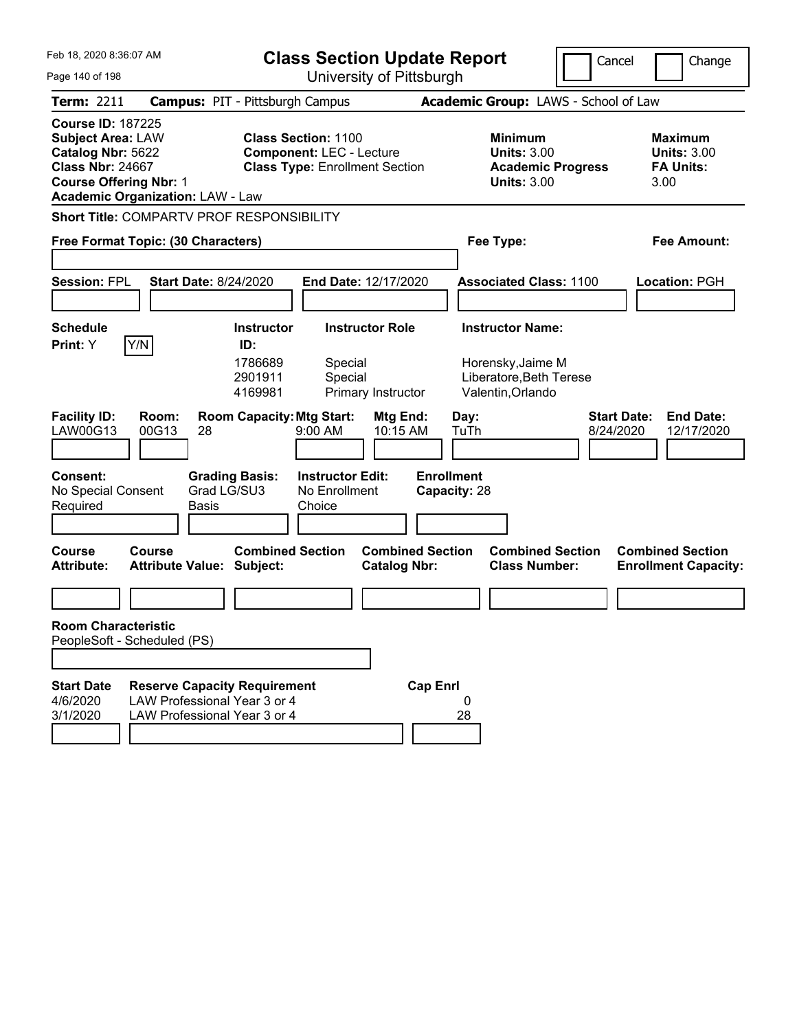Feb 18, 2020 8:36:07 AM

# Class Section Update Report

University of Pittsburgh

Cancel | Change

**Term:** 2211 **Campus:** PIT - Pittsburgh Campus **Academic Group:** LAWS - School of Law

**Course ID:** 187225
**Subject Area:** LAW
**Catalog Nbr:** 5622
**Class Nbr:** 24667
**Course Offering Nbr:** 1
**Academic Organization:** LAW - Law

**Class Section:** 1100
**Component:** LEC - Lecture
**Class Type:** Enrollment Section

**Minimum Units:** 3.00
**Academic Progress Units:** 3.00

**Maximum Units:** 3.00
**FA Units:** 3.00

**Short Title:** COMPARTV PROF RESPONSIBILITY

**Free Format Topic: (30 Characters)**

**Fee Type:**

**Fee Amount:**

**Session:** FPL **Start Date:** 8/24/2020 **End Date:** 12/17/2020 **Associated Class:** 1100 **Location:** PGH

**Schedule Print:** Y Y/N

| Instructor ID | Instructor Role | Instructor Name |
|---|---|---|
| 1786689 | Special | Horensky,Jaime M |
| 2901911 | Special | Liberatore,Beth Terese |
| 4169981 | Primary Instructor | Valentin,Orlando |

| Facility ID | Room | Room Capacity | Mtg Start | Mtg End | Day | Start Date | End Date |
|---|---|---|---|---|---|---|---|
| LAW00G13 | 00G13 | 28 | 9:00 AM | 10:15 AM | TuTh | 8/24/2020 | 12/17/2020 |

**Consent:** No Special Consent Required
**Grading Basis:** Grad LG/SU3 Basis
**Instructor Edit:** No Enrollment Choice
**Enrollment Capacity:** 28

| Course Attribute | Course Attribute Value | Combined Section Subject | Combined Section Catalog Nbr | Combined Section Class Number | Combined Section Enrollment Capacity |
|---|---|---|---|---|---|
| | | | | | |

**Room Characteristic**
PeopleSoft - Scheduled (PS)

| Start Date | Reserve Capacity Requirement | Cap Enrl |
|---|---|---|
| 4/6/2020 | LAW Professional Year 3 or 4 | 0 |
| 3/1/2020 | LAW Professional Year 3 or 4 | 28 |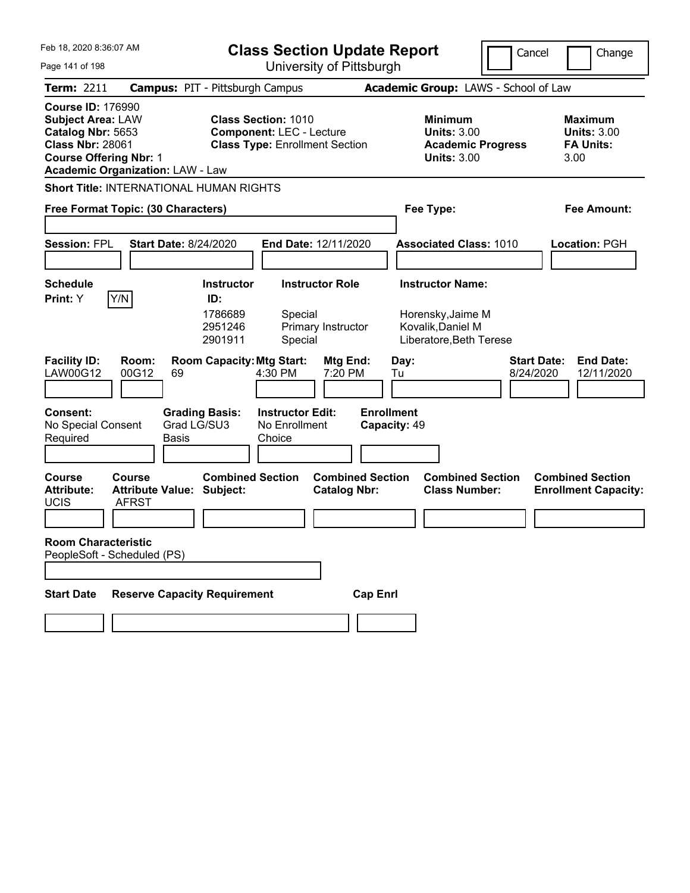Feb 18, 2020 8:36:07 AM

# Class Section Update Report

University of Pittsburgh

Cancel | Change

**Term:** 2211 **Campus:** PIT - Pittsburgh Campus **Academic Group:** LAWS - School of Law

**Course ID:** 176990
**Subject Area:** LAW
**Catalog Nbr:** 5653
**Class Nbr:** 28061
**Course Offering Nbr:** 1
**Academic Organization:** LAW - Law

**Class Section:** 1010
**Component:** LEC - Lecture
**Class Type:** Enrollment Section

**Minimum Units:** 3.00
**Academic Progress Units:** 3.00

**Maximum Units:** 3.00
**FA Units:** 3.00

**Short Title:** INTERNATIONAL HUMAN RIGHTS

**Free Format Topic: (30 Characters)**

**Fee Type:**

**Fee Amount:**

**Session:** FPL **Start Date:** 8/24/2020 **End Date:** 12/11/2020 **Associated Class:** 1010 **Location:** PGH

**Schedule Print:** Y Y/N

| Instructor ID | Instructor Role | Instructor Name |
|---|---|---|
| 1786689 | Special | Horensky,Jaime M |
| 2951246 | Primary Instructor | Kovalik,Daniel M |
| 2901911 | Special | Liberatore,Beth Terese |

| Facility ID | Room | Room Capacity | Mtg Start | Mtg End | Day | Start Date | End Date |
|---|---|---|---|---|---|---|---|
| LAW00G12 | 00G12 | 69 | 4:30 PM | 7:20 PM | Tu | 8/24/2020 | 12/11/2020 |

**Consent:** No Special Consent Required
**Grading Basis:** Grad LG/SU3 Basis
**Instructor Edit:** No Enrollment Choice
**Enrollment Capacity:** 49

| Course Attribute | Course Attribute Value | Combined Section Subject | Combined Section Catalog Nbr | Combined Section Class Number | Combined Section Enrollment Capacity |
|---|---|---|---|---|---|
| UCIS | AFRST | | | | |

**Room Characteristic**
PeopleSoft - Scheduled (PS)

| Start Date | Reserve Capacity Requirement | Cap Enrl |
|---|---|---|
| | | |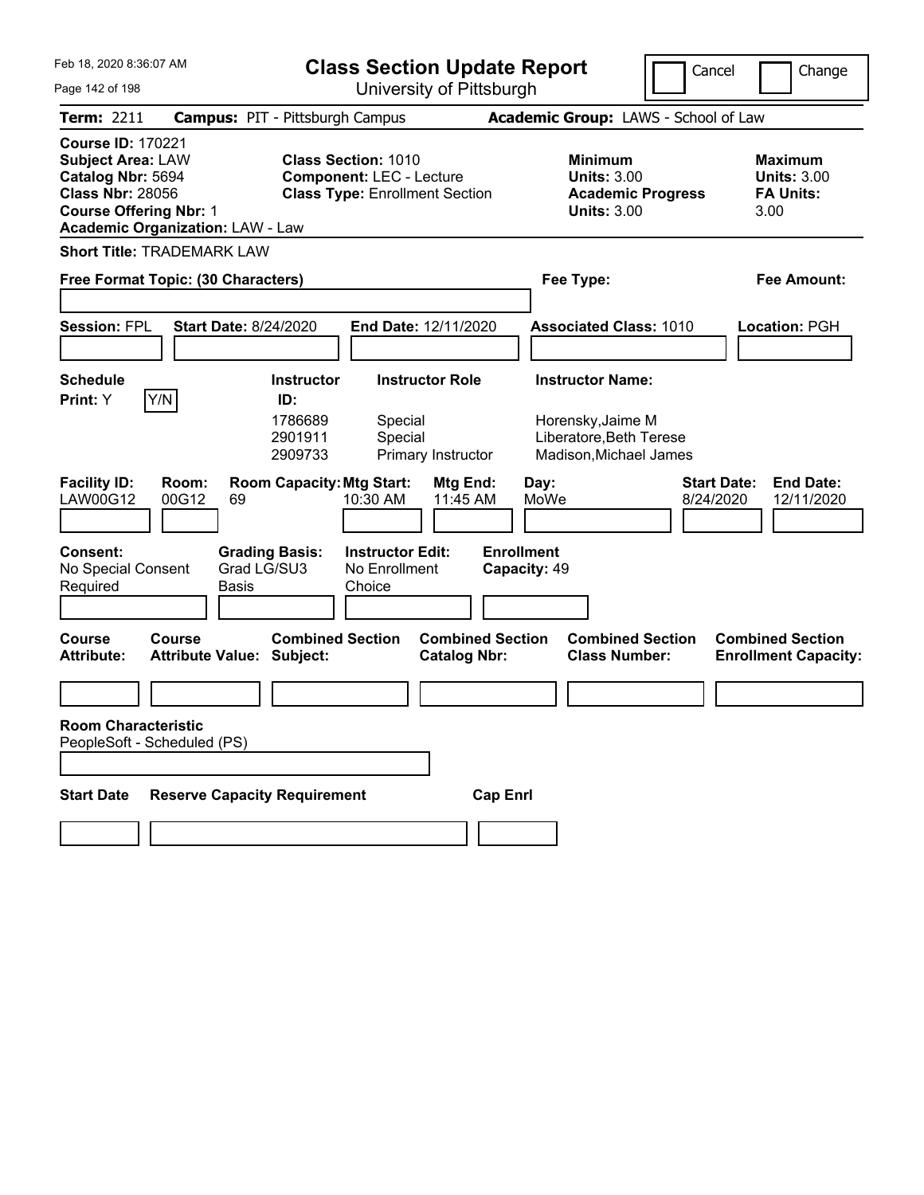# Class Section Update Report

University of Pittsburgh

Feb 18, 2020 8:36:07 AM

Cancel | Change

**Term:** 2211 **Campus:** PIT - Pittsburgh Campus **Academic Group:** LAWS - School of Law

**Course ID:** 170221
**Subject Area:** LAW
**Catalog Nbr:** 5694
**Class Nbr:** 28056
**Course Offering Nbr:** 1
**Academic Organization:** LAW - Law

**Class Section:** 1010
**Component:** LEC - Lecture
**Class Type:** Enrollment Section

**Minimum Units:** 3.00
**Academic Progress Units:** 3.00

**Maximum Units:** 3.00
**FA Units:** 3.00

**Short Title:** TRADEMARK LAW

**Free Format Topic: (30 Characters)**

**Fee Type:**

**Fee Amount:**

**Session:** FPL **Start Date:** 8/24/2020 **End Date:** 12/11/2020 **Associated Class:** 1010 **Location:** PGH

**Schedule Print:** Y Y/N

| Instructor ID: | Instructor Role | Instructor Name: |
|---|---|---|
| 1786689 | Special | Horensky,Jaime M |
| 2901911 | Special | Liberatore,Beth Terese |
| 2909733 | Primary Instructor | Madison,Michael James |

| Facility ID: | Room: | Room Capacity: | Mtg Start: | Mtg End: | Day: | Start Date: | End Date: |
|---|---|---|---|---|---|---|---|
| LAW00G12 | 00G12 | 69 | 10:30 AM | 11:45 AM | MoWe | 8/24/2020 | 12/11/2020 |

**Consent:** No Special Consent Required
**Grading Basis:** Grad LG/SU3 Basis
**Instructor Edit:** No Enrollment Choice
**Enrollment Capacity:** 49

| Course Attribute: | Course Attribute Value: | Combined Section Subject: | Combined Section Catalog Nbr: | Combined Section Class Number: | Combined Section Enrollment Capacity: |
|---|---|---|---|---|---|
| | | | | | |

**Room Characteristic**
PeopleSoft - Scheduled (PS)

| Start Date | Reserve Capacity Requirement | Cap Enrl |
|---|---|---|
| | | |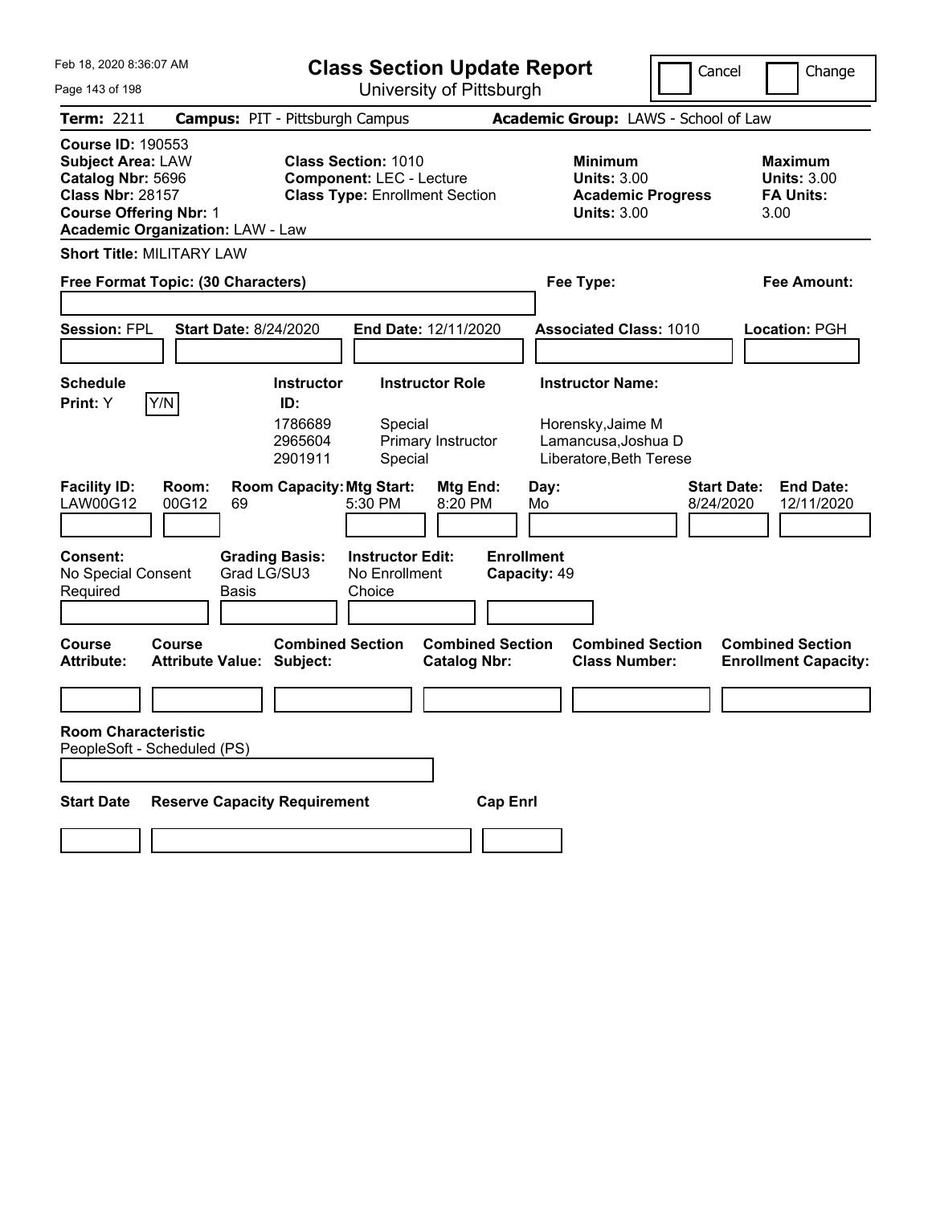Feb 18, 2020 8:36:07 AM

# Class Section Update Report

University of Pittsburgh

Cancel | Change

**Term:** 2211 **Campus:** PIT - Pittsburgh Campus **Academic Group:** LAWS - School of Law

**Course ID:** 190553
**Subject Area:** LAW
**Catalog Nbr:** 5696
**Class Nbr:** 28157
**Course Offering Nbr:** 1
**Academic Organization:** LAW - Law

**Class Section:** 1010
**Component:** LEC - Lecture
**Class Type:** Enrollment Section

**Minimum Units:** 3.00
**Academic Progress Units:** 3.00

**Maximum Units:** 3.00
**FA Units:** 3.00

**Short Title:** MILITARY LAW

**Free Format Topic: (30 Characters)**

**Fee Type:**

**Fee Amount:**

**Session:** FPL **Start Date:** 8/24/2020 **End Date:** 12/11/2020 **Associated Class:** 1010 **Location:** PGH

**Schedule Print:** Y Y/N

| Instructor ID: | Instructor Role | Instructor Name: |
|---|---|---|
| 1786689 | Special | Horensky,Jaime M |
| 2965604 | Primary Instructor | Lamancusa,Joshua D |
| 2901911 | Special | Liberatore,Beth Terese |

| Facility ID: | Room: | Room Capacity: | Mtg Start: | Mtg End: | Day: | Start Date: | End Date: |
|---|---|---|---|---|---|---|---|
| LAW00G12 | 00G12 | 69 | 5:30 PM | 8:20 PM | Mo | 8/24/2020 | 12/11/2020 |

**Consent:** No Special Consent Required
**Grading Basis:** Grad LG/SU3 Basis
**Instructor Edit:** No Enrollment Choice
**Enrollment Capacity:** 49

| Course Attribute: | Course Attribute Value: | Combined Section Subject: | Combined Section Catalog Nbr: | Combined Section Class Number: | Combined Section Enrollment Capacity: |
|---|---|---|---|---|---|
| | | | | | |

**Room Characteristic**
PeopleSoft - Scheduled (PS)

| Start Date | Reserve Capacity Requirement | Cap Enrl |
|---|---|---|
| | | |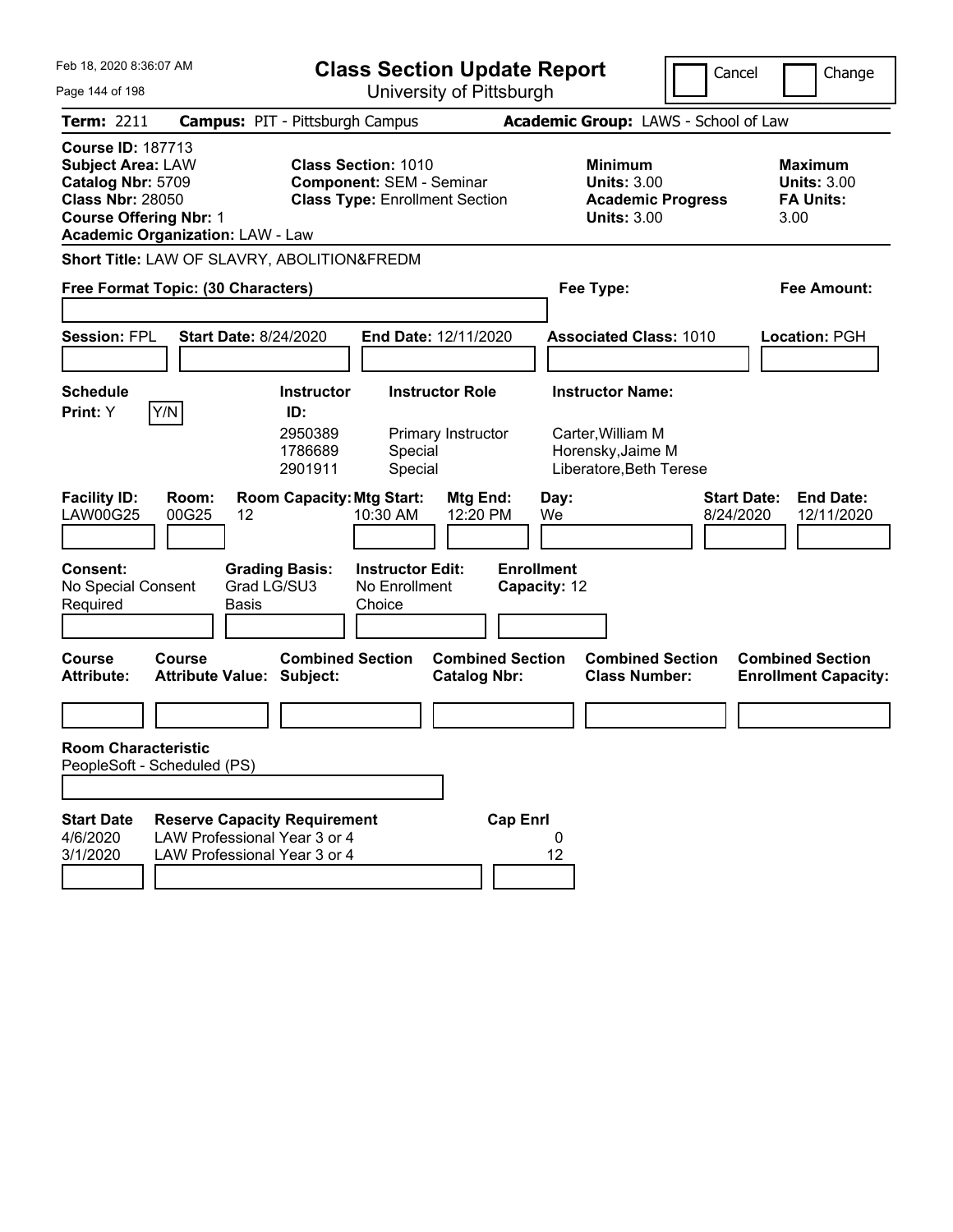Feb 18, 2020 8:36:07 AM

# Class Section Update Report

University of Pittsburgh

Cancel | Change

**Term:** 2211 **Campus:** PIT - Pittsburgh Campus **Academic Group:** LAWS - School of Law

**Course ID:** 187713
**Subject Area:** LAW
**Catalog Nbr:** 5709
**Class Nbr:** 28050
**Course Offering Nbr:** 1
**Academic Organization:** LAW - Law

**Class Section:** 1010
**Component:** SEM - Seminar
**Class Type:** Enrollment Section

**Minimum Units:** 3.00
**Academic Progress Units:** 3.00

**Maximum Units:** 3.00
**FA Units:** 3.00

**Short Title:** LAW OF SLAVRY, ABOLITION&FREDM

**Free Format Topic: (30 Characters)**

**Fee Type:**

**Fee Amount:**

**Session:** FPL **Start Date:** 8/24/2020 **End Date:** 12/11/2020 **Associated Class:** 1010 **Location:** PGH

**Schedule Print:** Y [Y/N]

| Instructor ID | Instructor Role | Instructor Name |
|---|---|---|
| 2950389 | Primary Instructor | Carter,William M |
| 1786689 | Special | Horensky,Jaime M |
| 2901911 | Special | Liberatore,Beth Terese |

| Facility ID | Room | Room Capacity | Mtg Start | Mtg End | Day | Start Date | End Date |
|---|---|---|---|---|---|---|---|
| LAW00G25 | 00G25 | 12 | 10:30 AM | 12:20 PM | We | 8/24/2020 | 12/11/2020 |

**Consent:** No Special Consent Required
**Grading Basis:** Grad LG/SU3 Basis
**Instructor Edit:** No Enrollment Choice
**Enrollment Capacity:** 12

| Course Attribute | Course Attribute Value | Combined Section Subject | Combined Section Catalog Nbr | Combined Section Class Number | Combined Section Enrollment Capacity |
|---|---|---|---|---|---|
| | | | | | |

**Room Characteristic**
PeopleSoft - Scheduled (PS)

| Start Date | Reserve Capacity Requirement | Cap Enrl |
|---|---|---|
| 4/6/2020 | LAW Professional Year 3 or 4 | 0 |
| 3/1/2020 | LAW Professional Year 3 or 4 | 12 |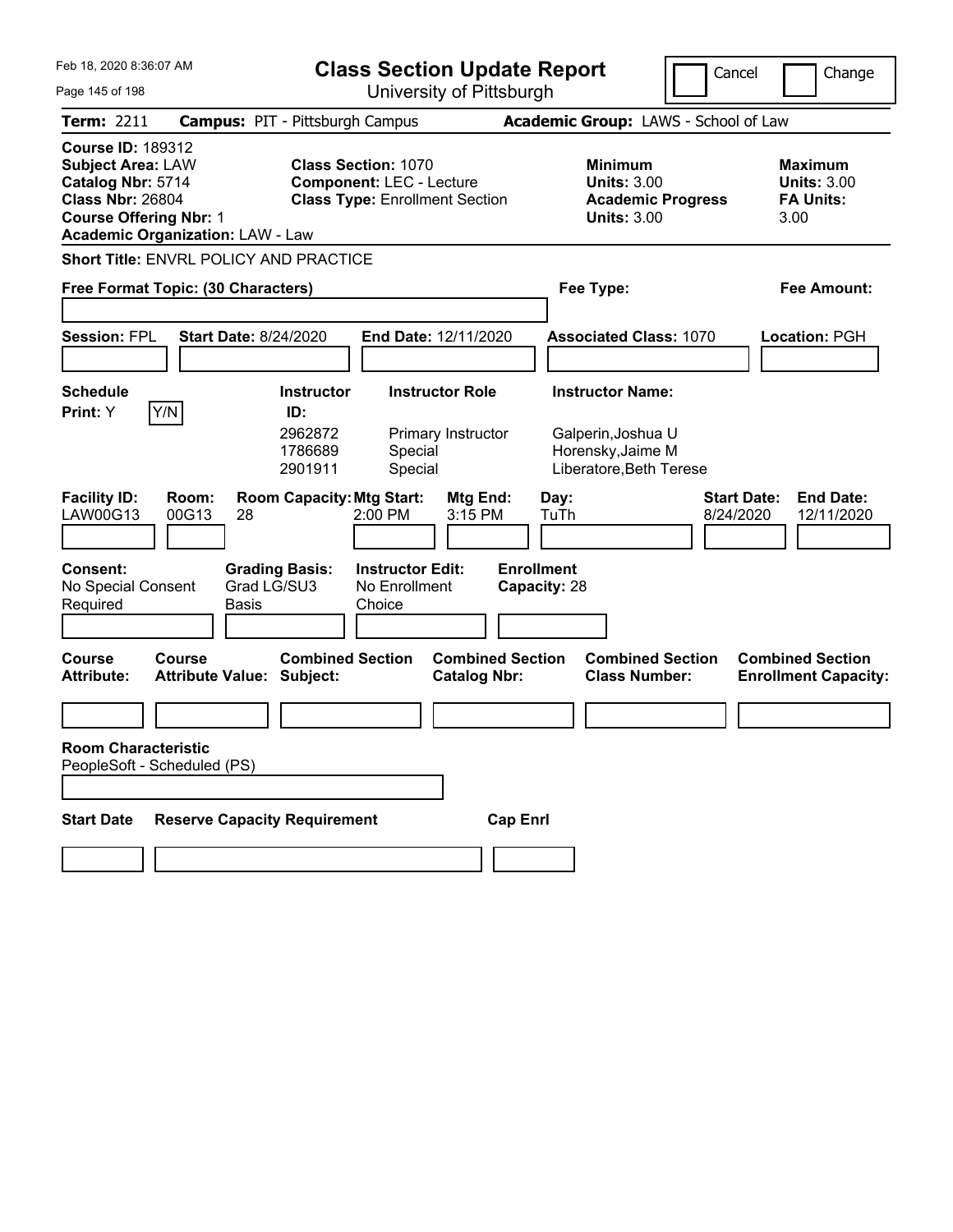# Class Section Update Report

University of Pittsburgh

Feb 18, 2020 8:36:07 AM

Cancel | Change

**Term:** 2211 **Campus:** PIT - Pittsburgh Campus **Academic Group:** LAWS - School of Law

**Course ID:** 189312
**Subject Area:** LAW
**Catalog Nbr:** 5714
**Class Nbr:** 26804
**Course Offering Nbr:** 1
**Academic Organization:** LAW - Law

**Class Section:** 1070
**Component:** LEC - Lecture
**Class Type:** Enrollment Section

**Minimum Units:** 3.00
**Academic Progress Units:** 3.00

**Maximum Units:** 3.00
**FA Units:** 3.00

**Short Title:** ENVRL POLICY AND PRACTICE

**Free Format Topic: (30 Characters)**

**Fee Type:**

**Fee Amount:**

**Session:** FPL **Start Date:** 8/24/2020 **End Date:** 12/11/2020 **Associated Class:** 1070 **Location:** PGH

**Schedule Print:** Y [Y/N]

| Instructor ID: | Instructor Role | Instructor Name: |
|---|---|---|
| 2962872 | Primary Instructor | Galperin,Joshua U |
| 1786689 | Special | Horensky,Jaime M |
| 2901911 | Special | Liberatore,Beth Terese |

| Facility ID: | Room: | Room Capacity: | Mtg Start: | Mtg End: | Day: | Start Date: | End Date: |
|---|---|---|---|---|---|---|---|
| LAW00G13 | 00G13 | 28 | 2:00 PM | 3:15 PM | TuTh | 8/24/2020 | 12/11/2020 |

**Consent:** No Special Consent Required
**Grading Basis:** Grad LG/SU3 Basis
**Instructor Edit:** No Enrollment Choice
**Enrollment Capacity:** 28

| Course Attribute: | Course Attribute Value: | Combined Section Subject: | Combined Section Catalog Nbr: | Combined Section Class Number: | Combined Section Enrollment Capacity: |
|---|---|---|---|---|---|
| | | | | | |

**Room Characteristic**
PeopleSoft - Scheduled (PS)

| Start Date | Reserve Capacity Requirement | Cap Enrl |
|---|---|---|
| | | |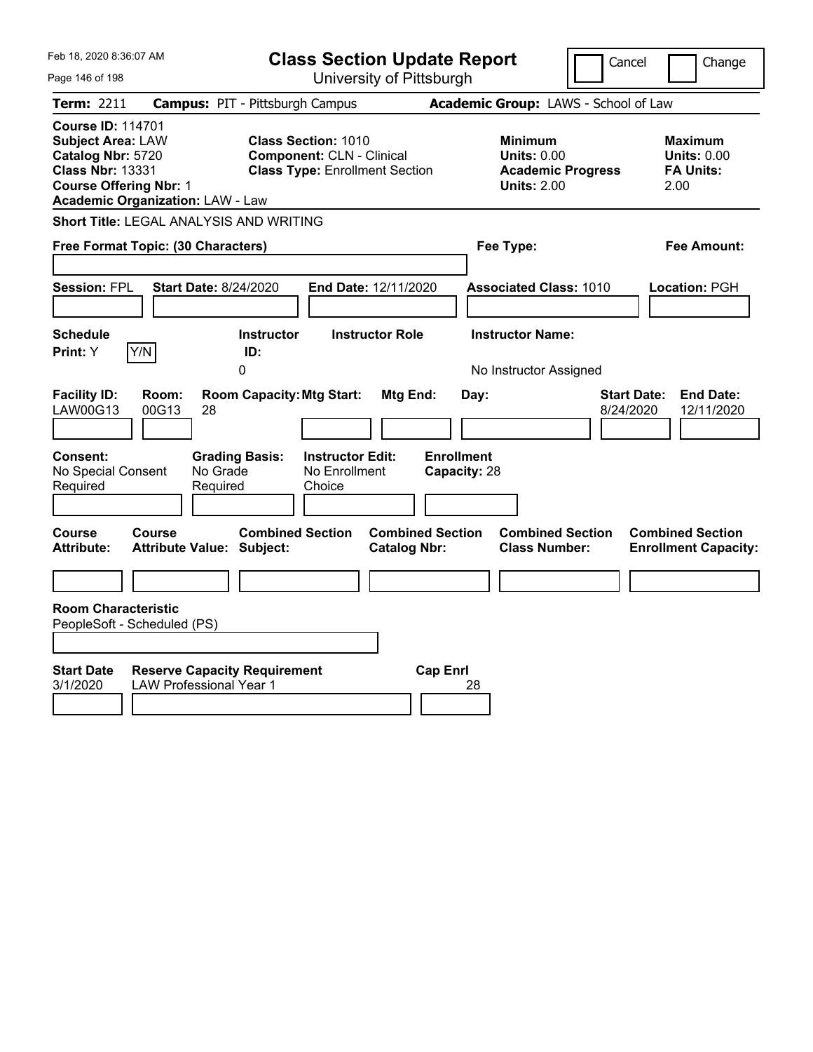Feb 18, 2020 8:36:07 AM

# Class Section Update Report

University of Pittsburgh

Cancel | Change

**Term:** 2211 **Campus:** PIT - Pittsburgh Campus **Academic Group:** LAWS - School of Law

**Course ID:** 114701
**Subject Area:** LAW
**Catalog Nbr:** 5720
**Class Nbr:** 13331
**Course Offering Nbr:** 1
**Academic Organization:** LAW - Law

**Class Section:** 1010
**Component:** CLN - Clinical
**Class Type:** Enrollment Section

**Minimum Units:** 0.00
**Academic Progress Units:** 2.00

**Maximum Units:** 0.00
**FA Units:** 2.00

**Short Title:** LEGAL ANALYSIS AND WRITING

**Free Format Topic: (30 Characters)**

**Fee Type:**

**Fee Amount:**

**Session:** FPL **Start Date:** 8/24/2020 **End Date:** 12/11/2020 **Associated Class:** 1010 **Location:** PGH

| Schedule Print | Instructor ID | Instructor Role | Instructor Name |
|---|---|---|---|
| Y | 0 | | No Instructor Assigned |

| Facility ID | Room | Room Capacity | Mtg Start | Mtg End | Day | Start Date | End Date |
|---|---|---|---|---|---|---|---|
| LAW00G13 | 00G13 | 28 | | | | 8/24/2020 | 12/11/2020 |

| Consent | Grading Basis | Instructor Edit | Enrollment Capacity |
|---|---|---|---|
| No Special Consent Required | No Grade Required | No Enrollment Choice | 28 |

| Course Attribute | Course Attribute Value | Combined Section Subject | Combined Section Catalog Nbr | Combined Section Class Number | Combined Section Enrollment Capacity |
|---|---|---|---|---|---|
| | | | | | |

**Room Characteristic**
PeopleSoft - Scheduled (PS)

| Start Date | Reserve Capacity Requirement | Cap Enrl |
|---|---|---|
| 3/1/2020 | LAW Professional Year 1 | 28 |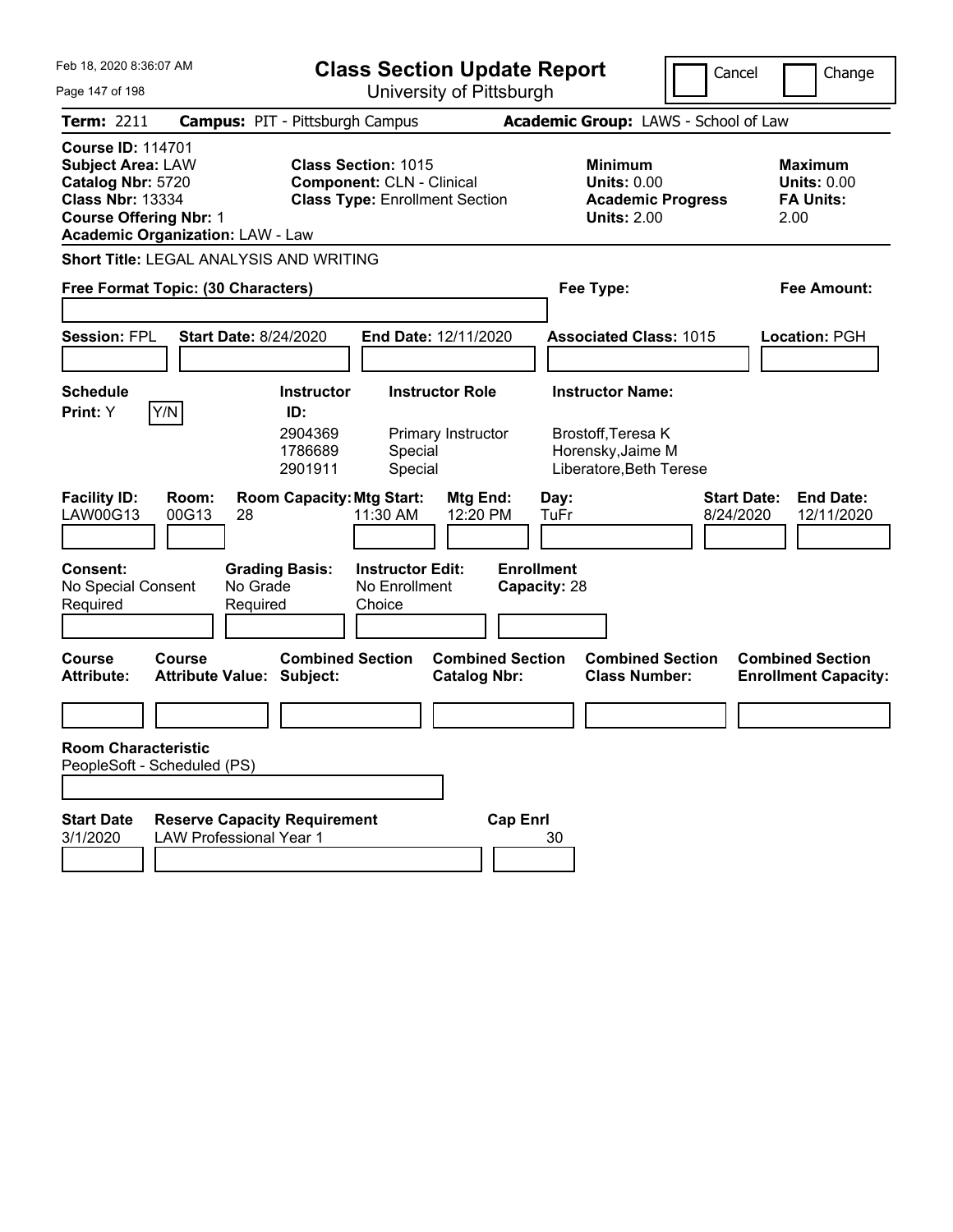Feb 18, 2020 8:36:07 AM

# Class Section Update Report

University of Pittsburgh

Cancel | Change

**Term:** 2211 **Campus:** PIT - Pittsburgh Campus **Academic Group:** LAWS - School of Law

**Course ID:** 114701
**Subject Area:** LAW
**Catalog Nbr:** 5720
**Class Nbr:** 13334
**Course Offering Nbr:** 1
**Academic Organization:** LAW - Law

**Class Section:** 1015
**Component:** CLN - Clinical
**Class Type:** Enrollment Section

**Minimum Units:** 0.00
**Academic Progress Units:** 2.00

**Maximum Units:** 0.00
**FA Units:** 2.00

**Short Title:** LEGAL ANALYSIS AND WRITING

**Free Format Topic: (30 Characters)** **Fee Type:** **Fee Amount:**

**Session:** FPL **Start Date:** 8/24/2020 **End Date:** 12/11/2020 **Associated Class:** 1015 **Location:** PGH

**Schedule Print:** Y

| Instructor ID | Instructor Role | Instructor Name |
|---|---|---|
| 2904369 | Primary Instructor | Brostoff,Teresa K |
| 1786689 | Special | Horensky,Jaime M |
| 2901911 | Special | Liberatore,Beth Terese |

| Facility ID | Room | Room Capacity | Mtg Start | Mtg End | Day | Start Date | End Date |
|---|---|---|---|---|---|---|---|
| LAW00G13 | 00G13 | 28 | 11:30 AM | 12:20 PM | TuFr | 8/24/2020 | 12/11/2020 |

**Consent:** No Special Consent Required
**Grading Basis:** No Grade Required
**Instructor Edit:** No Enrollment Choice
**Enrollment Capacity:** 28

| Course Attribute | Course Attribute Value | Combined Section Subject | Combined Section Catalog Nbr | Combined Section Class Number | Combined Section Enrollment Capacity |
|---|---|---|---|---|---|
| | | | | | |

**Room Characteristic**
PeopleSoft - Scheduled (PS)

| Start Date | Reserve Capacity Requirement | Cap Enrl |
|---|---|---|
| 3/1/2020 | LAW Professional Year 1 | 30 |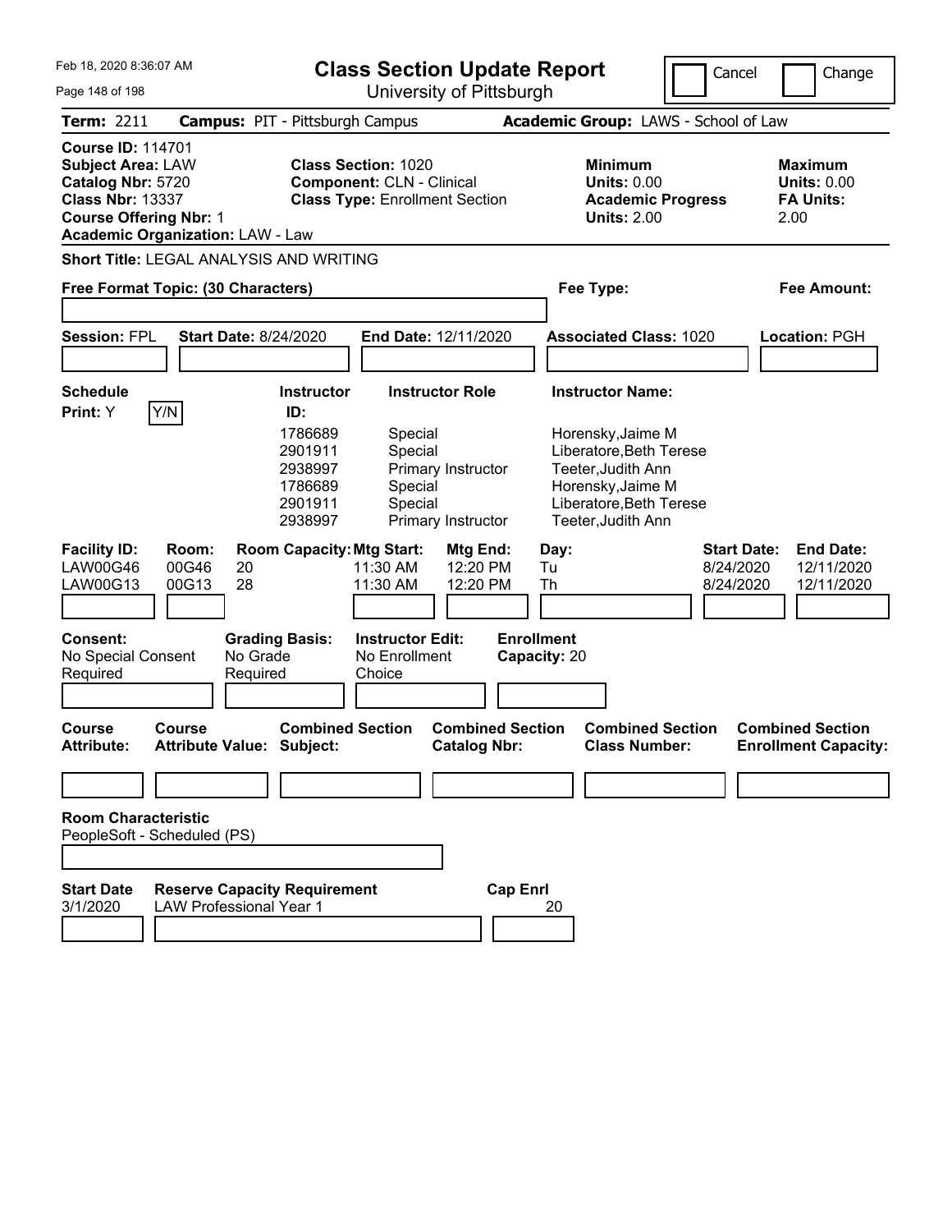Feb 18, 2020 8:36:07 AM

# Class Section Update Report

University of Pittsburgh

Cancel | Change

**Term:** 2211 **Campus:** PIT - Pittsburgh Campus **Academic Group:** LAWS - School of Law

**Course ID:** 114701
**Subject Area:** LAW
**Catalog Nbr:** 5720
**Class Nbr:** 13337
**Course Offering Nbr:** 1
**Academic Organization:** LAW - Law

**Class Section:** 1020
**Component:** CLN - Clinical
**Class Type:** Enrollment Section

**Minimum Units:** 0.00
**Academic Progress Units:** 2.00

**Maximum Units:** 0.00
**FA Units:** 2.00

**Short Title:** LEGAL ANALYSIS AND WRITING

**Free Format Topic: (30 Characters)**

**Fee Type:**

**Fee Amount:**

**Session:** FPL **Start Date:** 8/24/2020 **End Date:** 12/11/2020 **Associated Class:** 1020 **Location:** PGH

**Schedule Print:** Y Y/N

| Instructor ID: | Instructor Role | Instructor Name: |
|---|---|---|
| 1786689 | Special | Horensky,Jaime M |
| 2901911 | Special | Liberatore,Beth Terese |
| 2938997 | Primary Instructor | Teeter,Judith Ann |
| 1786689 | Special | Horensky,Jaime M |
| 2901911 | Special | Liberatore,Beth Terese |
| 2938997 | Primary Instructor | Teeter,Judith Ann |

| Facility ID: | Room: | Room Capacity: | Mtg Start: | Mtg End: | Day: | Start Date: | End Date: |
|---|---|---|---|---|---|---|---|
| LAW00G46 | 00G46 | 20 | 11:30 AM | 12:20 PM | Tu | 8/24/2020 | 12/11/2020 |
| LAW00G13 | 00G13 | 28 | 11:30 AM | 12:20 PM | Th | 8/24/2020 | 12/11/2020 |

**Consent:** No Special Consent Required
**Grading Basis:** No Grade Required
**Instructor Edit:** No Enrollment Choice
**Enrollment Capacity:** 20

| Course Attribute: | Course Attribute Value: | Combined Section Subject: | Combined Section Catalog Nbr: | Combined Section Class Number: | Combined Section Enrollment Capacity: |
|---|---|---|---|---|---|
| | | | | | |

**Room Characteristic**
PeopleSoft - Scheduled (PS)

| Start Date | Reserve Capacity Requirement | Cap Enrl |
|---|---|---|
| 3/1/2020 | LAW Professional Year 1 | 20 |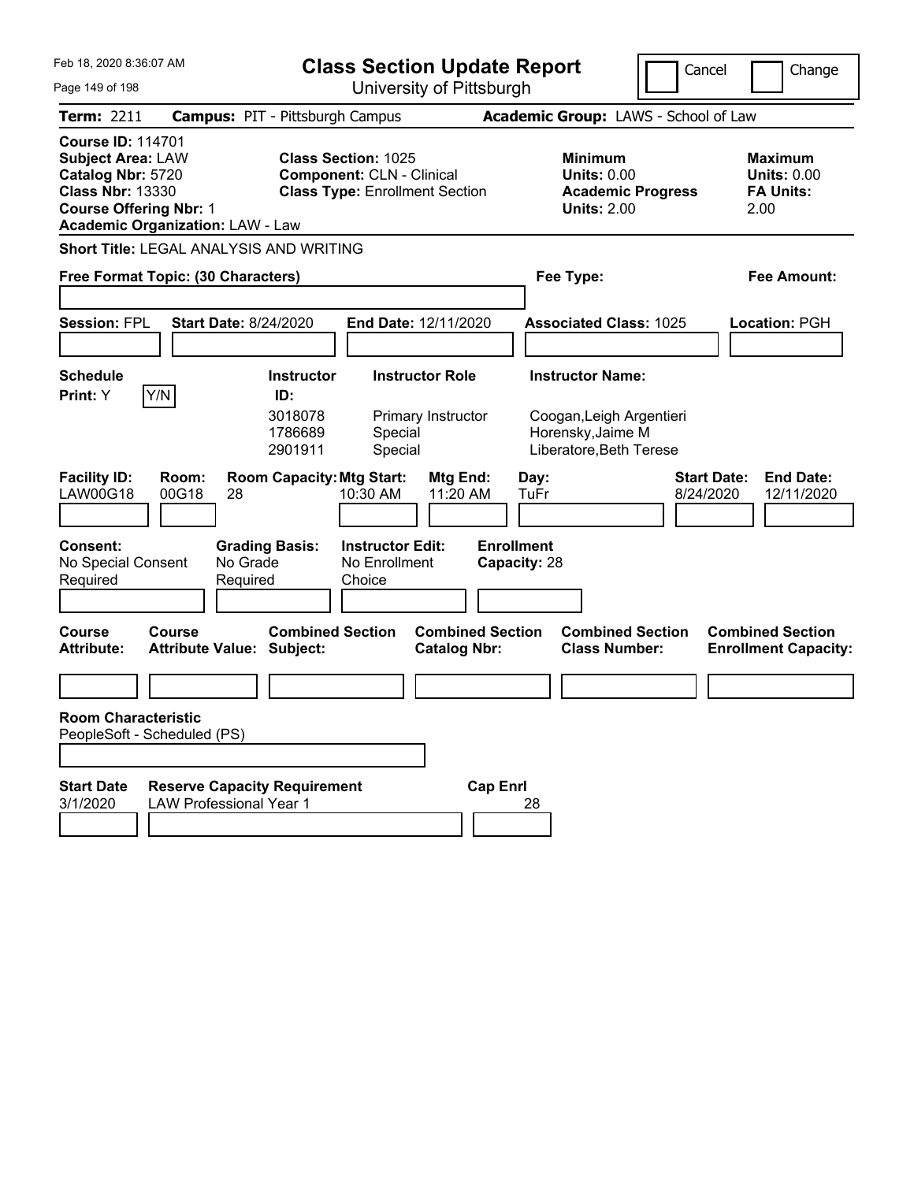Feb 18, 2020 8:36:07 AM

# Class Section Update Report

University of Pittsburgh

Cancel | Change

**Term:** 2211 **Campus:** PIT - Pittsburgh Campus **Academic Group:** LAWS - School of Law

**Course ID:** 114701
**Subject Area:** LAW
**Catalog Nbr:** 5720
**Class Nbr:** 13330
**Course Offering Nbr:** 1
**Academic Organization:** LAW - Law

**Class Section:** 1025
**Component:** CLN - Clinical
**Class Type:** Enrollment Section

**Minimum Units:** 0.00
**Academic Progress Units:** 2.00

**Maximum Units:** 0.00
**FA Units:** 2.00

**Short Title:** LEGAL ANALYSIS AND WRITING

**Free Format Topic: (30 Characters)**

**Fee Type:**

**Fee Amount:**

**Session:** FPL **Start Date:** 8/24/2020 **End Date:** 12/11/2020 **Associated Class:** 1025 **Location:** PGH

**Schedule Print:** Y Y/N

| Instructor ID: | Instructor Role | Instructor Name: |
|---|---|---|
| 3018078 | Primary Instructor | Coogan,Leigh Argentieri |
| 1786689 | Special | Horensky,Jaime M |
| 2901911 | Special | Liberatore,Beth Terese |

| Facility ID: | Room: | Room Capacity: | Mtg Start: | Mtg End: | Day: | Start Date: | End Date: |
|---|---|---|---|---|---|---|---|
| LAW00G18 | 00G18 | 28 | 10:30 AM | 11:20 AM | TuFr | 8/24/2020 | 12/11/2020 |

**Consent:** No Special Consent Required
**Grading Basis:** No Grade Required
**Instructor Edit:** No Enrollment Choice
**Enrollment Capacity:** 28

| Course Attribute: | Course Attribute Value: | Combined Section Subject: | Combined Section Catalog Nbr: | Combined Section Class Number: | Combined Section Enrollment Capacity: |
|---|---|---|---|---|---|
| | | | | | |

**Room Characteristic**
PeopleSoft - Scheduled (PS)

| Start Date | Reserve Capacity Requirement | Cap | Enrl |
|---|---|---|---|
| 3/1/2020 | LAW Professional Year 1 | 28 | |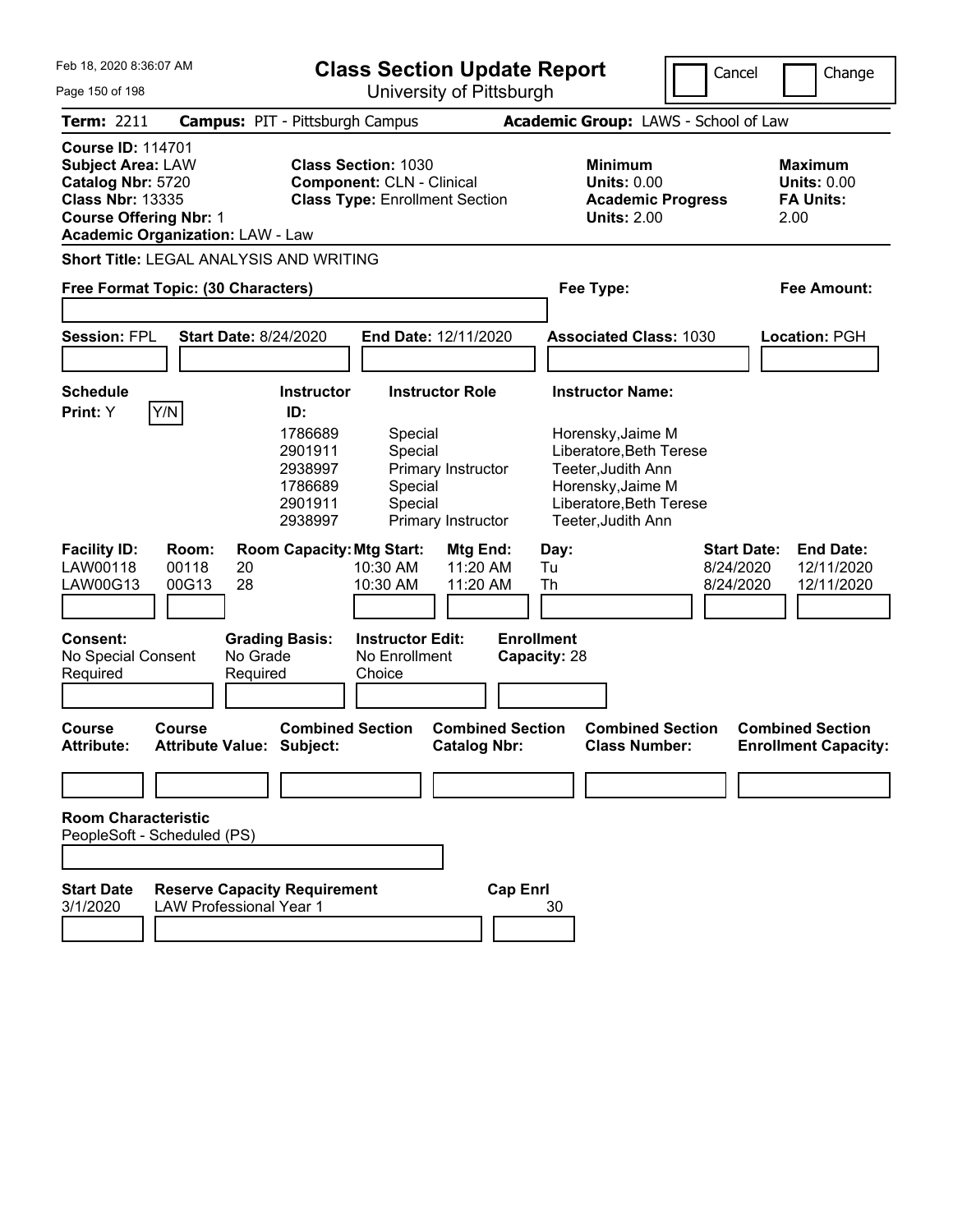# Class Section Update Report

University of Pittsburgh

Cancel | Change

**Term:** 2211 **Campus:** PIT - Pittsburgh Campus **Academic Group:** LAWS - School of Law

**Course ID:** 114701
**Subject Area:** LAW
**Catalog Nbr:** 5720
**Class Nbr:** 13335
**Course Offering Nbr:** 1
**Academic Organization:** LAW - Law

**Class Section:** 1030
**Component:** CLN - Clinical
**Class Type:** Enrollment Section

**Minimum Units:** 0.00
**Academic Progress Units:** 2.00

**Maximum Units:** 0.00
**FA Units:** 2.00

**Short Title:** LEGAL ANALYSIS AND WRITING

**Free Format Topic: (30 Characters)**

**Fee Type:**

**Fee Amount:**

**Session:** FPL **Start Date:** 8/24/2020 **End Date:** 12/11/2020 **Associated Class:** 1030 **Location:** PGH

**Schedule Print:** Y Y/N

| Instructor ID: | Instructor Role | Instructor Name: |
|---|---|---|
| 1786689 | Special | Horensky,Jaime M |
| 2901911 | Special | Liberatore,Beth Terese |
| 2938997 | Primary Instructor | Teeter,Judith Ann |
| 1786689 | Special | Horensky,Jaime M |
| 2901911 | Special | Liberatore,Beth Terese |
| 2938997 | Primary Instructor | Teeter,Judith Ann |

| Facility ID: | Room: | Room Capacity: | Mtg Start: | Mtg End: | Day: | Start Date: | End Date: |
|---|---|---|---|---|---|---|---|
| LAW00118 | 00118 | 20 | 10:30 AM | 11:20 AM | Tu | 8/24/2020 | 12/11/2020 |
| LAW00G13 | 00G13 | 28 | 10:30 AM | 11:20 AM | Th | 8/24/2020 | 12/11/2020 |

**Consent:** No Special Consent Required
**Grading Basis:** No Grade Required
**Instructor Edit:** No Enrollment Choice
**Enrollment Capacity:** 28

| Course Attribute: | Course Attribute Value: | Combined Section Subject: | Combined Section Catalog Nbr: | Combined Section Class Number: | Combined Section Enrollment Capacity: |
|---|---|---|---|---|---|
| | | | | | |

**Room Characteristic**
PeopleSoft - Scheduled (PS)

| Start Date | Reserve Capacity Requirement | Cap Enrl |
|---|---|---|
| 3/1/2020 | LAW Professional Year 1 | 30 |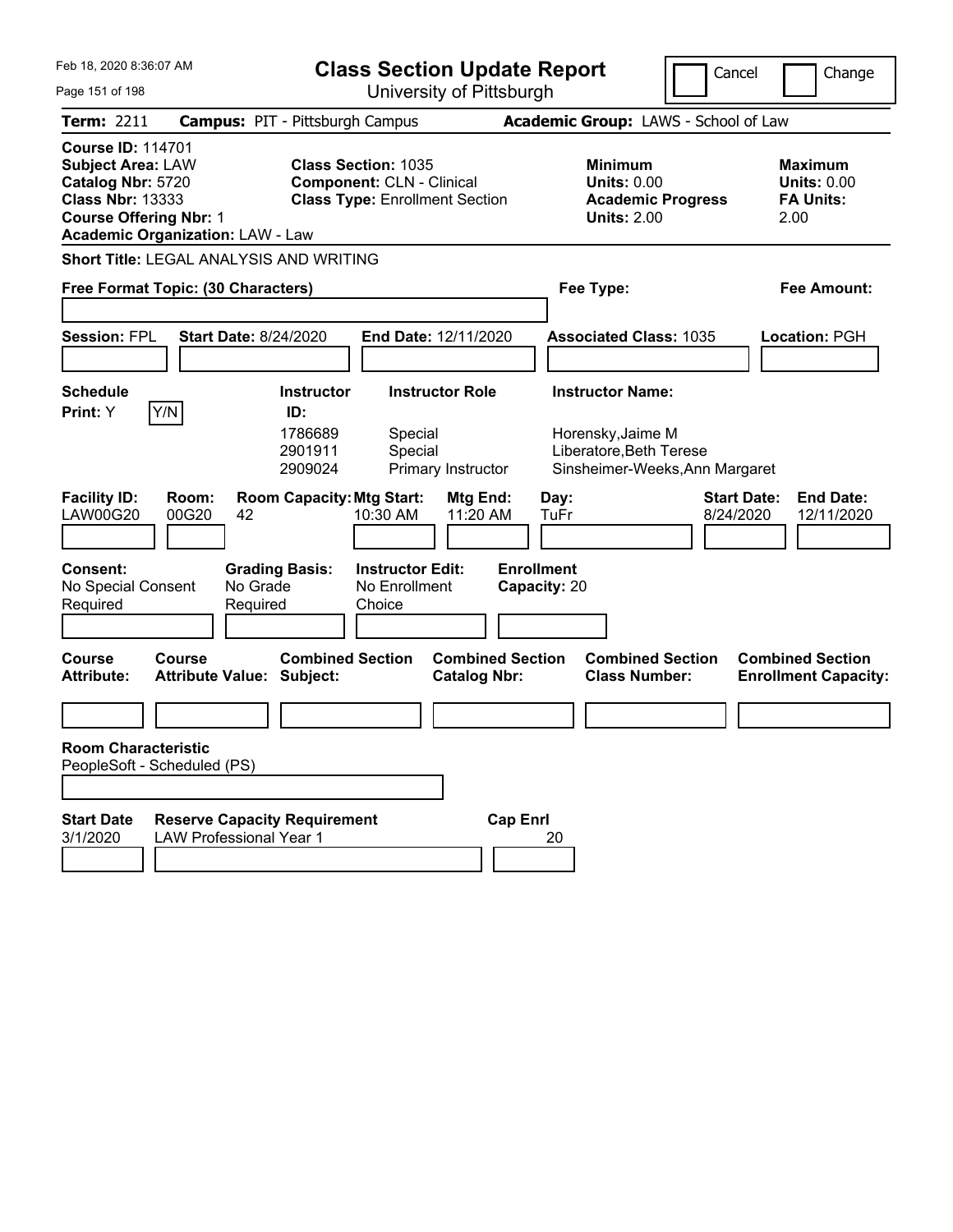Feb 18, 2020 8:36:07 AM

# Class Section Update Report

University of Pittsburgh

Cancel | Change

**Term:** 2211 **Campus:** PIT - Pittsburgh Campus **Academic Group:** LAWS - School of Law

**Course ID:** 114701
**Subject Area:** LAW
**Catalog Nbr:** 5720
**Class Nbr:** 13333
**Course Offering Nbr:** 1
**Academic Organization:** LAW - Law

**Class Section:** 1035
**Component:** CLN - Clinical
**Class Type:** Enrollment Section

**Minimum Units:** 0.00
**Academic Progress Units:** 2.00

**Maximum Units:** 0.00
**FA Units:** 2.00

**Short Title:** LEGAL ANALYSIS AND WRITING

**Free Format Topic: (30 Characters)**

**Fee Type:**

**Fee Amount:**

**Session:** FPL **Start Date:** 8/24/2020 **End Date:** 12/11/2020 **Associated Class:** 1035 **Location:** PGH

**Schedule Print:** Y Y/N

| Instructor ID | Instructor Role | Instructor Name |
|---|---|---|
| 1786689 | Special | Horensky,Jaime M |
| 2901911 | Special | Liberatore,Beth Terese |
| 2909024 | Primary Instructor | Sinsheimer-Weeks,Ann Margaret |

| Facility ID | Room | Room Capacity | Mtg Start | Mtg End | Day | Start Date | End Date |
|---|---|---|---|---|---|---|---|
| LAW00G20 | 00G20 | 42 | 10:30 AM | 11:20 AM | TuFr | 8/24/2020 | 12/11/2020 |

**Consent:** No Special Consent Required
**Grading Basis:** No Grade Required
**Instructor Edit:** No Enrollment Choice
**Enrollment Capacity:** 20

| Course Attribute | Course Attribute Value | Combined Section Subject | Combined Section Catalog Nbr | Combined Section Class Number | Combined Section Enrollment Capacity |
|---|---|---|---|---|---|
| | | | | | |

**Room Characteristic**
PeopleSoft - Scheduled (PS)

| Start Date | Reserve Capacity Requirement | Cap Enrl |
|---|---|---|
| 3/1/2020 | LAW Professional Year 1 | 20 |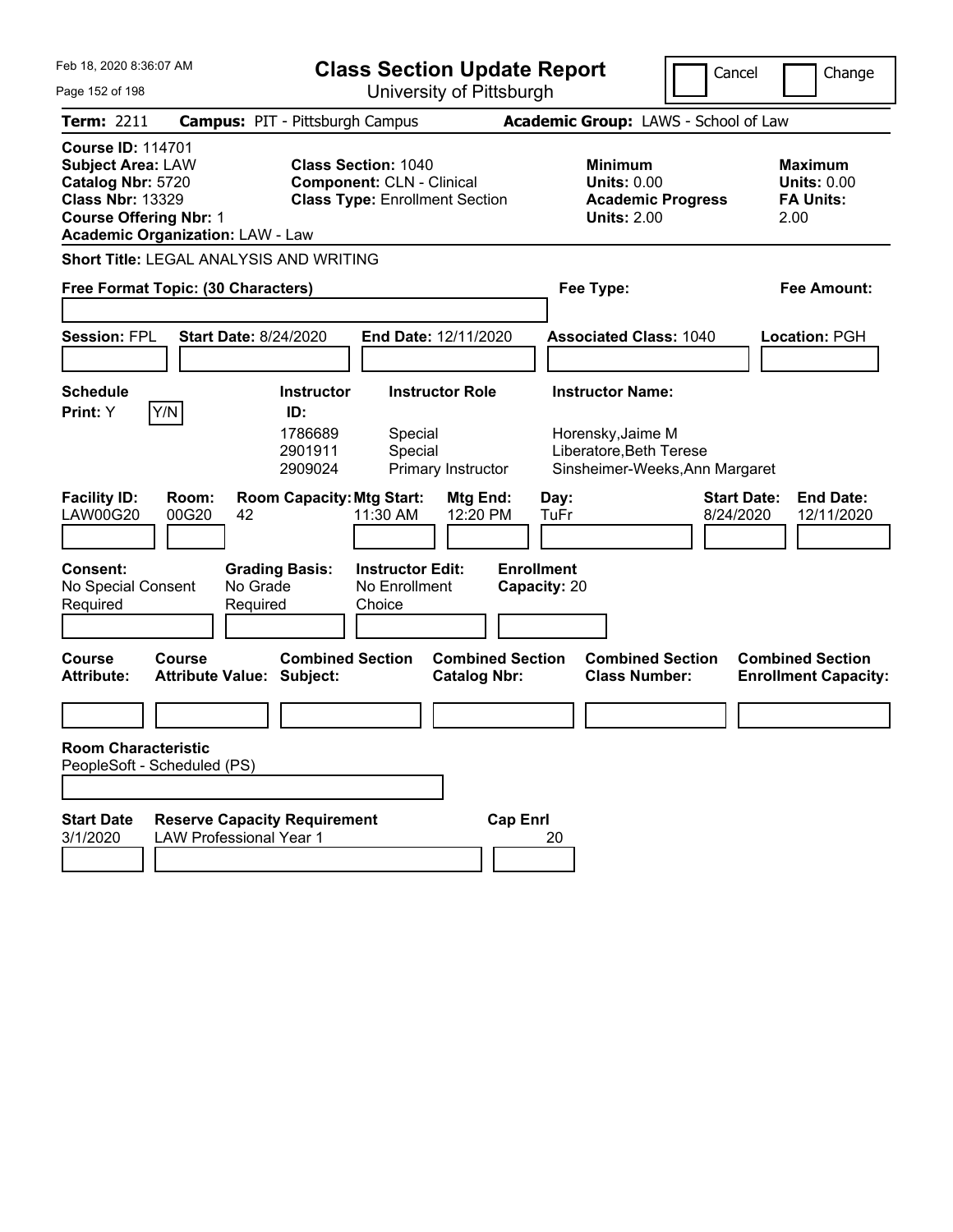Feb 18, 2020 8:36:07 AM

# Class Section Update Report

University of Pittsburgh

Cancel | Change

**Term:** 2211 **Campus:** PIT - Pittsburgh Campus **Academic Group:** LAWS - School of Law

**Course ID:** 114701
**Subject Area:** LAW
**Catalog Nbr:** 5720
**Class Nbr:** 13329
**Course Offering Nbr:** 1
**Academic Organization:** LAW - Law

**Class Section:** 1040
**Component:** CLN - Clinical
**Class Type:** Enrollment Section

**Minimum Units:** 0.00
**Academic Progress Units:** 2.00

**Maximum Units:** 0.00
**FA Units:** 2.00

**Short Title:** LEGAL ANALYSIS AND WRITING

**Free Format Topic: (30 Characters)**

**Fee Type:**

**Fee Amount:**

**Session:** FPL **Start Date:** 8/24/2020 **End Date:** 12/11/2020 **Associated Class:** 1040 **Location:** PGH

**Schedule Print:** Y Y/N

| Instructor ID: | Instructor Role | Instructor Name: |
|---|---|---|
| 1786689 | Special | Horensky,Jaime M |
| 2901911 | Special | Liberatore,Beth Terese |
| 2909024 | Primary Instructor | Sinsheimer-Weeks,Ann Margaret |

| Facility ID: | Room: | Room Capacity: | Mtg Start: | Mtg End: | Day: | Start Date: | End Date: |
|---|---|---|---|---|---|---|---|
| LAW00G20 | 00G20 | 42 | 11:30 AM | 12:20 PM | TuFr | 8/24/2020 | 12/11/2020 |

**Consent:** No Special Consent Required
**Grading Basis:** No Grade Required
**Instructor Edit:** No Enrollment Choice
**Enrollment Capacity:** 20

| Course Attribute: | Course Attribute Value: | Combined Section Subject: | Combined Section Catalog Nbr: | Combined Section Class Number: | Combined Section Enrollment Capacity: |
|---|---|---|---|---|---|
| | | | | | |

**Room Characteristic**
PeopleSoft - Scheduled (PS)

| Start Date | Reserve Capacity Requirement | Cap Enrl |
|---|---|---|
| 3/1/2020 | LAW Professional Year 1 | 20 |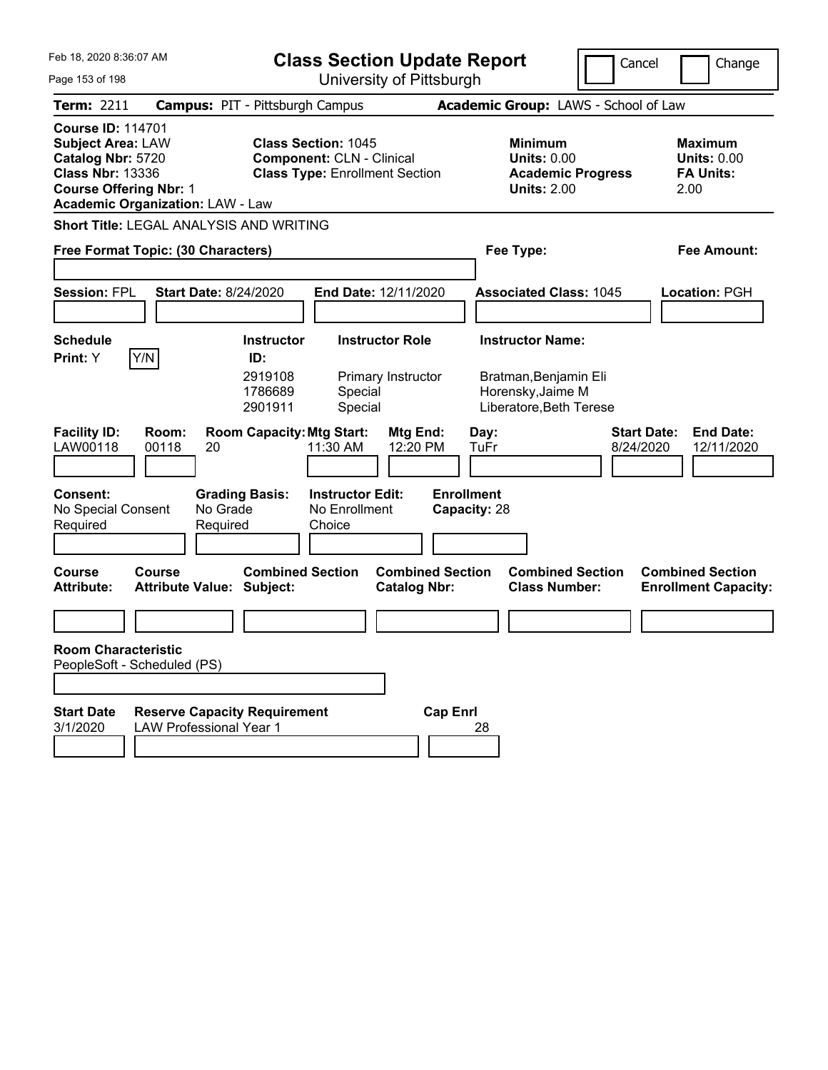# Class Section Update Report

University of Pittsburgh

Feb 18, 2020 8:36:07 AM

Cancel | Change

**Term:** 2211 **Campus:** PIT - Pittsburgh Campus **Academic Group:** LAWS - School of Law

**Course ID:** 114701
**Subject Area:** LAW
**Catalog Nbr:** 5720
**Class Nbr:** 13336
**Course Offering Nbr:** 1
**Academic Organization:** LAW - Law

**Class Section:** 1045
**Component:** CLN - Clinical
**Class Type:** Enrollment Section

**Minimum Units:** 0.00
**Academic Progress Units:** 2.00

**Maximum Units:** 0.00
**FA Units:** 2.00

**Short Title:** LEGAL ANALYSIS AND WRITING

**Free Format Topic: (30 Characters)**

**Fee Type:**

**Fee Amount:**

**Session:** FPL **Start Date:** 8/24/2020 **End Date:** 12/11/2020 **Associated Class:** 1045 **Location:** PGH

**Schedule Print:** Y Y/N

| Instructor ID: | Instructor Role | Instructor Name: |
|---|---|---|
| 2919108 | Primary Instructor | Bratman,Benjamin Eli |
| 1786689 | Special | Horensky,Jaime M |
| 2901911 | Special | Liberatore,Beth Terese |

| Facility ID: | Room: | Room Capacity: | Mtg Start: | Mtg End: | Day: | Start Date: | End Date: |
|---|---|---|---|---|---|---|---|
| LAW00118 | 00118 | 20 | 11:30 AM | 12:20 PM | TuFr | 8/24/2020 | 12/11/2020 |

**Consent:** No Special Consent Required
**Grading Basis:** No Grade Required
**Instructor Edit:** No Enrollment Choice
**Enrollment Capacity:** 28

| Course Attribute: | Course Attribute Value: | Combined Section Subject: | Combined Section Catalog Nbr: | Combined Section Class Number: | Combined Section Enrollment Capacity: |
|---|---|---|---|---|---|
| | | | | | |

**Room Characteristic**
PeopleSoft - Scheduled (PS)

| Start Date | Reserve Capacity Requirement | Cap Enrl |
|---|---|---|
| 3/1/2020 | LAW Professional Year 1 | 28 |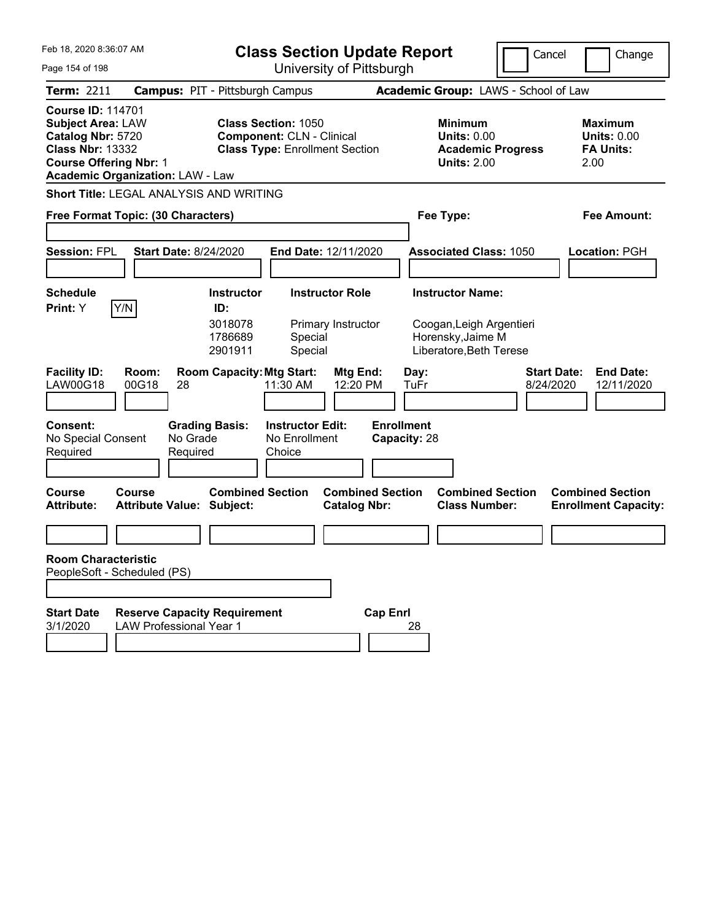Feb 18, 2020 8:36:07 AM

# Class Section Update Report

University of Pittsburgh

Cancel | Change

**Term:** 2211 **Campus:** PIT - Pittsburgh Campus **Academic Group:** LAWS - School of Law

**Course ID:** 114701
**Subject Area:** LAW
**Catalog Nbr:** 5720
**Class Nbr:** 13332
**Course Offering Nbr:** 1
**Academic Organization:** LAW - Law

**Class Section:** 1050
**Component:** CLN - Clinical
**Class Type:** Enrollment Section

**Minimum Units:** 0.00
**Academic Progress Units:** 2.00

**Maximum Units:** 0.00
**FA Units:** 2.00

**Short Title:** LEGAL ANALYSIS AND WRITING

**Free Format Topic: (30 Characters)**

**Fee Type:**

**Fee Amount:**

**Session:** FPL **Start Date:** 8/24/2020 **End Date:** 12/11/2020 **Associated Class:** 1050 **Location:** PGH

**Schedule Print:** Y Y/N

| Instructor ID: | Instructor Role | Instructor Name: |
|---|---|---|
| 3018078 | Primary Instructor | Coogan,Leigh Argentieri |
| 1786689 | Special | Horensky,Jaime M |
| 2901911 | Special | Liberatore,Beth Terese |

| Facility ID: | Room: | Room Capacity: | Mtg Start: | Mtg End: | Day: | Start Date: | End Date: |
|---|---|---|---|---|---|---|---|
| LAW00G18 | 00G18 | 28 | 11:30 AM | 12:20 PM | TuFr | 8/24/2020 | 12/11/2020 |

**Consent:** No Special Consent Required
**Grading Basis:** No Grade Required
**Instructor Edit:** No Enrollment Choice
**Enrollment Capacity:** 28

| Course Attribute: | Course Attribute Value: | Combined Section Subject: | Combined Section Catalog Nbr: | Combined Section Class Number: | Combined Section Enrollment Capacity: |
|---|---|---|---|---|---|
| | | | | | |

**Room Characteristic**
PeopleSoft - Scheduled (PS)

| Start Date | Reserve Capacity Requirement | Cap Enrl |
|---|---|---|
| 3/1/2020 | LAW Professional Year 1 | 28 |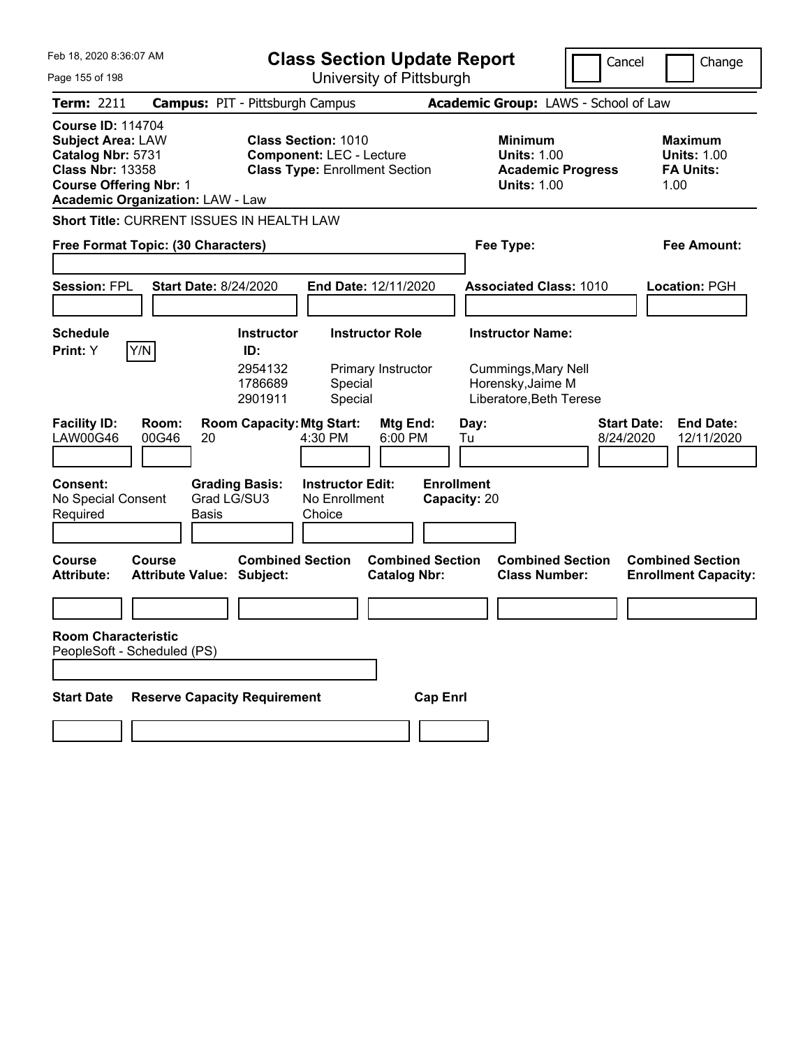Feb 18, 2020 8:36:07 AM

# Class Section Update Report

University of Pittsburgh

Cancel | Change

**Term:** 2211 **Campus:** PIT - Pittsburgh Campus **Academic Group:** LAWS - School of Law

**Course ID:** 114704
**Subject Area:** LAW
**Catalog Nbr:** 5731
**Class Nbr:** 13358
**Course Offering Nbr:** 1
**Academic Organization:** LAW - Law

**Class Section:** 1010
**Component:** LEC - Lecture
**Class Type:** Enrollment Section

**Minimum Units:** 1.00
**Academic Progress Units:** 1.00

**Maximum Units:** 1.00
**FA Units:** 1.00

**Short Title:** CURRENT ISSUES IN HEALTH LAW

**Free Format Topic: (30 Characters)**

**Fee Type:**

**Fee Amount:**

**Session:** FPL **Start Date:** 8/24/2020 **End Date:** 12/11/2020 **Associated Class:** 1010 **Location:** PGH

**Schedule Print:** Y [Y/N]

| Instructor ID: | Instructor Role | Instructor Name: |
|---|---|---|
| 2954132 | Primary Instructor | Cummings,Mary Nell |
| 1786689 | Special | Horensky,Jaime M |
| 2901911 | Special | Liberatore,Beth Terese |

| Facility ID: | Room: | Room Capacity: | Mtg Start: | Mtg End: | Day: | Start Date: | End Date: |
|---|---|---|---|---|---|---|---|
| LAW00G46 | 00G46 | 20 | 4:30 PM | 6:00 PM | Tu | 8/24/2020 | 12/11/2020 |

**Consent:** No Special Consent Required

**Grading Basis:** Grad LG/SU3 Basis

**Instructor Edit:** No Enrollment Choice

**Enrollment Capacity:** 20

| Course Attribute: | Course Attribute Value: | Combined Section Subject: | Combined Section Catalog Nbr: | Combined Section Class Number: | Combined Section Enrollment Capacity: |
|---|---|---|---|---|---|
| | | | | | |

**Room Characteristic**
PeopleSoft - Scheduled (PS)

| Start Date | Reserve Capacity Requirement | Cap Enrl |
|---|---|---|
| | | |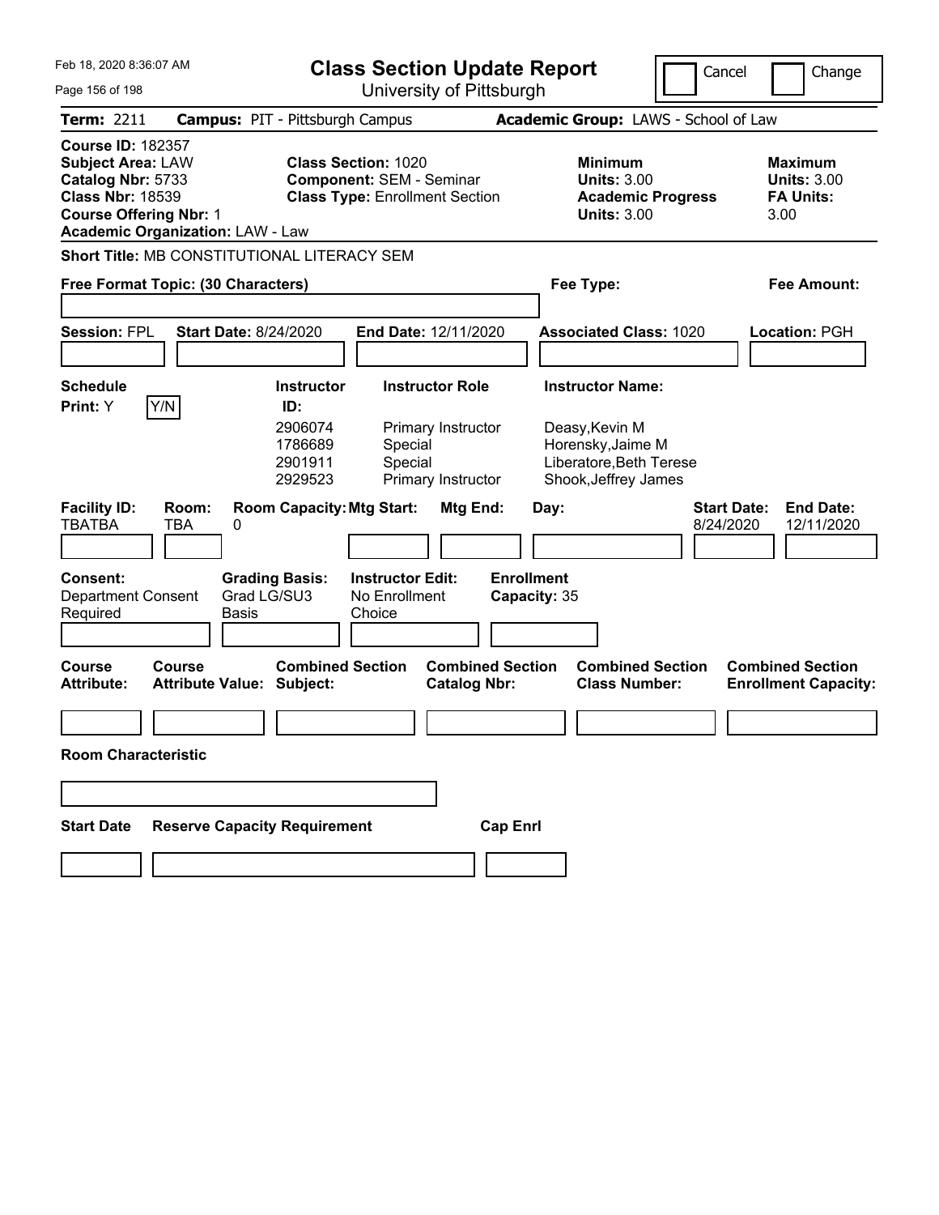# Class Section Update Report

University of Pittsburgh

Cancel | Change

**Term:** 2211 **Campus:** PIT - Pittsburgh Campus **Academic Group:** LAWS - School of Law

**Course ID:** 182357
**Subject Area:** LAW
**Catalog Nbr:** 5733
**Class Nbr:** 18539
**Course Offering Nbr:** 1
**Academic Organization:** LAW - Law

**Class Section:** 1020
**Component:** SEM - Seminar
**Class Type:** Enrollment Section

**Minimum Units:** 3.00
**Academic Progress Units:** 3.00

**Maximum Units:** 3.00
**FA Units:** 3.00

**Short Title:** MB CONSTITUTIONAL LITERACY SEM

**Free Format Topic: (30 Characters)**

**Fee Type:**

**Fee Amount:**

**Session:** FPL **Start Date:** 8/24/2020 **End Date:** 12/11/2020 **Associated Class:** 1020 **Location:** PGH

**Schedule Print:** Y [Y/N]

| Instructor ID: | Instructor Role | Instructor Name: |
|---|---|---|
| 2906074 | Primary Instructor | Deasy,Kevin M |
| 1786689 | Special | Horensky,Jaime M |
| 2901911 | Special | Liberatore,Beth Terese |
| 2929523 | Primary Instructor | Shook,Jeffrey James |

| Facility ID: | Room: | Room Capacity: | Mtg Start: | Mtg End: | Day: | Start Date: | End Date: |
|---|---|---|---|---|---|---|---|
| TBATBA | TBA | 0 | | | | 8/24/2020 | 12/11/2020 |

**Consent:** Department Consent Required

**Grading Basis:** Grad LG/SU3 Basis

**Instructor Edit:** No Enrollment Choice

**Enrollment Capacity:** 35

| Course Attribute: | Course Attribute Value: | Combined Section Subject: | Combined Section Catalog Nbr: | Combined Section Class Number: | Combined Section Enrollment Capacity: |
|---|---|---|---|---|---|
| | | | | | |

**Room Characteristic**

| Start Date | Reserve Capacity Requirement | Cap Enrl |
|---|---|---|
| | | |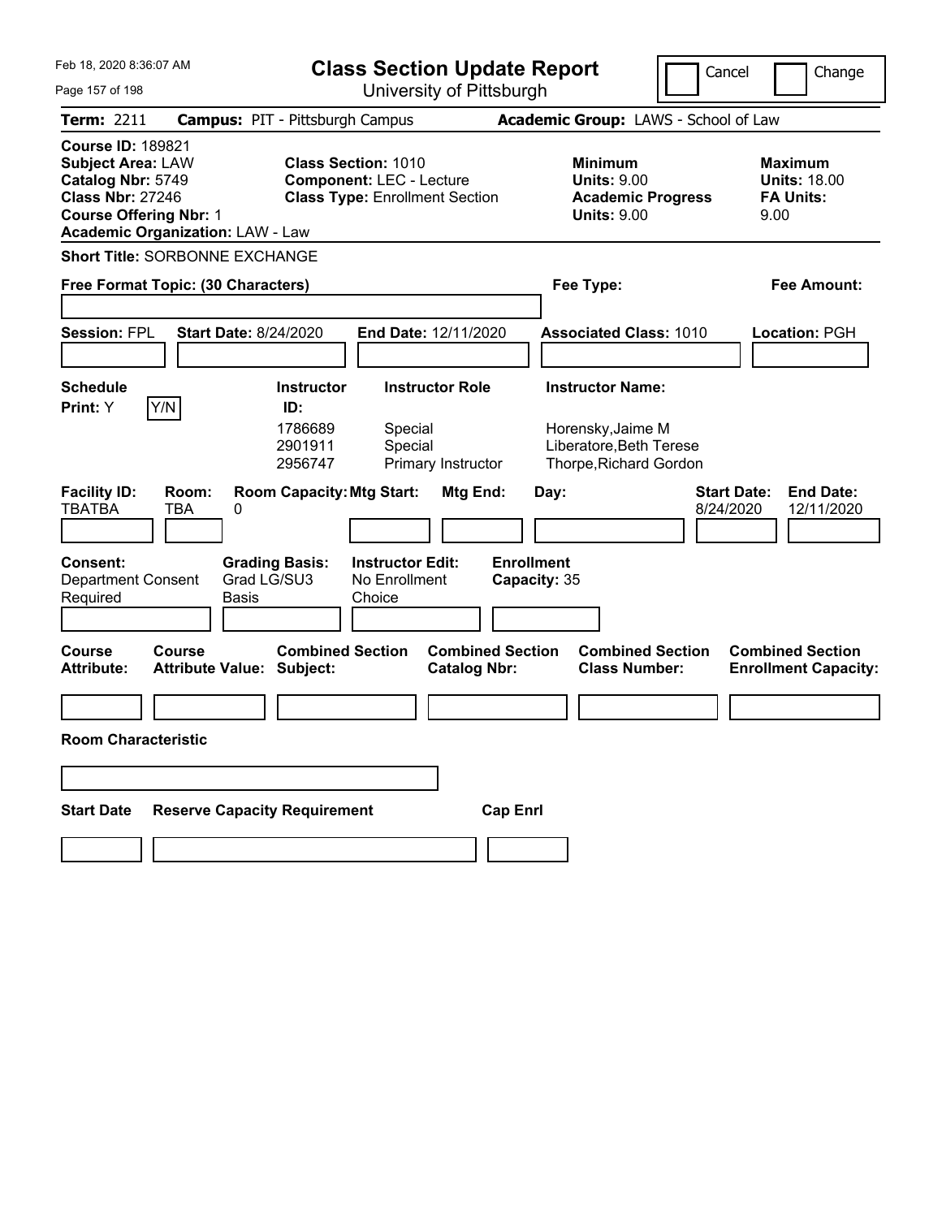Feb 18, 2020 8:36:07 AM

# Class Section Update Report

University of Pittsburgh

Cancel | Change

**Term:** 2211  **Campus:** PIT - Pittsburgh Campus  **Academic Group:** LAWS - School of Law

**Course ID:** 189821
**Subject Area:** LAW
**Catalog Nbr:** 5749
**Class Nbr:** 27246
**Course Offering Nbr:** 1
**Academic Organization:** LAW - Law

**Class Section:** 1010
**Component:** LEC - Lecture
**Class Type:** Enrollment Section

**Minimum**
**Units:** 9.00
**Academic Progress Units:** 9.00

**Maximum**
**Units:** 18.00
**FA Units:** 9.00

**Short Title:** SORBONNE EXCHANGE

**Free Format Topic: (30 Characters)**

**Fee Type:**

**Fee Amount:**

**Session:** FPL  **Start Date:** 8/24/2020  **End Date:** 12/11/2020  **Associated Class:** 1010  **Location:** PGH

**Schedule Print:** Y  Y/N

| Instructor ID: | Instructor Role | Instructor Name: |
|---|---|---|
| 1786689 | Special | Horensky,Jaime M |
| 2901911 | Special | Liberatore,Beth Terese |
| 2956747 | Primary Instructor | Thorpe,Richard Gordon |

| Facility ID: | Room: | Room Capacity: | Mtg Start: | Mtg End: | Day: | Start Date: | End Date: |
|---|---|---|---|---|---|---|---|
| TBATBA | TBA | 0 | | | | 8/24/2020 | 12/11/2020 |

**Consent:** Department Consent Required
**Grading Basis:** Grad LG/SU3 Basis
**Instructor Edit:** No Enrollment Choice
**Enrollment Capacity:** 35

| Course Attribute: | Course Attribute Value: | Combined Section Subject: | Combined Section Catalog Nbr: | Combined Section Class Number: | Combined Section Enrollment Capacity: |
|---|---|---|---|---|---|
| | | | | | |

**Room Characteristic**

| Start Date | Reserve Capacity Requirement | Cap Enrl |
|---|---|---|
| | | |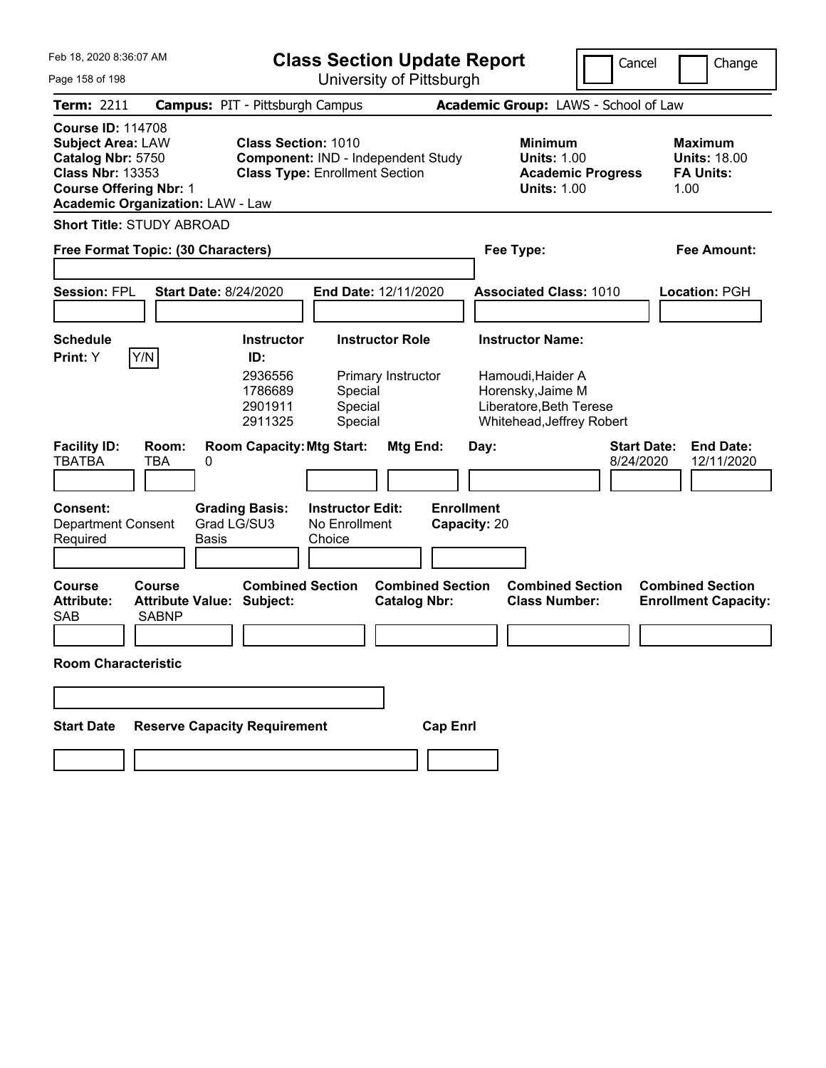Feb 18, 2020 8:36:07 AM

# Class Section Update Report

University of Pittsburgh

Cancel | Change

**Term:** 2211 **Campus:** PIT - Pittsburgh Campus **Academic Group:** LAWS - School of Law

**Course ID:** 114708
**Subject Area:** LAW
**Catalog Nbr:** 5750
**Class Nbr:** 13353
**Course Offering Nbr:** 1
**Academic Organization:** LAW - Law

**Class Section:** 1010
**Component:** IND - Independent Study
**Class Type:** Enrollment Section

**Minimum Units:** 1.00
**Academic Progress Units:** 1.00

**Maximum Units:** 18.00
**FA Units:** 1.00

**Short Title:** STUDY ABROAD

**Free Format Topic: (30 Characters)**

**Fee Type:**

**Fee Amount:**

**Session:** FPL **Start Date:** 8/24/2020 **End Date:** 12/11/2020 **Associated Class:** 1010 **Location:** PGH

**Schedule Print:** Y [Y/N]

| Instructor ID | Instructor Role | Instructor Name |
|---|---|---|
| 2936556 | Primary Instructor | Hamoudi,Haider A |
| 1786689 | Special | Horensky,Jaime M |
| 2901911 | Special | Liberatore,Beth Terese |
| 2911325 | Special | Whitehead,Jeffrey Robert |

| Facility ID | Room | Room Capacity | Mtg Start | Mtg End | Day | Start Date | End Date |
|---|---|---|---|---|---|---|---|
| TBATBA | TBA | 0 | | | | 8/24/2020 | 12/11/2020 |

**Consent:** Department Consent Required
**Grading Basis:** Grad LG/SU3 Basis
**Instructor Edit:** No Enrollment Choice
**Enrollment Capacity:** 20

| Course Attribute | Course Attribute Value | Combined Section Subject | Combined Section Catalog Nbr | Combined Section Class Number | Combined Section Enrollment Capacity |
|---|---|---|---|---|---|
| SAB | SABNP | | | | |

**Room Characteristic**

| Start Date | Reserve Capacity Requirement | Cap Enrl |
|---|---|---|
| | | |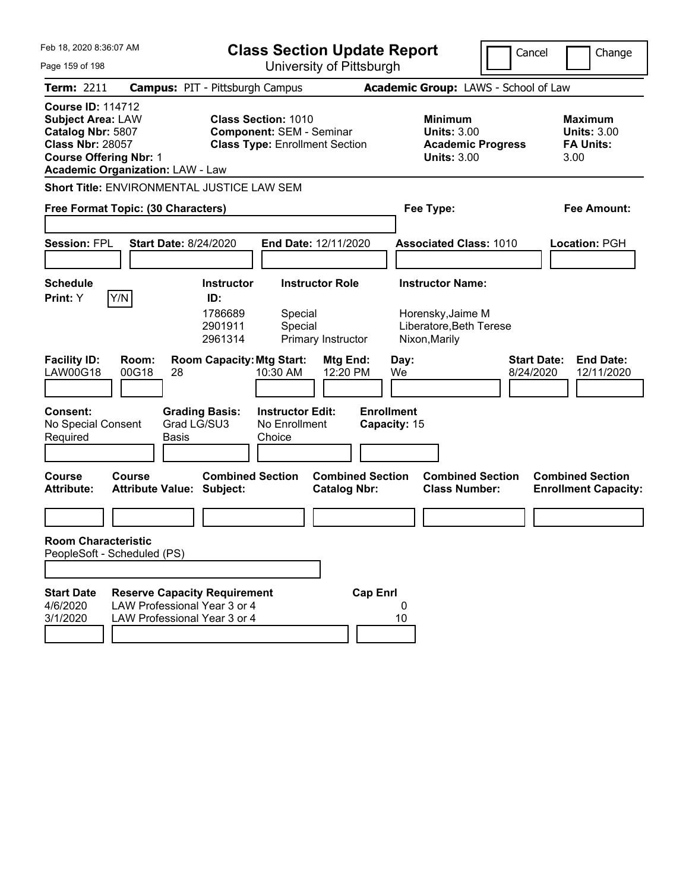Feb 18, 2020 8:36:07 AM

# Class Section Update Report

University of Pittsburgh

Cancel | Change

**Term:** 2211 **Campus:** PIT - Pittsburgh Campus **Academic Group:** LAWS - School of Law

**Course ID:** 114712
**Subject Area:** LAW
**Catalog Nbr:** 5807
**Class Nbr:** 28057
**Course Offering Nbr:** 1
**Academic Organization:** LAW - Law

**Class Section:** 1010
**Component:** SEM - Seminar
**Class Type:** Enrollment Section

**Minimum Units:** 3.00
**Academic Progress Units:** 3.00

**Maximum Units:** 3.00
**FA Units:** 3.00

**Short Title:** ENVIRONMENTAL JUSTICE LAW SEM

**Free Format Topic: (30 Characters)**

**Fee Type:**

**Fee Amount:**

**Session:** FPL **Start Date:** 8/24/2020 **End Date:** 12/11/2020 **Associated Class:** 1010 **Location:** PGH

**Schedule Print:** Y Y/N

| Instructor ID: | Instructor Role | Instructor Name: |
|---|---|---|
| 1786689 | Special | Horensky,Jaime M |
| 2901911 | Special | Liberatore,Beth Terese |
| 2961314 | Primary Instructor | Nixon,Marily |

| Facility ID: | Room: | Room Capacity: | Mtg Start: | Mtg End: | Day: | Start Date: | End Date: |
|---|---|---|---|---|---|---|---|
| LAW00G18 | 00G18 | 28 | 10:30 AM | 12:20 PM | We | 8/24/2020 | 12/11/2020 |

| Consent: | Grading Basis: | Instructor Edit: | Enrollment Capacity: |
|---|---|---|---|
| No Special Consent Required | Grad LG/SU3 Basis | No Enrollment Choice | 15 |

| Course Attribute: | Course Attribute Value: | Combined Section Subject: | Combined Section Catalog Nbr: | Combined Section Class Number: | Combined Section Enrollment Capacity: |
|---|---|---|---|---|---|
| | | | | | |

**Room Characteristic**
PeopleSoft - Scheduled (PS)

| Start Date | Reserve Capacity Requirement | Cap Enrl |
|---|---|---|
| 4/6/2020 | LAW Professional Year 3 or 4 | 0 |
| 3/1/2020 | LAW Professional Year 3 or 4 | 10 |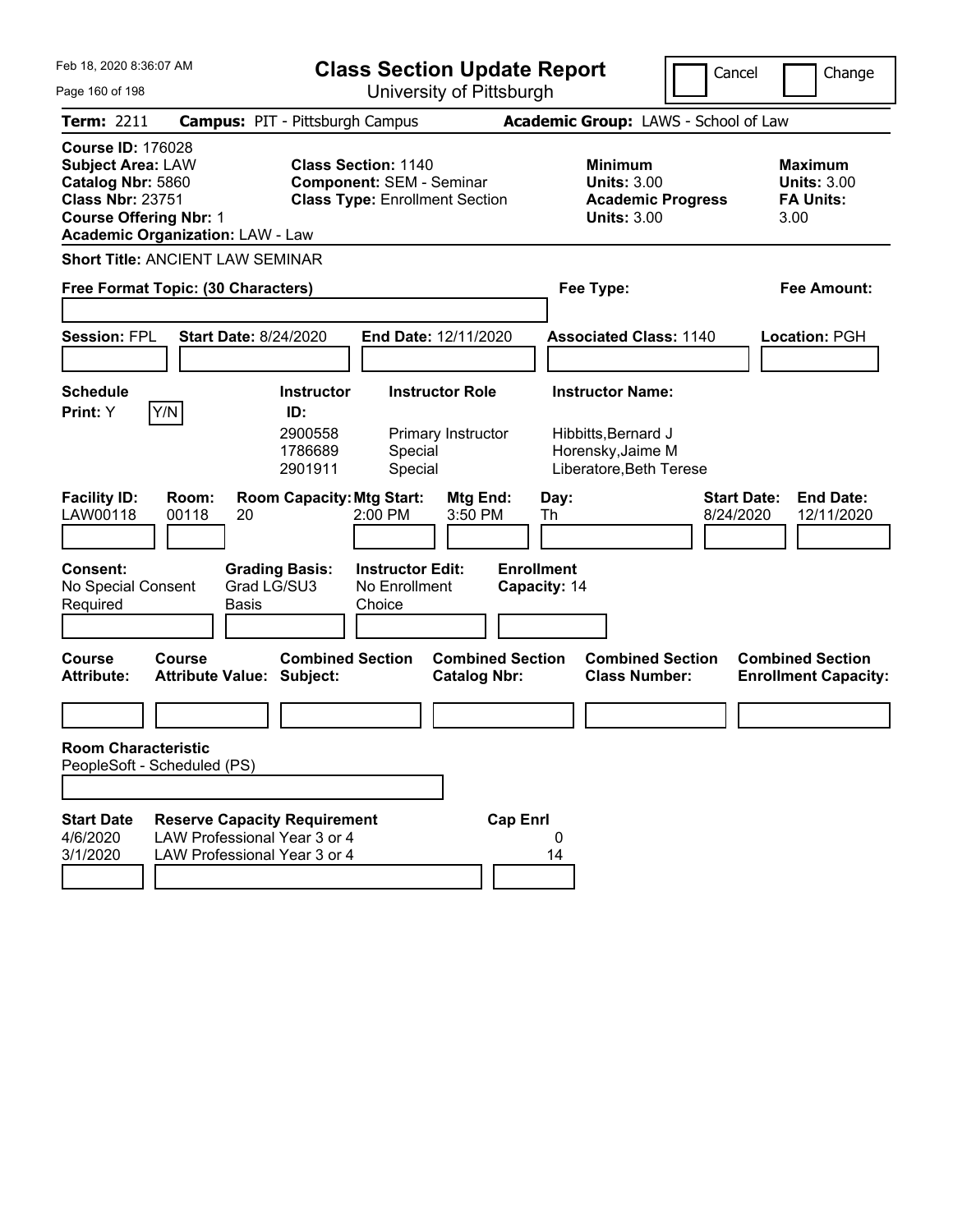# Class Section Update Report

University of Pittsburgh

Feb 18, 2020 8:36:07 AM

Cancel | Change

**Term:** 2211 **Campus:** PIT - Pittsburgh Campus **Academic Group:** LAWS - School of Law

**Course ID:** 176028
**Subject Area:** LAW
**Catalog Nbr:** 5860
**Class Nbr:** 23751
**Course Offering Nbr:** 1
**Academic Organization:** LAW - Law

**Class Section:** 1140
**Component:** SEM - Seminar
**Class Type:** Enrollment Section

**Minimum Units:** 3.00
**Academic Progress Units:** 3.00

**Maximum Units:** 3.00
**FA Units:** 3.00

**Short Title:** ANCIENT LAW SEMINAR

**Free Format Topic: (30 Characters)**

**Fee Type:**

**Fee Amount:**

**Session:** FPL **Start Date:** 8/24/2020 **End Date:** 12/11/2020 **Associated Class:** 1140 **Location:** PGH

**Schedule Print:** Y [Y/N]

| Instructor ID | Instructor Role | Instructor Name |
|---|---|---|
| 2900558 | Primary Instructor | Hibbitts,Bernard J |
| 1786689 | Special | Horensky,Jaime M |
| 2901911 | Special | Liberatore,Beth Terese |

| Facility ID | Room | Room Capacity | Mtg Start | Mtg End | Day | Start Date | End Date |
|---|---|---|---|---|---|---|---|
| LAW00118 | 00118 | 20 | 2:00 PM | 3:50 PM | Th | 8/24/2020 | 12/11/2020 |

**Consent:** No Special Consent Required
**Grading Basis:** Grad LG/SU3 Basis
**Instructor Edit:** No Enrollment Choice
**Enrollment Capacity:** 14

| Course Attribute | Course Attribute Value | Combined Section Subject | Combined Section Catalog Nbr | Combined Section Class Number | Combined Section Enrollment Capacity |
|---|---|---|---|---|---|
| | | | | | |

**Room Characteristic**
PeopleSoft - Scheduled (PS)

| Start Date | Reserve Capacity Requirement | Cap Enrl |
|---|---|---|
| 4/6/2020 | LAW Professional Year 3 or 4 | 0 |
| 3/1/2020 | LAW Professional Year 3 or 4 | 14 |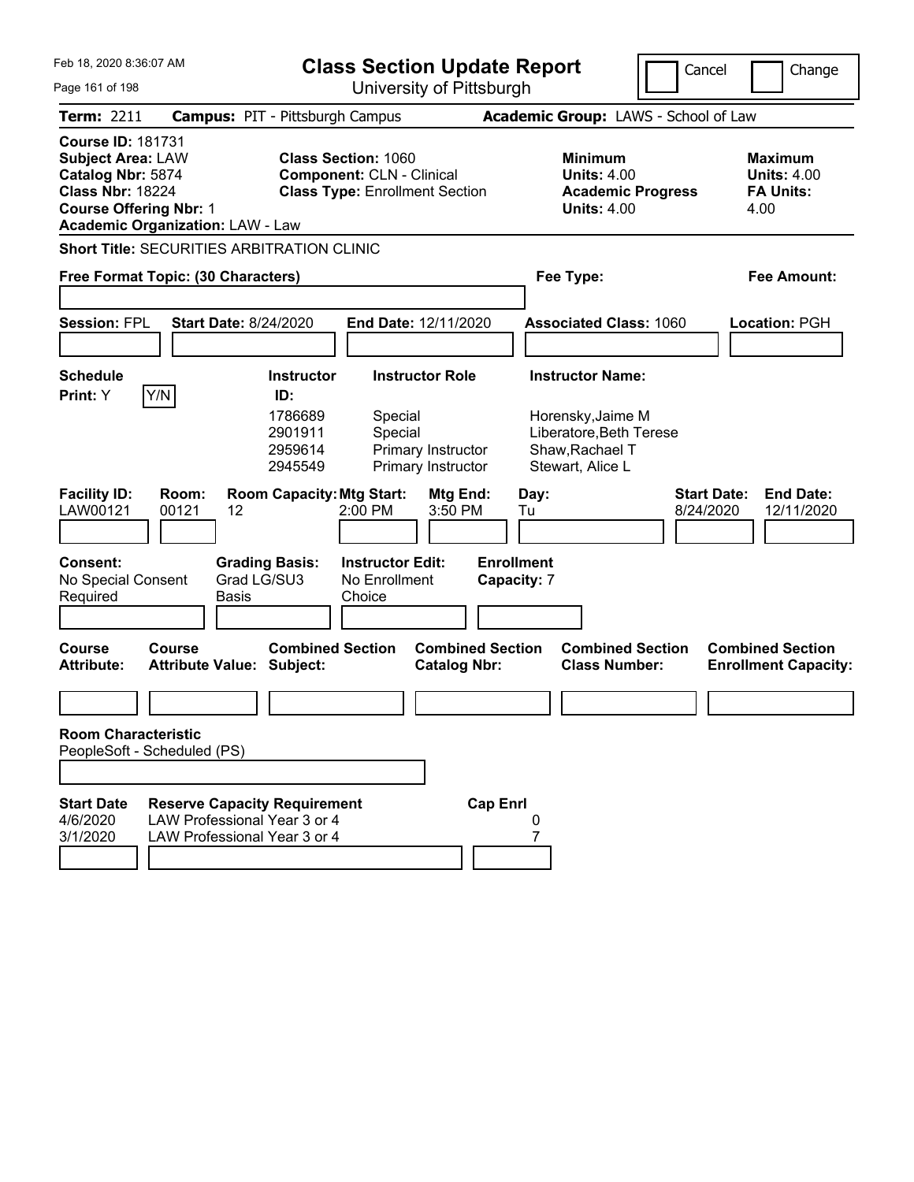Feb 18, 2020 8:36:07 AM

# Class Section Update Report

University of Pittsburgh

Cancel | Change

**Term:** 2211 **Campus:** PIT - Pittsburgh Campus **Academic Group:** LAWS - School of Law

**Course ID:** 181731
**Subject Area:** LAW
**Catalog Nbr:** 5874
**Class Nbr:** 18224
**Course Offering Nbr:** 1
**Academic Organization:** LAW - Law

**Class Section:** 1060
**Component:** CLN - Clinical
**Class Type:** Enrollment Section

**Minimum Units:** 4.00
**Academic Progress Units:** 4.00

**Maximum Units:** 4.00
**FA Units:** 4.00

**Short Title:** SECURITIES ARBITRATION CLINIC

**Free Format Topic: (30 Characters)** **Fee Type:** **Fee Amount:**

**Session:** FPL **Start Date:** 8/24/2020 **End Date:** 12/11/2020 **Associated Class:** 1060 **Location:** PGH

**Schedule Print:** Y [Y/N]

| Instructor ID: | Instructor Role | Instructor Name: |
|---|---|---|
| 1786689 | Special | Horensky,Jaime M |
| 2901911 | Special | Liberatore,Beth Terese |
| 2959614 | Primary Instructor | Shaw,Rachael T |
| 2945549 | Primary Instructor | Stewart, Alice L |

| Facility ID: | Room: | Room Capacity: | Mtg Start: | Mtg End: | Day: | Start Date: | End Date: |
|---|---|---|---|---|---|---|---|
| LAW00121 | 00121 | 12 | 2:00 PM | 3:50 PM | Tu | 8/24/2020 | 12/11/2020 |

**Consent:** No Special Consent Required
**Grading Basis:** Grad LG/SU3 Basis
**Instructor Edit:** No Enrollment Choice
**Enrollment Capacity:** 7

| Course Attribute: | Course Attribute Value: | Combined Section Subject: | Combined Section Catalog Nbr: | Combined Section Class Number: | Combined Section Enrollment Capacity: |
|---|---|---|---|---|---|
| | | | | | |

**Room Characteristic**
PeopleSoft - Scheduled (PS)

| Start Date | Reserve Capacity Requirement | Cap Enrl |
|---|---|---|
| 4/6/2020 | LAW Professional Year 3 or 4 | 0 |
| 3/1/2020 | LAW Professional Year 3 or 4 | 7 |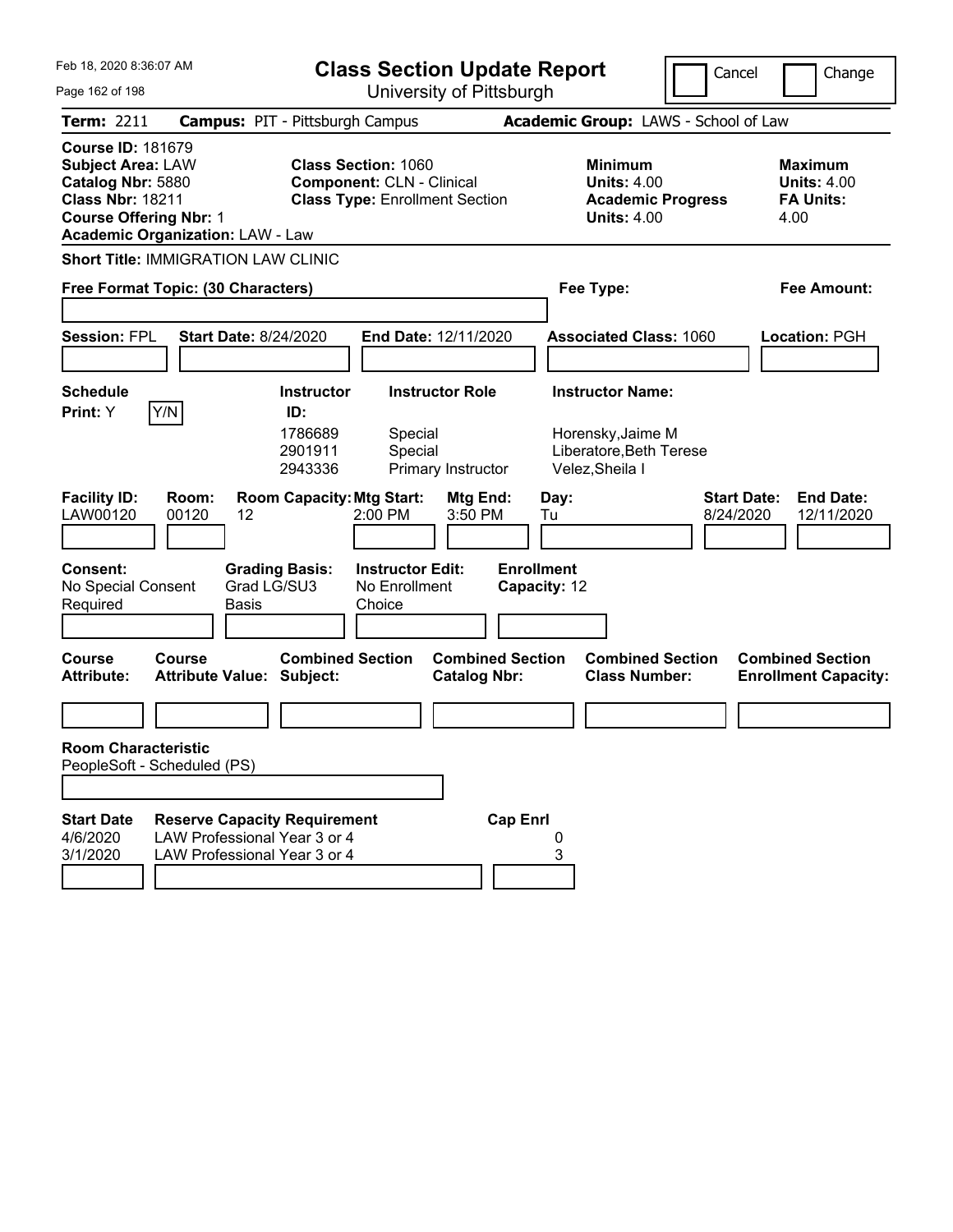Feb 18, 2020 8:36:07 AM

# Class Section Update Report

University of Pittsburgh

Cancel | Change

**Term:** 2211 **Campus:** PIT - Pittsburgh Campus **Academic Group:** LAWS - School of Law

**Course ID:** 181679
**Subject Area:** LAW
**Catalog Nbr:** 5880
**Class Nbr:** 18211
**Course Offering Nbr:** 1
**Academic Organization:** LAW - Law

**Class Section:** 1060
**Component:** CLN - Clinical
**Class Type:** Enrollment Section

**Minimum Units:** 4.00
**Academic Progress Units:** 4.00

**Maximum Units:** 4.00
**FA Units:** 4.00

**Short Title:** IMMIGRATION LAW CLINIC

**Free Format Topic: (30 Characters)**

**Fee Type:**

**Fee Amount:**

**Session:** FPL **Start Date:** 8/24/2020 **End Date:** 12/11/2020 **Associated Class:** 1060 **Location:** PGH

**Schedule Print:** Y Y/N

| Instructor ID: | Instructor Role | Instructor Name: |
|---|---|---|
| 1786689 | Special | Horensky,Jaime M |
| 2901911 | Special | Liberatore,Beth Terese |
| 2943336 | Primary Instructor | Velez,Sheila I |

| Facility ID: | Room: | Room Capacity: | Mtg Start: | Mtg End: | Day: | Start Date: | End Date: |
|---|---|---|---|---|---|---|---|
| LAW00120 | 00120 | 12 | 2:00 PM | 3:50 PM | Tu | 8/24/2020 | 12/11/2020 |

**Consent:** No Special Consent Required
**Grading Basis:** Grad LG/SU3 Basis
**Instructor Edit:** No Enrollment Choice
**Enrollment Capacity:** 12

| Course Attribute: | Course Attribute Value: | Combined Section Subject: | Combined Section Catalog Nbr: | Combined Section Class Number: | Combined Section Enrollment Capacity: |
|---|---|---|---|---|---|
| | | | | | |

**Room Characteristic**
PeopleSoft - Scheduled (PS)

| Start Date | Reserve Capacity Requirement | Cap Enrl |
|---|---|---|
| 4/6/2020 | LAW Professional Year 3 or 4 | 0 |
| 3/1/2020 | LAW Professional Year 3 or 4 | 3 |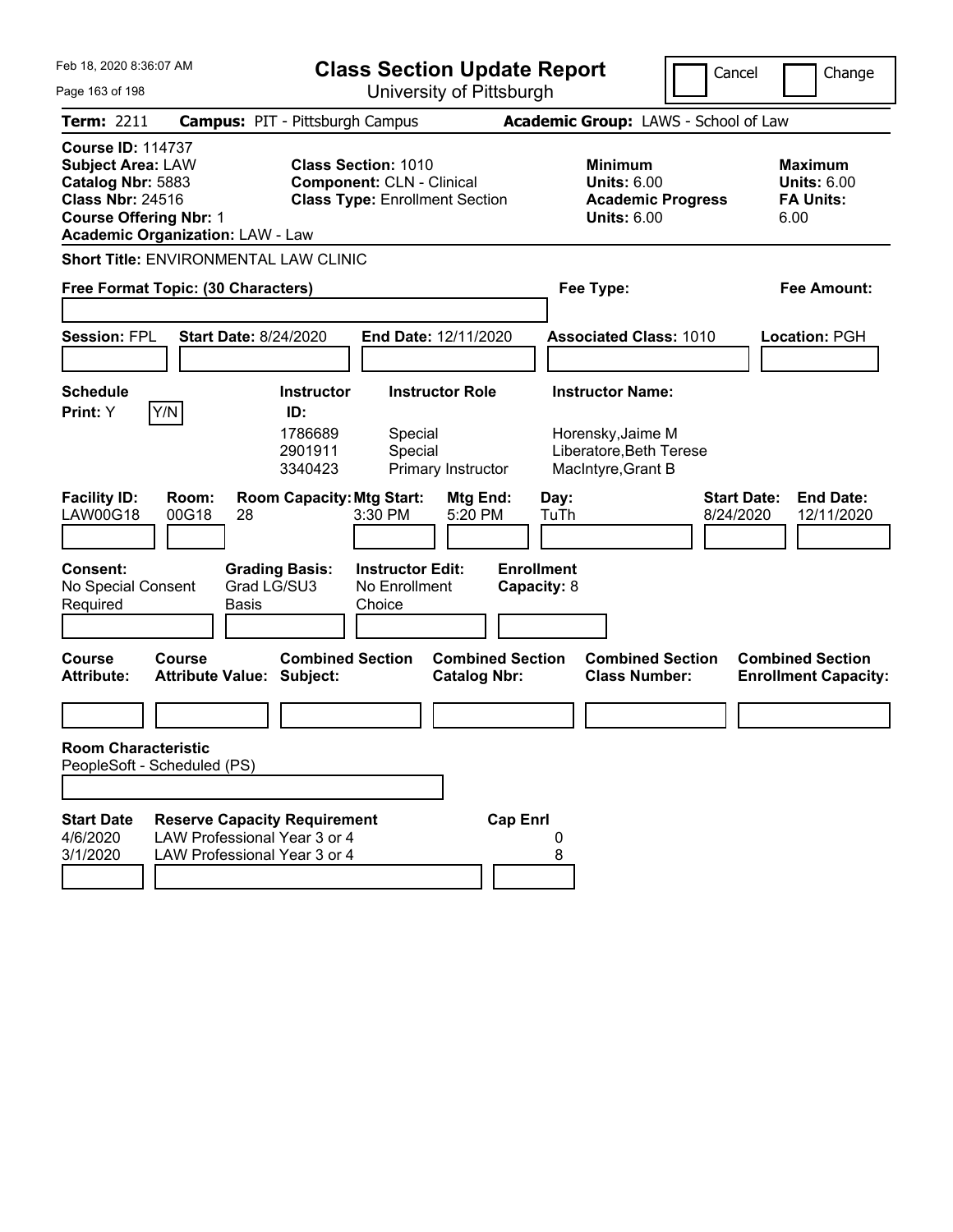Feb 18, 2020 8:36:07 AM

# Class Section Update Report

University of Pittsburgh

Cancel | Change

**Term:** 2211 **Campus:** PIT - Pittsburgh Campus **Academic Group:** LAWS - School of Law

**Course ID:** 114737
**Subject Area:** LAW
**Catalog Nbr:** 5883
**Class Nbr:** 24516
**Course Offering Nbr:** 1
**Academic Organization:** LAW - Law

**Class Section:** 1010
**Component:** CLN - Clinical
**Class Type:** Enrollment Section

**Minimum Units:** 6.00
**Academic Progress Units:** 6.00

**Maximum Units:** 6.00
**FA Units:** 6.00

**Short Title:** ENVIRONMENTAL LAW CLINIC

**Free Format Topic: (30 Characters)**

**Fee Type:**

**Fee Amount:**

**Session:** FPL **Start Date:** 8/24/2020 **End Date:** 12/11/2020 **Associated Class:** 1010 **Location:** PGH

**Schedule Print:** Y [Y/N]

| Instructor ID: | Instructor Role | Instructor Name: |
|---|---|---|
| 1786689 | Special | Horensky,Jaime M |
| 2901911 | Special | Liberatore,Beth Terese |
| 3340423 | Primary Instructor | MacIntyre,Grant B |

| Facility ID: | Room: | Room Capacity: | Mtg Start: | Mtg End: | Day: | Start Date: | End Date: |
|---|---|---|---|---|---|---|---|
| LAW00G18 | 00G18 | 28 | 3:30 PM | 5:20 PM | TuTh | 8/24/2020 | 12/11/2020 |

**Consent:** No Special Consent Required
**Grading Basis:** Grad LG/SU3 Basis
**Instructor Edit:** No Enrollment Choice
**Enrollment Capacity:** 8

| Course Attribute: | Course Attribute Value: | Combined Section Subject: | Combined Section Catalog Nbr: | Combined Section Class Number: | Combined Section Enrollment Capacity: |
|---|---|---|---|---|---|
| | | | | | |

**Room Characteristic**
PeopleSoft - Scheduled (PS)

| Start Date | Reserve Capacity Requirement | Cap Enrl |
|---|---|---|
| 4/6/2020 | LAW Professional Year 3 or 4 | 0 |
| 3/1/2020 | LAW Professional Year 3 or 4 | 8 |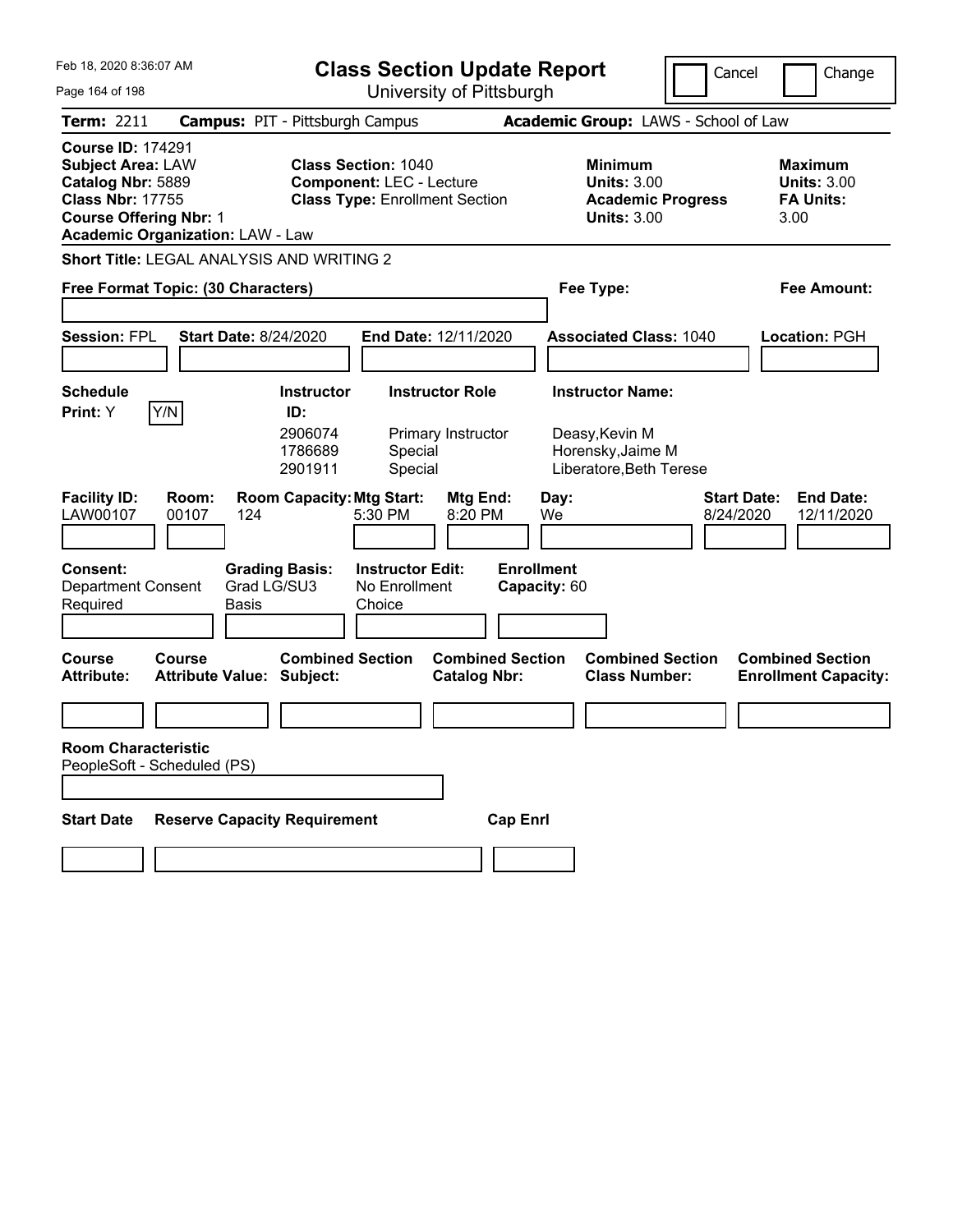# Class Section Update Report

University of Pittsburgh

Cancel | Change

Feb 18, 2020 8:36:07 AM

**Term:** 2211 **Campus:** PIT - Pittsburgh Campus **Academic Group:** LAWS - School of Law

**Course ID:** 174291
**Subject Area:** LAW
**Catalog Nbr:** 5889
**Class Nbr:** 17755
**Course Offering Nbr:** 1
**Academic Organization:** LAW - Law

**Class Section:** 1040
**Component:** LEC - Lecture
**Class Type:** Enrollment Section

**Minimum Units:** 3.00
**Academic Progress Units:** 3.00

**Maximum Units:** 3.00
**FA Units:** 3.00

**Short Title:** LEGAL ANALYSIS AND WRITING 2

**Free Format Topic: (30 Characters)** | **Fee Type:** | **Fee Amount:**

**Session:** FPL **Start Date:** 8/24/2020 **End Date:** 12/11/2020 **Associated Class:** 1040 **Location:** PGH

**Schedule Print:** Y [Y/N]

| Instructor ID | Instructor Role | Instructor Name |
|---|---|---|
| 2906074 | Primary Instructor | Deasy,Kevin M |
| 1786689 | Special | Horensky,Jaime M |
| 2901911 | Special | Liberatore,Beth Terese |

| Facility ID | Room | Room Capacity | Mtg Start | Mtg End | Day | Start Date | End Date |
|---|---|---|---|---|---|---|---|
| LAW00107 | 00107 | 124 | 5:30 PM | 8:20 PM | We | 8/24/2020 | 12/11/2020 |

**Consent:** Department Consent Required
**Grading Basis:** Grad LG/SU3 Basis
**Instructor Edit:** No Enrollment Choice
**Enrollment Capacity:** 60

| Course Attribute | Course Attribute Value | Combined Section Subject | Combined Section Catalog Nbr | Combined Section Class Number | Combined Section Enrollment Capacity |
|---|---|---|---|---|---|
| | | | | | |

**Room Characteristic**
PeopleSoft - Scheduled (PS)

| Start Date | Reserve Capacity Requirement | Cap Enrl |
|---|---|---|
| | | |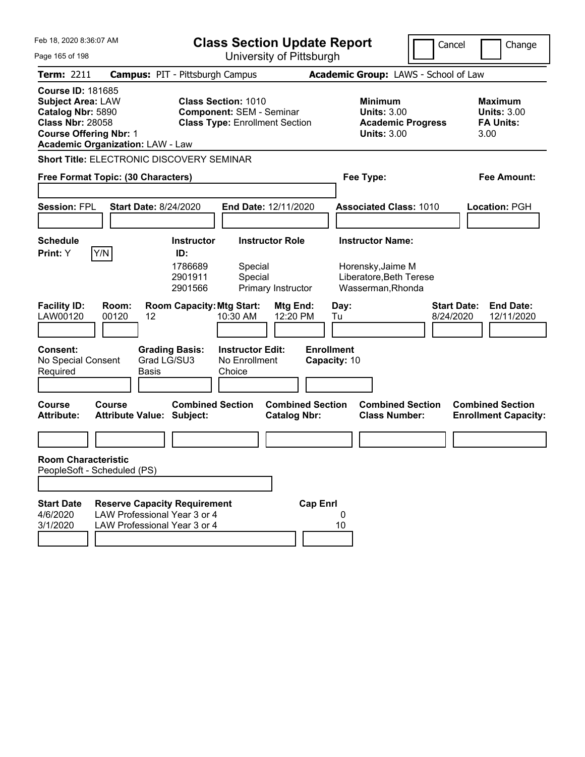Feb 18, 2020 8:36:07 AM

# Class Section Update Report

University of Pittsburgh

Cancel | Change

**Term:** 2211 **Campus:** PIT - Pittsburgh Campus **Academic Group:** LAWS - School of Law

**Course ID:** 181685
**Subject Area:** LAW
**Catalog Nbr:** 5890
**Class Nbr:** 28058
**Course Offering Nbr:** 1
**Academic Organization:** LAW - Law

**Class Section:** 1010
**Component:** SEM - Seminar
**Class Type:** Enrollment Section

**Minimum Units:** 3.00
**Academic Progress Units:** 3.00

**Maximum Units:** 3.00
**FA Units:** 3.00

**Short Title:** ELECTRONIC DISCOVERY SEMINAR

**Free Format Topic: (30 Characters)** **Fee Type:** **Fee Amount:**

**Session:** FPL **Start Date:** 8/24/2020 **End Date:** 12/11/2020 **Associated Class:** 1010 **Location:** PGH

| Schedule Print: | Instructor ID: | Instructor Role | Instructor Name: |
|---|---|---|---|
| Y (Y/N) | 1786689 | Special | Horensky,Jaime M |
| | 2901911 | Special | Liberatore,Beth Terese |
| | 2901566 | Primary Instructor | Wasserman,Rhonda |

| Facility ID: | Room: | Room Capacity: | Mtg Start: | Mtg End: | Day: | Start Date: | End Date: |
|---|---|---|---|---|---|---|---|
| LAW00120 | 00120 | 12 | 10:30 AM | 12:20 PM | Tu | 8/24/2020 | 12/11/2020 |

| Consent: | Grading Basis: | Instructor Edit: | Enrollment Capacity: |
|---|---|---|---|
| No Special Consent Required | Grad LG/SU3 Basis | No Enrollment Choice | 10 |

| Course Attribute: | Course Attribute Value: | Combined Section Subject: | Combined Section Catalog Nbr: | Combined Section Class Number: | Combined Section Enrollment Capacity: |
|---|---|---|---|---|---|
| | | | | | |

**Room Characteristic**
PeopleSoft - Scheduled (PS)

| Start Date | Reserve Capacity Requirement | Cap Enrl |
|---|---|---|
| 4/6/2020 | LAW Professional Year 3 or 4 | 0 |
| 3/1/2020 | LAW Professional Year 3 or 4 | 10 |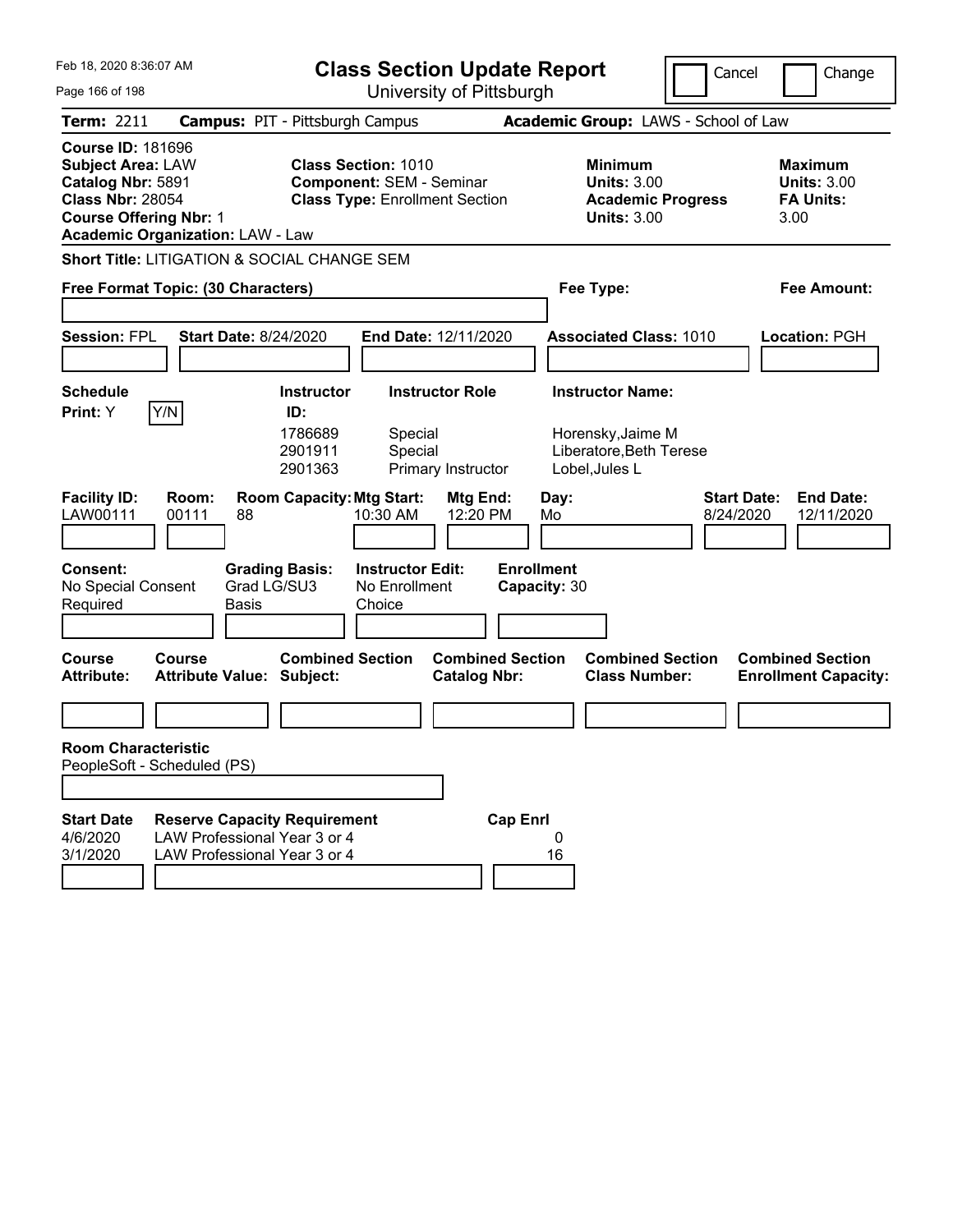Feb 18, 2020 8:36:07 AM

# Class Section Update Report

University of Pittsburgh

Cancel | Change

**Term:** 2211 **Campus:** PIT - Pittsburgh Campus **Academic Group:** LAWS - School of Law

**Course ID:** 181696
**Subject Area:** LAW
**Catalog Nbr:** 5891
**Class Nbr:** 28054
**Course Offering Nbr:** 1
**Academic Organization:** LAW - Law

**Class Section:** 1010
**Component:** SEM - Seminar
**Class Type:** Enrollment Section

**Minimum Units:** 3.00
**Academic Progress Units:** 3.00

**Maximum Units:** 3.00
**FA Units:** 3.00

**Short Title:** LITIGATION & SOCIAL CHANGE SEM

**Free Format Topic: (30 Characters)**

**Fee Type:**

**Fee Amount:**

**Session:** FPL **Start Date:** 8/24/2020 **End Date:** 12/11/2020 **Associated Class:** 1010 **Location:** PGH

**Schedule Print:** Y [Y/N]

| Instructor ID: | Instructor Role | Instructor Name: |
|---|---|---|
| 1786689 | Special | Horensky,Jaime M |
| 2901911 | Special | Liberatore,Beth Terese |
| 2901363 | Primary Instructor | Lobel,Jules L |

| Facility ID: | Room: | Room Capacity: | Mtg Start: | Mtg End: | Day: | Start Date: | End Date: |
|---|---|---|---|---|---|---|---|
| LAW00111 | 00111 | 88 | 10:30 AM | 12:20 PM | Mo | 8/24/2020 | 12/11/2020 |

**Consent:** No Special Consent Required
**Grading Basis:** Grad LG/SU3 Basis
**Instructor Edit:** No Enrollment Choice
**Enrollment Capacity:** 30

| Course Attribute: | Course Attribute Value: | Combined Section Subject: | Combined Section Catalog Nbr: | Combined Section Class Number: | Combined Section Enrollment Capacity: |
|---|---|---|---|---|---|
| | | | | | |

**Room Characteristic**
PeopleSoft - Scheduled (PS)

| Start Date | Reserve Capacity Requirement | Cap Enrl |
|---|---|---|
| 4/6/2020 | LAW Professional Year 3 or 4 | 0 |
| 3/1/2020 | LAW Professional Year 3 or 4 | 16 |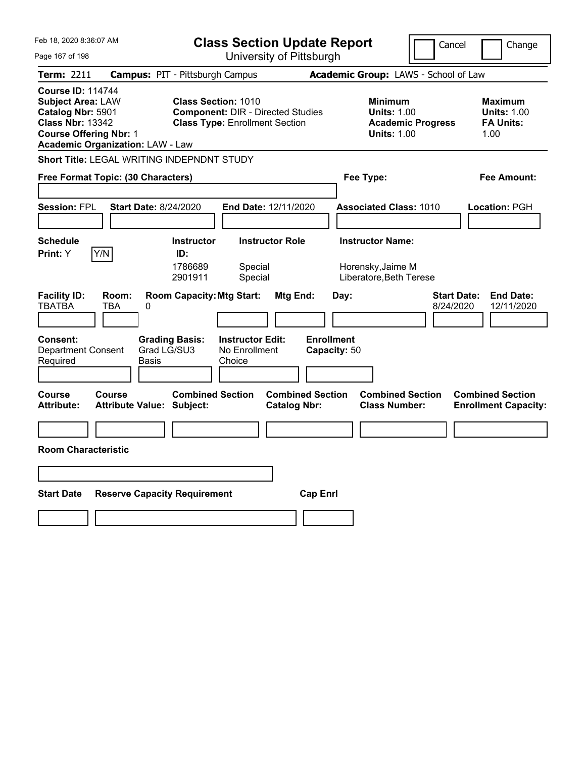# Class Section Update Report

University of Pittsburgh

Feb 18, 2020 8:36:07 AM

Cancel | Change

**Term:** 2211 **Campus:** PIT - Pittsburgh Campus **Academic Group:** LAWS - School of Law

**Course ID:** 114744
**Subject Area:** LAW
**Catalog Nbr:** 5901
**Class Nbr:** 13342
**Course Offering Nbr:** 1
**Academic Organization:** LAW - Law

**Class Section:** 1010
**Component:** DIR - Directed Studies
**Class Type:** Enrollment Section

**Minimum**
**Units:** 1.00
**Academic Progress Units:** 1.00

**Maximum**
**Units:** 1.00
**FA Units:** 1.00

**Short Title:** LEGAL WRITING INDEPNDNT STUDY

**Free Format Topic: (30 Characters)**

**Fee Type:**

**Fee Amount:**

**Session:** FPL **Start Date:** 8/24/2020 **End Date:** 12/11/2020 **Associated Class:** 1010 **Location:** PGH

| Schedule Print | Instructor ID | Instructor Role | Instructor Name |
|---|---|---|---|
| Y | 1786689 | Special | Horensky,Jaime M |
| | 2901911 | Special | Liberatore,Beth Terese |

| Facility ID | Room | Room Capacity | Mtg Start | Mtg End | Day | Start Date | End Date |
|---|---|---|---|---|---|---|---|
| TBATBA | TBA | 0 | | | | 8/24/2020 | 12/11/2020 |

**Consent:** Department Consent Required
**Grading Basis:** Grad LG/SU3 Basis
**Instructor Edit:** No Enrollment Choice
**Enrollment Capacity:** 50

| Course Attribute | Course Attribute Value | Combined Section Subject | Combined Section Catalog Nbr | Combined Section Class Number | Combined Section Enrollment Capacity |
|---|---|---|---|---|---|
| | | | | | |

**Room Characteristic**

| Start Date | Reserve Capacity Requirement | Cap Enrl |
|---|---|---|
| | | |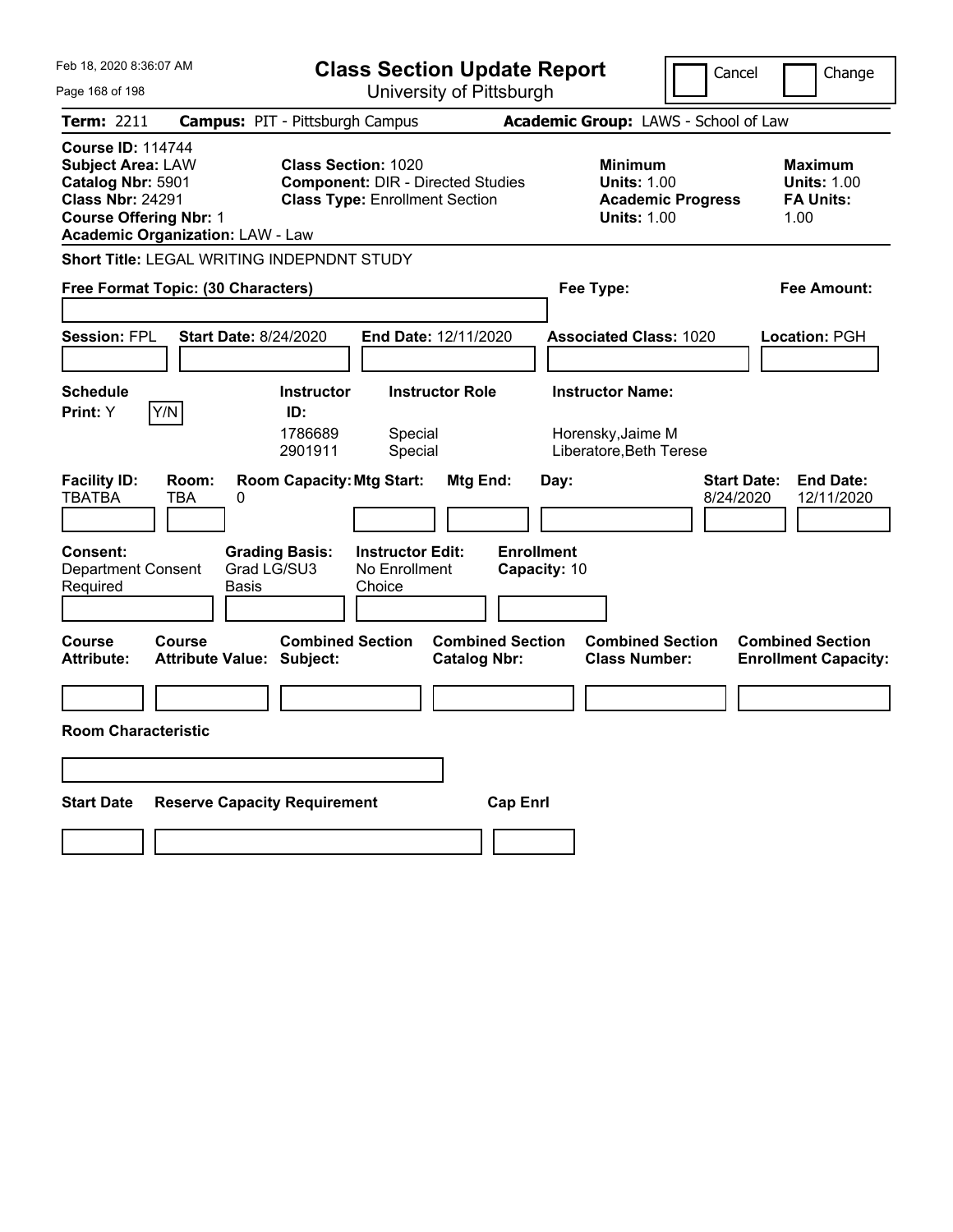# Class Section Update Report

University of Pittsburgh

Cancel | Change

**Term:** 2211 **Campus:** PIT - Pittsburgh Campus **Academic Group:** LAWS - School of Law

**Course ID:** 114744
**Subject Area:** LAW
**Catalog Nbr:** 5901
**Class Nbr:** 24291
**Course Offering Nbr:** 1
**Academic Organization:** LAW - Law

**Class Section:** 1020
**Component:** DIR - Directed Studies
**Class Type:** Enrollment Section

**Minimum**
**Units:** 1.00
**Academic Progress Units:** 1.00

**Maximum**
**Units:** 1.00
**FA Units:** 1.00

**Short Title:** LEGAL WRITING INDEPNDNT STUDY

**Free Format Topic: (30 Characters)** **Fee Type:** **Fee Amount:**

**Session:** FPL **Start Date:** 8/24/2020 **End Date:** 12/11/2020 **Associated Class:** 1020 **Location:** PGH

| Schedule Print: | Instructor ID: | Instructor Role | Instructor Name: |
|---|---|---|---|
| Y  Y/N | 1786689 | Special | Horensky,Jaime M |
| | 2901911 | Special | Liberatore,Beth Terese |

| Facility ID: | Room: | Room Capacity: | Mtg Start: | Mtg End: | Day: | Start Date: | End Date: |
|---|---|---|---|---|---|---|---|
| TBATBA | TBA | 0 | | | | 8/24/2020 | 12/11/2020 |

**Consent:** Department Consent Required
**Grading Basis:** Grad LG/SU3 Basis
**Instructor Edit:** No Enrollment Choice
**Enrollment Capacity:** 10

| Course Attribute: | Course Attribute Value: | Combined Section Subject: | Combined Section Catalog Nbr: | Combined Section Class Number: | Combined Section Enrollment Capacity: |
|---|---|---|---|---|---|
| | | | | | |

**Room Characteristic**

| Start Date | Reserve Capacity Requirement | Cap Enrl |
|---|---|---|
| | | |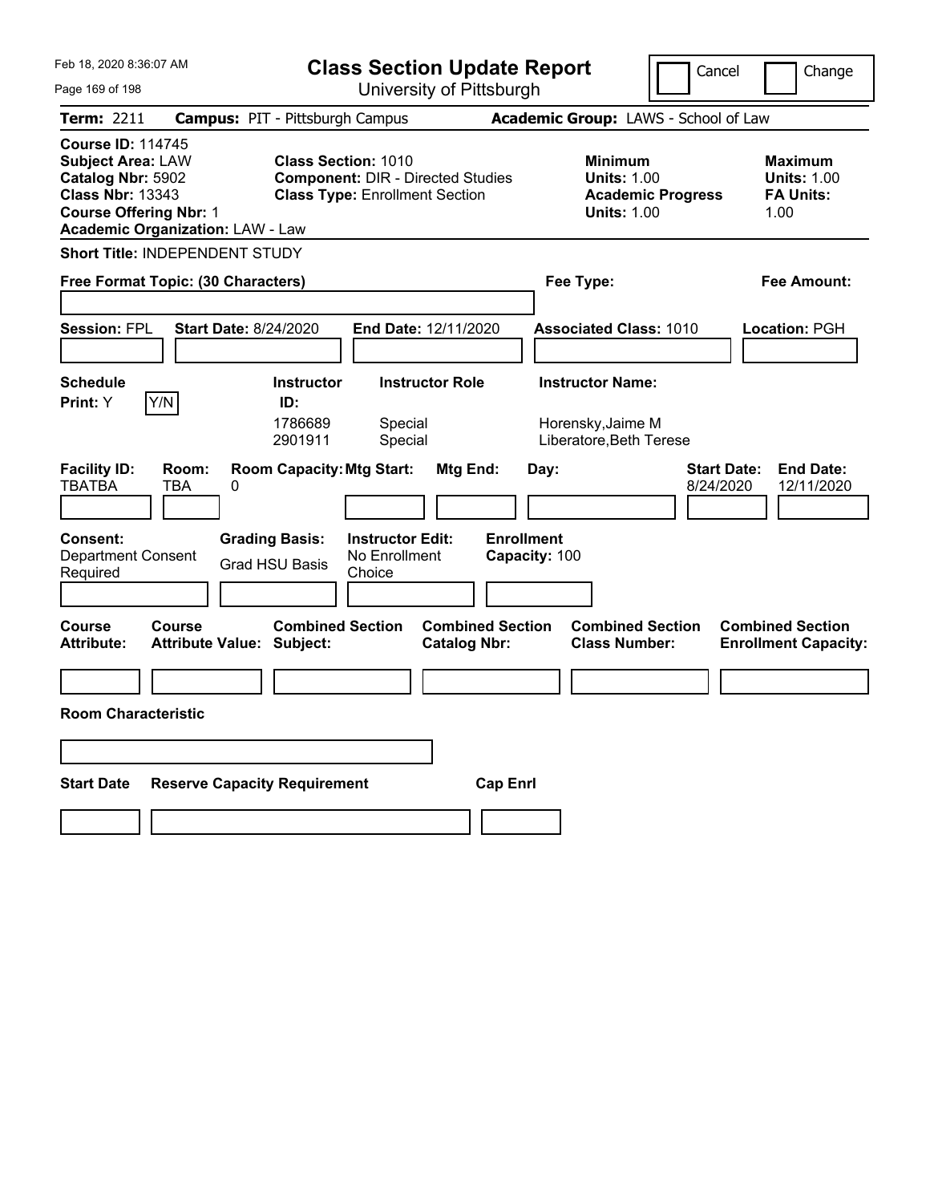# Class Section Update Report

University of Pittsburgh

Cancel | Change

**Term:** 2211 **Campus:** PIT - Pittsburgh Campus **Academic Group:** LAWS - School of Law

**Course ID:** 114745
**Subject Area:** LAW
**Catalog Nbr:** 5902
**Class Nbr:** 13343
**Course Offering Nbr:** 1
**Academic Organization:** LAW - Law

**Class Section:** 1010
**Component:** DIR - Directed Studies
**Class Type:** Enrollment Section

**Minimum**
**Units:** 1.00
**Academic Progress Units:** 1.00

**Maximum**
**Units:** 1.00
**FA Units:** 1.00

**Short Title:** INDEPENDENT STUDY

**Free Format Topic: (30 Characters)**

**Fee Type:**

**Fee Amount:**

**Session:** FPL **Start Date:** 8/24/2020 **End Date:** 12/11/2020 **Associated Class:** 1010 **Location:** PGH

| Schedule Print | Instructor ID | Instructor Role | Instructor Name |
|---|---|---|---|
| Y (Y/N) | 1786689 | Special | Horensky,Jaime M |
| | 2901911 | Special | Liberatore,Beth Terese |

| Facility ID | Room | Room Capacity | Mtg Start | Mtg End | Day | Start Date | End Date |
|---|---|---|---|---|---|---|---|
| TBATBA | TBA | 0 | | | | 8/24/2020 | 12/11/2020 |

**Consent:** Department Consent Required
**Grading Basis:** Grad HSU Basis
**Instructor Edit:** No Enrollment Choice
**Enrollment Capacity:** 100

| Course Attribute | Course Attribute Value | Combined Section Subject | Combined Section Catalog Nbr | Combined Section Class Number | Combined Section Enrollment Capacity |
|---|---|---|---|---|---|
| | | | | | |

**Room Characteristic**

| Start Date | Reserve Capacity Requirement | Cap Enrl |
|---|---|---|
| | | |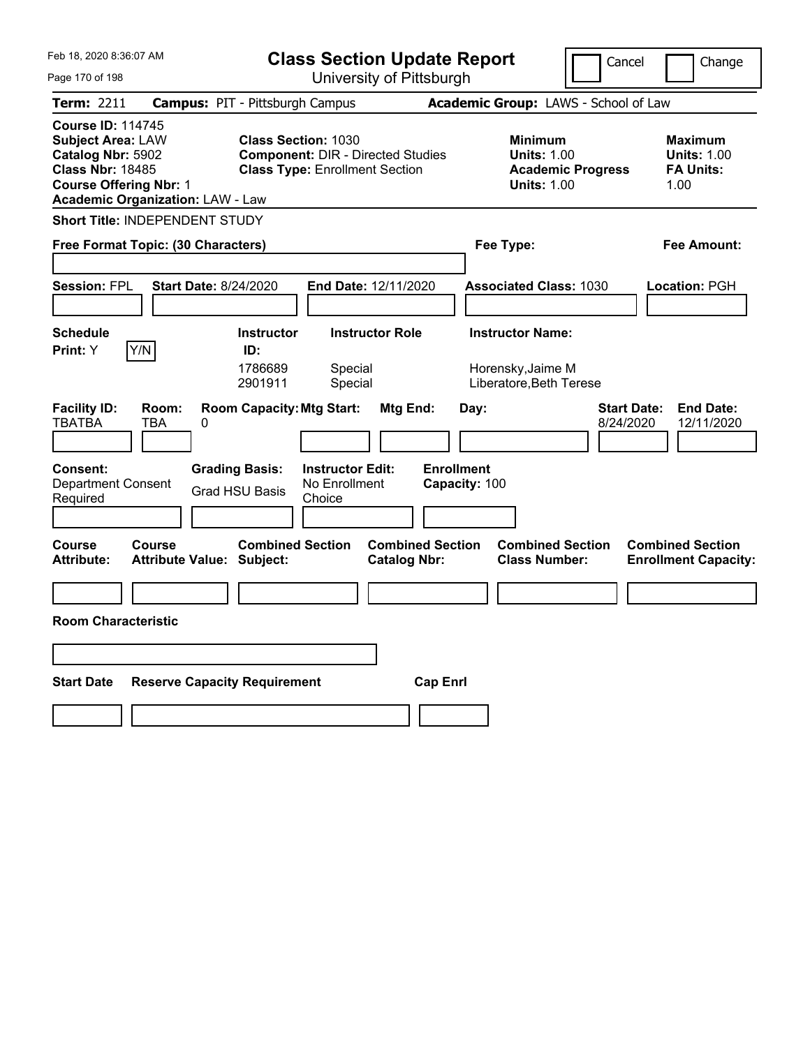# Class Section Update Report

University of Pittsburgh

Cancel | Change

Feb 18, 2020 8:36:07 AM

**Term:** 2211 **Campus:** PIT - Pittsburgh Campus **Academic Group:** LAWS - School of Law

**Course ID:** 114745
**Subject Area:** LAW
**Catalog Nbr:** 5902
**Class Nbr:** 18485
**Course Offering Nbr:** 1
**Academic Organization:** LAW - Law

**Class Section:** 1030
**Component:** DIR - Directed Studies
**Class Type:** Enrollment Section

**Minimum**
**Units:** 1.00
**Academic Progress Units:** 1.00

**Maximum**
**Units:** 1.00
**FA Units:** 1.00

**Short Title:** INDEPENDENT STUDY

**Free Format Topic: (30 Characters)**

**Fee Type:**

**Fee Amount:**

**Session:** FPL **Start Date:** 8/24/2020 **End Date:** 12/11/2020 **Associated Class:** 1030 **Location:** PGH

**Schedule Print:** Y Y/N

| Instructor ID: | Instructor Role | Instructor Name: |
|---|---|---|
| 1786689 | Special | Horensky,Jaime M |
| 2901911 | Special | Liberatore,Beth Terese |

| Facility ID: | Room: | Room Capacity: | Mtg Start: | Mtg End: | Day: | Start Date: | End Date: |
|---|---|---|---|---|---|---|---|
| TBATBA | TBA | 0 | | | | 8/24/2020 | 12/11/2020 |

**Consent:** Department Consent Required
**Grading Basis:** Grad HSU Basis
**Instructor Edit:** No Enrollment Choice
**Enrollment Capacity:** 100

| Course Attribute: | Course Attribute Value: | Combined Section Subject: | Combined Section Catalog Nbr: | Combined Section Class Number: | Combined Section Enrollment Capacity: |
|---|---|---|---|---|---|
| | | | | | |

**Room Characteristic**

| Start Date | Reserve Capacity Requirement | Cap Enrl |
|---|---|---|
| | | |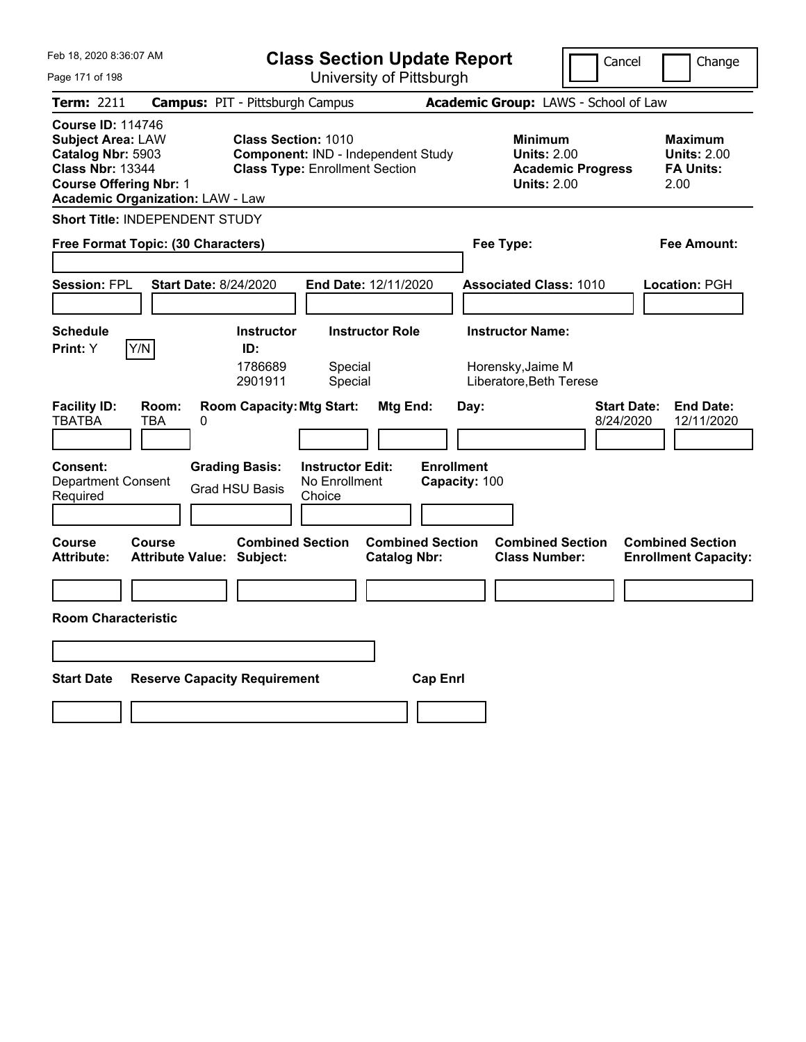# Class Section Update Report

University of Pittsburgh

Cancel | Change

**Term:** 2211 **Campus:** PIT - Pittsburgh Campus **Academic Group:** LAWS - School of Law

**Course ID:** 114746
**Subject Area:** LAW
**Catalog Nbr:** 5903
**Class Nbr:** 13344
**Course Offering Nbr:** 1
**Academic Organization:** LAW - Law

**Class Section:** 1010
**Component:** IND - Independent Study
**Class Type:** Enrollment Section

**Minimum Units:** 2.00
**Academic Progress Units:** 2.00

**Maximum Units:** 2.00
**FA Units:** 2.00

**Short Title:** INDEPENDENT STUDY

**Free Format Topic: (30 Characters)**

**Fee Type:**

**Fee Amount:**

**Session:** FPL **Start Date:** 8/24/2020 **End Date:** 12/11/2020 **Associated Class:** 1010 **Location:** PGH

**Schedule Print:** Y Y/N

| Instructor ID: | Instructor Role | Instructor Name: |
|---|---|---|
| 1786689 | Special | Horensky,Jaime M |
| 2901911 | Special | Liberatore,Beth Terese |

| Facility ID: | Room: | Room Capacity: | Mtg Start: | Mtg End: | Day: | Start Date: | End Date: |
|---|---|---|---|---|---|---|---|
| TBATBA | TBA | 0 | | | | 8/24/2020 | 12/11/2020 |

**Consent:** Department Consent Required

**Grading Basis:** Grad HSU Basis

**Instructor Edit:** No Enrollment Choice

**Enrollment Capacity:** 100

| Course Attribute: | Course Attribute Value: | Combined Section Subject: | Combined Section Catalog Nbr: | Combined Section Class Number: | Combined Section Enrollment Capacity: |
|---|---|---|---|---|---|
| | | | | | |

**Room Characteristic**

| Start Date | Reserve Capacity Requirement | Cap Enrl |
|---|---|---|
| | | |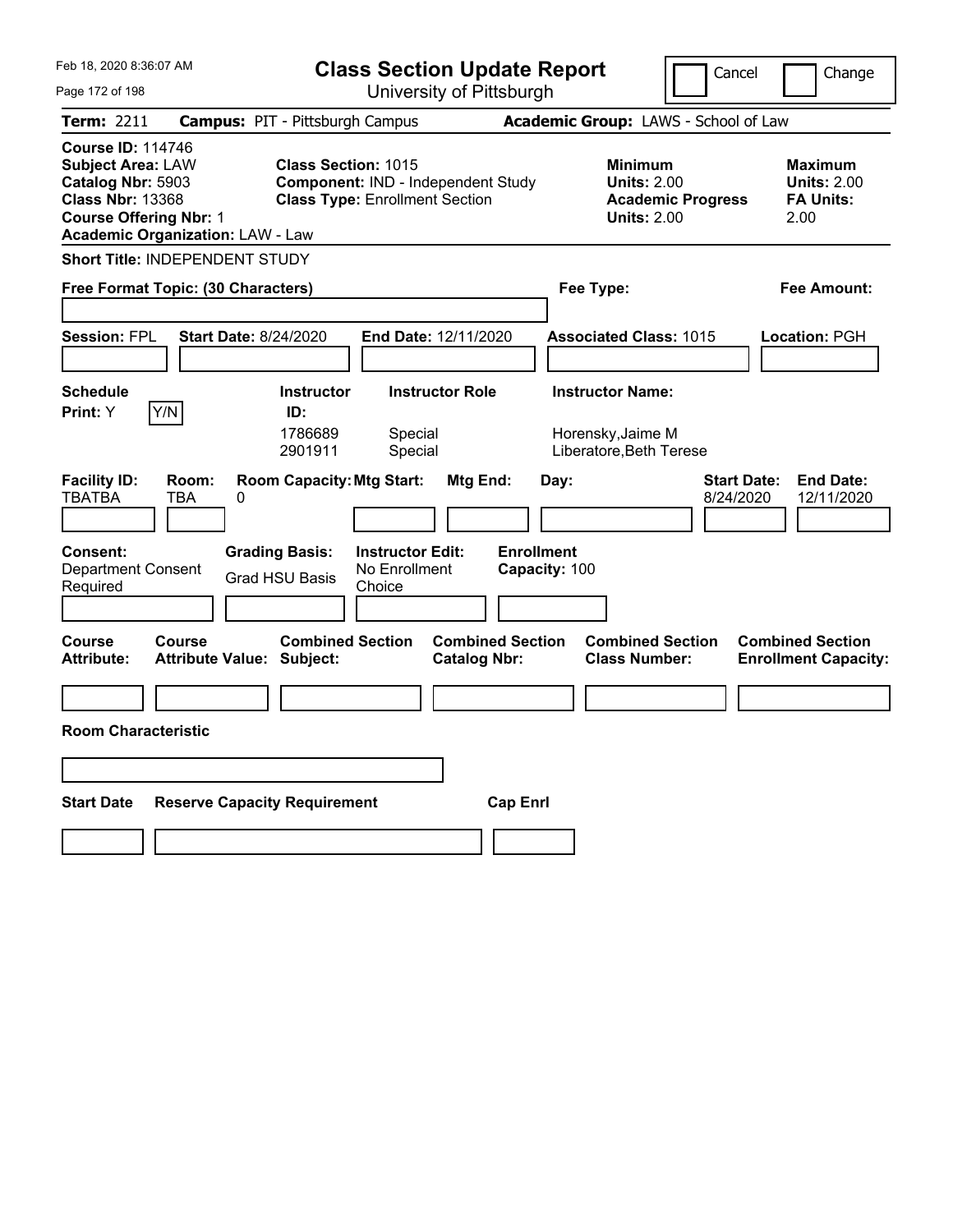# Class Section Update Report

University of Pittsburgh

Feb 18, 2020 8:36:07 AM

Cancel ☐ Change ☐

**Term:** 2211 **Campus:** PIT - Pittsburgh Campus **Academic Group:** LAWS - School of Law

**Course ID:** 114746
**Subject Area:** LAW
**Catalog Nbr:** 5903
**Class Nbr:** 13368
**Course Offering Nbr:** 1
**Academic Organization:** LAW - Law

**Class Section:** 1015
**Component:** IND - Independent Study
**Class Type:** Enrollment Section

**Minimum Units:** 2.00
**Academic Progress Units:** 2.00

**Maximum Units:** 2.00
**FA Units:** 2.00

**Short Title:** INDEPENDENT STUDY

**Free Format Topic: (30 Characters)**

**Fee Type:**

**Fee Amount:**

**Session:** FPL **Start Date:** 8/24/2020 **End Date:** 12/11/2020 **Associated Class:** 1015 **Location:** PGH

**Schedule Print:** Y [Y/N]

| Instructor ID: | Instructor Role | Instructor Name: |
|---|---|---|
| 1786689 | Special | Horensky,Jaime M |
| 2901911 | Special | Liberatore,Beth Terese |

| Facility ID: | Room: | Room Capacity: | Mtg Start: | Mtg End: | Day: | Start Date: | End Date: |
|---|---|---|---|---|---|---|---|
| TBATBA | TBA | 0 | | | | 8/24/2020 | 12/11/2020 |

**Consent:** Department Consent Required
**Grading Basis:** Grad HSU Basis
**Instructor Edit:** No Enrollment Choice
**Enrollment Capacity:** 100

| Course Attribute: | Course Attribute Value: | Combined Section Subject: | Combined Section Catalog Nbr: | Combined Section Class Number: | Combined Section Enrollment Capacity: |
|---|---|---|---|---|---|
| | | | | | |

**Room Characteristic**

| Start Date | Reserve Capacity Requirement | Cap Enrl |
|---|---|---|
| | | |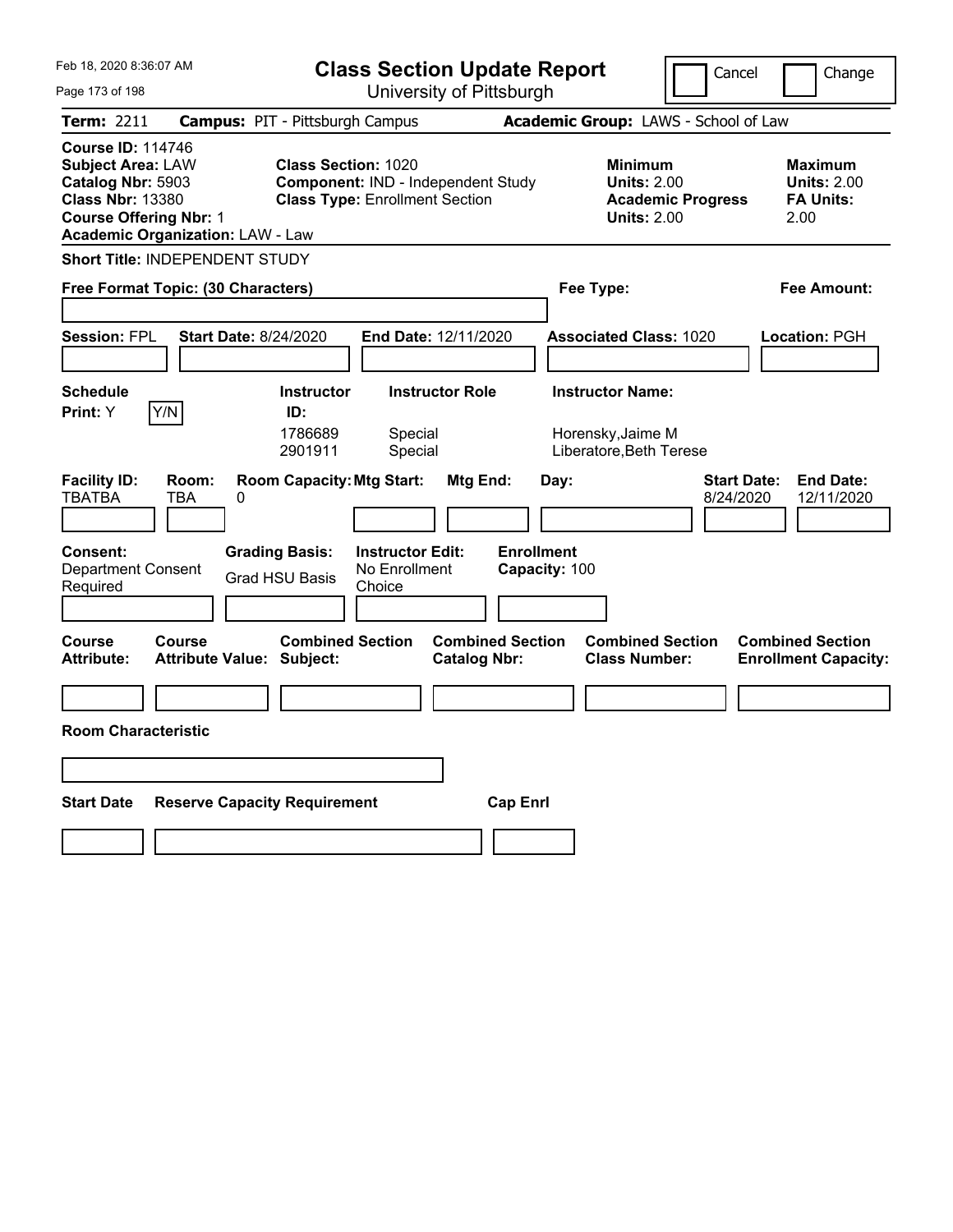Feb 18, 2020 8:36:07 AM

# Class Section Update Report

University of Pittsburgh

Cancel | Change

**Term:** 2211 **Campus:** PIT - Pittsburgh Campus **Academic Group:** LAWS - School of Law

**Course ID:** 114746
**Subject Area:** LAW
**Catalog Nbr:** 5903
**Class Nbr:** 13380
**Course Offering Nbr:** 1
**Academic Organization:** LAW - Law

**Class Section:** 1020
**Component:** IND - Independent Study
**Class Type:** Enrollment Section

**Minimum Units:** 2.00
**Academic Progress Units:** 2.00

**Maximum Units:** 2.00
**FA Units:** 2.00

**Short Title:** INDEPENDENT STUDY

**Free Format Topic: (30 Characters)**

**Fee Type:**

**Fee Amount:**

**Session:** FPL **Start Date:** 8/24/2020 **End Date:** 12/11/2020 **Associated Class:** 1020 **Location:** PGH

**Schedule Print:** Y Y/N

| Instructor ID: | Instructor Role | Instructor Name: |
|---|---|---|
| 1786689 | Special | Horensky,Jaime M |
| 2901911 | Special | Liberatore,Beth Terese |

| Facility ID: | Room: | Room Capacity: | Mtg Start: | Mtg End: | Day: | Start Date: | End Date: |
|---|---|---|---|---|---|---|---|
| TBATBA | TBA | 0 | | | | 8/24/2020 | 12/11/2020 |

**Consent:** Department Consent Required

**Grading Basis:** Grad HSU Basis

**Instructor Edit:** No Enrollment Choice

**Enrollment Capacity:** 100

| Course Attribute: | Course Attribute Value: | Combined Section Subject: | Combined Section Catalog Nbr: | Combined Section Class Number: | Combined Section Enrollment Capacity: |
|---|---|---|---|---|---|
| | | | | | |

**Room Characteristic**

| Start Date | Reserve Capacity Requirement | Cap Enrl |
|---|---|---|
| | | |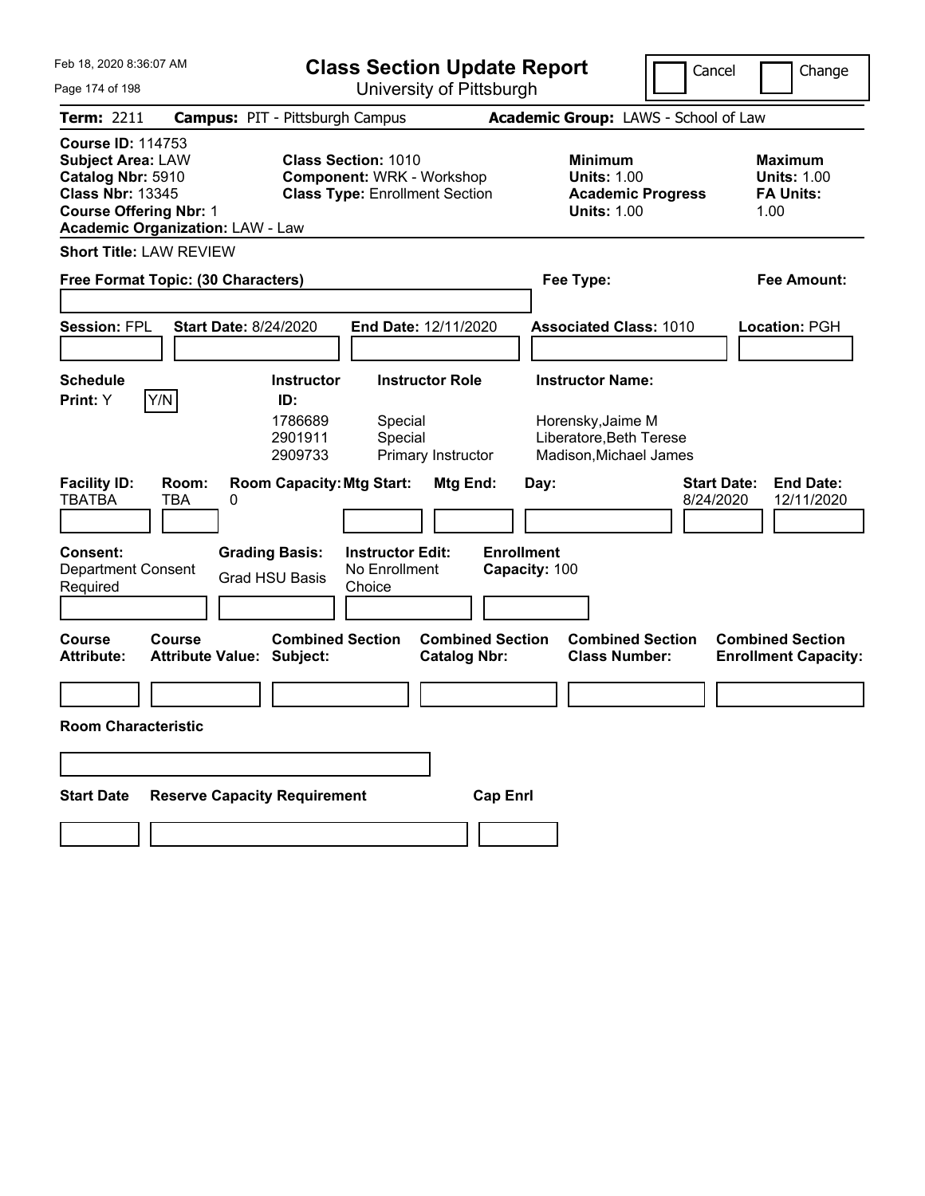Feb 18, 2020 8:36:07 AM

# Class Section Update Report

University of Pittsburgh

Cancel | Change

**Term:** 2211 **Campus:** PIT - Pittsburgh Campus **Academic Group:** LAWS - School of Law

**Course ID:** 114753
**Subject Area:** LAW
**Catalog Nbr:** 5910
**Class Nbr:** 13345
**Course Offering Nbr:** 1
**Academic Organization:** LAW - Law

**Class Section:** 1010
**Component:** WRK - Workshop
**Class Type:** Enrollment Section

**Minimum Units:** 1.00
**Academic Progress Units:** 1.00

**Maximum Units:** 1.00
**FA Units:** 1.00

**Short Title:** LAW REVIEW

**Free Format Topic: (30 Characters)**

**Fee Type:**

**Fee Amount:**

**Session:** FPL **Start Date:** 8/24/2020 **End Date:** 12/11/2020 **Associated Class:** 1010 **Location:** PGH

**Schedule Print:** Y Y/N

| Instructor ID: | Instructor Role | Instructor Name: |
|---|---|---|
| 1786689 | Special | Horensky,Jaime M |
| 2901911 | Special | Liberatore,Beth Terese |
| 2909733 | Primary Instructor | Madison,Michael James |

| Facility ID: | Room: | Room Capacity: | Mtg Start: | Mtg End: | Day: | Start Date: | End Date: |
|---|---|---|---|---|---|---|---|
| TBATBA | TBA | 0 | | | | 8/24/2020 | 12/11/2020 |

**Consent:** Department Consent Required

**Grading Basis:** Grad HSU Basis

**Instructor Edit:** No Enrollment Choice

**Enrollment Capacity:** 100

| Course Attribute: | Course Attribute Value: | Combined Section Subject: | Combined Section Catalog Nbr: | Combined Section Class Number: | Combined Section Enrollment Capacity: |
|---|---|---|---|---|---|
| | | | | | |

**Room Characteristic**

| Start Date | Reserve Capacity Requirement | Cap Enrl |
|---|---|---|
| | | |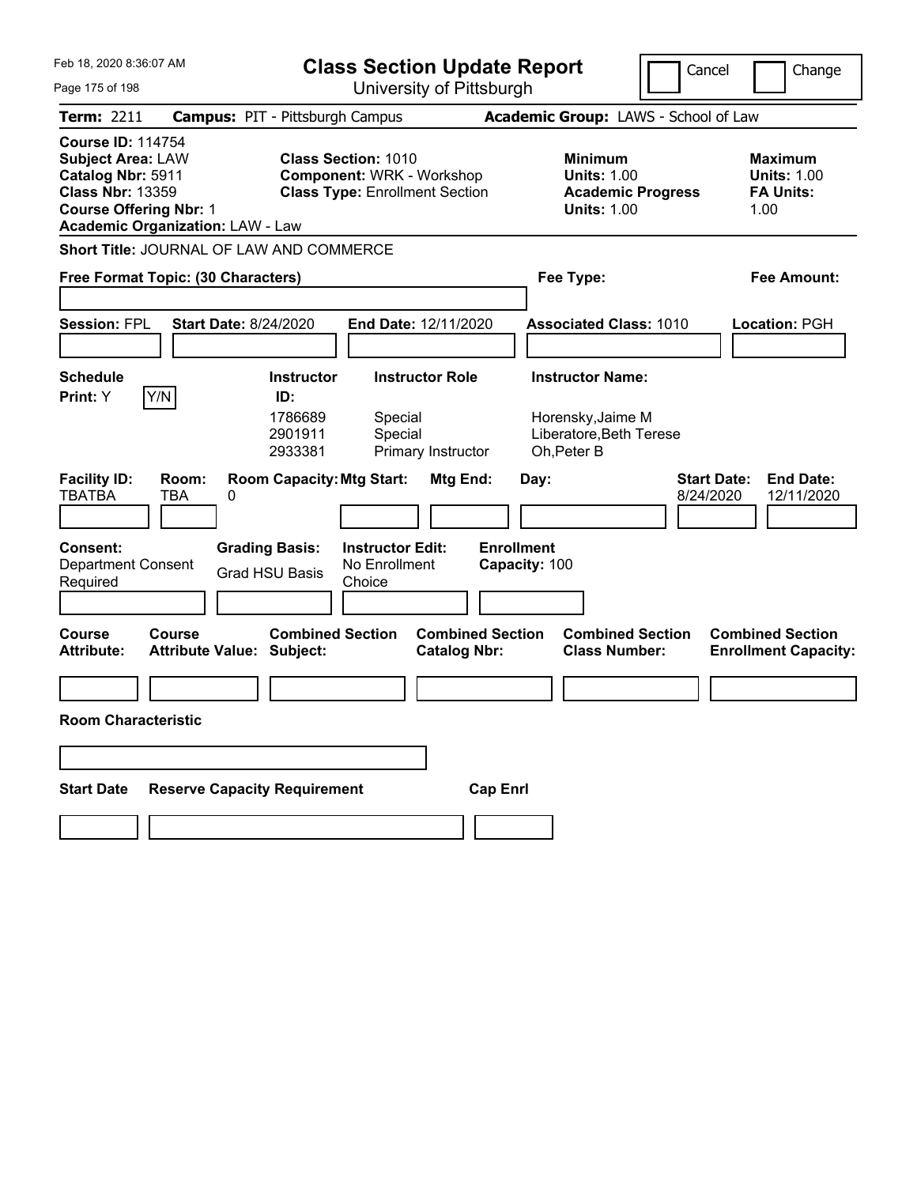# Class Section Update Report

University of Pittsburgh

Cancel | Change

**Term:** 2211 **Campus:** PIT - Pittsburgh Campus **Academic Group:** LAWS - School of Law

**Course ID:** 114754
**Subject Area:** LAW
**Catalog Nbr:** 5911
**Class Nbr:** 13359
**Course Offering Nbr:** 1
**Academic Organization:** LAW - Law

**Class Section:** 1010
**Component:** WRK - Workshop
**Class Type:** Enrollment Section

**Minimum Units:** 1.00
**Academic Progress Units:** 1.00

**Maximum Units:** 1.00
**FA Units:** 1.00

**Short Title:** JOURNAL OF LAW AND COMMERCE

**Free Format Topic: (30 Characters)**

**Fee Type:**

**Fee Amount:**

**Session:** FPL **Start Date:** 8/24/2020 **End Date:** 12/11/2020 **Associated Class:** 1010 **Location:** PGH

**Schedule Print:** Y [Y/N]

| Instructor ID: | Instructor Role | Instructor Name: |
|---|---|---|
| 1786689 | Special | Horensky,Jaime M |
| 2901911 | Special | Liberatore,Beth Terese |
| 2933381 | Primary Instructor | Oh,Peter B |

| Facility ID: | Room: | Room Capacity: | Mtg Start: | Mtg End: | Day: | Start Date: | End Date: |
|---|---|---|---|---|---|---|---|
| TBATBA | TBA | 0 | | | | 8/24/2020 | 12/11/2020 |

**Consent:** Department Consent Required

**Grading Basis:** Grad HSU Basis

**Instructor Edit:** No Enrollment Choice

**Enrollment Capacity:** 100

| Course Attribute: | Course Attribute Value: | Combined Section Subject: | Combined Section Catalog Nbr: | Combined Section Class Number: | Combined Section Enrollment Capacity: |
|---|---|---|---|---|---|
| | | | | | |

**Room Characteristic**

| Start Date | Reserve Capacity Requirement | Cap Enrl |
|---|---|---|
| | | |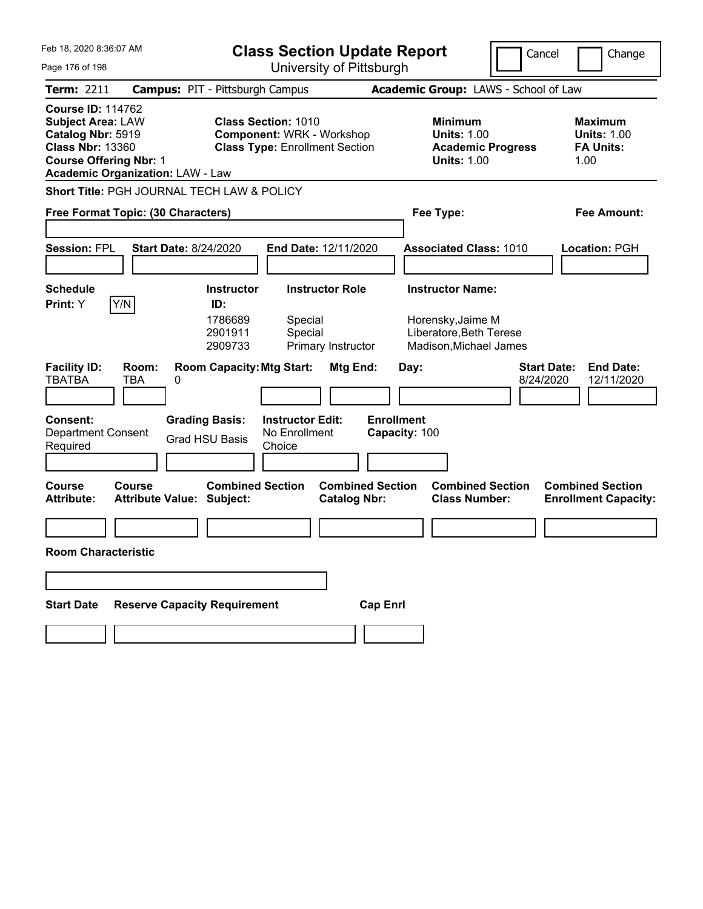# Class Section Update Report

University of Pittsburgh

Feb 18, 2020 8:36:07 AM

Cancel | Change

**Term:** 2211 **Campus:** PIT - Pittsburgh Campus **Academic Group:** LAWS - School of Law

**Course ID:** 114762
**Subject Area:** LAW
**Catalog Nbr:** 5919
**Class Nbr:** 13360
**Course Offering Nbr:** 1
**Academic Organization:** LAW - Law

**Class Section:** 1010
**Component:** WRK - Workshop
**Class Type:** Enrollment Section

**Minimum Units:** 1.00
**Academic Progress Units:** 1.00

**Maximum Units:** 1.00
**FA Units:** 1.00

**Short Title:** PGH JOURNAL TECH LAW & POLICY

**Free Format Topic: (30 Characters)**

**Fee Type:**

**Fee Amount:**

**Session:** FPL **Start Date:** 8/24/2020 **End Date:** 12/11/2020 **Associated Class:** 1010 **Location:** PGH

**Schedule Print:** Y Y/N

| Instructor ID: | Instructor Role | Instructor Name: |
|---|---|---|
| 1786689 | Special | Horensky,Jaime M |
| 2901911 | Special | Liberatore,Beth Terese |
| 2909733 | Primary Instructor | Madison,Michael James |

| Facility ID: | Room: | Room Capacity: | Mtg Start: | Mtg End: | Day: | Start Date: | End Date: |
|---|---|---|---|---|---|---|---|
| TBATBA | TBA | 0 | | | | 8/24/2020 | 12/11/2020 |

**Consent:** Department Consent Required

**Grading Basis:** Grad HSU Basis

**Instructor Edit:** No Enrollment Choice

**Enrollment Capacity:** 100

| Course Attribute: | Course Attribute Value: | Combined Section Subject: | Combined Section Catalog Nbr: | Combined Section Class Number: | Combined Section Enrollment Capacity: |
|---|---|---|---|---|---|
| | | | | | |

**Room Characteristic**

| Start Date | Reserve Capacity Requirement | Cap Enrl |
|---|---|---|
| | | |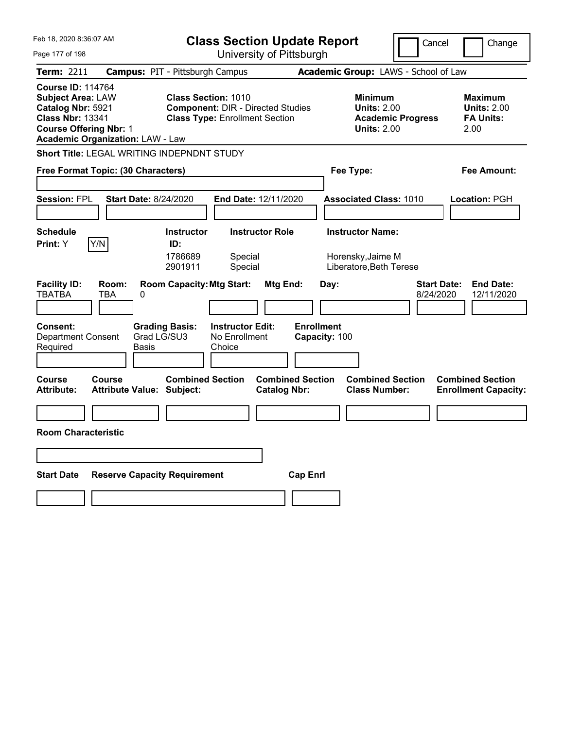Feb 18, 2020 8:36:07 AM

# Class Section Update Report

University of Pittsburgh

Cancel | Change

**Term:** 2211 **Campus:** PIT - Pittsburgh Campus **Academic Group:** LAWS - School of Law

**Course ID:** 114764
**Subject Area:** LAW
**Catalog Nbr:** 5921
**Class Nbr:** 13341
**Course Offering Nbr:** 1
**Academic Organization:** LAW - Law

**Class Section:** 1010
**Component:** DIR - Directed Studies
**Class Type:** Enrollment Section

**Minimum Units:** 2.00
**Academic Progress Units:** 2.00

**Maximum Units:** 2.00
**FA Units:** 2.00

**Short Title:** LEGAL WRITING INDEPNDNT STUDY

**Free Format Topic: (30 Characters)**

**Fee Type:**

**Fee Amount:**

**Session:** FPL **Start Date:** 8/24/2020 **End Date:** 12/11/2020 **Associated Class:** 1010 **Location:** PGH

**Schedule Print:** Y [Y/N]

| Instructor ID: | Instructor Role | Instructor Name: |
|---|---|---|
| 1786689 | Special | Horensky,Jaime M |
| 2901911 | Special | Liberatore,Beth Terese |

| Facility ID: | Room: | Room Capacity: | Mtg Start: | Mtg End: | Day: | Start Date: | End Date: |
|---|---|---|---|---|---|---|---|
| TBATBA | TBA | 0 | | | | 8/24/2020 | 12/11/2020 |

**Consent:** Department Consent Required
**Grading Basis:** Grad LG/SU3 Basis
**Instructor Edit:** No Enrollment Choice
**Enrollment Capacity:** 100

| Course Attribute: | Course Attribute Value: | Combined Section Subject: | Combined Section Catalog Nbr: | Combined Section Class Number: | Combined Section Enrollment Capacity: |
|---|---|---|---|---|---|
| | | | | | |

**Room Characteristic**

| Start Date | Reserve Capacity Requirement | Cap Enrl |
|---|---|---|
| | | |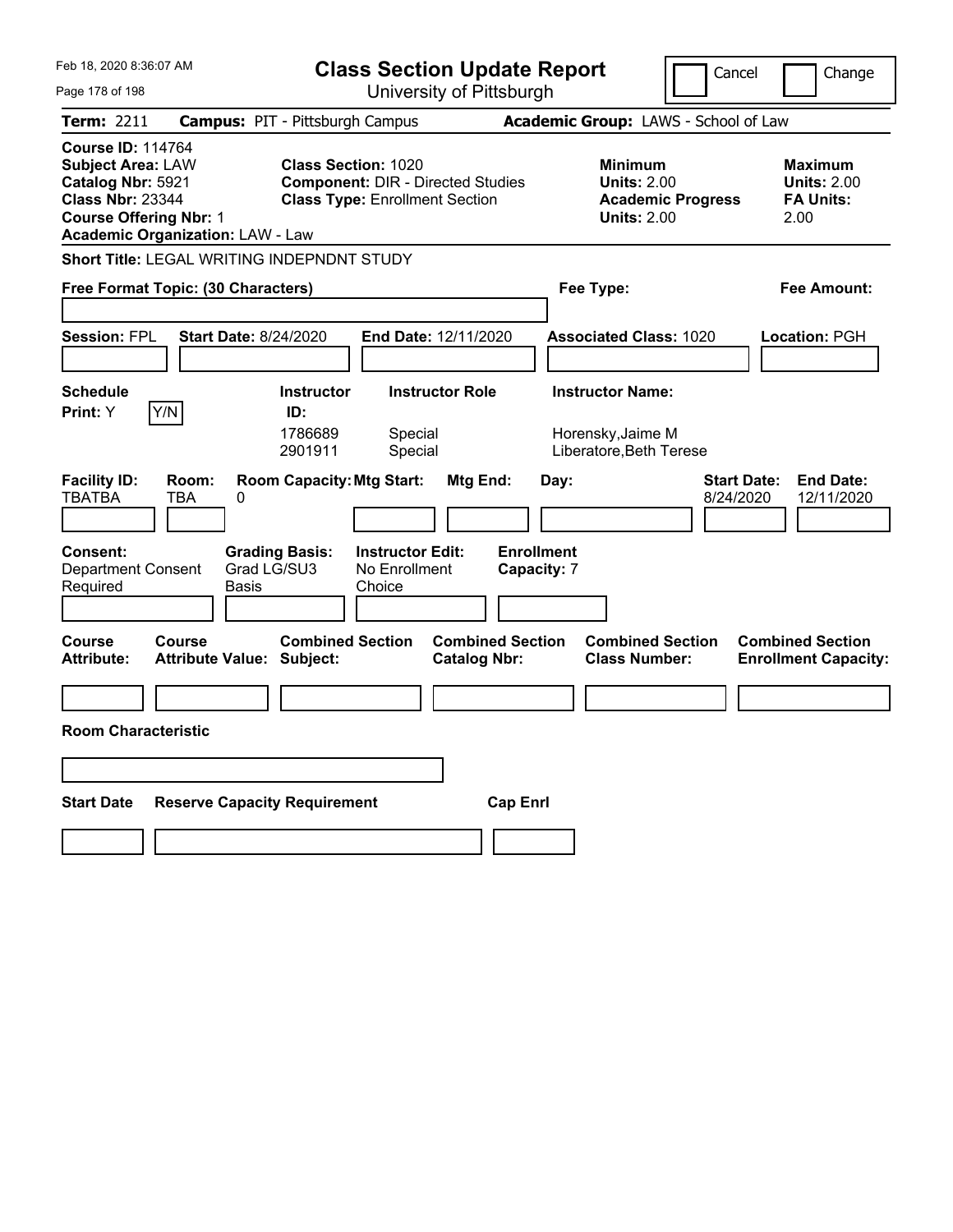Feb 18, 2020 8:36:07 AM

# Class Section Update Report

University of Pittsburgh

Cancel | Change

**Term:** 2211 **Campus:** PIT - Pittsburgh Campus **Academic Group:** LAWS - School of Law

**Course ID:** 114764
**Subject Area:** LAW
**Catalog Nbr:** 5921
**Class Nbr:** 23344
**Course Offering Nbr:** 1
**Academic Organization:** LAW - Law

**Class Section:** 1020
**Component:** DIR - Directed Studies
**Class Type:** Enrollment Section

**Minimum Units:** 2.00
**Academic Progress Units:** 2.00

**Maximum Units:** 2.00
**FA Units:** 2.00

**Short Title:** LEGAL WRITING INDEPNDNT STUDY

**Free Format Topic: (30 Characters)**

**Fee Type:**

**Fee Amount:**

**Session:** FPL **Start Date:** 8/24/2020 **End Date:** 12/11/2020 **Associated Class:** 1020 **Location:** PGH

**Schedule Print:** Y Y/N

| Instructor ID: | Instructor Role | Instructor Name: |
| --- | --- | --- |
| 1786689 | Special | Horensky,Jaime M |
| 2901911 | Special | Liberatore,Beth Terese |

| Facility ID: | Room: | Room Capacity: | Mtg Start: | Mtg End: | Day: | Start Date: | End Date: |
| --- | --- | --- | --- | --- | --- | --- | --- |
| TBATBA | TBA | 0 | | | | 8/24/2020 | 12/11/2020 |

**Consent:** Department Consent Required
**Grading Basis:** Grad LG/SU3 Basis
**Instructor Edit:** No Enrollment Choice
**Enrollment Capacity:** 7

| Course Attribute: | Course Attribute Value: | Combined Section Subject: | Combined Section Catalog Nbr: | Combined Section Class Number: | Combined Section Enrollment Capacity: |
| --- | --- | --- | --- | --- | --- |
| | | | | | |

**Room Characteristic**

| Start Date | Reserve Capacity Requirement | Cap Enrl |
| --- | --- | --- |
| | | |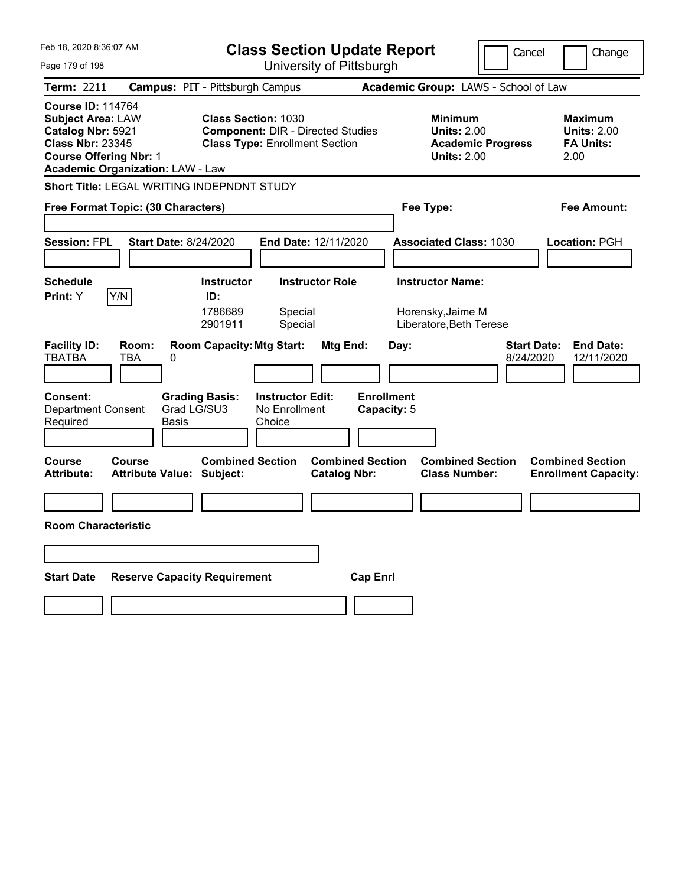# Class Section Update Report

University of Pittsburgh

Cancel | Change

**Term:** 2211 **Campus:** PIT - Pittsburgh Campus **Academic Group:** LAWS - School of Law

**Course ID:** 114764
**Subject Area:** LAW
**Catalog Nbr:** 5921
**Class Nbr:** 23345
**Course Offering Nbr:** 1
**Academic Organization:** LAW - Law

**Class Section:** 1030
**Component:** DIR - Directed Studies
**Class Type:** Enrollment Section

**Minimum**
**Units:** 2.00
**Academic Progress Units:** 2.00

**Maximum**
**Units:** 2.00
**FA Units:** 2.00

**Short Title:** LEGAL WRITING INDEPNDNT STUDY

**Free Format Topic: (30 Characters)**

**Fee Type:**

**Fee Amount:**

**Session:** FPL **Start Date:** 8/24/2020 **End Date:** 12/11/2020 **Associated Class:** 1030 **Location:** PGH

**Schedule Print:** Y Y/N

| Instructor ID: | Instructor Role | Instructor Name: |
|---|---|---|
| 1786689 | Special | Horensky,Jaime M |
| 2901911 | Special | Liberatore,Beth Terese |

| Facility ID: | Room: | Room Capacity: | Mtg Start: | Mtg End: | Day: | Start Date: | End Date: |
|---|---|---|---|---|---|---|---|
| TBATBA | TBA | 0 | | | | 8/24/2020 | 12/11/2020 |

**Consent:** Department Consent Required
**Grading Basis:** Grad LG/SU3 Basis
**Instructor Edit:** No Enrollment Choice
**Enrollment Capacity:** 5

| Course Attribute: | Course Attribute Value: | Combined Section Subject: | Combined Section Catalog Nbr: | Combined Section Class Number: | Combined Section Enrollment Capacity: |
|---|---|---|---|---|---|
| | | | | | |

**Room Characteristic**

| Start Date | Reserve Capacity Requirement | Cap Enrl |
|---|---|---|
| | | |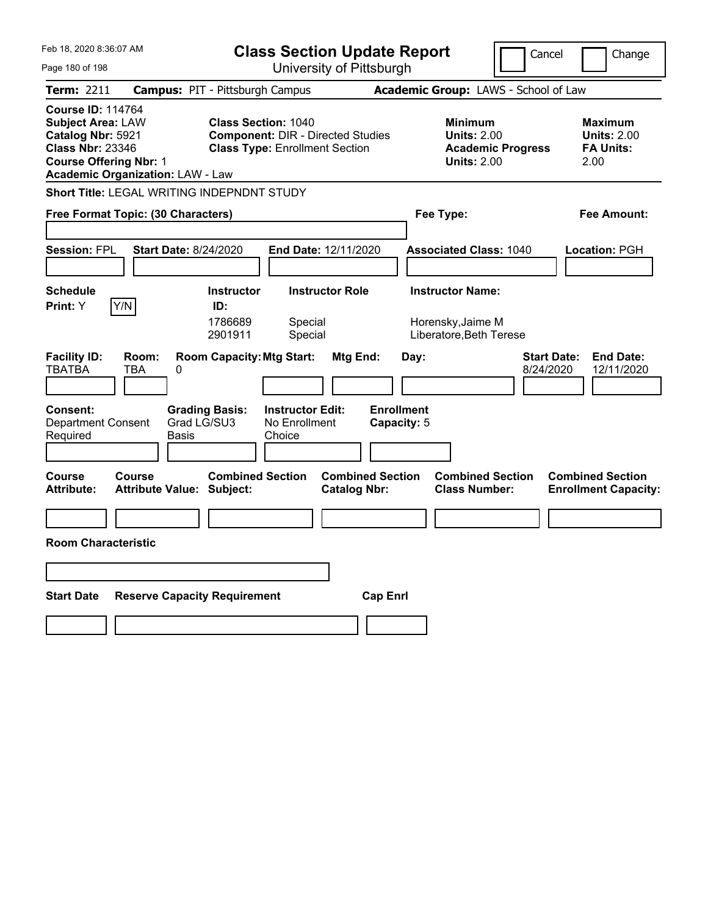Feb 18, 2020 8:36:07 AM

# Class Section Update Report

University of Pittsburgh

Cancel | Change

**Term:** 2211 **Campus:** PIT - Pittsburgh Campus **Academic Group:** LAWS - School of Law

**Course ID:** 114764
**Subject Area:** LAW
**Catalog Nbr:** 5921
**Class Nbr:** 23346
**Course Offering Nbr:** 1
**Academic Organization:** LAW - Law

**Class Section:** 1040
**Component:** DIR - Directed Studies
**Class Type:** Enrollment Section

**Minimum**
**Units:** 2.00
**Academic Progress Units:** 2.00

**Maximum**
**Units:** 2.00
**FA Units:** 2.00

**Short Title:** LEGAL WRITING INDEPNDNT STUDY

**Free Format Topic: (30 Characters)**

**Fee Type:**

**Fee Amount:**

**Session:** FPL **Start Date:** 8/24/2020 **End Date:** 12/11/2020 **Associated Class:** 1040 **Location:** PGH

**Schedule Print:** Y Y/N

| Instructor ID: | Instructor Role | Instructor Name: |
|---|---|---|
| 1786689 | Special | Horensky,Jaime M |
| 2901911 | Special | Liberatore,Beth Terese |

| Facility ID: | Room: | Room Capacity: | Mtg Start: | Mtg End: | Day: | Start Date: | End Date: |
|---|---|---|---|---|---|---|---|
| TBATBA | TBA | 0 | | | | 8/24/2020 | 12/11/2020 |

**Consent:** Department Consent Required
**Grading Basis:** Grad LG/SU3 Basis
**Instructor Edit:** No Enrollment Choice
**Enrollment Capacity:** 5

| Course Attribute: | Course Attribute Value: | Combined Section Subject: | Combined Section Catalog Nbr: | Combined Section Class Number: | Combined Section Enrollment Capacity: |
|---|---|---|---|---|---|
| | | | | | |

**Room Characteristic**

| Start Date | Reserve Capacity Requirement | Cap Enrl |
|---|---|---|
| | | |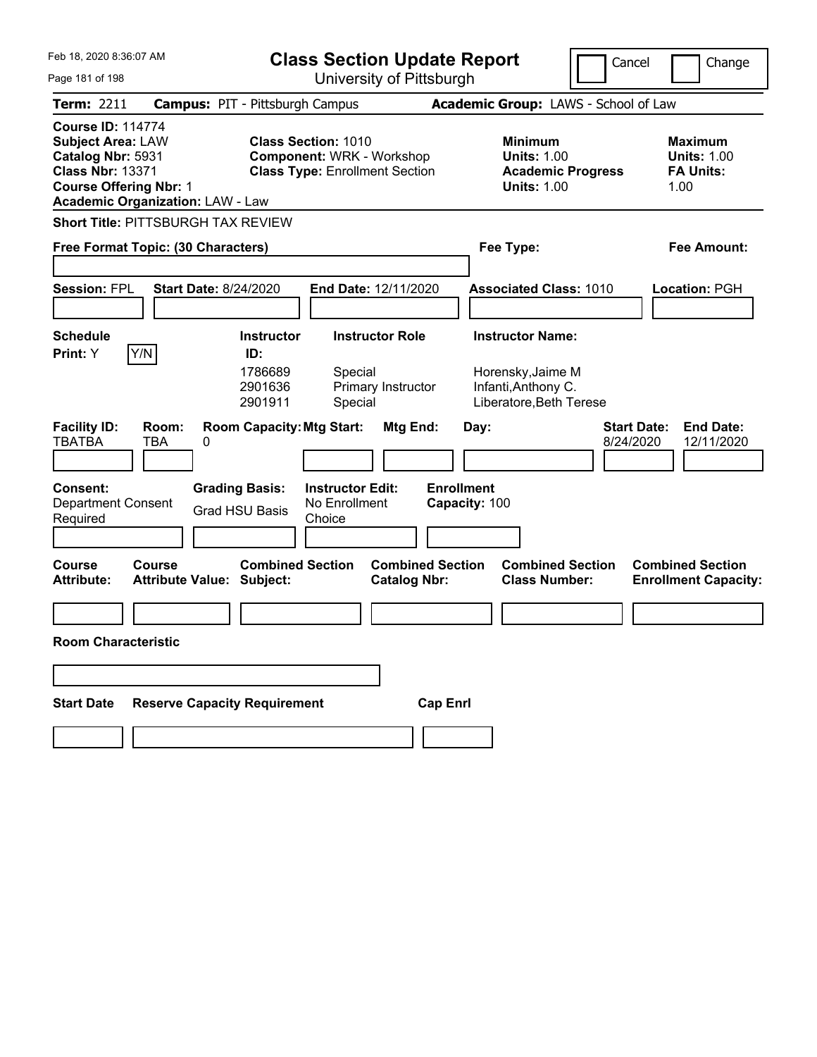Feb 18, 2020 8:36:07 AM

# Class Section Update Report

University of Pittsburgh

Cancel | Change

**Term:** 2211 **Campus:** PIT - Pittsburgh Campus **Academic Group:** LAWS - School of Law

**Course ID:** 114774
**Subject Area:** LAW
**Catalog Nbr:** 5931
**Class Nbr:** 13371
**Course Offering Nbr:** 1
**Academic Organization:** LAW - Law

**Class Section:** 1010
**Component:** WRK - Workshop
**Class Type:** Enrollment Section

**Minimum Units:** 1.00
**Academic Progress Units:** 1.00

**Maximum Units:** 1.00
**FA Units:** 1.00

**Short Title:** PITTSBURGH TAX REVIEW

**Free Format Topic: (30 Characters)** **Fee Type:** **Fee Amount:**

**Session:** FPL **Start Date:** 8/24/2020 **End Date:** 12/11/2020 **Associated Class:** 1010 **Location:** PGH

**Schedule Print:** Y Y/N

| Instructor ID: | Instructor Role | Instructor Name: |
|---|---|---|
| 1786689 | Special | Horensky,Jaime M |
| 2901636 | Primary Instructor | Infanti,Anthony C. |
| 2901911 | Special | Liberatore,Beth Terese |

| Facility ID: | Room: | Room Capacity: | Mtg Start: | Mtg End: | Day: | Start Date: | End Date: |
|---|---|---|---|---|---|---|---|
| TBATBA | TBA | 0 | | | | 8/24/2020 | 12/11/2020 |

**Consent:** Department Consent Required
**Grading Basis:** Grad HSU Basis
**Instructor Edit:** No Enrollment Choice
**Enrollment Capacity:** 100

| Course Attribute: | Course Attribute Value: | Combined Section Subject: | Combined Section Catalog Nbr: | Combined Section Class Number: | Combined Section Enrollment Capacity: |
|---|---|---|---|---|---|
| | | | | | |

**Room Characteristic**

| Start Date | Reserve Capacity Requirement | Cap Enrl |
|---|---|---|
| | | |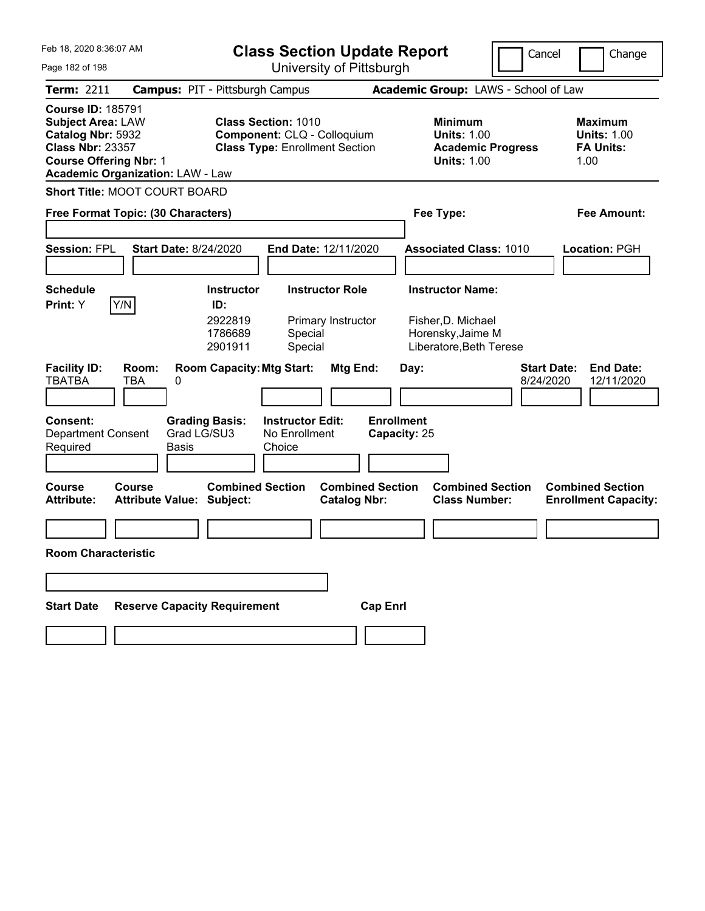Feb 18, 2020 8:36:07 AM

# Class Section Update Report

University of Pittsburgh

Cancel | Change

**Term:** 2211 **Campus:** PIT - Pittsburgh Campus **Academic Group:** LAWS - School of Law

**Course ID:** 185791
**Subject Area:** LAW
**Catalog Nbr:** 5932
**Class Nbr:** 23357
**Course Offering Nbr:** 1
**Academic Organization:** LAW - Law

**Class Section:** 1010
**Component:** CLQ - Colloquium
**Class Type:** Enrollment Section

**Minimum Units:** 1.00
**Academic Progress Units:** 1.00

**Maximum Units:** 1.00
**FA Units:** 1.00

**Short Title:** MOOT COURT BOARD

**Free Format Topic: (30 Characters)**

**Fee Type:**

**Fee Amount:**

**Session:** FPL **Start Date:** 8/24/2020 **End Date:** 12/11/2020 **Associated Class:** 1010 **Location:** PGH

**Schedule Print:** Y [Y/N]

| Instructor ID: | Instructor Role | Instructor Name: |
|---|---|---|
| 2922819 | Primary Instructor | Fisher,D. Michael |
| 1786689 | Special | Horensky,Jaime M |
| 2901911 | Special | Liberatore,Beth Terese |

| Facility ID: | Room: | Room Capacity: | Mtg Start: | Mtg End: | Day: | Start Date: | End Date: |
|---|---|---|---|---|---|---|---|
| TBATBA | TBA | 0 | | | | 8/24/2020 | 12/11/2020 |

**Consent:** Department Consent Required
**Grading Basis:** Grad LG/SU3 Basis
**Instructor Edit:** No Enrollment Choice
**Enrollment Capacity:** 25

| Course Attribute: | Course Attribute Value: | Combined Section Subject: | Combined Section Catalog Nbr: | Combined Section Class Number: | Combined Section Enrollment Capacity: |
|---|---|---|---|---|---|
| | | | | | |

**Room Characteristic**

| Start Date | Reserve Capacity Requirement | Cap Enrl |
|---|---|---|
| | | |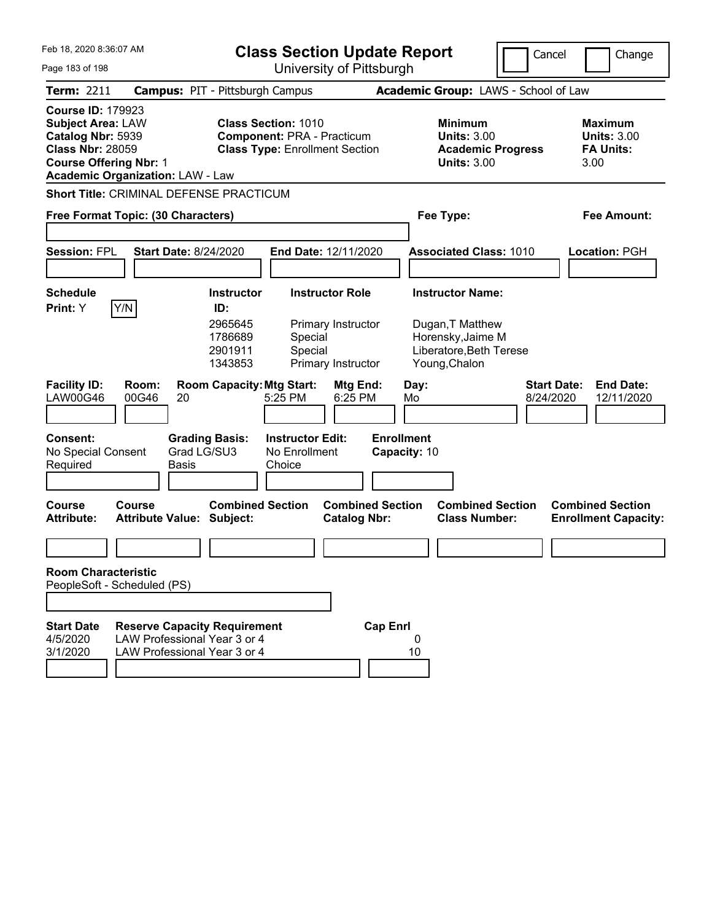Feb 18, 2020 8:36:07 AM

# Class Section Update Report

University of Pittsburgh

Cancel | Change

**Term:** 2211 **Campus:** PIT - Pittsburgh Campus **Academic Group:** LAWS - School of Law

**Course ID:** 179923
**Subject Area:** LAW
**Catalog Nbr:** 5939
**Class Nbr:** 28059
**Course Offering Nbr:** 1
**Academic Organization:** LAW - Law

**Class Section:** 1010
**Component:** PRA - Practicum
**Class Type:** Enrollment Section

**Minimum Units:** 3.00
**Academic Progress Units:** 3.00

**Maximum Units:** 3.00
**FA Units:** 3.00

**Short Title:** CRIMINAL DEFENSE PRACTICUM

**Free Format Topic: (30 Characters)**

**Fee Type:**

**Fee Amount:**

**Session:** FPL **Start Date:** 8/24/2020 **End Date:** 12/11/2020 **Associated Class:** 1010 **Location:** PGH

**Schedule Print:** Y Y/N

| Instructor ID: | Instructor Role | Instructor Name: |
|---|---|---|
| 2965645 | Primary Instructor | Dugan,T Matthew |
| 1786689 | Special | Horensky,Jaime M |
| 2901911 | Special | Liberatore,Beth Terese |
| 1343853 | Primary Instructor | Young,Chalon |

| Facility ID: | Room: | Room Capacity: | Mtg Start: | Mtg End: | Day: | Start Date: | End Date: |
|---|---|---|---|---|---|---|---|
| LAW00G46 | 00G46 | 20 | 5:25 PM | 6:25 PM | Mo | 8/24/2020 | 12/11/2020 |

| Consent: | Grading Basis: | Instructor Edit: | Enrollment Capacity: |
|---|---|---|---|
| No Special Consent Required | Grad LG/SU3 Basis | No Enrollment Choice | 10 |

| Course Attribute: | Course Attribute Value: | Combined Section Subject: | Combined Section Catalog Nbr: | Combined Section Class Number: | Combined Section Enrollment Capacity: |
|---|---|---|---|---|---|
| | | | | | |

**Room Characteristic**
PeopleSoft - Scheduled (PS)

| Start Date | Reserve Capacity Requirement | Cap Enrl |
|---|---|---|
| 4/5/2020 | LAW Professional Year 3 or 4 | 0 |
| 3/1/2020 | LAW Professional Year 3 or 4 | 10 |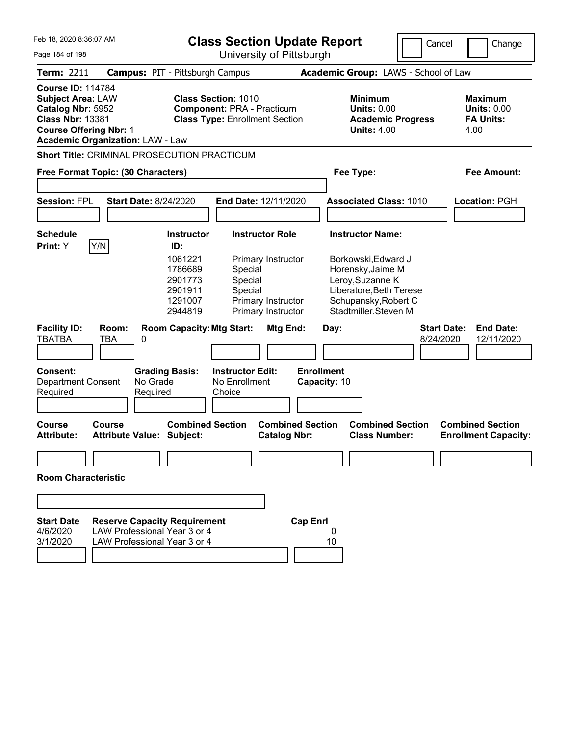Feb 18, 2020 8:36:07 AM

# Class Section Update Report

University of Pittsburgh

Cancel | Change

**Term:** 2211 **Campus:** PIT - Pittsburgh Campus **Academic Group:** LAWS - School of Law

**Course ID:** 114784
**Subject Area:** LAW
**Catalog Nbr:** 5952
**Class Nbr:** 13381
**Course Offering Nbr:** 1
**Academic Organization:** LAW - Law

**Class Section:** 1010
**Component:** PRA - Practicum
**Class Type:** Enrollment Section

**Minimum Units:** 0.00
**Academic Progress Units:** 4.00

**Maximum Units:** 0.00
**FA Units:** 4.00

**Short Title:** CRIMINAL PROSECUTION PRACTICUM

**Free Format Topic: (30 Characters)** **Fee Type:** **Fee Amount:**

**Session:** FPL **Start Date:** 8/24/2020 **End Date:** 12/11/2020 **Associated Class:** 1010 **Location:** PGH

**Schedule Print:** Y [Y/N]

| Instructor ID: | Instructor Role | Instructor Name: |
|---|---|---|
| 1061221 | Primary Instructor | Borkowski,Edward J |
| 1786689 | Special | Horensky,Jaime M |
| 2901773 | Special | Leroy,Suzanne K |
| 2901911 | Special | Liberatore,Beth Terese |
| 1291007 | Primary Instructor | Schupansky,Robert C |
| 2944819 | Primary Instructor | Stadtmiller,Steven M |

| Facility ID: | Room: | Room Capacity: | Mtg Start: | Mtg End: | Day: | Start Date: | End Date: |
|---|---|---|---|---|---|---|---|
| TBATBA | TBA | 0 | | | | 8/24/2020 | 12/11/2020 |

**Consent:** Department Consent Required
**Grading Basis:** No Grade Required
**Instructor Edit:** No Enrollment Choice
**Enrollment Capacity:** 10

| Course Attribute: | Course Attribute Value: | Combined Section Subject: | Combined Section Catalog Nbr: | Combined Section Class Number: | Combined Section Enrollment Capacity: |
|---|---|---|---|---|---|
| | | | | | |

**Room Characteristic**

| Start Date | Reserve Capacity Requirement | Cap Enrl |
|---|---|---|
| 4/6/2020 | LAW Professional Year 3 or 4 | 0 |
| 3/1/2020 | LAW Professional Year 3 or 4 | 10 |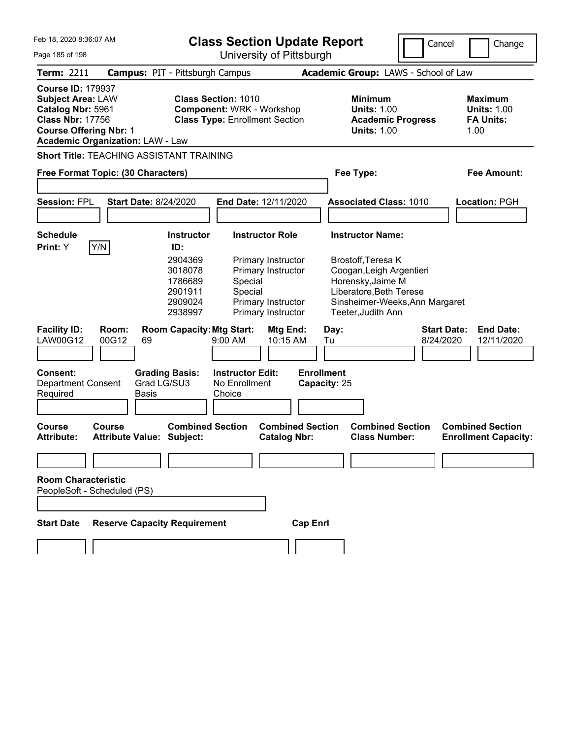Feb 18, 2020 8:36:07 AM

# Class Section Update Report

University of Pittsburgh

Cancel | Change

**Term:** 2211 **Campus:** PIT - Pittsburgh Campus **Academic Group:** LAWS - School of Law

**Course ID:** 179937
**Subject Area:** LAW
**Catalog Nbr:** 5961
**Class Nbr:** 17756
**Course Offering Nbr:** 1
**Academic Organization:** LAW - Law

**Class Section:** 1010
**Component:** WRK - Workshop
**Class Type:** Enrollment Section

**Minimum Units:** 1.00
**Academic Progress Units:** 1.00

**Maximum Units:** 1.00
**FA Units:** 1.00

**Short Title:** TEACHING ASSISTANT TRAINING

**Free Format Topic: (30 Characters)**

**Fee Type:**

**Fee Amount:**

**Session:** FPL **Start Date:** 8/24/2020 **End Date:** 12/11/2020 **Associated Class:** 1010 **Location:** PGH

**Schedule Print:** Y Y/N

| Instructor ID: | Instructor Role | Instructor Name: |
|---|---|---|
| 2904369 | Primary Instructor | Brostoff,Teresa K |
| 3018078 | Primary Instructor | Coogan,Leigh Argentieri |
| 1786689 | Special | Horensky,Jaime M |
| 2901911 | Special | Liberatore,Beth Terese |
| 2909024 | Primary Instructor | Sinsheimer-Weeks,Ann Margaret |
| 2938997 | Primary Instructor | Teeter,Judith Ann |

| Facility ID: | Room: | Room Capacity: | Mtg Start: | Mtg End: | Day: | Start Date: | End Date: |
|---|---|---|---|---|---|---|---|
| LAW00G12 | 00G12 | 69 | 9:00 AM | 10:15 AM | Tu | 8/24/2020 | 12/11/2020 |

**Consent:** Department Consent Required
**Grading Basis:** Grad LG/SU3 Basis
**Instructor Edit:** No Enrollment Choice
**Enrollment Capacity:** 25

| Course Attribute: | Course Attribute Value: | Combined Section Subject: | Combined Section Catalog Nbr: | Combined Section Class Number: | Combined Section Enrollment Capacity: |
|---|---|---|---|---|---|
| | | | | | |

**Room Characteristic**
PeopleSoft - Scheduled (PS)

| Start Date | Reserve Capacity Requirement | Cap Enrl |
|---|---|---|
| | | |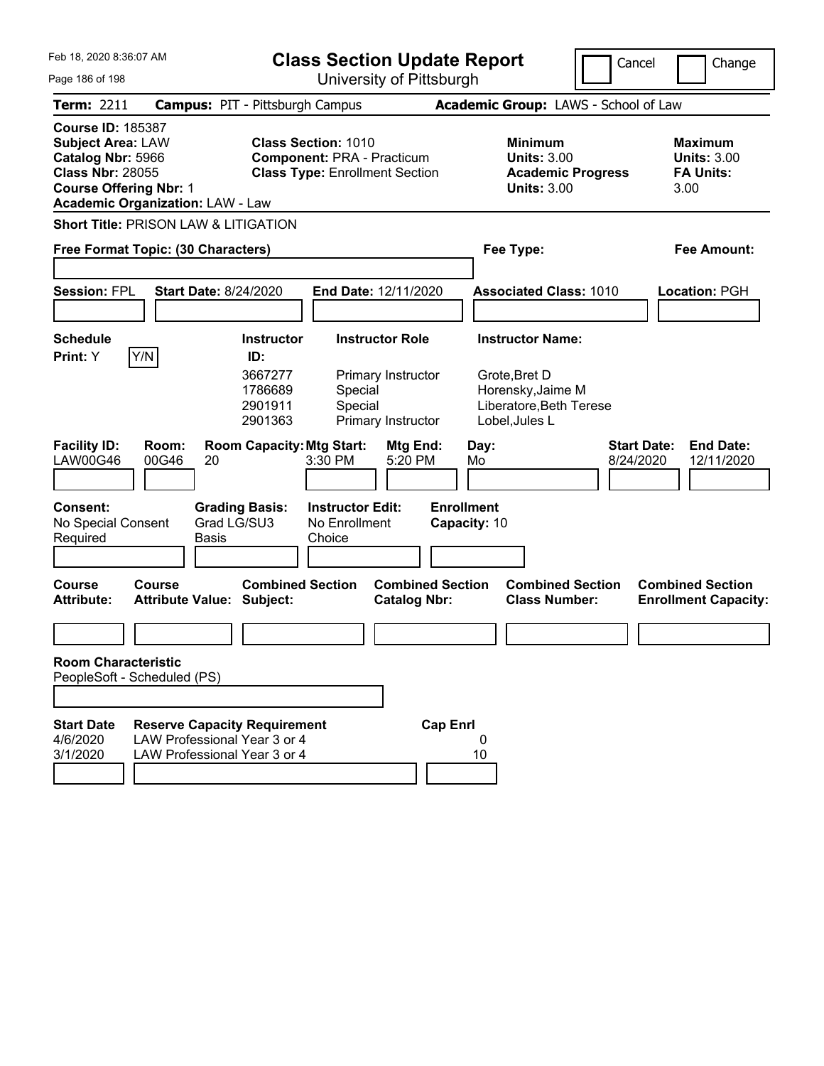Feb 18, 2020 8:36:07 AM

# Class Section Update Report

University of Pittsburgh

Cancel | Change

**Term:** 2211 **Campus:** PIT - Pittsburgh Campus **Academic Group:** LAWS - School of Law

**Course ID:** 185387
**Subject Area:** LAW
**Catalog Nbr:** 5966
**Class Nbr:** 28055
**Course Offering Nbr:** 1
**Academic Organization:** LAW - Law

**Class Section:** 1010
**Component:** PRA - Practicum
**Class Type:** Enrollment Section

**Minimum Units:** 3.00
**Academic Progress Units:** 3.00

**Maximum Units:** 3.00
**FA Units:** 3.00

**Short Title:** PRISON LAW & LITIGATION

**Free Format Topic: (30 Characters)**

**Fee Type:**

**Fee Amount:**

**Session:** FPL **Start Date:** 8/24/2020 **End Date:** 12/11/2020 **Associated Class:** 1010 **Location:** PGH

**Schedule Print:** Y Y/N

| Instructor ID | Instructor Role | Instructor Name |
|---|---|---|
| 3667277 | Primary Instructor | Grote,Bret D |
| 1786689 | Special | Horensky,Jaime M |
| 2901911 | Special | Liberatore,Beth Terese |
| 2901363 | Primary Instructor | Lobel,Jules L |

| Facility ID | Room | Room Capacity | Mtg Start | Mtg End | Day | Start Date | End Date |
|---|---|---|---|---|---|---|---|
| LAW00G46 | 00G46 | 20 | 3:30 PM | 5:20 PM | Mo | 8/24/2020 | 12/11/2020 |

**Consent:** No Special Consent Required
**Grading Basis:** Grad LG/SU3 Basis
**Instructor Edit:** No Enrollment Choice
**Enrollment Capacity:** 10

| Course Attribute: | Course Attribute Value: | Combined Section Subject: | Combined Section Catalog Nbr: | Combined Section Class Number: | Combined Section Enrollment Capacity: |
|---|---|---|---|---|---|
| | | | | | |

**Room Characteristic**
PeopleSoft - Scheduled (PS)

| Start Date | Reserve Capacity Requirement | Cap Enrl |
|---|---|---|
| 4/6/2020 | LAW Professional Year 3 or 4 | 0 |
| 3/1/2020 | LAW Professional Year 3 or 4 | 10 |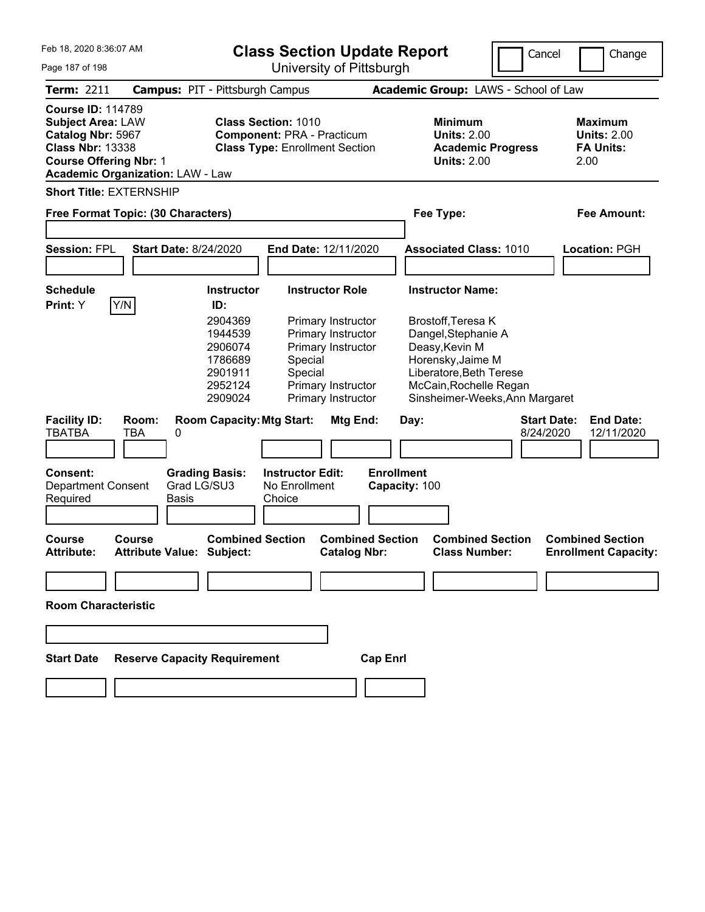Feb 18, 2020 8:36:07 AM

# Class Section Update Report

University of Pittsburgh

Cancel | Change

**Term:** 2211 **Campus:** PIT - Pittsburgh Campus **Academic Group:** LAWS - School of Law

**Course ID:** 114789
**Subject Area:** LAW
**Catalog Nbr:** 5967
**Class Nbr:** 13338
**Course Offering Nbr:** 1
**Academic Organization:** LAW - Law

**Class Section:** 1010
**Component:** PRA - Practicum
**Class Type:** Enrollment Section

**Minimum Units:** 2.00
**Academic Progress Units:** 2.00

**Maximum Units:** 2.00
**FA Units:** 2.00

**Short Title:** EXTERNSHIP

**Free Format Topic: (30 Characters)**

**Fee Type:**

**Fee Amount:**

**Session:** FPL **Start Date:** 8/24/2020 **End Date:** 12/11/2020 **Associated Class:** 1010 **Location:** PGH

**Schedule Print:** Y Y/N

| Instructor ID: | Instructor Role | Instructor Name: |
|---|---|---|
| 2904369 | Primary Instructor | Brostoff,Teresa K |
| 1944539 | Primary Instructor | Dangel,Stephanie A |
| 2906074 | Primary Instructor | Deasy,Kevin M |
| 1786689 | Special | Horensky,Jaime M |
| 2901911 | Special | Liberatore,Beth Terese |
| 2952124 | Primary Instructor | McCain,Rochelle Regan |
| 2909024 | Primary Instructor | Sinsheimer-Weeks,Ann Margaret |

| Facility ID: | Room: | Room Capacity: | Mtg Start: | Mtg End: | Day: | Start Date: | End Date: |
|---|---|---|---|---|---|---|---|
| TBATBA | TBA | 0 | | | | 8/24/2020 | 12/11/2020 |

**Consent:** Department Consent Required
**Grading Basis:** Grad LG/SU3 Basis
**Instructor Edit:** No Enrollment Choice
**Enrollment Capacity:** 100

| Course Attribute: | Course Attribute Value: | Combined Section Subject: | Combined Section Catalog Nbr: | Combined Section Class Number: | Combined Section Enrollment Capacity: |
|---|---|---|---|---|---|
| | | | | | |

**Room Characteristic**

| Start Date | Reserve Capacity Requirement | Cap Enrl |
|---|---|---|
| | | |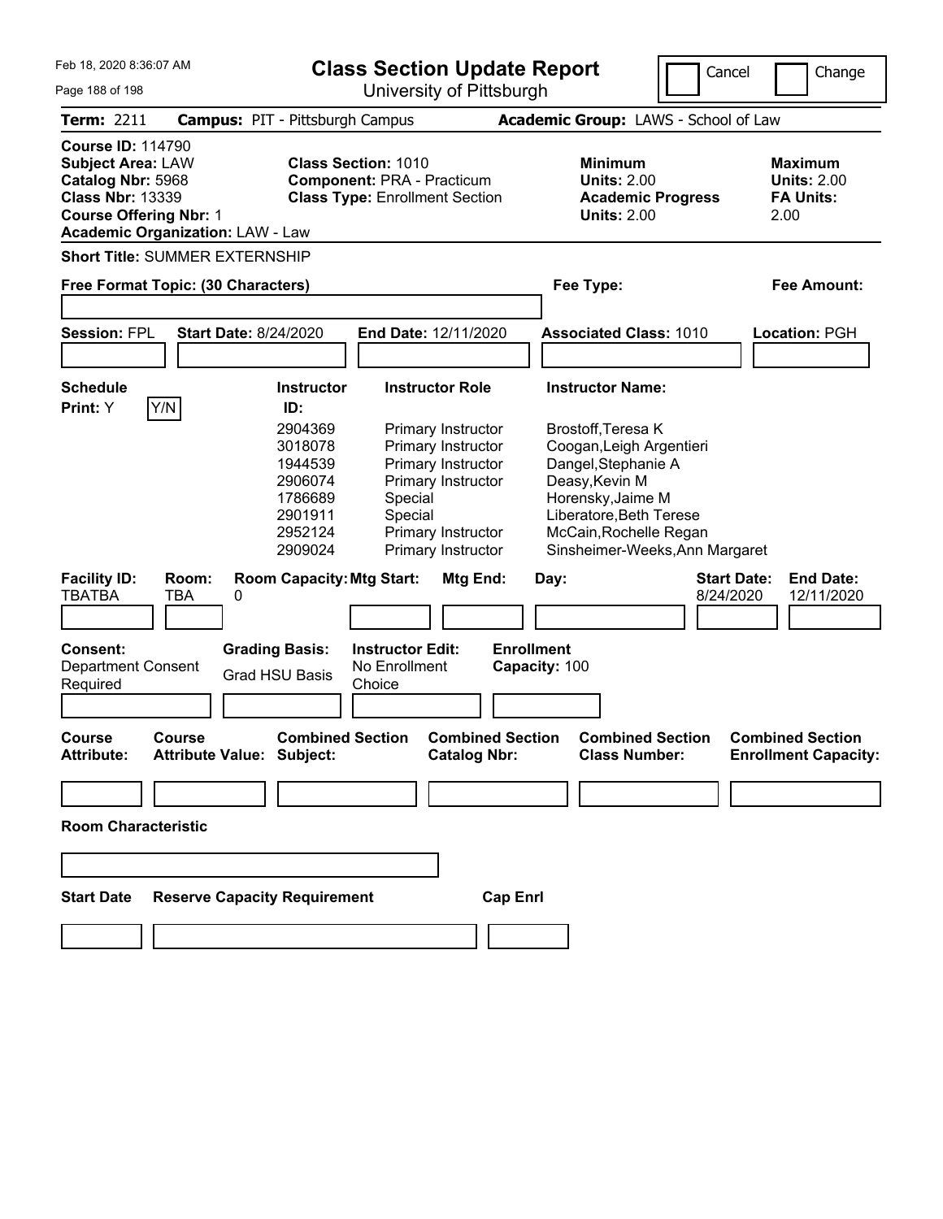Feb 18, 2020 8:36:07 AM

# Class Section Update Report

University of Pittsburgh

Cancel | Change

**Term:** 2211 **Campus:** PIT - Pittsburgh Campus **Academic Group:** LAWS - School of Law

**Course ID:** 114790
**Subject Area:** LAW
**Catalog Nbr:** 5968
**Class Nbr:** 13339
**Course Offering Nbr:** 1
**Academic Organization:** LAW - Law

**Class Section:** 1010
**Component:** PRA - Practicum
**Class Type:** Enrollment Section

**Minimum Units:** 2.00
**Academic Progress Units:** 2.00

**Maximum Units:** 2.00
**FA Units:** 2.00

**Short Title:** SUMMER EXTERNSHIP

**Free Format Topic: (30 Characters)**

**Fee Type:**

**Fee Amount:**

**Session:** FPL **Start Date:** 8/24/2020 **End Date:** 12/11/2020 **Associated Class:** 1010 **Location:** PGH

**Schedule Print:** Y [Y/N]

| Instructor ID: | Instructor Role | Instructor Name: |
|---|---|---|
| 2904369 | Primary Instructor | Brostoff,Teresa K |
| 3018078 | Primary Instructor | Coogan,Leigh Argentieri |
| 1944539 | Primary Instructor | Dangel,Stephanie A |
| 2906074 | Primary Instructor | Deasy,Kevin M |
| 1786689 | Special | Horensky,Jaime M |
| 2901911 | Special | Liberatore,Beth Terese |
| 2952124 | Primary Instructor | McCain,Rochelle Regan |
| 2909024 | Primary Instructor | Sinsheimer-Weeks,Ann Margaret |

| Facility ID: | Room: | Room Capacity: | Mtg Start: | Mtg End: | Day: | Start Date: | End Date: |
|---|---|---|---|---|---|---|---|
| TBATBA | TBA | 0 | | | | 8/24/2020 | 12/11/2020 |

**Consent:** Department Consent Required
**Grading Basis:** Grad HSU Basis
**Instructor Edit:** No Enrollment Choice
**Enrollment Capacity:** 100

| Course Attribute: | Course Attribute Value: | Combined Section Subject: | Combined Section Catalog Nbr: | Combined Section Class Number: | Combined Section Enrollment Capacity: |
|---|---|---|---|---|---|
| | | | | | |

**Room Characteristic**

| Start Date | Reserve Capacity Requirement | Cap Enrl |
|---|---|---|
| | | |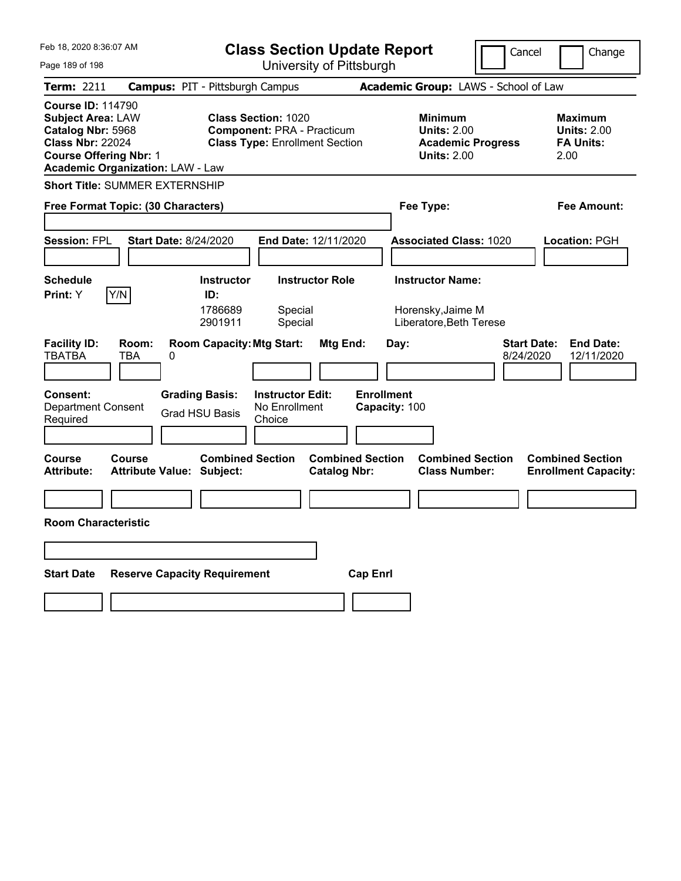# Class Section Update Report

University of Pittsburgh

Cancel | Change

**Term:** 2211 **Campus:** PIT - Pittsburgh Campus **Academic Group:** LAWS - School of Law

**Course ID:** 114790
**Subject Area:** LAW
**Catalog Nbr:** 5968
**Class Nbr:** 22024
**Course Offering Nbr:** 1
**Academic Organization:** LAW - Law

**Class Section:** 1020
**Component:** PRA - Practicum
**Class Type:** Enrollment Section

**Minimum Units:** 2.00
**Academic Progress Units:** 2.00

**Maximum Units:** 2.00
**FA Units:** 2.00

**Short Title:** SUMMER EXTERNSHIP

**Free Format Topic: (30 Characters)** | **Fee Type:** | **Fee Amount:**

**Session:** FPL **Start Date:** 8/24/2020 **End Date:** 12/11/2020 **Associated Class:** 1020 **Location:** PGH

**Schedule Print:** Y [Y/N]

| Instructor ID | Instructor Role | Instructor Name |
|---|---|---|
| 1786689 | Special | Horensky,Jaime M |
| 2901911 | Special | Liberatore,Beth Terese |

| Facility ID | Room | Room Capacity | Mtg Start | Mtg End | Day | Start Date | End Date |
|---|---|---|---|---|---|---|---|
| TBATBA | TBA | 0 | | | | 8/24/2020 | 12/11/2020 |

**Consent:** Department Consent Required
**Grading Basis:** Grad HSU Basis
**Instructor Edit:** No Enrollment Choice
**Enrollment Capacity:** 100

| Course Attribute | Course Attribute Value | Combined Section Subject | Combined Section Catalog Nbr | Combined Section Class Number | Combined Section Enrollment Capacity |
|---|---|---|---|---|---|
| | | | | | |

**Room Characteristic**

| Start Date | Reserve Capacity Requirement | Cap Enrl |
|---|---|---|
| | | |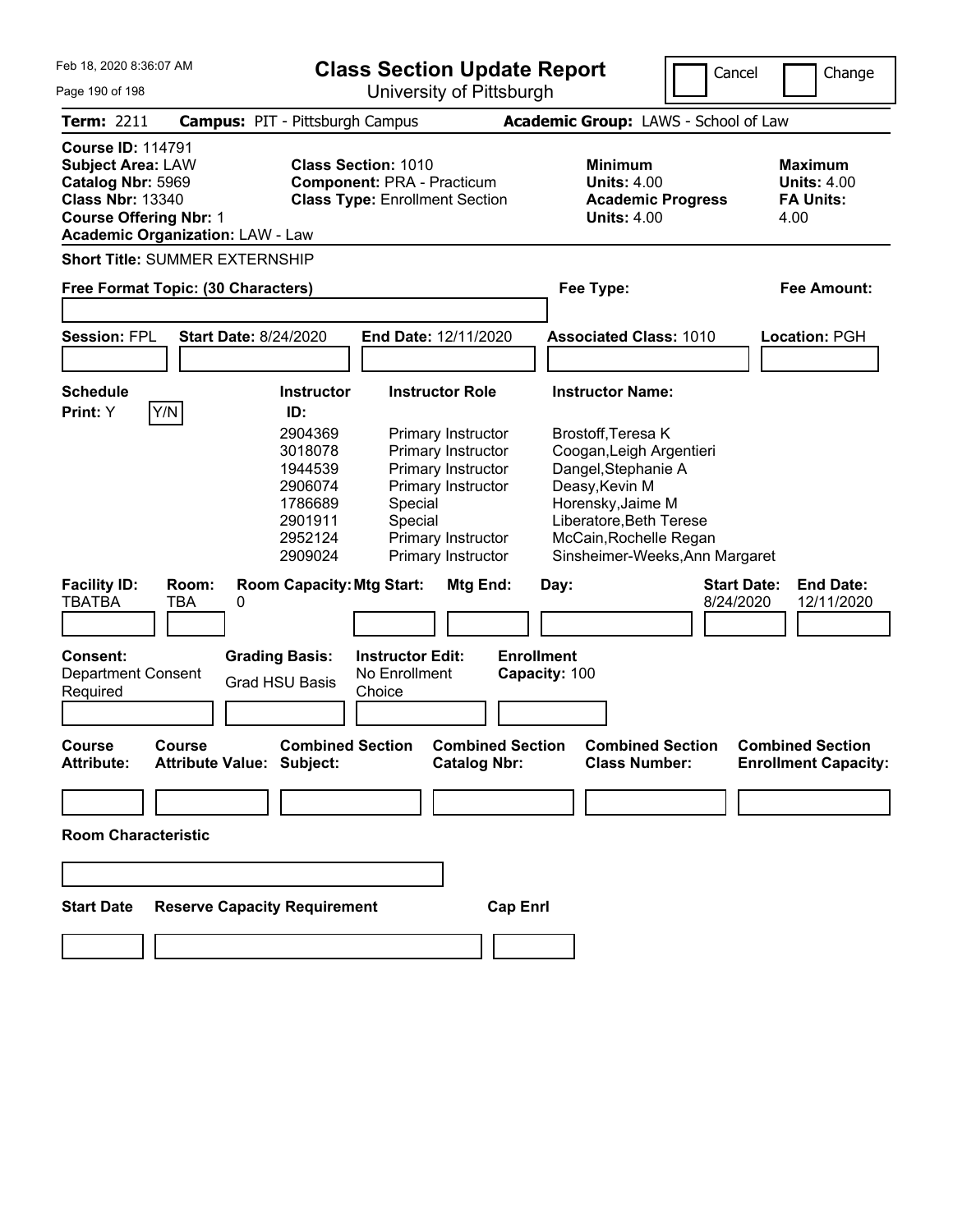# Class Section Update Report

University of Pittsburgh

Cancel | Change

**Term:** 2211 **Campus:** PIT - Pittsburgh Campus **Academic Group:** LAWS - School of Law

**Course ID:** 114791
**Subject Area:** LAW
**Catalog Nbr:** 5969
**Class Nbr:** 13340
**Course Offering Nbr:** 1
**Academic Organization:** LAW - Law

**Class Section:** 1010
**Component:** PRA - Practicum
**Class Type:** Enrollment Section

**Minimum Units:** 4.00
**Academic Progress Units:** 4.00

**Maximum Units:** 4.00
**FA Units:** 4.00

**Short Title:** SUMMER EXTERNSHIP

**Free Format Topic: (30 Characters)**

**Fee Type:**

**Fee Amount:**

**Session:** FPL **Start Date:** 8/24/2020 **End Date:** 12/11/2020 **Associated Class:** 1010 **Location:** PGH

**Schedule Print:** Y [Y/N]

| Instructor ID: | Instructor Role | Instructor Name: |
|---|---|---|
| 2904369 | Primary Instructor | Brostoff,Teresa K |
| 3018078 | Primary Instructor | Coogan,Leigh Argentieri |
| 1944539 | Primary Instructor | Dangel,Stephanie A |
| 2906074 | Primary Instructor | Deasy,Kevin M |
| 1786689 | Special | Horensky,Jaime M |
| 2901911 | Special | Liberatore,Beth Terese |
| 2952124 | Primary Instructor | McCain,Rochelle Regan |
| 2909024 | Primary Instructor | Sinsheimer-Weeks,Ann Margaret |

| Facility ID: | Room: | Room Capacity: | Mtg Start: | Mtg End: | Day: | Start Date: | End Date: |
|---|---|---|---|---|---|---|---|
| TBATBA | TBA | 0 | | | | 8/24/2020 | 12/11/2020 |

**Consent:** Department Consent Required

**Grading Basis:** Grad HSU Basis

**Instructor Edit:** No Enrollment Choice

**Enrollment Capacity:** 100

| Course Attribute: | Course Attribute Value: | Combined Section Subject: | Combined Section Catalog Nbr: | Combined Section Class Number: | Combined Section Enrollment Capacity: |
|---|---|---|---|---|---|
| | | | | | |

**Room Characteristic**

| Start Date | Reserve Capacity Requirement | Cap Enrl |
|---|---|---|
| | | |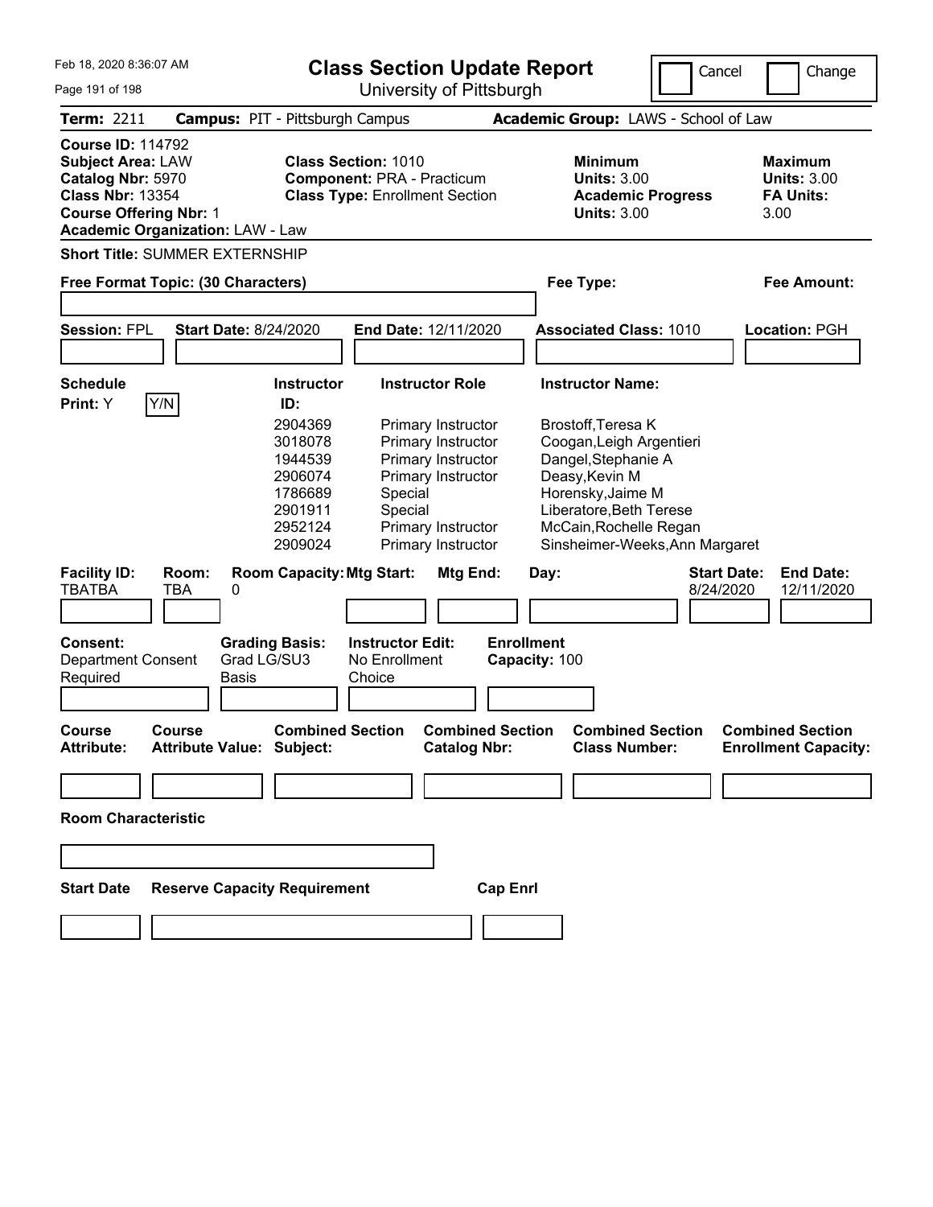Feb 18, 2020 8:36:07 AM

# Class Section Update Report

University of Pittsburgh

Cancel | Change

**Term:** 2211 **Campus:** PIT - Pittsburgh Campus **Academic Group:** LAWS - School of Law

**Course ID:** 114792
**Subject Area:** LAW
**Catalog Nbr:** 5970
**Class Nbr:** 13354
**Course Offering Nbr:** 1
**Academic Organization:** LAW - Law

**Class Section:** 1010
**Component:** PRA - Practicum
**Class Type:** Enrollment Section

**Minimum Units:** 3.00
**Academic Progress Units:** 3.00

**Maximum Units:** 3.00
**FA Units:** 3.00

**Short Title:** SUMMER EXTERNSHIP

**Free Format Topic: (30 Characters)**

**Fee Type:**

**Fee Amount:**

**Session:** FPL **Start Date:** 8/24/2020 **End Date:** 12/11/2020 **Associated Class:** 1010 **Location:** PGH

**Schedule Print:** Y [Y/N]

| Instructor ID: | Instructor Role | Instructor Name: |
|---|---|---|
| 2904369 | Primary Instructor | Brostoff,Teresa K |
| 3018078 | Primary Instructor | Coogan,Leigh Argentieri |
| 1944539 | Primary Instructor | Dangel,Stephanie A |
| 2906074 | Primary Instructor | Deasy,Kevin M |
| 1786689 | Special | Horensky,Jaime M |
| 2901911 | Special | Liberatore,Beth Terese |
| 2952124 | Primary Instructor | McCain,Rochelle Regan |
| 2909024 | Primary Instructor | Sinsheimer-Weeks,Ann Margaret |

| Facility ID: | Room: | Room Capacity: | Mtg Start: | Mtg End: | Day: | Start Date: | End Date: |
|---|---|---|---|---|---|---|---|
| TBATBA | TBA | 0 | | | | 8/24/2020 | 12/11/2020 |

**Consent:** Department Consent Required

**Grading Basis:** Grad LG/SU3 Basis

**Instructor Edit:** No Enrollment Choice

**Enrollment Capacity:** 100

| Course Attribute: | Course Attribute Value: | Combined Section Subject: | Combined Section Catalog Nbr: | Combined Section Class Number: | Combined Section Enrollment Capacity: |
|---|---|---|---|---|---|
| | | | | | |

**Room Characteristic**

| Start Date | Reserve Capacity Requirement | Cap Enrl |
|---|---|---|
| | | |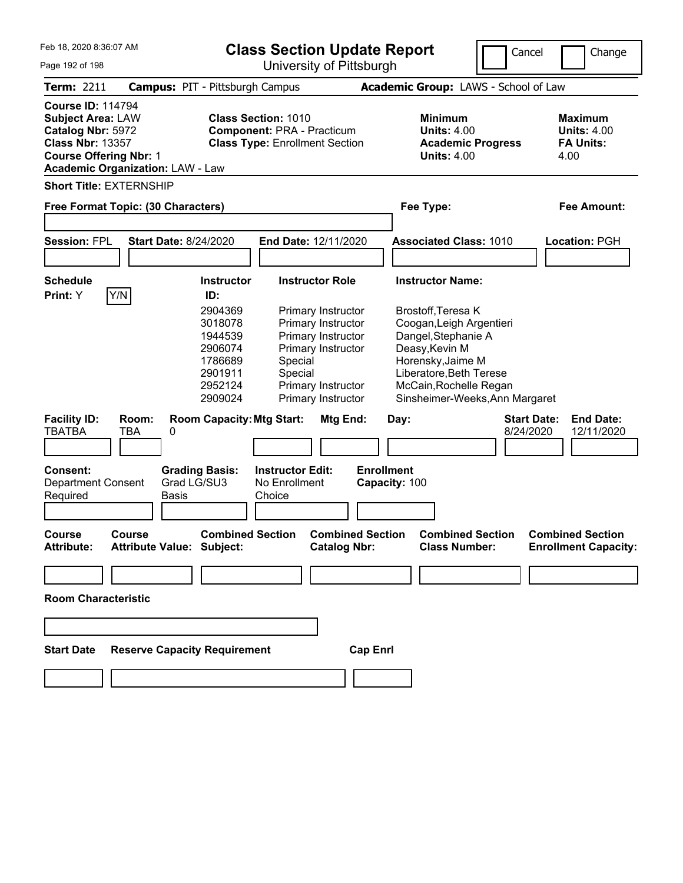Feb 18, 2020 8:36:07 AM

# Class Section Update Report

University of Pittsburgh

Cancel | Change

**Term:** 2211 **Campus:** PIT - Pittsburgh Campus **Academic Group:** LAWS - School of Law

**Course ID:** 114794
**Subject Area:** LAW
**Catalog Nbr:** 5972
**Class Nbr:** 13357
**Course Offering Nbr:** 1
**Academic Organization:** LAW - Law

**Class Section:** 1010
**Component:** PRA - Practicum
**Class Type:** Enrollment Section

**Minimum Units:** 4.00
**Academic Progress Units:** 4.00

**Maximum Units:** 4.00
**FA Units:** 4.00

**Short Title:** EXTERNSHIP

**Free Format Topic: (30 Characters)** **Fee Type:** **Fee Amount:**

**Session:** FPL **Start Date:** 8/24/2020 **End Date:** 12/11/2020 **Associated Class:** 1010 **Location:** PGH

**Schedule Print:** Y Y/N

| Instructor ID | Instructor Role | Instructor Name |
|---|---|---|
| 2904369 | Primary Instructor | Brostoff,Teresa K |
| 3018078 | Primary Instructor | Coogan,Leigh Argentieri |
| 1944539 | Primary Instructor | Dangel,Stephanie A |
| 2906074 | Primary Instructor | Deasy,Kevin M |
| 1786689 | Special | Horensky,Jaime M |
| 2901911 | Special | Liberatore,Beth Terese |
| 2952124 | Primary Instructor | McCain,Rochelle Regan |
| 2909024 | Primary Instructor | Sinsheimer-Weeks,Ann Margaret |

| Facility ID: | Room: | Room Capacity: | Mtg Start: | Mtg End: | Day: | Start Date: | End Date: |
|---|---|---|---|---|---|---|---|
| TBATBA | TBA | 0 | | | | 8/24/2020 | 12/11/2020 |

**Consent:** Department Consent Required
**Grading Basis:** Grad LG/SU3 Basis
**Instructor Edit:** No Enrollment Choice
**Enrollment Capacity:** 100

| Course Attribute: | Course Attribute Value: | Combined Section Subject: | Combined Section Catalog Nbr: | Combined Section Class Number: | Combined Section Enrollment Capacity: |
|---|---|---|---|---|---|
| | | | | | |

**Room Characteristic**

| Start Date | Reserve Capacity Requirement | Cap Enrl |
|---|---|---|
| | | |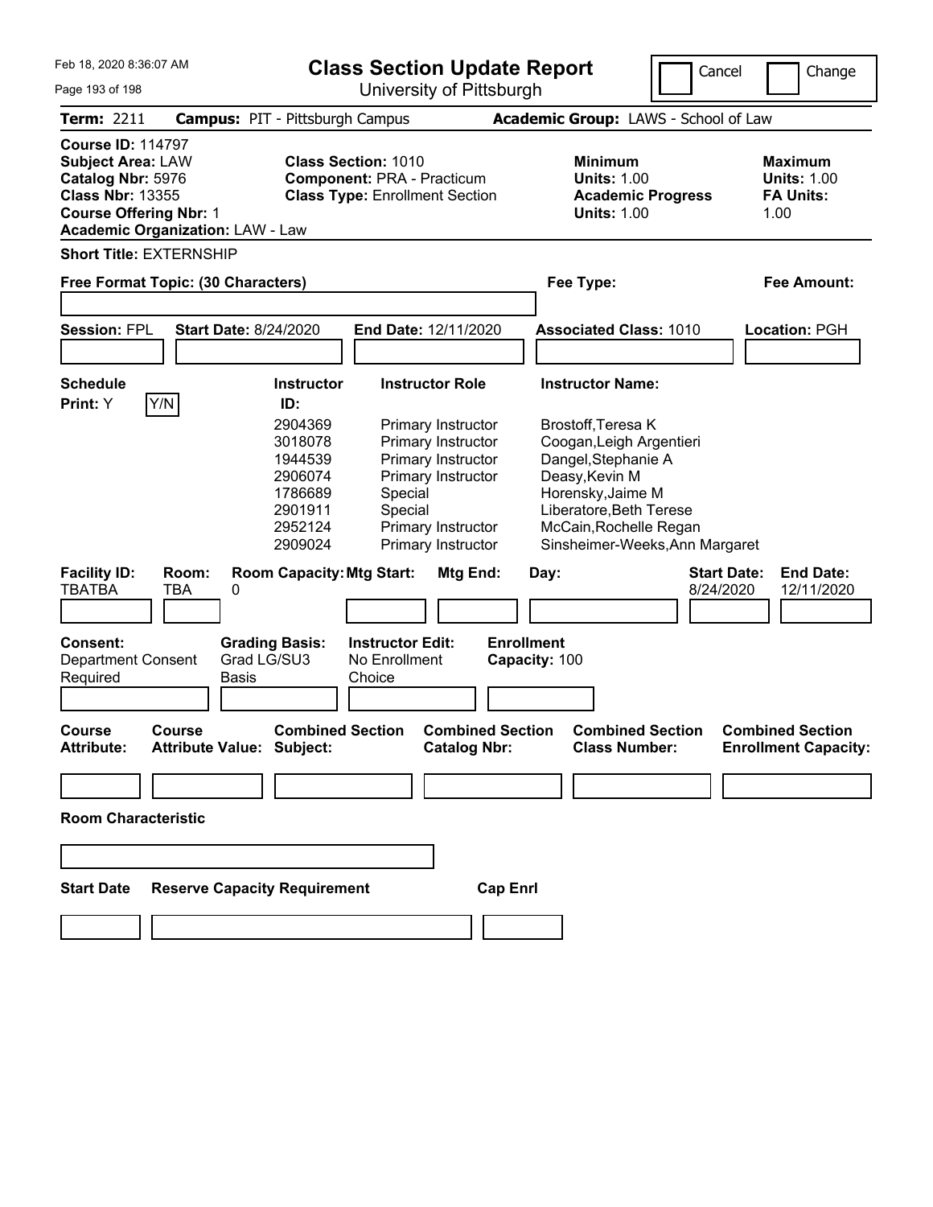# Class Section Update Report

University of Pittsburgh

Cancel | Change

**Term:** 2211 **Campus:** PIT - Pittsburgh Campus **Academic Group:** LAWS - School of Law

**Course ID:** 114797
**Subject Area:** LAW
**Catalog Nbr:** 5976
**Class Nbr:** 13355
**Course Offering Nbr:** 1
**Academic Organization:** LAW - Law

**Class Section:** 1010
**Component:** PRA - Practicum
**Class Type:** Enrollment Section

**Minimum Units:** 1.00
**Academic Progress Units:** 1.00

**Maximum Units:** 1.00
**FA Units:** 1.00

**Short Title:** EXTERNSHIP

**Free Format Topic: (30 Characters)**

**Fee Type:**

**Fee Amount:**

**Session:** FPL **Start Date:** 8/24/2020 **End Date:** 12/11/2020 **Associated Class:** 1010 **Location:** PGH

**Schedule Print:** Y Y/N

| Instructor ID: | Instructor Role | Instructor Name: |
|---|---|---|
| 2904369 | Primary Instructor | Brostoff,Teresa K |
| 3018078 | Primary Instructor | Coogan,Leigh Argentieri |
| 1944539 | Primary Instructor | Dangel,Stephanie A |
| 2906074 | Primary Instructor | Deasy,Kevin M |
| 1786689 | Special | Horensky,Jaime M |
| 2901911 | Special | Liberatore,Beth Terese |
| 2952124 | Primary Instructor | McCain,Rochelle Regan |
| 2909024 | Primary Instructor | Sinsheimer-Weeks,Ann Margaret |

| Facility ID: | Room: | Room Capacity: | Mtg Start: | Mtg End: | Day: | Start Date: | End Date: |
|---|---|---|---|---|---|---|---|
| TBATBA | TBA | 0 | | | | 8/24/2020 | 12/11/2020 |

**Consent:** Department Consent Required
**Grading Basis:** Grad LG/SU3 Basis
**Instructor Edit:** No Enrollment Choice
**Enrollment Capacity:** 100

| Course Attribute: | Course Attribute Value: | Combined Section Subject: | Combined Section Catalog Nbr: | Combined Section Class Number: | Combined Section Enrollment Capacity: |
|---|---|---|---|---|---|
| | | | | | |

**Room Characteristic**

| Start Date | Reserve Capacity Requirement | Cap Enrl |
|---|---|---|
| | | |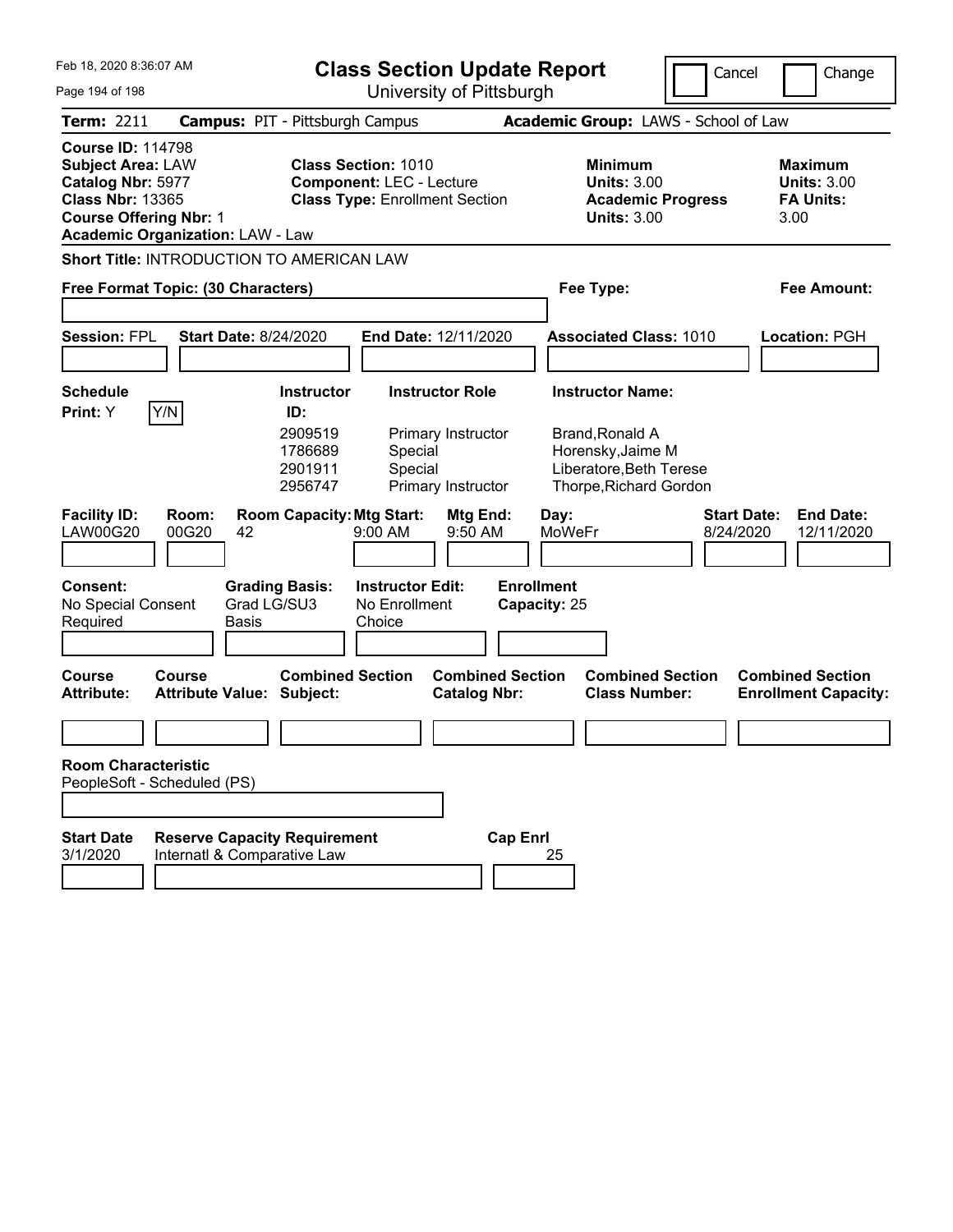Feb 18, 2020 8:36:07 AM

# Class Section Update Report

University of Pittsburgh

Cancel | Change

**Term:** 2211 **Campus:** PIT - Pittsburgh Campus **Academic Group:** LAWS - School of Law

**Course ID:** 114798
**Subject Area:** LAW
**Catalog Nbr:** 5977
**Class Nbr:** 13365
**Course Offering Nbr:** 1
**Academic Organization:** LAW - Law

**Class Section:** 1010
**Component:** LEC - Lecture
**Class Type:** Enrollment Section

**Minimum Units:** 3.00
**Academic Progress Units:** 3.00

**Maximum Units:** 3.00
**FA Units:** 3.00

**Short Title:** INTRODUCTION TO AMERICAN LAW

**Free Format Topic: (30 Characters)** | **Fee Type:** | **Fee Amount:**

**Session:** FPL **Start Date:** 8/24/2020 **End Date:** 12/11/2020 **Associated Class:** 1010 **Location:** PGH

**Schedule Print:** Y [Y/N]

| Instructor ID: | Instructor Role | Instructor Name: |
|---|---|---|
| 2909519 | Primary Instructor | Brand,Ronald A |
| 1786689 | Special | Horensky,Jaime M |
| 2901911 | Special | Liberatore,Beth Terese |
| 2956747 | Primary Instructor | Thorpe,Richard Gordon |

| Facility ID: | Room: | Room Capacity: | Mtg Start: | Mtg End: | Day: | Start Date: | End Date: |
|---|---|---|---|---|---|---|---|
| LAW00G20 | 00G20 | 42 | 9:00 AM | 9:50 AM | MoWeFr | 8/24/2020 | 12/11/2020 |

| Consent: | Grading Basis: | Instructor Edit: | Enrollment Capacity: |
|---|---|---|---|
| No Special Consent Required | Grad LG/SU3 Basis | No Enrollment Choice | 25 |

| Course Attribute: | Course Attribute Value: | Combined Section Subject: | Combined Section Catalog Nbr: | Combined Section Class Number: | Combined Section Enrollment Capacity: |
|---|---|---|---|---|---|
| | | | | | |

**Room Characteristic**
PeopleSoft - Scheduled (PS)

| Start Date | Reserve Capacity Requirement | Cap Enrl |
|---|---|---|
| 3/1/2020 | Internatl & Comparative Law | 25 |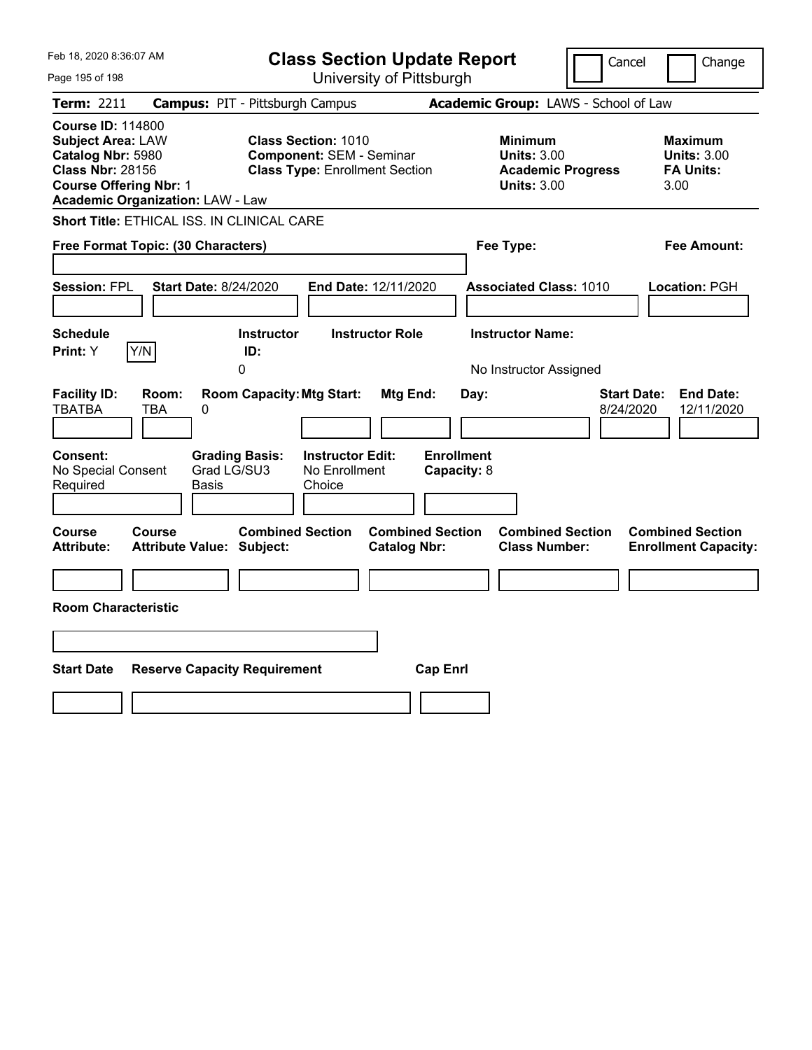Feb 18, 2020 8:36:07 AM

# Class Section Update Report

University of Pittsburgh

Cancel | Change

**Term:** 2211 **Campus:** PIT - Pittsburgh Campus **Academic Group:** LAWS - School of Law

**Course ID:** 114800
**Subject Area:** LAW
**Catalog Nbr:** 5980
**Class Nbr:** 28156
**Course Offering Nbr:** 1
**Academic Organization:** LAW - Law

**Class Section:** 1010
**Component:** SEM - Seminar
**Class Type:** Enrollment Section

**Minimum Units:** 3.00
**Academic Progress Units:** 3.00

**Maximum Units:** 3.00
**FA Units:** 3.00

**Short Title:** ETHICAL ISS. IN CLINICAL CARE

**Free Format Topic: (30 Characters)** **Fee Type:** **Fee Amount:**

**Session:** FPL **Start Date:** 8/24/2020 **End Date:** 12/11/2020 **Associated Class:** 1010 **Location:** PGH

| Schedule Print | Instructor ID | Instructor Role | Instructor Name |
|---|---|---|---|
| Y | 0 | | No Instructor Assigned |

| Facility ID | Room | Room Capacity | Mtg Start | Mtg End | Day | Start Date | End Date |
|---|---|---|---|---|---|---|---|
| TBATBA | TBA | 0 | | | | 8/24/2020 | 12/11/2020 |

| Consent | Grading Basis | Instructor Edit | Enrollment Capacity |
|---|---|---|---|
| No Special Consent Required | Grad LG/SU3 Basis | No Enrollment Choice | 8 |

| Course Attribute | Course Attribute Value | Combined Section Subject | Combined Section Catalog Nbr | Combined Section Class Number | Combined Section Enrollment Capacity |
|---|---|---|---|---|---|
| | | | | | |

**Room Characteristic**

| Start Date | Reserve Capacity Requirement | Cap Enrl |
|---|---|---|
| | | |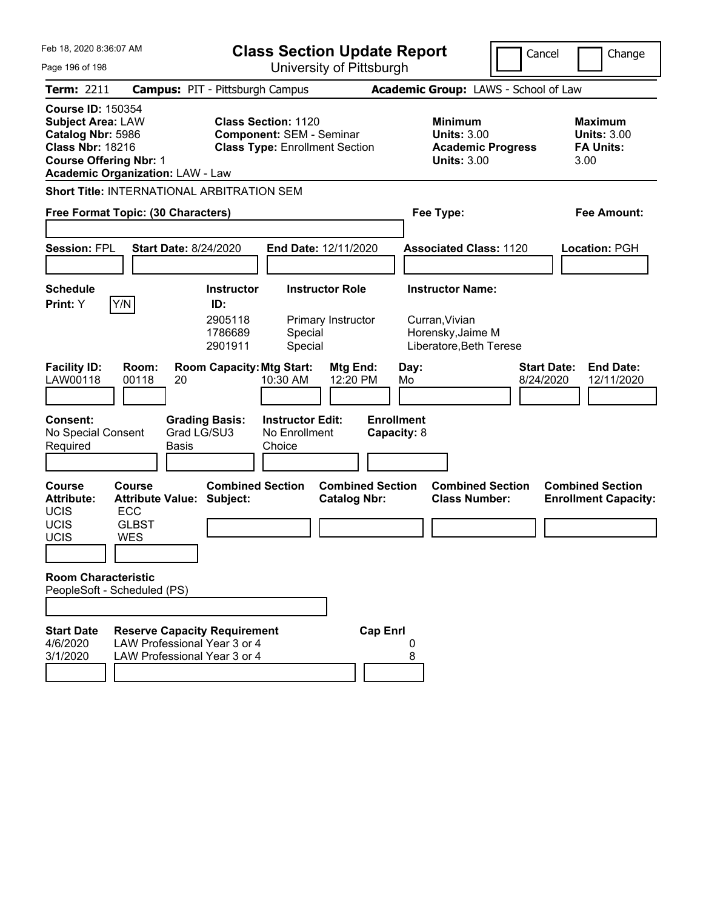Feb 18, 2020 8:36:07 AM

# Class Section Update Report

University of Pittsburgh

Cancel | Change

**Term:** 2211 **Campus:** PIT - Pittsburgh Campus **Academic Group:** LAWS - School of Law

**Course ID:** 150354
**Subject Area:** LAW
**Catalog Nbr:** 5986
**Class Nbr:** 18216
**Course Offering Nbr:** 1
**Academic Organization:** LAW - Law

**Class Section:** 1120
**Component:** SEM - Seminar
**Class Type:** Enrollment Section

**Minimum Units:** 3.00
**Academic Progress Units:** 3.00

**Maximum Units:** 3.00
**FA Units:** 3.00

**Short Title:** INTERNATIONAL ARBITRATION SEM

**Free Format Topic: (30 Characters)** **Fee Type:** **Fee Amount:**

**Session:** FPL **Start Date:** 8/24/2020 **End Date:** 12/11/2020 **Associated Class:** 1120 **Location:** PGH

**Schedule Print:** Y Y/N

| Instructor ID: | Instructor Role | Instructor Name: |
|---|---|---|
| 2905118 | Primary Instructor | Curran,Vivian |
| 1786689 | Special | Horensky,Jaime M |
| 2901911 | Special | Liberatore,Beth Terese |

| Facility ID: | Room: | Room Capacity: | Mtg Start: | Mtg End: | Day: | Start Date: | End Date: |
|---|---|---|---|---|---|---|---|
| LAW00118 | 00118 | 20 | 10:30 AM | 12:20 PM | Mo | 8/24/2020 | 12/11/2020 |

**Consent:** No Special Consent Required
**Grading Basis:** Grad LG/SU3 Basis
**Instructor Edit:** No Enrollment Choice
**Enrollment Capacity:** 8

| Course Attribute: | Course Attribute Value: |
|---|---|
| UCIS | ECC |
| UCIS | GLBST |
| UCIS | WES |

**Combined Section Subject:** **Combined Section Catalog Nbr:** **Combined Section Class Number:** **Combined Section Enrollment Capacity:**

**Room Characteristic**
PeopleSoft - Scheduled (PS)

| Start Date | Reserve Capacity Requirement | Cap Enrl |
|---|---|---|
| 4/6/2020 | LAW Professional Year 3 or 4 | 0 |
| 3/1/2020 | LAW Professional Year 3 or 4 | 8 |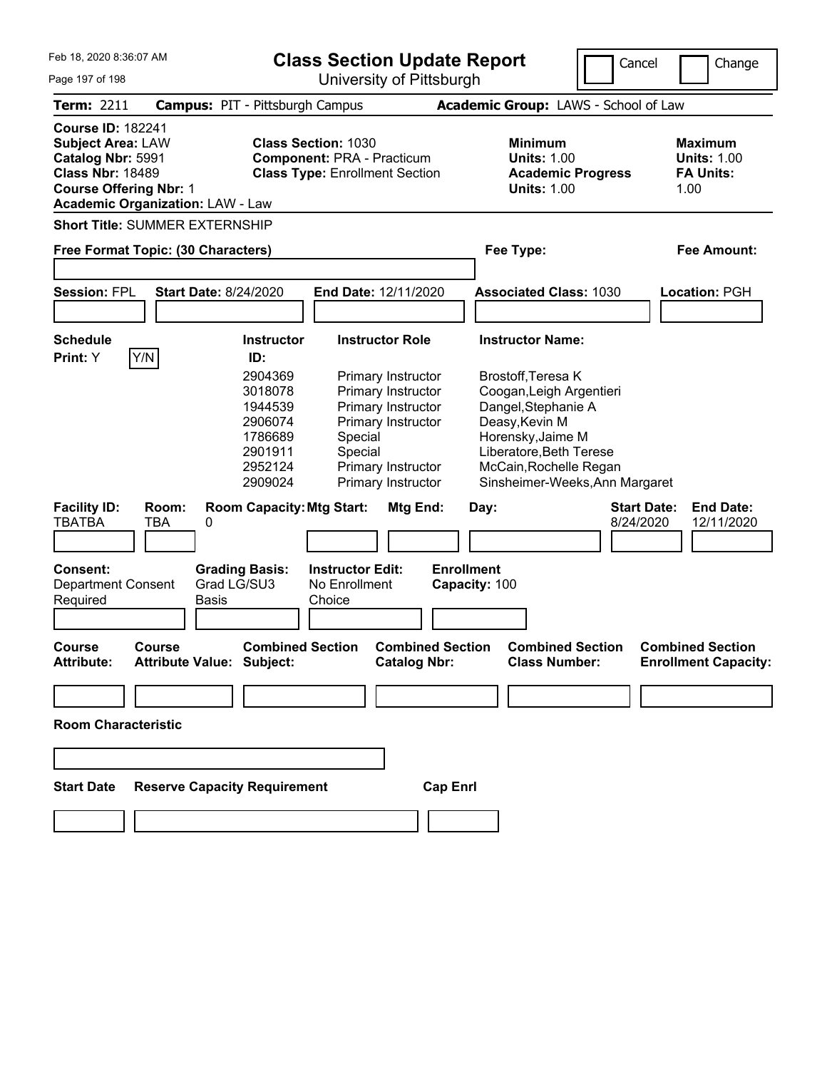Feb 18, 2020 8:36:07 AM

# Class Section Update Report

University of Pittsburgh

Cancel | Change

**Term:** 2211 **Campus:** PIT - Pittsburgh Campus **Academic Group:** LAWS - School of Law

**Course ID:** 182241
**Subject Area:** LAW
**Catalog Nbr:** 5991
**Class Nbr:** 18489
**Course Offering Nbr:** 1
**Academic Organization:** LAW - Law

**Class Section:** 1030
**Component:** PRA - Practicum
**Class Type:** Enrollment Section

**Minimum Units:** 1.00
**Academic Progress Units:** 1.00

**Maximum Units:** 1.00
**FA Units:** 1.00

**Short Title:** SUMMER EXTERNSHIP

**Free Format Topic: (30 Characters)**

**Fee Type:**

**Fee Amount:**

**Session:** FPL **Start Date:** 8/24/2020 **End Date:** 12/11/2020 **Associated Class:** 1030 **Location:** PGH

**Schedule Print:** Y Y/N

| Instructor ID: | Instructor Role | Instructor Name: |
|---|---|---|
| 2904369 | Primary Instructor | Brostoff,Teresa K |
| 3018078 | Primary Instructor | Coogan,Leigh Argentieri |
| 1944539 | Primary Instructor | Dangel,Stephanie A |
| 2906074 | Primary Instructor | Deasy,Kevin M |
| 1786689 | Special | Horensky,Jaime M |
| 2901911 | Special | Liberatore,Beth Terese |
| 2952124 | Primary Instructor | McCain,Rochelle Regan |
| 2909024 | Primary Instructor | Sinsheimer-Weeks,Ann Margaret |

| Facility ID: | Room: | Room Capacity: | Mtg Start: | Mtg End: | Day: | Start Date: | End Date: |
|---|---|---|---|---|---|---|---|
| TBATBA | TBA | 0 | | | | 8/24/2020 | 12/11/2020 |

**Consent:** Department Consent Required
**Grading Basis:** Grad LG/SU3 Basis
**Instructor Edit:** No Enrollment Choice
**Enrollment Capacity:** 100

| Course Attribute: | Course Attribute Value: | Combined Section Subject: | Combined Section Catalog Nbr: | Combined Section Class Number: | Combined Section Enrollment Capacity: |
|---|---|---|---|---|---|
| | | | | | |

**Room Characteristic**

| Start Date | Reserve Capacity Requirement | Cap Enrl |
|---|---|---|
| | | |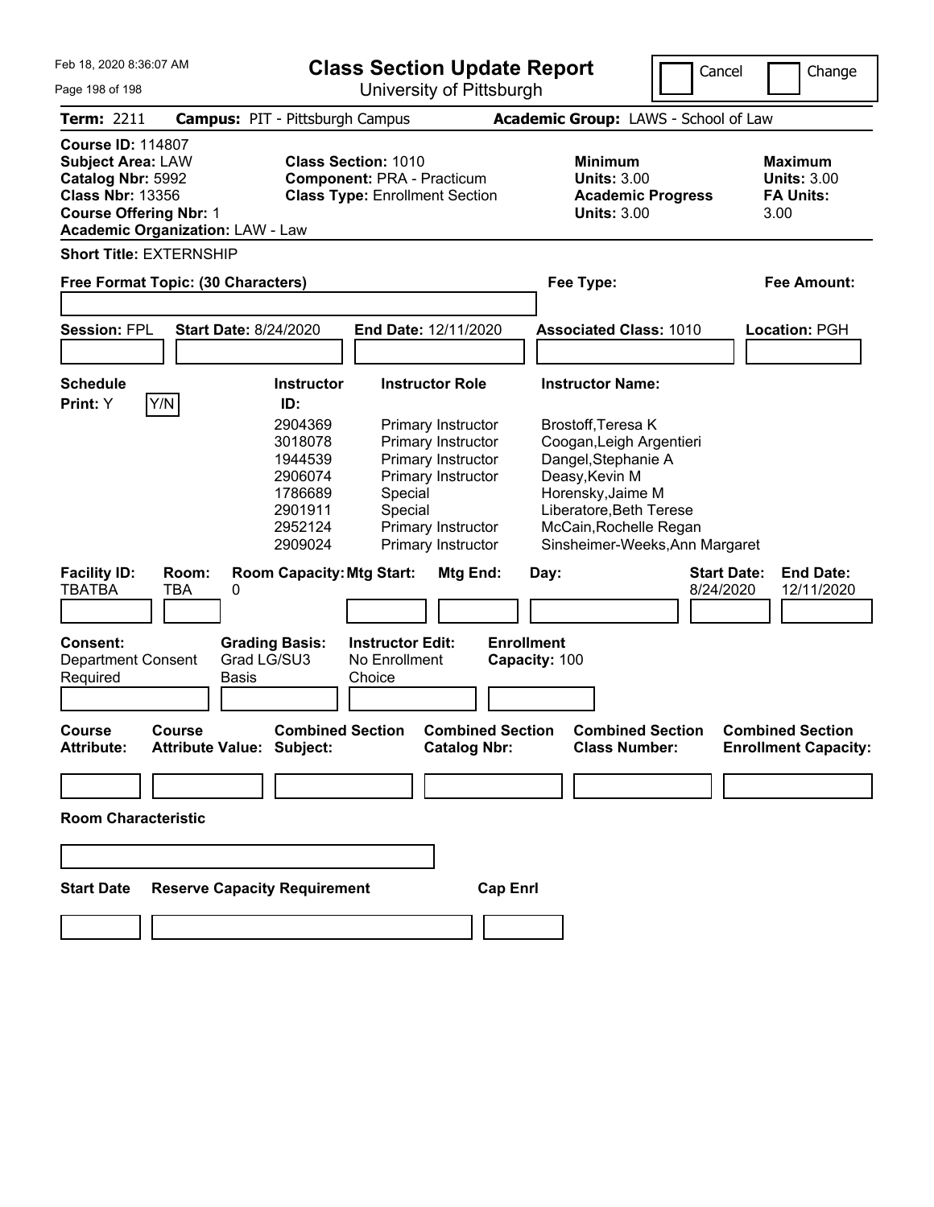# Class Section Update Report

University of Pittsburgh

Cancel | Change

**Term:** 2211 **Campus:** PIT - Pittsburgh Campus **Academic Group:** LAWS - School of Law

**Course ID:** 114807
**Subject Area:** LAW
**Catalog Nbr:** 5992
**Class Nbr:** 13356
**Course Offering Nbr:** 1
**Academic Organization:** LAW - Law

**Class Section:** 1010
**Component:** PRA - Practicum
**Class Type:** Enrollment Section

**Minimum Units:** 3.00
**Academic Progress Units:** 3.00

**Maximum Units:** 3.00
**FA Units:** 3.00

**Short Title:** EXTERNSHIP

**Free Format Topic: (30 Characters)**

**Fee Type:**

**Fee Amount:**

**Session:** FPL **Start Date:** 8/24/2020 **End Date:** 12/11/2020 **Associated Class:** 1010 **Location:** PGH

**Schedule Print:** Y Y/N

| Instructor ID | Instructor Role | Instructor Name |
|---|---|---|
| 2904369 | Primary Instructor | Brostoff,Teresa K |
| 3018078 | Primary Instructor | Coogan,Leigh Argentieri |
| 1944539 | Primary Instructor | Dangel,Stephanie A |
| 2906074 | Primary Instructor | Deasy,Kevin M |
| 1786689 | Special | Horensky,Jaime M |
| 2901911 | Special | Liberatore,Beth Terese |
| 2952124 | Primary Instructor | McCain,Rochelle Regan |
| 2909024 | Primary Instructor | Sinsheimer-Weeks,Ann Margaret |

| Facility ID: | Room: | Room Capacity: | Mtg Start: | Mtg End: | Day: | Start Date: | End Date: |
|---|---|---|---|---|---|---|---|
| TBATBA | TBA | 0 | | | | 8/24/2020 | 12/11/2020 |

**Consent:** Department Consent Required
**Grading Basis:** Grad LG/SU3 Basis
**Instructor Edit:** No Enrollment Choice
**Enrollment Capacity:** 100

| Course Attribute: | Course Attribute Value: | Combined Section Subject: | Combined Section Catalog Nbr: | Combined Section Class Number: | Combined Section Enrollment Capacity: |
|---|---|---|---|---|---|
| | | | | | |

**Room Characteristic**

| Start Date | Reserve Capacity Requirement | Cap Enrl |
|---|---|---|
| | | |